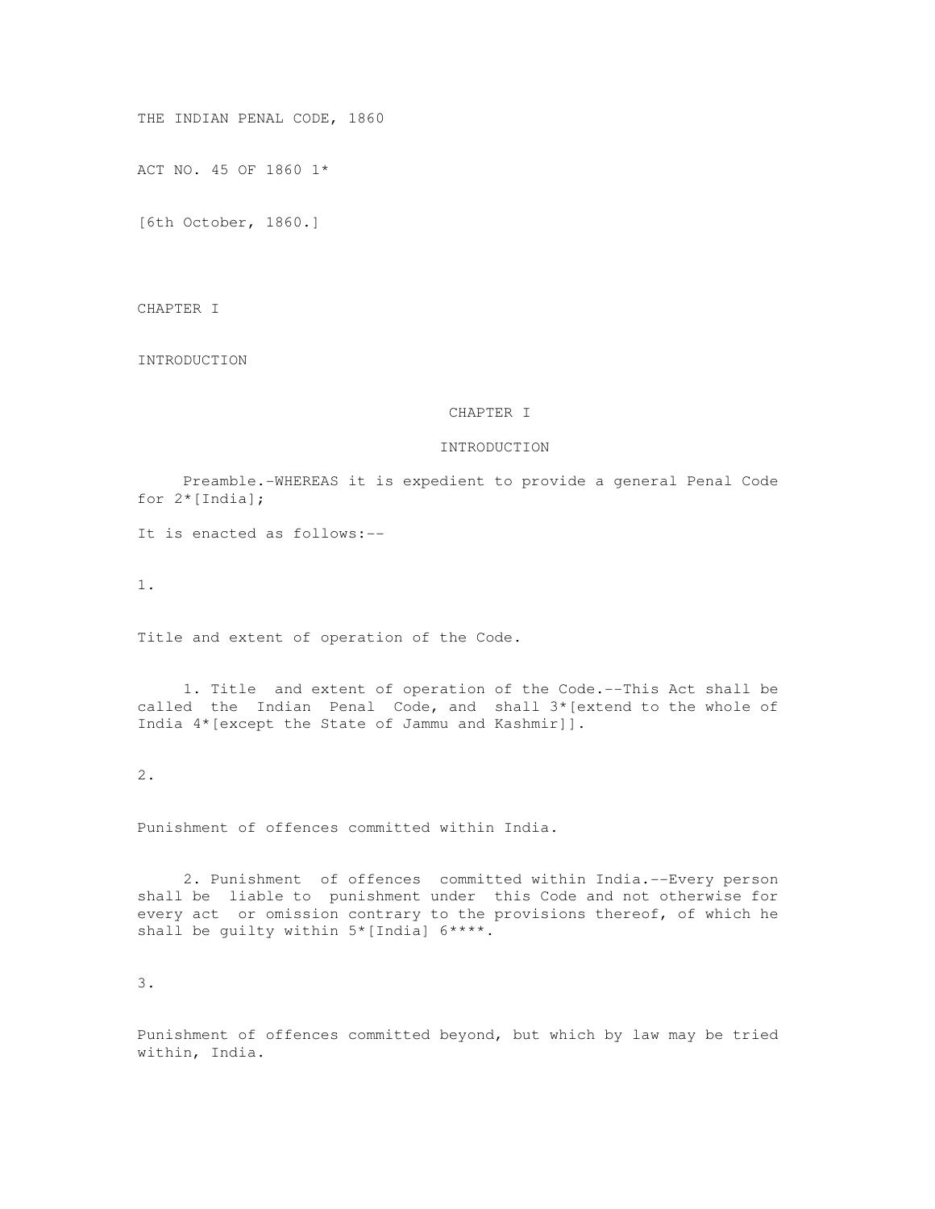# THE INDIAN PENAL CODE, 1860

ACT NO. 45 OF 1860 1*

[6th October, 1860.]

## CHAPTER I

## INTRODUCTION

CHAPTER I

INTRODUCTION

Preamble.-WHEREAS it is expedient to provide a general Penal Code for 2*[India];

It is enacted as follows:--

1.

Title and extent of operation of the Code.

1. Title and extent of operation of the Code.--This Act shall be called the Indian Penal Code, and shall 3*[extend to the whole of India 4*[except the State of Jammu and Kashmir]].

2.

Punishment of offences committed within India.

2. Punishment of offences committed within India.--Every person shall be liable to punishment under this Code and not otherwise for every act or omission contrary to the provisions thereof, of which he shall be guilty within 5*[India] 6****.

3.

Punishment of offences committed beyond, but which by law may be tried within, India.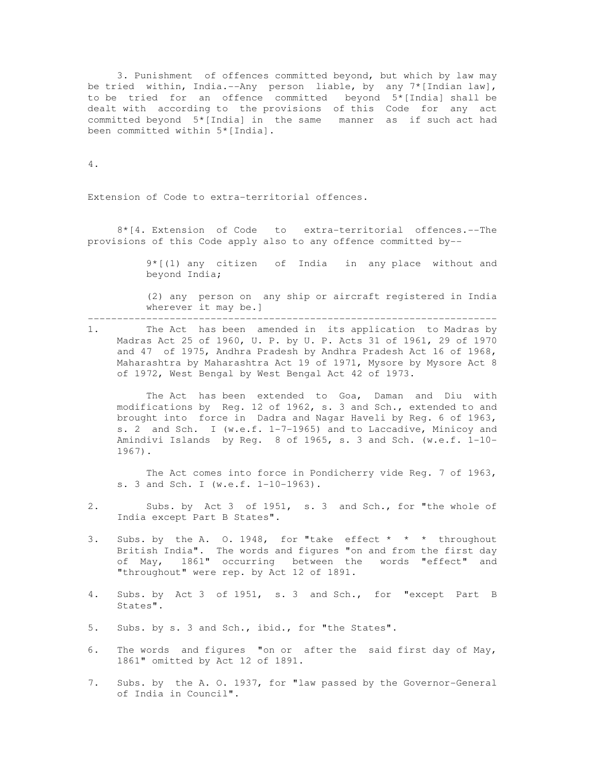3. Punishment of offences committed beyond, but which by law may be tried within, India.--Any person liable, by any 7*[Indian law], to be tried for an offence committed beyond 5*[India] shall be dealt with according to the provisions of this Code for any act committed beyond 5*[India] in the same manner as if such act had been committed within 5*[India].

4.

Extension of Code to extra-territorial offences.

8*[4. Extension of Code to extra-territorial offences.--The provisions of this Code apply also to any offence committed by--

9*[(1) any citizen of India in any place without and beyond India;

(2) any person on any ship or aircraft registered in India wherever it may be.]

---

1. The Act has been amended in its application to Madras by Madras Act 25 of 1960, U. P. by U. P. Acts 31 of 1961, 29 of 1970 and 47 of 1975, Andhra Pradesh by Andhra Pradesh Act 16 of 1968, Maharashtra by Maharashtra Act 19 of 1971, Mysore by Mysore Act 8 of 1972, West Bengal by West Bengal Act 42 of 1973.

   The Act has been extended to Goa, Daman and Diu with modifications by Reg. 12 of 1962, s. 3 and Sch., extended to and brought into force in Dadra and Nagar Haveli by Reg. 6 of 1963, s. 2 and Sch. I (w.e.f. 1-7-1965) and to Laccadive, Minicoy and Amindivi Islands by Reg. 8 of 1965, s. 3 and Sch. (w.e.f. 1-10-1967).

   The Act comes into force in Pondicherry vide Reg. 7 of 1963, s. 3 and Sch. I (w.e.f. 1-10-1963).

2. Subs. by Act 3 of 1951, s. 3 and Sch., for "the whole of India except Part B States".

3. Subs. by the A. O. 1948, for "take effect * * * throughout British India". The words and figures "on and from the first day of May, 1861" occurring between the words "effect" and "throughout" were rep. by Act 12 of 1891.

4. Subs. by Act 3 of 1951, s. 3 and Sch., for "except Part B States".

5. Subs. by s. 3 and Sch., ibid., for "the States".

6. The words and figures "on or after the said first day of May, 1861" omitted by Act 12 of 1891.

7. Subs. by the A. O. 1937, for "law passed by the Governor-General of India in Council".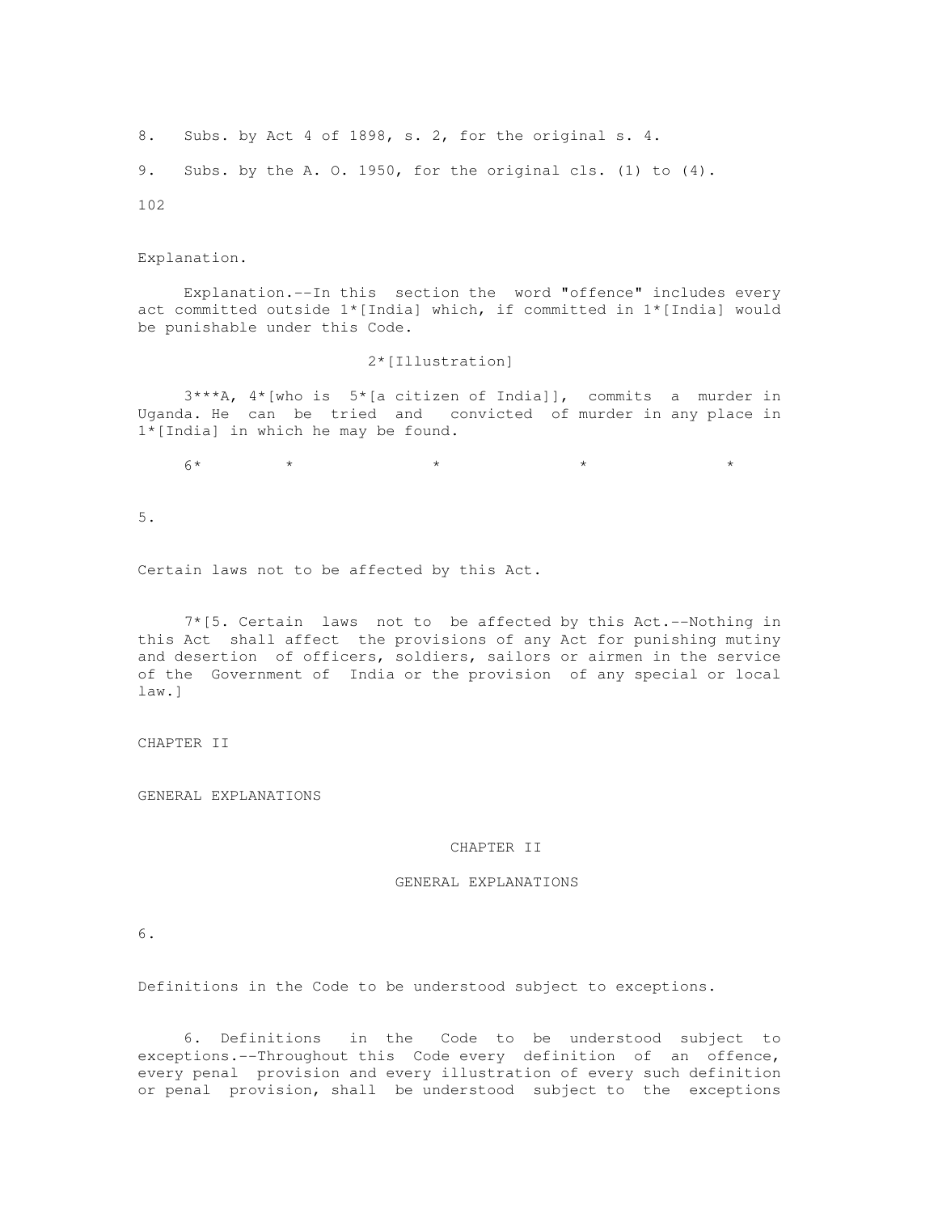8. Subs. by Act 4 of 1898, s. 2, for the original s. 4.

9. Subs. by the A. O. 1950, for the original cls. (1) to (4).

Explanation.

Explanation.--In this section the word "offence" includes every act committed outside 1*[India] which, if committed in 1*[India] would be punishable under this Code.

2*[Illustration]

3***A, 4*[who is 5*[a citizen of India]], commits a murder in Uganda. He can be tried and convicted of murder in any place in 1*[India] in which he may be found.

6* * * * *

5.

Certain laws not to be affected by this Act.

7*[5. Certain laws not to be affected by this Act.--Nothing in this Act shall affect the provisions of any Act for punishing mutiny and desertion of officers, soldiers, sailors or airmen in the service of the Government of India or the provision of any special or local law.]

## CHAPTER II

## GENERAL EXPLANATIONS

## CHAPTER II

## GENERAL EXPLANATIONS

6.

Definitions in the Code to be understood subject to exceptions.

6. Definitions in the Code to be understood subject to exceptions.--Throughout this Code every definition of an offence, every penal provision and every illustration of every such definition or penal provision, shall be understood subject to the exceptions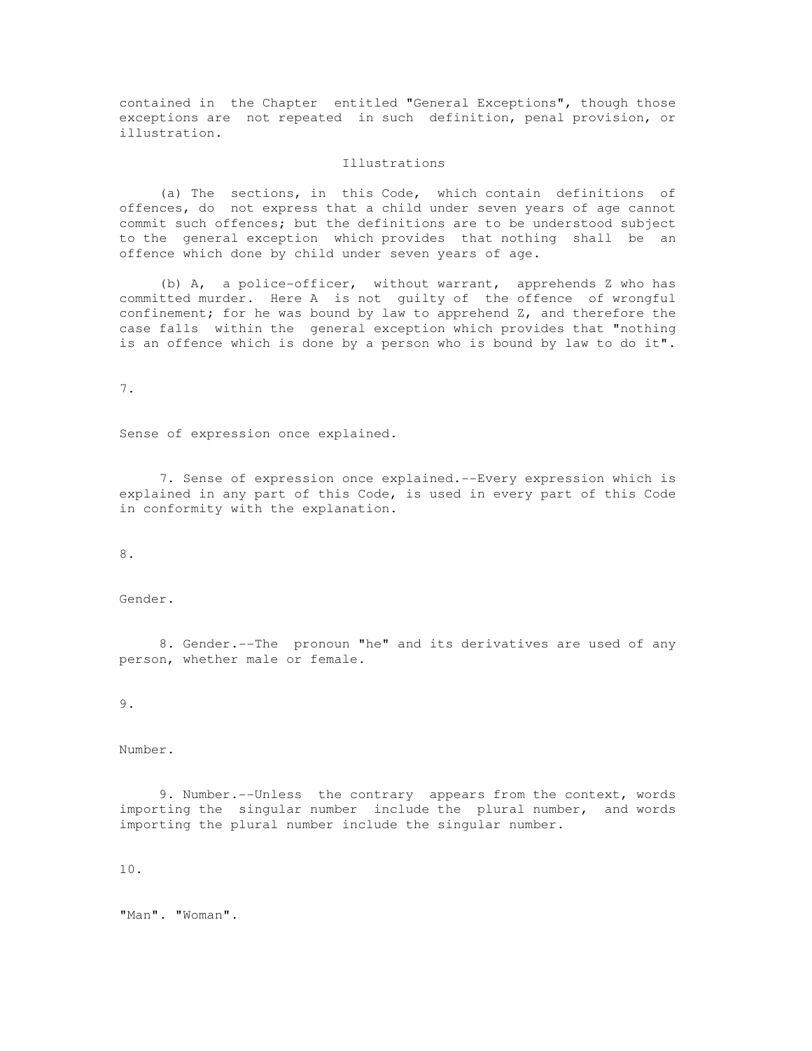contained in the Chapter entitled "General Exceptions", though those exceptions are not repeated in such definition, penal provision, or illustration.

Illustrations

(a) The sections, in this Code, which contain definitions of offences, do not express that a child under seven years of age cannot commit such offences; but the definitions are to be understood subject to the general exception which provides that nothing shall be an offence which done by child under seven years of age.

(b) A, a police-officer, without warrant, apprehends Z who has committed murder. Here A is not guilty of the offence of wrongful confinement; for he was bound by law to apprehend Z, and therefore the case falls within the general exception which provides that "nothing is an offence which is done by a person who is bound by law to do it".

7.

Sense of expression once explained.

7. Sense of expression once explained.--Every expression which is explained in any part of this Code, is used in every part of this Code in conformity with the explanation.

8.

Gender.

8. Gender.--The pronoun "he" and its derivatives are used of any person, whether male or female.

9.

Number.

9. Number.--Unless the contrary appears from the context, words importing the singular number include the plural number, and words importing the plural number include the singular number.

10.

"Man". "Woman".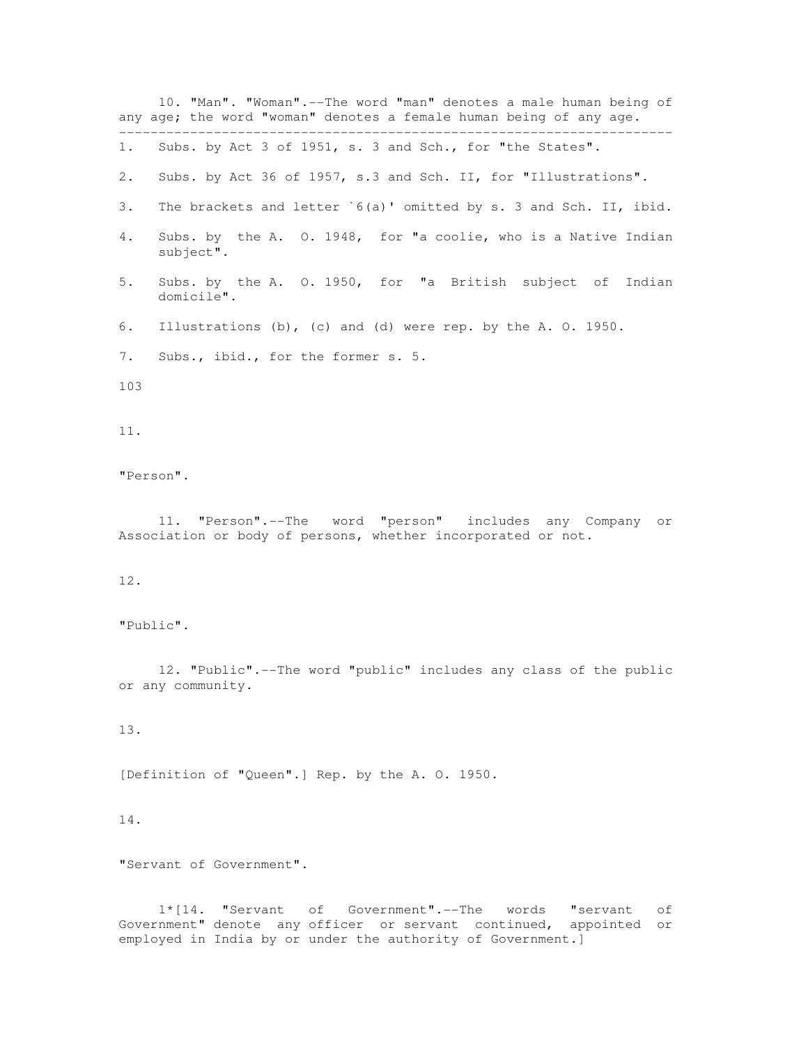10. "Man". "Woman".--The word "man" denotes a male human being of any age; the word "woman" denotes a female human being of any age.

---

1. Subs. by Act 3 of 1951, s. 3 and Sch., for "the States".
2. Subs. by Act 36 of 1957, s.3 and Sch. II, for "Illustrations".
3. The brackets and letter `6(a)' omitted by s. 3 and Sch. II, ibid.
4. Subs. by the A. O. 1948, for "a coolie, who is a Native Indian subject".
5. Subs. by the A. O. 1950, for "a British subject of Indian domicile".
6. Illustrations (b), (c) and (d) were rep. by the A. O. 1950.
7. Subs., ibid., for the former s. 5.

11.

"Person".

11. "Person".--The word "person" includes any Company or Association or body of persons, whether incorporated or not.

12.

"Public".

12. "Public".--The word "public" includes any class of the public or any community.

13.

[Definition of "Queen".] Rep. by the A. O. 1950.

14.

"Servant of Government".

1*[14. "Servant of Government".--The words "servant of Government" denote any officer or servant continued, appointed or employed in India by or under the authority of Government.]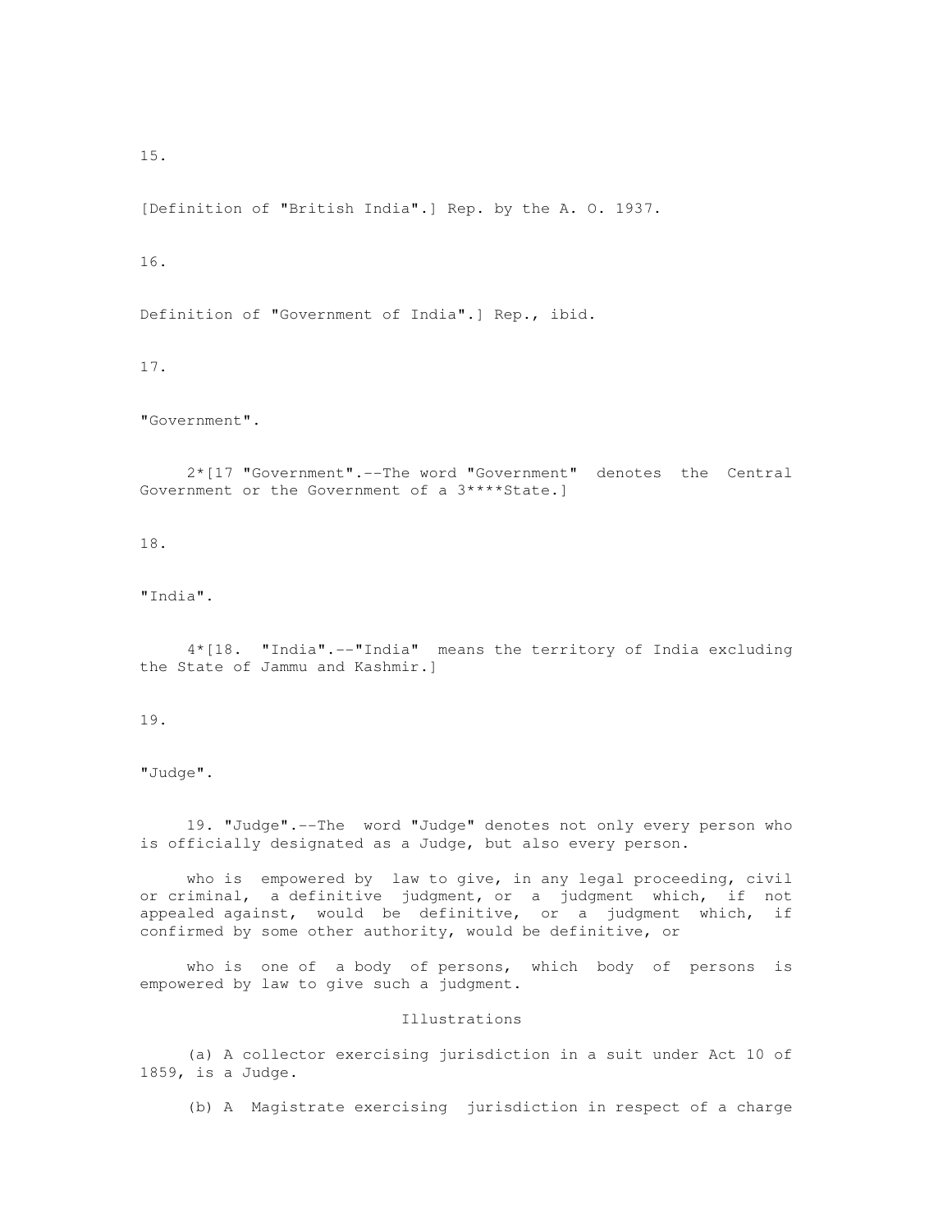15.

[Definition of "British India".] Rep. by the A. O. 1937.

16.

Definition of "Government of India".] Rep., ibid.

17.

"Government".

2*[17 "Government".--The word "Government" denotes the Central Government or the Government of a 3****State.]

18.

"India".

4*[18. "India".--"India" means the territory of India excluding the State of Jammu and Kashmir.]

19.

"Judge".

19. "Judge".--The word "Judge" denotes not only every person who is officially designated as a Judge, but also every person.

who is empowered by law to give, in any legal proceeding, civil or criminal, a definitive judgment, or a judgment which, if not appealed against, would be definitive, or a judgment which, if confirmed by some other authority, would be definitive, or

who is one of a body of persons, which body of persons is empowered by law to give such a judgment.

Illustrations

(a) A collector exercising jurisdiction in a suit under Act 10 of 1859, is a Judge.

(b) A Magistrate exercising jurisdiction in respect of a charge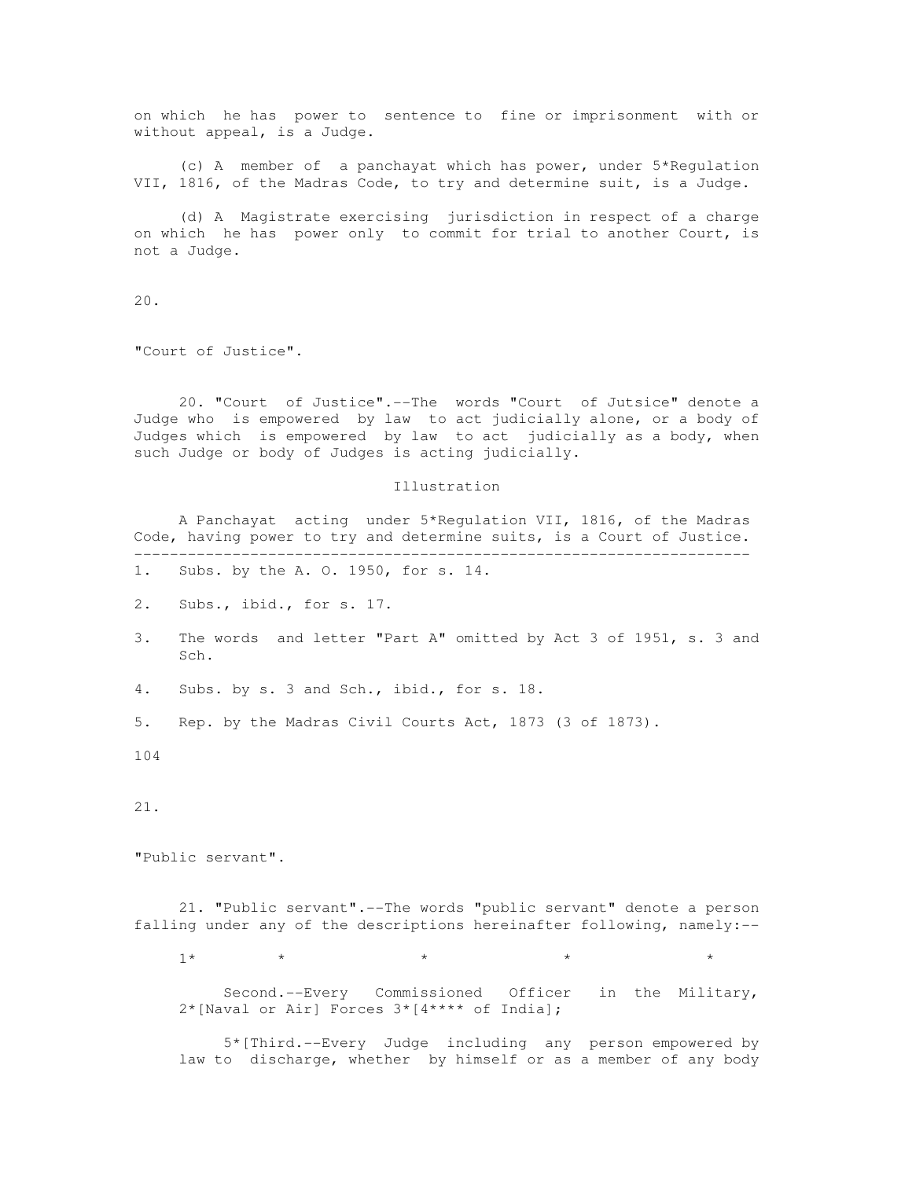on which he has power to sentence to fine or imprisonment with or without appeal, is a Judge.

(c) A member of a panchayat which has power, under 5*Regulation VII, 1816, of the Madras Code, to try and determine suit, is a Judge.

(d) A Magistrate exercising jurisdiction in respect of a charge on which he has power only to commit for trial to another Court, is not a Judge.

20.

"Court of Justice".

20. "Court of Justice".--The words "Court of Jutsice" denote a Judge who is empowered by law to act judicially alone, or a body of Judges which is empowered by law to act judicially as a body, when such Judge or body of Judges is acting judicially.

Illustration

A Panchayat acting under 5*Regulation VII, 1816, of the Madras Code, having power to try and determine suits, is a Court of Justice.

---

1. Subs. by the A. O. 1950, for s. 14.
2. Subs., ibid., for s. 17.
3. The words and letter "Part A" omitted by Act 3 of 1951, s. 3 and Sch.
4. Subs. by s. 3 and Sch., ibid., for s. 18.
5. Rep. by the Madras Civil Courts Act, 1873 (3 of 1873).

21.

"Public servant".

21. "Public servant".--The words "public servant" denote a person falling under any of the descriptions hereinafter following, namely:--

1* * * * *

Second.--Every Commissioned Officer in the Military, 2*[Naval or Air] Forces 3*[4**** of India];

5*[Third.--Every Judge including any person empowered by law to discharge, whether by himself or as a member of any body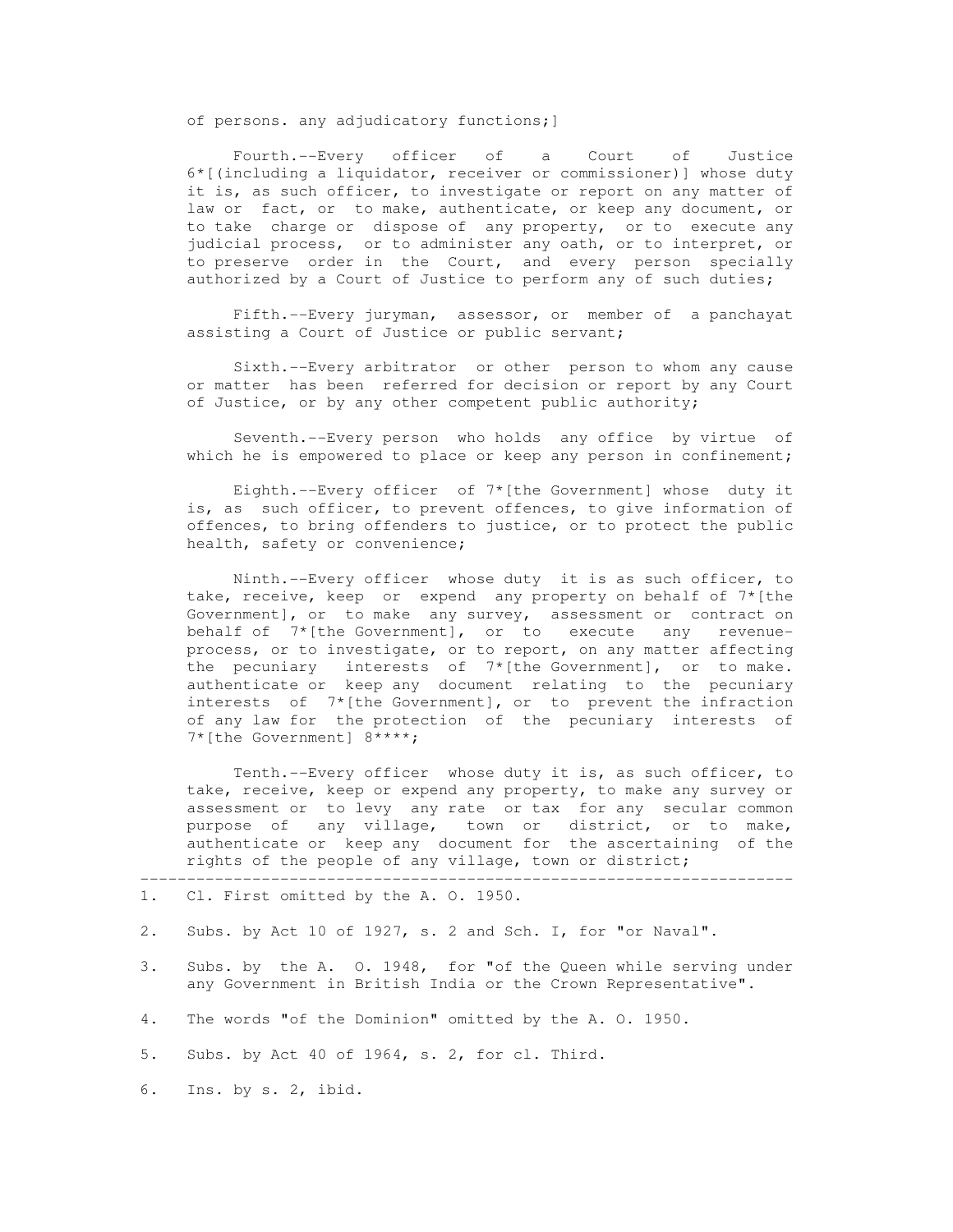of persons. any adjudicatory functions;]

Fourth.--Every officer of a Court of Justice 6*[(including a liquidator, receiver or commissioner)] whose duty it is, as such officer, to investigate or report on any matter of law or fact, or to make, authenticate, or keep any document, or to take charge or dispose of any property, or to execute any judicial process, or to administer any oath, or to interpret, or to preserve order in the Court, and every person specially authorized by a Court of Justice to perform any of such duties;

Fifth.--Every juryman, assessor, or member of a panchayat assisting a Court of Justice or public servant;

Sixth.--Every arbitrator or other person to whom any cause or matter has been referred for decision or report by any Court of Justice, or by any other competent public authority;

Seventh.--Every person who holds any office by virtue of which he is empowered to place or keep any person in confinement;

Eighth.--Every officer of 7*[the Government] whose duty it is, as such officer, to prevent offences, to give information of offences, to bring offenders to justice, or to protect the public health, safety or convenience;

Ninth.--Every officer whose duty it is as such officer, to take, receive, keep or expend any property on behalf of 7*[the Government], or to make any survey, assessment or contract on behalf of 7*[the Government], or to execute any revenue-process, or to investigate, or to report, on any matter affecting the pecuniary interests of 7*[the Government], or to make. authenticate or keep any document relating to the pecuniary interests of 7*[the Government], or to prevent the infraction of any law for the protection of the pecuniary interests of 7*[the Government] 8****;

Tenth.--Every officer whose duty it is, as such officer, to take, receive, keep or expend any property, to make any survey or assessment or to levy any rate or tax for any secular common purpose of any village, town or district, or to make, authenticate or keep any document for the ascertaining of the rights of the people of any village, town or district;

---

1. Cl. First omitted by the A. O. 1950.

2. Subs. by Act 10 of 1927, s. 2 and Sch. I, for "or Naval".

3. Subs. by the A. O. 1948, for "of the Queen while serving under any Government in British India or the Crown Representative".

4. The words "of the Dominion" omitted by the A. O. 1950.

5. Subs. by Act 40 of 1964, s. 2, for cl. Third.

6. Ins. by s. 2, ibid.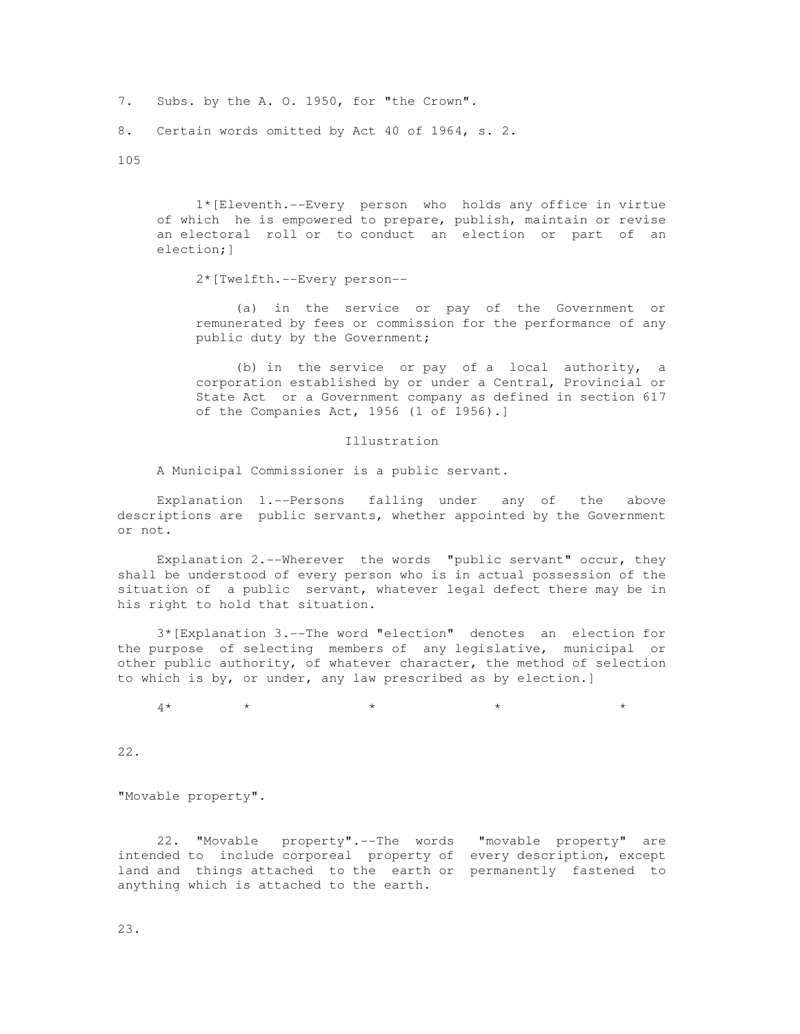7. Subs. by the A. O. 1950, for "the Crown".

8. Certain words omitted by Act 40 of 1964, s. 2.

1*[Eleventh.--Every person who holds any office in virtue of which he is empowered to prepare, publish, maintain or revise an electoral roll or to conduct an election or part of an election;]

2*[Twelfth.--Every person--

(a) in the service or pay of the Government or remunerated by fees or commission for the performance of any public duty by the Government;

(b) in the service or pay of a local authority, a corporation established by or under a Central, Provincial or State Act or a Government company as defined in section 617 of the Companies Act, 1956 (1 of 1956).]

Illustration

A Municipal Commissioner is a public servant.

Explanation 1.--Persons falling under any of the above descriptions are public servants, whether appointed by the Government or not.

Explanation 2.--Wherever the words "public servant" occur, they shall be understood of every person who is in actual possession of the situation of a public servant, whatever legal defect there may be in his right to hold that situation.

3*[Explanation 3.--The word "election" denotes an election for the purpose of selecting members of any legislative, municipal or other public authority, of whatever character, the method of selection to which is by, or under, any law prescribed as by election.]

4* * * * *

22.

"Movable property".

22. "Movable property".--The words "movable property" are intended to include corporeal property of every description, except land and things attached to the earth or permanently fastened to anything which is attached to the earth.

23.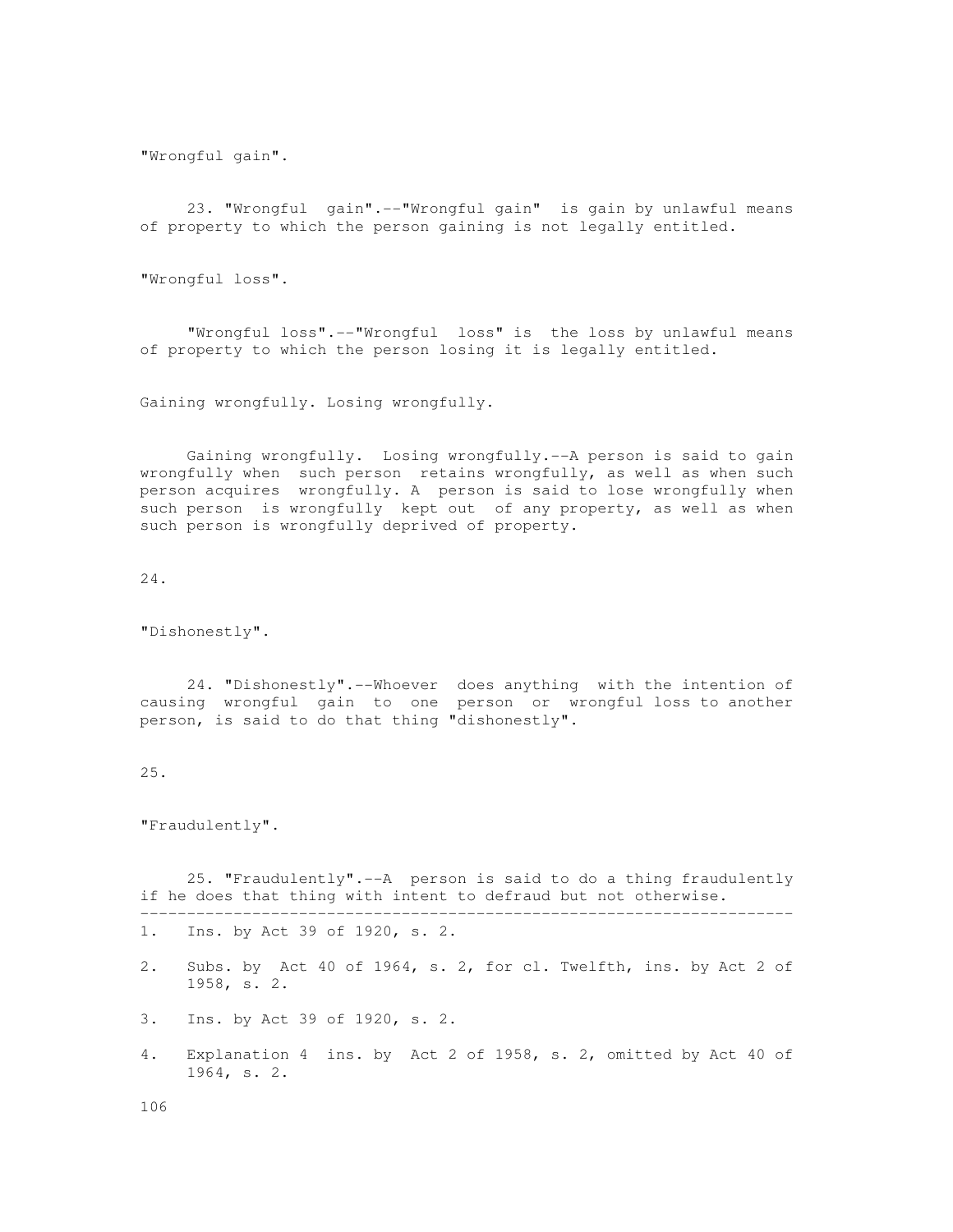"Wrongful gain".

23. "Wrongful gain".--"Wrongful gain" is gain by unlawful means of property to which the person gaining is not legally entitled.

"Wrongful loss".

"Wrongful loss".--"Wrongful loss" is the loss by unlawful means of property to which the person losing it is legally entitled.

Gaining wrongfully. Losing wrongfully.

Gaining wrongfully. Losing wrongfully.--A person is said to gain wrongfully when such person retains wrongfully, as well as when such person acquires wrongfully. A person is said to lose wrongfully when such person is wrongfully kept out of any property, as well as when such person is wrongfully deprived of property.

24.

"Dishonestly".

24. "Dishonestly".--Whoever does anything with the intention of causing wrongful gain to one person or wrongful loss to another person, is said to do that thing "dishonestly".

25.

"Fraudulently".

25. "Fraudulently".--A person is said to do a thing fraudulently if he does that thing with intent to defraud but not otherwise.

---

1. Ins. by Act 39 of 1920, s. 2.
2. Subs. by Act 40 of 1964, s. 2, for cl. Twelfth, ins. by Act 2 of 1958, s. 2.
3. Ins. by Act 39 of 1920, s. 2.
4. Explanation 4 ins. by Act 2 of 1958, s. 2, omitted by Act 40 of 1964, s. 2.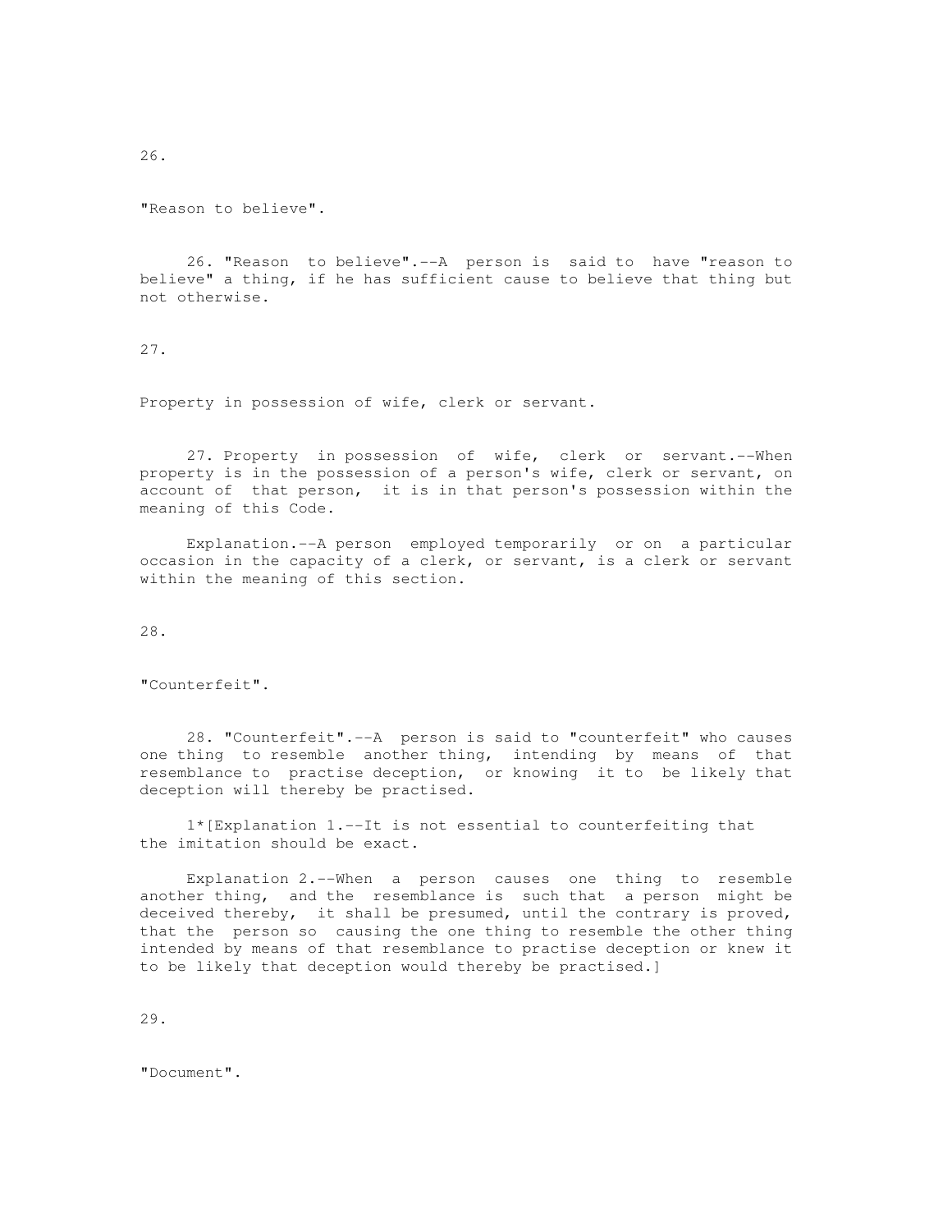26.

"Reason to believe".

26. "Reason to believe".--A person is said to have "reason to believe" a thing, if he has sufficient cause to believe that thing but not otherwise.

27.

Property in possession of wife, clerk or servant.

27. Property in possession of wife, clerk or servant.--When property is in the possession of a person's wife, clerk or servant, on account of that person, it is in that person's possession within the meaning of this Code.

Explanation.--A person employed temporarily or on a particular occasion in the capacity of a clerk, or servant, is a clerk or servant within the meaning of this section.

28.

"Counterfeit".

28. "Counterfeit".--A person is said to "counterfeit" who causes one thing to resemble another thing, intending by means of that resemblance to practise deception, or knowing it to be likely that deception will thereby be practised.

1*[Explanation 1.--It is not essential to counterfeiting that the imitation should be exact.

Explanation 2.--When a person causes one thing to resemble another thing, and the resemblance is such that a person might be deceived thereby, it shall be presumed, until the contrary is proved, that the person so causing the one thing to resemble the other thing intended by means of that resemblance to practise deception or knew it to be likely that deception would thereby be practised.]

29.

"Document".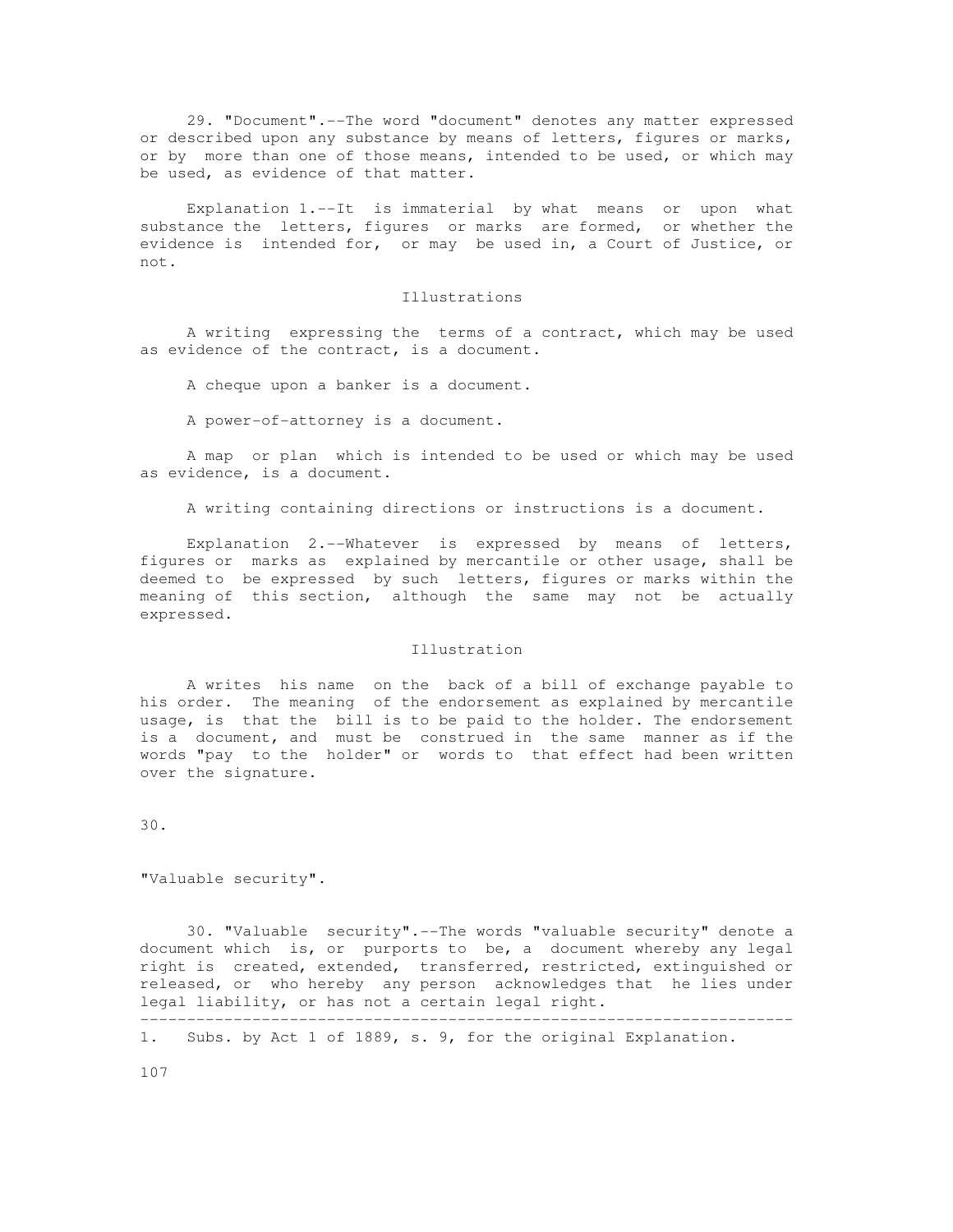29. "Document".--The word "document" denotes any matter expressed or described upon any substance by means of letters, figures or marks, or by more than one of those means, intended to be used, or which may be used, as evidence of that matter.

Explanation 1.--It is immaterial by what means or upon what substance the letters, figures or marks are formed, or whether the evidence is intended for, or may be used in, a Court of Justice, or not.

Illustrations

A writing expressing the terms of a contract, which may be used as evidence of the contract, is a document.

A cheque upon a banker is a document.

A power-of-attorney is a document.

A map or plan which is intended to be used or which may be used as evidence, is a document.

A writing containing directions or instructions is a document.

Explanation 2.--Whatever is expressed by means of letters, figures or marks as explained by mercantile or other usage, shall be deemed to be expressed by such letters, figures or marks within the meaning of this section, although the same may not be actually expressed.

Illustration

A writes his name on the back of a bill of exchange payable to his order. The meaning of the endorsement as explained by mercantile usage, is that the bill is to be paid to the holder. The endorsement is a document, and must be construed in the same manner as if the words "pay to the holder" or words to that effect had been written over the signature.

30.

"Valuable security".

30. "Valuable security".--The words "valuable security" denote a document which is, or purports to be, a document whereby any legal right is created, extended, transferred, restricted, extinguished or released, or who hereby any person acknowledges that he lies under legal liability, or has not a certain legal right.

---

1. Subs. by Act 1 of 1889, s. 9, for the original Explanation.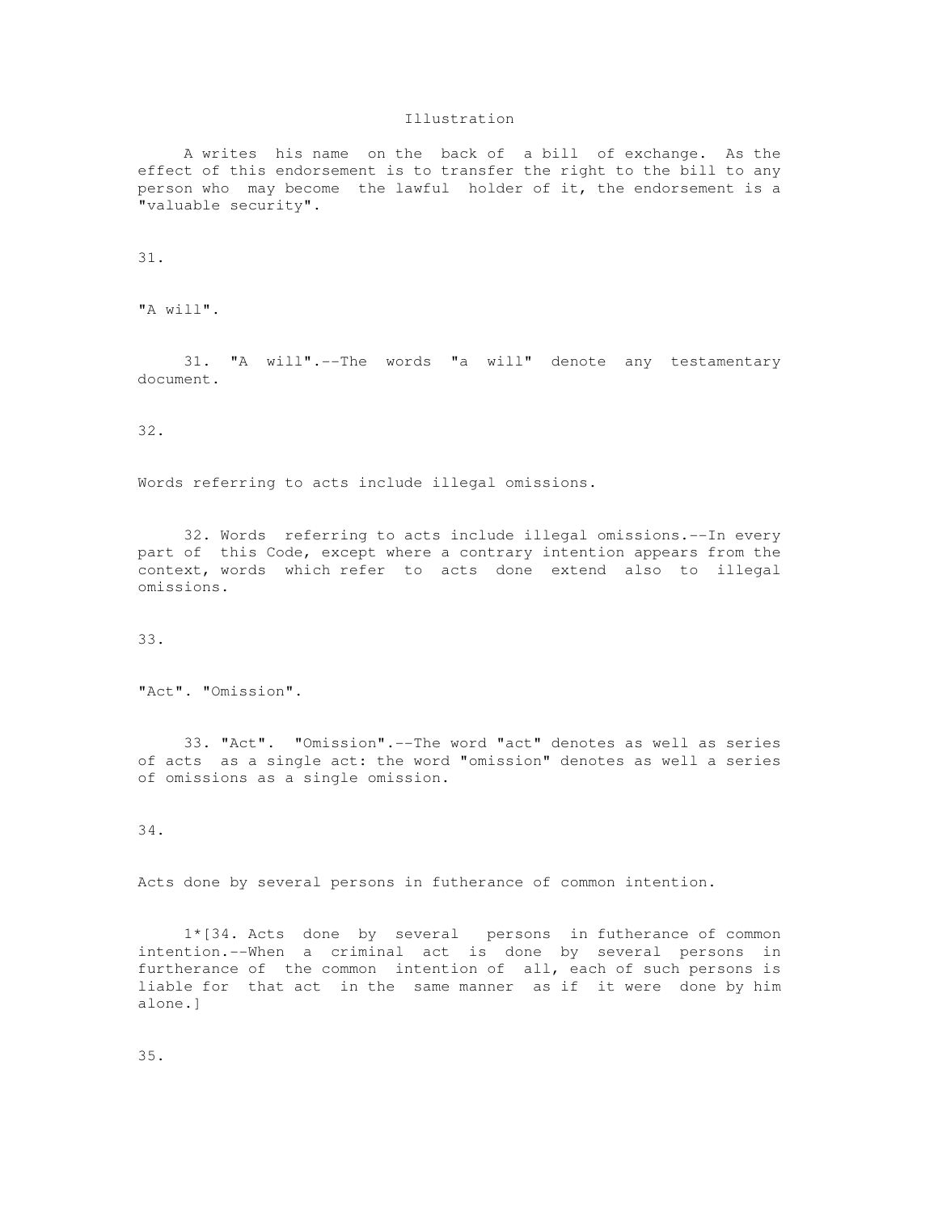Illustration

A writes his name on the back of a bill of exchange. As the effect of this endorsement is to transfer the right to the bill to any person who may become the lawful holder of it, the endorsement is a "valuable security".

31.

"A will".

31. "A will".--The words "a will" denote any testamentary document.

32.

Words referring to acts include illegal omissions.

32. Words referring to acts include illegal omissions.--In every part of this Code, except where a contrary intention appears from the context, words which refer to acts done extend also to illegal omissions.

33.

"Act". "Omission".

33. "Act". "Omission".--The word "act" denotes as well as series of acts as a single act: the word "omission" denotes as well a series of omissions as a single omission.

34.

Acts done by several persons in futherance of common intention.

1*[34. Acts done by several persons in futherance of common intention.--When a criminal act is done by several persons in furtherance of the common intention of all, each of such persons is liable for that act in the same manner as if it were done by him alone.]

35.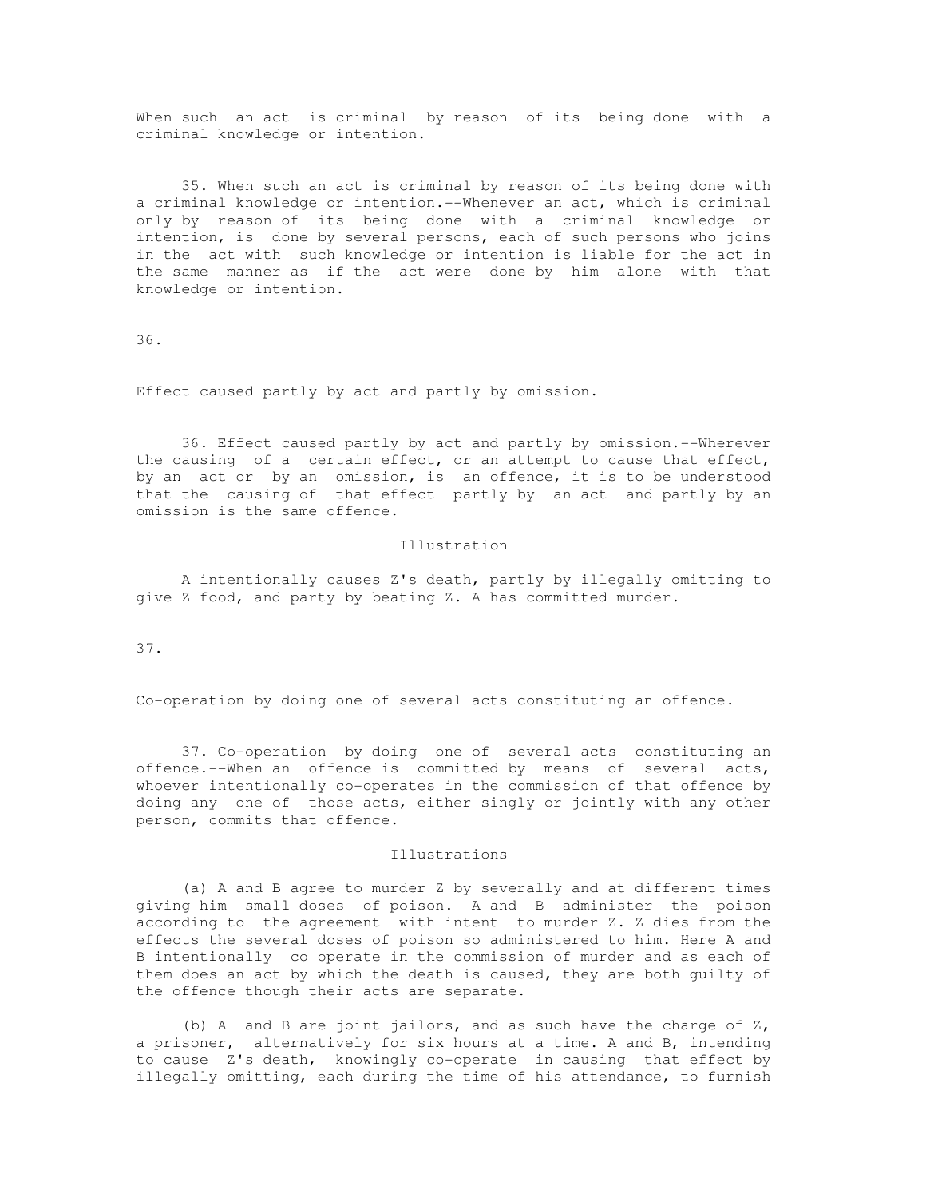When such an act is criminal by reason of its being done with a criminal knowledge or intention.

35. When such an act is criminal by reason of its being done with a criminal knowledge or intention.--Whenever an act, which is criminal only by reason of its being done with a criminal knowledge or intention, is done by several persons, each of such persons who joins in the act with such knowledge or intention is liable for the act in the same manner as if the act were done by him alone with that knowledge or intention.

36.

Effect caused partly by act and partly by omission.

36. Effect caused partly by act and partly by omission.--Wherever the causing of a certain effect, or an attempt to cause that effect, by an act or by an omission, is an offence, it is to be understood that the causing of that effect partly by an act and partly by an omission is the same offence.

Illustration

A intentionally causes Z's death, partly by illegally omitting to give Z food, and party by beating Z. A has committed murder.

37.

Co-operation by doing one of several acts constituting an offence.

37. Co-operation by doing one of several acts constituting an offence.--When an offence is committed by means of several acts, whoever intentionally co-operates in the commission of that offence by doing any one of those acts, either singly or jointly with any other person, commits that offence.

Illustrations

(a) A and B agree to murder Z by severally and at different times giving him small doses of poison. A and B administer the poison according to the agreement with intent to murder Z. Z dies from the effects the several doses of poison so administered to him. Here A and B intentionally co operate in the commission of murder and as each of them does an act by which the death is caused, they are both guilty of the offence though their acts are separate.

(b) A and B are joint jailors, and as such have the charge of Z, a prisoner, alternatively for six hours at a time. A and B, intending to cause Z's death, knowingly co-operate in causing that effect by illegally omitting, each during the time of his attendance, to furnish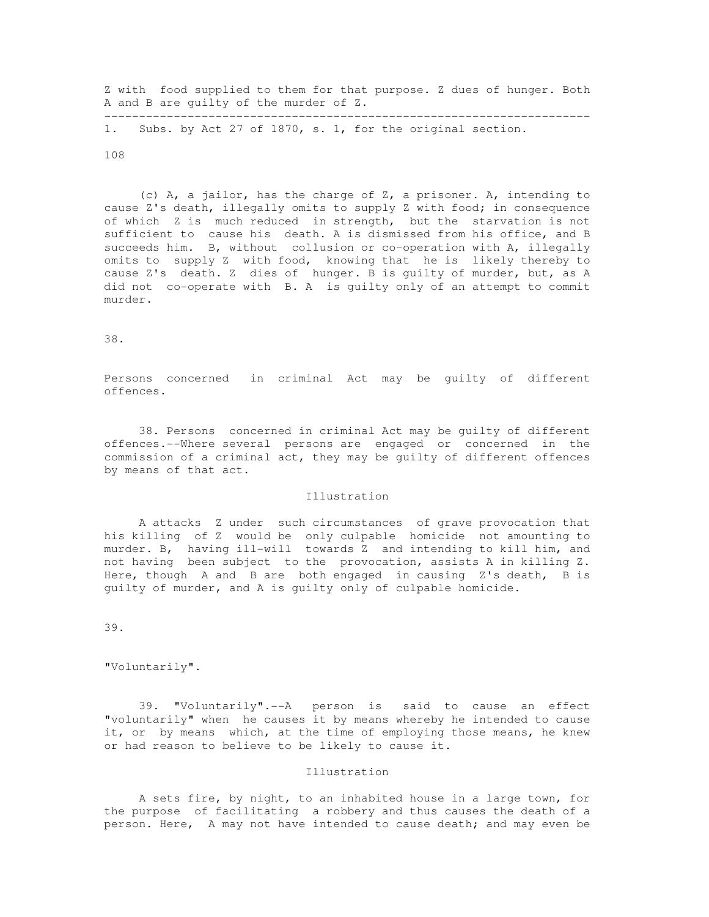Z with food supplied to them for that purpose. Z dues of hunger. Both A and B are guilty of the murder of Z.

---

1. Subs. by Act 27 of 1870, s. 1, for the original section.

(c) A, a jailor, has the charge of Z, a prisoner. A, intending to cause Z's death, illegally omits to supply Z with food; in consequence of which Z is much reduced in strength, but the starvation is not sufficient to cause his death. A is dismissed from his office, and B succeeds him. B, without collusion or co-operation with A, illegally omits to supply Z with food, knowing that he is likely thereby to cause Z's death. Z dies of hunger. B is guilty of murder, but, as A did not co-operate with B. A is guilty only of an attempt to commit murder.

38.

Persons concerned in criminal Act may be guilty of different offences.

38. Persons concerned in criminal Act may be guilty of different offences.--Where several persons are engaged or concerned in the commission of a criminal act, they may be guilty of different offences by means of that act.

Illustration

A attacks Z under such circumstances of grave provocation that his killing of Z would be only culpable homicide not amounting to murder. B, having ill-will towards Z and intending to kill him, and not having been subject to the provocation, assists A in killing Z. Here, though A and B are both engaged in causing Z's death, B is guilty of murder, and A is guilty only of culpable homicide.

39.

"Voluntarily".

39. "Voluntarily".--A person is said to cause an effect "voluntarily" when he causes it by means whereby he intended to cause it, or by means which, at the time of employing those means, he knew or had reason to believe to be likely to cause it.

Illustration

A sets fire, by night, to an inhabited house in a large town, for the purpose of facilitating a robbery and thus causes the death of a person. Here, A may not have intended to cause death; and may even be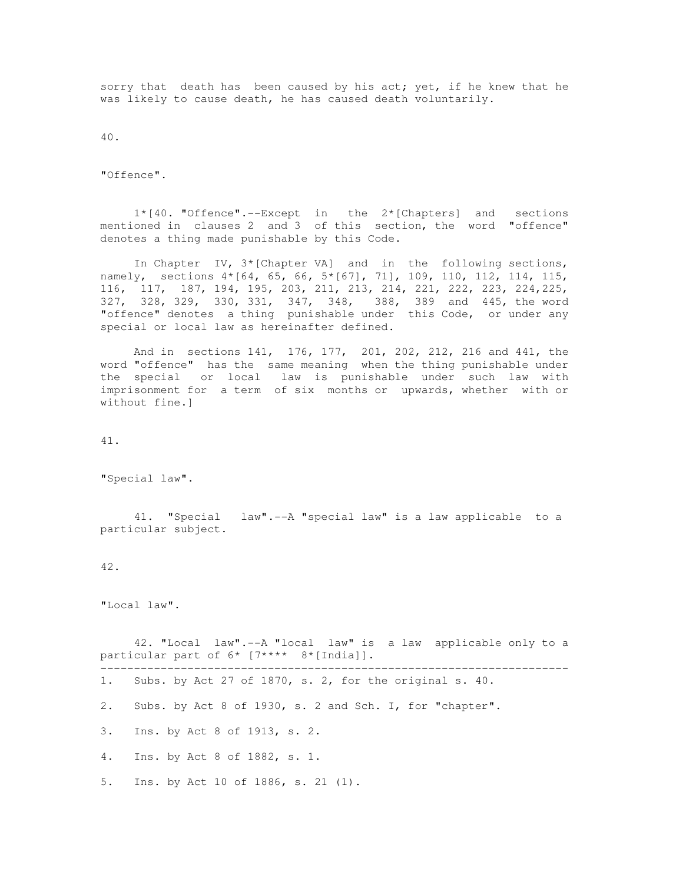sorry that death has been caused by his act; yet, if he knew that he was likely to cause death, he has caused death voluntarily.

40.

"Offence".

1*[40. "Offence".--Except in the 2*[Chapters] and sections mentioned in clauses 2 and 3 of this section, the word "offence" denotes a thing made punishable by this Code.

In Chapter IV, 3*[Chapter VA] and in the following sections, namely, sections 4*[64, 65, 66, 5*[67], 71], 109, 110, 112, 114, 115, 116, 117, 187, 194, 195, 203, 211, 213, 214, 221, 222, 223, 224,225, 327, 328, 329, 330, 331, 347, 348, 388, 389 and 445, the word "offence" denotes a thing punishable under this Code, or under any special or local law as hereinafter defined.

And in sections 141, 176, 177, 201, 202, 212, 216 and 441, the word "offence" has the same meaning when the thing punishable under the special or local law is punishable under such law with imprisonment for a term of six months or upwards, whether with or without fine.]

41.

"Special law".

41. "Special law".--A "special law" is a law applicable to a particular subject.

42.

"Local law".

42. "Local law".--A "local law" is a law applicable only to a particular part of 6* [7**** 8*[India]].

---

1. Subs. by Act 27 of 1870, s. 2, for the original s. 40.

2. Subs. by Act 8 of 1930, s. 2 and Sch. I, for "chapter".

3. Ins. by Act 8 of 1913, s. 2.

4. Ins. by Act 8 of 1882, s. 1.

5. Ins. by Act 10 of 1886, s. 21 (1).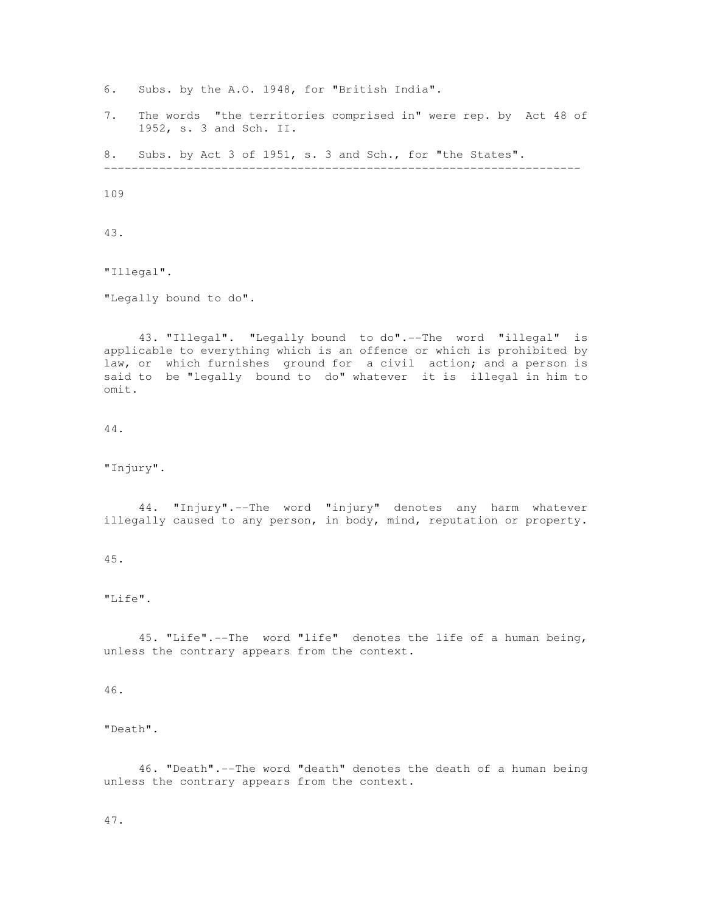6. Subs. by the A.O. 1948, for "British India".

7. The words "the territories comprised in" were rep. by Act 48 of 1952, s. 3 and Sch. II.

8. Subs. by Act 3 of 1951, s. 3 and Sch., for "the States".

---

43.

"Illegal".

"Legally bound to do".

43. "Illegal". "Legally bound to do".--The word "illegal" is applicable to everything which is an offence or which is prohibited by law, or which furnishes ground for a civil action; and a person is said to be "legally bound to do" whatever it is illegal in him to omit.

44.

"Injury".

44. "Injury".--The word "injury" denotes any harm whatever illegally caused to any person, in body, mind, reputation or property.

45.

"Life".

45. "Life".--The word "life" denotes the life of a human being, unless the contrary appears from the context.

46.

"Death".

46. "Death".--The word "death" denotes the death of a human being unless the contrary appears from the context.

47.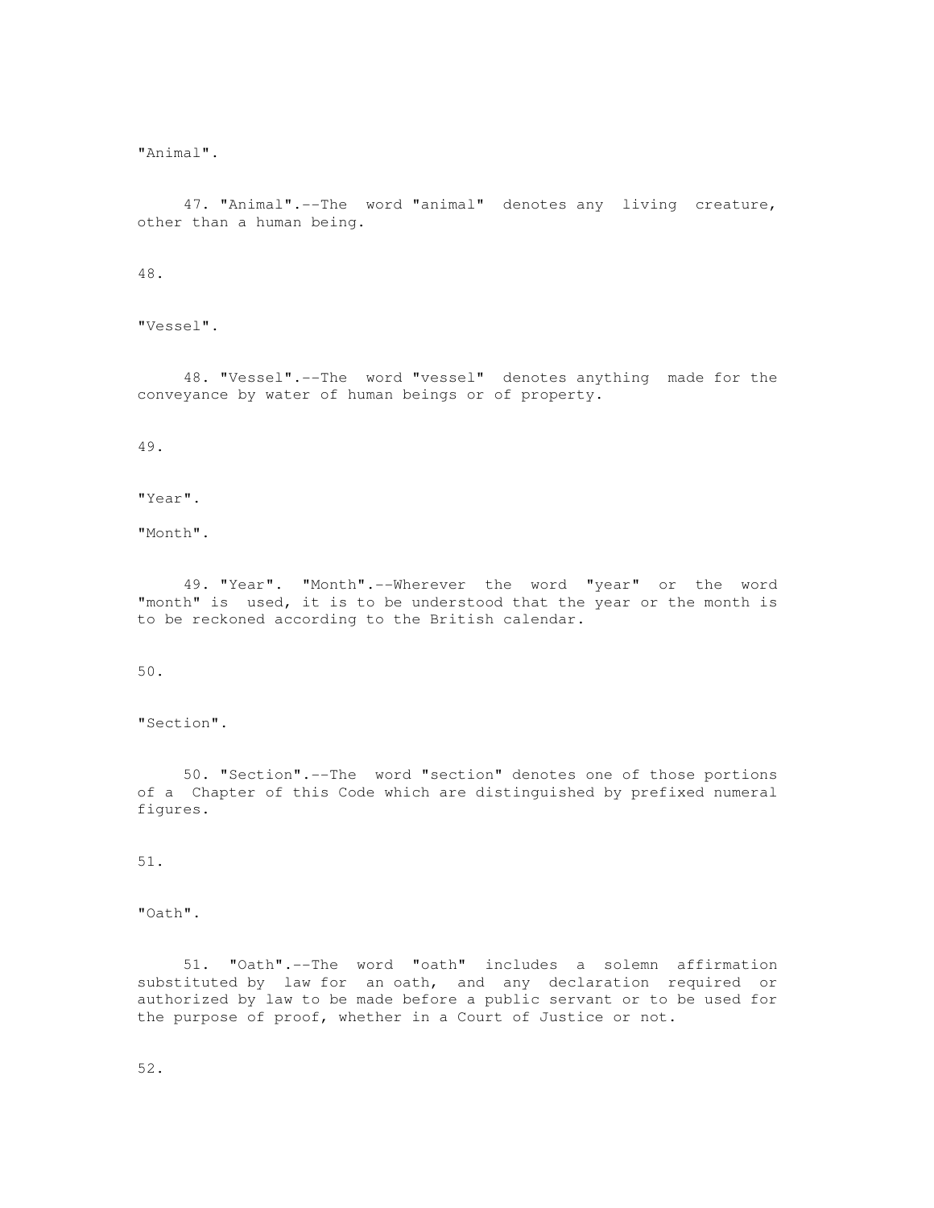"Animal".

47. "Animal".--The word "animal" denotes any living creature, other than a human being.

48.

"Vessel".

48. "Vessel".--The word "vessel" denotes anything made for the conveyance by water of human beings or of property.

49.

"Year".

"Month".

49. "Year". "Month".--Wherever the word "year" or the word "month" is used, it is to be understood that the year or the month is to be reckoned according to the British calendar.

50.

"Section".

50. "Section".--The word "section" denotes one of those portions of a Chapter of this Code which are distinguished by prefixed numeral figures.

51.

"Oath".

51. "Oath".--The word "oath" includes a solemn affirmation substituted by law for an oath, and any declaration required or authorized by law to be made before a public servant or to be used for the purpose of proof, whether in a Court of Justice or not.

52.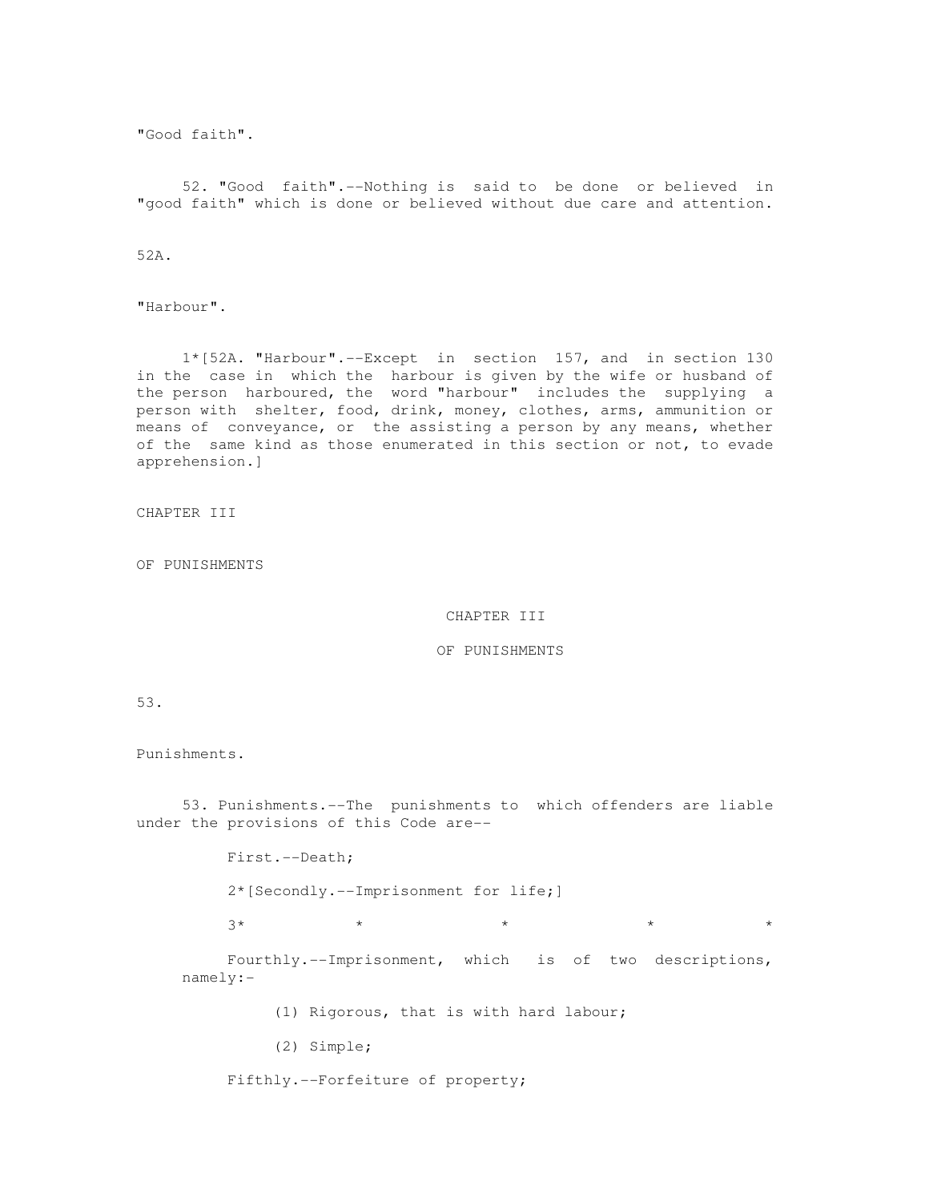"Good faith".

52. "Good faith".--Nothing is said to be done or believed in "good faith" which is done or believed without due care and attention.

52A.

"Harbour".

1*[52A. "Harbour".--Except in section 157, and in section 130 in the case in which the harbour is given by the wife or husband of the person harboured, the word "harbour" includes the supplying a person with shelter, food, drink, money, clothes, arms, ammunition or means of conveyance, or the assisting a person by any means, whether of the same kind as those enumerated in this section or not, to evade apprehension.]

CHAPTER III

OF PUNISHMENTS

## CHAPTER III

## OF PUNISHMENTS

53.

Punishments.

53. Punishments.--The punishments to which offenders are liable under the provisions of this Code are--

First.--Death;

2*[Secondly.--Imprisonment for life;]

3* * * * *

Fourthly.--Imprisonment, which is of two descriptions, namely:-

(1) Rigorous, that is with hard labour;

(2) Simple;

Fifthly.--Forfeiture of property;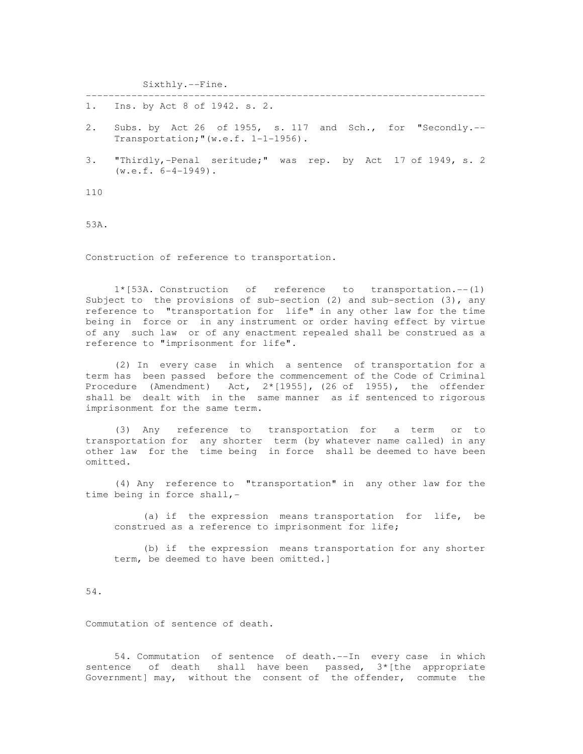Sixthly.--Fine.

---

1. Ins. by Act 8 of 1942. s. 2.

2. Subs. by Act 26 of 1955, s. 117 and Sch., for "Secondly.--Transportation;"(w.e.f. 1-1-1956).

3. "Thirdly,-Penal seritude;" was rep. by Act 17 of 1949, s. 2 (w.e.f. 6-4-1949).

110

53A.

Construction of reference to transportation.

1*[53A. Construction of reference to transportation.--(1) Subject to the provisions of sub-section (2) and sub-section (3), any reference to "transportation for life" in any other law for the time being in force or in any instrument or order having effect by virtue of any such law or of any enactment repealed shall be construed as a reference to "imprisonment for life".

(2) In every case in which a sentence of transportation for a term has been passed before the commencement of the Code of Criminal Procedure (Amendment) Act, 2*[1955], (26 of 1955), the offender shall be dealt with in the same manner as if sentenced to rigorous imprisonment for the same term.

(3) Any reference to transportation for a term or to transportation for any shorter term (by whatever name called) in any other law for the time being in force shall be deemed to have been omitted.

(4) Any reference to "transportation" in any other law for the time being in force shall,-

(a) if the expression means transportation for life, be construed as a reference to imprisonment for life;

(b) if the expression means transportation for any shorter term, be deemed to have been omitted.]

54.

Commutation of sentence of death.

54. Commutation of sentence of death.--In every case in which sentence of death shall have been passed, 3*[the appropriate Government] may, without the consent of the offender, commute the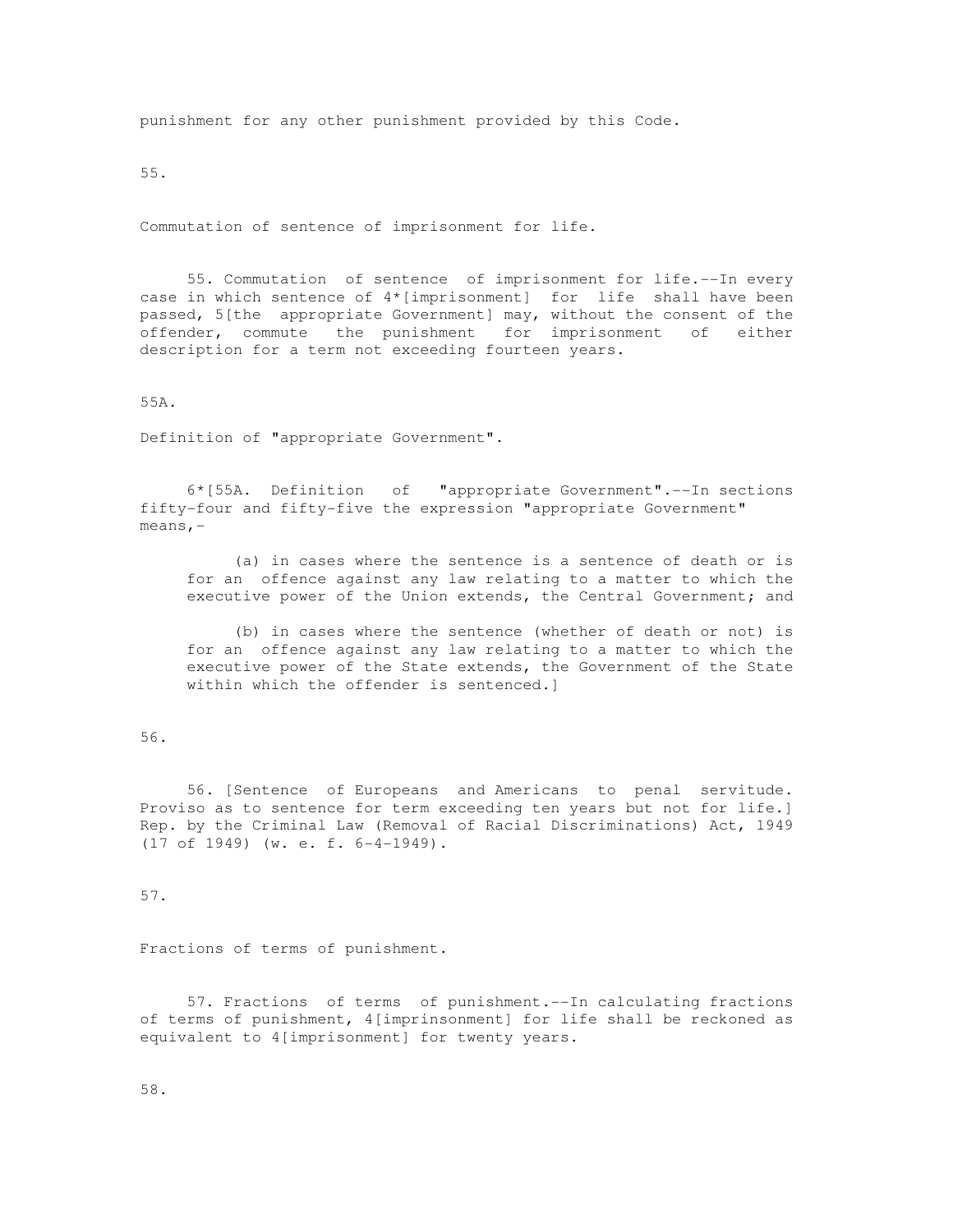punishment for any other punishment provided by this Code.

55.

Commutation of sentence of imprisonment for life.

55. Commutation of sentence of imprisonment for life.--In every case in which sentence of 4*[imprisonment] for life shall have been passed, 5[the appropriate Government] may, without the consent of the offender, commute the punishment for imprisonment of either description for a term not exceeding fourteen years.

55A.

Definition of "appropriate Government".

6*[55A. Definition of "appropriate Government".--In sections fifty-four and fifty-five the expression "appropriate Government" means,-

(a) in cases where the sentence is a sentence of death or is for an offence against any law relating to a matter to which the executive power of the Union extends, the Central Government; and

(b) in cases where the sentence (whether of death or not) is for an offence against any law relating to a matter to which the executive power of the State extends, the Government of the State within which the offender is sentenced.]

56.

56. [Sentence of Europeans and Americans to penal servitude. Proviso as to sentence for term exceeding ten years but not for life.] Rep. by the Criminal Law (Removal of Racial Discriminations) Act, 1949 (17 of 1949) (w. e. f. 6-4-1949).

57.

Fractions of terms of punishment.

57. Fractions of terms of punishment.--In calculating fractions of terms of punishment, 4[imprinsonment] for life shall be reckoned as equivalent to 4[imprisonment] for twenty years.

58.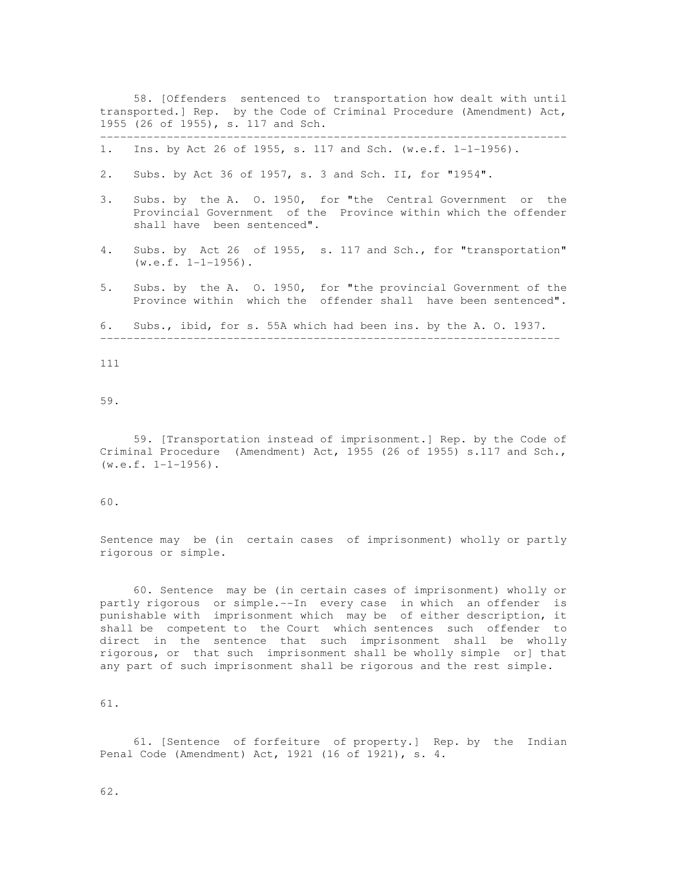58. [Offenders sentenced to transportation how dealt with until transported.] Rep. by the Code of Criminal Procedure (Amendment) Act, 1955 (26 of 1955), s. 117 and Sch.

---

1. Ins. by Act 26 of 1955, s. 117 and Sch. (w.e.f. 1-1-1956).
2. Subs. by Act 36 of 1957, s. 3 and Sch. II, for "1954".
3. Subs. by the A. O. 1950, for "the Central Government or the Provincial Government of the Province within which the offender shall have been sentenced".
4. Subs. by Act 26 of 1955, s. 117 and Sch., for "transportation" (w.e.f. 1-1-1956).
5. Subs. by the A. O. 1950, for "the provincial Government of the Province within which the offender shall have been sentenced".
6. Subs., ibid, for s. 55A which had been ins. by the A. O. 1937.

---

59.

59. [Transportation instead of imprisonment.] Rep. by the Code of Criminal Procedure (Amendment) Act, 1955 (26 of 1955) s.117 and Sch., (w.e.f. 1-1-1956).

60.

Sentence may be (in certain cases of imprisonment) wholly or partly rigorous or simple.

60. Sentence may be (in certain cases of imprisonment) wholly or partly rigorous or simple.--In every case in which an offender is punishable with imprisonment which may be of either description, it shall be competent to the Court which sentences such offender to direct in the sentence that such imprisonment shall be wholly rigorous, or that such imprisonment shall be wholly simple or] that any part of such imprisonment shall be rigorous and the rest simple.

61.

61. [Sentence of forfeiture of property.] Rep. by the Indian Penal Code (Amendment) Act, 1921 (16 of 1921), s. 4.

62.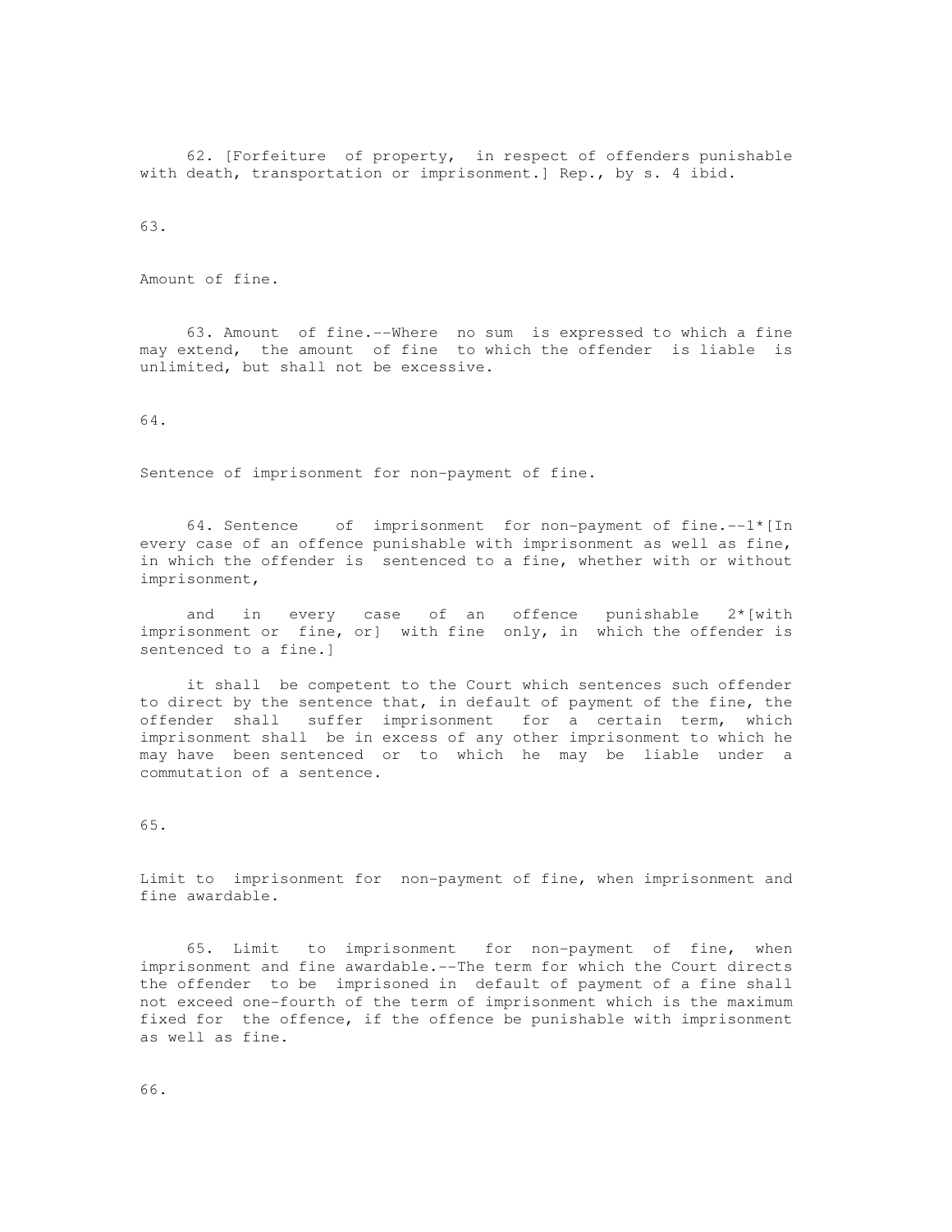62. [Forfeiture of property, in respect of offenders punishable with death, transportation or imprisonment.] Rep., by s. 4 ibid.

63.

Amount of fine.

63. Amount of fine.--Where no sum is expressed to which a fine may extend, the amount of fine to which the offender is liable is unlimited, but shall not be excessive.

64.

Sentence of imprisonment for non-payment of fine.

64. Sentence of imprisonment for non-payment of fine.--1*[In every case of an offence punishable with imprisonment as well as fine, in which the offender is sentenced to a fine, whether with or without imprisonment,

and in every case of an offence punishable 2*[with imprisonment or fine, or] with fine only, in which the offender is sentenced to a fine.]

it shall be competent to the Court which sentences such offender to direct by the sentence that, in default of payment of the fine, the offender shall suffer imprisonment for a certain term, which imprisonment shall be in excess of any other imprisonment to which he may have been sentenced or to which he may be liable under a commutation of a sentence.

65.

Limit to imprisonment for non-payment of fine, when imprisonment and fine awardable.

65. Limit to imprisonment for non-payment of fine, when imprisonment and fine awardable.--The term for which the Court directs the offender to be imprisoned in default of payment of a fine shall not exceed one-fourth of the term of imprisonment which is the maximum fixed for the offence, if the offence be punishable with imprisonment as well as fine.

66.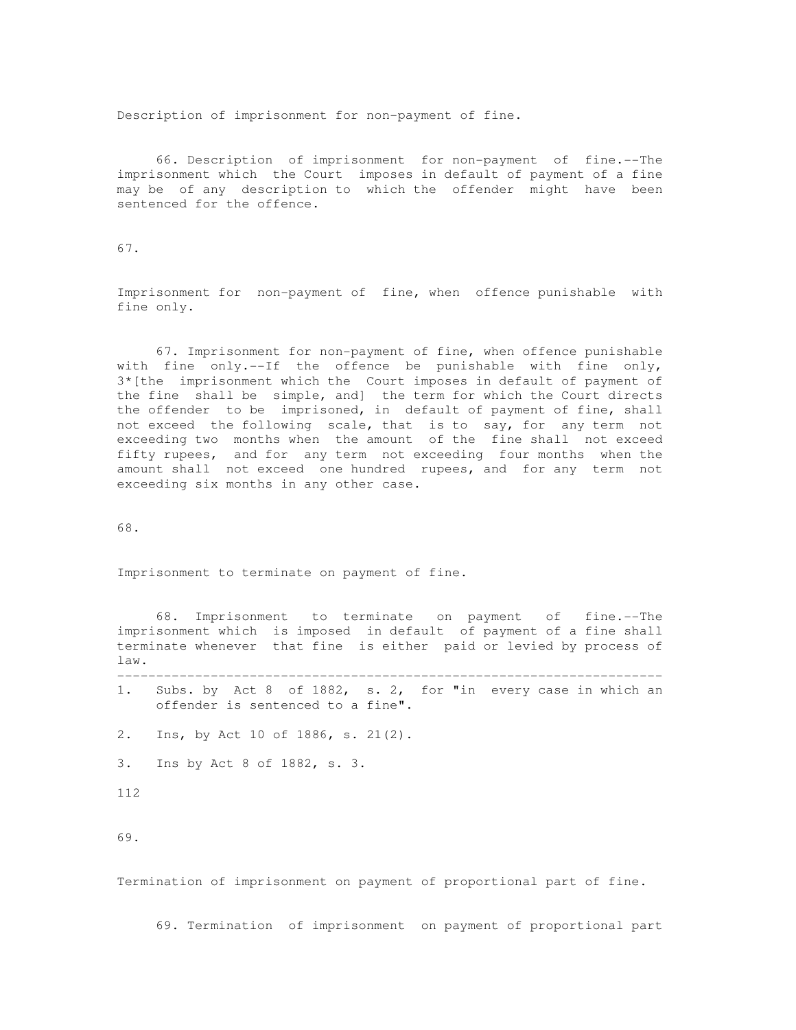Description of imprisonment for non-payment of fine.

66. Description of imprisonment for non-payment of fine.--The imprisonment which the Court imposes in default of payment of a fine may be of any description to which the offender might have been sentenced for the offence.

67.

Imprisonment for non-payment of fine, when offence punishable with fine only.

67. Imprisonment for non-payment of fine, when offence punishable with fine only.--If the offence be punishable with fine only, 3*[the imprisonment which the Court imposes in default of payment of the fine shall be simple, and] the term for which the Court directs the offender to be imprisoned, in default of payment of fine, shall not exceed the following scale, that is to say, for any term not exceeding two months when the amount of the fine shall not exceed fifty rupees, and for any term not exceeding four months when the amount shall not exceed one hundred rupees, and for any term not exceeding six months in any other case.

68.

Imprisonment to terminate on payment of fine.

68. Imprisonment to terminate on payment of fine.--The imprisonment which is imposed in default of payment of a fine shall terminate whenever that fine is either paid or levied by process of law.

---

1. Subs. by Act 8 of 1882, s. 2, for "in every case in which an offender is sentenced to a fine".

2. Ins, by Act 10 of 1886, s. 21(2).

3. Ins by Act 8 of 1882, s. 3.

69.

Termination of imprisonment on payment of proportional part of fine.

69. Termination of imprisonment on payment of proportional part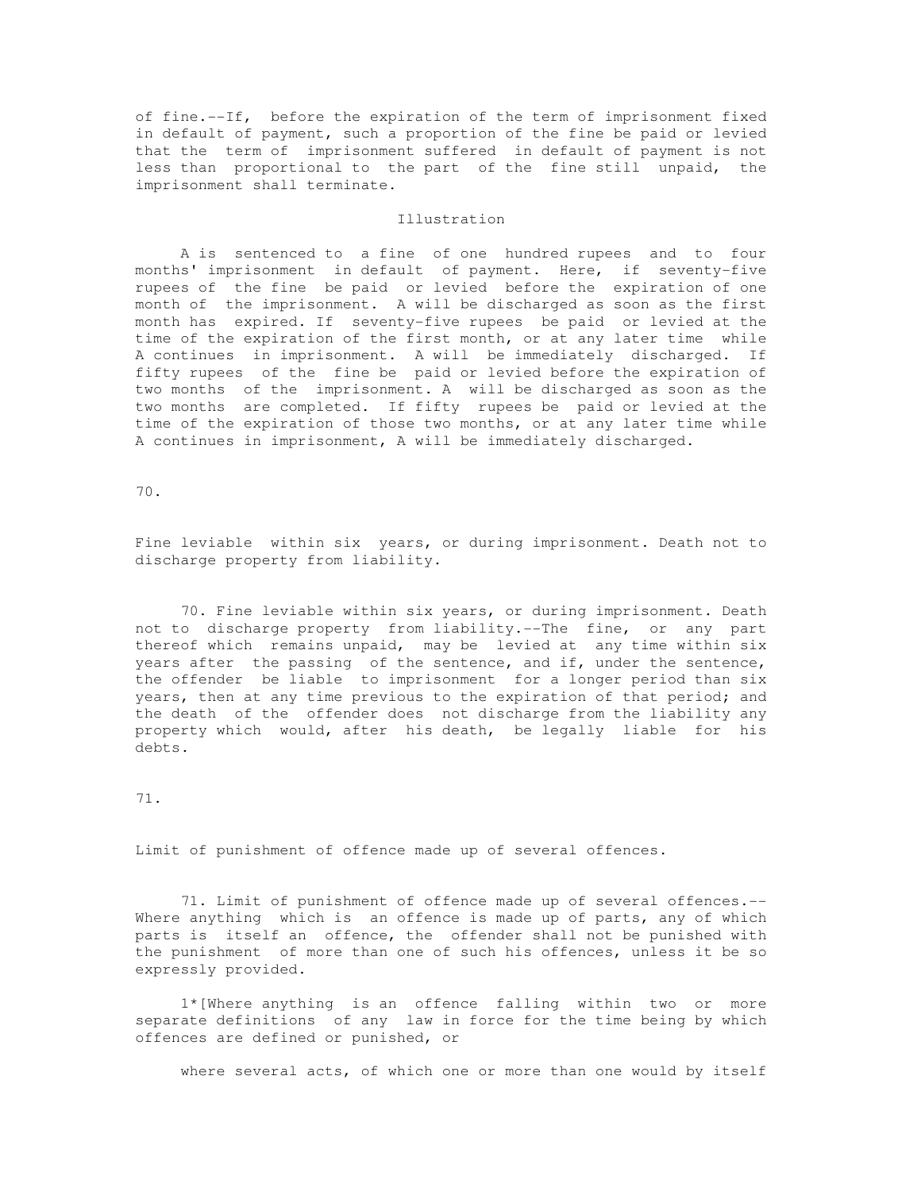of fine.--If, before the expiration of the term of imprisonment fixed in default of payment, such a proportion of the fine be paid or levied that the term of imprisonment suffered in default of payment is not less than proportional to the part of the fine still unpaid, the imprisonment shall terminate.

Illustration

A is sentenced to a fine of one hundred rupees and to four months' imprisonment in default of payment. Here, if seventy-five rupees of the fine be paid or levied before the expiration of one month of the imprisonment. A will be discharged as soon as the first month has expired. If seventy-five rupees be paid or levied at the time of the expiration of the first month, or at any later time while A continues in imprisonment. A will be immediately discharged. If fifty rupees of the fine be paid or levied before the expiration of two months of the imprisonment. A will be discharged as soon as the two months are completed. If fifty rupees be paid or levied at the time of the expiration of those two months, or at any later time while A continues in imprisonment, A will be immediately discharged.

70.

Fine leviable within six years, or during imprisonment. Death not to discharge property from liability.

70. Fine leviable within six years, or during imprisonment. Death not to discharge property from liability.--The fine, or any part thereof which remains unpaid, may be levied at any time within six years after the passing of the sentence, and if, under the sentence, the offender be liable to imprisonment for a longer period than six years, then at any time previous to the expiration of that period; and the death of the offender does not discharge from the liability any property which would, after his death, be legally liable for his debts.

71.

Limit of punishment of offence made up of several offences.

71. Limit of punishment of offence made up of several offences.--Where anything which is an offence is made up of parts, any of which parts is itself an offence, the offender shall not be punished with the punishment of more than one of such his offences, unless it be so expressly provided.

1*[Where anything is an offence falling within two or more separate definitions of any law in force for the time being by which offences are defined or punished, or

where several acts, of which one or more than one would by itself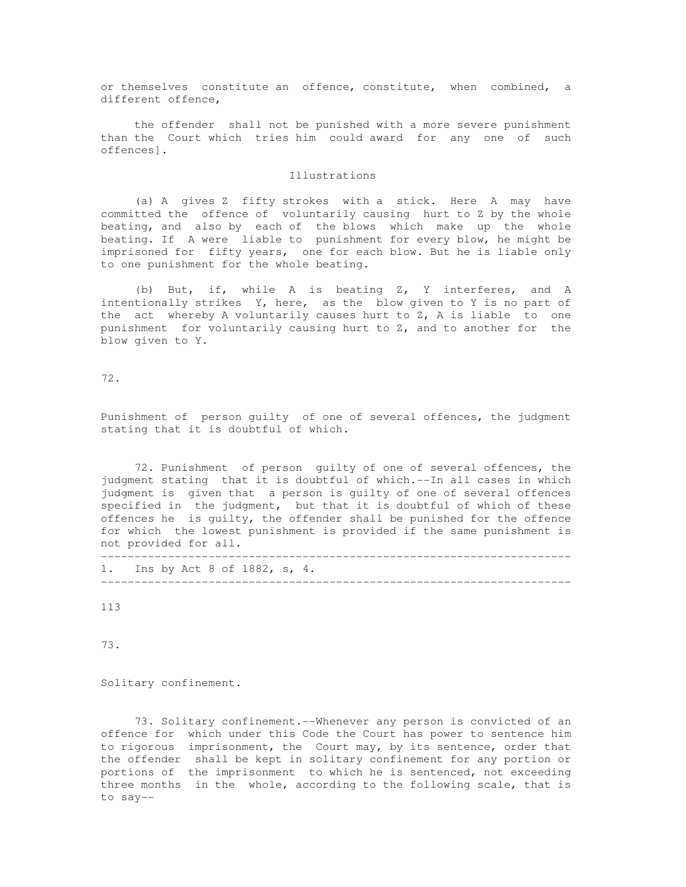or themselves constitute an offence, constitute, when combined, a different offence,

the offender shall not be punished with a more severe punishment than the Court which tries him could award for any one of such offences].

Illustrations

(a) A gives Z fifty strokes with a stick. Here A may have committed the offence of voluntarily causing hurt to Z by the whole beating, and also by each of the blows which make up the whole beating. If A were liable to punishment for every blow, he might be imprisoned for fifty years, one for each blow. But he is liable only to one punishment for the whole beating.

(b) But, if, while A is beating Z, Y interferes, and A intentionally strikes Y, here, as the blow given to Y is no part of the act whereby A voluntarily causes hurt to Z, A is liable to one punishment for voluntarily causing hurt to Z, and to another for the blow given to Y.

72.

Punishment of person guilty of one of several offences, the judgment stating that it is doubtful of which.

72. Punishment of person guilty of one of several offences, the judgment stating that it is doubtful of which.--In all cases in which judgment is given that a person is guilty of one of several offences specified in the judgment, but that it is doubtful of which of these offences he is guilty, the offender shall be punished for the offence for which the lowest punishment is provided if the same punishment is not provided for all.

---

1. Ins by Act 8 of 1882, s, 4.

---

73.

Solitary confinement.

73. Solitary confinement.--Whenever any person is convicted of an offence for which under this Code the Court has power to sentence him to rigorous imprisonment, the Court may, by its sentence, order that the offender shall be kept in solitary confinement for any portion or portions of the imprisonment to which he is sentenced, not exceeding three months in the whole, according to the following scale, that is to say--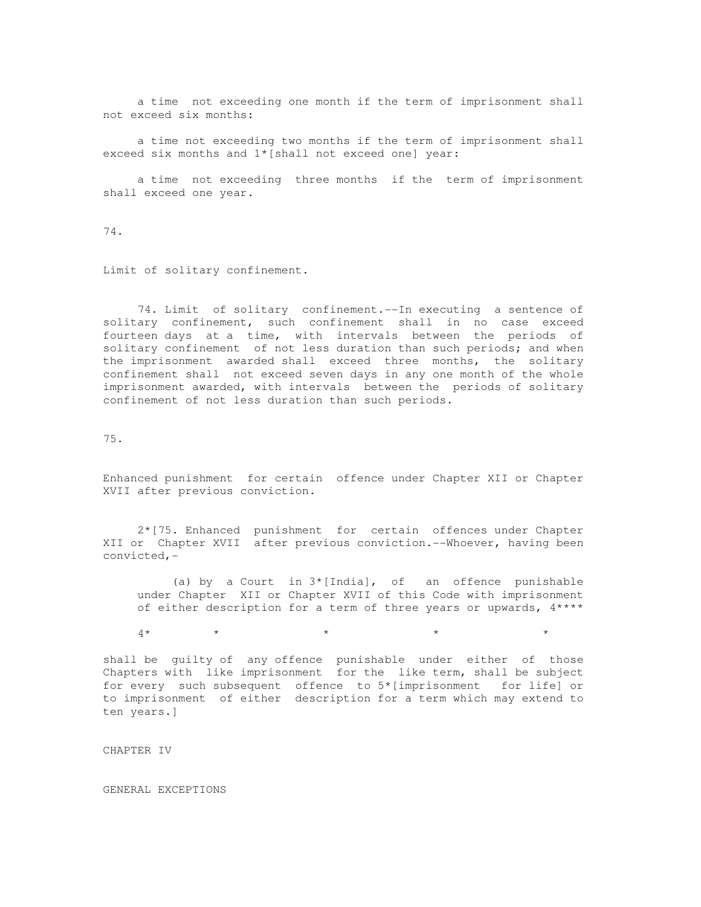a time not exceeding one month if the term of imprisonment shall not exceed six months:

a time not exceeding two months if the term of imprisonment shall exceed six months and 1*[shall not exceed one] year:

a time not exceeding three months if the term of imprisonment shall exceed one year.

74.

Limit of solitary confinement.

74. Limit of solitary confinement.--In executing a sentence of solitary confinement, such confinement shall in no case exceed fourteen days at a time, with intervals between the periods of solitary confinement of not less duration than such periods; and when the imprisonment awarded shall exceed three months, the solitary confinement shall not exceed seven days in any one month of the whole imprisonment awarded, with intervals between the periods of solitary confinement of not less duration than such periods.

75.

Enhanced punishment for certain offence under Chapter XII or Chapter XVII after previous conviction.

2*[75. Enhanced punishment for certain offences under Chapter XII or Chapter XVII after previous conviction.--Whoever, having been convicted,-

(a) by a Court in 3*[India], of an offence punishable under Chapter XII or Chapter XVII of this Code with imprisonment of either description for a term of three years or upwards, 4****

4* * * * *

shall be guilty of any offence punishable under either of those Chapters with like imprisonment for the like term, shall be subject for every such subsequent offence to 5*[imprisonment for life] or to imprisonment of either description for a term which may extend to ten years.]

CHAPTER IV

GENERAL EXCEPTIONS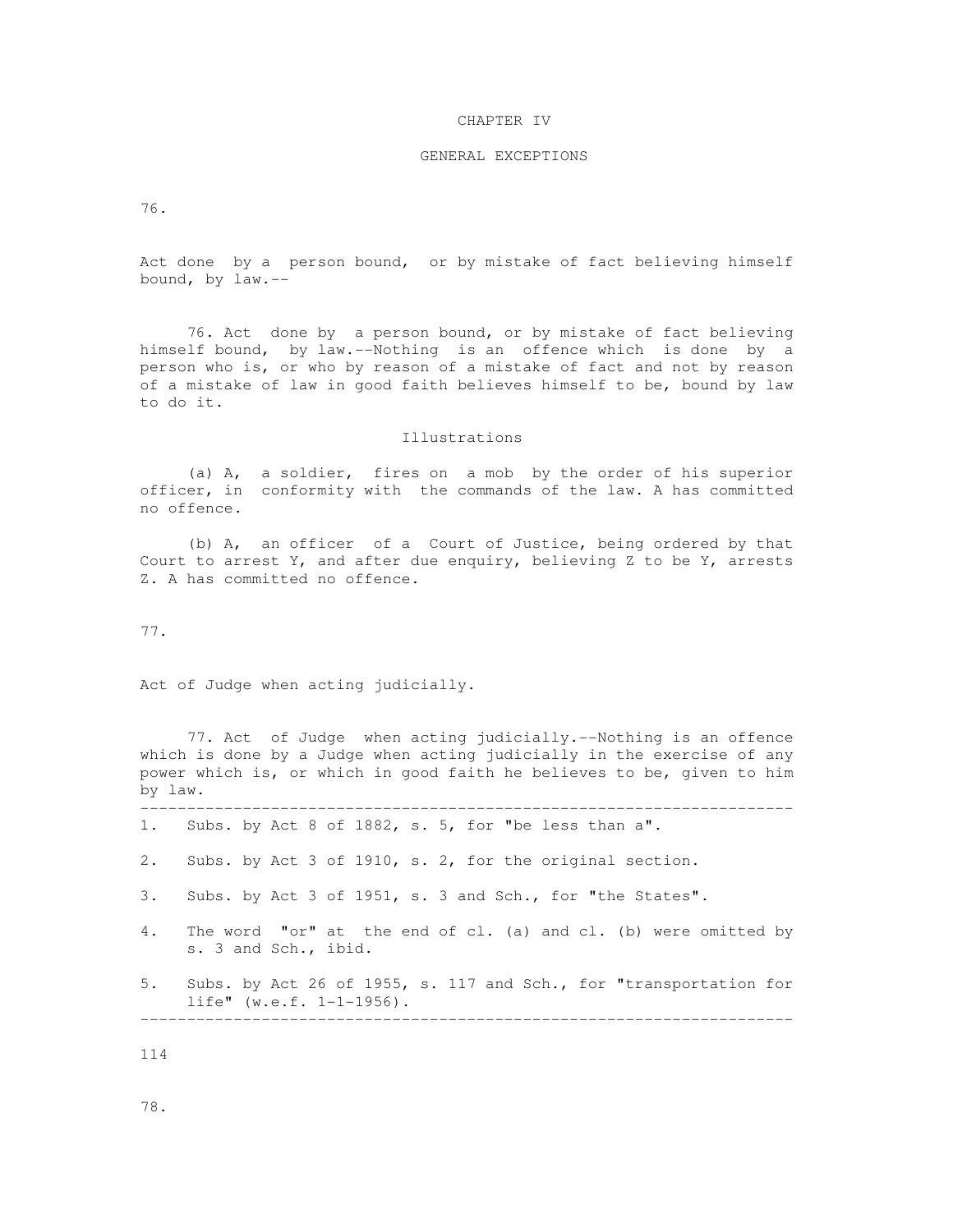## CHAPTER IV

## GENERAL EXCEPTIONS

76.

Act done by a person bound, or by mistake of fact believing himself bound, by law.--

76. Act done by a person bound, or by mistake of fact believing himself bound, by law.--Nothing is an offence which is done by a person who is, or who by reason of a mistake of fact and not by reason of a mistake of law in good faith believes himself to be, bound by law to do it.

### Illustrations

(a) A, a soldier, fires on a mob by the order of his superior officer, in conformity with the commands of the law. A has committed no offence.

(b) A, an officer of a Court of Justice, being ordered by that Court to arrest Y, and after due enquiry, believing Z to be Y, arrests Z. A has committed no offence.

77.

Act of Judge when acting judicially.

77. Act of Judge when acting judicially.--Nothing is an offence which is done by a Judge when acting judicially in the exercise of any power which is, or which in good faith he believes to be, given to him by law.

---

1. Subs. by Act 8 of 1882, s. 5, for "be less than a".
2. Subs. by Act 3 of 1910, s. 2, for the original section.
3. Subs. by Act 3 of 1951, s. 3 and Sch., for "the States".
4. The word "or" at the end of cl. (a) and cl. (b) were omitted by s. 3 and Sch., ibid.
5. Subs. by Act 26 of 1955, s. 117 and Sch., for "transportation for life" (w.e.f. 1-1-1956).

---

78.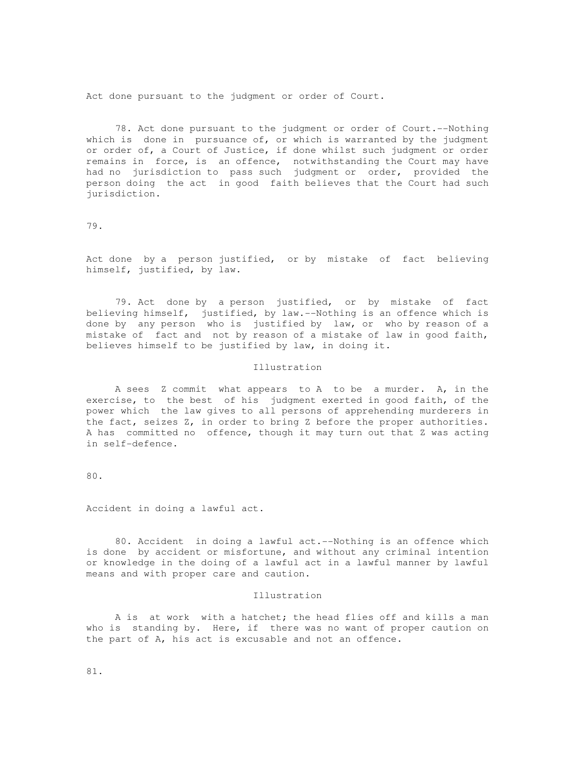Act done pursuant to the judgment or order of Court.

78. Act done pursuant to the judgment or order of Court.--Nothing which is done in pursuance of, or which is warranted by the judgment or order of, a Court of Justice, if done whilst such judgment or order remains in force, is an offence, notwithstanding the Court may have had no jurisdiction to pass such judgment or order, provided the person doing the act in good faith believes that the Court had such jurisdiction.

79.

Act done by a person justified, or by mistake of fact believing himself, justified, by law.

79. Act done by a person justified, or by mistake of fact believing himself, justified, by law.--Nothing is an offence which is done by any person who is justified by law, or who by reason of a mistake of fact and not by reason of a mistake of law in good faith, believes himself to be justified by law, in doing it.

Illustration

A sees Z commit what appears to A to be a murder. A, in the exercise, to the best of his judgment exerted in good faith, of the power which the law gives to all persons of apprehending murderers in the fact, seizes Z, in order to bring Z before the proper authorities. A has committed no offence, though it may turn out that Z was acting in self-defence.

80.

Accident in doing a lawful act.

80. Accident in doing a lawful act.--Nothing is an offence which is done by accident or misfortune, and without any criminal intention or knowledge in the doing of a lawful act in a lawful manner by lawful means and with proper care and caution.

Illustration

A is at work with a hatchet; the head flies off and kills a man who is standing by. Here, if there was no want of proper caution on the part of A, his act is excusable and not an offence.

81.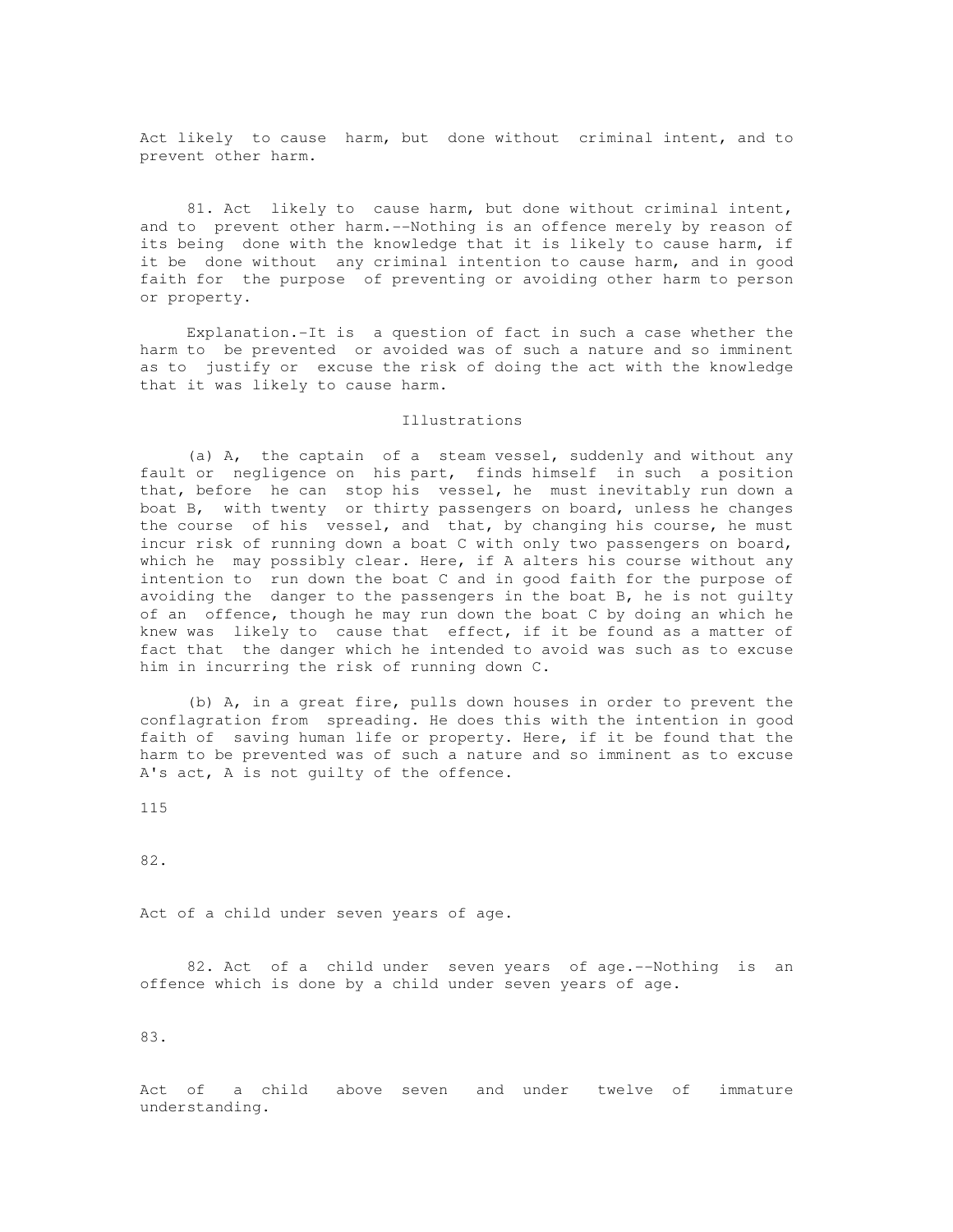Act likely to cause harm, but done without criminal intent, and to prevent other harm.

81. Act likely to cause harm, but done without criminal intent, and to prevent other harm.--Nothing is an offence merely by reason of its being done with the knowledge that it is likely to cause harm, if it be done without any criminal intention to cause harm, and in good faith for the purpose of preventing or avoiding other harm to person or property.

Explanation.-It is a question of fact in such a case whether the harm to be prevented or avoided was of such a nature and so imminent as to justify or excuse the risk of doing the act with the knowledge that it was likely to cause harm.

Illustrations

(a) A, the captain of a steam vessel, suddenly and without any fault or negligence on his part, finds himself in such a position that, before he can stop his vessel, he must inevitably run down a boat B, with twenty or thirty passengers on board, unless he changes the course of his vessel, and that, by changing his course, he must incur risk of running down a boat C with only two passengers on board, which he may possibly clear. Here, if A alters his course without any intention to run down the boat C and in good faith for the purpose of avoiding the danger to the passengers in the boat B, he is not guilty of an offence, though he may run down the boat C by doing an which he knew was likely to cause that effect, if it be found as a matter of fact that the danger which he intended to avoid was such as to excuse him in incurring the risk of running down C.

(b) A, in a great fire, pulls down houses in order to prevent the conflagration from spreading. He does this with the intention in good faith of saving human life or property. Here, if it be found that the harm to be prevented was of such a nature and so imminent as to excuse A's act, A is not guilty of the offence.

115

82.

Act of a child under seven years of age.

82. Act of a child under seven years of age.--Nothing is an offence which is done by a child under seven years of age.

83.

Act of a child above seven and under twelve of immature understanding.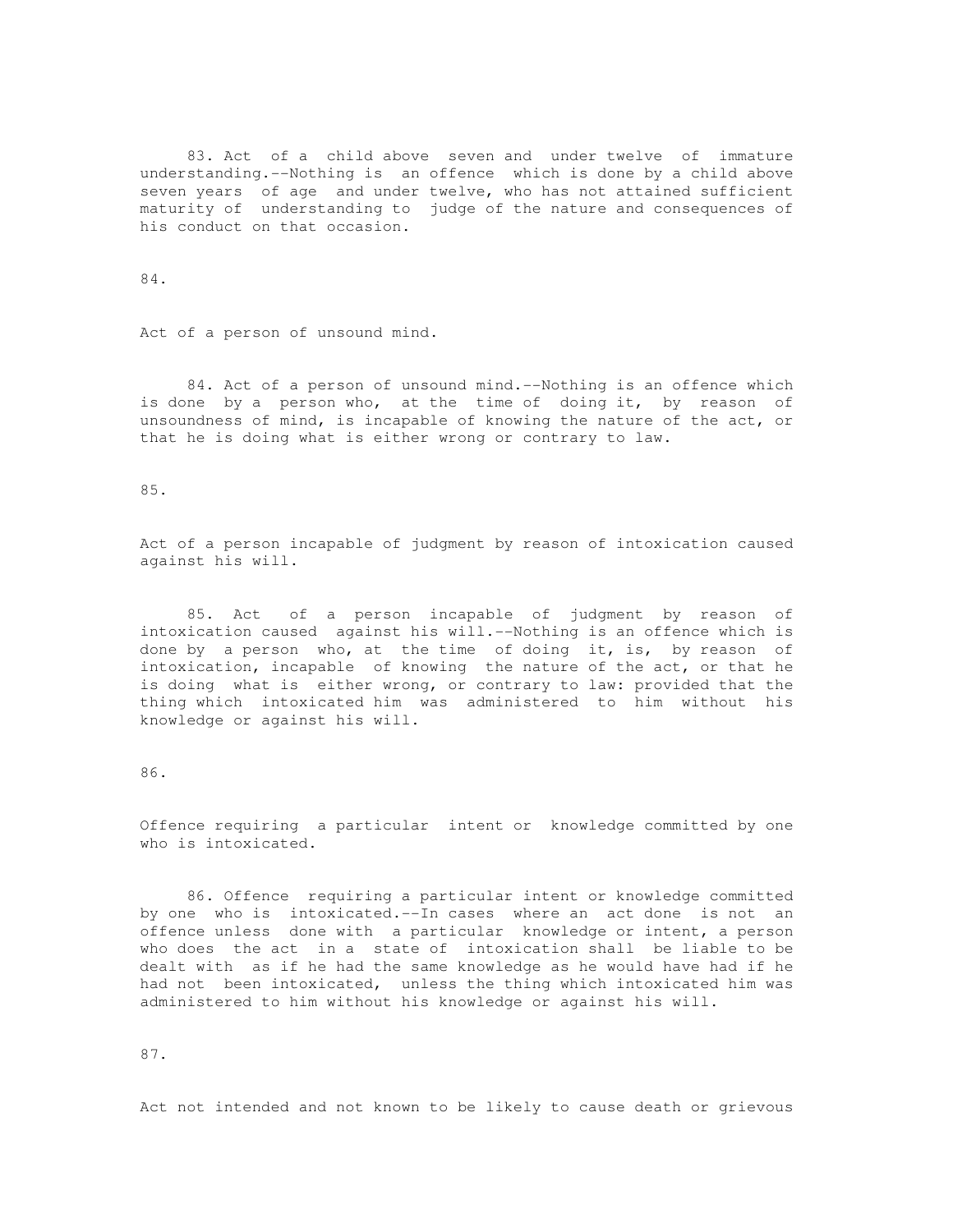83. Act of a child above seven and under twelve of immature understanding.--Nothing is an offence which is done by a child above seven years of age and under twelve, who has not attained sufficient maturity of understanding to judge of the nature and consequences of his conduct on that occasion.

84.

Act of a person of unsound mind.

84. Act of a person of unsound mind.--Nothing is an offence which is done by a person who, at the time of doing it, by reason of unsoundness of mind, is incapable of knowing the nature of the act, or that he is doing what is either wrong or contrary to law.

85.

Act of a person incapable of judgment by reason of intoxication caused against his will.

85. Act of a person incapable of judgment by reason of intoxication caused against his will.--Nothing is an offence which is done by a person who, at the time of doing it, is, by reason of intoxication, incapable of knowing the nature of the act, or that he is doing what is either wrong, or contrary to law: provided that the thing which intoxicated him was administered to him without his knowledge or against his will.

86.

Offence requiring a particular intent or knowledge committed by one who is intoxicated.

86. Offence requiring a particular intent or knowledge committed by one who is intoxicated.--In cases where an act done is not an offence unless done with a particular knowledge or intent, a person who does the act in a state of intoxication shall be liable to be dealt with as if he had the same knowledge as he would have had if he had not been intoxicated, unless the thing which intoxicated him was administered to him without his knowledge or against his will.

87.

Act not intended and not known to be likely to cause death or grievous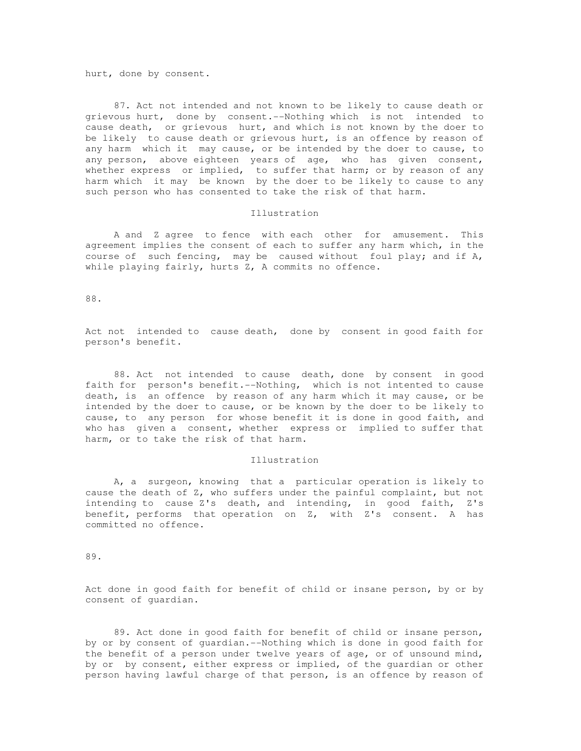hurt, done by consent.

87. Act not intended and not known to be likely to cause death or grievous hurt, done by consent.--Nothing which is not intended to cause death, or grievous hurt, and which is not known by the doer to be likely to cause death or grievous hurt, is an offence by reason of any harm which it may cause, or be intended by the doer to cause, to any person, above eighteen years of age, who has given consent, whether express or implied, to suffer that harm; or by reason of any harm which it may be known by the doer to be likely to cause to any such person who has consented to take the risk of that harm.

Illustration

A and Z agree to fence with each other for amusement. This agreement implies the consent of each to suffer any harm which, in the course of such fencing, may be caused without foul play; and if A, while playing fairly, hurts Z, A commits no offence.

88.

Act not intended to cause death, done by consent in good faith for person's benefit.

88. Act not intended to cause death, done by consent in good faith for person's benefit.--Nothing, which is not intented to cause death, is an offence by reason of any harm which it may cause, or be intended by the doer to cause, or be known by the doer to be likely to cause, to any person for whose benefit it is done in good faith, and who has given a consent, whether express or implied to suffer that harm, or to take the risk of that harm.

Illustration

A, a surgeon, knowing that a particular operation is likely to cause the death of Z, who suffers under the painful complaint, but not intending to cause Z's death, and intending, in good faith, Z's benefit, performs that operation on Z, with Z's consent. A has committed no offence.

89.

Act done in good faith for benefit of child or insane person, by or by consent of guardian.

89. Act done in good faith for benefit of child or insane person, by or by consent of guardian.--Nothing which is done in good faith for the benefit of a person under twelve years of age, or of unsound mind, by or by consent, either express or implied, of the guardian or other person having lawful charge of that person, is an offence by reason of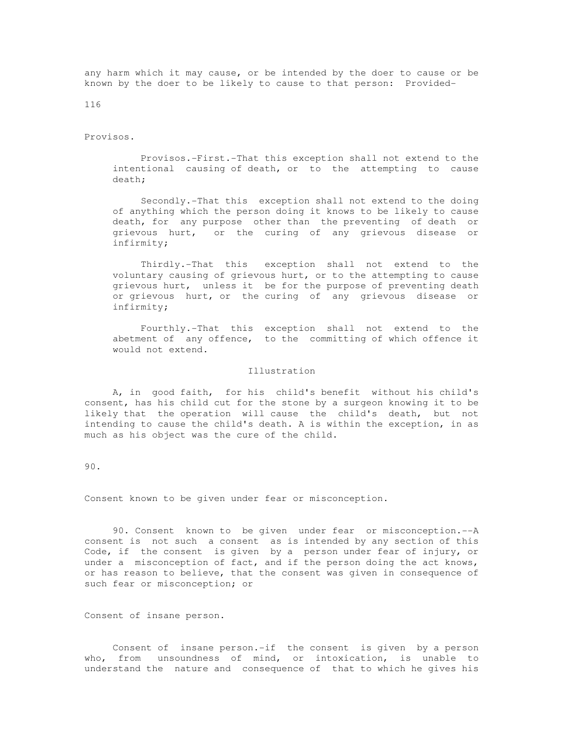any harm which it may cause, or be intended by the doer to cause or be known by the doer to be likely to cause to that person: Provided-

116

Provisos.

Provisos.-First.-That this exception shall not extend to the intentional causing of death, or to the attempting to cause death;

Secondly.-That this exception shall not extend to the doing of anything which the person doing it knows to be likely to cause death, for any purpose other than the preventing of death or grievous hurt, or the curing of any grievous disease or infirmity;

Thirdly.-That this exception shall not extend to the voluntary causing of grievous hurt, or to the attempting to cause grievous hurt, unless it be for the purpose of preventing death or grievous hurt, or the curing of any grievous disease or infirmity;

Fourthly.-That this exception shall not extend to the abetment of any offence, to the committing of which offence it would not extend.

Illustration

A, in good faith, for his child's benefit without his child's consent, has his child cut for the stone by a surgeon knowing it to be likely that the operation will cause the child's death, but not intending to cause the child's death. A is within the exception, in as much as his object was the cure of the child.

90.

Consent known to be given under fear or misconception.

90. Consent known to be given under fear or misconception.--A consent is not such a consent as is intended by any section of this Code, if the consent is given by a person under fear of injury, or under a misconception of fact, and if the person doing the act knows, or has reason to believe, that the consent was given in consequence of such fear or misconception; or

Consent of insane person.

Consent of insane person.-if the consent is given by a person who, from unsoundness of mind, or intoxication, is unable to understand the nature and consequence of that to which he gives his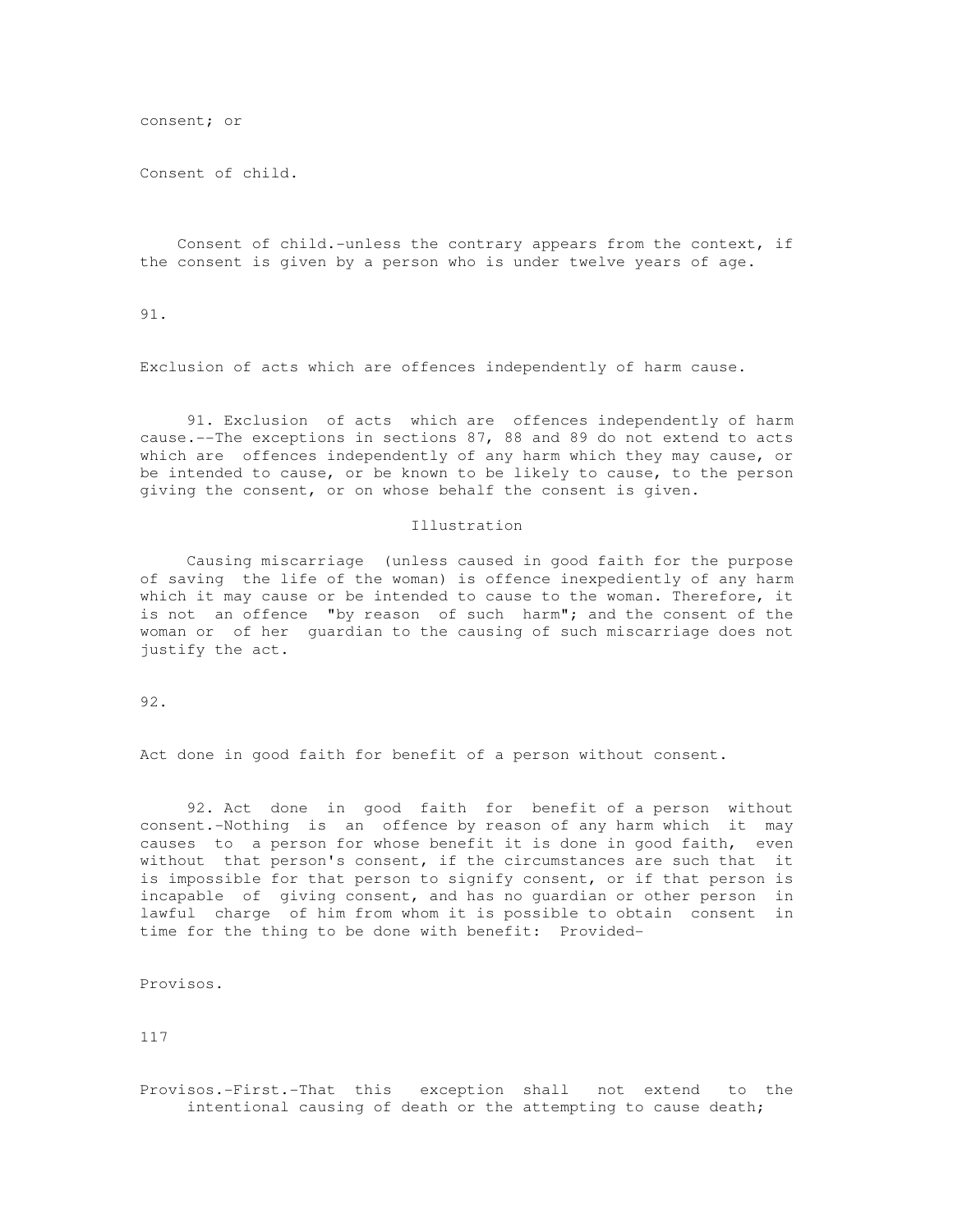consent; or

Consent of child.

Consent of child.-unless the contrary appears from the context, if the consent is given by a person who is under twelve years of age.

91.

Exclusion of acts which are offences independently of harm cause.

91. Exclusion of acts which are offences independently of harm cause.--The exceptions in sections 87, 88 and 89 do not extend to acts which are offences independently of any harm which they may cause, or be intended to cause, or be known to be likely to cause, to the person giving the consent, or on whose behalf the consent is given.

Illustration

Causing miscarriage (unless caused in good faith for the purpose of saving the life of the woman) is offence inexpediently of any harm which it may cause or be intended to cause to the woman. Therefore, it is not an offence "by reason of such harm"; and the consent of the woman or of her guardian to the causing of such miscarriage does not justify the act.

92.

Act done in good faith for benefit of a person without consent.

92. Act done in good faith for benefit of a person without consent.-Nothing is an offence by reason of any harm which it may causes to a person for whose benefit it is done in good faith, even without that person's consent, if the circumstances are such that it is impossible for that person to signify consent, or if that person is incapable of giving consent, and has no guardian or other person in lawful charge of him from whom it is possible to obtain consent in time for the thing to be done with benefit: Provided-

Provisos.

117

Provisos.-First.-That this exception shall not extend to the intentional causing of death or the attempting to cause death;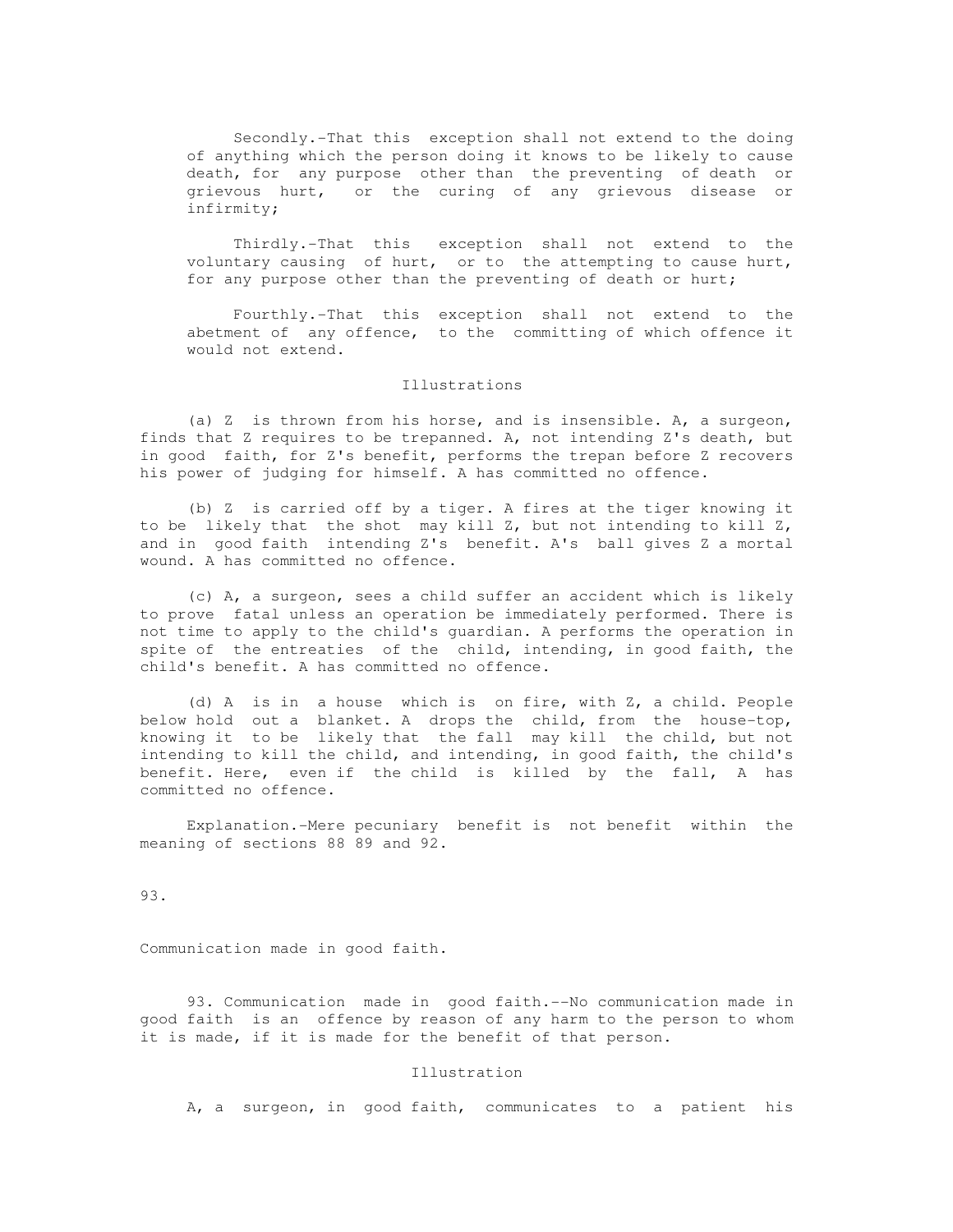Secondly.-That this exception shall not extend to the doing of anything which the person doing it knows to be likely to cause death, for any purpose other than the preventing of death or grievous hurt, or the curing of any grievous disease or infirmity;

Thirdly.-That this exception shall not extend to the voluntary causing of hurt, or to the attempting to cause hurt, for any purpose other than the preventing of death or hurt;

Fourthly.-That this exception shall not extend to the abetment of any offence, to the committing of which offence it would not extend.

Illustrations

(a) Z is thrown from his horse, and is insensible. A, a surgeon, finds that Z requires to be trepanned. A, not intending Z's death, but in good faith, for Z's benefit, performs the trepan before Z recovers his power of judging for himself. A has committed no offence.

(b) Z is carried off by a tiger. A fires at the tiger knowing it to be likely that the shot may kill Z, but not intending to kill Z, and in good faith intending Z's benefit. A's ball gives Z a mortal wound. A has committed no offence.

(c) A, a surgeon, sees a child suffer an accident which is likely to prove fatal unless an operation be immediately performed. There is not time to apply to the child's guardian. A performs the operation in spite of the entreaties of the child, intending, in good faith, the child's benefit. A has committed no offence.

(d) A is in a house which is on fire, with Z, a child. People below hold out a blanket. A drops the child, from the house-top, knowing it to be likely that the fall may kill the child, but not intending to kill the child, and intending, in good faith, the child's benefit. Here, even if the child is killed by the fall, A has committed no offence.

Explanation.-Mere pecuniary benefit is not benefit within the meaning of sections 88 89 and 92.

93.

Communication made in good faith.

93. Communication made in good faith.--No communication made in good faith is an offence by reason of any harm to the person to whom it is made, if it is made for the benefit of that person.

Illustration

A, a surgeon, in good faith, communicates to a patient his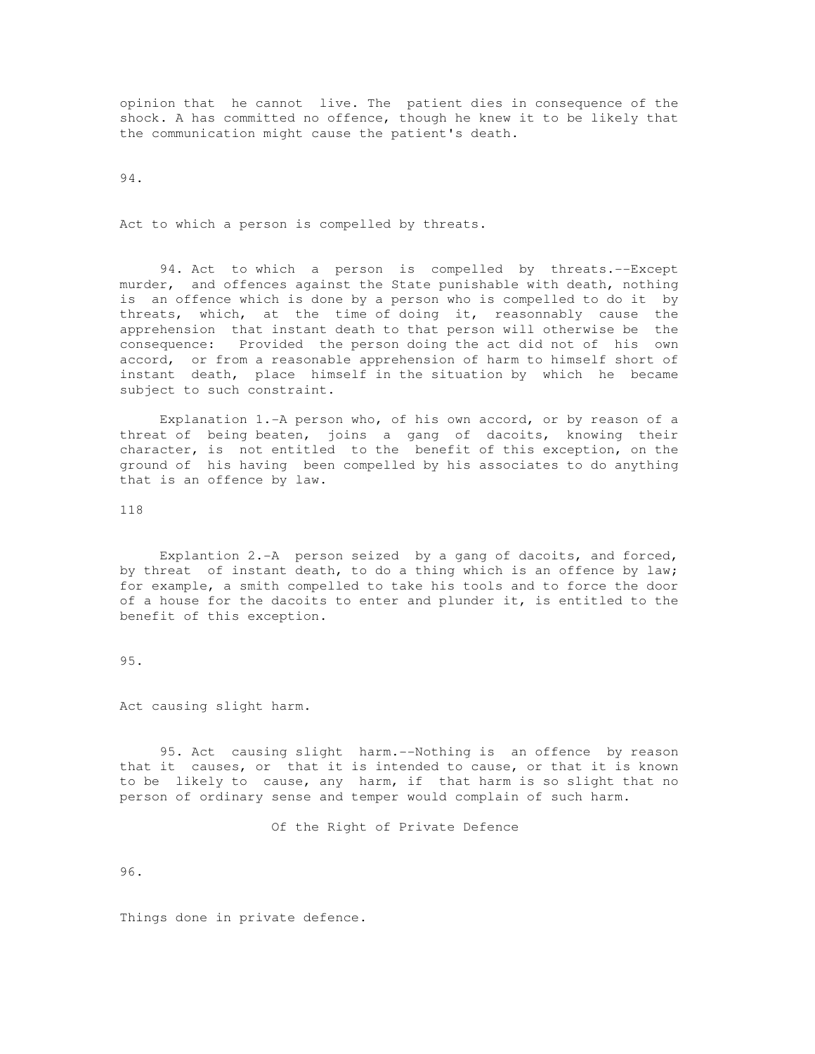opinion that he cannot live. The patient dies in consequence of the shock. A has committed no offence, though he knew it to be likely that the communication might cause the patient's death.

94.

Act to which a person is compelled by threats.

94. Act to which a person is compelled by threats.--Except murder, and offences against the State punishable with death, nothing is an offence which is done by a person who is compelled to do it by threats, which, at the time of doing it, reasonnably cause the apprehension that instant death to that person will otherwise be the consequence: Provided the person doing the act did not of his own accord, or from a reasonable apprehension of harm to himself short of instant death, place himself in the situation by which he became subject to such constraint.

Explanation 1.-A person who, of his own accord, or by reason of a threat of being beaten, joins a gang of dacoits, knowing their character, is not entitled to the benefit of this exception, on the ground of his having been compelled by his associates to do anything that is an offence by law.

Explantion 2.-A person seized by a gang of dacoits, and forced, by threat of instant death, to do a thing which is an offence by law; for example, a smith compelled to take his tools and to force the door of a house for the dacoits to enter and plunder it, is entitled to the benefit of this exception.

95.

Act causing slight harm.

95. Act causing slight harm.--Nothing is an offence by reason that it causes, or that it is intended to cause, or that it is known to be likely to cause, any harm, if that harm is so slight that no person of ordinary sense and temper would complain of such harm.

Of the Right of Private Defence

96.

Things done in private defence.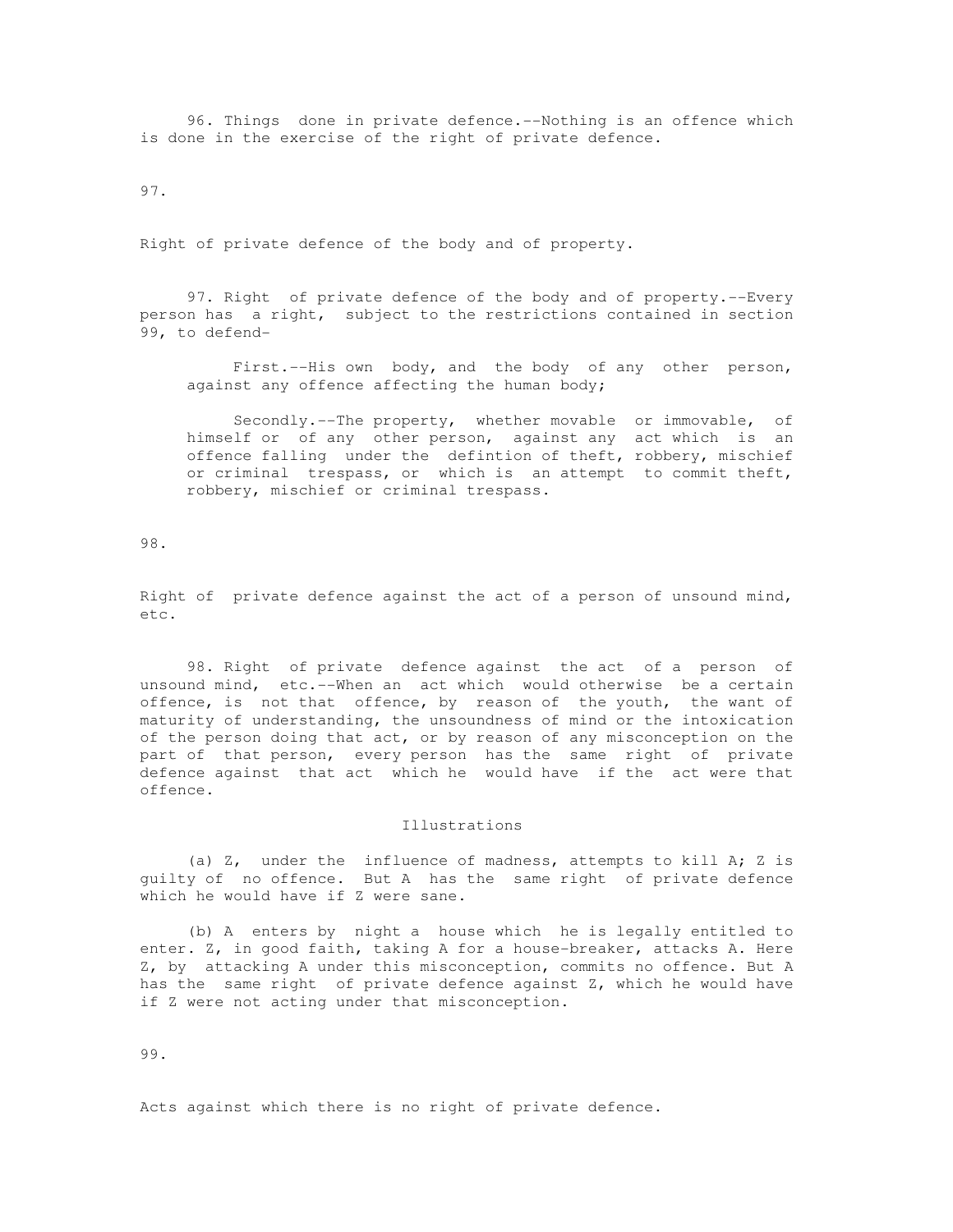96. Things done in private defence.--Nothing is an offence which is done in the exercise of the right of private defence.

97.

Right of private defence of the body and of property.

97. Right of private defence of the body and of property.--Every person has a right, subject to the restrictions contained in section 99, to defend-

First.--His own body, and the body of any other person, against any offence affecting the human body;

Secondly.--The property, whether movable or immovable, of himself or of any other person, against any act which is an offence falling under the defintion of theft, robbery, mischief or criminal trespass, or which is an attempt to commit theft, robbery, mischief or criminal trespass.

98.

Right of private defence against the act of a person of unsound mind, etc.

98. Right of private defence against the act of a person of unsound mind, etc.--When an act which would otherwise be a certain offence, is not that offence, by reason of the youth, the want of maturity of understanding, the unsoundness of mind or the intoxication of the person doing that act, or by reason of any misconception on the part of that person, every person has the same right of private defence against that act which he would have if the act were that offence.

Illustrations

(a) Z, under the influence of madness, attempts to kill A; Z is guilty of no offence. But A has the same right of private defence which he would have if Z were sane.

(b) A enters by night a house which he is legally entitled to enter. Z, in good faith, taking A for a house-breaker, attacks A. Here Z, by attacking A under this misconception, commits no offence. But A has the same right of private defence against Z, which he would have if Z were not acting under that misconception.

99.

Acts against which there is no right of private defence.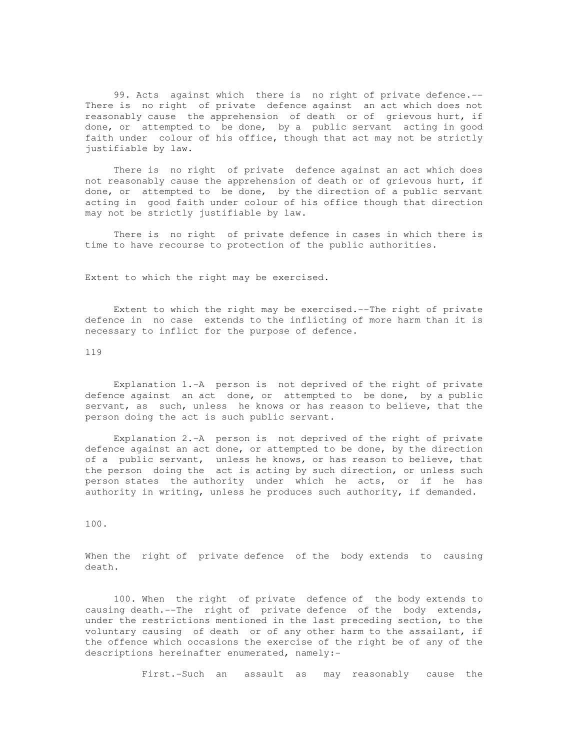99. Acts against which there is no right of private defence.-- There is no right of private defence against an act which does not reasonably cause the apprehension of death or of grievous hurt, if done, or attempted to be done, by a public servant acting in good faith under colour of his office, though that act may not be strictly justifiable by law.

There is no right of private defence against an act which does not reasonably cause the apprehension of death or of grievous hurt, if done, or attempted to be done, by the direction of a public servant acting in good faith under colour of his office though that direction may not be strictly justifiable by law.

There is no right of private defence in cases in which there is time to have recourse to protection of the public authorities.

Extent to which the right may be exercised.

Extent to which the right may be exercised.--The right of private defence in no case extends to the inflicting of more harm than it is necessary to inflict for the purpose of defence.

119

Explanation 1.-A person is not deprived of the right of private defence against an act done, or attempted to be done, by a public servant, as such, unless he knows or has reason to believe, that the person doing the act is such public servant.

Explanation 2.-A person is not deprived of the right of private defence against an act done, or attempted to be done, by the direction of a public servant, unless he knows, or has reason to believe, that the person doing the act is acting by such direction, or unless such person states the authority under which he acts, or if he has authority in writing, unless he produces such authority, if demanded.

100.

When the right of private defence of the body extends to causing death.

100. When the right of private defence of the body extends to causing death.--The right of private defence of the body extends, under the restrictions mentioned in the last preceding section, to the voluntary causing of death or of any other harm to the assailant, if the offence which occasions the exercise of the right be of any of the descriptions hereinafter enumerated, namely:-

First.-Such an assault as may reasonably cause the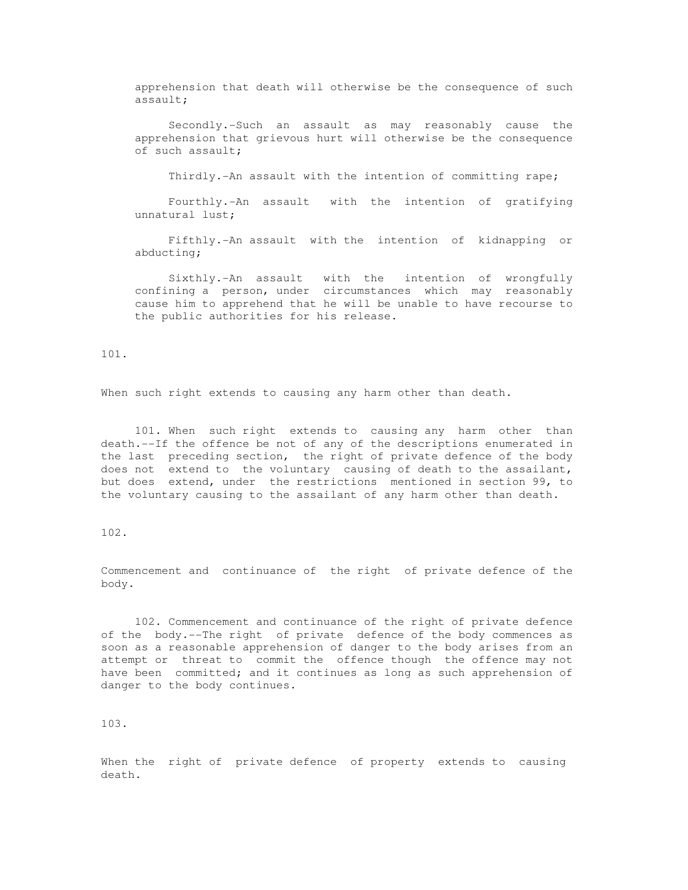apprehension that death will otherwise be the consequence of such assault;

Secondly.-Such an assault as may reasonably cause the apprehension that grievous hurt will otherwise be the consequence of such assault;

Thirdly.-An assault with the intention of committing rape;

Fourthly.-An assault with the intention of gratifying unnatural lust;

Fifthly.-An assault with the intention of kidnapping or abducting;

Sixthly.-An assault with the intention of wrongfully confining a person, under circumstances which may reasonably cause him to apprehend that he will be unable to have recourse to the public authorities for his release.

101.

When such right extends to causing any harm other than death.

101. When such right extends to causing any harm other than death.--If the offence be not of any of the descriptions enumerated in the last preceding section, the right of private defence of the body does not extend to the voluntary causing of death to the assailant, but does extend, under the restrictions mentioned in section 99, to the voluntary causing to the assailant of any harm other than death.

102.

Commencement and continuance of the right of private defence of the body.

102. Commencement and continuance of the right of private defence of the body.--The right of private defence of the body commences as soon as a reasonable apprehension of danger to the body arises from an attempt or threat to commit the offence though the offence may not have been committed; and it continues as long as such apprehension of danger to the body continues.

103.

When the right of private defence of property extends to causing death.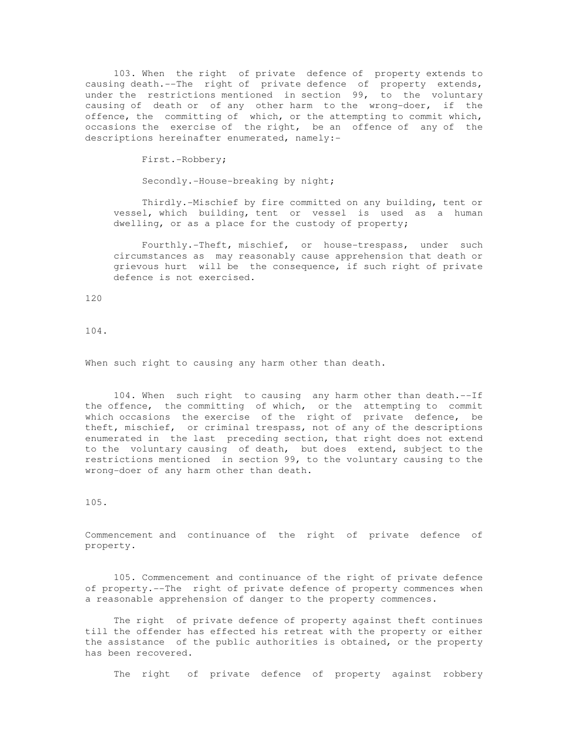103. When the right of private defence of property extends to causing death.--The right of private defence of property extends, under the restrictions mentioned in section 99, to the voluntary causing of death or of any other harm to the wrong-doer, if the offence, the committing of which, or the attempting to commit which, occasions the exercise of the right, be an offence of any of the descriptions hereinafter enumerated, namely:-

First.-Robbery;

Secondly.-House-breaking by night;

Thirdly.-Mischief by fire committed on any building, tent or vessel, which building, tent or vessel is used as a human dwelling, or as a place for the custody of property;

Fourthly.-Theft, mischief, or house-trespass, under such circumstances as may reasonably cause apprehension that death or grievous hurt will be the consequence, if such right of private defence is not exercised.

120

104.

When such right to causing any harm other than death.

104. When such right to causing any harm other than death.--If the offence, the committing of which, or the attempting to commit which occasions the exercise of the right of private defence, be theft, mischief, or criminal trespass, not of any of the descriptions enumerated in the last preceding section, that right does not extend to the voluntary causing of death, but does extend, subject to the restrictions mentioned in section 99, to the voluntary causing to the wrong-doer of any harm other than death.

105.

Commencement and continuance of the right of private defence of property.

105. Commencement and continuance of the right of private defence of property.--The right of private defence of property commences when a reasonable apprehension of danger to the property commences.

The right of private defence of property against theft continues till the offender has effected his retreat with the property or either the assistance of the public authorities is obtained, or the property has been recovered.

The right of private defence of property against robbery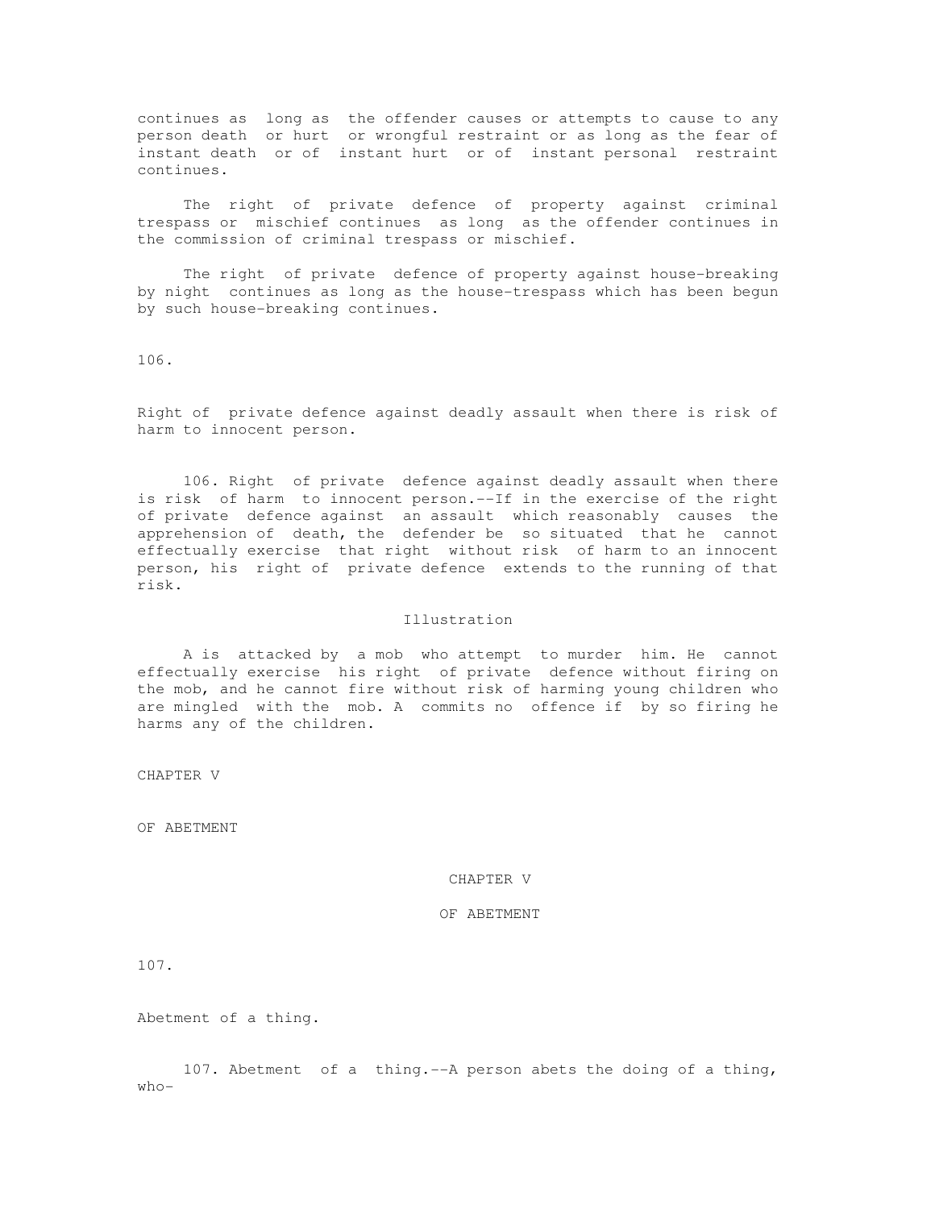continues as long as the offender causes or attempts to cause to any person death or hurt or wrongful restraint or as long as the fear of instant death or of instant hurt or of instant personal restraint continues.

The right of private defence of property against criminal trespass or mischief continues as long as the offender continues in the commission of criminal trespass or mischief.

The right of private defence of property against house-breaking by night continues as long as the house-trespass which has been begun by such house-breaking continues.

106.

Right of private defence against deadly assault when there is risk of harm to innocent person.

106. Right of private defence against deadly assault when there is risk of harm to innocent person.--If in the exercise of the right of private defence against an assault which reasonably causes the apprehension of death, the defender be so situated that he cannot effectually exercise that right without risk of harm to an innocent person, his right of private defence extends to the running of that risk.

Illustration

A is attacked by a mob who attempt to murder him. He cannot effectually exercise his right of private defence without firing on the mob, and he cannot fire without risk of harming young children who are mingled with the mob. A commits no offence if by so firing he harms any of the children.

CHAPTER V

OF ABETMENT

## CHAPTER V

## OF ABETMENT

107.

Abetment of a thing.

107. Abetment of a thing.--A person abets the doing of a thing, who-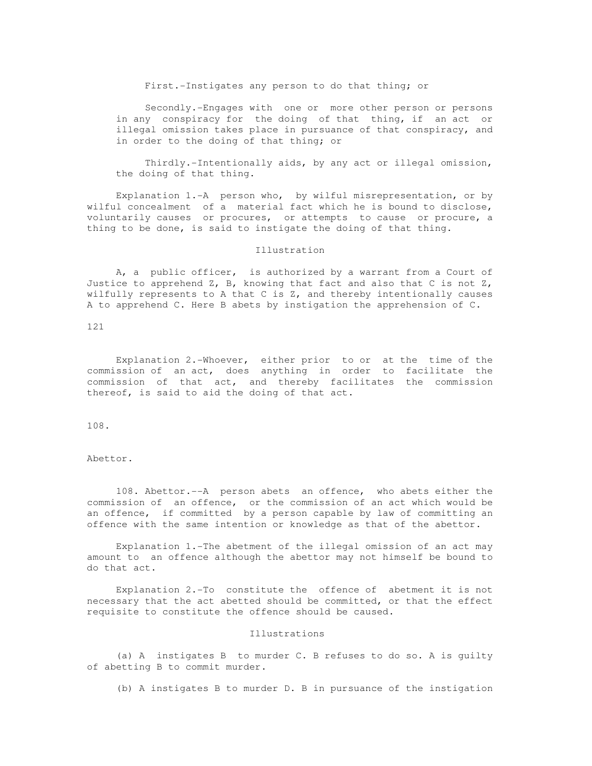First.-Instigates any person to do that thing; or

Secondly.-Engages with one or more other person or persons in any conspiracy for the doing of that thing, if an act or illegal omission takes place in pursuance of that conspiracy, and in order to the doing of that thing; or

Thirdly.-Intentionally aids, by any act or illegal omission, the doing of that thing.

Explanation 1.-A person who, by wilful misrepresentation, or by wilful concealment of a material fact which he is bound to disclose, voluntarily causes or procures, or attempts to cause or procure, a thing to be done, is said to instigate the doing of that thing.

Illustration

A, a public officer, is authorized by a warrant from a Court of Justice to apprehend Z, B, knowing that fact and also that C is not Z, wilfully represents to A that C is Z, and thereby intentionally causes A to apprehend C. Here B abets by instigation the apprehension of C.

Explanation 2.-Whoever, either prior to or at the time of the commission of an act, does anything in order to facilitate the commission of that act, and thereby facilitates the commission thereof, is said to aid the doing of that act.

108.

Abettor.

108. Abettor.--A person abets an offence, who abets either the commission of an offence, or the commission of an act which would be an offence, if committed by a person capable by law of committing an offence with the same intention or knowledge as that of the abettor.

Explanation 1.-The abetment of the illegal omission of an act may amount to an offence although the abettor may not himself be bound to do that act.

Explanation 2.-To constitute the offence of abetment it is not necessary that the act abetted should be committed, or that the effect requisite to constitute the offence should be caused.

Illustrations

(a) A instigates B to murder C. B refuses to do so. A is guilty of abetting B to commit murder.

(b) A instigates B to murder D. B in pursuance of the instigation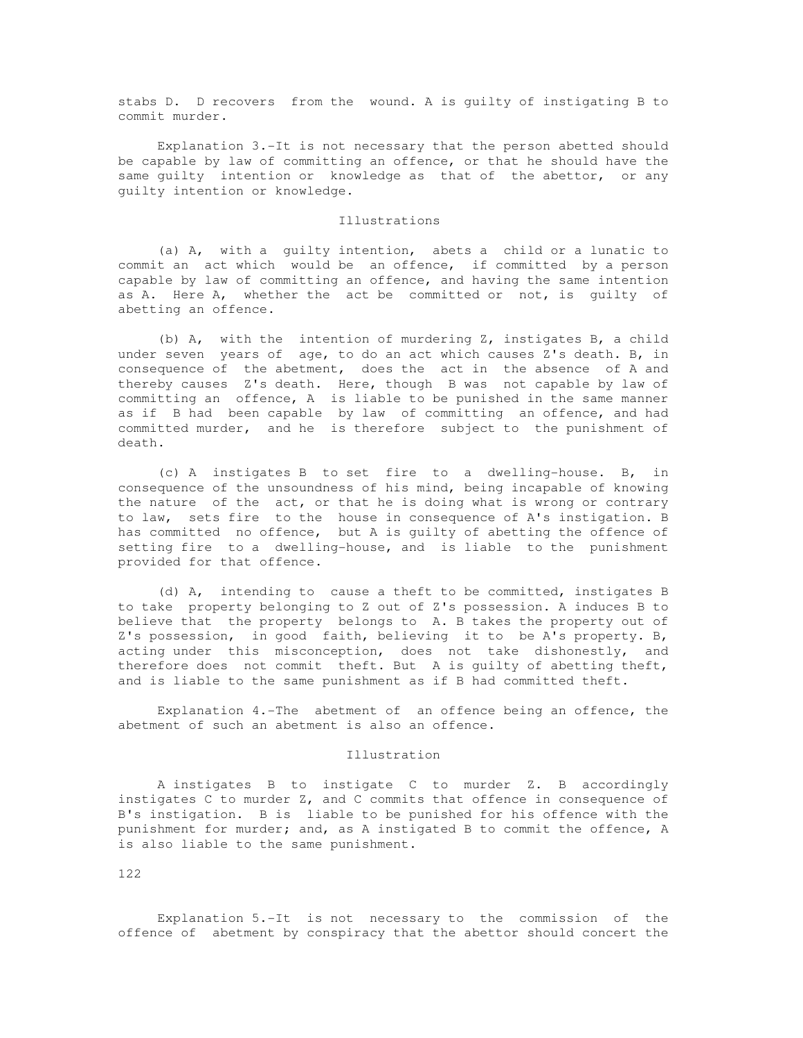stabs D. D recovers from the wound. A is guilty of instigating B to commit murder.

Explanation 3.-It is not necessary that the person abetted should be capable by law of committing an offence, or that he should have the same guilty intention or knowledge as that of the abettor, or any guilty intention or knowledge.

Illustrations

(a) A, with a guilty intention, abets a child or a lunatic to commit an act which would be an offence, if committed by a person capable by law of committing an offence, and having the same intention as A. Here A, whether the act be committed or not, is guilty of abetting an offence.

(b) A, with the intention of murdering Z, instigates B, a child under seven years of age, to do an act which causes Z's death. B, in consequence of the abetment, does the act in the absence of A and thereby causes Z's death. Here, though B was not capable by law of committing an offence, A is liable to be punished in the same manner as if B had been capable by law of committing an offence, and had committed murder, and he is therefore subject to the punishment of death.

(c) A instigates B to set fire to a dwelling-house. B, in consequence of the unsoundness of his mind, being incapable of knowing the nature of the act, or that he is doing what is wrong or contrary to law, sets fire to the house in consequence of A's instigation. B has committed no offence, but A is guilty of abetting the offence of setting fire to a dwelling-house, and is liable to the punishment provided for that offence.

(d) A, intending to cause a theft to be committed, instigates B to take property belonging to Z out of Z's possession. A induces B to believe that the property belongs to A. B takes the property out of Z's possession, in good faith, believing it to be A's property. B, acting under this misconception, does not take dishonestly, and therefore does not commit theft. But A is guilty of abetting theft, and is liable to the same punishment as if B had committed theft.

Explanation 4.-The abetment of an offence being an offence, the abetment of such an abetment is also an offence.

Illustration

A instigates B to instigate C to murder Z. B accordingly instigates C to murder Z, and C commits that offence in consequence of B's instigation. B is liable to be punished for his offence with the punishment for murder; and, as A instigated B to commit the offence, A is also liable to the same punishment.

Explanation 5.-It is not necessary to the commission of the offence of abetment by conspiracy that the abettor should concert the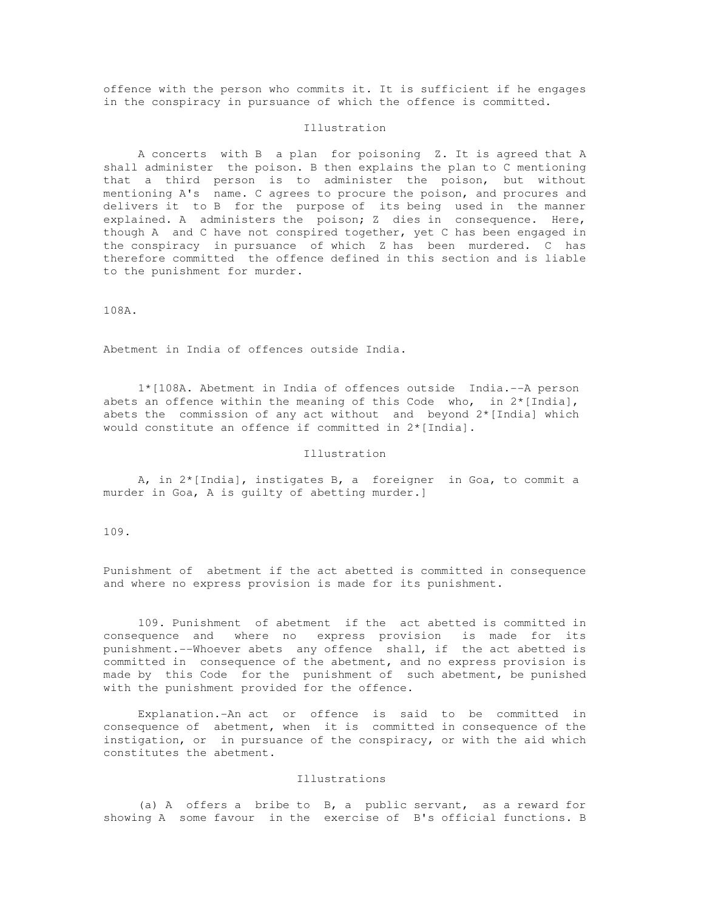offence with the person who commits it. It is sufficient if he engages in the conspiracy in pursuance of which the offence is committed.

Illustration

A concerts with B a plan for poisoning Z. It is agreed that A shall administer the poison. B then explains the plan to C mentioning that a third person is to administer the poison, but without mentioning A's name. C agrees to procure the poison, and procures and delivers it to B for the purpose of its being used in the manner explained. A administers the poison; Z dies in consequence. Here, though A and C have not conspired together, yet C has been engaged in the conspiracy in pursuance of which Z has been murdered. C has therefore committed the offence defined in this section and is liable to the punishment for murder.

108A.

Abetment in India of offences outside India.

1*[108A. Abetment in India of offences outside India.--A person abets an offence within the meaning of this Code who, in 2*[India], abets the commission of any act without and beyond 2*[India] which would constitute an offence if committed in 2*[India].

Illustration

A, in 2*[India], instigates B, a foreigner in Goa, to commit a murder in Goa, A is guilty of abetting murder.]

109.

Punishment of abetment if the act abetted is committed in consequence and where no express provision is made for its punishment.

109. Punishment of abetment if the act abetted is committed in consequence and where no express provision is made for its punishment.--Whoever abets any offence shall, if the act abetted is committed in consequence of the abetment, and no express provision is made by this Code for the punishment of such abetment, be punished with the punishment provided for the offence.

Explanation.-An act or offence is said to be committed in consequence of abetment, when it is committed in consequence of the instigation, or in pursuance of the conspiracy, or with the aid which constitutes the abetment.

Illustrations

(a) A offers a bribe to B, a public servant, as a reward for showing A some favour in the exercise of B's official functions. B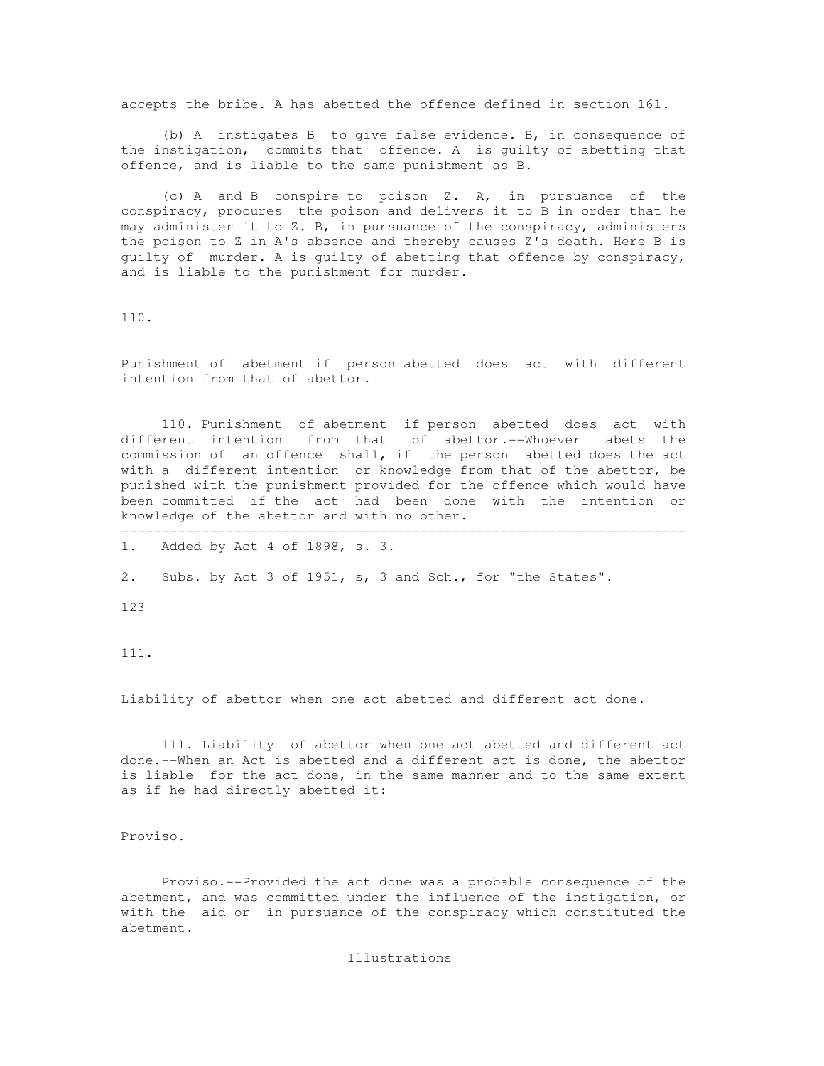accepts the bribe. A has abetted the offence defined in section 161.

(b) A instigates B to give false evidence. B, in consequence of the instigation, commits that offence. A is guilty of abetting that offence, and is liable to the same punishment as B.

(c) A and B conspire to poison Z. A, in pursuance of the conspiracy, procures the poison and delivers it to B in order that he may administer it to Z. B, in pursuance of the conspiracy, administers the poison to Z in A's absence and thereby causes Z's death. Here B is guilty of murder. A is guilty of abetting that offence by conspiracy, and is liable to the punishment for murder.

110.

Punishment of abetment if person abetted does act with different intention from that of abettor.

110. Punishment of abetment if person abetted does act with different intention from that of abettor.--Whoever abets the commission of an offence shall, if the person abetted does the act with a different intention or knowledge from that of the abettor, be punished with the punishment provided for the offence which would have been committed if the act had been done with the intention or knowledge of the abettor and with no other.

---

1. Added by Act 4 of 1898, s. 3.

2. Subs. by Act 3 of 1951, s, 3 and Sch., for "the States".

111.

Liability of abettor when one act abetted and different act done.

111. Liability of abettor when one act abetted and different act done.--When an Act is abetted and a different act is done, the abettor is liable for the act done, in the same manner and to the same extent as if he had directly abetted it:

Proviso.

Proviso.--Provided the act done was a probable consequence of the abetment, and was committed under the influence of the instigation, or with the aid or in pursuance of the conspiracy which constituted the abetment.

Illustrations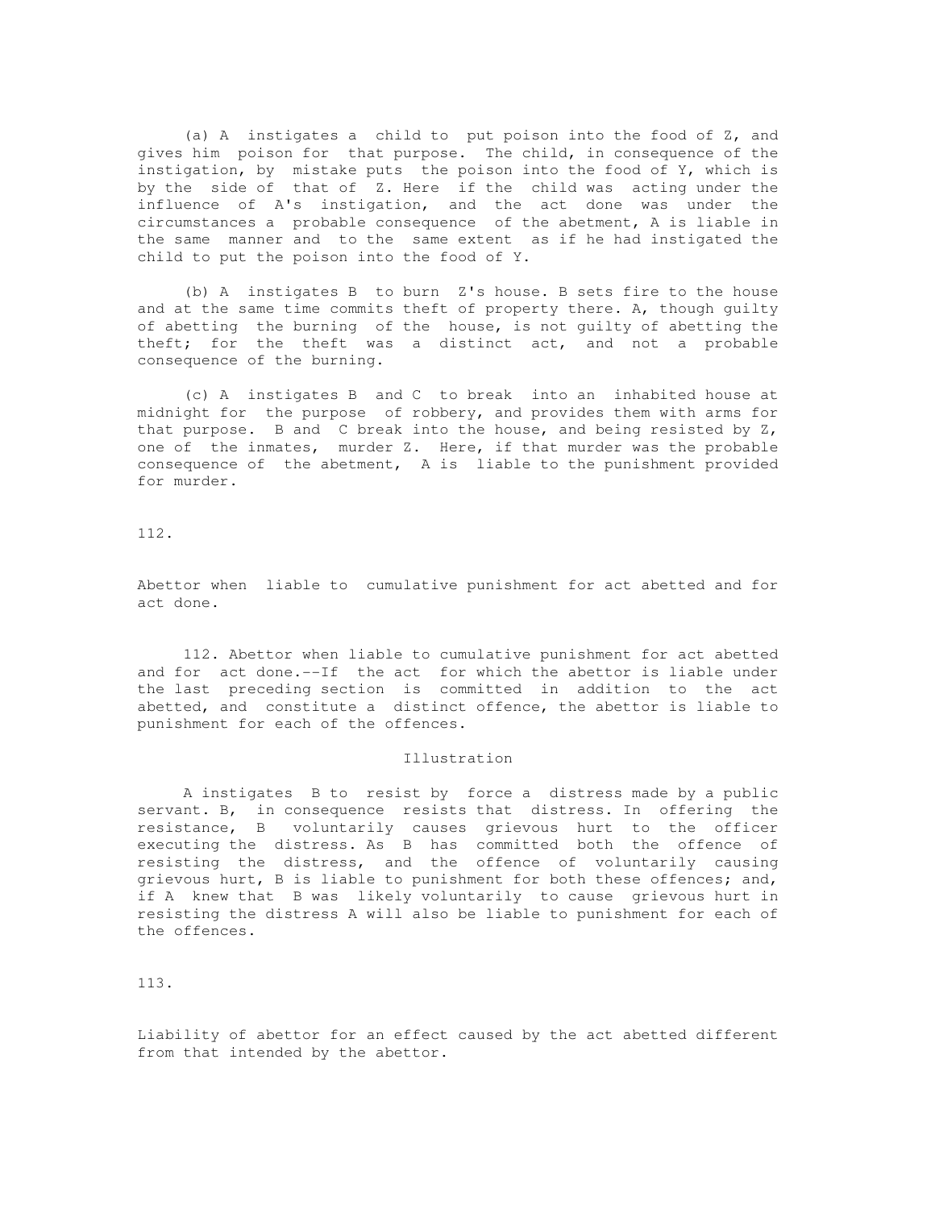(a) A instigates a child to put poison into the food of Z, and gives him poison for that purpose. The child, in consequence of the instigation, by mistake puts the poison into the food of Y, which is by the side of that of Z. Here if the child was acting under the influence of A's instigation, and the act done was under the circumstances a probable consequence of the abetment, A is liable in the same manner and to the same extent as if he had instigated the child to put the poison into the food of Y.

(b) A instigates B to burn Z's house. B sets fire to the house and at the same time commits theft of property there. A, though guilty of abetting the burning of the house, is not guilty of abetting the theft; for the theft was a distinct act, and not a probable consequence of the burning.

(c) A instigates B and C to break into an inhabited house at midnight for the purpose of robbery, and provides them with arms for that purpose. B and C break into the house, and being resisted by Z, one of the inmates, murder Z. Here, if that murder was the probable consequence of the abetment, A is liable to the punishment provided for murder.

112.

Abettor when liable to cumulative punishment for act abetted and for act done.

112. Abettor when liable to cumulative punishment for act abetted and for act done.--If the act for which the abettor is liable under the last preceding section is committed in addition to the act abetted, and constitute a distinct offence, the abettor is liable to punishment for each of the offences.

Illustration

A instigates B to resist by force a distress made by a public servant. B, in consequence resists that distress. In offering the resistance, B voluntarily causes grievous hurt to the officer executing the distress. As B has committed both the offence of resisting the distress, and the offence of voluntarily causing grievous hurt, B is liable to punishment for both these offences; and, if A knew that B was likely voluntarily to cause grievous hurt in resisting the distress A will also be liable to punishment for each of the offences.

113.

Liability of abettor for an effect caused by the act abetted different from that intended by the abettor.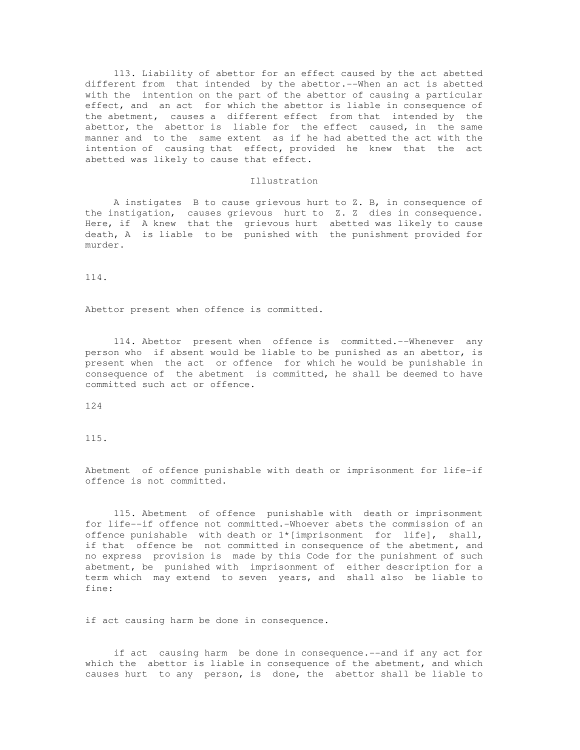113. Liability of abettor for an effect caused by the act abetted different from that intended by the abettor.--When an act is abetted with the intention on the part of the abettor of causing a particular effect, and an act for which the abettor is liable in consequence of the abetment, causes a different effect from that intended by the abettor, the abettor is liable for the effect caused, in the same manner and to the same extent as if he had abetted the act with the intention of causing that effect, provided he knew that the act abetted was likely to cause that effect.

Illustration

A instigates B to cause grievous hurt to Z. B, in consequence of the instigation, causes grievous hurt to Z. Z dies in consequence. Here, if A knew that the grievous hurt abetted was likely to cause death, A is liable to be punished with the punishment provided for murder.

114.

Abettor present when offence is committed.

114. Abettor present when offence is committed.--Whenever any person who if absent would be liable to be punished as an abettor, is present when the act or offence for which he would be punishable in consequence of the abetment is committed, he shall be deemed to have committed such act or offence.

124

115.

Abetment of offence punishable with death or imprisonment for life-if offence is not committed.

115. Abetment of offence punishable with death or imprisonment for life--if offence not committed.-Whoever abets the commission of an offence punishable with death or 1*[imprisonment for life], shall, if that offence be not committed in consequence of the abetment, and no express provision is made by this Code for the punishment of such abetment, be punished with imprisonment of either description for a term which may extend to seven years, and shall also be liable to fine:

if act causing harm be done in consequence.

if act causing harm be done in consequence.--and if any act for which the abettor is liable in consequence of the abetment, and which causes hurt to any person, is done, the abettor shall be liable to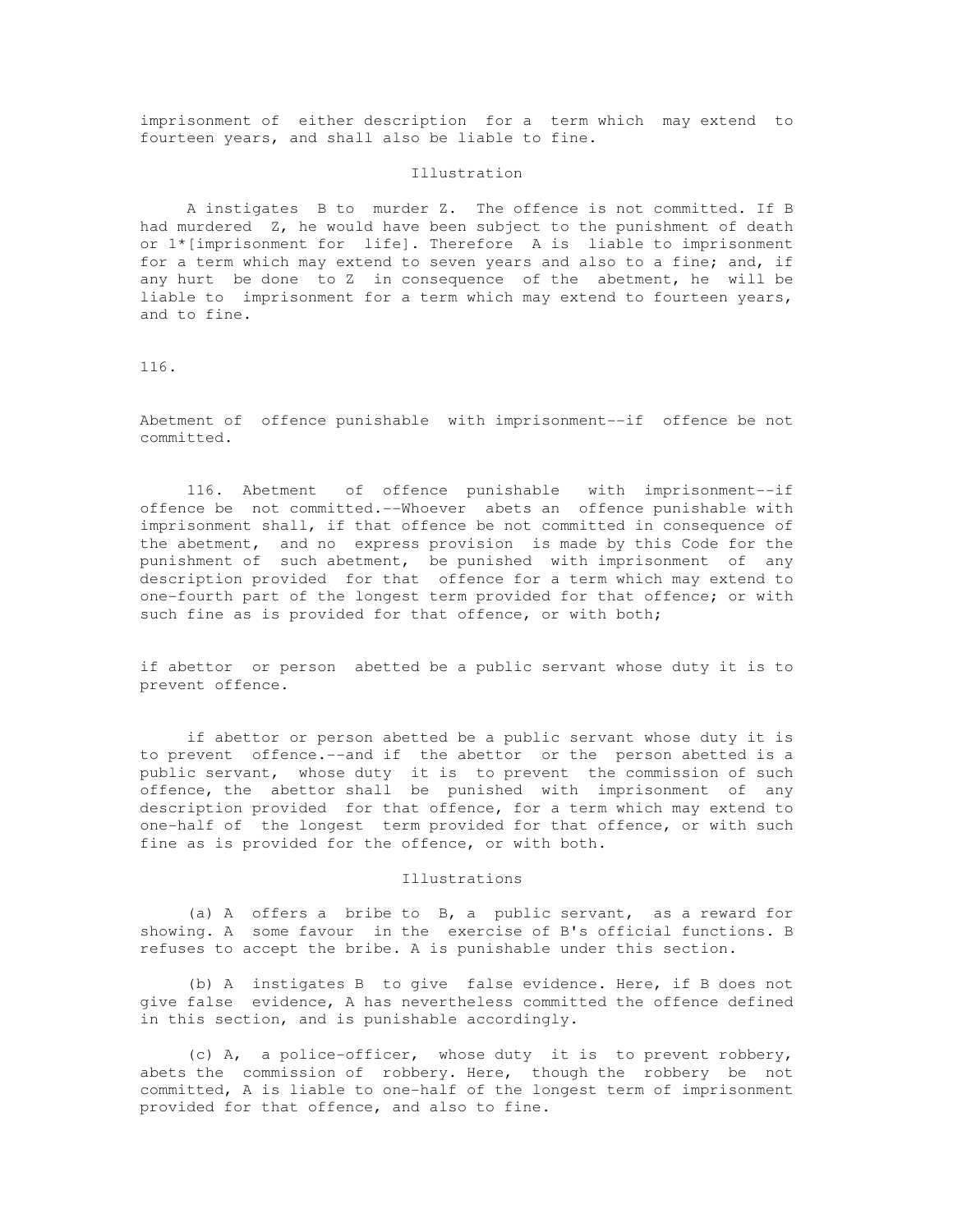imprisonment of either description for a term which may extend to fourteen years, and shall also be liable to fine.

Illustration

A instigates B to murder Z. The offence is not committed. If B had murdered Z, he would have been subject to the punishment of death or 1*[imprisonment for life]. Therefore A is liable to imprisonment for a term which may extend to seven years and also to a fine; and, if any hurt be done to Z in consequence of the abetment, he will be liable to imprisonment for a term which may extend to fourteen years, and to fine.

116.

Abetment of offence punishable with imprisonment--if offence be not committed.

116. Abetment of offence punishable with imprisonment--if offence be not committed.--Whoever abets an offence punishable with imprisonment shall, if that offence be not committed in consequence of the abetment, and no express provision is made by this Code for the punishment of such abetment, be punished with imprisonment of any description provided for that offence for a term which may extend to one-fourth part of the longest term provided for that offence; or with such fine as is provided for that offence, or with both;

if abettor or person abetted be a public servant whose duty it is to prevent offence.

if abettor or person abetted be a public servant whose duty it is to prevent offence.--and if the abettor or the person abetted is a public servant, whose duty it is to prevent the commission of such offence, the abettor shall be punished with imprisonment of any description provided for that offence, for a term which may extend to one-half of the longest term provided for that offence, or with such fine as is provided for the offence, or with both.

Illustrations

(a) A offers a bribe to B, a public servant, as a reward for showing. A some favour in the exercise of B's official functions. B refuses to accept the bribe. A is punishable under this section.

(b) A instigates B to give false evidence. Here, if B does not give false evidence, A has nevertheless committed the offence defined in this section, and is punishable accordingly.

(c) A, a police-officer, whose duty it is to prevent robbery, abets the commission of robbery. Here, though the robbery be not committed, A is liable to one-half of the longest term of imprisonment provided for that offence, and also to fine.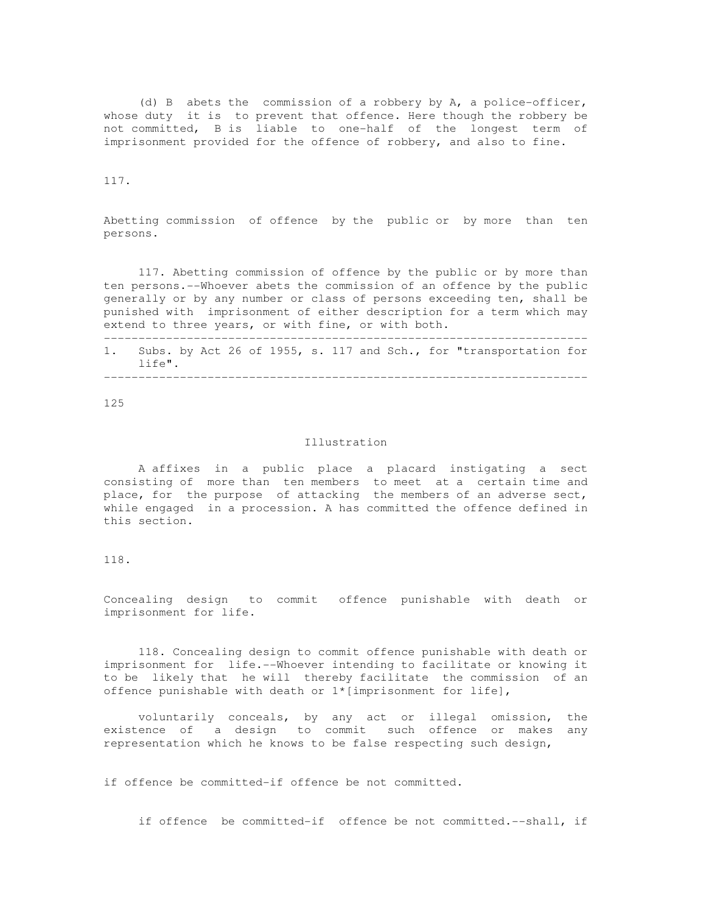(d) B abets the commission of a robbery by A, a police-officer, whose duty it is to prevent that offence. Here though the robbery be not committed, B is liable to one-half of the longest term of imprisonment provided for the offence of robbery, and also to fine.

117.

Abetting commission of offence by the public or by more than ten persons.

117. Abetting commission of offence by the public or by more than ten persons.--Whoever abets the commission of an offence by the public generally or by any number or class of persons exceeding ten, shall be punished with imprisonment of either description for a term which may extend to three years, or with fine, or with both.

---

1. Subs. by Act 26 of 1955, s. 117 and Sch., for "transportation for life".

---

Illustration

A affixes in a public place a placard instigating a sect consisting of more than ten members to meet at a certain time and place, for the purpose of attacking the members of an adverse sect, while engaged in a procession. A has committed the offence defined in this section.

118.

Concealing design to commit offence punishable with death or imprisonment for life.

118. Concealing design to commit offence punishable with death or imprisonment for life.--Whoever intending to facilitate or knowing it to be likely that he will thereby facilitate the commission of an offence punishable with death or 1*[imprisonment for life],

voluntarily conceals, by any act or illegal omission, the existence of a design to commit such offence or makes any representation which he knows to be false respecting such design,

if offence be committed-if offence be not committed.

if offence be committed-if offence be not committed.--shall, if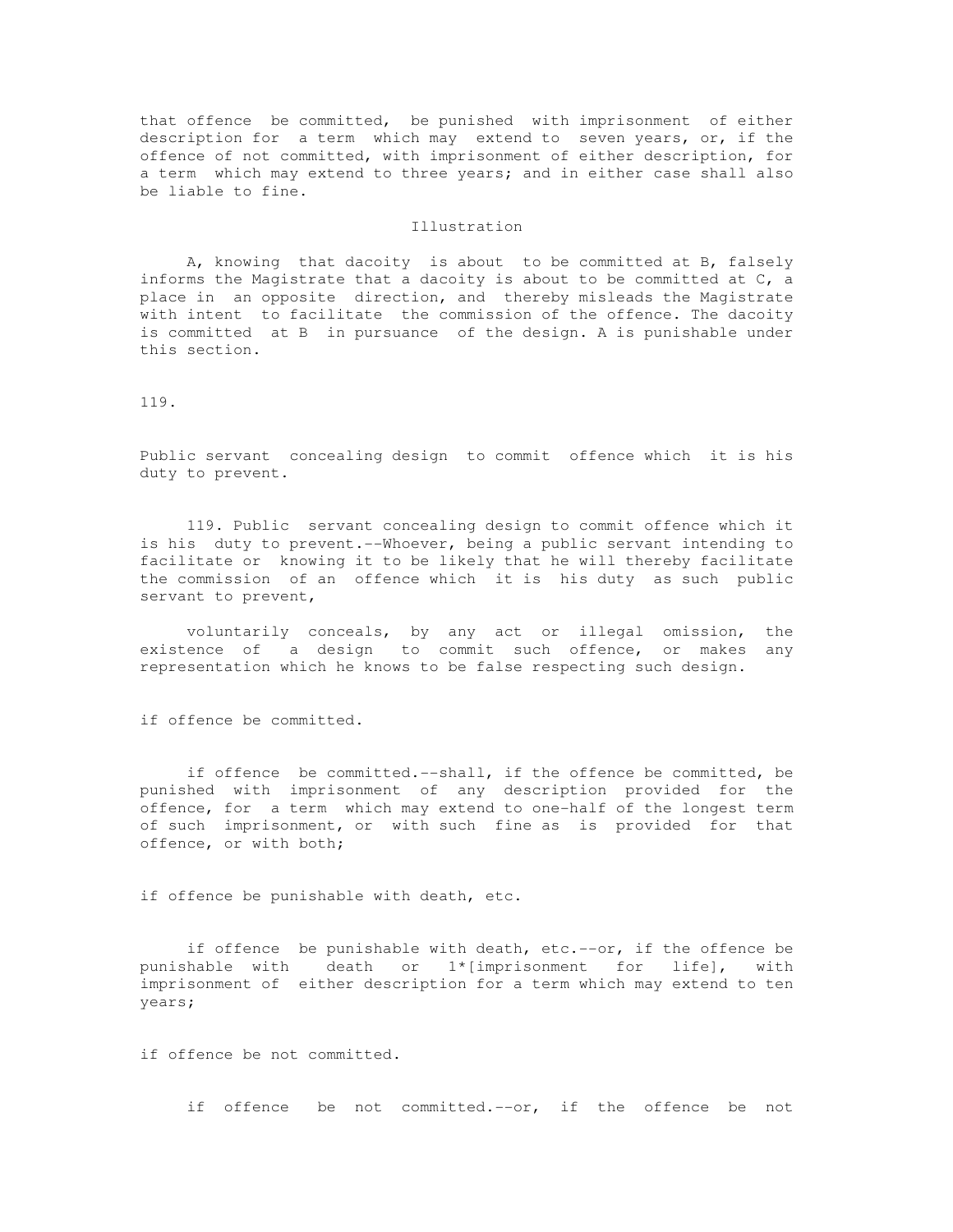that offence be committed, be punished with imprisonment of either description for a term which may extend to seven years, or, if the offence of not committed, with imprisonment of either description, for a term which may extend to three years; and in either case shall also be liable to fine.

Illustration

A, knowing that dacoity is about to be committed at B, falsely informs the Magistrate that a dacoity is about to be committed at C, a place in an opposite direction, and thereby misleads the Magistrate with intent to facilitate the commission of the offence. The dacoity is committed at B in pursuance of the design. A is punishable under this section.

119.

Public servant concealing design to commit offence which it is his duty to prevent.

119. Public servant concealing design to commit offence which it is his duty to prevent.--Whoever, being a public servant intending to facilitate or knowing it to be likely that he will thereby facilitate the commission of an offence which it is his duty as such public servant to prevent,

voluntarily conceals, by any act or illegal omission, the existence of a design to commit such offence, or makes any representation which he knows to be false respecting such design.

if offence be committed.

if offence be committed.--shall, if the offence be committed, be punished with imprisonment of any description provided for the offence, for a term which may extend to one-half of the longest term of such imprisonment, or with such fine as is provided for that offence, or with both;

if offence be punishable with death, etc.

if offence be punishable with death, etc.--or, if the offence be punishable with death or 1*[imprisonment for life], with imprisonment of either description for a term which may extend to ten years;

if offence be not committed.

if offence be not committed.--or, if the offence be not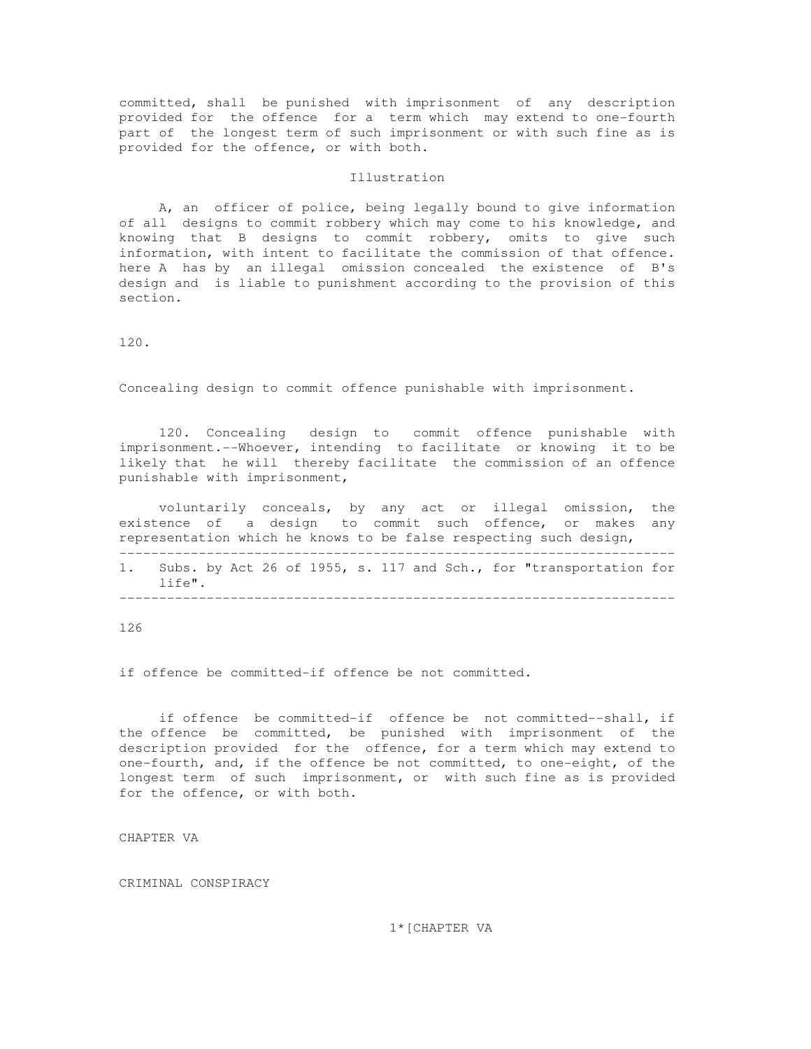committed, shall be punished with imprisonment of any description provided for the offence for a term which may extend to one-fourth part of the longest term of such imprisonment or with such fine as is provided for the offence, or with both.

Illustration

A, an officer of police, being legally bound to give information of all designs to commit robbery which may come to his knowledge, and knowing that B designs to commit robbery, omits to give such information, with intent to facilitate the commission of that offence. here A has by an illegal omission concealed the existence of B's design and is liable to punishment according to the provision of this section.

120.

Concealing design to commit offence punishable with imprisonment.

120. Concealing design to commit offence punishable with imprisonment.--Whoever, intending to facilitate or knowing it to be likely that he will thereby facilitate the commission of an offence punishable with imprisonment,

voluntarily conceals, by any act or illegal omission, the existence of a design to commit such offence, or makes any representation which he knows to be false respecting such design,

---

1. Subs. by Act 26 of 1955, s. 117 and Sch., for "transportation for life".

---

if offence be committed-if offence be not committed.

if offence be committed-if offence be not committed--shall, if the offence be committed, be punished with imprisonment of the description provided for the offence, for a term which may extend to one-fourth, and, if the offence be not committed, to one-eight, of the longest term of such imprisonment, or with such fine as is provided for the offence, or with both.

CHAPTER VA

CRIMINAL CONSPIRACY

1*[CHAPTER VA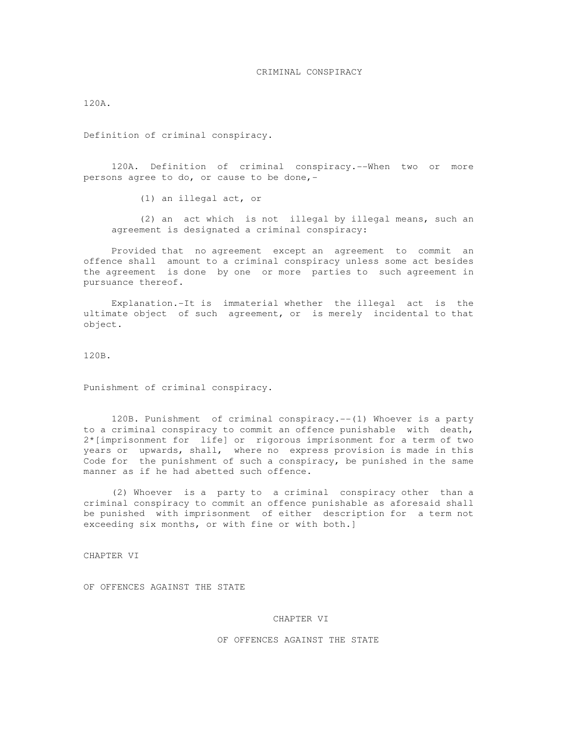## CRIMINAL CONSPIRACY

120A.

Definition of criminal conspiracy.

120A. Definition of criminal conspiracy.--When two or more persons agree to do, or cause to be done,-

(1) an illegal act, or

(2) an act which is not illegal by illegal means, such an agreement is designated a criminal conspiracy:

Provided that no agreement except an agreement to commit an offence shall amount to a criminal conspiracy unless some act besides the agreement is done by one or more parties to such agreement in pursuance thereof.

Explanation.-It is immaterial whether the illegal act is the ultimate object of such agreement, or is merely incidental to that object.

120B.

Punishment of criminal conspiracy.

120B. Punishment of criminal conspiracy.--(1) Whoever is a party to a criminal conspiracy to commit an offence punishable with death, 2*[imprisonment for life] or rigorous imprisonment for a term of two years or upwards, shall, where no express provision is made in this Code for the punishment of such a conspiracy, be punished in the same manner as if he had abetted such offence.

(2) Whoever is a party to a criminal conspiracy other than a criminal conspiracy to commit an offence punishable as aforesaid shall be punished with imprisonment of either description for a term not exceeding six months, or with fine or with both.]

CHAPTER VI

OF OFFENCES AGAINST THE STATE

## CHAPTER VI

## OF OFFENCES AGAINST THE STATE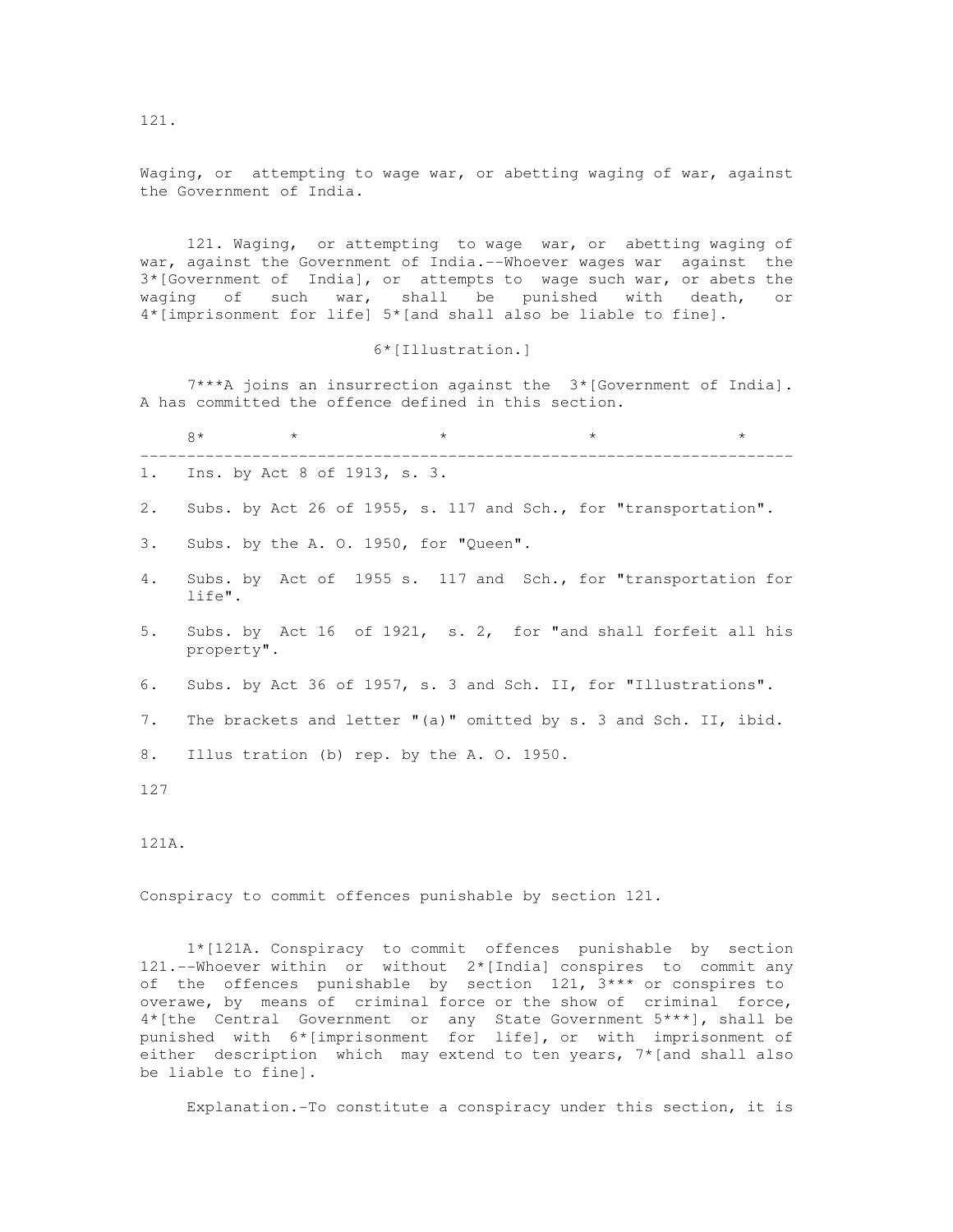121.

Waging, or attempting to wage war, or abetting waging of war, against the Government of India.

121. Waging, or attempting to wage war, or abetting waging of war, against the Government of India.--Whoever wages war against the 3*[Government of India], or attempts to wage such war, or abets the waging of such war, shall be punished with death, or 4*[imprisonment for life] 5*[and shall also be liable to fine].

6*[Illustration.]

7***A joins an insurrection against the 3*[Government of India]. A has committed the offence defined in this section.

8* * * * *

---

1. Ins. by Act 8 of 1913, s. 3.

2. Subs. by Act 26 of 1955, s. 117 and Sch., for "transportation".

3. Subs. by the A. O. 1950, for "Queen".

4. Subs. by Act of 1955 s. 117 and Sch., for "transportation for life".

5. Subs. by Act 16 of 1921, s. 2, for "and shall forfeit all his property".

6. Subs. by Act 36 of 1957, s. 3 and Sch. II, for "Illustrations".

7. The brackets and letter "(a)" omitted by s. 3 and Sch. II, ibid.

8. Illus tration (b) rep. by the A. O. 1950.

127

121A.

Conspiracy to commit offences punishable by section 121.

1*[121A. Conspiracy to commit offences punishable by section 121.--Whoever within or without 2*[India] conspires to commit any of the offences punishable by section 121, 3*** or conspires to overawe, by means of criminal force or the show of criminal force, 4*[the Central Government or any State Government 5***], shall be punished with 6*[imprisonment for life], or with imprisonment of either description which may extend to ten years, 7*[and shall also be liable to fine].

Explanation.-To constitute a conspiracy under this section, it is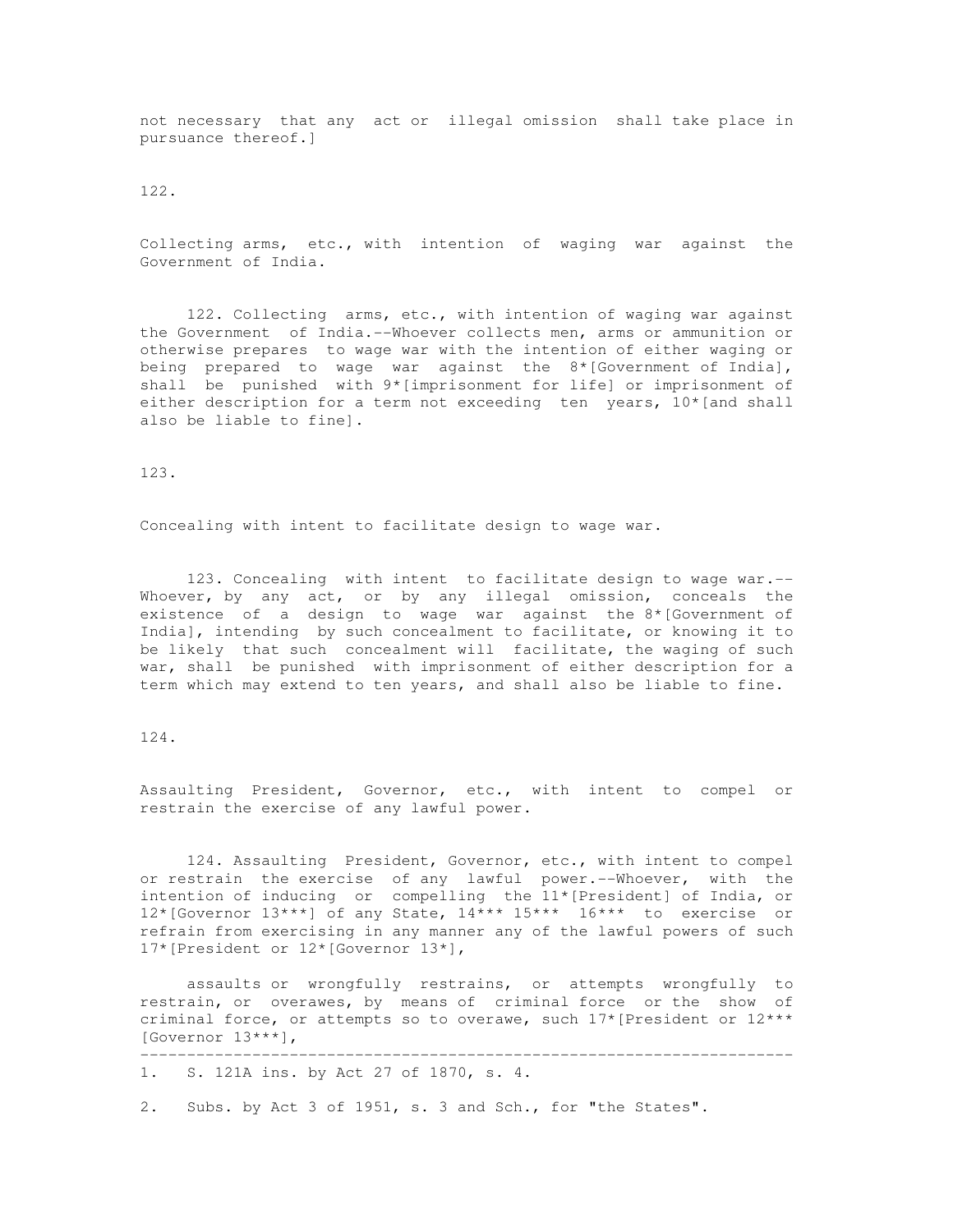not necessary that any act or illegal omission shall take place in pursuance thereof.]

122.

Collecting arms, etc., with intention of waging war against the Government of India.

122. Collecting arms, etc., with intention of waging war against the Government of India.--Whoever collects men, arms or ammunition or otherwise prepares to wage war with the intention of either waging or being prepared to wage war against the 8*[Government of India], shall be punished with 9*[imprisonment for life] or imprisonment of either description for a term not exceeding ten years, 10*[and shall also be liable to fine].

123.

Concealing with intent to facilitate design to wage war.

123. Concealing with intent to facilitate design to wage war.-- Whoever, by any act, or by any illegal omission, conceals the existence of a design to wage war against the 8*[Government of India], intending by such concealment to facilitate, or knowing it to be likely that such concealment will facilitate, the waging of such war, shall be punished with imprisonment of either description for a term which may extend to ten years, and shall also be liable to fine.

124.

Assaulting President, Governor, etc., with intent to compel or restrain the exercise of any lawful power.

124. Assaulting President, Governor, etc., with intent to compel or restrain the exercise of any lawful power.--Whoever, with the intention of inducing or compelling the 11*[President] of India, or 12*[Governor 13***] of any State, 14*** 15*** 16*** to exercise or refrain from exercising in any manner any of the lawful powers of such 17*[President or 12*[Governor 13*],

assaults or wrongfully restrains, or attempts wrongfully to restrain, or overawes, by means of criminal force or the show of criminal force, or attempts so to overawe, such 17*[President or 12*** [Governor 13***],

---

1. S. 121A ins. by Act 27 of 1870, s. 4.

2. Subs. by Act 3 of 1951, s. 3 and Sch., for "the States".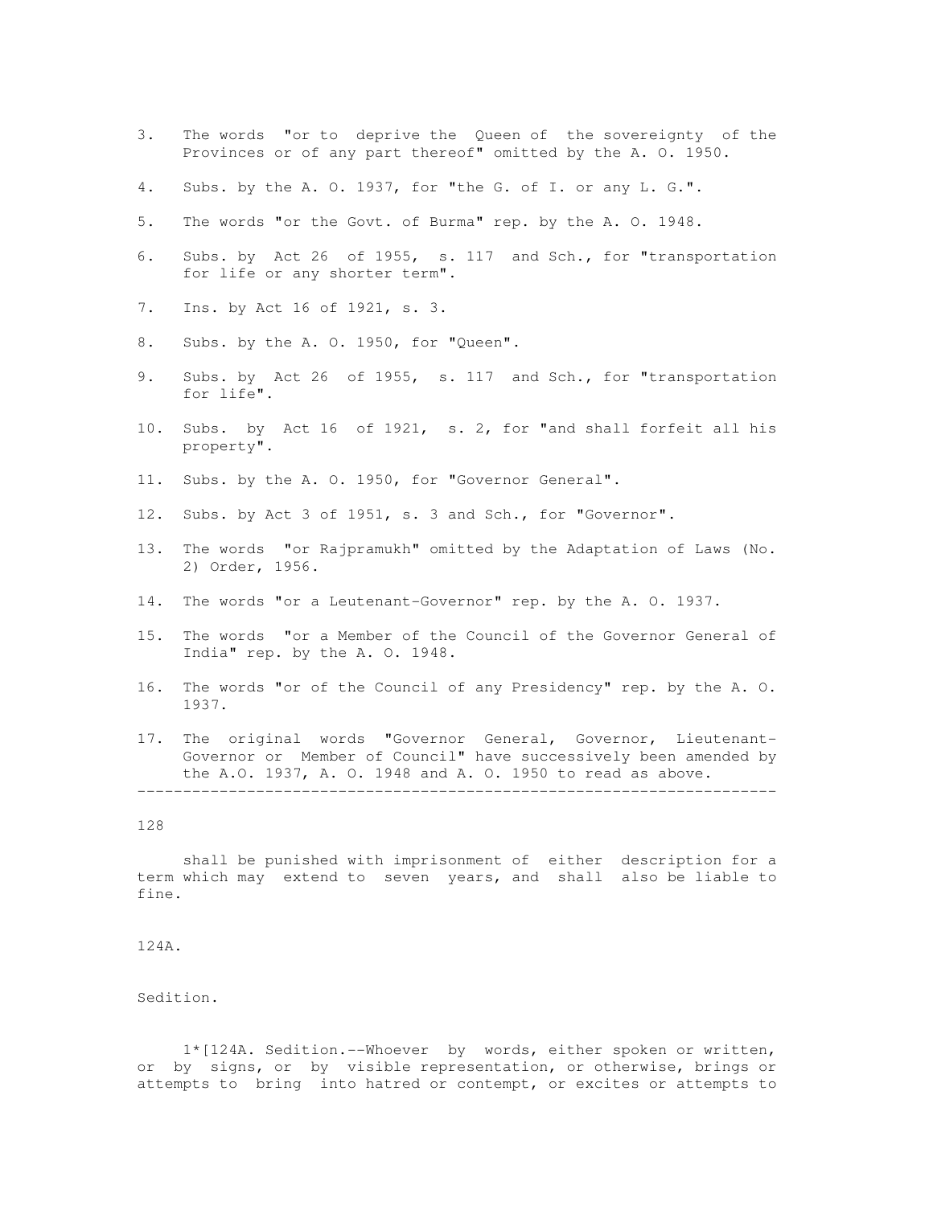3. The words "or to deprive the Queen of the sovereignty of the Provinces or of any part thereof" omitted by the A. O. 1950.

4. Subs. by the A. O. 1937, for "the G. of I. or any L. G.".

5. The words "or the Govt. of Burma" rep. by the A. O. 1948.

6. Subs. by Act 26 of 1955, s. 117 and Sch., for "transportation for life or any shorter term".

7. Ins. by Act 16 of 1921, s. 3.

8. Subs. by the A. O. 1950, for "Queen".

9. Subs. by Act 26 of 1955, s. 117 and Sch., for "transportation for life".

10. Subs. by Act 16 of 1921, s. 2, for "and shall forfeit all his property".

11. Subs. by the A. O. 1950, for "Governor General".

12. Subs. by Act 3 of 1951, s. 3 and Sch., for "Governor".

13. The words "or Rajpramukh" omitted by the Adaptation of Laws (No. 2) Order, 1956.

14. The words "or a Leutenant-Governor" rep. by the A. O. 1937.

15. The words "or a Member of the Council of the Governor General of India" rep. by the A. O. 1948.

16. The words "or of the Council of any Presidency" rep. by the A. O. 1937.

17. The original words "Governor General, Governor, Lieutenant-Governor or Member of Council" have successively been amended by the A.O. 1937, A. O. 1948 and A. O. 1950 to read as above.

---

shall be punished with imprisonment of either description for a term which may extend to seven years, and shall also be liable to fine.

124A.

Sedition.

1*[124A. Sedition.--Whoever by words, either spoken or written, or by signs, or by visible representation, or otherwise, brings or attempts to bring into hatred or contempt, or excites or attempts to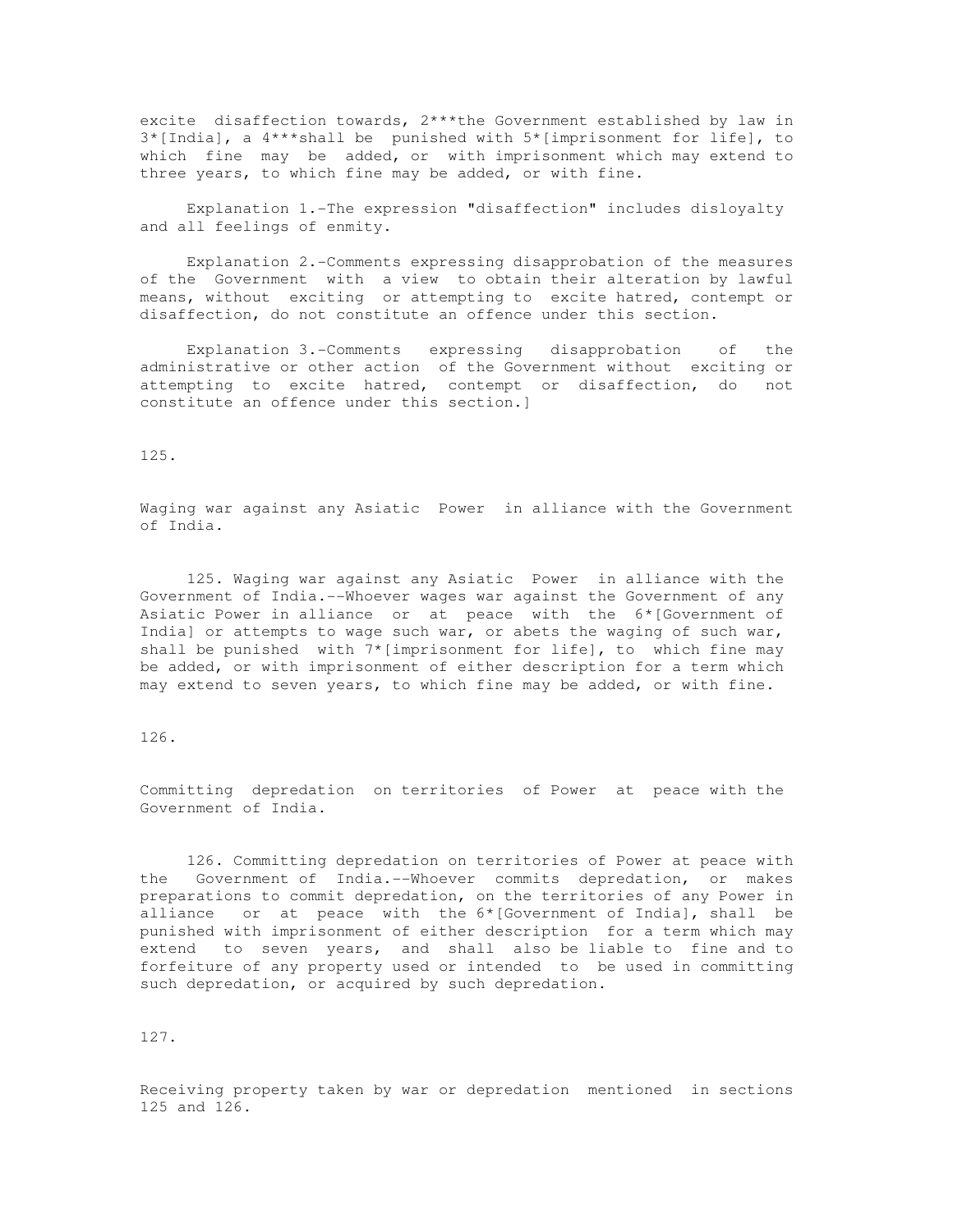excite disaffection towards, 2***the Government established by law in 3*[India], a 4***shall be punished with 5*[imprisonment for life], to which fine may be added, or with imprisonment which may extend to three years, to which fine may be added, or with fine.

Explanation 1.-The expression "disaffection" includes disloyalty and all feelings of enmity.

Explanation 2.-Comments expressing disapprobation of the measures of the Government with a view to obtain their alteration by lawful means, without exciting or attempting to excite hatred, contempt or disaffection, do not constitute an offence under this section.

Explanation 3.-Comments expressing disapprobation of the administrative or other action of the Government without exciting or attempting to excite hatred, contempt or disaffection, do not constitute an offence under this section.]

125.

Waging war against any Asiatic Power in alliance with the Government of India.

125. Waging war against any Asiatic Power in alliance with the Government of India.--Whoever wages war against the Government of any Asiatic Power in alliance or at peace with the 6*[Government of India] or attempts to wage such war, or abets the waging of such war, shall be punished with 7*[imprisonment for life], to which fine may be added, or with imprisonment of either description for a term which may extend to seven years, to which fine may be added, or with fine.

126.

Committing depredation on territories of Power at peace with the Government of India.

126. Committing depredation on territories of Power at peace with the Government of India.--Whoever commits depredation, or makes preparations to commit depredation, on the territories of any Power in alliance or at peace with the 6*[Government of India], shall be punished with imprisonment of either description for a term which may extend to seven years, and shall also be liable to fine and to forfeiture of any property used or intended to be used in committing such depredation, or acquired by such depredation.

127.

Receiving property taken by war or depredation mentioned in sections 125 and 126.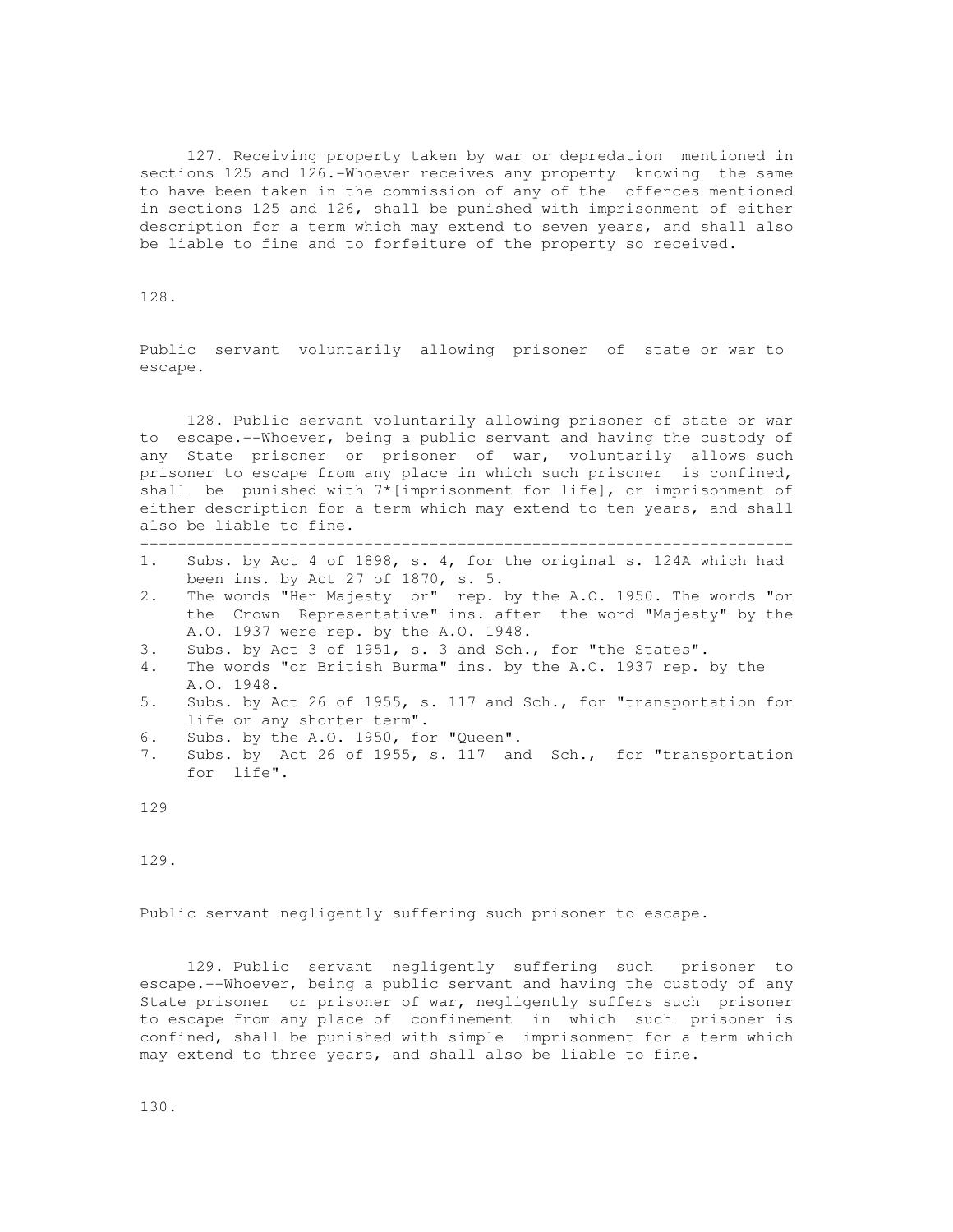127. Receiving property taken by war or depredation mentioned in sections 125 and 126.-Whoever receives any property knowing the same to have been taken in the commission of any of the offences mentioned in sections 125 and 126, shall be punished with imprisonment of either description for a term which may extend to seven years, and shall also be liable to fine and to forfeiture of the property so received.

128.

Public servant voluntarily allowing prisoner of state or war to escape.

128. Public servant voluntarily allowing prisoner of state or war to escape.--Whoever, being a public servant and having the custody of any State prisoner or prisoner of war, voluntarily allows such prisoner to escape from any place in which such prisoner is confined, shall be punished with 7*[imprisonment for life], or imprisonment of either description for a term which may extend to ten years, and shall also be liable to fine.

---

1. Subs. by Act 4 of 1898, s. 4, for the original s. 124A which had been ins. by Act 27 of 1870, s. 5.
2. The words "Her Majesty or" rep. by the A.O. 1950. The words "or the Crown Representative" ins. after the word "Majesty" by the A.O. 1937 were rep. by the A.O. 1948.
3. Subs. by Act 3 of 1951, s. 3 and Sch., for "the States".
4. The words "or British Burma" ins. by the A.O. 1937 rep. by the A.O. 1948.
5. Subs. by Act 26 of 1955, s. 117 and Sch., for "transportation for life or any shorter term".
6. Subs. by the A.O. 1950, for "Queen".
7. Subs. by Act 26 of 1955, s. 117 and Sch., for "transportation for life".

129

129.

Public servant negligently suffering such prisoner to escape.

129. Public servant negligently suffering such prisoner to escape.--Whoever, being a public servant and having the custody of any State prisoner or prisoner of war, negligently suffers such prisoner to escape from any place of confinement in which such prisoner is confined, shall be punished with simple imprisonment for a term which may extend to three years, and shall also be liable to fine.

130.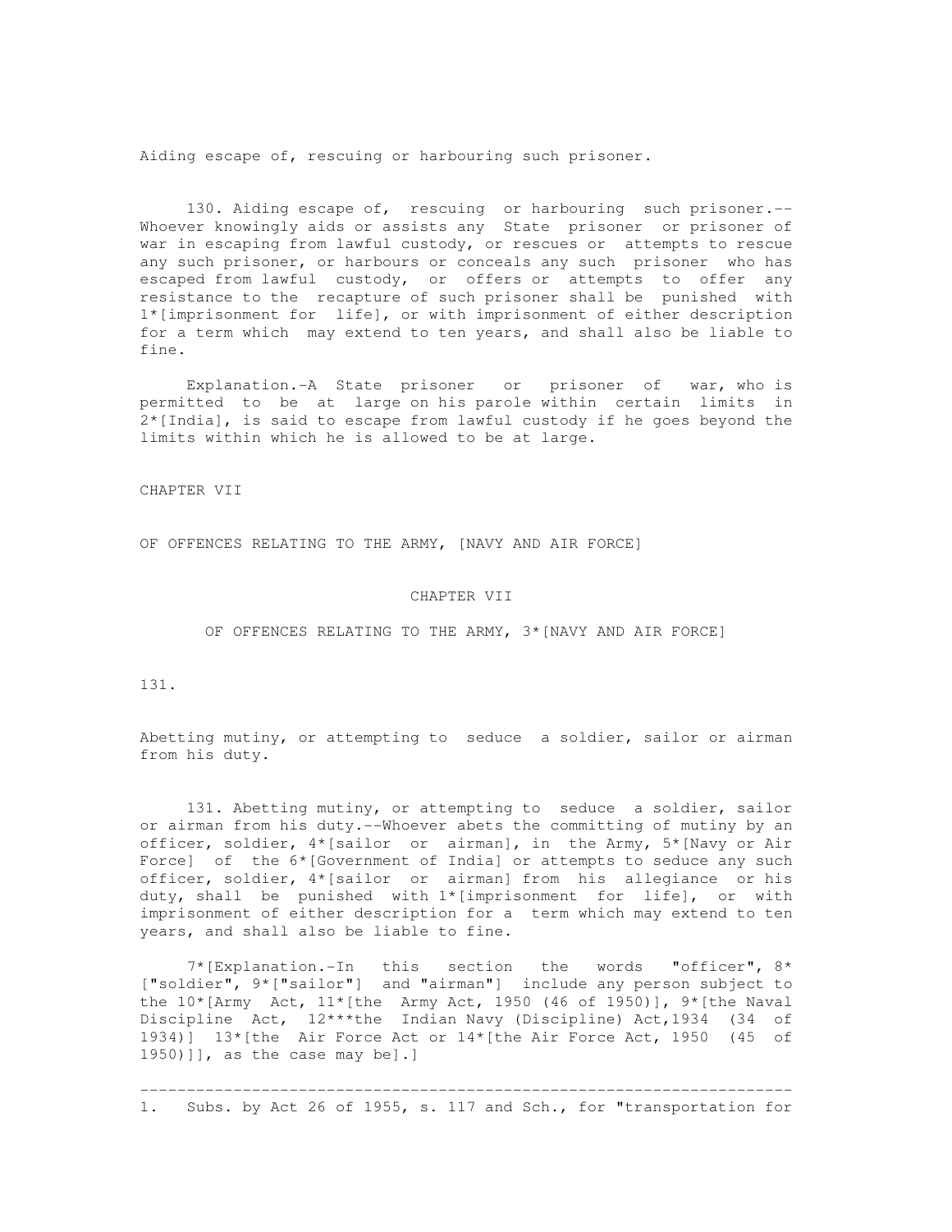Aiding escape of, rescuing or harbouring such prisoner.

130. Aiding escape of, rescuing or harbouring such prisoner.--Whoever knowingly aids or assists any State prisoner or prisoner of war in escaping from lawful custody, or rescues or attempts to rescue any such prisoner, or harbours or conceals any such prisoner who has escaped from lawful custody, or offers or attempts to offer any resistance to the recapture of such prisoner shall be punished with 1*[imprisonment for life], or with imprisonment of either description for a term which may extend to ten years, and shall also be liable to fine.

Explanation.-A State prisoner or prisoner of war, who is permitted to be at large on his parole within certain limits in 2*[India], is said to escape from lawful custody if he goes beyond the limits within which he is allowed to be at large.

CHAPTER VII

OF OFFENCES RELATING TO THE ARMY, [NAVY AND AIR FORCE]

## CHAPTER VII

## OF OFFENCES RELATING TO THE ARMY, 3*[NAVY AND AIR FORCE]

131.

Abetting mutiny, or attempting to seduce a soldier, sailor or airman from his duty.

131. Abetting mutiny, or attempting to seduce a soldier, sailor or airman from his duty.--Whoever abets the committing of mutiny by an officer, soldier, 4*[sailor or airman], in the Army, 5*[Navy or Air Force] of the 6*[Government of India] or attempts to seduce any such officer, soldier, 4*[sailor or airman] from his allegiance or his duty, shall be punished with 1*[imprisonment for life], or with imprisonment of either description for a term which may extend to ten years, and shall also be liable to fine.

7*[Explanation.-In this section the words "officer", 8*["soldier", 9*["sailor"] and "airman"] include any person subject to the 10*[Army Act, 11*[the Army Act, 1950 (46 of 1950)], 9*[the Naval Discipline Act, 12***the Indian Navy (Discipline) Act,1934 (34 of 1934)] 13*[the Air Force Act or 14*[the Air Force Act, 1950 (45 of 1950)]], as the case may be].]

---

1. Subs. by Act 26 of 1955, s. 117 and Sch., for "transportation for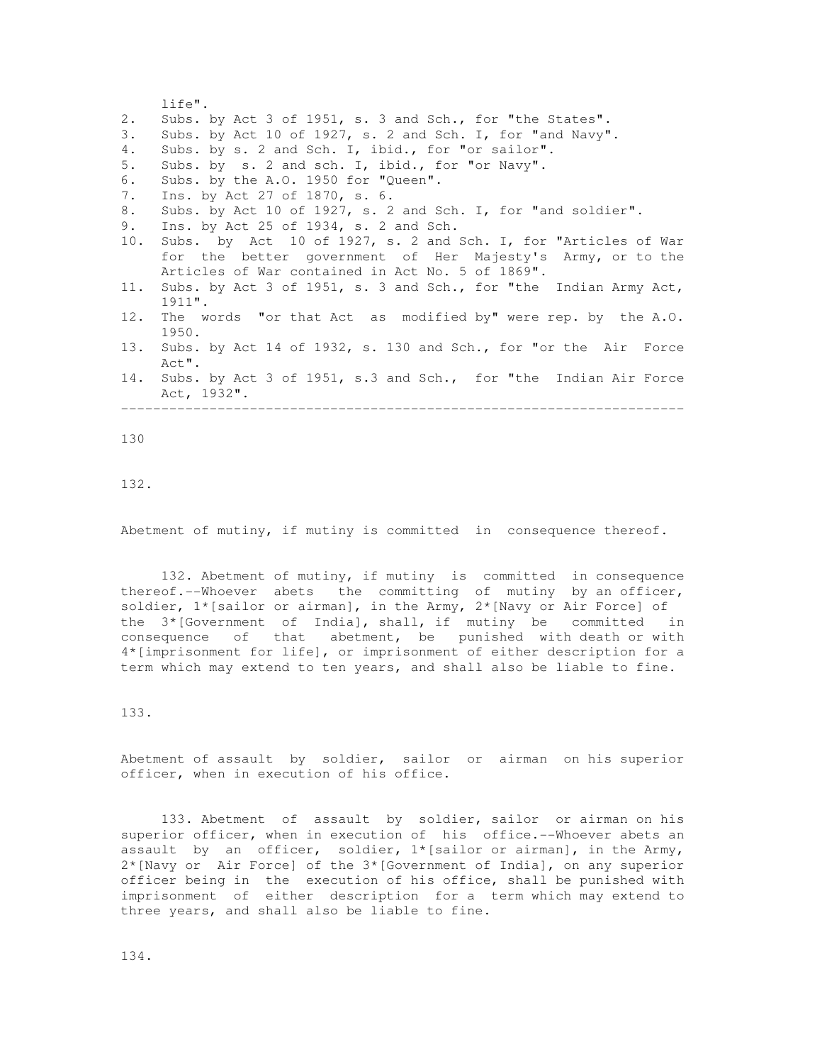life".
2. Subs. by Act 3 of 1951, s. 3 and Sch., for "the States".
3. Subs. by Act 10 of 1927, s. 2 and Sch. I, for "and Navy".
4. Subs. by s. 2 and Sch. I, ibid., for "or sailor".
5. Subs. by s. 2 and sch. I, ibid., for "or Navy".
6. Subs. by the A.O. 1950 for "Queen".
7. Ins. by Act 27 of 1870, s. 6.
8. Subs. by Act 10 of 1927, s. 2 and Sch. I, for "and soldier".
9. Ins. by Act 25 of 1934, s. 2 and Sch.
10. Subs. by Act 10 of 1927, s. 2 and Sch. I, for "Articles of War for the better government of Her Majesty's Army, or to the Articles of War contained in Act No. 5 of 1869".
11. Subs. by Act 3 of 1951, s. 3 and Sch., for "the Indian Army Act, 1911".
12. The words "or that Act as modified by" were rep. by the A.O. 1950.
13. Subs. by Act 14 of 1932, s. 130 and Sch., for "or the Air Force Act".
14. Subs. by Act 3 of 1951, s.3 and Sch., for "the Indian Air Force Act, 1932".

---

132.

Abetment of mutiny, if mutiny is committed in consequence thereof.

132. Abetment of mutiny, if mutiny is committed in consequence thereof.--Whoever abets the committing of mutiny by an officer, soldier, 1*[sailor or airman], in the Army, 2*[Navy or Air Force] of the 3*[Government of India], shall, if mutiny be committed in consequence of that abetment, be punished with death or with 4*[imprisonment for life], or imprisonment of either description for a term which may extend to ten years, and shall also be liable to fine.

133.

Abetment of assault by soldier, sailor or airman on his superior officer, when in execution of his office.

133. Abetment of assault by soldier, sailor or airman on his superior officer, when in execution of his office.--Whoever abets an assault by an officer, soldier, 1*[sailor or airman], in the Army, 2*[Navy or Air Force] of the 3*[Government of India], on any superior officer being in the execution of his office, shall be punished with imprisonment of either description for a term which may extend to three years, and shall also be liable to fine.

134.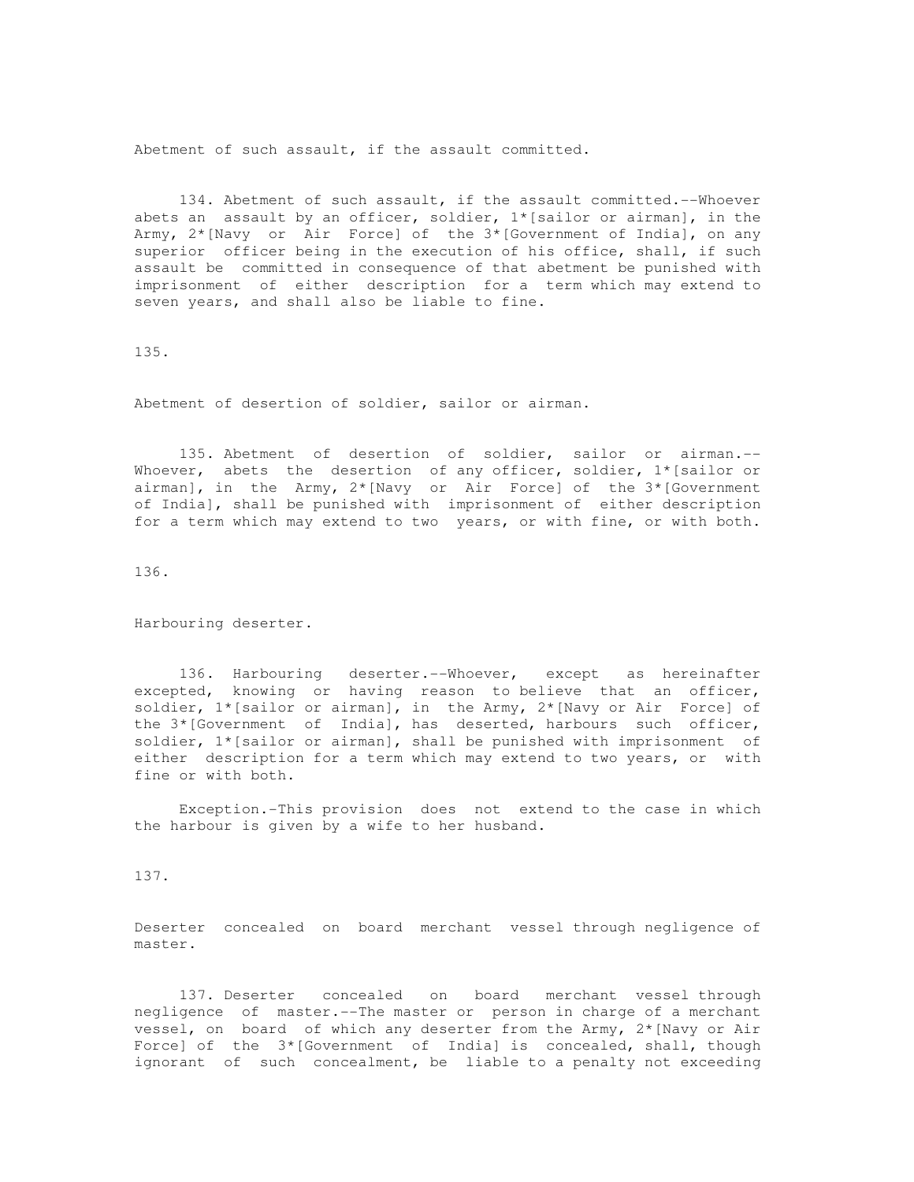Abetment of such assault, if the assault committed.

134. Abetment of such assault, if the assault committed.--Whoever abets an assault by an officer, soldier, 1*[sailor or airman], in the Army, 2*[Navy or Air Force] of the 3*[Government of India], on any superior officer being in the execution of his office, shall, if such assault be committed in consequence of that abetment be punished with imprisonment of either description for a term which may extend to seven years, and shall also be liable to fine.

135.

Abetment of desertion of soldier, sailor or airman.

135. Abetment of desertion of soldier, sailor or airman.--Whoever, abets the desertion of any officer, soldier, 1*[sailor or airman], in the Army, 2*[Navy or Air Force] of the 3*[Government of India], shall be punished with imprisonment of either description for a term which may extend to two years, or with fine, or with both.

136.

Harbouring deserter.

136. Harbouring deserter.--Whoever, except as hereinafter excepted, knowing or having reason to believe that an officer, soldier, 1*[sailor or airman], in the Army, 2*[Navy or Air Force] of the 3*[Government of India], has deserted, harbours such officer, soldier, 1*[sailor or airman], shall be punished with imprisonment of either description for a term which may extend to two years, or with fine or with both.

Exception.-This provision does not extend to the case in which the harbour is given by a wife to her husband.

137.

Deserter concealed on board merchant vessel through negligence of master.

137. Deserter concealed on board merchant vessel through negligence of master.--The master or person in charge of a merchant vessel, on board of which any deserter from the Army, 2*[Navy or Air Force] of the 3*[Government of India] is concealed, shall, though ignorant of such concealment, be liable to a penalty not exceeding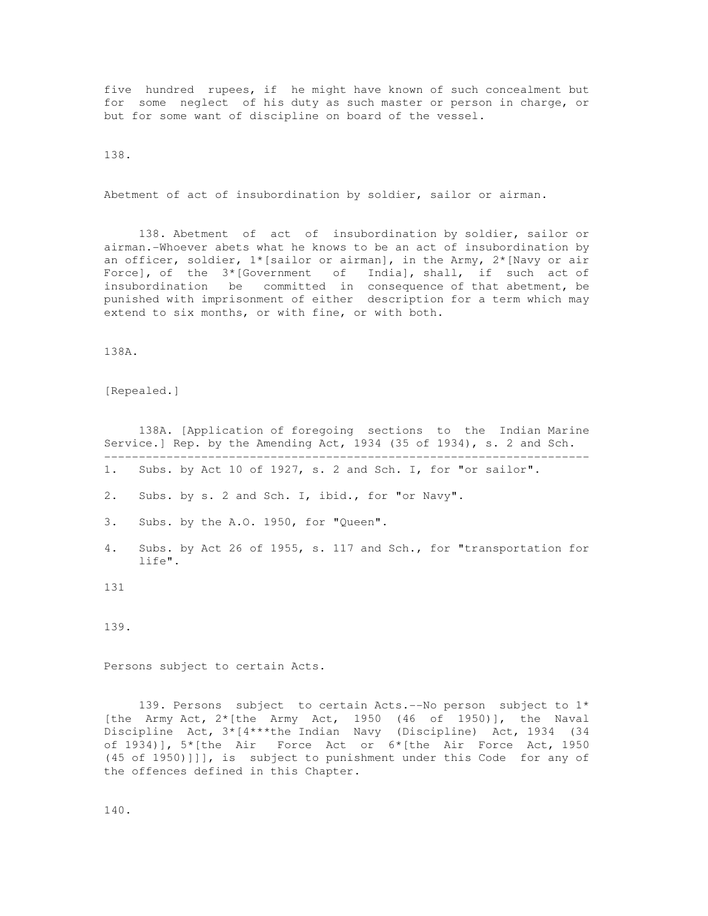five hundred rupees, if he might have known of such concealment but for some neglect of his duty as such master or person in charge, or but for some want of discipline on board of the vessel.

138.

Abetment of act of insubordination by soldier, sailor or airman.

138. Abetment of act of insubordination by soldier, sailor or airman.-Whoever abets what he knows to be an act of insubordination by an officer, soldier, 1*[sailor or airman], in the Army, 2*[Navy or air Force], of the 3*[Government of India], shall, if such act of insubordination be committed in consequence of that abetment, be punished with imprisonment of either description for a term which may extend to six months, or with fine, or with both.

138A.

[Repealed.]

138A. [Application of foregoing sections to the Indian Marine Service.] Rep. by the Amending Act, 1934 (35 of 1934), s. 2 and Sch.

---

1. Subs. by Act 10 of 1927, s. 2 and Sch. I, for "or sailor".
2. Subs. by s. 2 and Sch. I, ibid., for "or Navy".
3. Subs. by the A.O. 1950, for "Queen".
4. Subs. by Act 26 of 1955, s. 117 and Sch., for "transportation for life".

139.

Persons subject to certain Acts.

139. Persons subject to certain Acts.--No person subject to 1*[the Army Act, 2*[the Army Act, 1950 (46 of 1950)], the Naval Discipline Act, 3*[4***the Indian Navy (Discipline) Act, 1934 (34 of 1934)], 5*[the Air Force Act or 6*[the Air Force Act, 1950 (45 of 1950)]]], is subject to punishment under this Code for any of the offences defined in this Chapter.

140.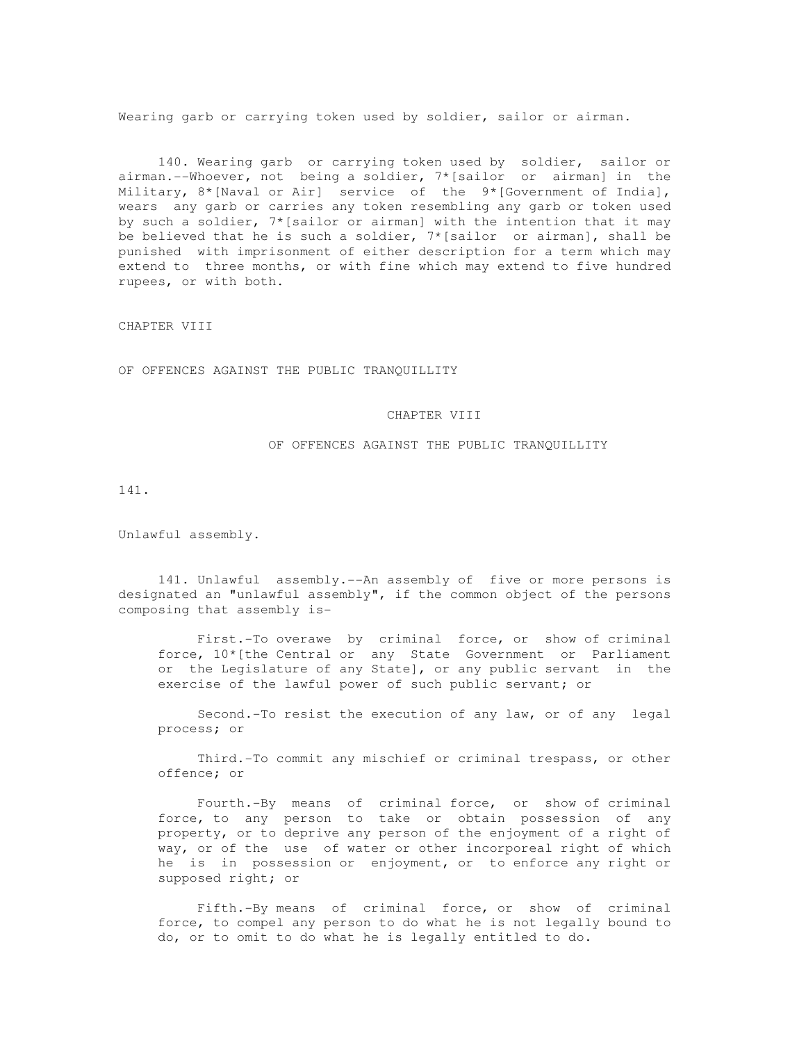Wearing garb or carrying token used by soldier, sailor or airman.

140. Wearing garb or carrying token used by soldier, sailor or airman.--Whoever, not being a soldier, 7*[sailor or airman] in the Military, 8*[Naval or Air] service of the 9*[Government of India], wears any garb or carries any token resembling any garb or token used by such a soldier, 7*[sailor or airman] with the intention that it may be believed that he is such a soldier, 7*[sailor or airman], shall be punished with imprisonment of either description for a term which may extend to three months, or with fine which may extend to five hundred rupees, or with both.

CHAPTER VIII

OF OFFENCES AGAINST THE PUBLIC TRANQUILLITY

## CHAPTER VIII

## OF OFFENCES AGAINST THE PUBLIC TRANQUILLITY

141.

Unlawful assembly.

141. Unlawful assembly.--An assembly of five or more persons is designated an "unlawful assembly", if the common object of the persons composing that assembly is-

First.-To overawe by criminal force, or show of criminal force, 10*[the Central or any State Government or Parliament or the Legislature of any State], or any public servant in the exercise of the lawful power of such public servant; or

Second.-To resist the execution of any law, or of any legal process; or

Third.-To commit any mischief or criminal trespass, or other offence; or

Fourth.-By means of criminal force, or show of criminal force, to any person to take or obtain possession of any property, or to deprive any person of the enjoyment of a right of way, or of the use of water or other incorporeal right of which he is in possession or enjoyment, or to enforce any right or supposed right; or

Fifth.-By means of criminal force, or show of criminal force, to compel any person to do what he is not legally bound to do, or to omit to do what he is legally entitled to do.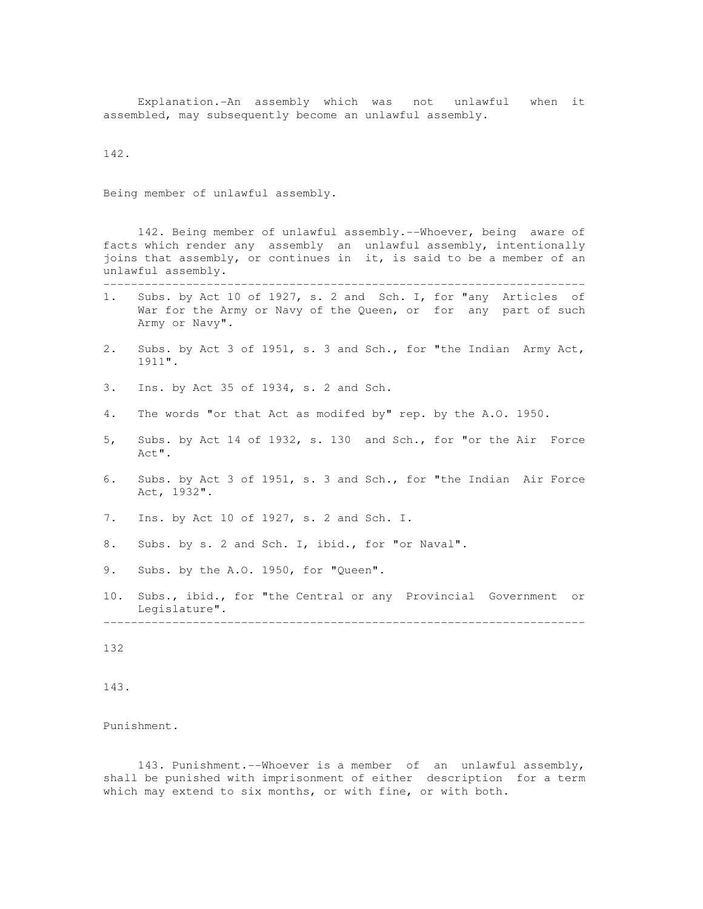Explanation.–An assembly which was not unlawful when it assembled, may subsequently become an unlawful assembly.

142.

Being member of unlawful assembly.

142. Being member of unlawful assembly.--Whoever, being aware of facts which render any assembly an unlawful assembly, intentionally joins that assembly, or continues in it, is said to be a member of an unlawful assembly.

---

1. Subs. by Act 10 of 1927, s. 2 and Sch. I, for "any Articles of War for the Army or Navy of the Queen, or for any part of such Army or Navy".
2. Subs. by Act 3 of 1951, s. 3 and Sch., for "the Indian Army Act, 1911".
3. Ins. by Act 35 of 1934, s. 2 and Sch.
4. The words "or that Act as modifed by" rep. by the A.O. 1950.
5. Subs. by Act 14 of 1932, s. 130 and Sch., for "or the Air Force Act".
6. Subs. by Act 3 of 1951, s. 3 and Sch., for "the Indian Air Force Act, 1932".
7. Ins. by Act 10 of 1927, s. 2 and Sch. I.
8. Subs. by s. 2 and Sch. I, ibid., for "or Naval".
9. Subs. by the A.O. 1950, for "Queen".
10. Subs., ibid., for "the Central or any Provincial Government or Legislature".

---

143.

Punishment.

143. Punishment.--Whoever is a member of an unlawful assembly, shall be punished with imprisonment of either description for a term which may extend to six months, or with fine, or with both.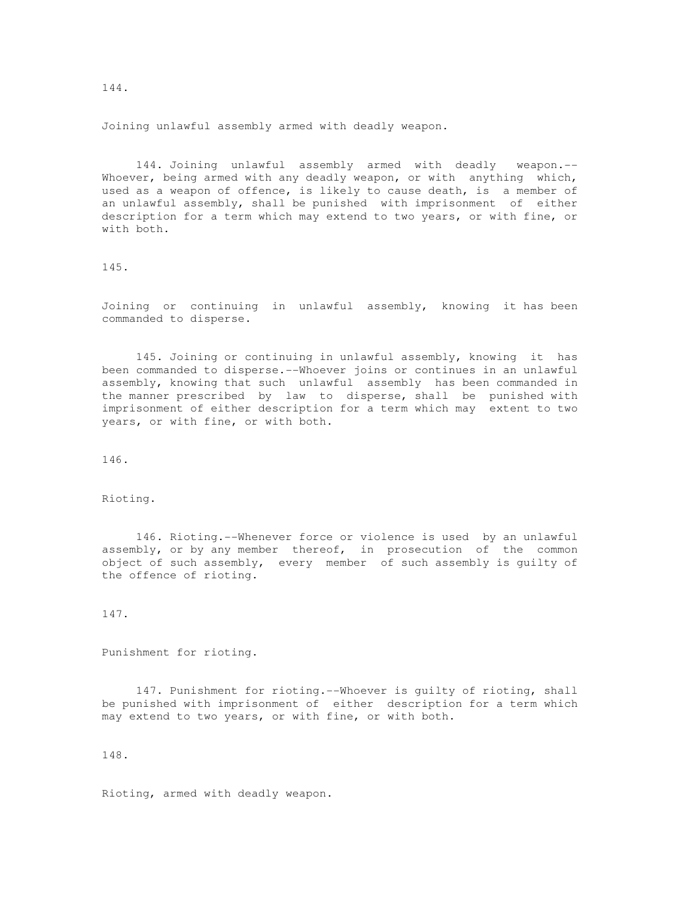144.

Joining unlawful assembly armed with deadly weapon.

144. Joining unlawful assembly armed with deadly weapon.--Whoever, being armed with any deadly weapon, or with anything which, used as a weapon of offence, is likely to cause death, is a member of an unlawful assembly, shall be punished with imprisonment of either description for a term which may extend to two years, or with fine, or with both.

145.

Joining or continuing in unlawful assembly, knowing it has been commanded to disperse.

145. Joining or continuing in unlawful assembly, knowing it has been commanded to disperse.--Whoever joins or continues in an unlawful assembly, knowing that such unlawful assembly has been commanded in the manner prescribed by law to disperse, shall be punished with imprisonment of either description for a term which may extent to two years, or with fine, or with both.

146.

Rioting.

146. Rioting.--Whenever force or violence is used by an unlawful assembly, or by any member thereof, in prosecution of the common object of such assembly, every member of such assembly is guilty of the offence of rioting.

147.

Punishment for rioting.

147. Punishment for rioting.--Whoever is guilty of rioting, shall be punished with imprisonment of either description for a term which may extend to two years, or with fine, or with both.

148.

Rioting, armed with deadly weapon.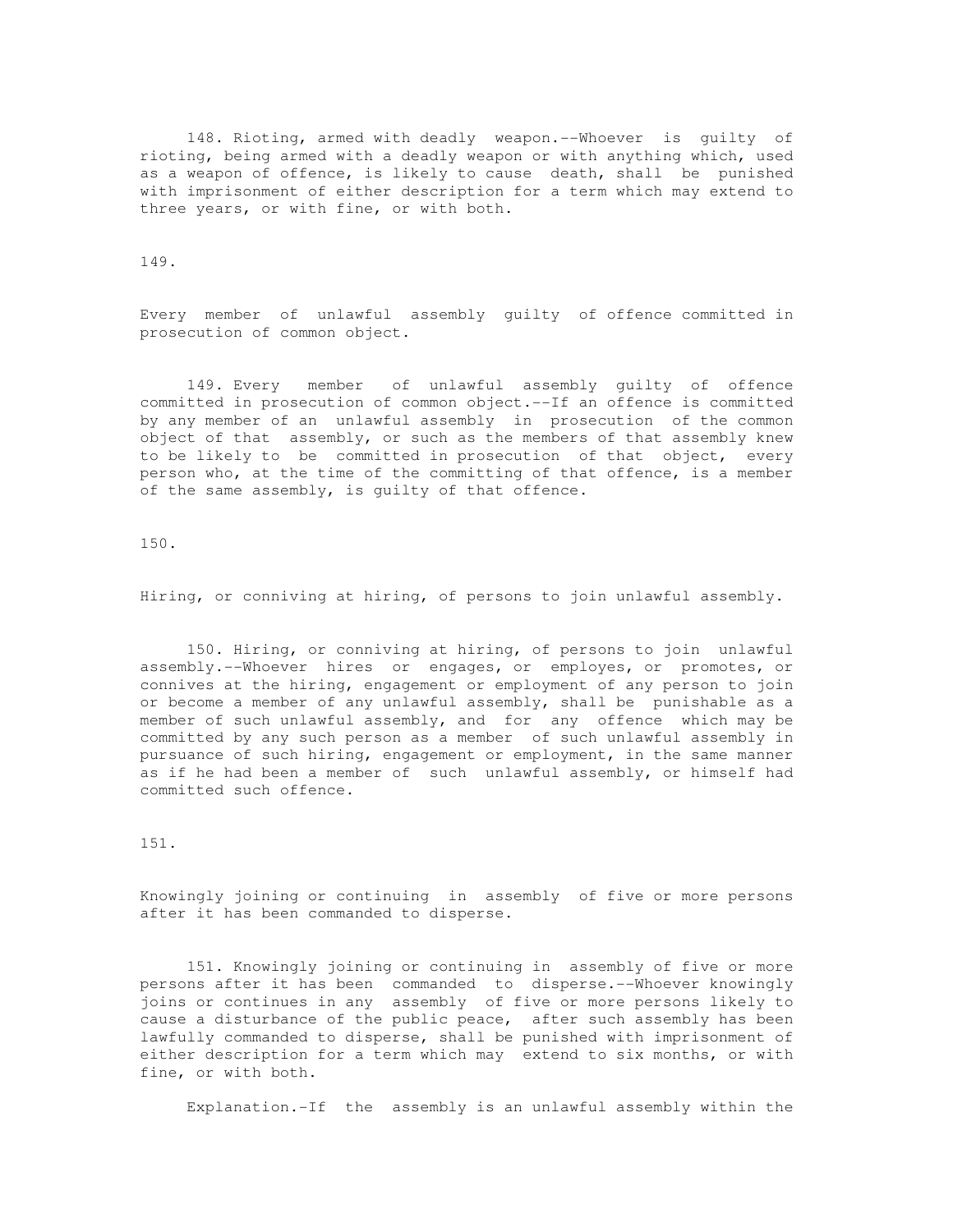148. Rioting, armed with deadly weapon.--Whoever is guilty of rioting, being armed with a deadly weapon or with anything which, used as a weapon of offence, is likely to cause death, shall be punished with imprisonment of either description for a term which may extend to three years, or with fine, or with both.

149.

Every member of unlawful assembly guilty of offence committed in prosecution of common object.

149. Every member of unlawful assembly guilty of offence committed in prosecution of common object.--If an offence is committed by any member of an unlawful assembly in prosecution of the common object of that assembly, or such as the members of that assembly knew to be likely to be committed in prosecution of that object, every person who, at the time of the committing of that offence, is a member of the same assembly, is guilty of that offence.

150.

Hiring, or conniving at hiring, of persons to join unlawful assembly.

150. Hiring, or conniving at hiring, of persons to join unlawful assembly.--Whoever hires or engages, or employes, or promotes, or connives at the hiring, engagement or employment of any person to join or become a member of any unlawful assembly, shall be punishable as a member of such unlawful assembly, and for any offence which may be committed by any such person as a member of such unlawful assembly in pursuance of such hiring, engagement or employment, in the same manner as if he had been a member of such unlawful assembly, or himself had committed such offence.

151.

Knowingly joining or continuing in assembly of five or more persons after it has been commanded to disperse.

151. Knowingly joining or continuing in assembly of five or more persons after it has been commanded to disperse.--Whoever knowingly joins or continues in any assembly of five or more persons likely to cause a disturbance of the public peace, after such assembly has been lawfully commanded to disperse, shall be punished with imprisonment of either description for a term which may extend to six months, or with fine, or with both.

Explanation.-If the assembly is an unlawful assembly within the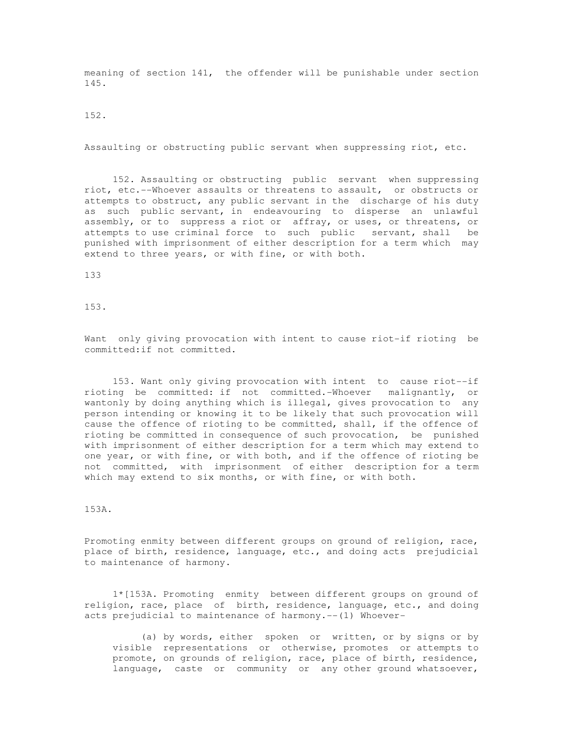meaning of section 141, the offender will be punishable under section 145.

152.

Assaulting or obstructing public servant when suppressing riot, etc.

152. Assaulting or obstructing public servant when suppressing riot, etc.--Whoever assaults or threatens to assault, or obstructs or attempts to obstruct, any public servant in the discharge of his duty as such public servant, in endeavouring to disperse an unlawful assembly, or to suppress a riot or affray, or uses, or threatens, or attempts to use criminal force to such public servant, shall be punished with imprisonment of either description for a term which may extend to three years, or with fine, or with both.

133

153.

Want only giving provocation with intent to cause riot-if rioting be committed:if not committed.

153. Want only giving provocation with intent to cause riot--if rioting be committed: if not committed.-Whoever malignantly, or wantonly by doing anything which is illegal, gives provocation to any person intending or knowing it to be likely that such provocation will cause the offence of rioting to be committed, shall, if the offence of rioting be committed in consequence of such provocation, be punished with imprisonment of either description for a term which may extend to one year, or with fine, or with both, and if the offence of rioting be not committed, with imprisonment of either description for a term which may extend to six months, or with fine, or with both.

153A.

Promoting enmity between different groups on ground of religion, race, place of birth, residence, language, etc., and doing acts prejudicial to maintenance of harmony.

1*[153A. Promoting enmity between different groups on ground of religion, race, place of birth, residence, language, etc., and doing acts prejudicial to maintenance of harmony.--(1) Whoever-

(a) by words, either spoken or written, or by signs or by visible representations or otherwise, promotes or attempts to promote, on grounds of religion, race, place of birth, residence, language, caste or community or any other ground whatsoever,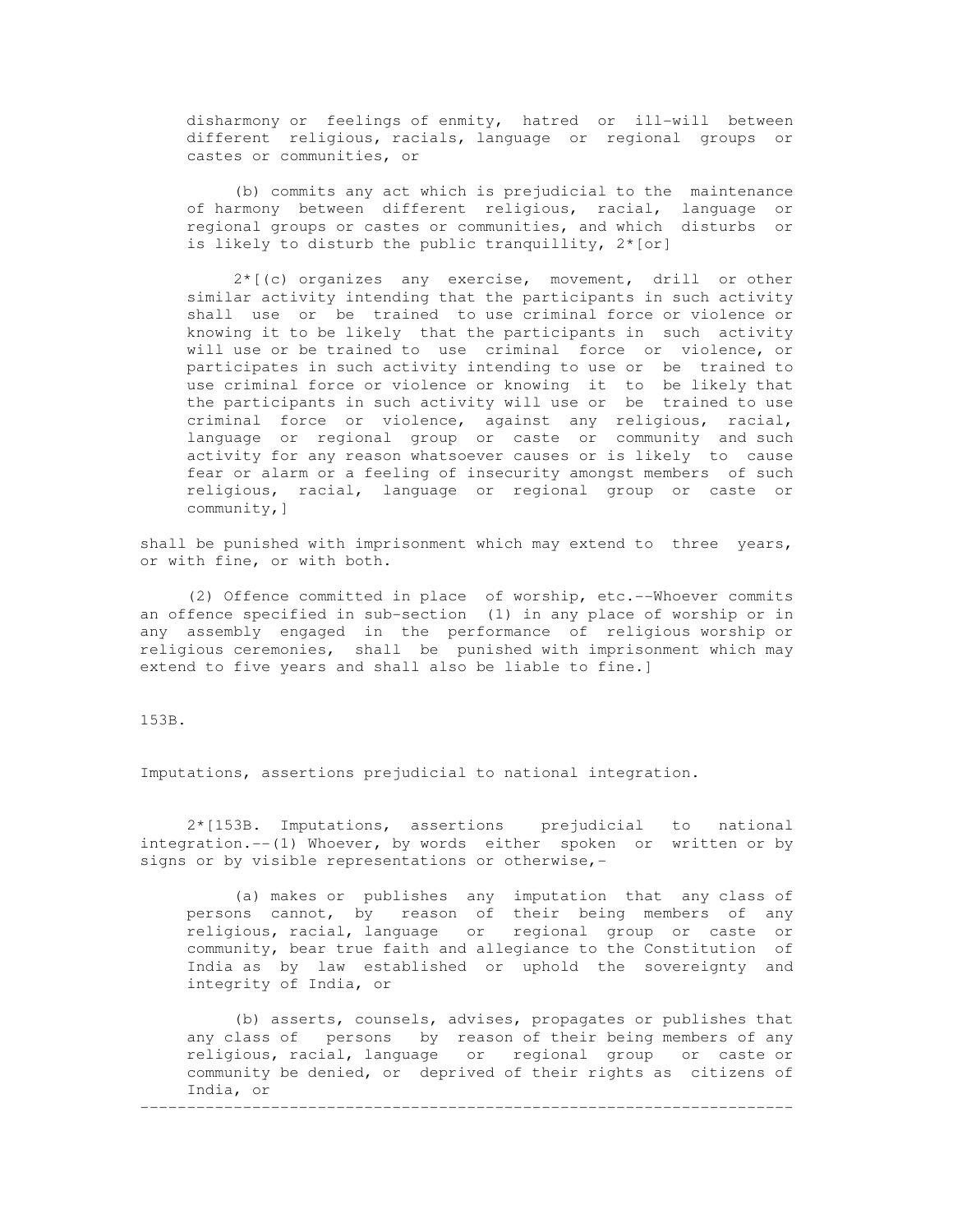disharmony or feelings of enmity, hatred or ill-will between different religious, racials, language or regional groups or castes or communities, or

(b) commits any act which is prejudicial to the maintenance of harmony between different religious, racial, language or regional groups or castes or communities, and which disturbs or is likely to disturb the public tranquillity, 2*[or]

2*[(c) organizes any exercise, movement, drill or other similar activity intending that the participants in such activity shall use or be trained to use criminal force or violence or knowing it to be likely that the participants in such activity will use or be trained to use criminal force or violence, or participates in such activity intending to use or be trained to use criminal force or violence or knowing it to be likely that the participants in such activity will use or be trained to use criminal force or violence, against any religious, racial, language or regional group or caste or community and such activity for any reason whatsoever causes or is likely to cause fear or alarm or a feeling of insecurity amongst members of such religious, racial, language or regional group or caste or community,]

shall be punished with imprisonment which may extend to three years, or with fine, or with both.

(2) Offence committed in place of worship, etc.--Whoever commits an offence specified in sub-section (1) in any place of worship or in any assembly engaged in the performance of religious worship or religious ceremonies, shall be punished with imprisonment which may extend to five years and shall also be liable to fine.]

153B.

Imputations, assertions prejudicial to national integration.

2*[153B. Imputations, assertions prejudicial to national integration.--(1) Whoever, by words either spoken or written or by signs or by visible representations or otherwise,-

(a) makes or publishes any imputation that any class of persons cannot, by reason of their being members of any religious, racial, language or regional group or caste or community, bear true faith and allegiance to the Constitution of India as by law established or uphold the sovereignty and integrity of India, or

(b) asserts, counsels, advises, propagates or publishes that any class of persons by reason of their being members of any religious, racial, language or regional group or caste or community be denied, or deprived of their rights as citizens of India, or

---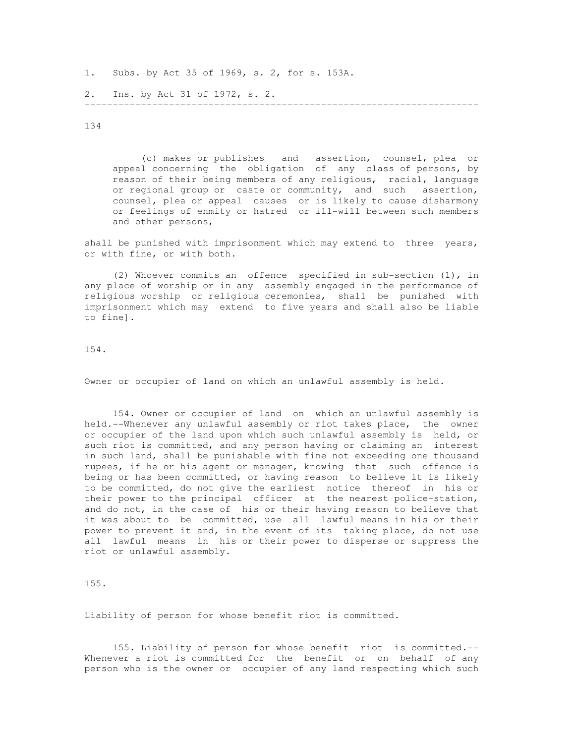1. Subs. by Act 35 of 1969, s. 2, for s. 153A.

2. Ins. by Act 31 of 1972, s. 2.

---

(c) makes or publishes and assertion, counsel, plea or appeal concerning the obligation of any class of persons, by reason of their being members of any religious, racial, language or regional group or caste or community, and such assertion, counsel, plea or appeal causes or is likely to cause disharmony or feelings of enmity or hatred or ill-will between such members and other persons,

shall be punished with imprisonment which may extend to three years, or with fine, or with both.

(2) Whoever commits an offence specified in sub-section (1), in any place of worship or in any assembly engaged in the performance of religious worship or religious ceremonies, shall be punished with imprisonment which may extend to five years and shall also be liable to fine].

154.

Owner or occupier of land on which an unlawful assembly is held.

154. Owner or occupier of land on which an unlawful assembly is held.--Whenever any unlawful assembly or riot takes place, the owner or occupier of the land upon which such unlawful assembly is held, or such riot is committed, and any person having or claiming an interest in such land, shall be punishable with fine not exceeding one thousand rupees, if he or his agent or manager, knowing that such offence is being or has been committed, or having reason to believe it is likely to be committed, do not give the earliest notice thereof in his or their power to the principal officer at the nearest police-station, and do not, in the case of his or their having reason to believe that it was about to be committed, use all lawful means in his or their power to prevent it and, in the event of its taking place, do not use all lawful means in his or their power to disperse or suppress the riot or unlawful assembly.

155.

Liability of person for whose benefit riot is committed.

155. Liability of person for whose benefit riot is committed.--Whenever a riot is committed for the benefit or on behalf of any person who is the owner or occupier of any land respecting which such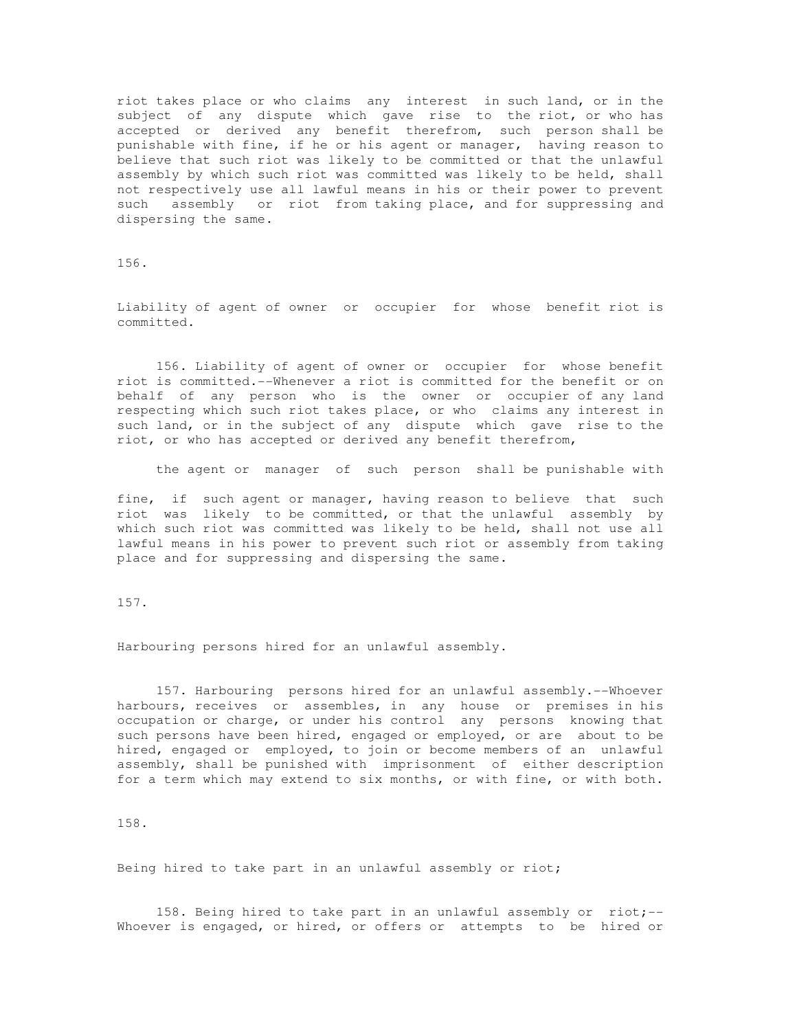riot takes place or who claims any interest in such land, or in the subject of any dispute which gave rise to the riot, or who has accepted or derived any benefit therefrom, such person shall be punishable with fine, if he or his agent or manager, having reason to believe that such riot was likely to be committed or that the unlawful assembly by which such riot was committed was likely to be held, shall not respectively use all lawful means in his or their power to prevent such assembly or riot from taking place, and for suppressing and dispersing the same.

156.

Liability of agent of owner or occupier for whose benefit riot is committed.

156. Liability of agent of owner or occupier for whose benefit riot is committed.--Whenever a riot is committed for the benefit or on behalf of any person who is the owner or occupier of any land respecting which such riot takes place, or who claims any interest in such land, or in the subject of any dispute which gave rise to the riot, or who has accepted or derived any benefit therefrom,

the agent or manager of such person shall be punishable with

fine, if such agent or manager, having reason to believe that such riot was likely to be committed, or that the unlawful assembly by which such riot was committed was likely to be held, shall not use all lawful means in his power to prevent such riot or assembly from taking place and for suppressing and dispersing the same.

157.

Harbouring persons hired for an unlawful assembly.

157. Harbouring persons hired for an unlawful assembly.--Whoever harbours, receives or assembles, in any house or premises in his occupation or charge, or under his control any persons knowing that such persons have been hired, engaged or employed, or are about to be hired, engaged or employed, to join or become members of an unlawful assembly, shall be punished with imprisonment of either description for a term which may extend to six months, or with fine, or with both.

158.

Being hired to take part in an unlawful assembly or riot;

158. Being hired to take part in an unlawful assembly or riot;-- Whoever is engaged, or hired, or offers or attempts to be hired or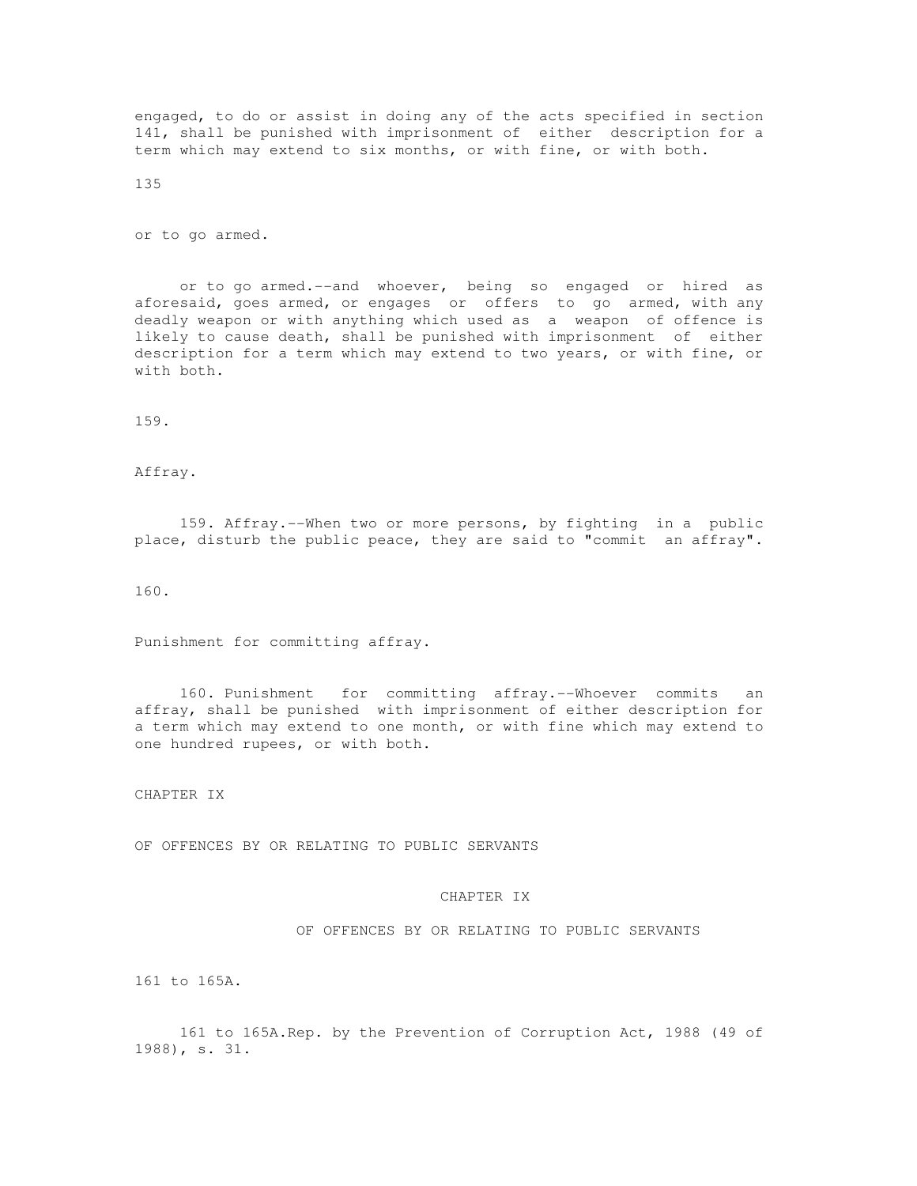engaged, to do or assist in doing any of the acts specified in section 141, shall be punished with imprisonment of either description for a term which may extend to six months, or with fine, or with both.

135

or to go armed.

or to go armed.--and whoever, being so engaged or hired as aforesaid, goes armed, or engages or offers to go armed, with any deadly weapon or with anything which used as a weapon of offence is likely to cause death, shall be punished with imprisonment of either description for a term which may extend to two years, or with fine, or with both.

159.

Affray.

159. Affray.--When two or more persons, by fighting in a public place, disturb the public peace, they are said to "commit an affray".

160.

Punishment for committing affray.

160. Punishment for committing affray.--Whoever commits an affray, shall be punished with imprisonment of either description for a term which may extend to one month, or with fine which may extend to one hundred rupees, or with both.

CHAPTER IX

OF OFFENCES BY OR RELATING TO PUBLIC SERVANTS

## CHAPTER IX

## OF OFFENCES BY OR RELATING TO PUBLIC SERVANTS

161 to 165A.

161 to 165A.Rep. by the Prevention of Corruption Act, 1988 (49 of 1988), s. 31.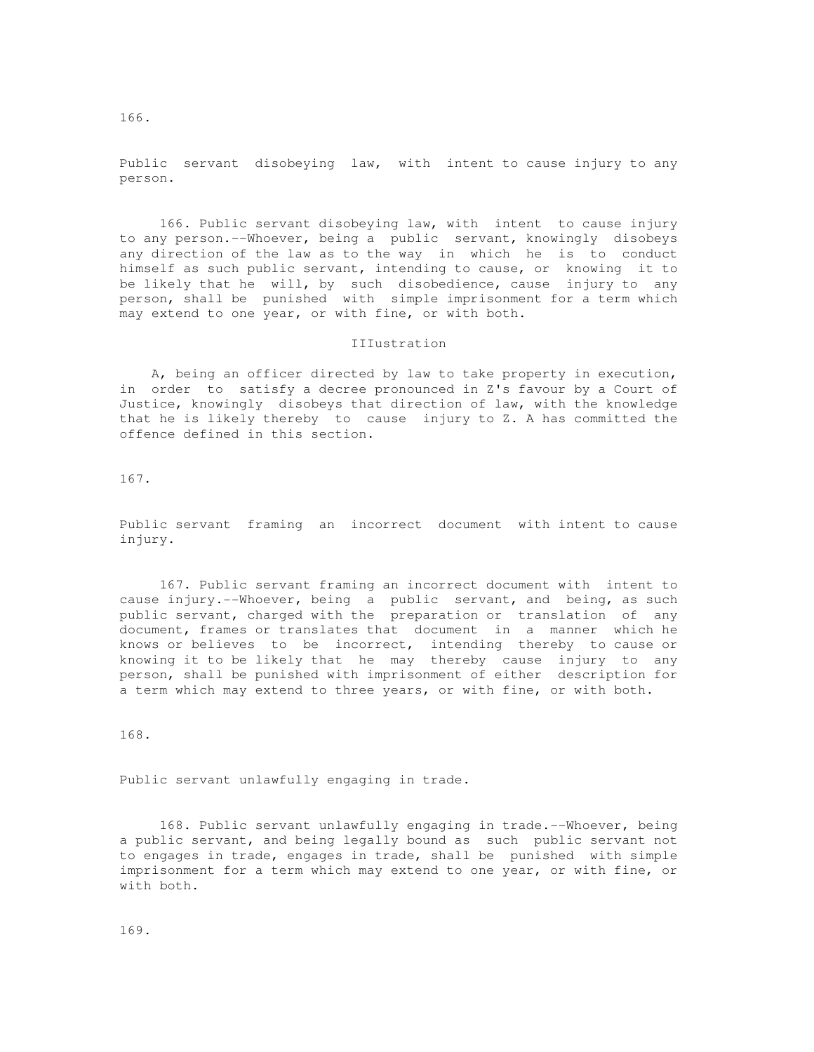166.

Public servant disobeying law, with intent to cause injury to any person.

166. Public servant disobeying law, with intent to cause injury to any person.--Whoever, being a public servant, knowingly disobeys any direction of the law as to the way in which he is to conduct himself as such public servant, intending to cause, or knowing it to be likely that he will, by such disobedience, cause injury to any person, shall be punished with simple imprisonment for a term which may extend to one year, or with fine, or with both.

IIIustration

A, being an officer directed by law to take property in execution, in order to satisfy a decree pronounced in Z's favour by a Court of Justice, knowingly disobeys that direction of law, with the knowledge that he is likely thereby to cause injury to Z. A has committed the offence defined in this section.

167.

Public servant framing an incorrect document with intent to cause injury.

167. Public servant framing an incorrect document with intent to cause injury.--Whoever, being a public servant, and being, as such public servant, charged with the preparation or translation of any document, frames or translates that document in a manner which he knows or believes to be incorrect, intending thereby to cause or knowing it to be likely that he may thereby cause injury to any person, shall be punished with imprisonment of either description for a term which may extend to three years, or with fine, or with both.

168.

Public servant unlawfully engaging in trade.

168. Public servant unlawfully engaging in trade.--Whoever, being a public servant, and being legally bound as such public servant not to engages in trade, engages in trade, shall be punished with simple imprisonment for a term which may extend to one year, or with fine, or with both.

169.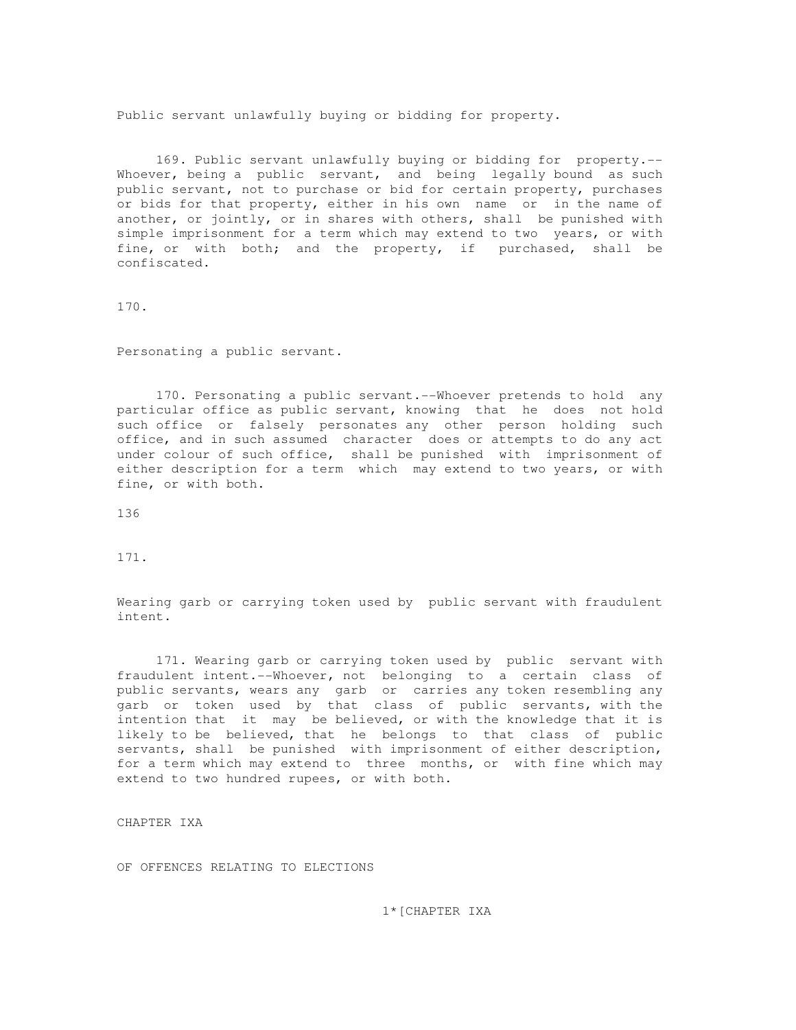Public servant unlawfully buying or bidding for property.

169. Public servant unlawfully buying or bidding for property.--Whoever, being a public servant, and being legally bound as such public servant, not to purchase or bid for certain property, purchases or bids for that property, either in his own name or in the name of another, or jointly, or in shares with others, shall be punished with simple imprisonment for a term which may extend to two years, or with fine, or with both; and the property, if purchased, shall be confiscated.

170.

Personating a public servant.

170. Personating a public servant.--Whoever pretends to hold any particular office as public servant, knowing that he does not hold such office or falsely personates any other person holding such office, and in such assumed character does or attempts to do any act under colour of such office, shall be punished with imprisonment of either description for a term which may extend to two years, or with fine, or with both.

171.

Wearing garb or carrying token used by public servant with fraudulent intent.

171. Wearing garb or carrying token used by public servant with fraudulent intent.--Whoever, not belonging to a certain class of public servants, wears any garb or carries any token resembling any garb or token used by that class of public servants, with the intention that it may be believed, or with the knowledge that it is likely to be believed, that he belongs to that class of public servants, shall be punished with imprisonment of either description, for a term which may extend to three months, or with fine which may extend to two hundred rupees, or with both.

CHAPTER IXA

OF OFFENCES RELATING TO ELECTIONS

1*[CHAPTER IXA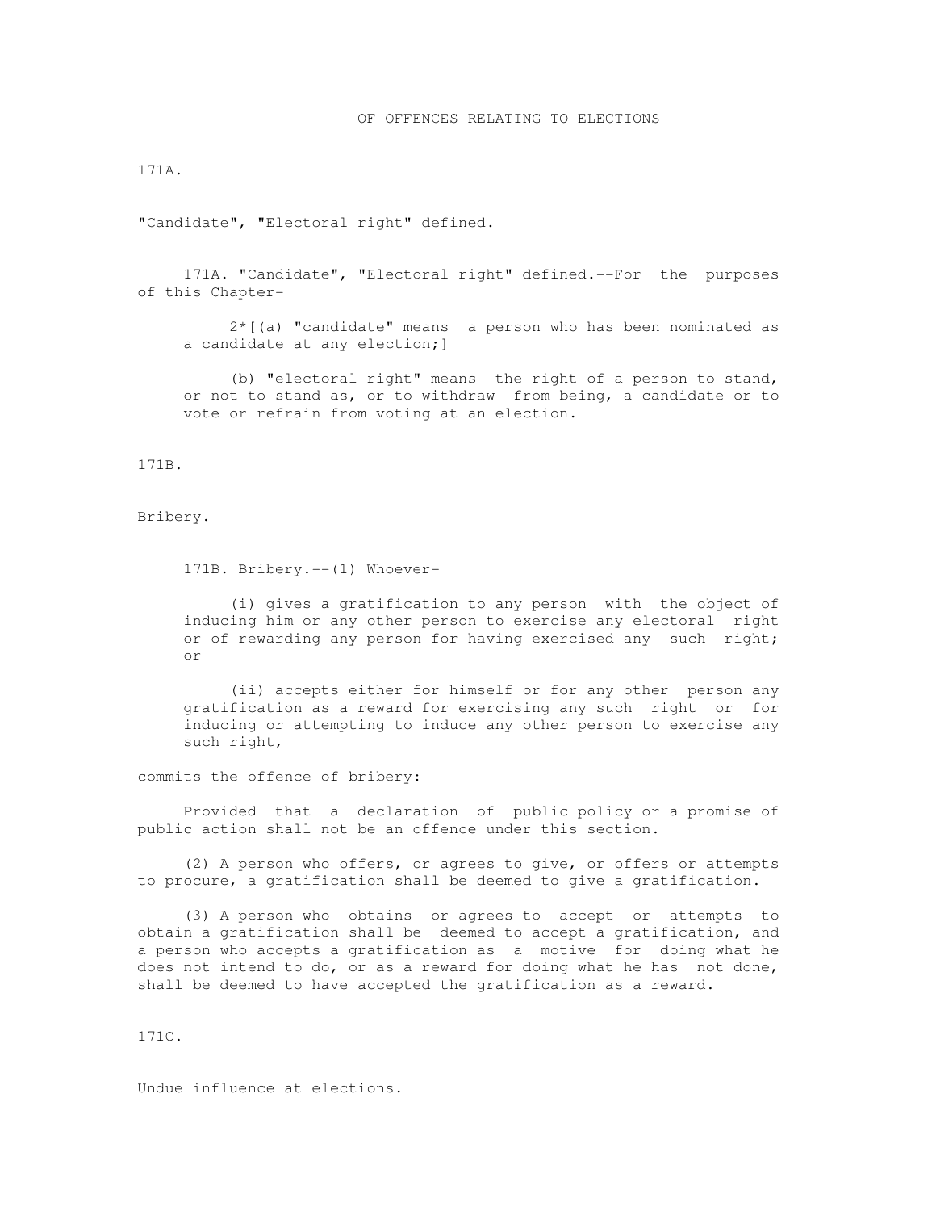# OF OFFENCES RELATING TO ELECTIONS

171A.

"Candidate", "Electoral right" defined.

171A. "Candidate", "Electoral right" defined.--For the purposes of this Chapter-

2*[(a) "candidate" means a person who has been nominated as a candidate at any election;]

(b) "electoral right" means the right of a person to stand, or not to stand as, or to withdraw from being, a candidate or to vote or refrain from voting at an election.

171B.

Bribery.

171B. Bribery.--(1) Whoever-

(i) gives a gratification to any person with the object of inducing him or any other person to exercise any electoral right or of rewarding any person for having exercised any such right; or

(ii) accepts either for himself or for any other person any gratification as a reward for exercising any such right or for inducing or attempting to induce any other person to exercise any such right,

commits the offence of bribery:

Provided that a declaration of public policy or a promise of public action shall not be an offence under this section.

(2) A person who offers, or agrees to give, or offers or attempts to procure, a gratification shall be deemed to give a gratification.

(3) A person who obtains or agrees to accept or attempts to obtain a gratification shall be deemed to accept a gratification, and a person who accepts a gratification as a motive for doing what he does not intend to do, or as a reward for doing what he has not done, shall be deemed to have accepted the gratification as a reward.

171C.

Undue influence at elections.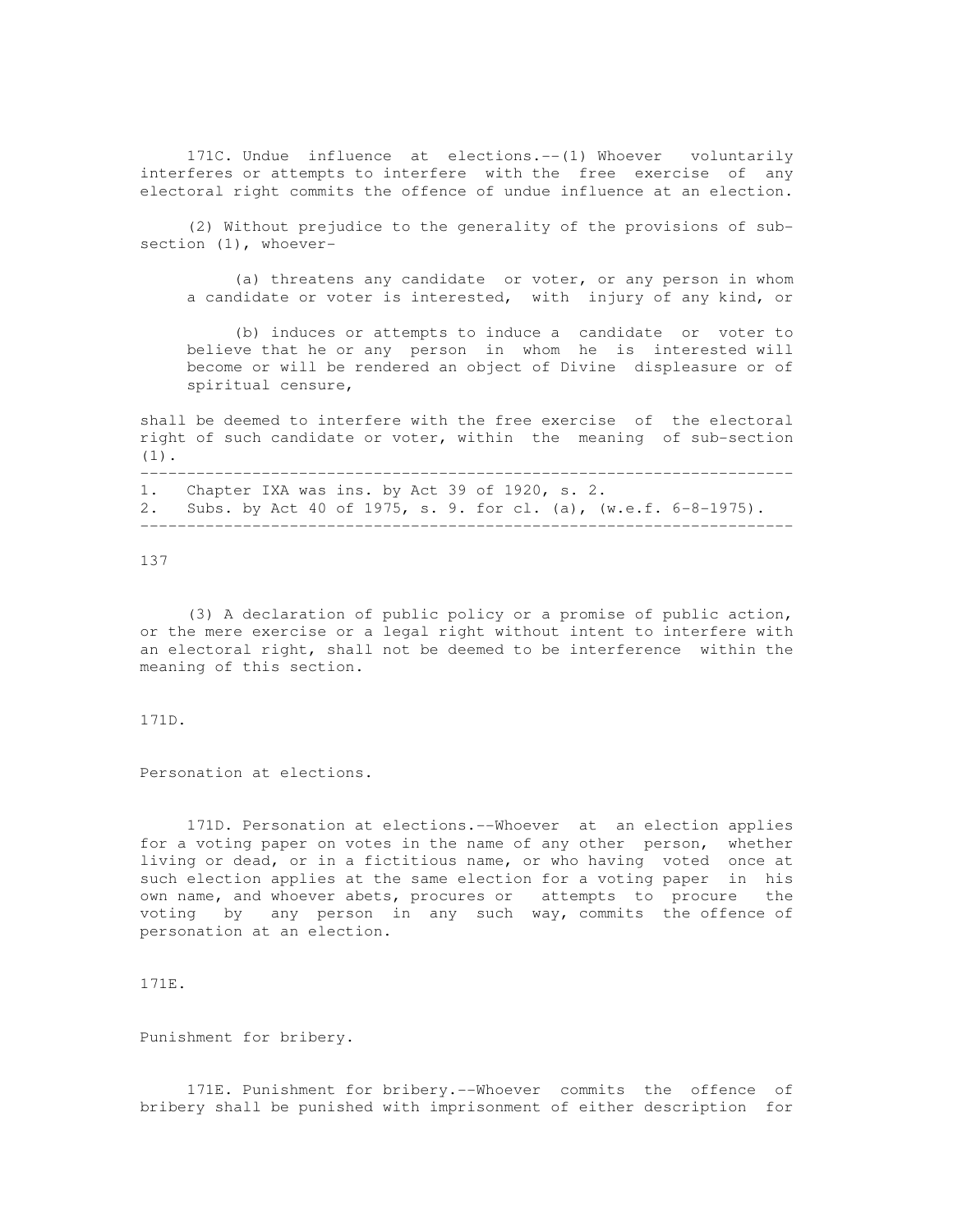171C. Undue influence at elections.--(1) Whoever voluntarily interferes or attempts to interfere with the free exercise of any electoral right commits the offence of undue influence at an election.

(2) Without prejudice to the generality of the provisions of sub-section (1), whoever-

(a) threatens any candidate or voter, or any person in whom a candidate or voter is interested, with injury of any kind, or

(b) induces or attempts to induce a candidate or voter to believe that he or any person in whom he is interested will become or will be rendered an object of Divine displeasure or of spiritual censure,

shall be deemed to interfere with the free exercise of the electoral right of such candidate or voter, within the meaning of sub-section (1).

---

1. Chapter IXA was ins. by Act 39 of 1920, s. 2.
2. Subs. by Act 40 of 1975, s. 9. for cl. (a), (w.e.f. 6-8-1975).

---

(3) A declaration of public policy or a promise of public action, or the mere exercise or a legal right without intent to interfere with an electoral right, shall not be deemed to be interference within the meaning of this section.

171D.

Personation at elections.

171D. Personation at elections.--Whoever at an election applies for a voting paper on votes in the name of any other person, whether living or dead, or in a fictitious name, or who having voted once at such election applies at the same election for a voting paper in his own name, and whoever abets, procures or attempts to procure the voting by any person in any such way, commits the offence of personation at an election.

171E.

Punishment for bribery.

171E. Punishment for bribery.--Whoever commits the offence of bribery shall be punished with imprisonment of either description for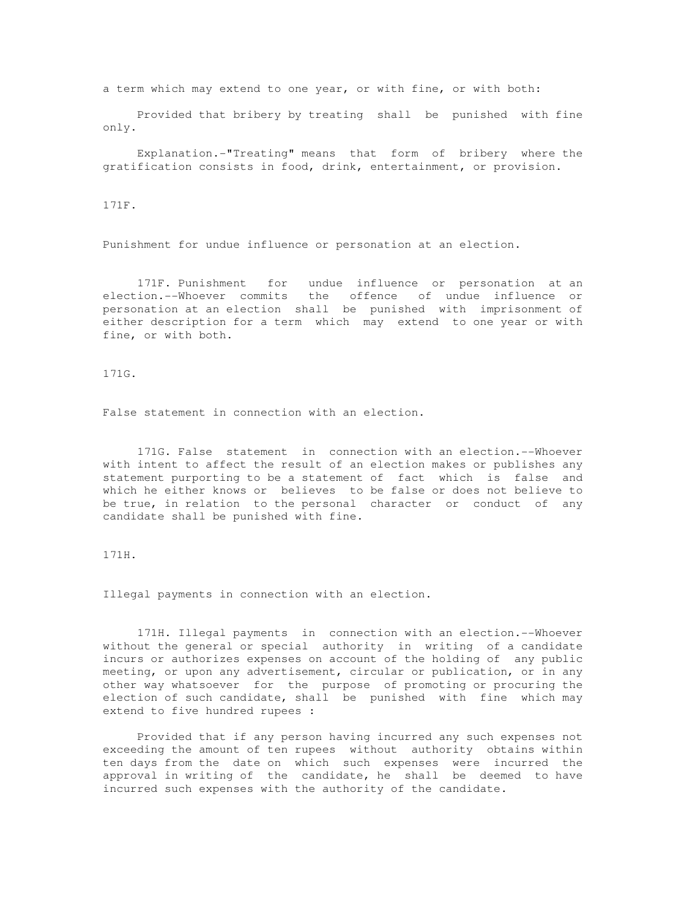a term which may extend to one year, or with fine, or with both:

Provided that bribery by treating shall be punished with fine only.

Explanation.-"Treating" means that form of bribery where the gratification consists in food, drink, entertainment, or provision.

171F.

Punishment for undue influence or personation at an election.

171F. Punishment for undue influence or personation at an election.--Whoever commits the offence of undue influence or personation at an election shall be punished with imprisonment of either description for a term which may extend to one year or with fine, or with both.

171G.

False statement in connection with an election.

171G. False statement in connection with an election.--Whoever with intent to affect the result of an election makes or publishes any statement purporting to be a statement of fact which is false and which he either knows or believes to be false or does not believe to be true, in relation to the personal character or conduct of any candidate shall be punished with fine.

171H.

Illegal payments in connection with an election.

171H. Illegal payments in connection with an election.--Whoever without the general or special authority in writing of a candidate incurs or authorizes expenses on account of the holding of any public meeting, or upon any advertisement, circular or publication, or in any other way whatsoever for the purpose of promoting or procuring the election of such candidate, shall be punished with fine which may extend to five hundred rupees :

Provided that if any person having incurred any such expenses not exceeding the amount of ten rupees without authority obtains within ten days from the date on which such expenses were incurred the approval in writing of the candidate, he shall be deemed to have incurred such expenses with the authority of the candidate.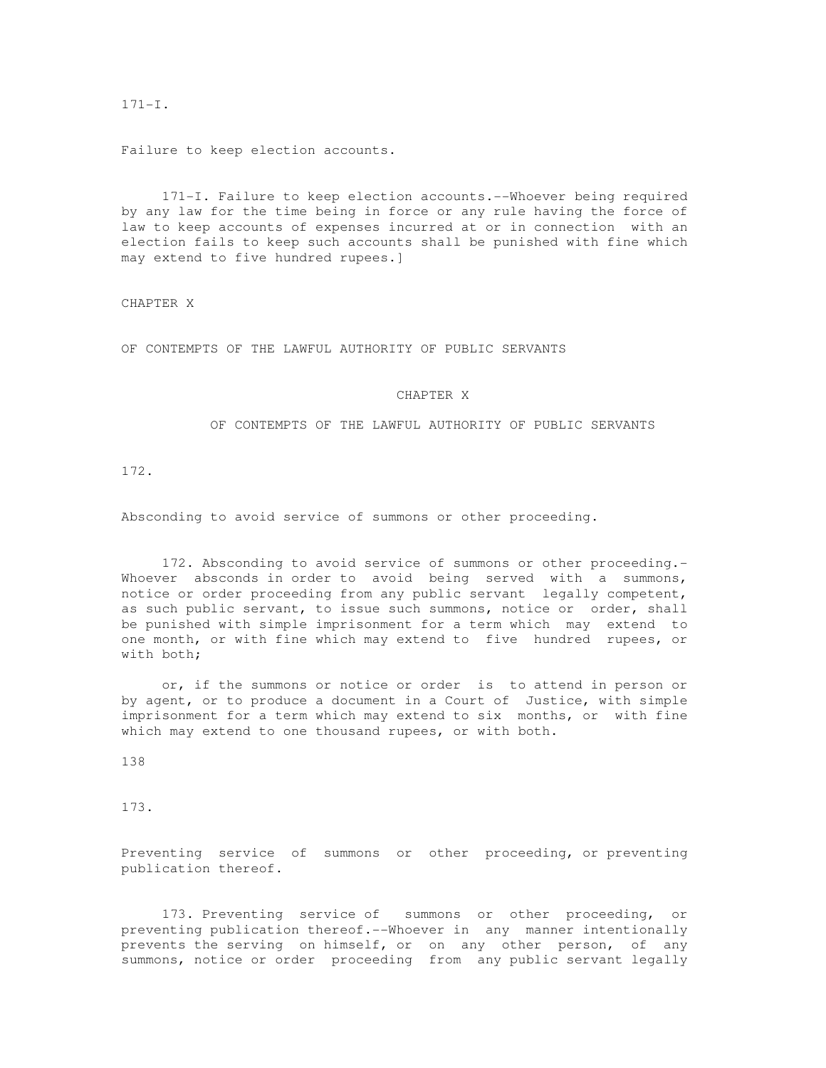171-I.

Failure to keep election accounts.

171-I. Failure to keep election accounts.--Whoever being required by any law for the time being in force or any rule having the force of law to keep accounts of expenses incurred at or in connection with an election fails to keep such accounts shall be punished with fine which may extend to five hundred rupees.]

CHAPTER X

OF CONTEMPTS OF THE LAWFUL AUTHORITY OF PUBLIC SERVANTS

# CHAPTER X

## OF CONTEMPTS OF THE LAWFUL AUTHORITY OF PUBLIC SERVANTS

172.

Absconding to avoid service of summons or other proceeding.

172. Absconding to avoid service of summons or other proceeding.- Whoever absconds in order to avoid being served with a summons, notice or order proceeding from any public servant legally competent, as such public servant, to issue such summons, notice or order, shall be punished with simple imprisonment for a term which may extend to one month, or with fine which may extend to five hundred rupees, or with both;

or, if the summons or notice or order is to attend in person or by agent, or to produce a document in a Court of Justice, with simple imprisonment for a term which may extend to six months, or with fine which may extend to one thousand rupees, or with both.

173.

Preventing service of summons or other proceeding, or preventing publication thereof.

173. Preventing service of summons or other proceeding, or preventing publication thereof.--Whoever in any manner intentionally prevents the serving on himself, or on any other person, of any summons, notice or order proceeding from any public servant legally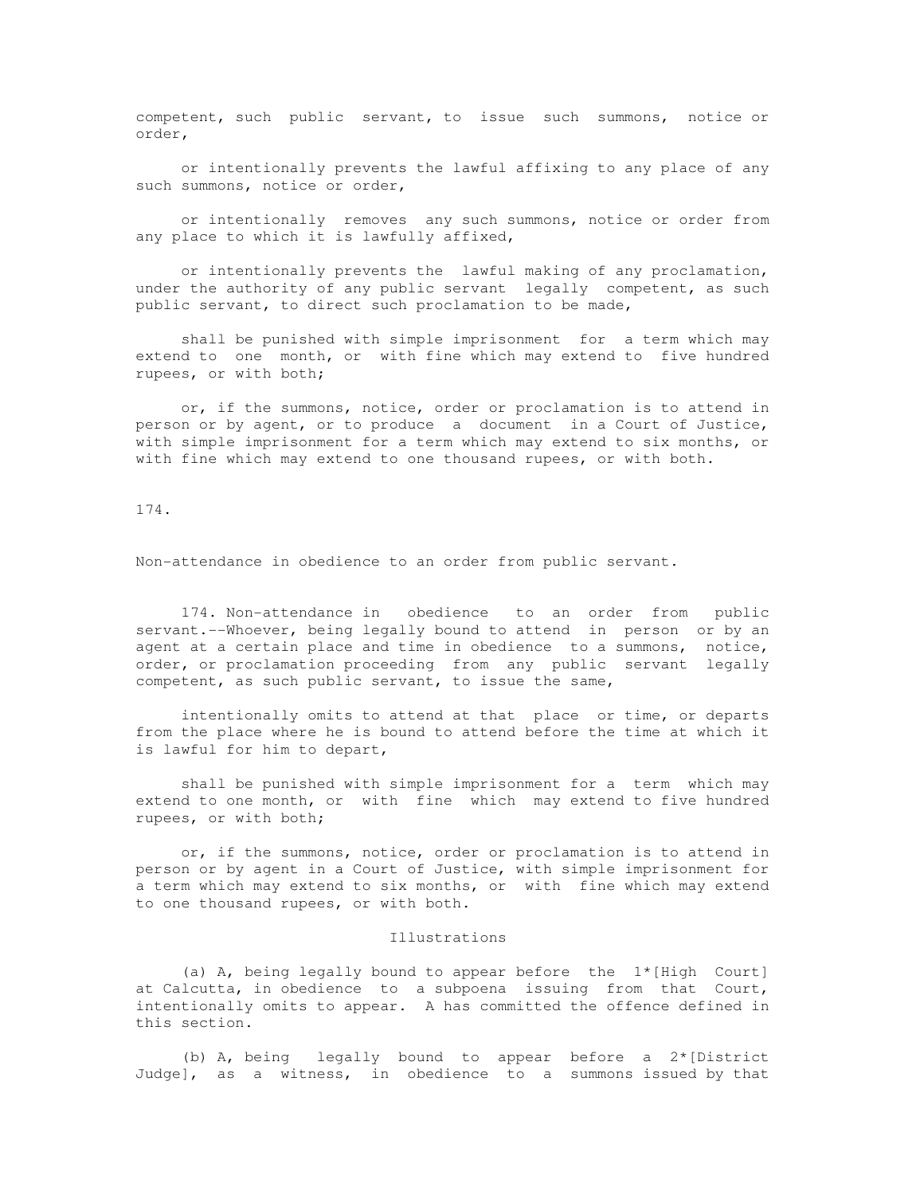competent, such public servant, to issue such summons, notice or order,

or intentionally prevents the lawful affixing to any place of any such summons, notice or order,

or intentionally removes any such summons, notice or order from any place to which it is lawfully affixed,

or intentionally prevents the lawful making of any proclamation, under the authority of any public servant legally competent, as such public servant, to direct such proclamation to be made,

shall be punished with simple imprisonment for a term which may extend to one month, or with fine which may extend to five hundred rupees, or with both;

or, if the summons, notice, order or proclamation is to attend in person or by agent, or to produce a document in a Court of Justice, with simple imprisonment for a term which may extend to six months, or with fine which may extend to one thousand rupees, or with both.

174.

Non-attendance in obedience to an order from public servant.

174. Non-attendance in obedience to an order from public servant.--Whoever, being legally bound to attend in person or by an agent at a certain place and time in obedience to a summons, notice, order, or proclamation proceeding from any public servant legally competent, as such public servant, to issue the same,

intentionally omits to attend at that place or time, or departs from the place where he is bound to attend before the time at which it is lawful for him to depart,

shall be punished with simple imprisonment for a term which may extend to one month, or with fine which may extend to five hundred rupees, or with both;

or, if the summons, notice, order or proclamation is to attend in person or by agent in a Court of Justice, with simple imprisonment for a term which may extend to six months, or with fine which may extend to one thousand rupees, or with both.

Illustrations

(a) A, being legally bound to appear before the 1*[High Court] at Calcutta, in obedience to a subpoena issuing from that Court, intentionally omits to appear. A has committed the offence defined in this section.

(b) A, being legally bound to appear before a 2*[District Judge], as a witness, in obedience to a summons issued by that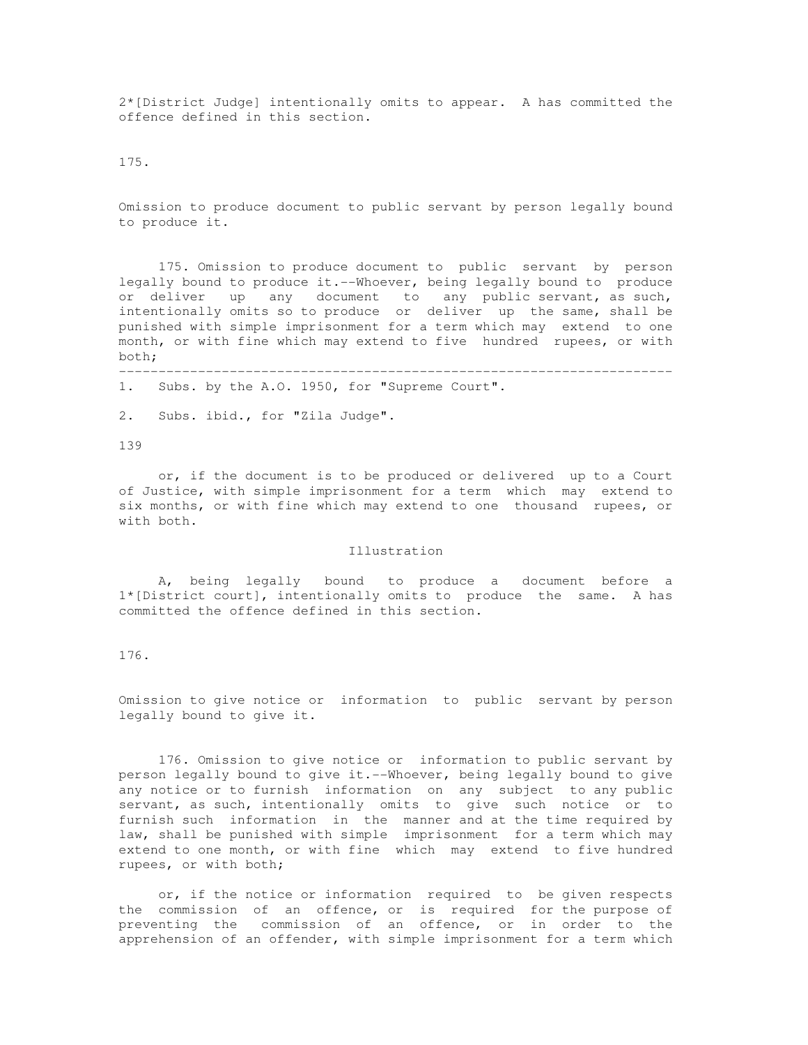2*[District Judge] intentionally omits to appear. A has committed the offence defined in this section.

175.

Omission to produce document to public servant by person legally bound to produce it.

175. Omission to produce document to public servant by person legally bound to produce it.--Whoever, being legally bound to produce or deliver up any document to any public servant, as such, intentionally omits so to produce or deliver up the same, shall be punished with simple imprisonment for a term which may extend to one month, or with fine which may extend to five hundred rupees, or with both;

---

1. Subs. by the A.O. 1950, for "Supreme Court".

2. Subs. ibid., for "Zila Judge".

or, if the document is to be produced or delivered up to a Court of Justice, with simple imprisonment for a term which may extend to six months, or with fine which may extend to one thousand rupees, or with both.

Illustration

A, being legally bound to produce a document before a 1*[District court], intentionally omits to produce the same. A has committed the offence defined in this section.

176.

Omission to give notice or information to public servant by person legally bound to give it.

176. Omission to give notice or information to public servant by person legally bound to give it.--Whoever, being legally bound to give any notice or to furnish information on any subject to any public servant, as such, intentionally omits to give such notice or to furnish such information in the manner and at the time required by law, shall be punished with simple imprisonment for a term which may extend to one month, or with fine which may extend to five hundred rupees, or with both;

or, if the notice or information required to be given respects the commission of an offence, or is required for the purpose of preventing the commission of an offence, or in order to the apprehension of an offender, with simple imprisonment for a term which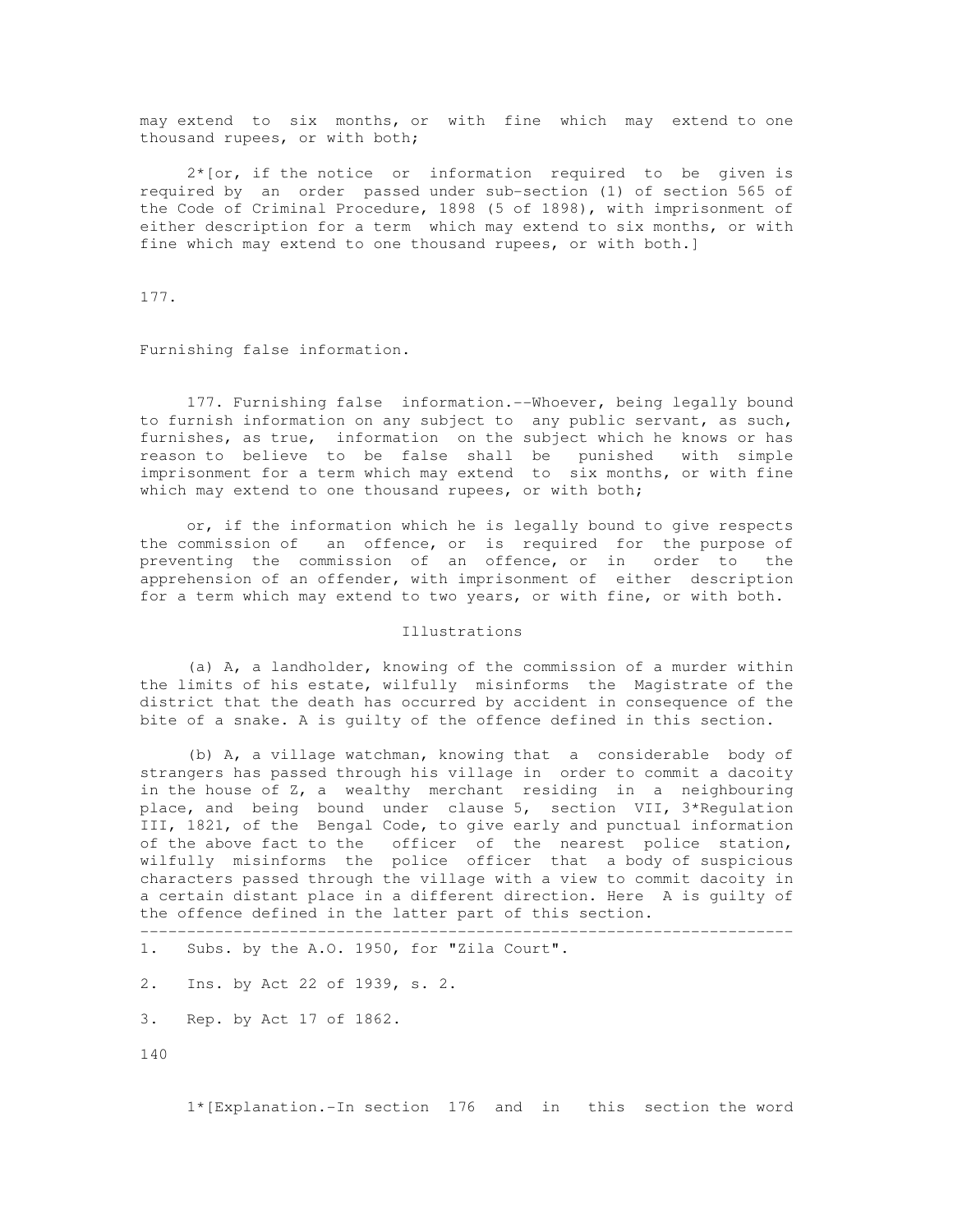may extend to six months, or with fine which may extend to one thousand rupees, or with both;

2*[or, if the notice or information required to be given is required by an order passed under sub-section (1) of section 565 of the Code of Criminal Procedure, 1898 (5 of 1898), with imprisonment of either description for a term which may extend to six months, or with fine which may extend to one thousand rupees, or with both.]

177.

Furnishing false information.

177. Furnishing false information.--Whoever, being legally bound to furnish information on any subject to any public servant, as such, furnishes, as true, information on the subject which he knows or has reason to believe to be false shall be punished with simple imprisonment for a term which may extend to six months, or with fine which may extend to one thousand rupees, or with both;

or, if the information which he is legally bound to give respects the commission of an offence, or is required for the purpose of preventing the commission of an offence, or in order to the apprehension of an offender, with imprisonment of either description for a term which may extend to two years, or with fine, or with both.

Illustrations

(a) A, a landholder, knowing of the commission of a murder within the limits of his estate, wilfully misinforms the Magistrate of the district that the death has occurred by accident in consequence of the bite of a snake. A is guilty of the offence defined in this section.

(b) A, a village watchman, knowing that a considerable body of strangers has passed through his village in order to commit a dacoity in the house of Z, a wealthy merchant residing in a neighbouring place, and being bound under clause 5, section VII, 3*Regulation III, 1821, of the Bengal Code, to give early and punctual information of the above fact to the officer of the nearest police station, wilfully misinforms the police officer that a body of suspicious characters passed through the village with a view to commit dacoity in a certain distant place in a different direction. Here A is guilty of the offence defined in the latter part of this section.

---

1. Subs. by the A.O. 1950, for "Zila Court".

2. Ins. by Act 22 of 1939, s. 2.

3. Rep. by Act 17 of 1862.

1*[Explanation.-In section 176 and in this section the word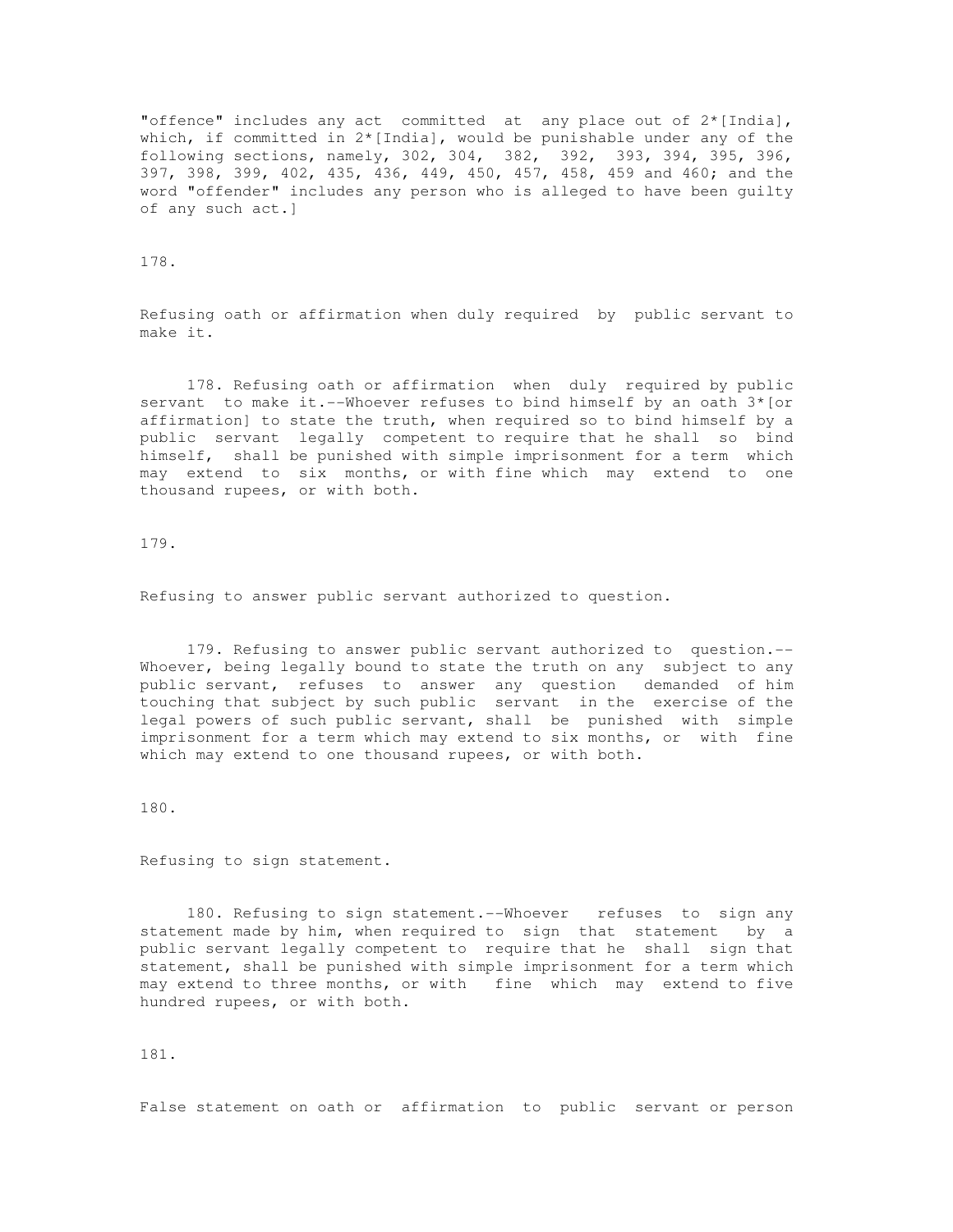"offence" includes any act committed at any place out of 2*[India], which, if committed in 2*[India], would be punishable under any of the following sections, namely, 302, 304, 382, 392, 393, 394, 395, 396, 397, 398, 399, 402, 435, 436, 449, 450, 457, 458, 459 and 460; and the word "offender" includes any person who is alleged to have been guilty of any such act.]

178.

Refusing oath or affirmation when duly required by public servant to make it.

178. Refusing oath or affirmation when duly required by public servant to make it.--Whoever refuses to bind himself by an oath 3*[or affirmation] to state the truth, when required so to bind himself by a public servant legally competent to require that he shall so bind himself, shall be punished with simple imprisonment for a term which may extend to six months, or with fine which may extend to one thousand rupees, or with both.

179.

Refusing to answer public servant authorized to question.

179. Refusing to answer public servant authorized to question.--Whoever, being legally bound to state the truth on any subject to any public servant, refuses to answer any question demanded of him touching that subject by such public servant in the exercise of the legal powers of such public servant, shall be punished with simple imprisonment for a term which may extend to six months, or with fine which may extend to one thousand rupees, or with both.

180.

Refusing to sign statement.

180. Refusing to sign statement.--Whoever refuses to sign any statement made by him, when required to sign that statement by a public servant legally competent to require that he shall sign that statement, shall be punished with simple imprisonment for a term which may extend to three months, or with fine which may extend to five hundred rupees, or with both.

181.

False statement on oath or affirmation to public servant or person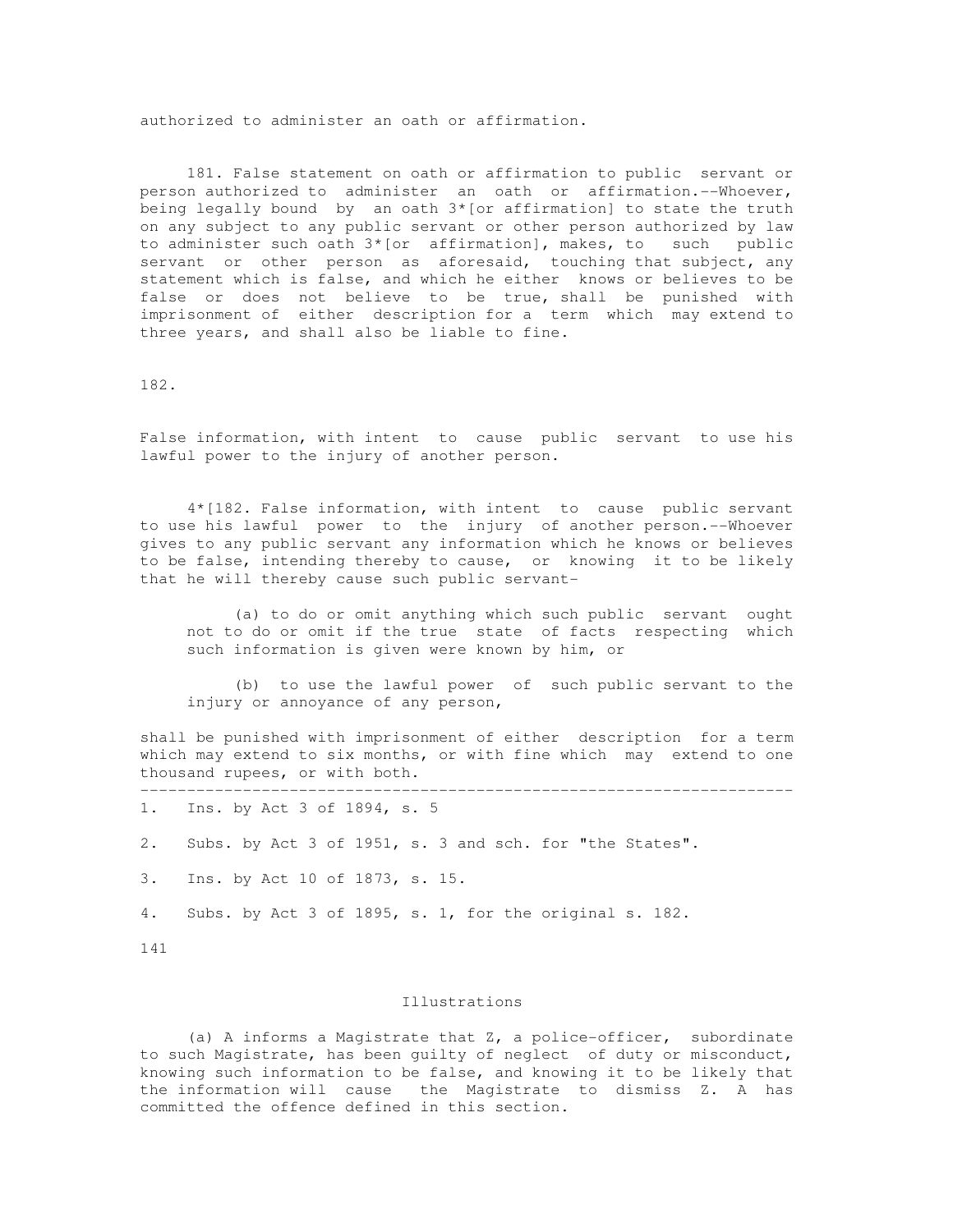authorized to administer an oath or affirmation.

181. False statement on oath or affirmation to public servant or person authorized to administer an oath or affirmation.--Whoever, being legally bound by an oath 3*[or affirmation] to state the truth on any subject to any public servant or other person authorized by law to administer such oath 3*[or affirmation], makes, to such public servant or other person as aforesaid, touching that subject, any statement which is false, and which he either knows or believes to be false or does not believe to be true, shall be punished with imprisonment of either description for a term which may extend to three years, and shall also be liable to fine.

182.

False information, with intent to cause public servant to use his lawful power to the injury of another person.

4*[182. False information, with intent to cause public servant to use his lawful power to the injury of another person.--Whoever gives to any public servant any information which he knows or believes to be false, intending thereby to cause, or knowing it to be likely that he will thereby cause such public servant-

(a) to do or omit anything which such public servant ought not to do or omit if the true state of facts respecting which such information is given were known by him, or

(b) to use the lawful power of such public servant to the injury or annoyance of any person,

shall be punished with imprisonment of either description for a term which may extend to six months, or with fine which may extend to one thousand rupees, or with both.

---

1. Ins. by Act 3 of 1894, s. 5

2. Subs. by Act 3 of 1951, s. 3 and sch. for "the States".

3. Ins. by Act 10 of 1873, s. 15.

4. Subs. by Act 3 of 1895, s. 1, for the original s. 182.

Illustrations

(a) A informs a Magistrate that Z, a police-officer, subordinate to such Magistrate, has been guilty of neglect of duty or misconduct, knowing such information to be false, and knowing it to be likely that the information will cause the Magistrate to dismiss Z. A has committed the offence defined in this section.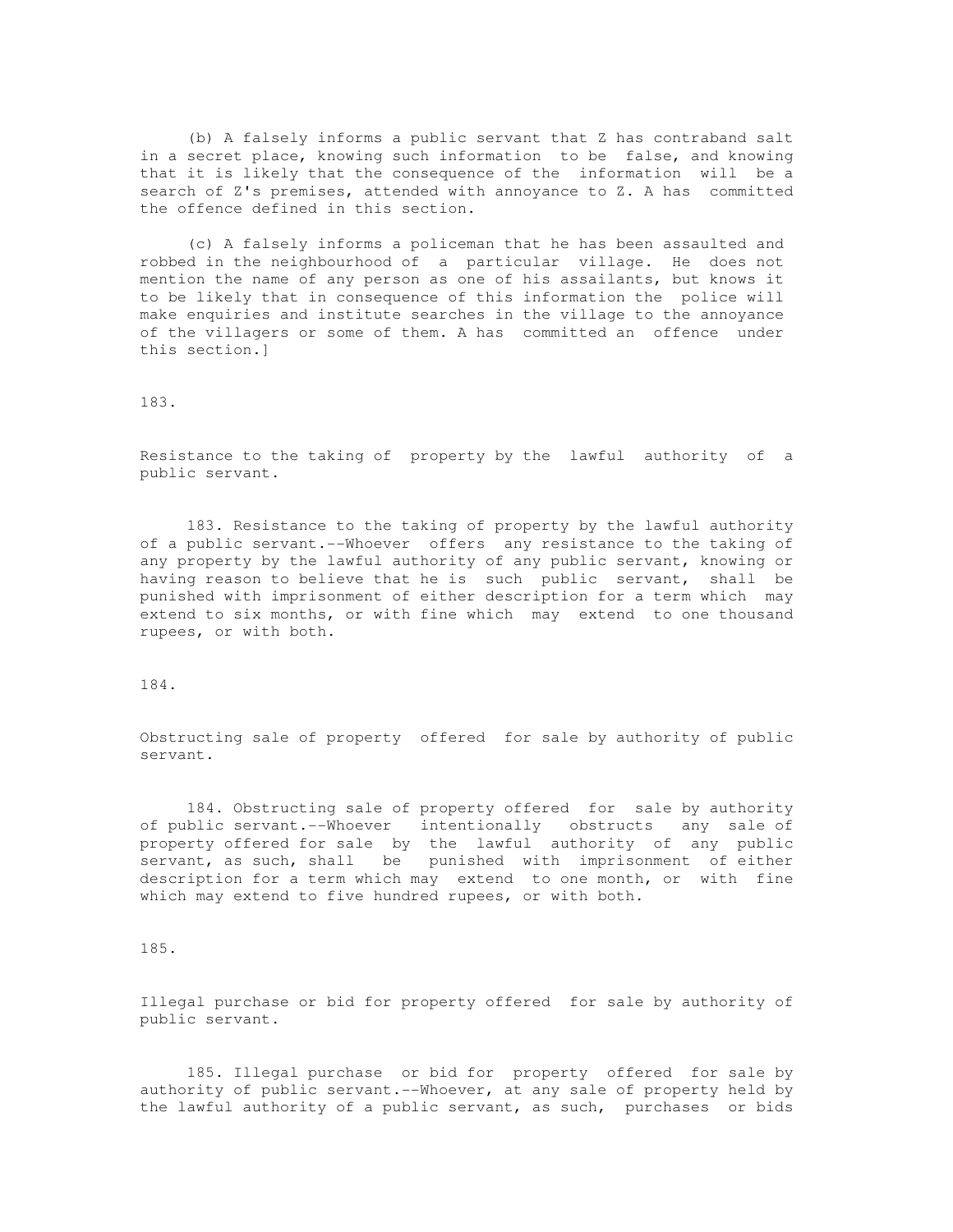(b) A falsely informs a public servant that Z has contraband salt in a secret place, knowing such information to be false, and knowing that it is likely that the consequence of the information will be a search of Z's premises, attended with annoyance to Z. A has committed the offence defined in this section.

(c) A falsely informs a policeman that he has been assaulted and robbed in the neighbourhood of a particular village. He does not mention the name of any person as one of his assailants, but knows it to be likely that in consequence of this information the police will make enquiries and institute searches in the village to the annoyance of the villagers or some of them. A has committed an offence under this section.]

183.

Resistance to the taking of property by the lawful authority of a public servant.

183. Resistance to the taking of property by the lawful authority of a public servant.--Whoever offers any resistance to the taking of any property by the lawful authority of any public servant, knowing or having reason to believe that he is such public servant, shall be punished with imprisonment of either description for a term which may extend to six months, or with fine which may extend to one thousand rupees, or with both.

184.

Obstructing sale of property offered for sale by authority of public servant.

184. Obstructing sale of property offered for sale by authority of public servant.--Whoever intentionally obstructs any sale of property offered for sale by the lawful authority of any public servant, as such, shall be punished with imprisonment of either description for a term which may extend to one month, or with fine which may extend to five hundred rupees, or with both.

185.

Illegal purchase or bid for property offered for sale by authority of public servant.

185. Illegal purchase or bid for property offered for sale by authority of public servant.--Whoever, at any sale of property held by the lawful authority of a public servant, as such, purchases or bids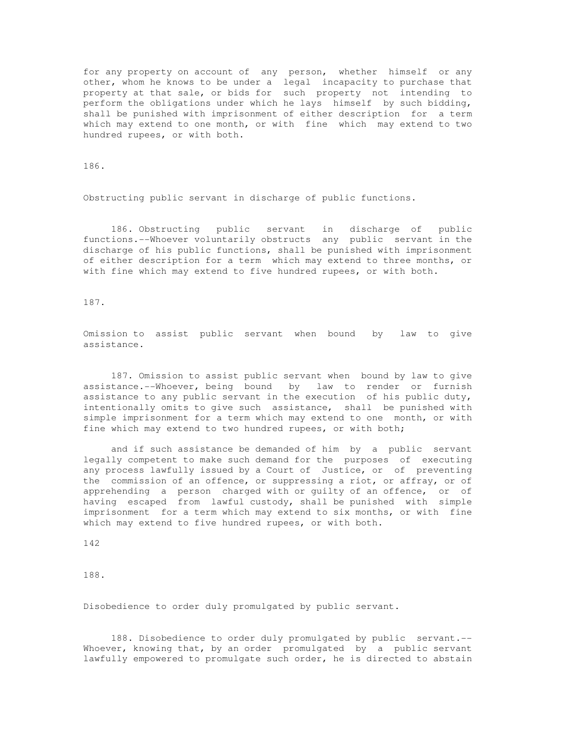for any property on account of any person, whether himself or any other, whom he knows to be under a legal incapacity to purchase that property at that sale, or bids for such property not intending to perform the obligations under which he lays himself by such bidding, shall be punished with imprisonment of either description for a term which may extend to one month, or with fine which may extend to two hundred rupees, or with both.

186.

Obstructing public servant in discharge of public functions.

186. Obstructing public servant in discharge of public functions.--Whoever voluntarily obstructs any public servant in the discharge of his public functions, shall be punished with imprisonment of either description for a term which may extend to three months, or with fine which may extend to five hundred rupees, or with both.

187.

Omission to assist public servant when bound by law to give assistance.

187. Omission to assist public servant when bound by law to give assistance.--Whoever, being bound by law to render or furnish assistance to any public servant in the execution of his public duty, intentionally omits to give such assistance, shall be punished with simple imprisonment for a term which may extend to one month, or with fine which may extend to two hundred rupees, or with both;

and if such assistance be demanded of him by a public servant legally competent to make such demand for the purposes of executing any process lawfully issued by a Court of Justice, or of preventing the commission of an offence, or suppressing a riot, or affray, or of apprehending a person charged with or guilty of an offence, or of having escaped from lawful custody, shall be punished with simple imprisonment for a term which may extend to six months, or with fine which may extend to five hundred rupees, or with both.

188.

Disobedience to order duly promulgated by public servant.

188. Disobedience to order duly promulgated by public servant.--Whoever, knowing that, by an order promulgated by a public servant lawfully empowered to promulgate such order, he is directed to abstain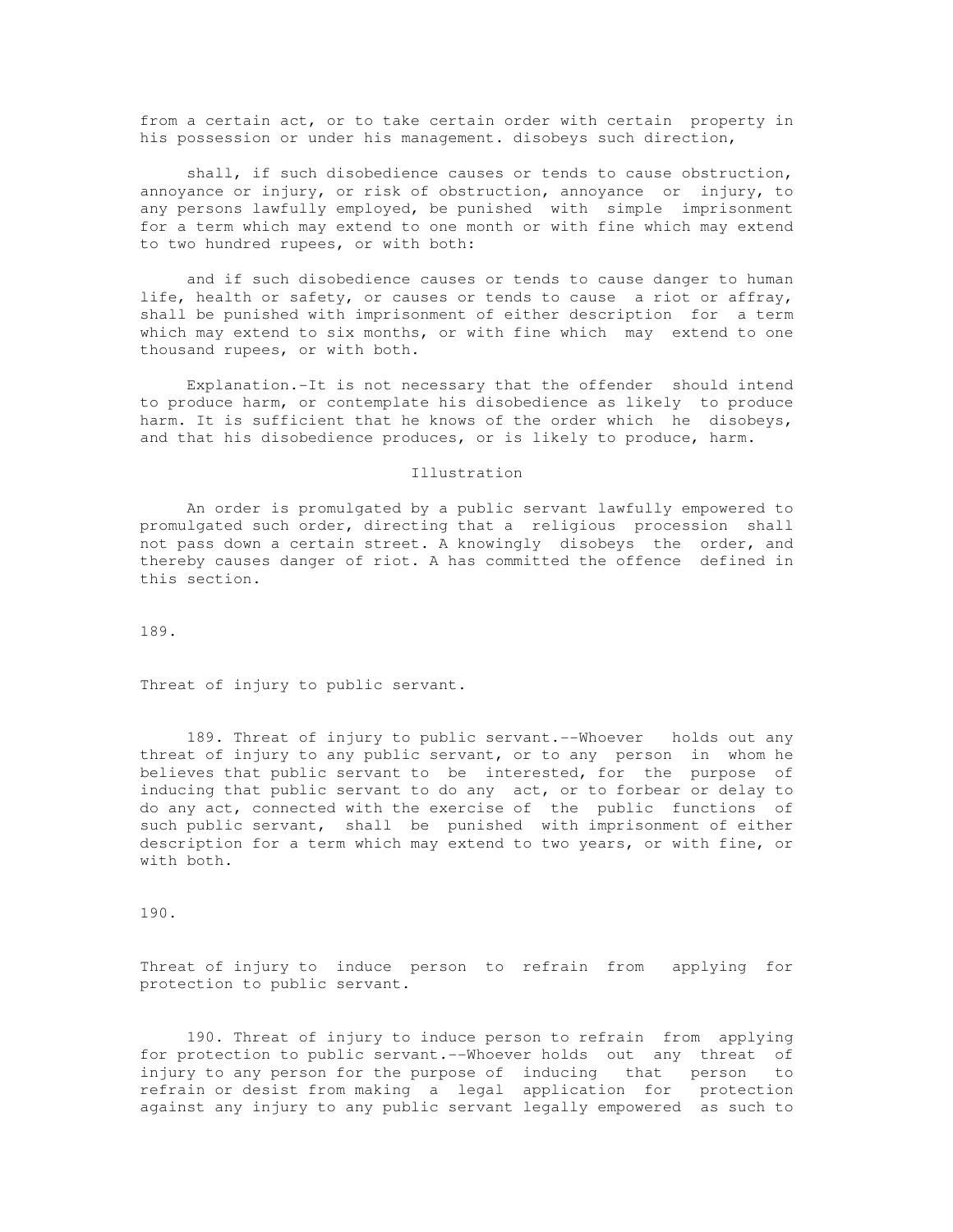from a certain act, or to take certain order with certain property in his possession or under his management. disobeys such direction,

shall, if such disobedience causes or tends to cause obstruction, annoyance or injury, or risk of obstruction, annoyance or injury, to any persons lawfully employed, be punished with simple imprisonment for a term which may extend to one month or with fine which may extend to two hundred rupees, or with both:

and if such disobedience causes or tends to cause danger to human life, health or safety, or causes or tends to cause a riot or affray, shall be punished with imprisonment of either description for a term which may extend to six months, or with fine which may extend to one thousand rupees, or with both.

Explanation.-It is not necessary that the offender should intend to produce harm, or contemplate his disobedience as likely to produce harm. It is sufficient that he knows of the order which he disobeys, and that his disobedience produces, or is likely to produce, harm.

Illustration

An order is promulgated by a public servant lawfully empowered to promulgated such order, directing that a religious procession shall not pass down a certain street. A knowingly disobeys the order, and thereby causes danger of riot. A has committed the offence defined in this section.

189.

Threat of injury to public servant.

189. Threat of injury to public servant.--Whoever holds out any threat of injury to any public servant, or to any person in whom he believes that public servant to be interested, for the purpose of inducing that public servant to do any act, or to forbear or delay to do any act, connected with the exercise of the public functions of such public servant, shall be punished with imprisonment of either description for a term which may extend to two years, or with fine, or with both.

190.

Threat of injury to induce person to refrain from applying for protection to public servant.

190. Threat of injury to induce person to refrain from applying for protection to public servant.--Whoever holds out any threat of injury to any person for the purpose of inducing that person to refrain or desist from making a legal application for protection against any injury to any public servant legally empowered as such to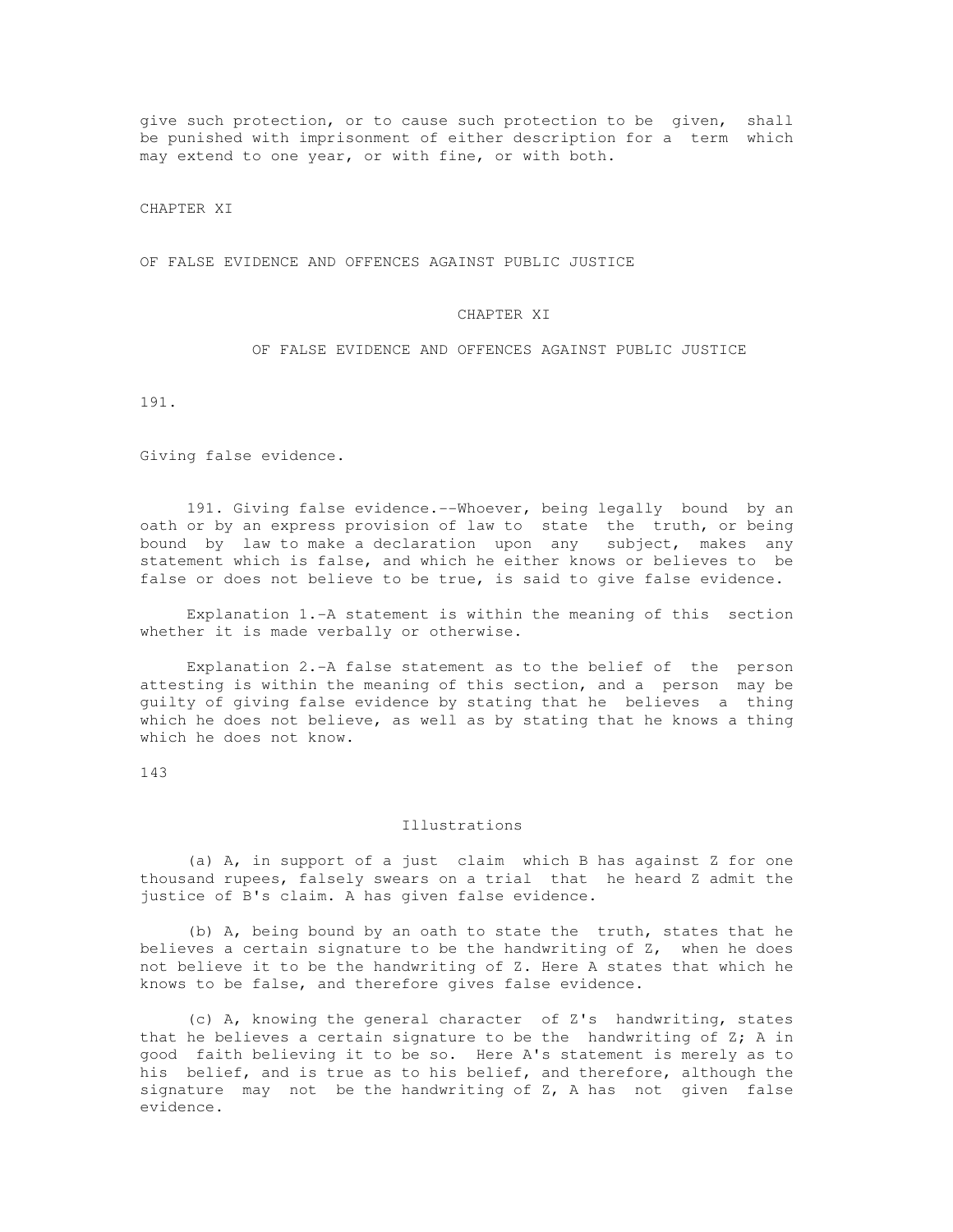give such protection, or to cause such protection to be given, shall be punished with imprisonment of either description for a term which may extend to one year, or with fine, or with both.

CHAPTER XI

OF FALSE EVIDENCE AND OFFENCES AGAINST PUBLIC JUSTICE

## CHAPTER XI

### OF FALSE EVIDENCE AND OFFENCES AGAINST PUBLIC JUSTICE

191.

Giving false evidence.

191. Giving false evidence.--Whoever, being legally bound by an oath or by an express provision of law to state the truth, or being bound by law to make a declaration upon any subject, makes any statement which is false, and which he either knows or believes to be false or does not believe to be true, is said to give false evidence.

Explanation 1.-A statement is within the meaning of this section whether it is made verbally or otherwise.

Explanation 2.-A false statement as to the belief of the person attesting is within the meaning of this section, and a person may be guilty of giving false evidence by stating that he believes a thing which he does not believe, as well as by stating that he knows a thing which he does not know.

143

Illustrations

(a) A, in support of a just claim which B has against Z for one thousand rupees, falsely swears on a trial that he heard Z admit the justice of B's claim. A has given false evidence.

(b) A, being bound by an oath to state the truth, states that he believes a certain signature to be the handwriting of Z, when he does not believe it to be the handwriting of Z. Here A states that which he knows to be false, and therefore gives false evidence.

(c) A, knowing the general character of Z's handwriting, states that he believes a certain signature to be the handwriting of Z; A in good faith believing it to be so. Here A's statement is merely as to his belief, and is true as to his belief, and therefore, although the signature may not be the handwriting of Z, A has not given false evidence.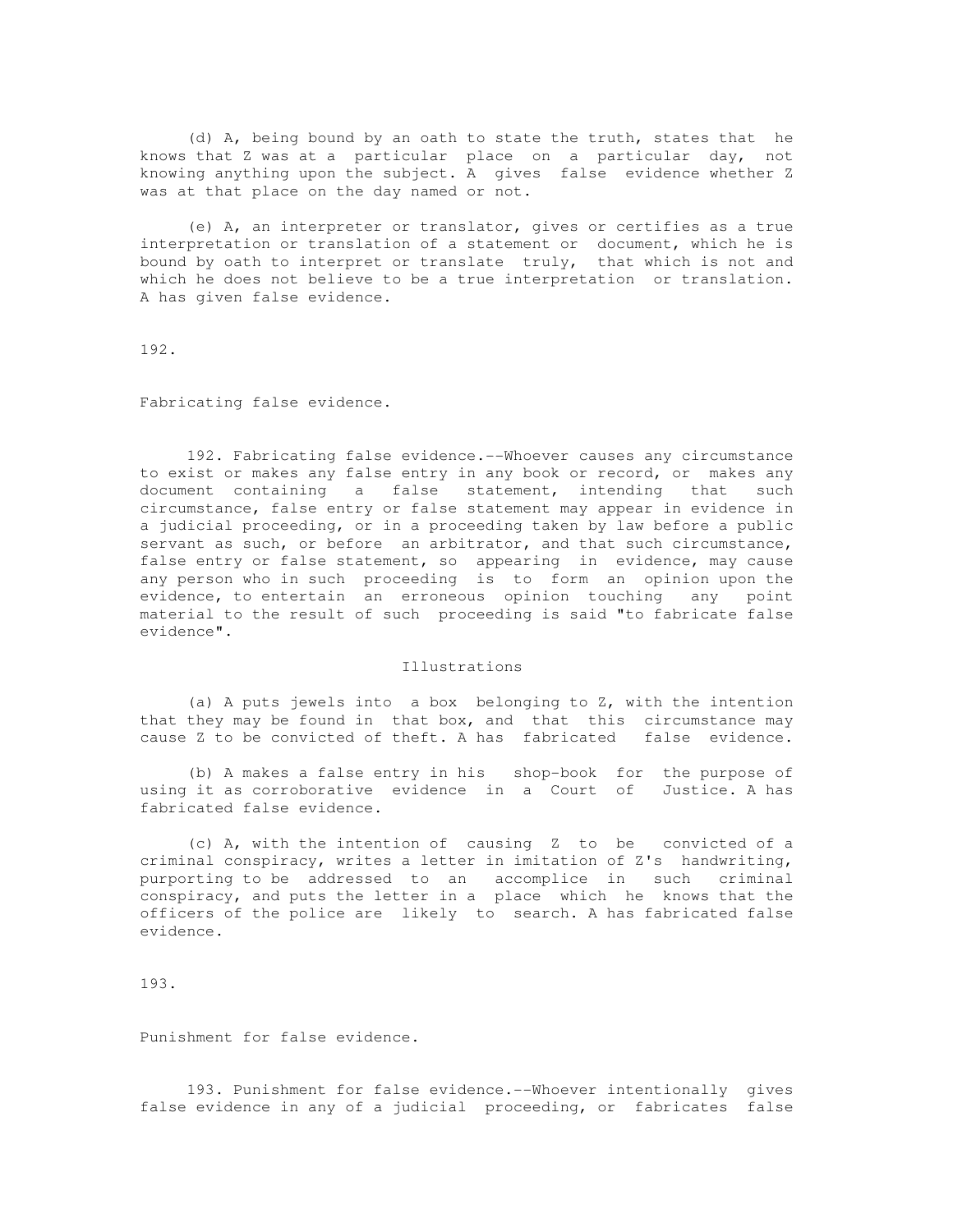(d) A, being bound by an oath to state the truth, states that he knows that Z was at a particular place on a particular day, not knowing anything upon the subject. A gives false evidence whether Z was at that place on the day named or not.

(e) A, an interpreter or translator, gives or certifies as a true interpretation or translation of a statement or document, which he is bound by oath to interpret or translate truly, that which is not and which he does not believe to be a true interpretation or translation. A has given false evidence.

192.

Fabricating false evidence.

192. Fabricating false evidence.--Whoever causes any circumstance to exist or makes any false entry in any book or record, or makes any document containing a false statement, intending that such circumstance, false entry or false statement may appear in evidence in a judicial proceeding, or in a proceeding taken by law before a public servant as such, or before an arbitrator, and that such circumstance, false entry or false statement, so appearing in evidence, may cause any person who in such proceeding is to form an opinion upon the evidence, to entertain an erroneous opinion touching any point material to the result of such proceeding is said "to fabricate false evidence".

Illustrations

(a) A puts jewels into a box belonging to Z, with the intention that they may be found in that box, and that this circumstance may cause Z to be convicted of theft. A has fabricated false evidence.

(b) A makes a false entry in his shop-book for the purpose of using it as corroborative evidence in a Court of Justice. A has fabricated false evidence.

(c) A, with the intention of causing Z to be convicted of a criminal conspiracy, writes a letter in imitation of Z's handwriting, purporting to be addressed to an accomplice in such criminal conspiracy, and puts the letter in a place which he knows that the officers of the police are likely to search. A has fabricated false evidence.

193.

Punishment for false evidence.

193. Punishment for false evidence.--Whoever intentionally gives false evidence in any of a judicial proceeding, or fabricates false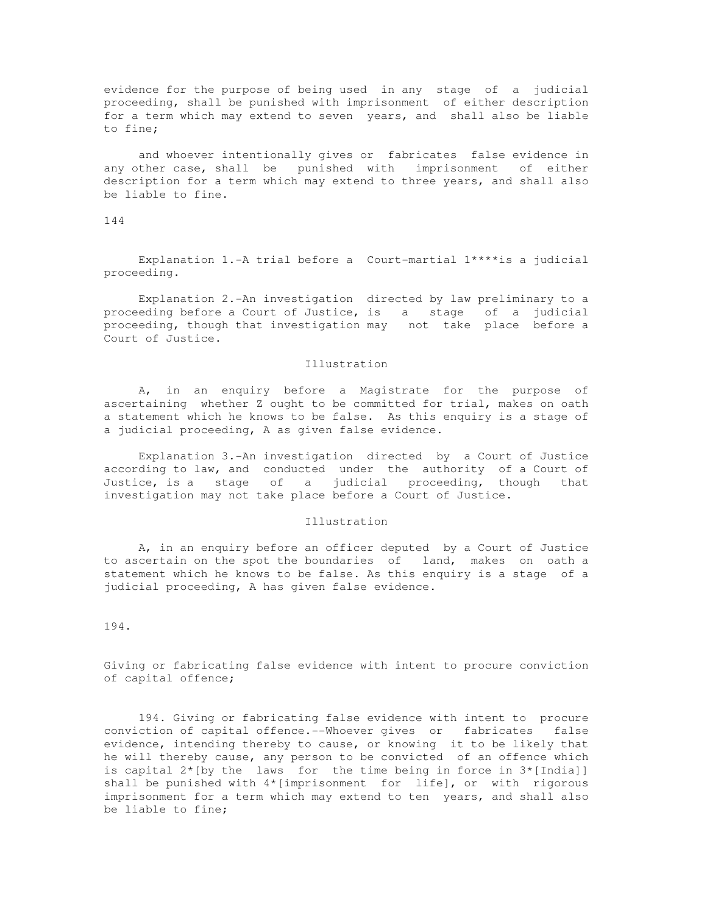evidence for the purpose of being used in any stage of a judicial proceeding, shall be punished with imprisonment of either description for a term which may extend to seven years, and shall also be liable to fine;

and whoever intentionally gives or fabricates false evidence in any other case, shall be punished with imprisonment of either description for a term which may extend to three years, and shall also be liable to fine.

144

Explanation 1.-A trial before a Court-martial 1****is a judicial proceeding.

Explanation 2.-An investigation directed by law preliminary to a proceeding before a Court of Justice, is a stage of a judicial proceeding, though that investigation may not take place before a Court of Justice.

Illustration

A, in an enquiry before a Magistrate for the purpose of ascertaining whether Z ought to be committed for trial, makes on oath a statement which he knows to be false. As this enquiry is a stage of a judicial proceeding, A as given false evidence.

Explanation 3.-An investigation directed by a Court of Justice according to law, and conducted under the authority of a Court of Justice, is a stage of a judicial proceeding, though that investigation may not take place before a Court of Justice.

Illustration

A, in an enquiry before an officer deputed by a Court of Justice to ascertain on the spot the boundaries of land, makes on oath a statement which he knows to be false. As this enquiry is a stage of a judicial proceeding, A has given false evidence.

194.

Giving or fabricating false evidence with intent to procure conviction of capital offence;

194. Giving or fabricating false evidence with intent to procure conviction of capital offence.--Whoever gives or fabricates false evidence, intending thereby to cause, or knowing it to be likely that he will thereby cause, any person to be convicted of an offence which is capital 2*[by the laws for the time being in force in 3*[India]] shall be punished with 4*[imprisonment for life], or with rigorous imprisonment for a term which may extend to ten years, and shall also be liable to fine;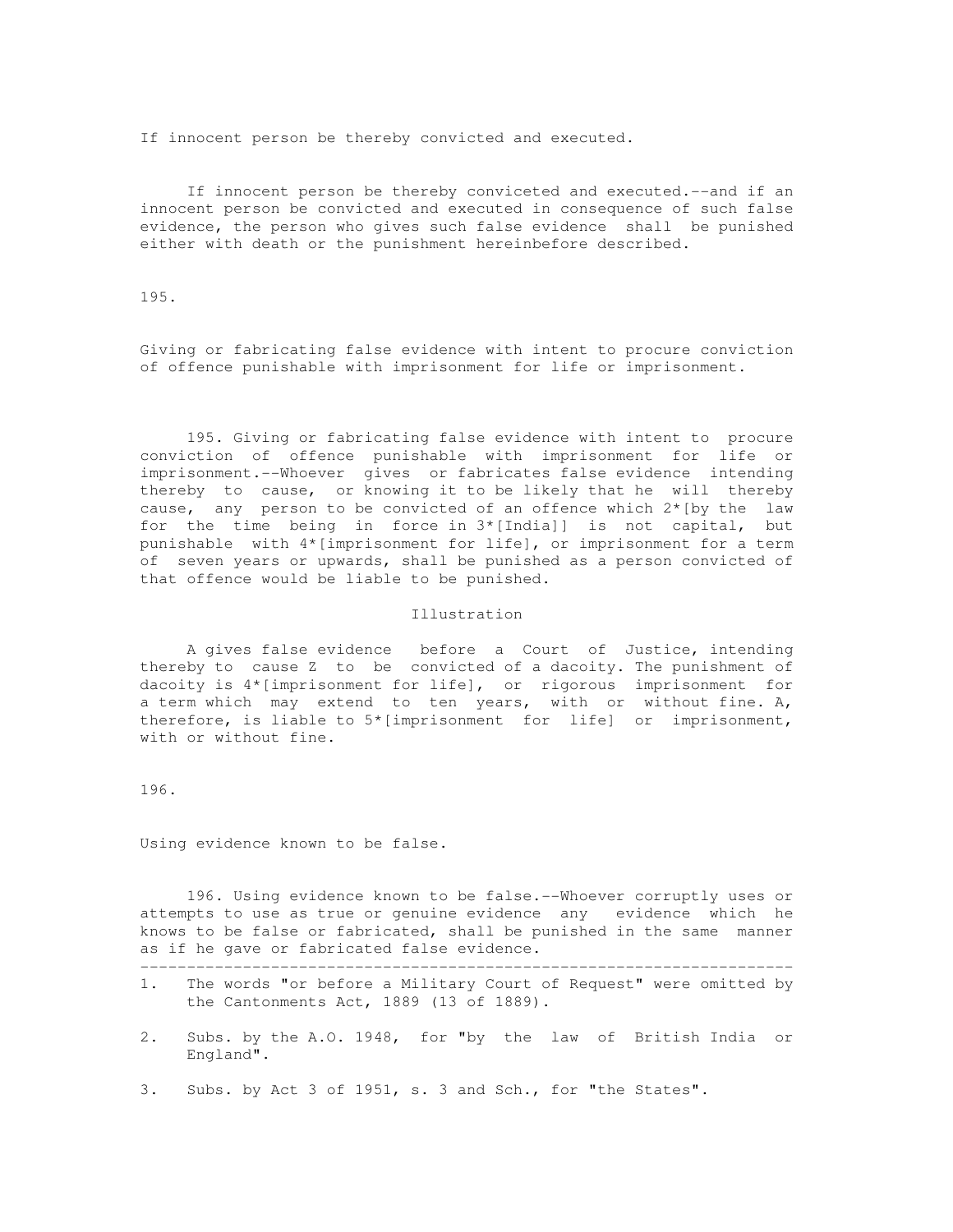If innocent person be thereby convicted and executed.

If innocent person be thereby conviceted and executed.--and if an innocent person be convicted and executed in consequence of such false evidence, the person who gives such false evidence shall be punished either with death or the punishment hereinbefore described.

195.

Giving or fabricating false evidence with intent to procure conviction of offence punishable with imprisonment for life or imprisonment.

195. Giving or fabricating false evidence with intent to procure conviction of offence punishable with imprisonment for life or imprisonment.--Whoever gives or fabricates false evidence intending thereby to cause, or knowing it to be likely that he will thereby cause, any person to be convicted of an offence which 2*[by the law for the time being in force in 3*[India]] is not capital, but punishable with 4*[imprisonment for life], or imprisonment for a term of seven years or upwards, shall be punished as a person convicted of that offence would be liable to be punished.

Illustration

A gives false evidence before a Court of Justice, intending thereby to cause Z to be convicted of a dacoity. The punishment of dacoity is 4*[imprisonment for life], or rigorous imprisonment for a term which may extend to ten years, with or without fine. A, therefore, is liable to 5*[imprisonment for life] or imprisonment, with or without fine.

196.

Using evidence known to be false.

196. Using evidence known to be false.--Whoever corruptly uses or attempts to use as true or genuine evidence any evidence which he knows to be false or fabricated, shall be punished in the same manner as if he gave or fabricated false evidence.

---

1. The words "or before a Military Court of Request" were omitted by the Cantonments Act, 1889 (13 of 1889).

2. Subs. by the A.O. 1948, for "by the law of British India or England".

3. Subs. by Act 3 of 1951, s. 3 and Sch., for "the States".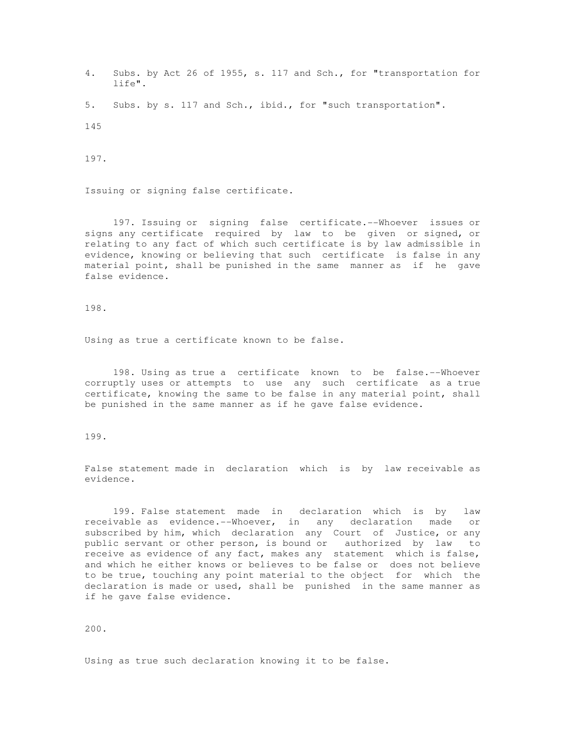4. Subs. by Act 26 of 1955, s. 117 and Sch., for "transportation for life".

5. Subs. by s. 117 and Sch., ibid., for "such transportation".

197.

Issuing or signing false certificate.

197. Issuing or signing false certificate.--Whoever issues or signs any certificate required by law to be given or signed, or relating to any fact of which such certificate is by law admissible in evidence, knowing or believing that such certificate is false in any material point, shall be punished in the same manner as if he gave false evidence.

198.

Using as true a certificate known to be false.

198. Using as true a certificate known to be false.--Whoever corruptly uses or attempts to use any such certificate as a true certificate, knowing the same to be false in any material point, shall be punished in the same manner as if he gave false evidence.

199.

False statement made in declaration which is by law receivable as evidence.

199. False statement made in declaration which is by law receivable as evidence.--Whoever, in any declaration made or subscribed by him, which declaration any Court of Justice, or any public servant or other person, is bound or authorized by law to receive as evidence of any fact, makes any statement which is false, and which he either knows or believes to be false or does not believe to be true, touching any point material to the object for which the declaration is made or used, shall be punished in the same manner as if he gave false evidence.

200.

Using as true such declaration knowing it to be false.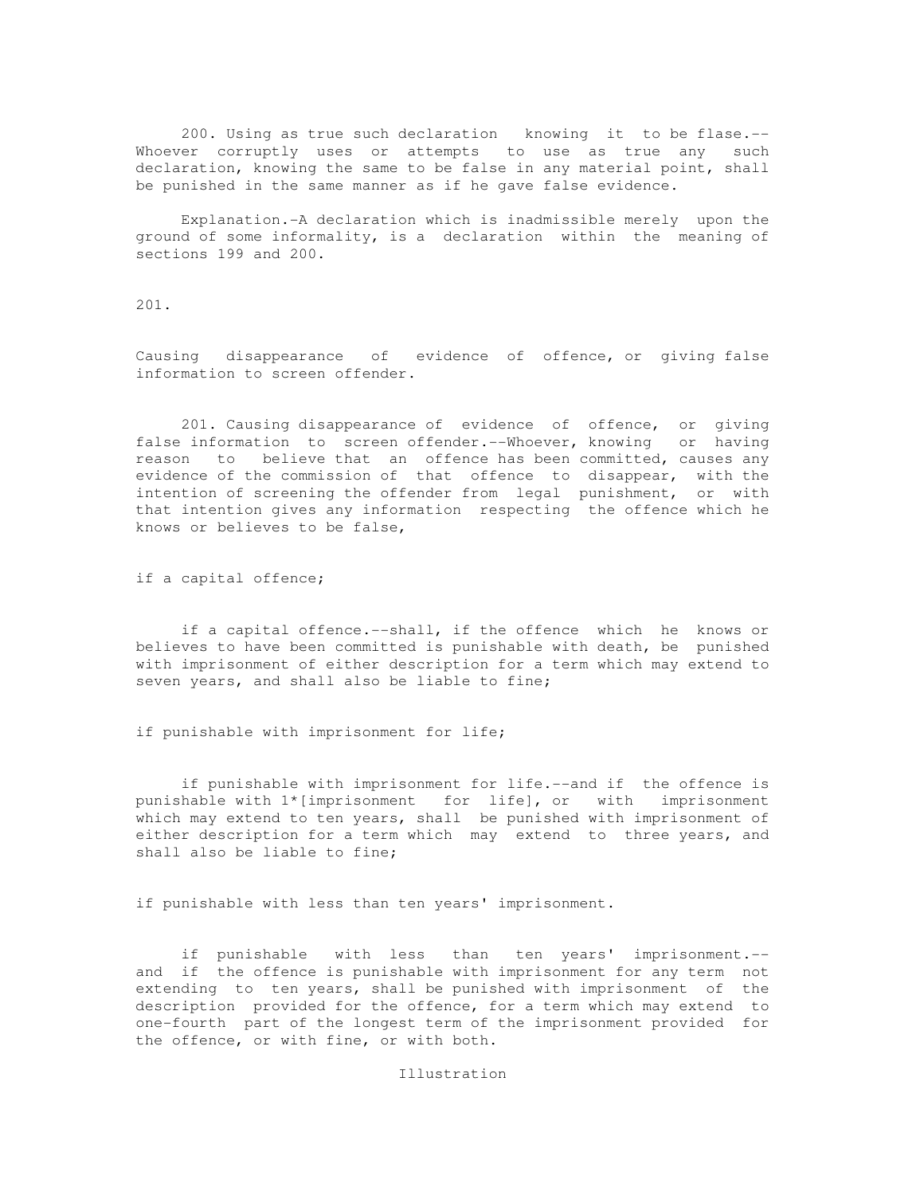200. Using as true such declaration knowing it to be flase.--Whoever corruptly uses or attempts to use as true any such declaration, knowing the same to be false in any material point, shall be punished in the same manner as if he gave false evidence.

Explanation.-A declaration which is inadmissible merely upon the ground of some informality, is a declaration within the meaning of sections 199 and 200.

201.

Causing disappearance of evidence of offence, or giving false information to screen offender.

201. Causing disappearance of evidence of offence, or giving false information to screen offender.--Whoever, knowing or having reason to believe that an offence has been committed, causes any evidence of the commission of that offence to disappear, with the intention of screening the offender from legal punishment, or with that intention gives any information respecting the offence which he knows or believes to be false,

if a capital offence;

if a capital offence.--shall, if the offence which he knows or believes to have been committed is punishable with death, be punished with imprisonment of either description for a term which may extend to seven years, and shall also be liable to fine;

if punishable with imprisonment for life;

if punishable with imprisonment for life.--and if the offence is punishable with 1*[imprisonment for life], or with imprisonment which may extend to ten years, shall be punished with imprisonment of either description for a term which may extend to three years, and shall also be liable to fine;

if punishable with less than ten years' imprisonment.

if punishable with less than ten years' imprisonment.--and if the offence is punishable with imprisonment for any term not extending to ten years, shall be punished with imprisonment of the description provided for the offence, for a term which may extend to one-fourth part of the longest term of the imprisonment provided for the offence, or with fine, or with both.

Illustration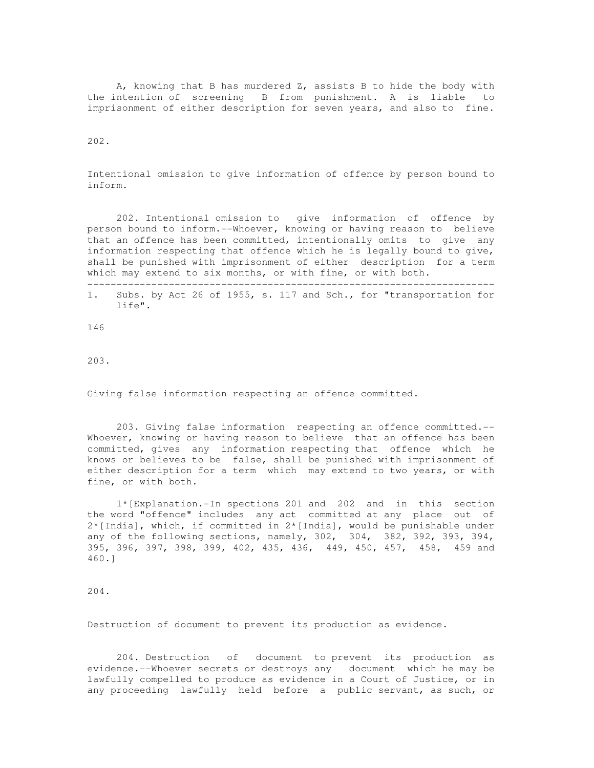A, knowing that B has murdered Z, assists B to hide the body with the intention of screening B from punishment. A is liable to imprisonment of either description for seven years, and also to fine.

202.

Intentional omission to give information of offence by person bound to inform.

202. Intentional omission to give information of offence by person bound to inform.--Whoever, knowing or having reason to believe that an offence has been committed, intentionally omits to give any information respecting that offence which he is legally bound to give, shall be punished with imprisonment of either description for a term which may extend to six months, or with fine, or with both.

---

1. Subs. by Act 26 of 1955, s. 117 and Sch., for "transportation for life".

203.

Giving false information respecting an offence committed.

203. Giving false information respecting an offence committed.-- Whoever, knowing or having reason to believe that an offence has been committed, gives any information respecting that offence which he knows or believes to be false, shall be punished with imprisonment of either description for a term which may extend to two years, or with fine, or with both.

1*[Explanation.-In spections 201 and 202 and in this section the word "offence" includes any act committed at any place out of 2*[India], which, if committed in 2*[India], would be punishable under any of the following sections, namely, 302, 304, 382, 392, 393, 394, 395, 396, 397, 398, 399, 402, 435, 436, 449, 450, 457, 458, 459 and 460.]

204.

Destruction of document to prevent its production as evidence.

204. Destruction of document to prevent its production as evidence.--Whoever secrets or destroys any document which he may be lawfully compelled to produce as evidence in a Court of Justice, or in any proceeding lawfully held before a public servant, as such, or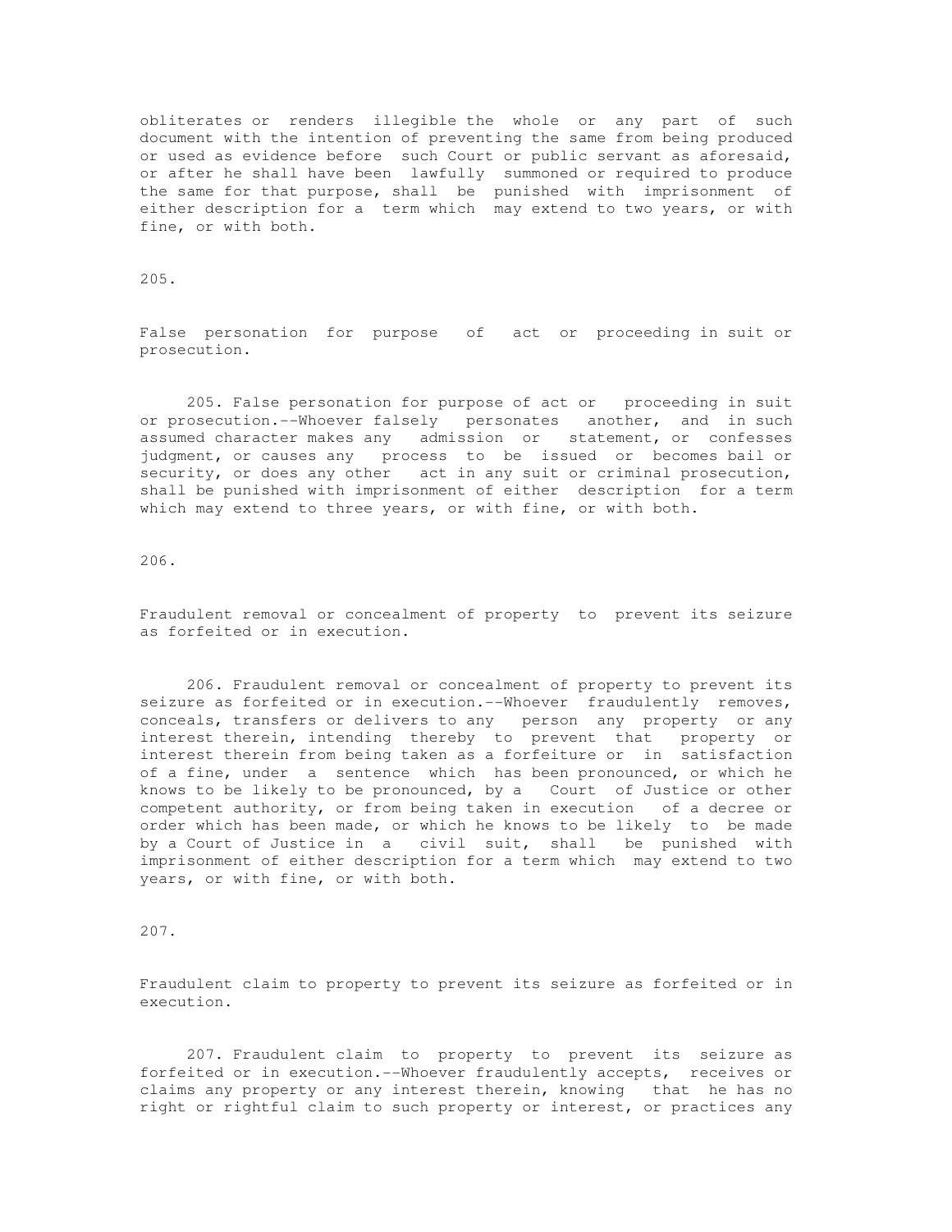obliterates or renders illegible the whole or any part of such document with the intention of preventing the same from being produced or used as evidence before such Court or public servant as aforesaid, or after he shall have been lawfully summoned or required to produce the same for that purpose, shall be punished with imprisonment of either description for a term which may extend to two years, or with fine, or with both.

205.

False personation for purpose of act or proceeding in suit or prosecution.

205. False personation for purpose of act or proceeding in suit or prosecution.--Whoever falsely personates another, and in such assumed character makes any admission or statement, or confesses judgment, or causes any process to be issued or becomes bail or security, or does any other act in any suit or criminal prosecution, shall be punished with imprisonment of either description for a term which may extend to three years, or with fine, or with both.

206.

Fraudulent removal or concealment of property to prevent its seizure as forfeited or in execution.

206. Fraudulent removal or concealment of property to prevent its seizure as forfeited or in execution.--Whoever fraudulently removes, conceals, transfers or delivers to any person any property or any interest therein, intending thereby to prevent that property or interest therein from being taken as a forfeiture or in satisfaction of a fine, under a sentence which has been pronounced, or which he knows to be likely to be pronounced, by a Court of Justice or other competent authority, or from being taken in execution of a decree or order which has been made, or which he knows to be likely to be made by a Court of Justice in a civil suit, shall be punished with imprisonment of either description for a term which may extend to two years, or with fine, or with both.

207.

Fraudulent claim to property to prevent its seizure as forfeited or in execution.

207. Fraudulent claim to property to prevent its seizure as forfeited or in execution.--Whoever fraudulently accepts, receives or claims any property or any interest therein, knowing that he has no right or rightful claim to such property or interest, or practices any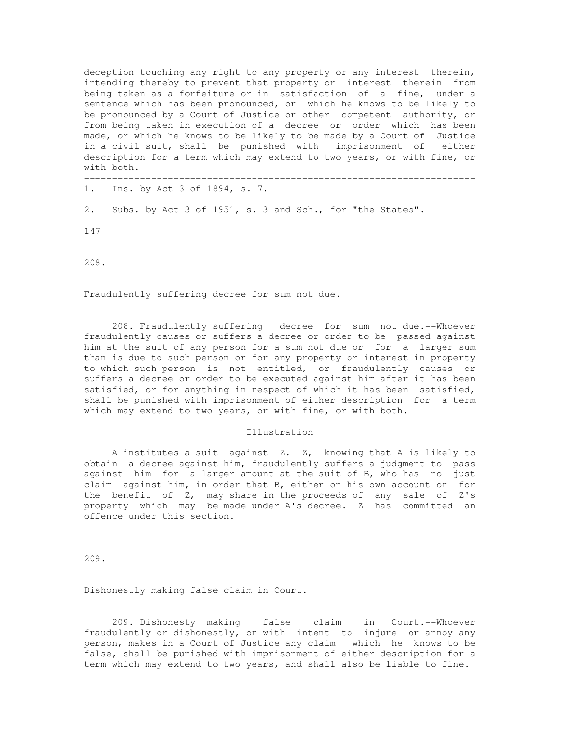deception touching any right to any property or any interest therein, intending thereby to prevent that property or interest therein from being taken as a forfeiture or in satisfaction of a fine, under a sentence which has been pronounced, or which he knows to be likely to be pronounced by a Court of Justice or other competent authority, or from being taken in execution of a decree or order which has been made, or which he knows to be likely to be made by a Court of Justice in a civil suit, shall be punished with imprisonment of either description for a term which may extend to two years, or with fine, or with both.

---

1. Ins. by Act 3 of 1894, s. 7.

2. Subs. by Act 3 of 1951, s. 3 and Sch., for "the States".

208.

Fraudulently suffering decree for sum not due.

208. Fraudulently suffering decree for sum not due.--Whoever fraudulently causes or suffers a decree or order to be passed against him at the suit of any person for a sum not due or for a larger sum than is due to such person or for any property or interest in property to which such person is not entitled, or fraudulently causes or suffers a decree or order to be executed against him after it has been satisfied, or for anything in respect of which it has been satisfied, shall be punished with imprisonment of either description for a term which may extend to two years, or with fine, or with both.

Illustration

A institutes a suit against Z. Z, knowing that A is likely to obtain a decree against him, fraudulently suffers a judgment to pass against him for a larger amount at the suit of B, who has no just claim against him, in order that B, either on his own account or for the benefit of Z, may share in the proceeds of any sale of Z's property which may be made under A's decree. Z has committed an offence under this section.

209.

Dishonestly making false claim in Court.

209. Dishonesty making false claim in Court.--Whoever fraudulently or dishonestly, or with intent to injure or annoy any person, makes in a Court of Justice any claim which he knows to be false, shall be punished with imprisonment of either description for a term which may extend to two years, and shall also be liable to fine.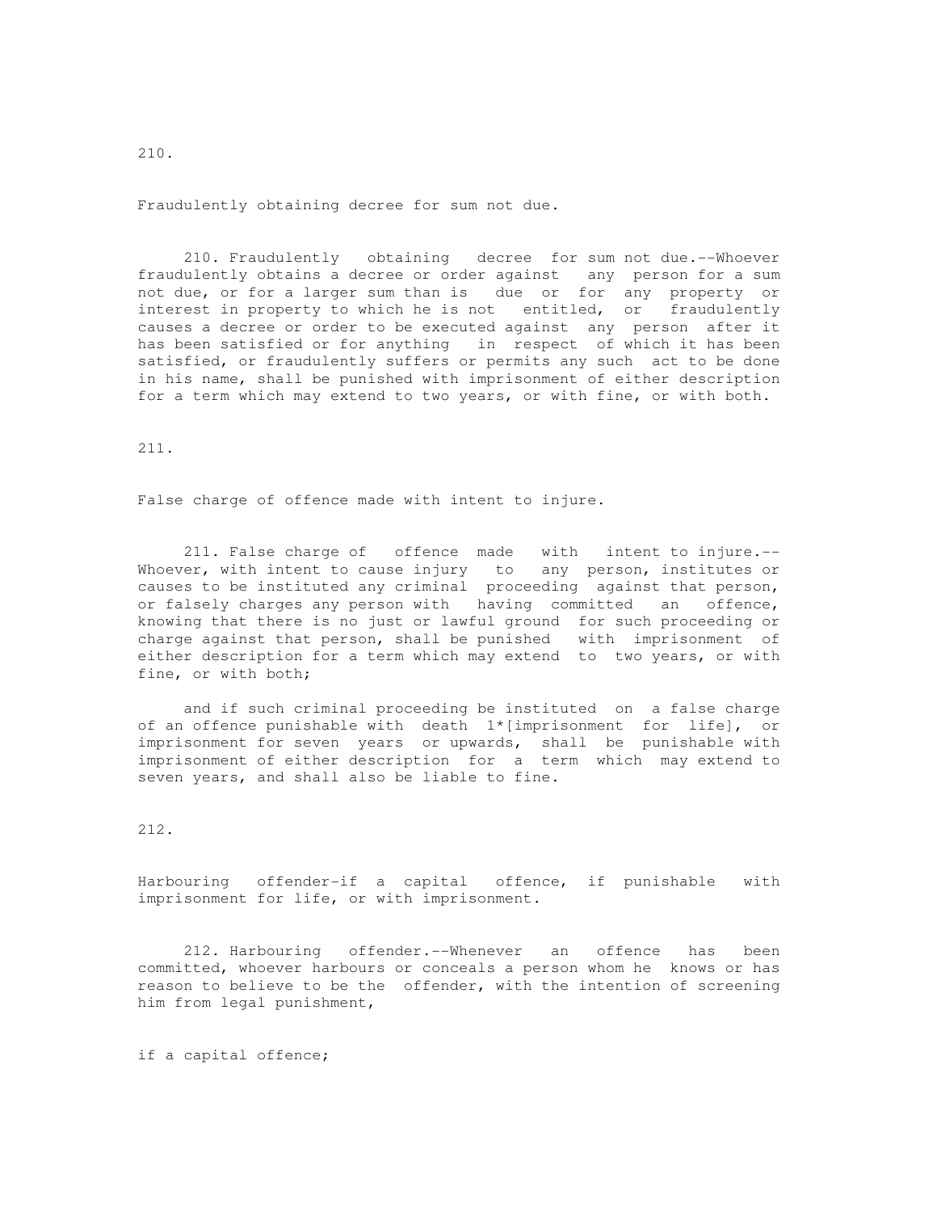210.

Fraudulently obtaining decree for sum not due.

210. Fraudulently obtaining decree for sum not due.--Whoever fraudulently obtains a decree or order against any person for a sum not due, or for a larger sum than is due or for any property or interest in property to which he is not entitled, or fraudulently causes a decree or order to be executed against any person after it has been satisfied or for anything in respect of which it has been satisfied, or fraudulently suffers or permits any such act to be done in his name, shall be punished with imprisonment of either description for a term which may extend to two years, or with fine, or with both.

211.

False charge of offence made with intent to injure.

211. False charge of offence made with intent to injure.--Whoever, with intent to cause injury to any person, institutes or causes to be instituted any criminal proceeding against that person, or falsely charges any person with having committed an offence, knowing that there is no just or lawful ground for such proceeding or charge against that person, shall be punished with imprisonment of either description for a term which may extend to two years, or with fine, or with both;

and if such criminal proceeding be instituted on a false charge of an offence punishable with death 1*[imprisonment for life], or imprisonment for seven years or upwards, shall be punishable with imprisonment of either description for a term which may extend to seven years, and shall also be liable to fine.

212.

Harbouring offender-if a capital offence, if punishable with imprisonment for life, or with imprisonment.

212. Harbouring offender.--Whenever an offence has been committed, whoever harbours or conceals a person whom he knows or has reason to believe to be the offender, with the intention of screening him from legal punishment,

if a capital offence;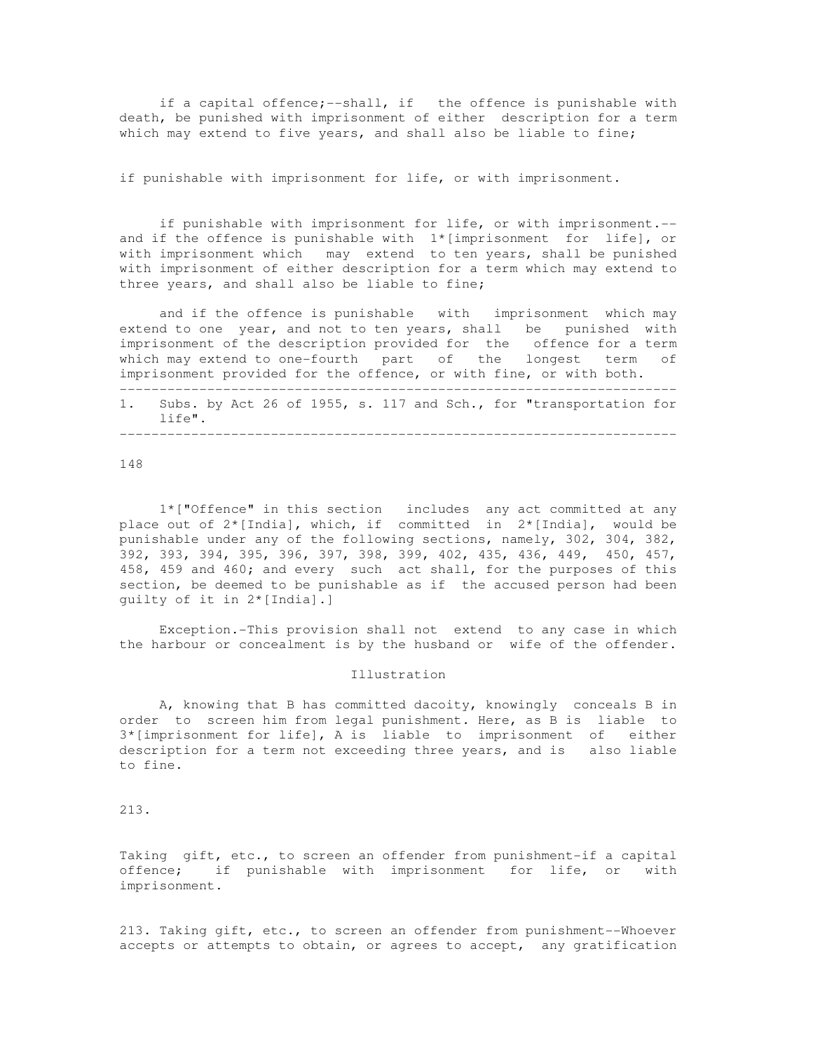if a capital offence;--shall, if the offence is punishable with death, be punished with imprisonment of either description for a term which may extend to five years, and shall also be liable to fine;

if punishable with imprisonment for life, or with imprisonment.

if punishable with imprisonment for life, or with imprisonment.-- and if the offence is punishable with 1*[imprisonment for life], or with imprisonment which may extend to ten years, shall be punished with imprisonment of either description for a term which may extend to three years, and shall also be liable to fine;

and if the offence is punishable with imprisonment which may extend to one year, and not to ten years, shall be punished with imprisonment of the description provided for the offence for a term which may extend to one-fourth part of the longest term of imprisonment provided for the offence, or with fine, or with both.

---

1. Subs. by Act 26 of 1955, s. 117 and Sch., for "transportation for life".

---

1*["Offence" in this section includes any act committed at any place out of 2*[India], which, if committed in 2*[India], would be punishable under any of the following sections, namely, 302, 304, 382, 392, 393, 394, 395, 396, 397, 398, 399, 402, 435, 436, 449, 450, 457, 458, 459 and 460; and every such act shall, for the purposes of this section, be deemed to be punishable as if the accused person had been guilty of it in 2*[India].]

Exception.-This provision shall not extend to any case in which the harbour or concealment is by the husband or wife of the offender.

Illustration

A, knowing that B has committed dacoity, knowingly conceals B in order to screen him from legal punishment. Here, as B is liable to 3*[imprisonment for life], A is liable to imprisonment of either description for a term not exceeding three years, and is also liable to fine.

213.

Taking gift, etc., to screen an offender from punishment-if a capital offence; if punishable with imprisonment for life, or with imprisonment.

213. Taking gift, etc., to screen an offender from punishment--Whoever accepts or attempts to obtain, or agrees to accept, any gratification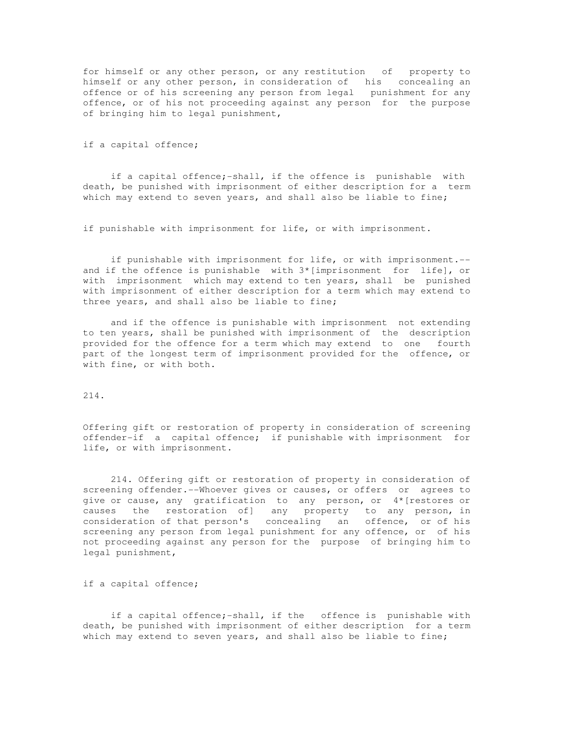for himself or any other person, or any restitution of property to himself or any other person, in consideration of his concealing an offence or of his screening any person from legal punishment for any offence, or of his not proceeding against any person for the purpose of bringing him to legal punishment,

if a capital offence;

if a capital offence;-shall, if the offence is punishable with death, be punished with imprisonment of either description for a term which may extend to seven years, and shall also be liable to fine;

if punishable with imprisonment for life, or with imprisonment.

if punishable with imprisonment for life, or with imprisonment.--and if the offence is punishable with 3*[imprisonment for life], or with imprisonment which may extend to ten years, shall be punished with imprisonment of either description for a term which may extend to three years, and shall also be liable to fine;

and if the offence is punishable with imprisonment not extending to ten years, shall be punished with imprisonment of the description provided for the offence for a term which may extend to one fourth part of the longest term of imprisonment provided for the offence, or with fine, or with both.

214.

Offering gift or restoration of property in consideration of screening offender-if a capital offence; if punishable with imprisonment for life, or with imprisonment.

214. Offering gift or restoration of property in consideration of screening offender.--Whoever gives or causes, or offers or agrees to give or cause, any gratification to any person, or 4*[restores or causes the restoration of] any property to any person, in consideration of that person's concealing an offence, or of his screening any person from legal punishment for any offence, or of his not proceeding against any person for the purpose of bringing him to legal punishment,

if a capital offence;

if a capital offence;-shall, if the offence is punishable with death, be punished with imprisonment of either description for a term which may extend to seven years, and shall also be liable to fine;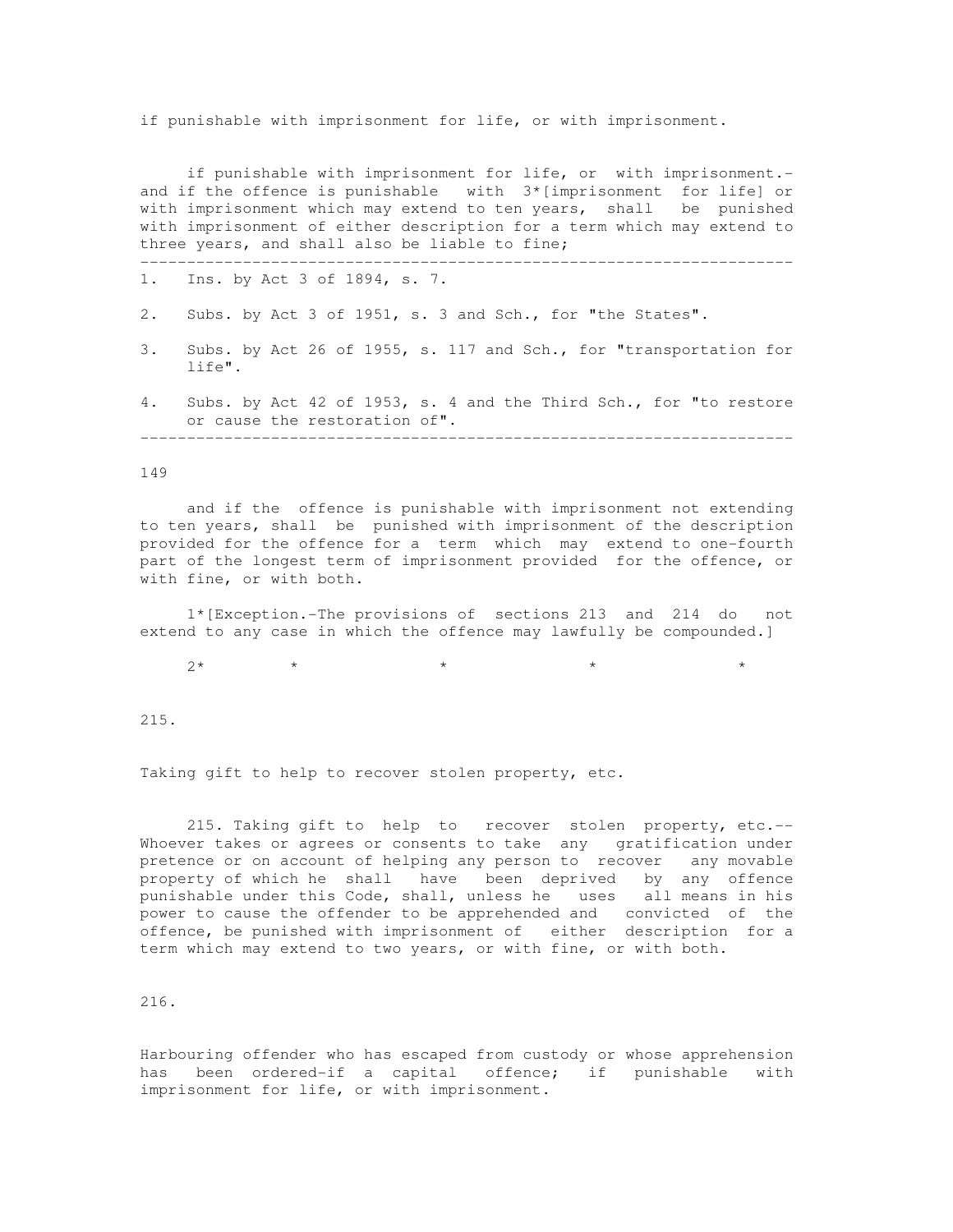if punishable with imprisonment for life, or with imprisonment.

if punishable with imprisonment for life, or with imprisonment.- and if the offence is punishable with 3*[imprisonment for life] or with imprisonment which may extend to ten years, shall be punished with imprisonment of either description for a term which may extend to three years, and shall also be liable to fine;

---

1. Ins. by Act 3 of 1894, s. 7.
2. Subs. by Act 3 of 1951, s. 3 and Sch., for "the States".
3. Subs. by Act 26 of 1955, s. 117 and Sch., for "transportation for life".
4. Subs. by Act 42 of 1953, s. 4 and the Third Sch., for "to restore or cause the restoration of".

---

and if the offence is punishable with imprisonment not extending to ten years, shall be punished with imprisonment of the description provided for the offence for a term which may extend to one-fourth part of the longest term of imprisonment provided for the offence, or with fine, or with both.

1*[Exception.-The provisions of sections 213 and 214 do not extend to any case in which the offence may lawfully be compounded.]

2* * * * *

215.

Taking gift to help to recover stolen property, etc.

215. Taking gift to help to recover stolen property, etc.-- Whoever takes or agrees or consents to take any gratification under pretence or on account of helping any person to recover any movable property of which he shall have been deprived by any offence punishable under this Code, shall, unless he uses all means in his power to cause the offender to be apprehended and convicted of the offence, be punished with imprisonment of either description for a term which may extend to two years, or with fine, or with both.

216.

Harbouring offender who has escaped from custody or whose apprehension has been ordered-if a capital offence; if punishable with imprisonment for life, or with imprisonment.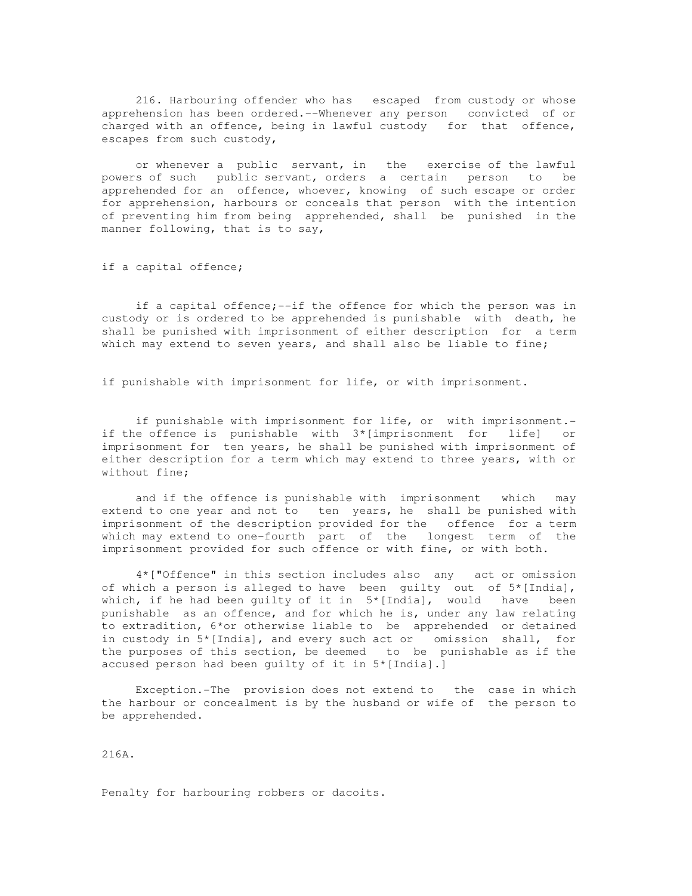216. Harbouring offender who has escaped from custody or whose apprehension has been ordered.--Whenever any person convicted of or charged with an offence, being in lawful custody for that offence, escapes from such custody,

or whenever a public servant, in the exercise of the lawful powers of such public servant, orders a certain person to be apprehended for an offence, whoever, knowing of such escape or order for apprehension, harbours or conceals that person with the intention of preventing him from being apprehended, shall be punished in the manner following, that is to say,

if a capital offence;

if a capital offence;--if the offence for which the person was in custody or is ordered to be apprehended is punishable with death, he shall be punished with imprisonment of either description for a term which may extend to seven years, and shall also be liable to fine;

if punishable with imprisonment for life, or with imprisonment.

if punishable with imprisonment for life, or with imprisonment.-if the offence is punishable with 3*[imprisonment for life] or imprisonment for ten years, he shall be punished with imprisonment of either description for a term which may extend to three years, with or without fine;

and if the offence is punishable with imprisonment which may extend to one year and not to ten years, he shall be punished with imprisonment of the description provided for the offence for a term which may extend to one-fourth part of the longest term of the imprisonment provided for such offence or with fine, or with both.

4*["Offence" in this section includes also any act or omission of which a person is alleged to have been guilty out of 5*[India], which, if he had been guilty of it in 5*[India], would have been punishable as an offence, and for which he is, under any law relating to extradition, 6*or otherwise liable to be apprehended or detained in custody in 5*[India], and every such act or omission shall, for the purposes of this section, be deemed to be punishable as if the accused person had been guilty of it in 5*[India].]

Exception.-The provision does not extend to the case in which the harbour or concealment is by the husband or wife of the person to be apprehended.

216A.

Penalty for harbouring robbers or dacoits.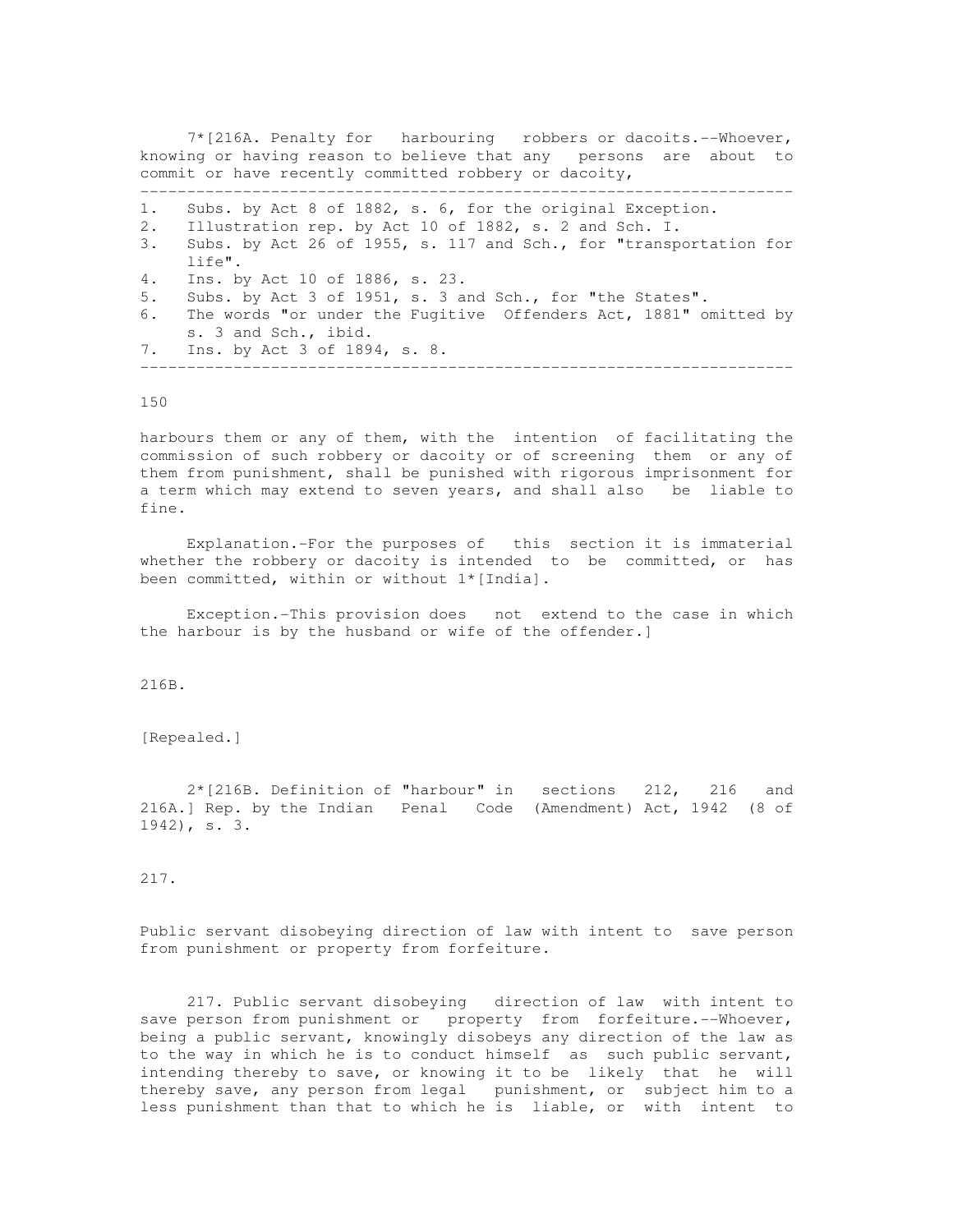7*[216A. Penalty for harbouring robbers or dacoits.--Whoever, knowing or having reason to believe that any persons are about to commit or have recently committed robbery or dacoity,

---

1. Subs. by Act 8 of 1882, s. 6, for the original Exception.
2. Illustration rep. by Act 10 of 1882, s. 2 and Sch. I.
3. Subs. by Act 26 of 1955, s. 117 and Sch., for "transportation for life".
4. Ins. by Act 10 of 1886, s. 23.
5. Subs. by Act 3 of 1951, s. 3 and Sch., for "the States".
6. The words "or under the Fugitive Offenders Act, 1881" omitted by s. 3 and Sch., ibid.
7. Ins. by Act 3 of 1894, s. 8.

---

harbours them or any of them, with the intention of facilitating the commission of such robbery or dacoity or of screening them or any of them from punishment, shall be punished with rigorous imprisonment for a term which may extend to seven years, and shall also be liable to fine.

Explanation.-For the purposes of this section it is immaterial whether the robbery or dacoity is intended to be committed, or has been committed, within or without 1*[India].

Exception.-This provision does not extend to the case in which the harbour is by the husband or wife of the offender.]

216B.

[Repealed.]

2*[216B. Definition of "harbour" in sections 212, 216 and 216A.] Rep. by the Indian Penal Code (Amendment) Act, 1942 (8 of 1942), s. 3.

217.

Public servant disobeying direction of law with intent to save person from punishment or property from forfeiture.

217. Public servant disobeying direction of law with intent to save person from punishment or property from forfeiture.--Whoever, being a public servant, knowingly disobeys any direction of the law as to the way in which he is to conduct himself as such public servant, intending thereby to save, or knowing it to be likely that he will thereby save, any person from legal punishment, or subject him to a less punishment than that to which he is liable, or with intent to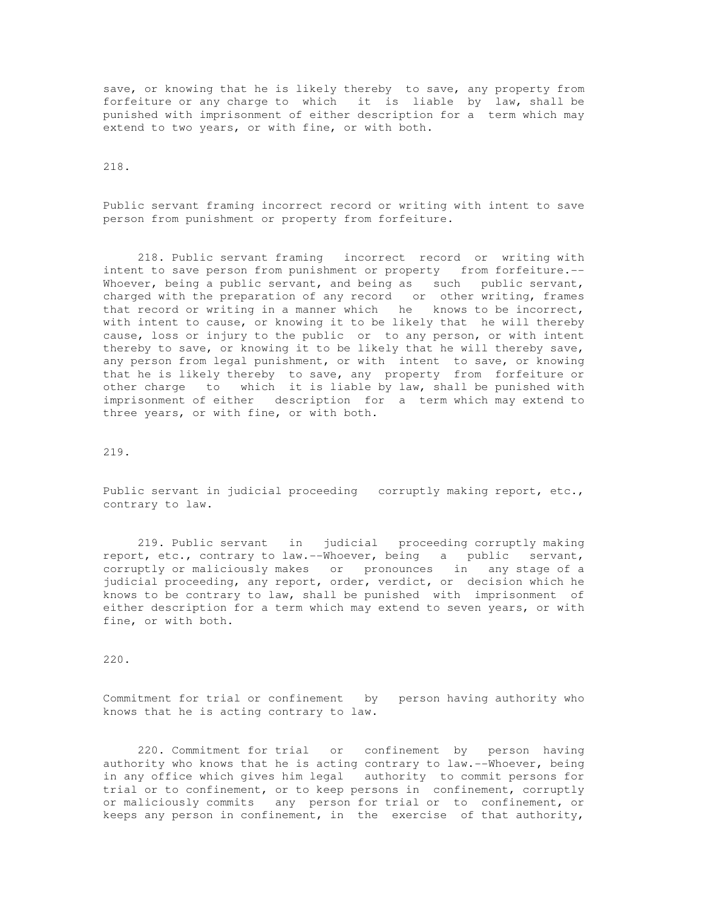save, or knowing that he is likely thereby to save, any property from forfeiture or any charge to which it is liable by law, shall be punished with imprisonment of either description for a term which may extend to two years, or with fine, or with both.

218.

Public servant framing incorrect record or writing with intent to save person from punishment or property from forfeiture.

218. Public servant framing incorrect record or writing with intent to save person from punishment or property from forfeiture.-- Whoever, being a public servant, and being as such public servant, charged with the preparation of any record or other writing, frames that record or writing in a manner which he knows to be incorrect, with intent to cause, or knowing it to be likely that he will thereby cause, loss or injury to the public or to any person, or with intent thereby to save, or knowing it to be likely that he will thereby save, any person from legal punishment, or with intent to save, or knowing that he is likely thereby to save, any property from forfeiture or other charge to which it is liable by law, shall be punished with imprisonment of either description for a term which may extend to three years, or with fine, or with both.

219.

Public servant in judicial proceeding corruptly making report, etc., contrary to law.

219. Public servant in judicial proceeding corruptly making report, etc., contrary to law.--Whoever, being a public servant, corruptly or maliciously makes or pronounces in any stage of a judicial proceeding, any report, order, verdict, or decision which he knows to be contrary to law, shall be punished with imprisonment of either description for a term which may extend to seven years, or with fine, or with both.

220.

Commitment for trial or confinement by person having authority who knows that he is acting contrary to law.

220. Commitment for trial or confinement by person having authority who knows that he is acting contrary to law.--Whoever, being in any office which gives him legal authority to commit persons for trial or to confinement, or to keep persons in confinement, corruptly or maliciously commits any person for trial or to confinement, or keeps any person in confinement, in the exercise of that authority,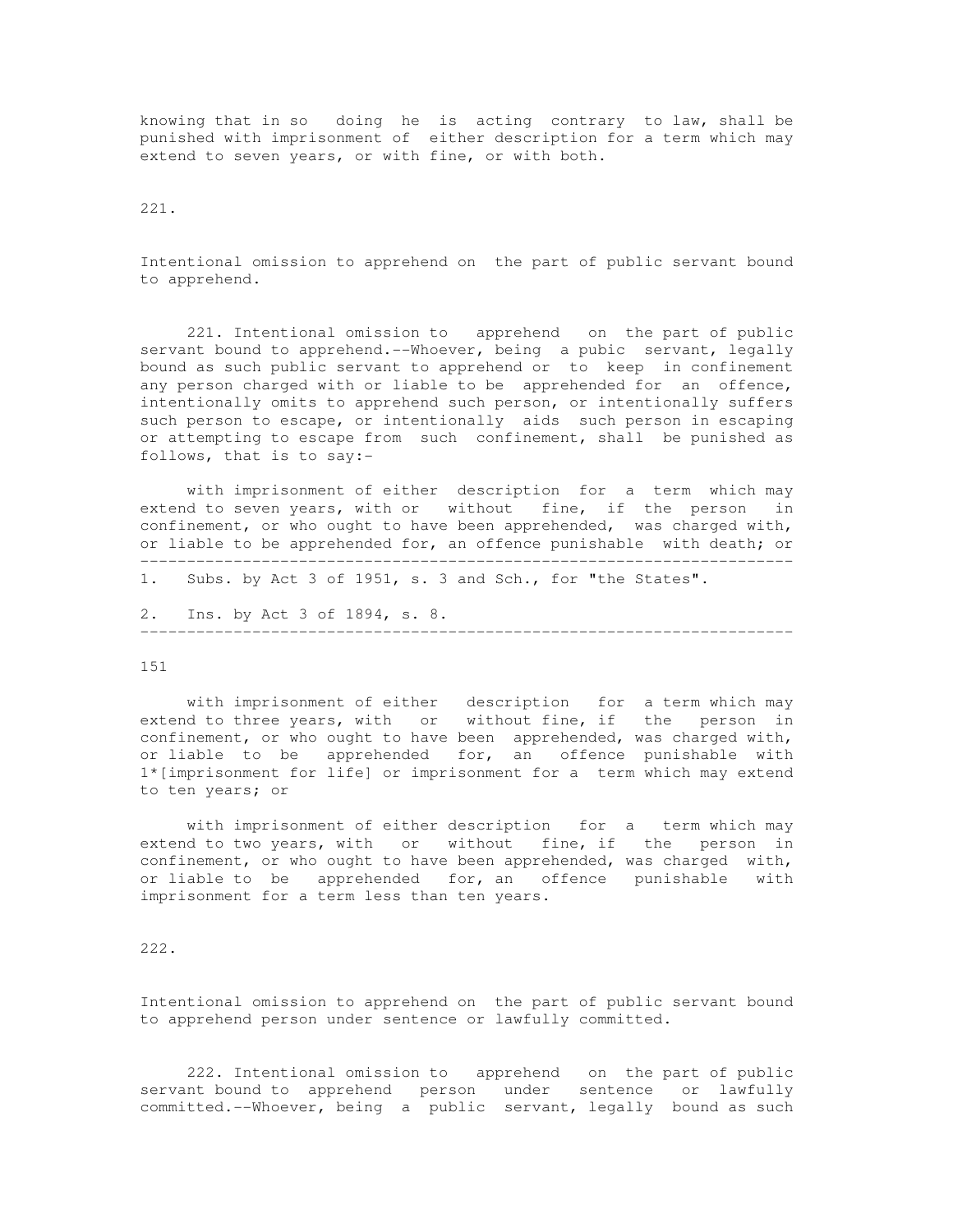knowing that in so doing he is acting contrary to law, shall be punished with imprisonment of either description for a term which may extend to seven years, or with fine, or with both.

221.

Intentional omission to apprehend on the part of public servant bound to apprehend.

221. Intentional omission to apprehend on the part of public servant bound to apprehend.--Whoever, being a pubic servant, legally bound as such public servant to apprehend or to keep in confinement any person charged with or liable to be apprehended for an offence, intentionally omits to apprehend such person, or intentionally suffers such person to escape, or intentionally aids such person in escaping or attempting to escape from such confinement, shall be punished as follows, that is to say:-

with imprisonment of either description for a term which may extend to seven years, with or without fine, if the person in confinement, or who ought to have been apprehended, was charged with, or liable to be apprehended for, an offence punishable with death; or

---

1. Subs. by Act 3 of 1951, s. 3 and Sch., for "the States".

2. Ins. by Act 3 of 1894, s. 8.

---

with imprisonment of either description for a term which may extend to three years, with or without fine, if the person in confinement, or who ought to have been apprehended, was charged with, or liable to be apprehended for, an offence punishable with 1*[imprisonment for life] or imprisonment for a term which may extend to ten years; or

with imprisonment of either description for a term which may extend to two years, with or without fine, if the person in confinement, or who ought to have been apprehended, was charged with, or liable to be apprehended for, an offence punishable with imprisonment for a term less than ten years.

222.

Intentional omission to apprehend on the part of public servant bound to apprehend person under sentence or lawfully committed.

222. Intentional omission to apprehend on the part of public servant bound to apprehend person under sentence or lawfully committed.--Whoever, being a public servant, legally bound as such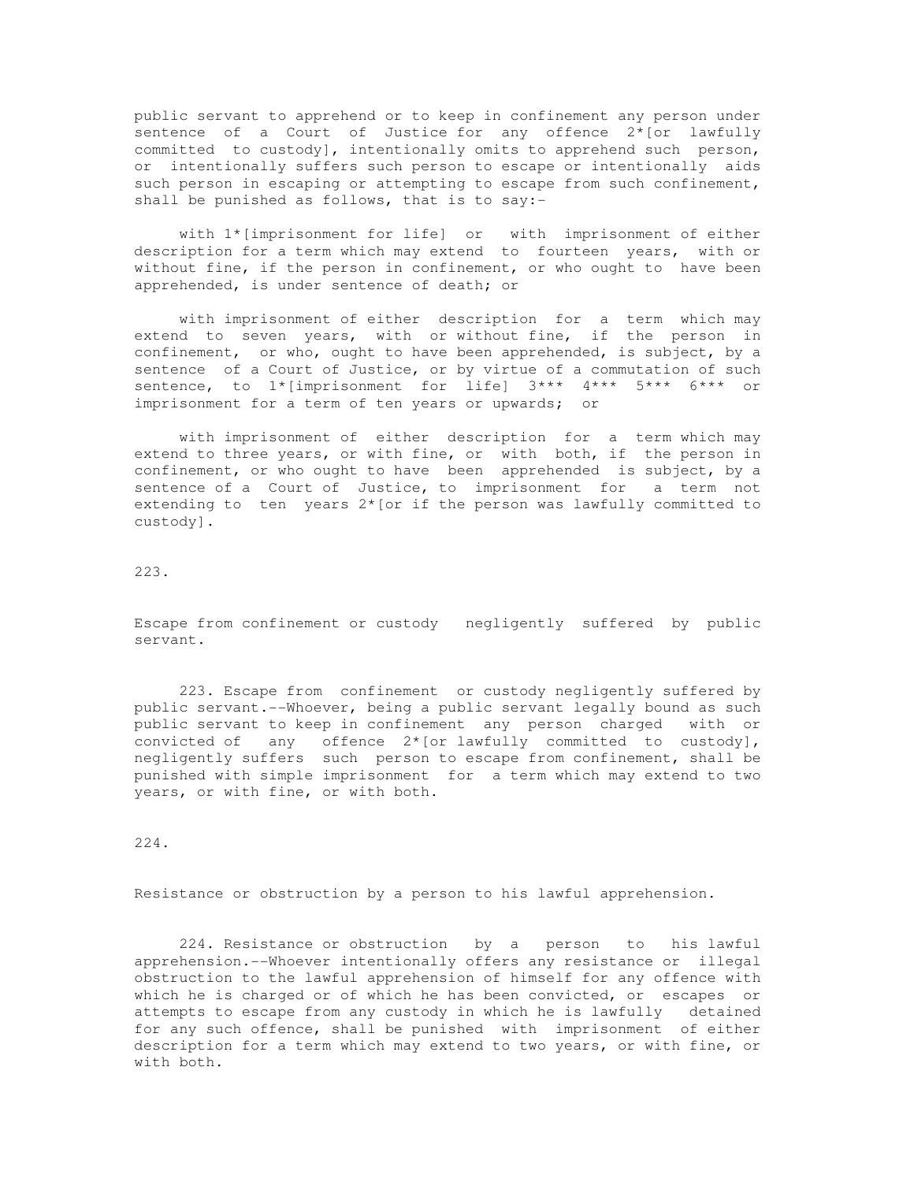public servant to apprehend or to keep in confinement any person under sentence of a Court of Justice for any offence 2*[or lawfully committed to custody], intentionally omits to apprehend such person, or intentionally suffers such person to escape or intentionally aids such person in escaping or attempting to escape from such confinement, shall be punished as follows, that is to say:-

with 1*[imprisonment for life] or with imprisonment of either description for a term which may extend to fourteen years, with or without fine, if the person in confinement, or who ought to have been apprehended, is under sentence of death; or

with imprisonment of either description for a term which may extend to seven years, with or without fine, if the person in confinement, or who, ought to have been apprehended, is subject, by a sentence of a Court of Justice, or by virtue of a commutation of such sentence, to 1*[imprisonment for life] 3*** 4*** 5*** 6*** or imprisonment for a term of ten years or upwards; or

with imprisonment of either description for a term which may extend to three years, or with fine, or with both, if the person in confinement, or who ought to have been apprehended is subject, by a sentence of a Court of Justice, to imprisonment for a term not extending to ten years 2*[or if the person was lawfully committed to custody].

223.

Escape from confinement or custody negligently suffered by public servant.

223. Escape from confinement or custody negligently suffered by public servant.--Whoever, being a public servant legally bound as such public servant to keep in confinement any person charged with or convicted of any offence 2*[or lawfully committed to custody], negligently suffers such person to escape from confinement, shall be punished with simple imprisonment for a term which may extend to two years, or with fine, or with both.

224.

Resistance or obstruction by a person to his lawful apprehension.

224. Resistance or obstruction by a person to his lawful apprehension.--Whoever intentionally offers any resistance or illegal obstruction to the lawful apprehension of himself for any offence with which he is charged or of which he has been convicted, or escapes or attempts to escape from any custody in which he is lawfully detained for any such offence, shall be punished with imprisonment of either description for a term which may extend to two years, or with fine, or with both.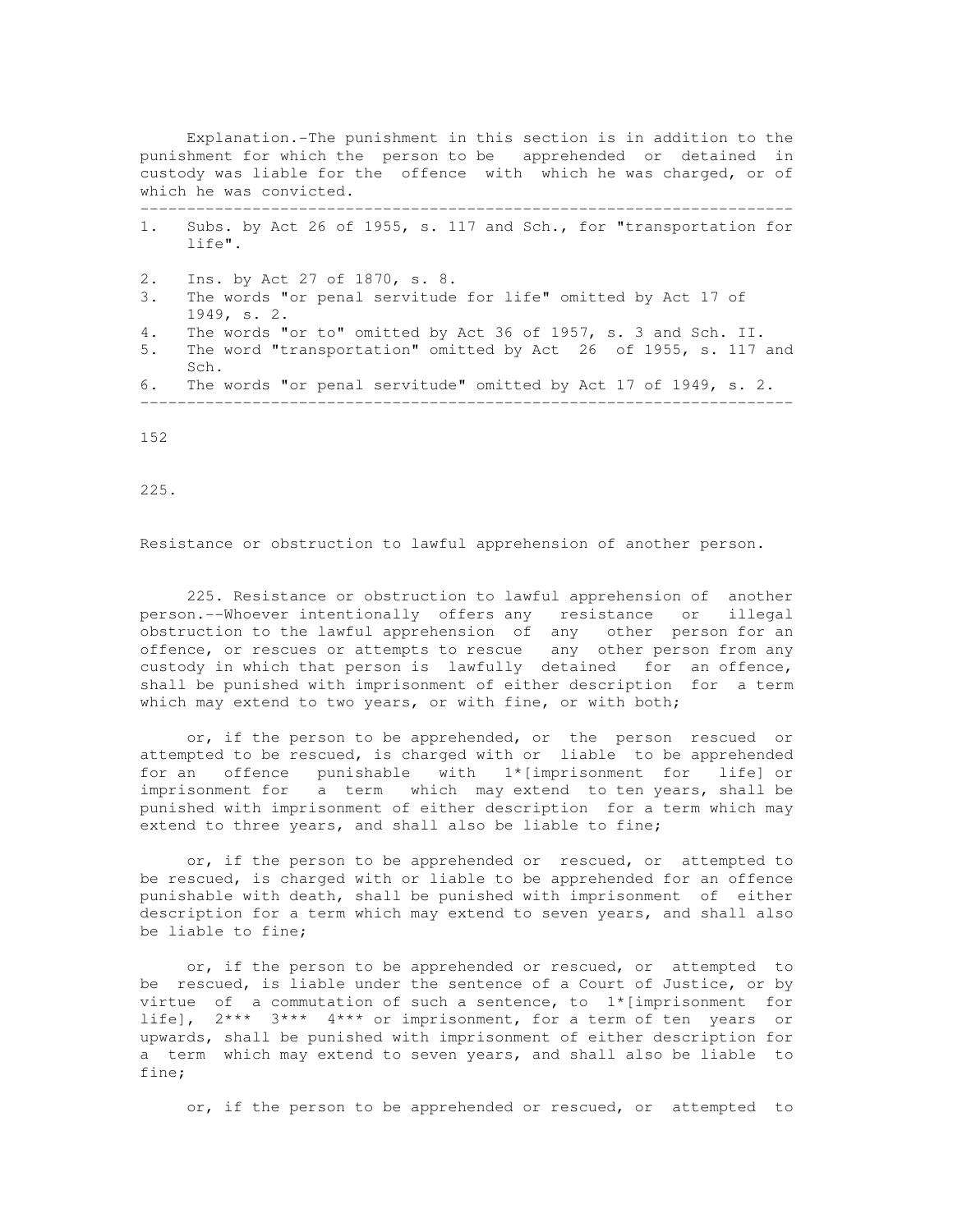Explanation.-The punishment in this section is in addition to the punishment for which the person to be apprehended or detained in custody was liable for the offence with which he was charged, or of which he was convicted.

---

1. Subs. by Act 26 of 1955, s. 117 and Sch., for "transportation for life".
2. Ins. by Act 27 of 1870, s. 8.
3. The words "or penal servitude for life" omitted by Act 17 of 1949, s. 2.
4. The words "or to" omitted by Act 36 of 1957, s. 3 and Sch. II.
5. The word "transportation" omitted by Act 26 of 1955, s. 117 and Sch.
6. The words "or penal servitude" omitted by Act 17 of 1949, s. 2.

---

225.

Resistance or obstruction to lawful apprehension of another person.

225. Resistance or obstruction to lawful apprehension of another person.--Whoever intentionally offers any resistance or illegal obstruction to the lawful apprehension of any other person for an offence, or rescues or attempts to rescue any other person from any custody in which that person is lawfully detained for an offence, shall be punished with imprisonment of either description for a term which may extend to two years, or with fine, or with both;

or, if the person to be apprehended, or the person rescued or attempted to be rescued, is charged with or liable to be apprehended for an offence punishable with 1*[imprisonment for life] or imprisonment for a term which may extend to ten years, shall be punished with imprisonment of either description for a term which may extend to three years, and shall also be liable to fine;

or, if the person to be apprehended or rescued, or attempted to be rescued, is charged with or liable to be apprehended for an offence punishable with death, shall be punished with imprisonment of either description for a term which may extend to seven years, and shall also be liable to fine;

or, if the person to be apprehended or rescued, or attempted to be rescued, is liable under the sentence of a Court of Justice, or by virtue of a commutation of such a sentence, to 1*[imprisonment for life], 2*** 3*** 4*** or imprisonment, for a term of ten years or upwards, shall be punished with imprisonment of either description for a term which may extend to seven years, and shall also be liable to fine;

or, if the person to be apprehended or rescued, or attempted to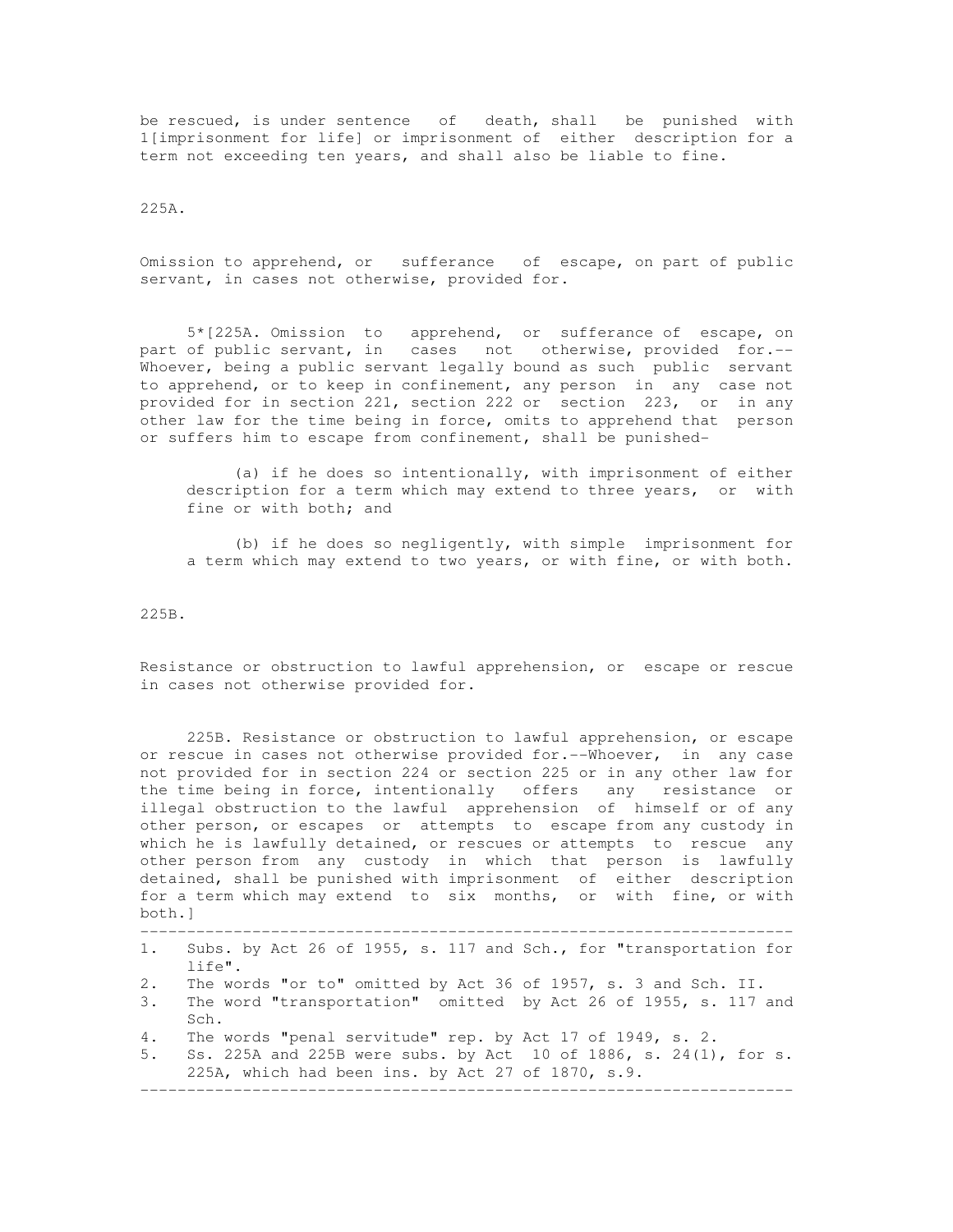be rescued, is under sentence of death, shall be punished with 1[imprisonment for life] or imprisonment of either description for a term not exceeding ten years, and shall also be liable to fine.

225A.

Omission to apprehend, or sufferance of escape, on part of public servant, in cases not otherwise, provided for.

5*[225A. Omission to apprehend, or sufferance of escape, on part of public servant, in cases not otherwise, provided for.--Whoever, being a public servant legally bound as such public servant to apprehend, or to keep in confinement, any person in any case not provided for in section 221, section 222 or section 223, or in any other law for the time being in force, omits to apprehend that person or suffers him to escape from confinement, shall be punished-

(a) if he does so intentionally, with imprisonment of either description for a term which may extend to three years, or with fine or with both; and

(b) if he does so negligently, with simple imprisonment for a term which may extend to two years, or with fine, or with both.

225B.

Resistance or obstruction to lawful apprehension, or escape or rescue in cases not otherwise provided for.

225B. Resistance or obstruction to lawful apprehension, or escape or rescue in cases not otherwise provided for.--Whoever, in any case not provided for in section 224 or section 225 or in any other law for the time being in force, intentionally offers any resistance or illegal obstruction to the lawful apprehension of himself or of any other person, or escapes or attempts to escape from any custody in which he is lawfully detained, or rescues or attempts to rescue any other person from any custody in which that person is lawfully detained, shall be punished with imprisonment of either description for a term which may extend to six months, or with fine, or with both.]

---

1. Subs. by Act 26 of 1955, s. 117 and Sch., for "transportation for life".
2. The words "or to" omitted by Act 36 of 1957, s. 3 and Sch. II.
3. The word "transportation" omitted by Act 26 of 1955, s. 117 and Sch.
4. The words "penal servitude" rep. by Act 17 of 1949, s. 2.
5. Ss. 225A and 225B were subs. by Act 10 of 1886, s. 24(1), for s. 225A, which had been ins. by Act 27 of 1870, s.9.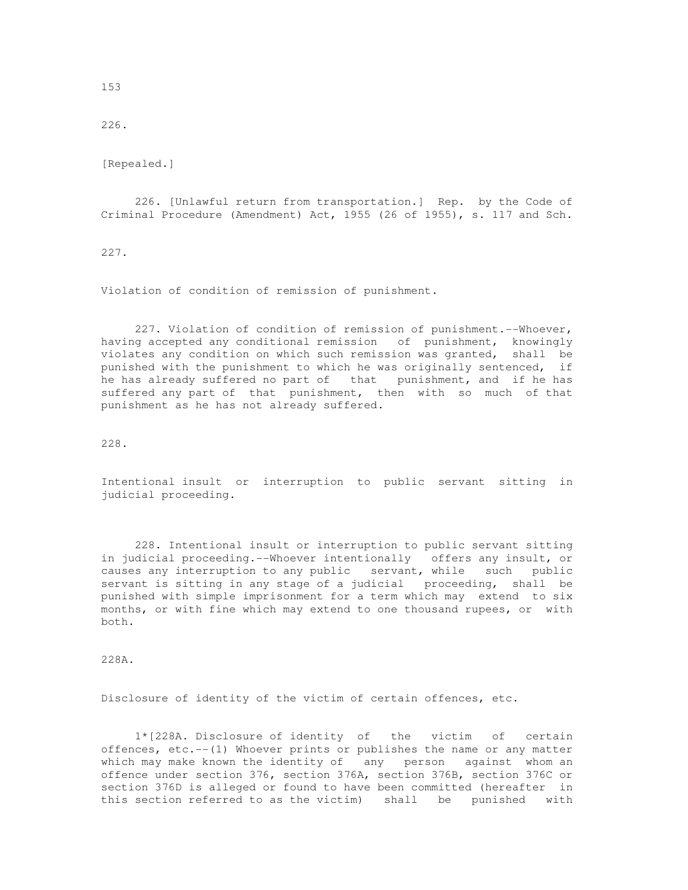226.

[Repealed.]

226. [Unlawful return from transportation.] Rep. by the Code of Criminal Procedure (Amendment) Act, 1955 (26 of 1955), s. 117 and Sch.

227.

Violation of condition of remission of punishment.

227. Violation of condition of remission of punishment.--Whoever, having accepted any conditional remission of punishment, knowingly violates any condition on which such remission was granted, shall be punished with the punishment to which he was originally sentenced, if he has already suffered no part of that punishment, and if he has suffered any part of that punishment, then with so much of that punishment as he has not already suffered.

228.

Intentional insult or interruption to public servant sitting in judicial proceeding.

228. Intentional insult or interruption to public servant sitting in judicial proceeding.--Whoever intentionally offers any insult, or causes any interruption to any public servant, while such public servant is sitting in any stage of a judicial proceeding, shall be punished with simple imprisonment for a term which may extend to six months, or with fine which may extend to one thousand rupees, or with both.

228A.

Disclosure of identity of the victim of certain offences, etc.

1*[228A. Disclosure of identity of the victim of certain offences, etc.--(1) Whoever prints or publishes the name or any matter which may make known the identity of any person against whom an offence under section 376, section 376A, section 376B, section 376C or section 376D is alleged or found to have been committed (hereafter in this section referred to as the victim) shall be punished with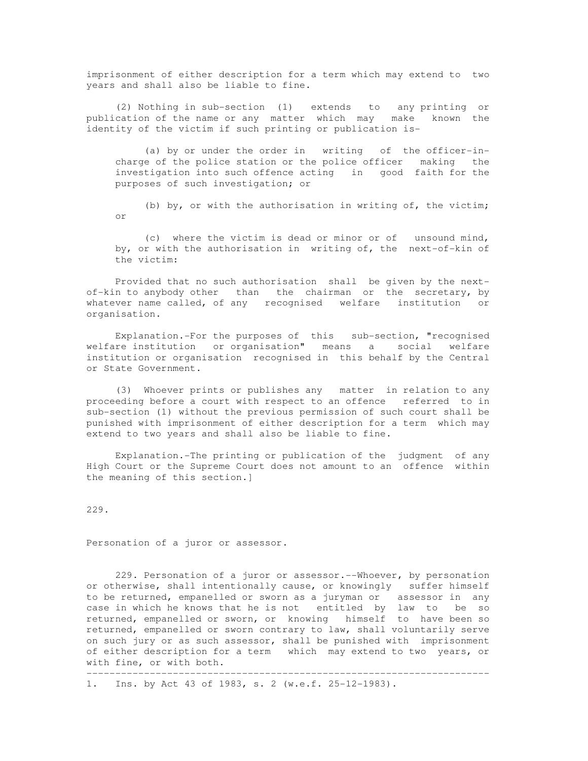imprisonment of either description for a term which may extend to two years and shall also be liable to fine.

(2) Nothing in sub-section (1) extends to any printing or publication of the name or any matter which may make known the identity of the victim if such printing or publication is-

(a) by or under the order in writing of the officer-in-charge of the police station or the police officer making the investigation into such offence acting in good faith for the purposes of such investigation; or

(b) by, or with the authorisation in writing of, the victim; or

(c) where the victim is dead or minor or of unsound mind, by, or with the authorisation in writing of, the next-of-kin of the victim:

Provided that no such authorisation shall be given by the next-of-kin to anybody other than the chairman or the secretary, by whatever name called, of any recognised welfare institution or organisation.

Explanation.-For the purposes of this sub-section, "recognised welfare institution or organisation" means a social welfare institution or organisation recognised in this behalf by the Central or State Government.

(3) Whoever prints or publishes any matter in relation to any proceeding before a court with respect to an offence referred to in sub-section (1) without the previous permission of such court shall be punished with imprisonment of either description for a term which may extend to two years and shall also be liable to fine.

Explanation.-The printing or publication of the judgment of any High Court or the Supreme Court does not amount to an offence within the meaning of this section.]

229.

Personation of a juror or assessor.

229. Personation of a juror or assessor.--Whoever, by personation or otherwise, shall intentionally cause, or knowingly suffer himself to be returned, empanelled or sworn as a juryman or assessor in any case in which he knows that he is not entitled by law to be so returned, empanelled or sworn, or knowing himself to have been so returned, empanelled or sworn contrary to law, shall voluntarily serve on such jury or as such assessor, shall be punished with imprisonment of either description for a term which may extend to two years, or with fine, or with both.

---

1. Ins. by Act 43 of 1983, s. 2 (w.e.f. 25-12-1983).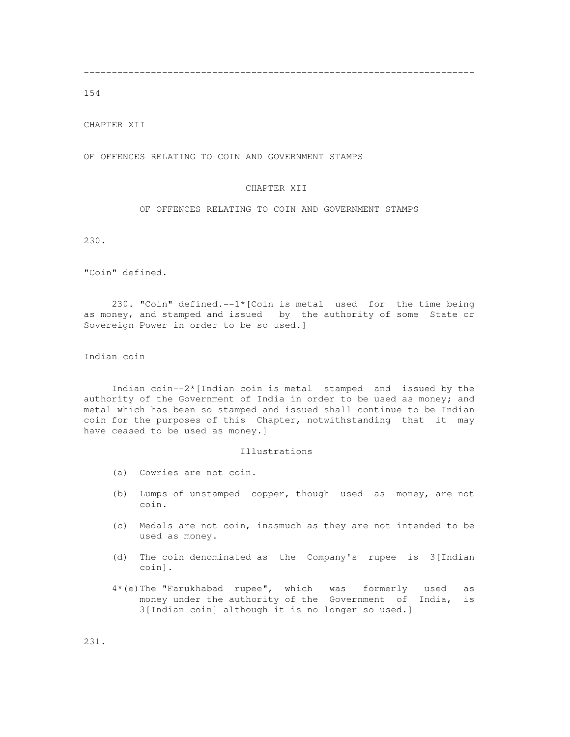# CHAPTER XII

## OF OFFENCES RELATING TO COIN AND GOVERNMENT STAMPS

CHAPTER XII

OF OFFENCES RELATING TO COIN AND GOVERNMENT STAMPS

230.

"Coin" defined.

230. "Coin" defined.--1*[Coin is metal used for the time being as money, and stamped and issued by the authority of some State or Sovereign Power in order to be so used.]

Indian coin

Indian coin--2*[Indian coin is metal stamped and issued by the authority of the Government of India in order to be used as money; and metal which has been so stamped and issued shall continue to be Indian coin for the purposes of this Chapter, notwithstanding that it may have ceased to be used as money.]

Illustrations

(a) Cowries are not coin.

(b) Lumps of unstamped copper, though used as money, are not coin.

(c) Medals are not coin, inasmuch as they are not intended to be used as money.

(d) The coin denominated as the Company's rupee is 3[Indian coin].

4*(e) The "Farukhabad rupee", which was formerly used as money under the authority of the Government of India, is 3[Indian coin] although it is no longer so used.]

231.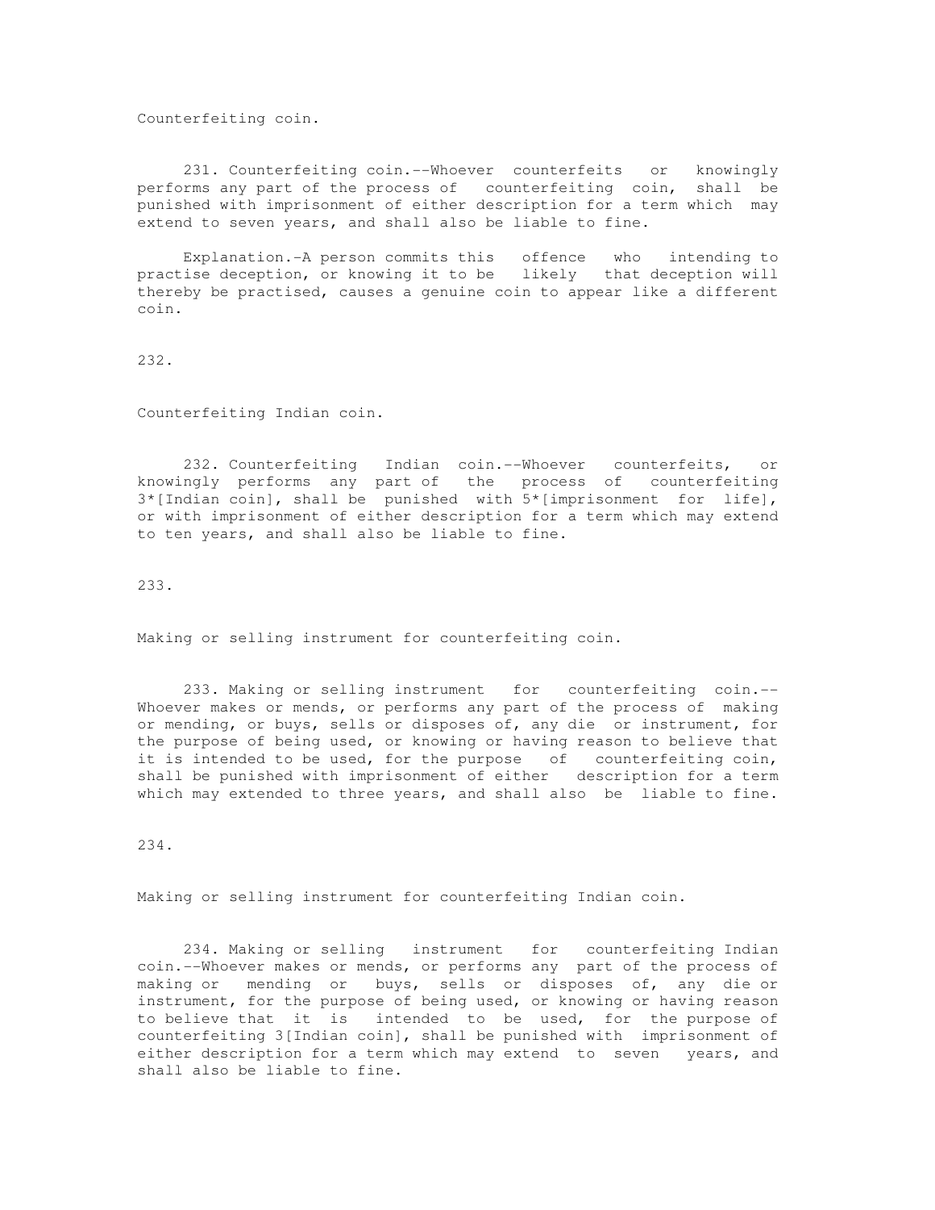Counterfeiting coin.

231. Counterfeiting coin.--Whoever counterfeits or knowingly performs any part of the process of counterfeiting coin, shall be punished with imprisonment of either description for a term which may extend to seven years, and shall also be liable to fine.

Explanation.-A person commits this offence who intending to practise deception, or knowing it to be likely that deception will thereby be practised, causes a genuine coin to appear like a different coin.

232.

Counterfeiting Indian coin.

232. Counterfeiting Indian coin.--Whoever counterfeits, or knowingly performs any part of the process of counterfeiting 3*[Indian coin], shall be punished with 5*[imprisonment for life], or with imprisonment of either description for a term which may extend to ten years, and shall also be liable to fine.

233.

Making or selling instrument for counterfeiting coin.

233. Making or selling instrument for counterfeiting coin.--Whoever makes or mends, or performs any part of the process of making or mending, or buys, sells or disposes of, any die or instrument, for the purpose of being used, or knowing or having reason to believe that it is intended to be used, for the purpose of counterfeiting coin, shall be punished with imprisonment of either description for a term which may extended to three years, and shall also be liable to fine.

234.

Making or selling instrument for counterfeiting Indian coin.

234. Making or selling instrument for counterfeiting Indian coin.--Whoever makes or mends, or performs any part of the process of making or mending or buys, sells or disposes of, any die or instrument, for the purpose of being used, or knowing or having reason to believe that it is intended to be used, for the purpose of counterfeiting 3[Indian coin], shall be punished with imprisonment of either description for a term which may extend to seven years, and shall also be liable to fine.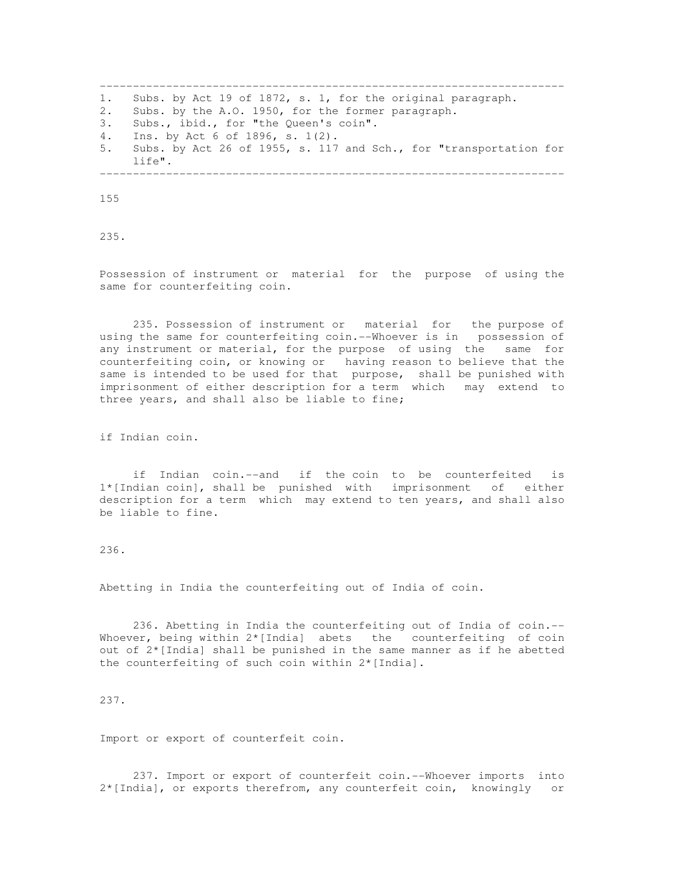----------------------------------------------------------------------
1. Subs. by Act 19 of 1872, s. 1, for the original paragraph.
2. Subs. by the A.O. 1950, for the former paragraph.
3. Subs., ibid., for "the Queen's coin".
4. Ins. by Act 6 of 1896, s. 1(2).
5. Subs. by Act 26 of 1955, s. 117 and Sch., for "transportation for life".

----------------------------------------------------------------------

235.

Possession of instrument or material for the purpose of using the same for counterfeiting coin.

235. Possession of instrument or material for the purpose of using the same for counterfeiting coin.--Whoever is in possession of any instrument or material, for the purpose of using the same for counterfeiting coin, or knowing or having reason to believe that the same is intended to be used for that purpose, shall be punished with imprisonment of either description for a term which may extend to three years, and shall also be liable to fine;

if Indian coin.

if Indian coin.--and if the coin to be counterfeited is 1*[Indian coin], shall be punished with imprisonment of either description for a term which may extend to ten years, and shall also be liable to fine.

236.

Abetting in India the counterfeiting out of India of coin.

236. Abetting in India the counterfeiting out of India of coin.--Whoever, being within 2*[India] abets the counterfeiting of coin out of 2*[India] shall be punished in the same manner as if he abetted the counterfeiting of such coin within 2*[India].

237.

Import or export of counterfeit coin.

237. Import or export of counterfeit coin.--Whoever imports into 2*[India], or exports therefrom, any counterfeit coin, knowingly or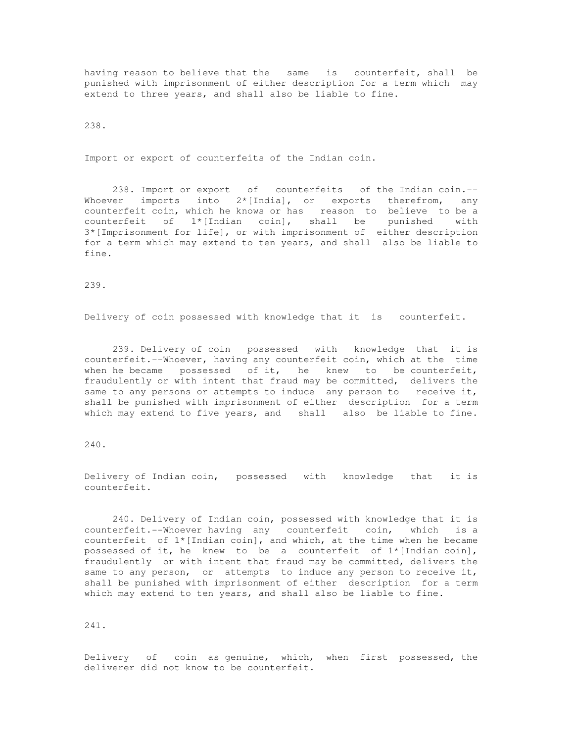having reason to believe that the same is counterfeit, shall be punished with imprisonment of either description for a term which may extend to three years, and shall also be liable to fine.

238.

Import or export of counterfeits of the Indian coin.

238. Import or export of counterfeits of the Indian coin.--Whoever imports into 2*[India], or exports therefrom, any counterfeit coin, which he knows or has reason to believe to be a counterfeit of 1*[Indian coin], shall be punished with 3*[Imprisonment for life], or with imprisonment of either description for a term which may extend to ten years, and shall also be liable to fine.

239.

Delivery of coin possessed with knowledge that it is counterfeit.

239. Delivery of coin possessed with knowledge that it is counterfeit.--Whoever, having any counterfeit coin, which at the time when he became possessed of it, he knew to be counterfeit, fraudulently or with intent that fraud may be committed, delivers the same to any persons or attempts to induce any person to receive it, shall be punished with imprisonment of either description for a term which may extend to five years, and shall also be liable to fine.

240.

Delivery of Indian coin, possessed with knowledge that it is counterfeit.

240. Delivery of Indian coin, possessed with knowledge that it is counterfeit.--Whoever having any counterfeit coin, which is a counterfeit of 1*[Indian coin], and which, at the time when he became possessed of it, he knew to be a counterfeit of 1*[Indian coin], fraudulently or with intent that fraud may be committed, delivers the same to any person, or attempts to induce any person to receive it, shall be punished with imprisonment of either description for a term which may extend to ten years, and shall also be liable to fine.

241.

Delivery of coin as genuine, which, when first possessed, the deliverer did not know to be counterfeit.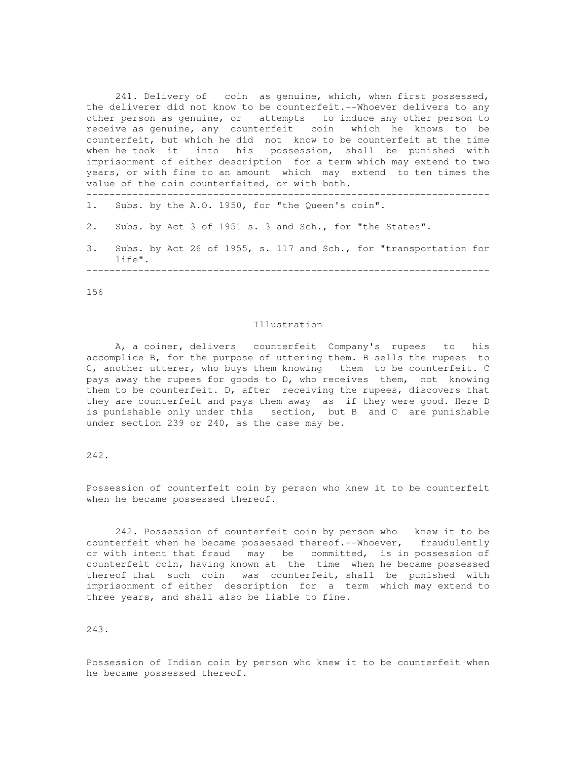241. Delivery of coin as genuine, which, when first possessed, the deliverer did not know to be counterfeit.--Whoever delivers to any other person as genuine, or attempts to induce any other person to receive as genuine, any counterfeit coin which he knows to be counterfeit, but which he did not know to be counterfeit at the time when he took it into his possession, shall be punished with imprisonment of either description for a term which may extend to two years, or with fine to an amount which may extend to ten times the value of the coin counterfeited, or with both.

---

1. Subs. by the A.O. 1950, for "the Queen's coin".
2. Subs. by Act 3 of 1951 s. 3 and Sch., for "the States".
3. Subs. by Act 26 of 1955, s. 117 and Sch., for "transportation for life".

---

Illustration

A, a coiner, delivers counterfeit Company's rupees to his accomplice B, for the purpose of uttering them. B sells the rupees to C, another utterer, who buys them knowing them to be counterfeit. C pays away the rupees for goods to D, who receives them, not knowing them to be counterfeit. D, after receiving the rupees, discovers that they are counterfeit and pays them away as if they were good. Here D is punishable only under this section, but B and C are punishable under section 239 or 240, as the case may be.

242.

Possession of counterfeit coin by person who knew it to be counterfeit when he became possessed thereof.

242. Possession of counterfeit coin by person who knew it to be counterfeit when he became possessed thereof.--Whoever, fraudulently or with intent that fraud may be committed, is in possession of counterfeit coin, having known at the time when he became possessed thereof that such coin was counterfeit, shall be punished with imprisonment of either description for a term which may extend to three years, and shall also be liable to fine.

243.

Possession of Indian coin by person who knew it to be counterfeit when he became possessed thereof.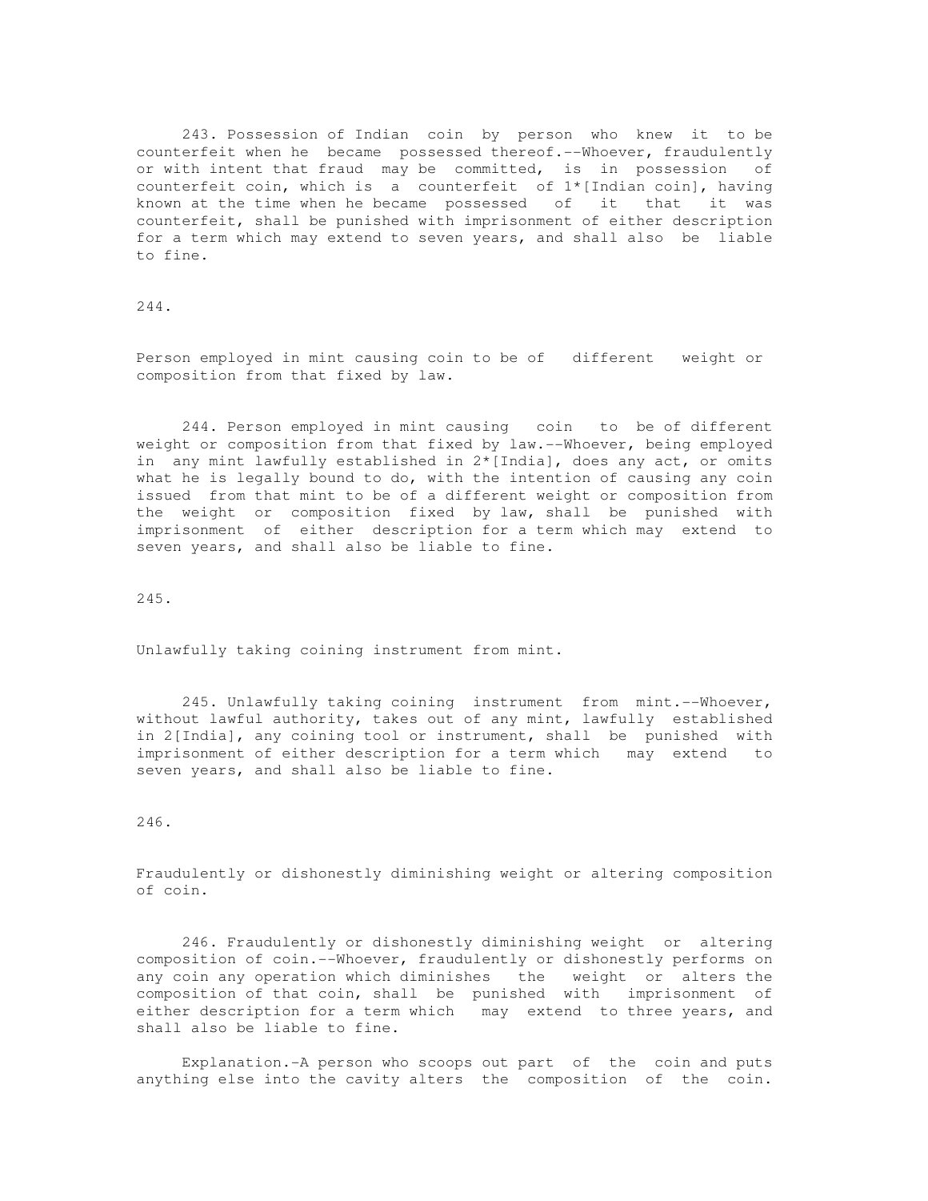243. Possession of Indian coin by person who knew it to be counterfeit when he became possessed thereof.--Whoever, fraudulently or with intent that fraud may be committed, is in possession of counterfeit coin, which is a counterfeit of 1*[Indian coin], having known at the time when he became possessed of it that it was counterfeit, shall be punished with imprisonment of either description for a term which may extend to seven years, and shall also be liable to fine.

244.

Person employed in mint causing coin to be of different weight or composition from that fixed by law.

244. Person employed in mint causing coin to be of different weight or composition from that fixed by law.--Whoever, being employed in any mint lawfully established in 2*[India], does any act, or omits what he is legally bound to do, with the intention of causing any coin issued from that mint to be of a different weight or composition from the weight or composition fixed by law, shall be punished with imprisonment of either description for a term which may extend to seven years, and shall also be liable to fine.

245.

Unlawfully taking coining instrument from mint.

245. Unlawfully taking coining instrument from mint.--Whoever, without lawful authority, takes out of any mint, lawfully established in 2[India], any coining tool or instrument, shall be punished with imprisonment of either description for a term which may extend to seven years, and shall also be liable to fine.

246.

Fraudulently or dishonestly diminishing weight or altering composition of coin.

246. Fraudulently or dishonestly diminishing weight or altering composition of coin.--Whoever, fraudulently or dishonestly performs on any coin any operation which diminishes the weight or alters the composition of that coin, shall be punished with imprisonment of either description for a term which may extend to three years, and shall also be liable to fine.

Explanation.-A person who scoops out part of the coin and puts anything else into the cavity alters the composition of the coin.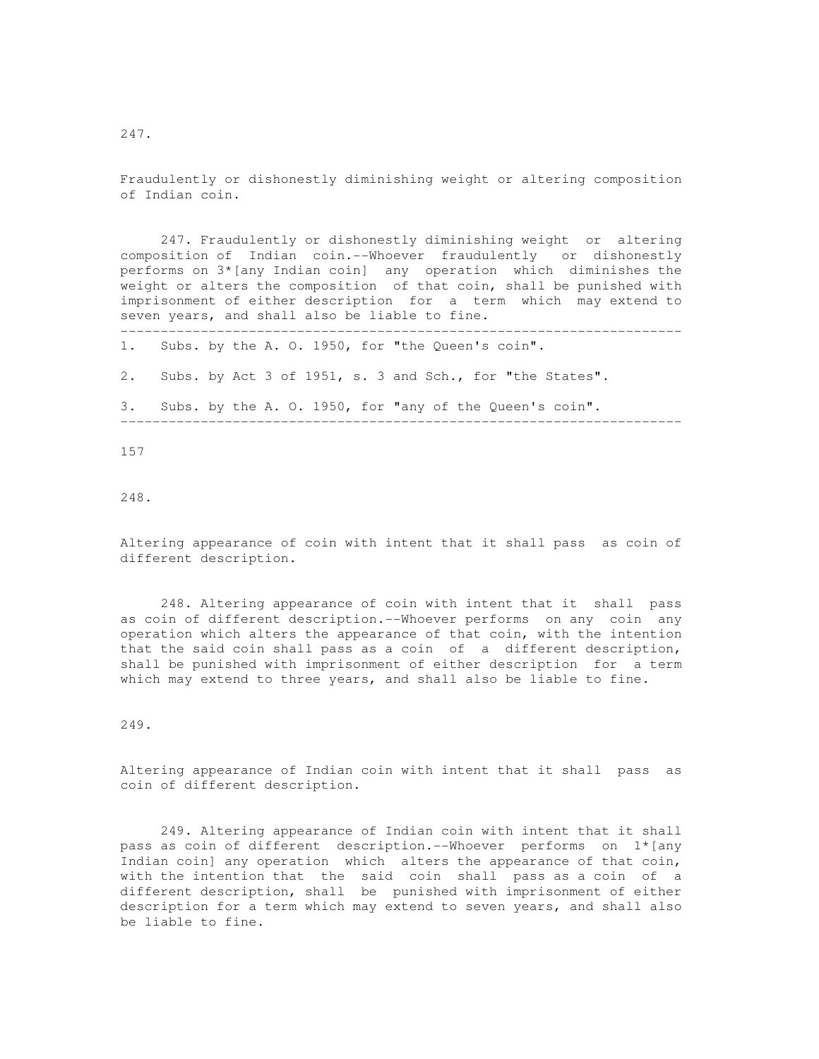247.

Fraudulently or dishonestly diminishing weight or altering composition of Indian coin.

247. Fraudulently or dishonestly diminishing weight or altering composition of Indian coin.--Whoever fraudulently or dishonestly performs on 3*[any Indian coin] any operation which diminishes the weight or alters the composition of that coin, shall be punished with imprisonment of either description for a term which may extend to seven years, and shall also be liable to fine.

---

1. Subs. by the A. O. 1950, for "the Queen's coin".

2. Subs. by Act 3 of 1951, s. 3 and Sch., for "the States".

3. Subs. by the A. O. 1950, for "any of the Queen's coin".

---

248.

Altering appearance of coin with intent that it shall pass as coin of different description.

248. Altering appearance of coin with intent that it shall pass as coin of different description.--Whoever performs on any coin any operation which alters the appearance of that coin, with the intention that the said coin shall pass as a coin of a different description, shall be punished with imprisonment of either description for a term which may extend to three years, and shall also be liable to fine.

249.

Altering appearance of Indian coin with intent that it shall pass as coin of different description.

249. Altering appearance of Indian coin with intent that it shall pass as coin of different description.--Whoever performs on 1*[any Indian coin] any operation which alters the appearance of that coin, with the intention that the said coin shall pass as a coin of a different description, shall be punished with imprisonment of either description for a term which may extend to seven years, and shall also be liable to fine.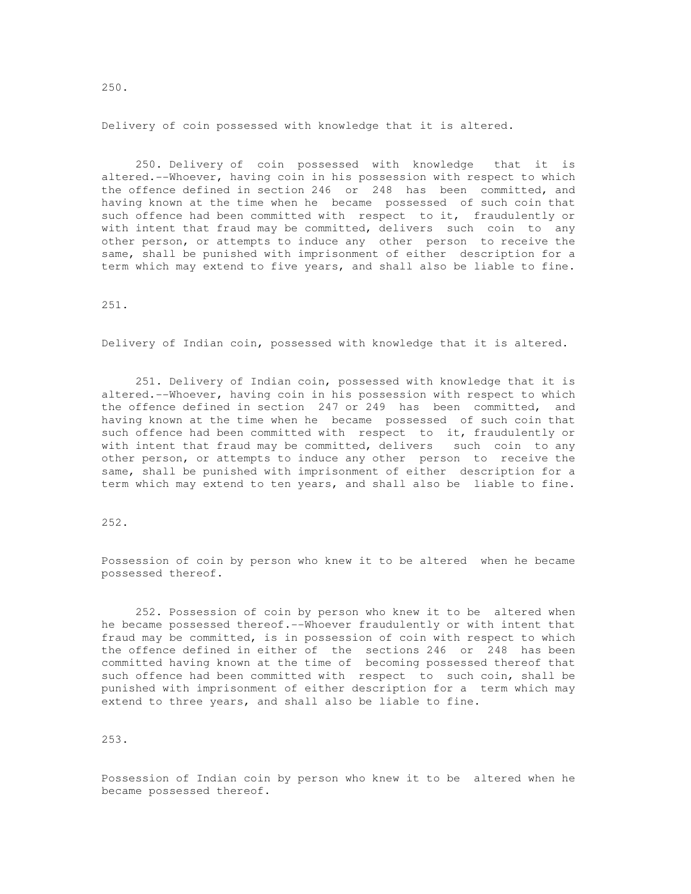250.

Delivery of coin possessed with knowledge that it is altered.

250. Delivery of coin possessed with knowledge that it is altered.--Whoever, having coin in his possession with respect to which the offence defined in section 246 or 248 has been committed, and having known at the time when he became possessed of such coin that such offence had been committed with respect to it, fraudulently or with intent that fraud may be committed, delivers such coin to any other person, or attempts to induce any other person to receive the same, shall be punished with imprisonment of either description for a term which may extend to five years, and shall also be liable to fine.

251.

Delivery of Indian coin, possessed with knowledge that it is altered.

251. Delivery of Indian coin, possessed with knowledge that it is altered.--Whoever, having coin in his possession with respect to which the offence defined in section 247 or 249 has been committed, and having known at the time when he became possessed of such coin that such offence had been committed with respect to it, fraudulently or with intent that fraud may be committed, delivers such coin to any other person, or attempts to induce any other person to receive the same, shall be punished with imprisonment of either description for a term which may extend to ten years, and shall also be liable to fine.

252.

Possession of coin by person who knew it to be altered when he became possessed thereof.

252. Possession of coin by person who knew it to be altered when he became possessed thereof.--Whoever fraudulently or with intent that fraud may be committed, is in possession of coin with respect to which the offence defined in either of the sections 246 or 248 has been committed having known at the time of becoming possessed thereof that such offence had been committed with respect to such coin, shall be punished with imprisonment of either description for a term which may extend to three years, and shall also be liable to fine.

253.

Possession of Indian coin by person who knew it to be altered when he became possessed thereof.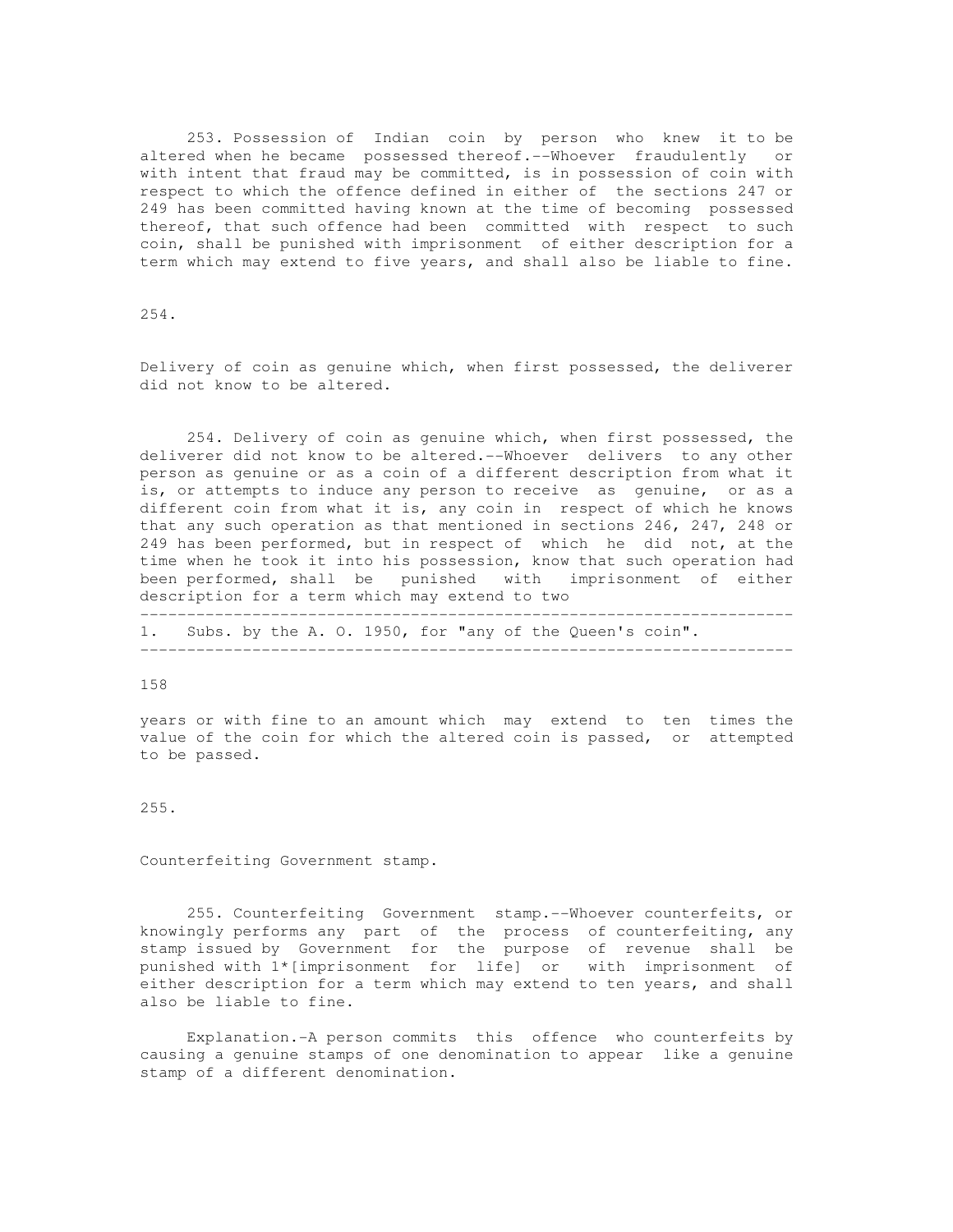253. Possession of Indian coin by person who knew it to be altered when he became possessed thereof.--Whoever fraudulently or with intent that fraud may be committed, is in possession of coin with respect to which the offence defined in either of the sections 247 or 249 has been committed having known at the time of becoming possessed thereof, that such offence had been committed with respect to such coin, shall be punished with imprisonment of either description for a term which may extend to five years, and shall also be liable to fine.

254.

Delivery of coin as genuine which, when first possessed, the deliverer did not know to be altered.

254. Delivery of coin as genuine which, when first possessed, the deliverer did not know to be altered.--Whoever delivers to any other person as genuine or as a coin of a different description from what it is, or attempts to induce any person to receive as genuine, or as a different coin from what it is, any coin in respect of which he knows that any such operation as that mentioned in sections 246, 247, 248 or 249 has been performed, but in respect of which he did not, at the time when he took it into his possession, know that such operation had been performed, shall be punished with imprisonment of either description for a term which may extend to two years or with fine to an amount which may extend to ten times the value of the coin for which the altered coin is passed, or attempted to be passed.

---

1. Subs. by the A. O. 1950, for "any of the Queen's coin".

---

255.

Counterfeiting Government stamp.

255. Counterfeiting Government stamp.--Whoever counterfeits, or knowingly performs any part of the process of counterfeiting, any stamp issued by Government for the purpose of revenue shall be punished with 1*[imprisonment for life] or with imprisonment of either description for a term which may extend to ten years, and shall also be liable to fine.

Explanation.-A person commits this offence who counterfeits by causing a genuine stamps of one denomination to appear like a genuine stamp of a different denomination.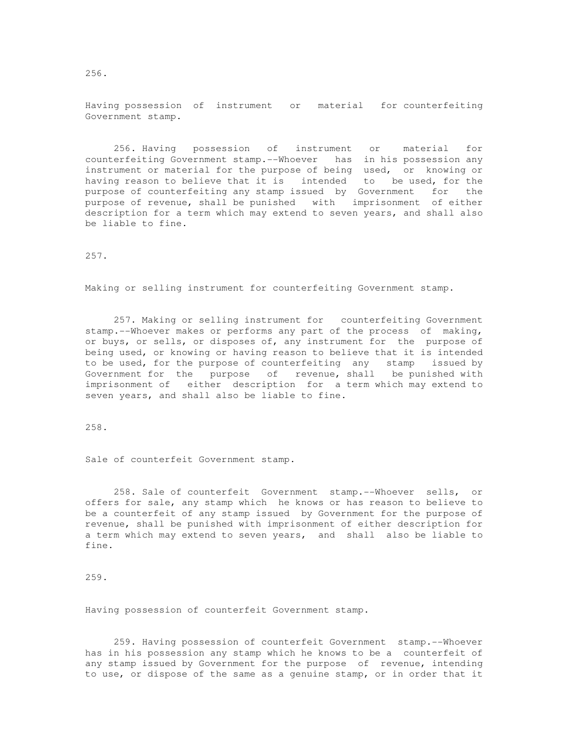256.

Having possession of instrument or material for counterfeiting Government stamp.

256. Having possession of instrument or material for counterfeiting Government stamp.--Whoever has in his possession any instrument or material for the purpose of being used, or knowing or having reason to believe that it is intended to be used, for the purpose of counterfeiting any stamp issued by Government for the purpose of revenue, shall be punished with imprisonment of either description for a term which may extend to seven years, and shall also be liable to fine.

257.

Making or selling instrument for counterfeiting Government stamp.

257. Making or selling instrument for counterfeiting Government stamp.--Whoever makes or performs any part of the process of making, or buys, or sells, or disposes of, any instrument for the purpose of being used, or knowing or having reason to believe that it is intended to be used, for the purpose of counterfeiting any stamp issued by Government for the purpose of revenue, shall be punished with imprisonment of either description for a term which may extend to seven years, and shall also be liable to fine.

258.

Sale of counterfeit Government stamp.

258. Sale of counterfeit Government stamp.--Whoever sells, or offers for sale, any stamp which he knows or has reason to believe to be a counterfeit of any stamp issued by Government for the purpose of revenue, shall be punished with imprisonment of either description for a term which may extend to seven years, and shall also be liable to fine.

259.

Having possession of counterfeit Government stamp.

259. Having possession of counterfeit Government stamp.--Whoever has in his possession any stamp which he knows to be a counterfeit of any stamp issued by Government for the purpose of revenue, intending to use, or dispose of the same as a genuine stamp, or in order that it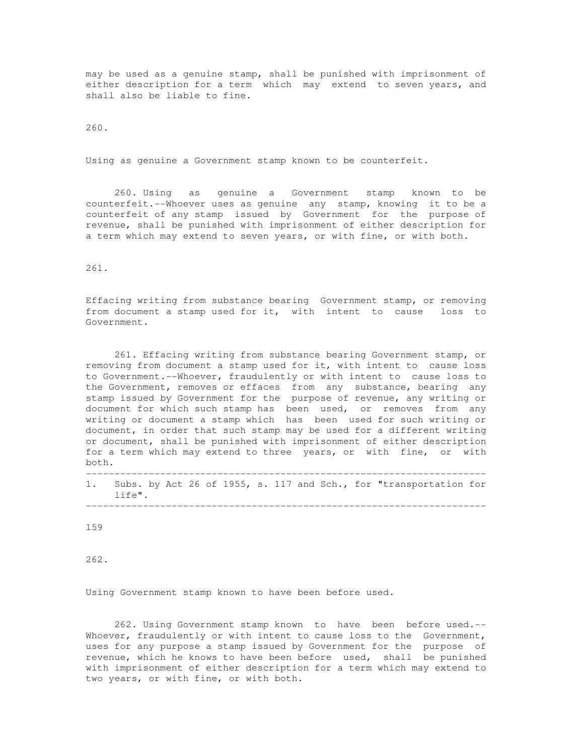may be used as a genuine stamp, shall be punished with imprisonment of either description for a term which may extend to seven years, and shall also be liable to fine.

260.

Using as genuine a Government stamp known to be counterfeit.

260. Using as genuine a Government stamp known to be counterfeit.--Whoever uses as genuine any stamp, knowing it to be a counterfeit of any stamp issued by Government for the purpose of revenue, shall be punished with imprisonment of either description for a term which may extend to seven years, or with fine, or with both.

261.

Effacing writing from substance bearing Government stamp, or removing from document a stamp used for it, with intent to cause loss to Government.

261. Effacing writing from substance bearing Government stamp, or removing from document a stamp used for it, with intent to cause loss to Government.--Whoever, fraudulently or with intent to cause loss to the Government, removes or effaces from any substance, bearing any stamp issued by Government for the purpose of revenue, any writing or document for which such stamp has been used, or removes from any writing or document a stamp which has been used for such writing or document, in order that such stamp may be used for a different writing or document, shall be punished with imprisonment of either description for a term which may extend to three years, or with fine, or with both.

---

1. Subs. by Act 26 of 1955, s. 117 and Sch., for "transportation for life".

---

262.

Using Government stamp known to have been before used.

262. Using Government stamp known to have been before used.--Whoever, fraudulently or with intent to cause loss to the Government, uses for any purpose a stamp issued by Government for the purpose of revenue, which he knows to have been before used, shall be punished with imprisonment of either description for a term which may extend to two years, or with fine, or with both.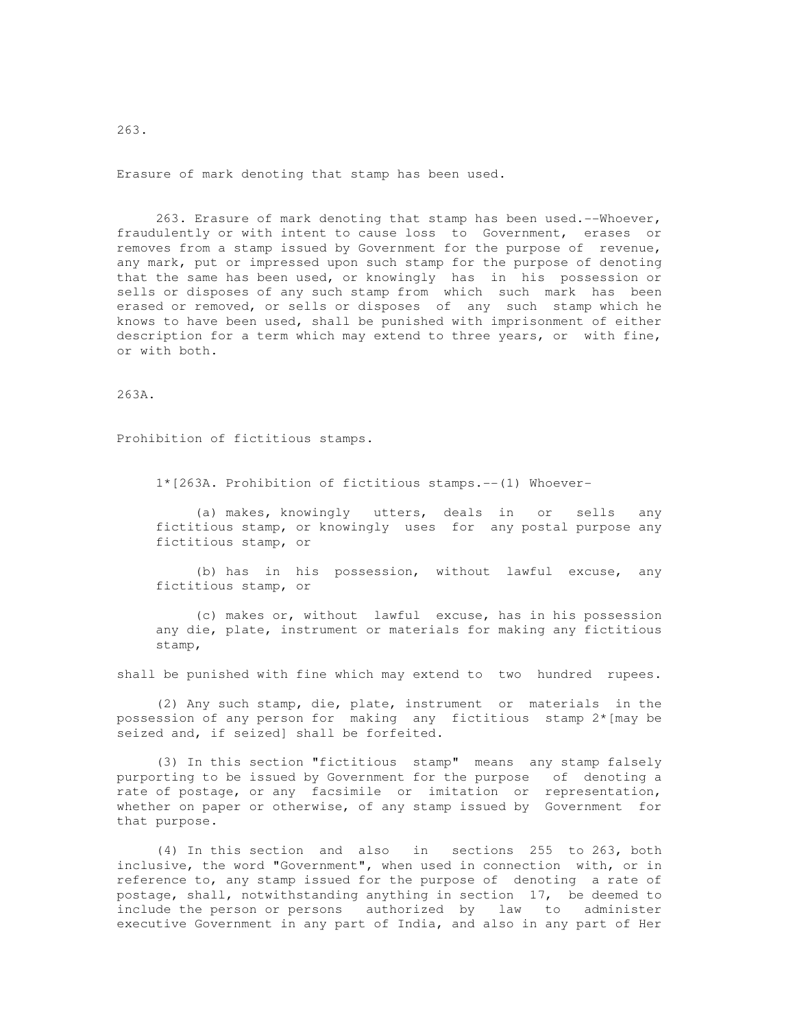263.

Erasure of mark denoting that stamp has been used.

263. Erasure of mark denoting that stamp has been used.--Whoever, fraudulently or with intent to cause loss to Government, erases or removes from a stamp issued by Government for the purpose of revenue, any mark, put or impressed upon such stamp for the purpose of denoting that the same has been used, or knowingly has in his possession or sells or disposes of any such stamp from which such mark has been erased or removed, or sells or disposes of any such stamp which he knows to have been used, shall be punished with imprisonment of either description for a term which may extend to three years, or with fine, or with both.

263A.

Prohibition of fictitious stamps.

1*[263A. Prohibition of fictitious stamps.--(1) Whoever-

(a) makes, knowingly utters, deals in or sells any fictitious stamp, or knowingly uses for any postal purpose any fictitious stamp, or

(b) has in his possession, without lawful excuse, any fictitious stamp, or

(c) makes or, without lawful excuse, has in his possession any die, plate, instrument or materials for making any fictitious stamp,

shall be punished with fine which may extend to two hundred rupees.

(2) Any such stamp, die, plate, instrument or materials in the possession of any person for making any fictitious stamp 2*[may be seized and, if seized] shall be forfeited.

(3) In this section "fictitious stamp" means any stamp falsely purporting to be issued by Government for the purpose of denoting a rate of postage, or any facsimile or imitation or representation, whether on paper or otherwise, of any stamp issued by Government for that purpose.

(4) In this section and also in sections 255 to 263, both inclusive, the word "Government", when used in connection with, or in reference to, any stamp issued for the purpose of denoting a rate of postage, shall, notwithstanding anything in section 17, be deemed to include the person or persons authorized by law to administer executive Government in any part of India, and also in any part of Her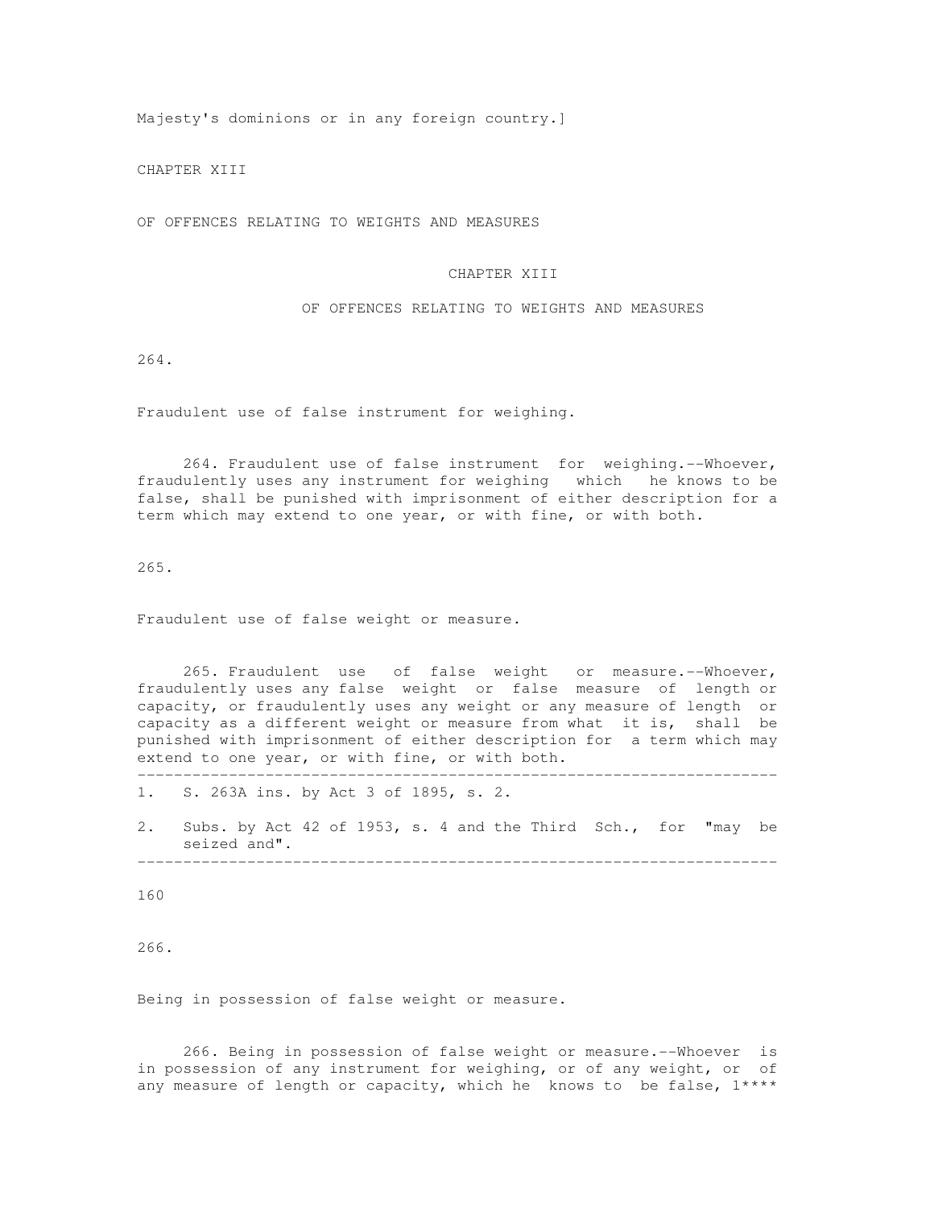Majesty's dominions or in any foreign country.]

CHAPTER XIII

OF OFFENCES RELATING TO WEIGHTS AND MEASURES

## CHAPTER XIII

## OF OFFENCES RELATING TO WEIGHTS AND MEASURES

264.

Fraudulent use of false instrument for weighing.

264. Fraudulent use of false instrument for weighing.--Whoever, fraudulently uses any instrument for weighing which he knows to be false, shall be punished with imprisonment of either description for a term which may extend to one year, or with fine, or with both.

265.

Fraudulent use of false weight or measure.

265. Fraudulent use of false weight or measure.--Whoever, fraudulently uses any false weight or false measure of length or capacity, or fraudulently uses any weight or any measure of length or capacity as a different weight or measure from what it is, shall be punished with imprisonment of either description for a term which may extend to one year, or with fine, or with both.

---

1. S. 263A ins. by Act 3 of 1895, s. 2.

2. Subs. by Act 42 of 1953, s. 4 and the Third Sch., for "may be seized and".

---

266.

Being in possession of false weight or measure.

266. Being in possession of false weight or measure.--Whoever is in possession of any instrument for weighing, or of any weight, or of any measure of length or capacity, which he knows to be false, 1****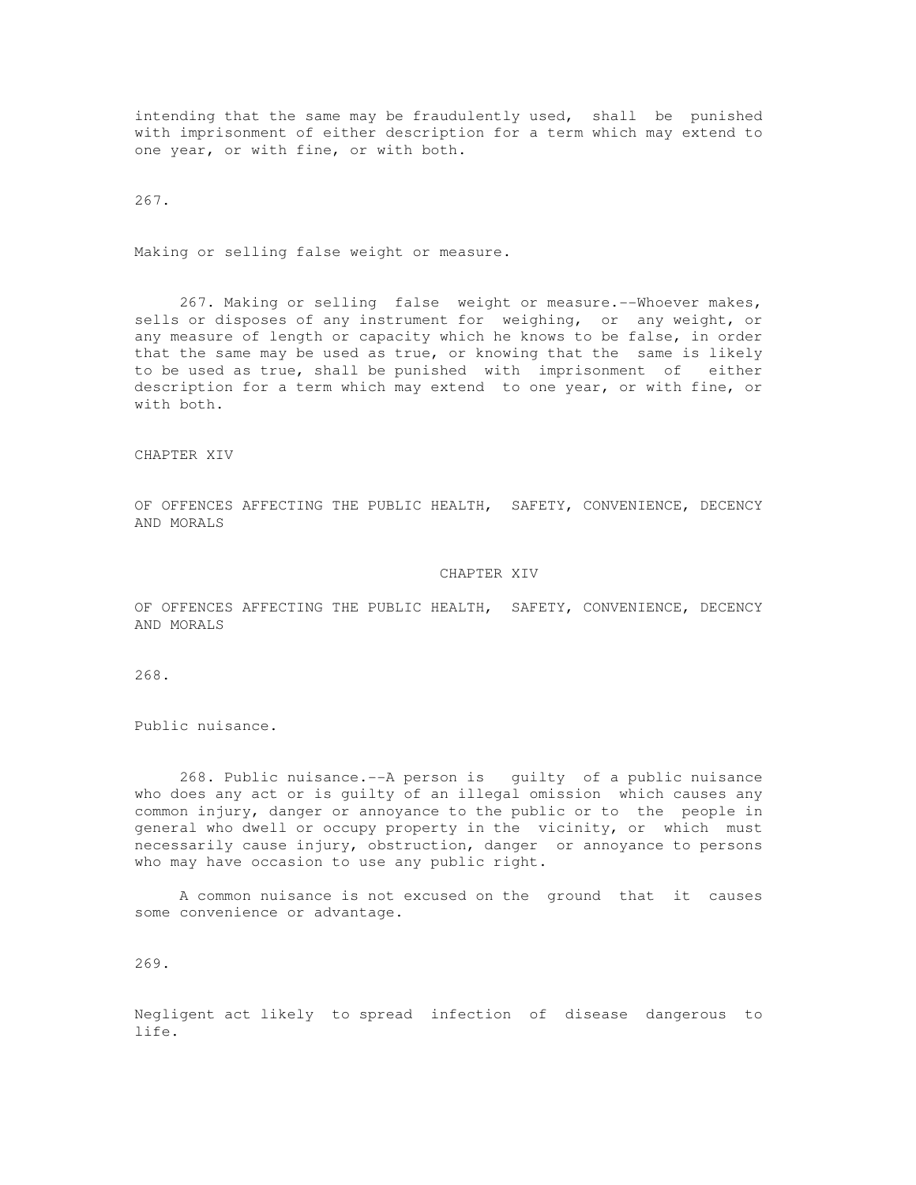intending that the same may be fraudulently used, shall be punished with imprisonment of either description for a term which may extend to one year, or with fine, or with both.

267.

Making or selling false weight or measure.

267. Making or selling false weight or measure.--Whoever makes, sells or disposes of any instrument for weighing, or any weight, or any measure of length or capacity which he knows to be false, in order that the same may be used as true, or knowing that the same is likely to be used as true, shall be punished with imprisonment of either description for a term which may extend to one year, or with fine, or with both.

CHAPTER XIV

OF OFFENCES AFFECTING THE PUBLIC HEALTH, SAFETY, CONVENIENCE, DECENCY AND MORALS

## CHAPTER XIV

## OF OFFENCES AFFECTING THE PUBLIC HEALTH, SAFETY, CONVENIENCE, DECENCY AND MORALS

268.

Public nuisance.

268. Public nuisance.--A person is guilty of a public nuisance who does any act or is guilty of an illegal omission which causes any common injury, danger or annoyance to the public or to the people in general who dwell or occupy property in the vicinity, or which must necessarily cause injury, obstruction, danger or annoyance to persons who may have occasion to use any public right.

A common nuisance is not excused on the ground that it causes some convenience or advantage.

269.

Negligent act likely to spread infection of disease dangerous to life.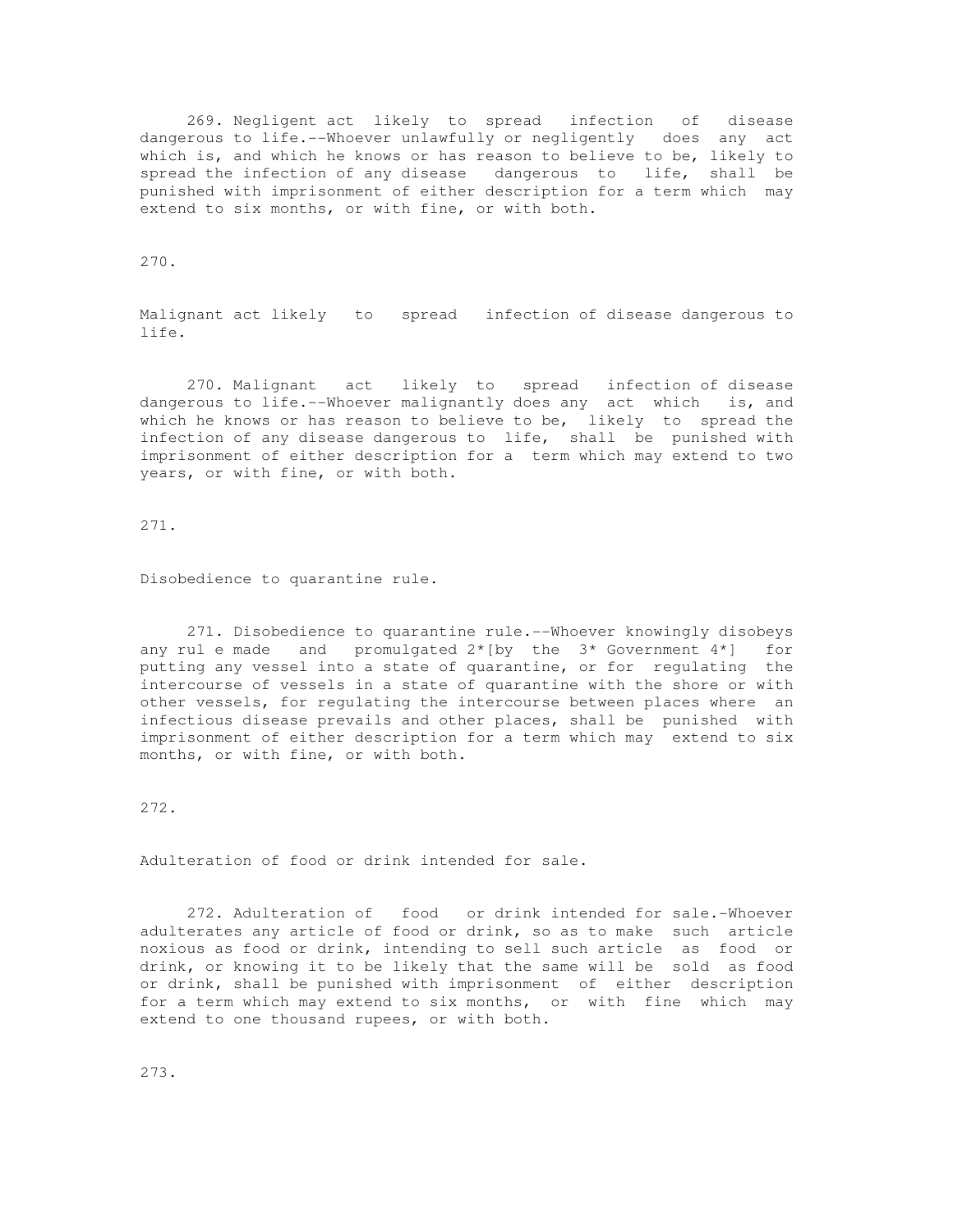269. Negligent act likely to spread infection of disease dangerous to life.--Whoever unlawfully or negligently does any act which is, and which he knows or has reason to believe to be, likely to spread the infection of any disease dangerous to life, shall be punished with imprisonment of either description for a term which may extend to six months, or with fine, or with both.

270.

Malignant act likely to spread infection of disease dangerous to life.

270. Malignant act likely to spread infection of disease dangerous to life.--Whoever malignantly does any act which is, and which he knows or has reason to believe to be, likely to spread the infection of any disease dangerous to life, shall be punished with imprisonment of either description for a term which may extend to two years, or with fine, or with both.

271.

Disobedience to quarantine rule.

271. Disobedience to quarantine rule.--Whoever knowingly disobeys any rul e made and promulgated 2*[by the 3* Government 4*] for putting any vessel into a state of quarantine, or for regulating the intercourse of vessels in a state of quarantine with the shore or with other vessels, for regulating the intercourse between places where an infectious disease prevails and other places, shall be punished with imprisonment of either description for a term which may extend to six months, or with fine, or with both.

272.

Adulteration of food or drink intended for sale.

272. Adulteration of food or drink intended for sale.-Whoever adulterates any article of food or drink, so as to make such article noxious as food or drink, intending to sell such article as food or drink, or knowing it to be likely that the same will be sold as food or drink, shall be punished with imprisonment of either description for a term which may extend to six months, or with fine which may extend to one thousand rupees, or with both.

273.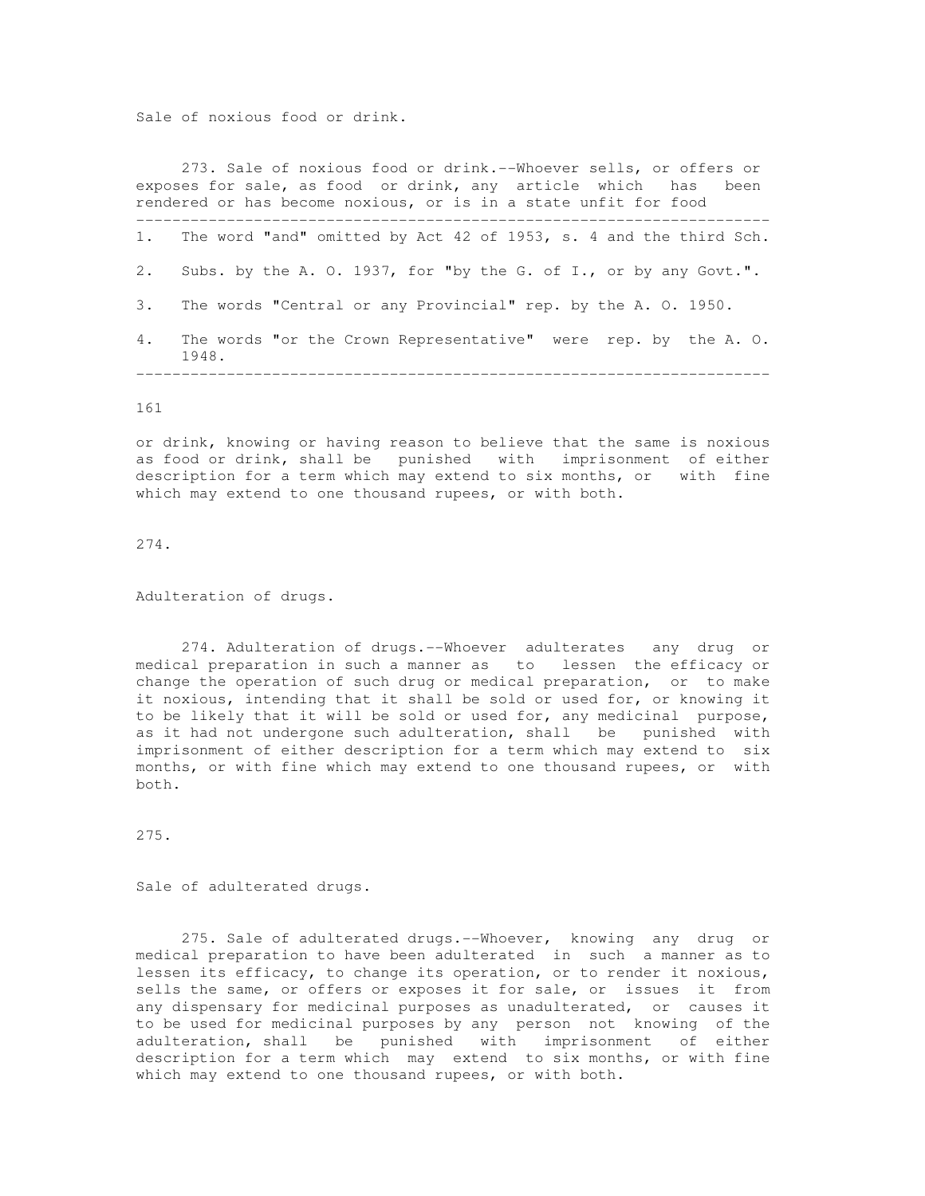Sale of noxious food or drink.

273. Sale of noxious food or drink.--Whoever sells, or offers or exposes for sale, as food or drink, any article which has been rendered or has become noxious, or is in a state unfit for food or drink, knowing or having reason to believe that the same is noxious as food or drink, shall be punished with imprisonment of either description for a term which may extend to six months, or with fine which may extend to one thousand rupees, or with both.

---

1. The word "and" omitted by Act 42 of 1953, s. 4 and the third Sch.
2. Subs. by the A. O. 1937, for "by the G. of I., or by any Govt.".
3. The words "Central or any Provincial" rep. by the A. O. 1950.
4. The words "or the Crown Representative" were rep. by the A. O. 1948.

---

274.

Adulteration of drugs.

274. Adulteration of drugs.--Whoever adulterates any drug or medical preparation in such a manner as to lessen the efficacy or change the operation of such drug or medical preparation, or to make it noxious, intending that it shall be sold or used for, or knowing it to be likely that it will be sold or used for, any medicinal purpose, as it had not undergone such adulteration, shall be punished with imprisonment of either description for a term which may extend to six months, or with fine which may extend to one thousand rupees, or with both.

275.

Sale of adulterated drugs.

275. Sale of adulterated drugs.--Whoever, knowing any drug or medical preparation to have been adulterated in such a manner as to lessen its efficacy, to change its operation, or to render it noxious, sells the same, or offers or exposes it for sale, or issues it from any dispensary for medicinal purposes as unadulterated, or causes it to be used for medicinal purposes by any person not knowing of the adulteration, shall be punished with imprisonment of either description for a term which may extend to six months, or with fine which may extend to one thousand rupees, or with both.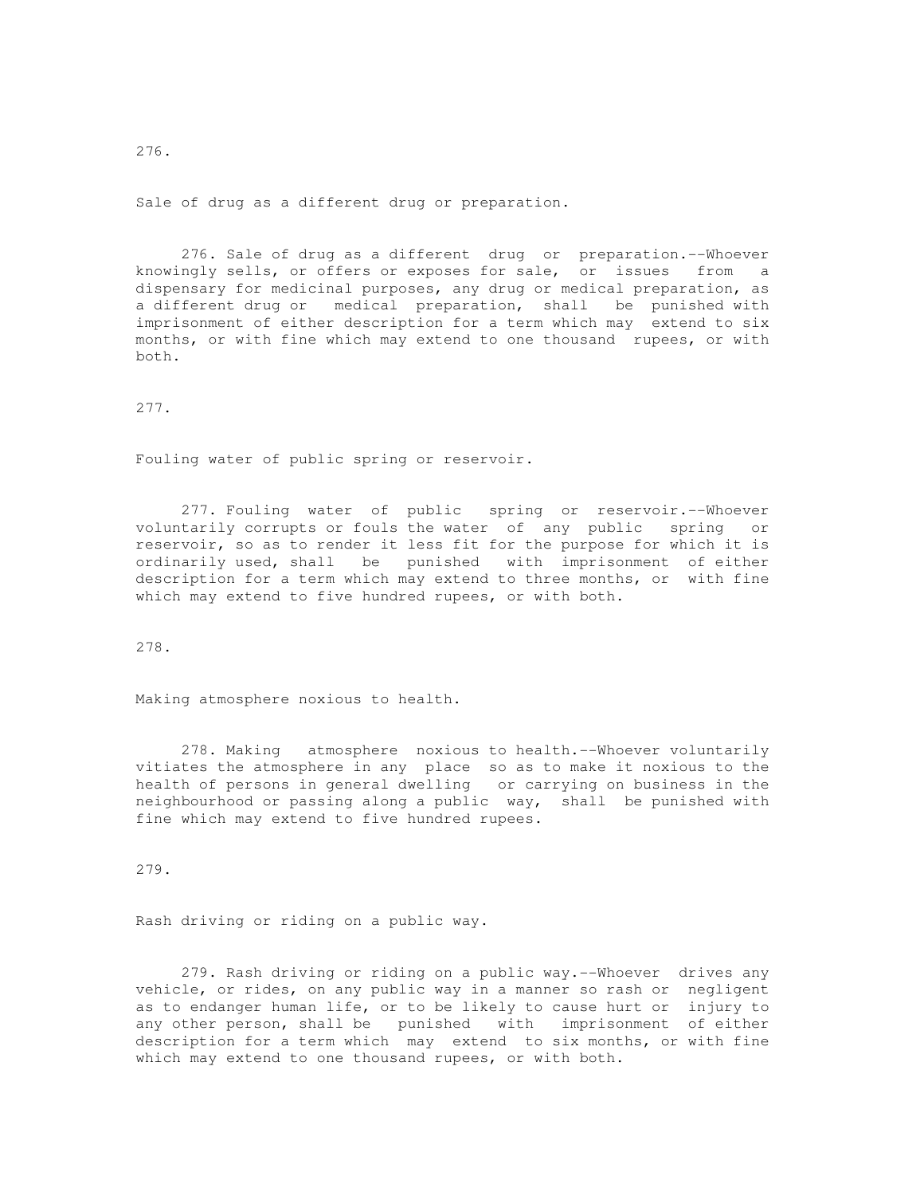276.

Sale of drug as a different drug or preparation.

276. Sale of drug as a different drug or preparation.--Whoever knowingly sells, or offers or exposes for sale, or issues from a dispensary for medicinal purposes, any drug or medical preparation, as a different drug or medical preparation, shall be punished with imprisonment of either description for a term which may extend to six months, or with fine which may extend to one thousand rupees, or with both.

277.

Fouling water of public spring or reservoir.

277. Fouling water of public spring or reservoir.--Whoever voluntarily corrupts or fouls the water of any public spring or reservoir, so as to render it less fit for the purpose for which it is ordinarily used, shall be punished with imprisonment of either description for a term which may extend to three months, or with fine which may extend to five hundred rupees, or with both.

278.

Making atmosphere noxious to health.

278. Making atmosphere noxious to health.--Whoever voluntarily vitiates the atmosphere in any place so as to make it noxious to the health of persons in general dwelling or carrying on business in the neighbourhood or passing along a public way, shall be punished with fine which may extend to five hundred rupees.

279.

Rash driving or riding on a public way.

279. Rash driving or riding on a public way.--Whoever drives any vehicle, or rides, on any public way in a manner so rash or negligent as to endanger human life, or to be likely to cause hurt or injury to any other person, shall be punished with imprisonment of either description for a term which may extend to six months, or with fine which may extend to one thousand rupees, or with both.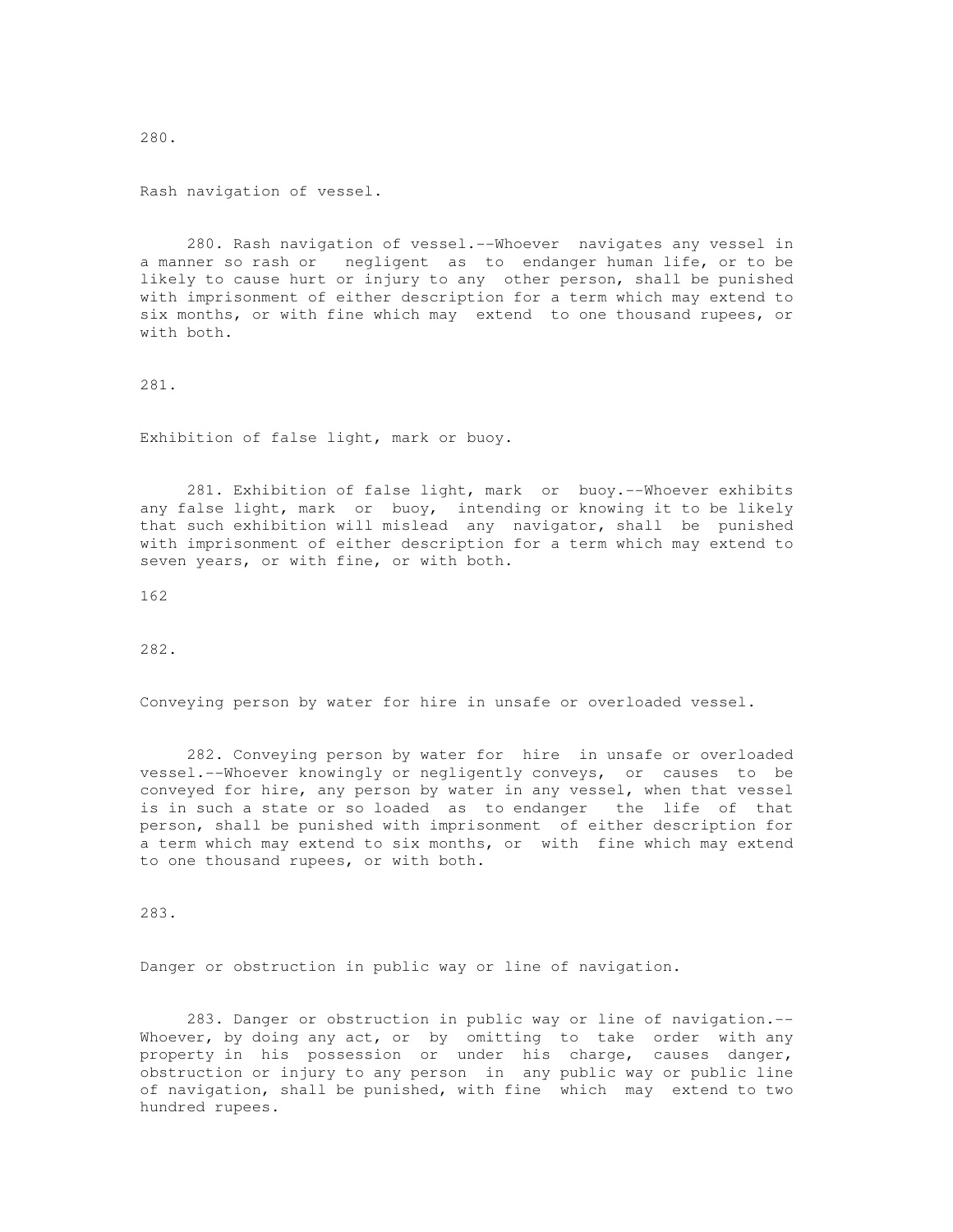280.

Rash navigation of vessel.

280. Rash navigation of vessel.--Whoever navigates any vessel in a manner so rash or negligent as to endanger human life, or to be likely to cause hurt or injury to any other person, shall be punished with imprisonment of either description for a term which may extend to six months, or with fine which may extend to one thousand rupees, or with both.

281.

Exhibition of false light, mark or buoy.

281. Exhibition of false light, mark or buoy.--Whoever exhibits any false light, mark or buoy, intending or knowing it to be likely that such exhibition will mislead any navigator, shall be punished with imprisonment of either description for a term which may extend to seven years, or with fine, or with both.

282.

Conveying person by water for hire in unsafe or overloaded vessel.

282. Conveying person by water for hire in unsafe or overloaded vessel.--Whoever knowingly or negligently conveys, or causes to be conveyed for hire, any person by water in any vessel, when that vessel is in such a state or so loaded as to endanger the life of that person, shall be punished with imprisonment of either description for a term which may extend to six months, or with fine which may extend to one thousand rupees, or with both.

283.

Danger or obstruction in public way or line of navigation.

283. Danger or obstruction in public way or line of navigation.--Whoever, by doing any act, or by omitting to take order with any property in his possession or under his charge, causes danger, obstruction or injury to any person in any public way or public line of navigation, shall be punished, with fine which may extend to two hundred rupees.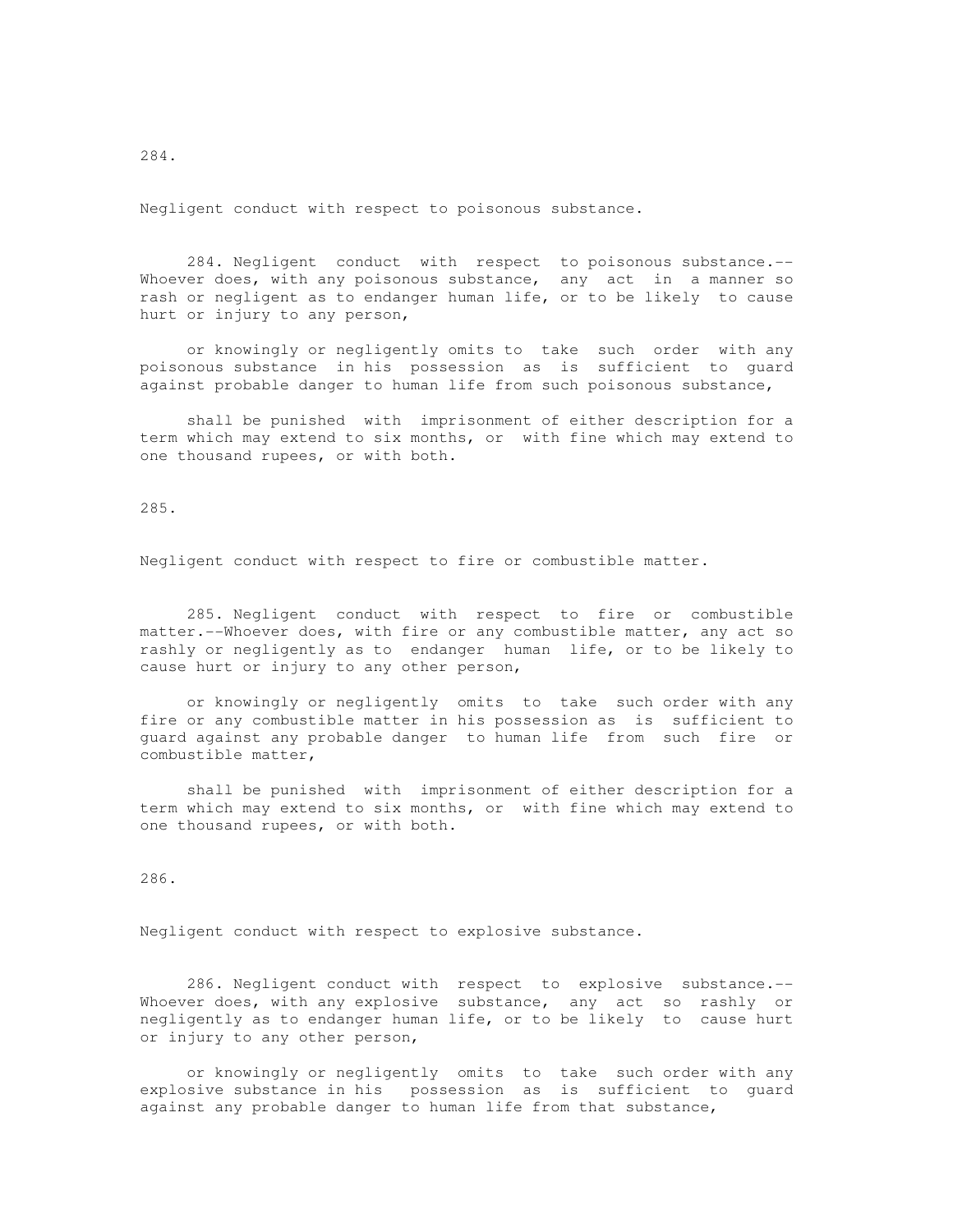284.

Negligent conduct with respect to poisonous substance.

284. Negligent conduct with respect to poisonous substance.--Whoever does, with any poisonous substance, any act in a manner so rash or negligent as to endanger human life, or to be likely to cause hurt or injury to any person,

or knowingly or negligently omits to take such order with any poisonous substance in his possession as is sufficient to guard against probable danger to human life from such poisonous substance,

shall be punished with imprisonment of either description for a term which may extend to six months, or with fine which may extend to one thousand rupees, or with both.

285.

Negligent conduct with respect to fire or combustible matter.

285. Negligent conduct with respect to fire or combustible matter.--Whoever does, with fire or any combustible matter, any act so rashly or negligently as to endanger human life, or to be likely to cause hurt or injury to any other person,

or knowingly or negligently omits to take such order with any fire or any combustible matter in his possession as is sufficient to guard against any probable danger to human life from such fire or combustible matter,

shall be punished with imprisonment of either description for a term which may extend to six months, or with fine which may extend to one thousand rupees, or with both.

286.

Negligent conduct with respect to explosive substance.

286. Negligent conduct with respect to explosive substance.--Whoever does, with any explosive substance, any act so rashly or negligently as to endanger human life, or to be likely to cause hurt or injury to any other person,

or knowingly or negligently omits to take such order with any explosive substance in his possession as is sufficient to guard against any probable danger to human life from that substance,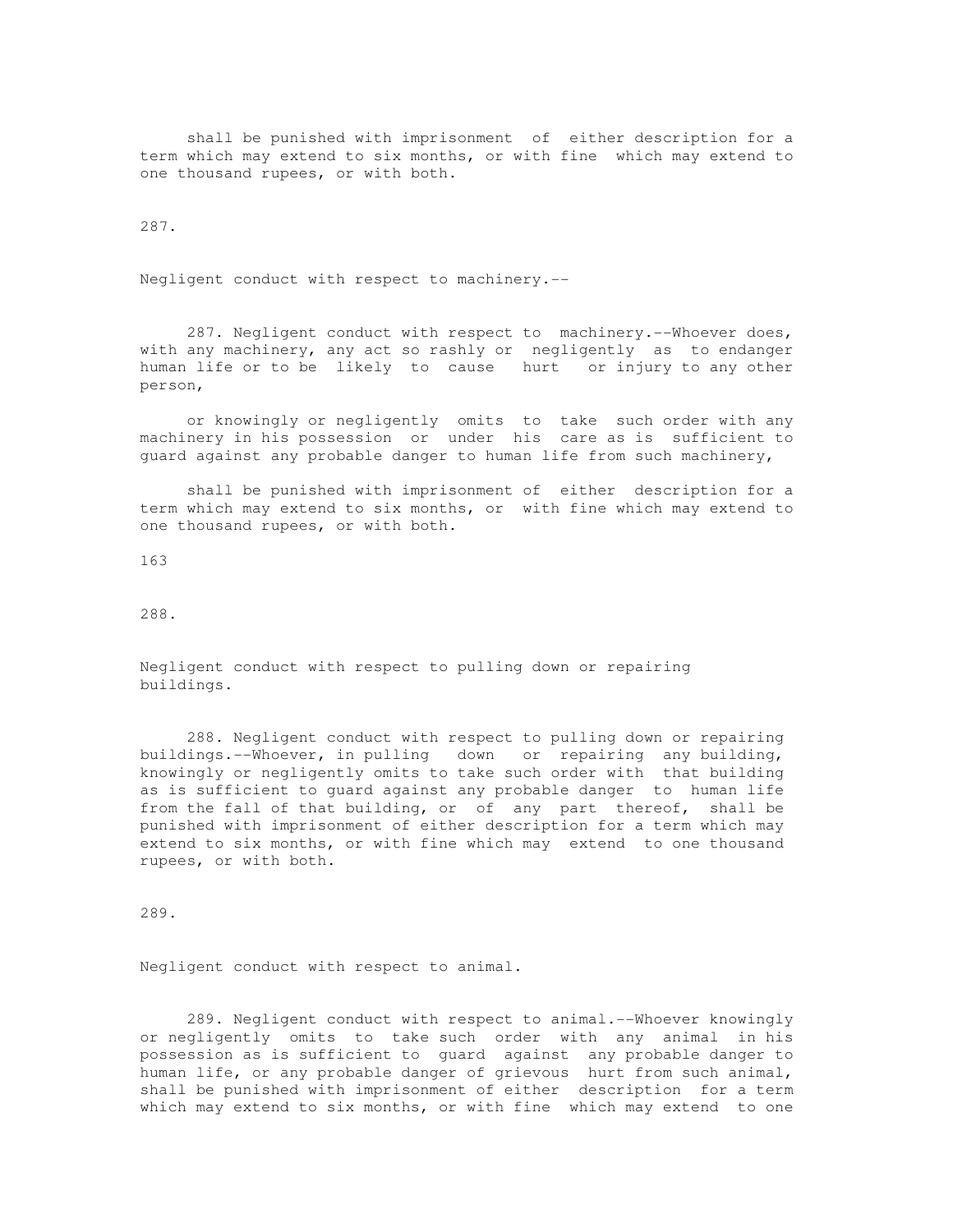shall be punished with imprisonment of either description for a term which may extend to six months, or with fine which may extend to one thousand rupees, or with both.

287.

Negligent conduct with respect to machinery.--

287. Negligent conduct with respect to machinery.--Whoever does, with any machinery, any act so rashly or negligently as to endanger human life or to be likely to cause hurt or injury to any other person,

or knowingly or negligently omits to take such order with any machinery in his possession or under his care as is sufficient to guard against any probable danger to human life from such machinery,

shall be punished with imprisonment of either description for a term which may extend to six months, or with fine which may extend to one thousand rupees, or with both.

288.

Negligent conduct with respect to pulling down or repairing buildings.

288. Negligent conduct with respect to pulling down or repairing buildings.--Whoever, in pulling down or repairing any building, knowingly or negligently omits to take such order with that building as is sufficient to guard against any probable danger to human life from the fall of that building, or of any part thereof, shall be punished with imprisonment of either description for a term which may extend to six months, or with fine which may extend to one thousand rupees, or with both.

289.

Negligent conduct with respect to animal.

289. Negligent conduct with respect to animal.--Whoever knowingly or negligently omits to take such order with any animal in his possession as is sufficient to guard against any probable danger to human life, or any probable danger of grievous hurt from such animal, shall be punished with imprisonment of either description for a term which may extend to six months, or with fine which may extend to one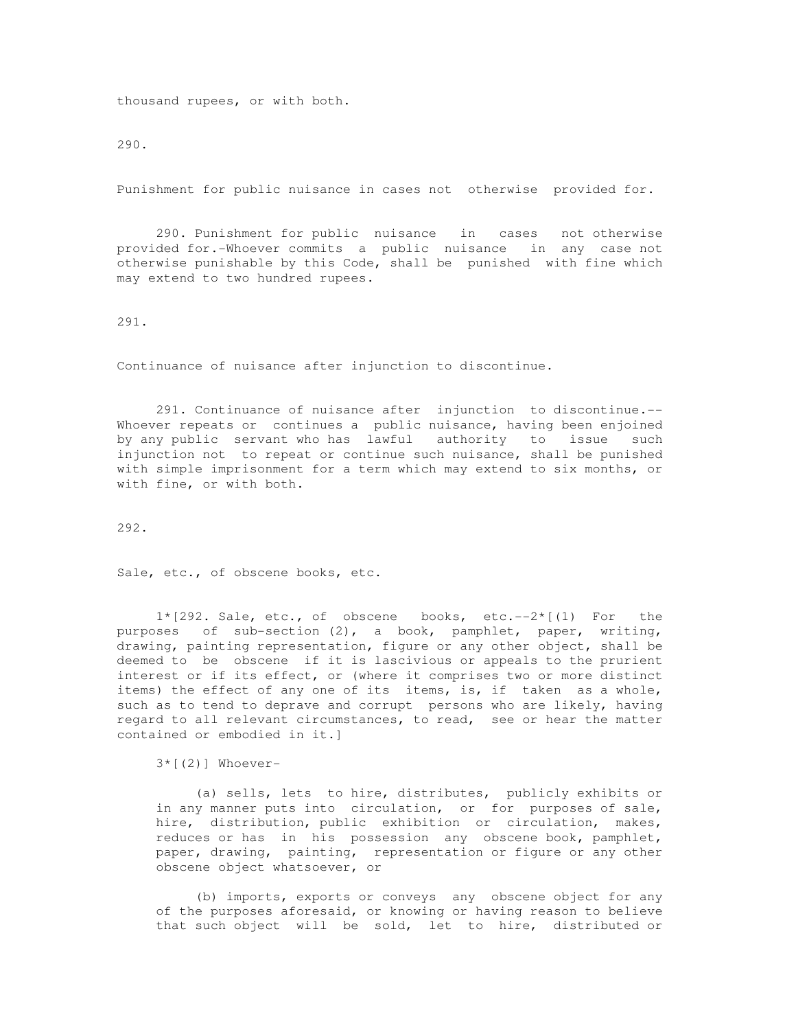thousand rupees, or with both.

290.

Punishment for public nuisance in cases not otherwise provided for.

290. Punishment for public nuisance in cases not otherwise provided for.-Whoever commits a public nuisance in any case not otherwise punishable by this Code, shall be punished with fine which may extend to two hundred rupees.

291.

Continuance of nuisance after injunction to discontinue.

291. Continuance of nuisance after injunction to discontinue.-- Whoever repeats or continues a public nuisance, having been enjoined by any public servant who has lawful authority to issue such injunction not to repeat or continue such nuisance, shall be punished with simple imprisonment for a term which may extend to six months, or with fine, or with both.

292.

Sale, etc., of obscene books, etc.

1*[292. Sale, etc., of obscene books, etc.--2*[(1) For the purposes of sub-section (2), a book, pamphlet, paper, writing, drawing, painting representation, figure or any other object, shall be deemed to be obscene if it is lascivious or appeals to the prurient interest or if its effect, or (where it comprises two or more distinct items) the effect of any one of its items, is, if taken as a whole, such as to tend to deprave and corrupt persons who are likely, having regard to all relevant circumstances, to read, see or hear the matter contained or embodied in it.]

3*[(2)] Whoever-

(a) sells, lets to hire, distributes, publicly exhibits or in any manner puts into circulation, or for purposes of sale, hire, distribution, public exhibition or circulation, makes, reduces or has in his possession any obscene book, pamphlet, paper, drawing, painting, representation or figure or any other obscene object whatsoever, or

(b) imports, exports or conveys any obscene object for any of the purposes aforesaid, or knowing or having reason to believe that such object will be sold, let to hire, distributed or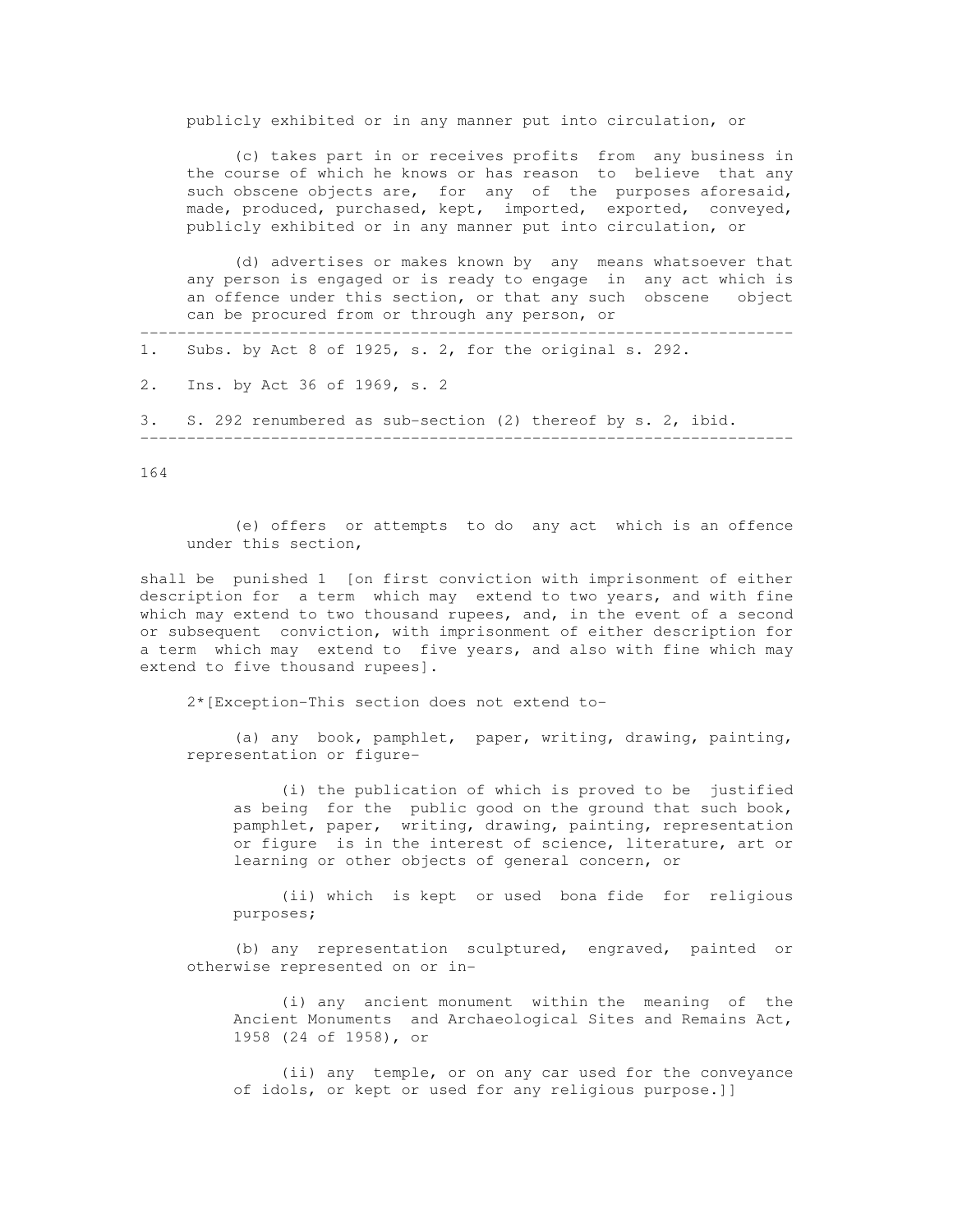publicly exhibited or in any manner put into circulation, or

(c) takes part in or receives profits from any business in the course of which he knows or has reason to believe that any such obscene objects are, for any of the purposes aforesaid, made, produced, purchased, kept, imported, exported, conveyed, publicly exhibited or in any manner put into circulation, or

(d) advertises or makes known by any means whatsoever that any person is engaged or is ready to engage in any act which is an offence under this section, or that any such obscene object can be procured from or through any person, or

---

1. Subs. by Act 8 of 1925, s. 2, for the original s. 292.

2. Ins. by Act 36 of 1969, s. 2

3. S. 292 renumbered as sub-section (2) thereof by s. 2, ibid.

---

(e) offers or attempts to do any act which is an offence under this section,

shall be punished 1 [on first conviction with imprisonment of either description for a term which may extend to two years, and with fine which may extend to two thousand rupees, and, in the event of a second or subsequent conviction, with imprisonment of either description for a term which may extend to five years, and also with fine which may extend to five thousand rupees].

2*[Exception-This section does not extend to-

(a) any book, pamphlet, paper, writing, drawing, painting, representation or figure-

(i) the publication of which is proved to be justified as being for the public good on the ground that such book, pamphlet, paper, writing, drawing, painting, representation or figure is in the interest of science, literature, art or learning or other objects of general concern, or

(ii) which is kept or used bona fide for religious purposes;

(b) any representation sculptured, engraved, painted or otherwise represented on or in-

(i) any ancient monument within the meaning of the Ancient Monuments and Archaeological Sites and Remains Act, 1958 (24 of 1958), or

(ii) any temple, or on any car used for the conveyance of idols, or kept or used for any religious purpose.]]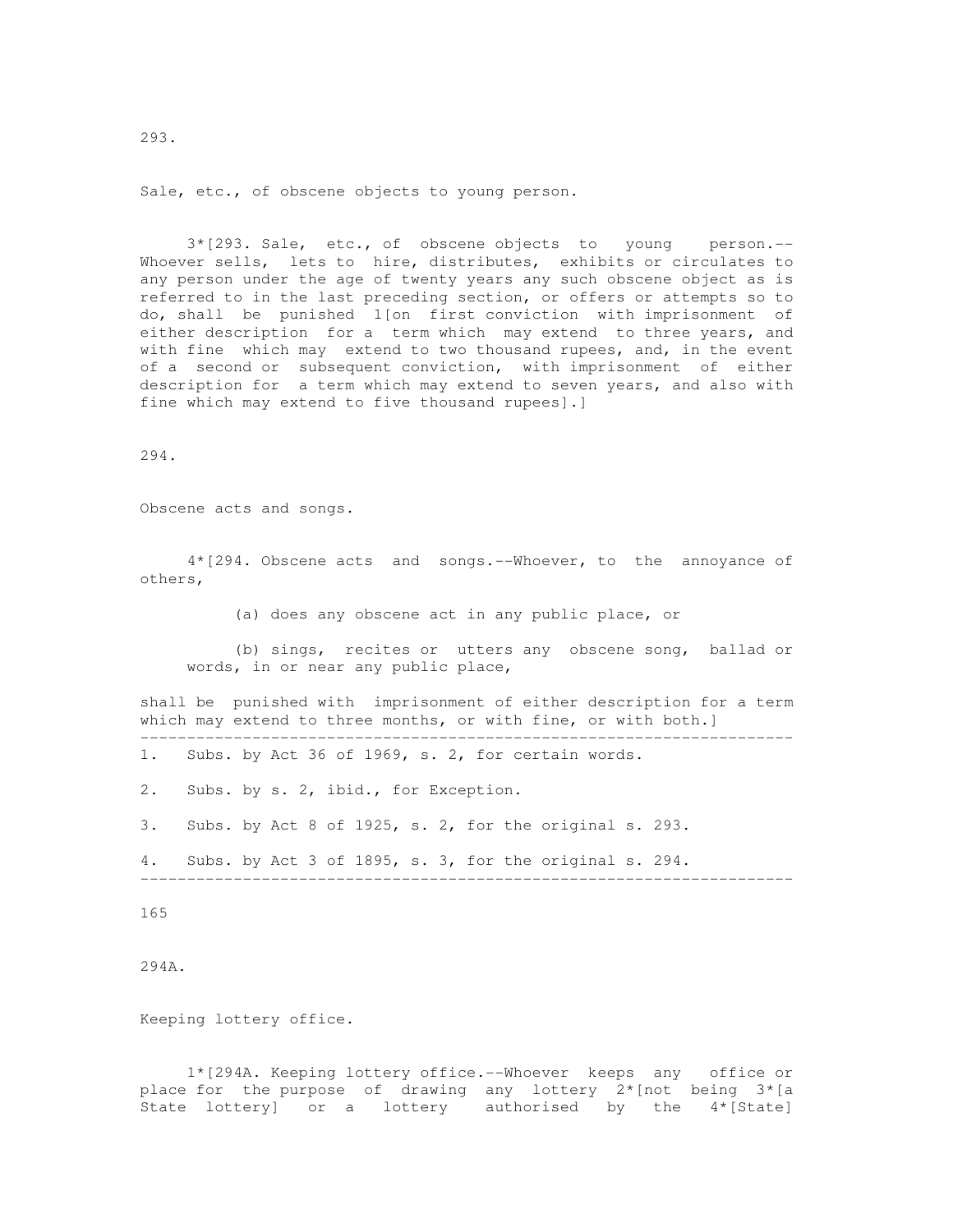293.

Sale, etc., of obscene objects to young person.

3*[293. Sale, etc., of obscene objects to young person.--Whoever sells, lets to hire, distributes, exhibits or circulates to any person under the age of twenty years any such obscene object as is referred to in the last preceding section, or offers or attempts so to do, shall be punished 1[on first conviction with imprisonment of either description for a term which may extend to three years, and with fine which may extend to two thousand rupees, and, in the event of a second or subsequent conviction, with imprisonment of either description for a term which may extend to seven years, and also with fine which may extend to five thousand rupees].]

294.

Obscene acts and songs.

4*[294. Obscene acts and songs.--Whoever, to the annoyance of others,

(a) does any obscene act in any public place, or

(b) sings, recites or utters any obscene song, ballad or words, in or near any public place,

shall be punished with imprisonment of either description for a term which may extend to three months, or with fine, or with both.]

---

1. Subs. by Act 36 of 1969, s. 2, for certain words.
2. Subs. by s. 2, ibid., for Exception.
3. Subs. by Act 8 of 1925, s. 2, for the original s. 293.
4. Subs. by Act 3 of 1895, s. 3, for the original s. 294.

---

294A.

Keeping lottery office.

1*[294A. Keeping lottery office.--Whoever keeps any office or place for the purpose of drawing any lottery 2*[not being 3*[a State lottery] or a lottery authorised by the 4*[State]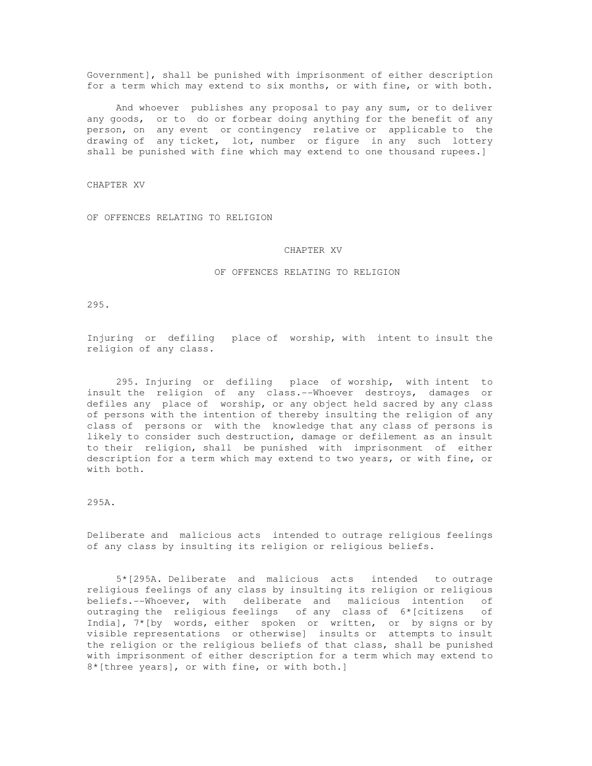Government], shall be punished with imprisonment of either description for a term which may extend to six months, or with fine, or with both.

And whoever publishes any proposal to pay any sum, or to deliver any goods, or to do or forbear doing anything for the benefit of any person, on any event or contingency relative or applicable to the drawing of any ticket, lot, number or figure in any such lottery shall be punished with fine which may extend to one thousand rupees.]

CHAPTER XV

OF OFFENCES RELATING TO RELIGION

## CHAPTER XV

## OF OFFENCES RELATING TO RELIGION

295.

Injuring or defiling place of worship, with intent to insult the religion of any class.

295. Injuring or defiling place of worship, with intent to insult the religion of any class.--Whoever destroys, damages or defiles any place of worship, or any object held sacred by any class of persons with the intention of thereby insulting the religion of any class of persons or with the knowledge that any class of persons is likely to consider such destruction, damage or defilement as an insult to their religion, shall be punished with imprisonment of either description for a term which may extend to two years, or with fine, or with both.

295A.

Deliberate and malicious acts intended to outrage religious feelings of any class by insulting its religion or religious beliefs.

5*[295A. Deliberate and malicious acts intended to outrage religious feelings of any class by insulting its religion or religious beliefs.--Whoever, with deliberate and malicious intention of outraging the religious feelings of any class of 6*[citizens of India], 7*[by words, either spoken or written, or by signs or by visible representations or otherwise] insults or attempts to insult the religion or the religious beliefs of that class, shall be punished with imprisonment of either description for a term which may extend to 8*[three years], or with fine, or with both.]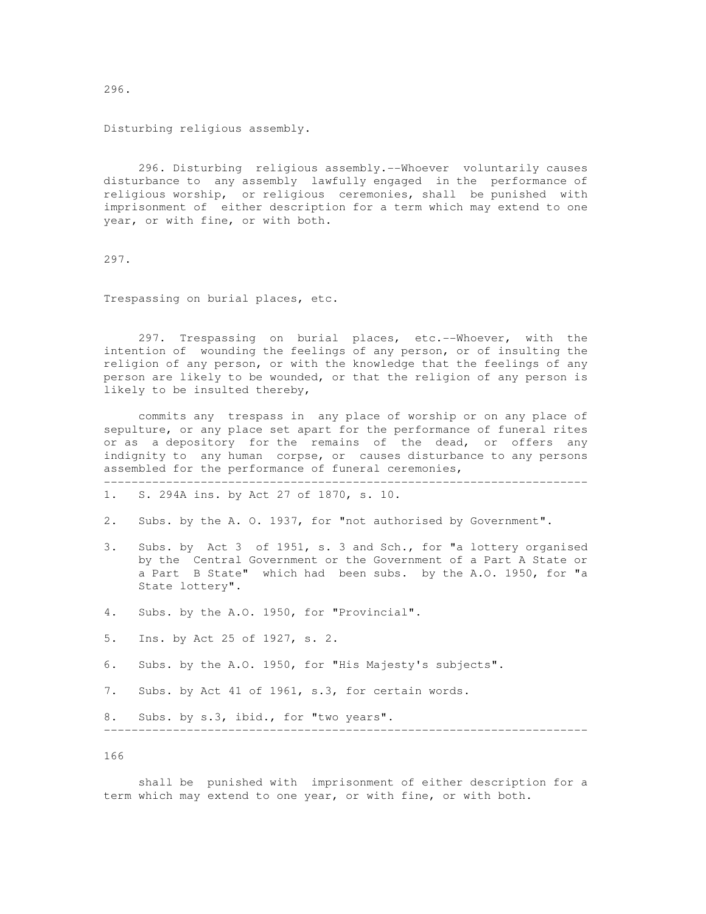296.

Disturbing religious assembly.

296. Disturbing religious assembly.--Whoever voluntarily causes disturbance to any assembly lawfully engaged in the performance of religious worship, or religious ceremonies, shall be punished with imprisonment of either description for a term which may extend to one year, or with fine, or with both.

297.

Trespassing on burial places, etc.

297. Trespassing on burial places, etc.--Whoever, with the intention of wounding the feelings of any person, or of insulting the religion of any person, or with the knowledge that the feelings of any person are likely to be wounded, or that the religion of any person is likely to be insulted thereby,

commits any trespass in any place of worship or on any place of sepulture, or any place set apart for the performance of funeral rites or as a depository for the remains of the dead, or offers any indignity to any human corpse, or causes disturbance to any persons assembled for the performance of funeral ceremonies,

---

1. S. 294A ins. by Act 27 of 1870, s. 10.
2. Subs. by the A. O. 1937, for "not authorised by Government".
3. Subs. by Act 3 of 1951, s. 3 and Sch., for "a lottery organised by the Central Government or the Government of a Part A State or a Part B State" which had been subs. by the A.O. 1950, for "a State lottery".
4. Subs. by the A.O. 1950, for "Provincial".
5. Ins. by Act 25 of 1927, s. 2.
6. Subs. by the A.O. 1950, for "His Majesty's subjects".
7. Subs. by Act 41 of 1961, s.3, for certain words.
8. Subs. by s.3, ibid., for "two years".

---

shall be punished with imprisonment of either description for a term which may extend to one year, or with fine, or with both.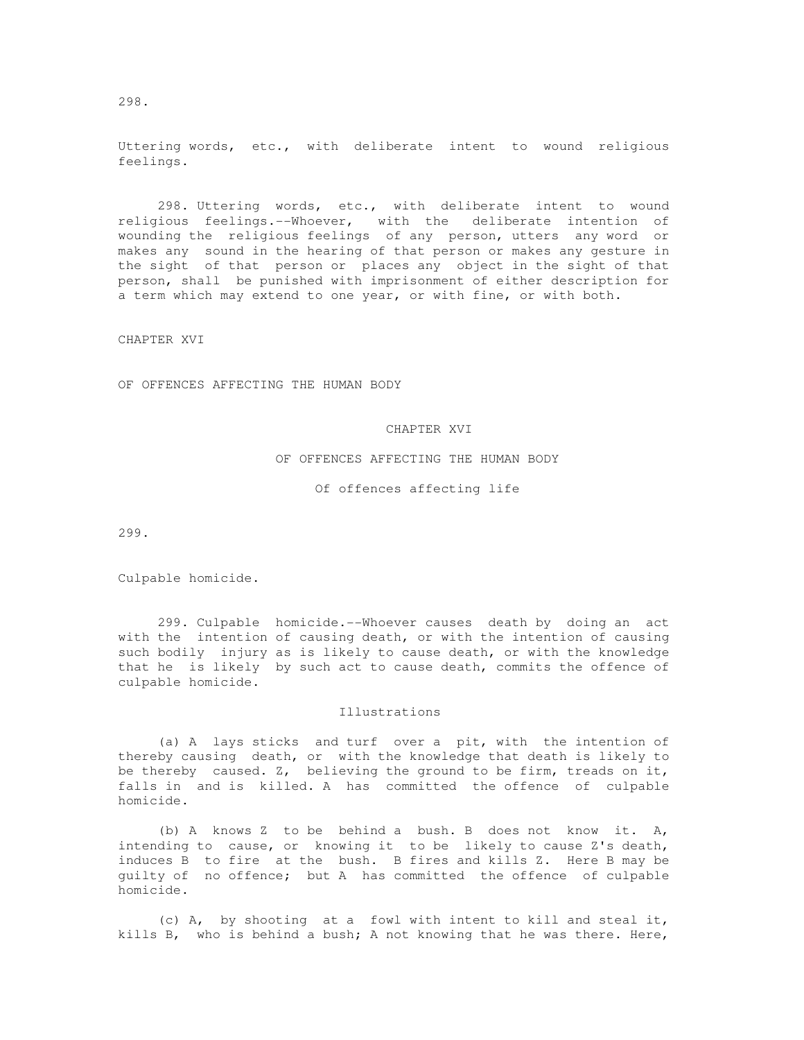298.

Uttering words, etc., with deliberate intent to wound religious feelings.

298. Uttering words, etc., with deliberate intent to wound religious feelings.--Whoever, with the deliberate intention of wounding the religious feelings of any person, utters any word or makes any sound in the hearing of that person or makes any gesture in the sight of that person or places any object in the sight of that person, shall be punished with imprisonment of either description for a term which may extend to one year, or with fine, or with both.

CHAPTER XVI

OF OFFENCES AFFECTING THE HUMAN BODY

## CHAPTER XVI

## OF OFFENCES AFFECTING THE HUMAN BODY

### Of offences affecting life

299.

Culpable homicide.

299. Culpable homicide.--Whoever causes death by doing an act with the intention of causing death, or with the intention of causing such bodily injury as is likely to cause death, or with the knowledge that he is likely by such act to cause death, commits the offence of culpable homicide.

Illustrations

(a) A lays sticks and turf over a pit, with the intention of thereby causing death, or with the knowledge that death is likely to be thereby caused. Z, believing the ground to be firm, treads on it, falls in and is killed. A has committed the offence of culpable homicide.

(b) A knows Z to be behind a bush. B does not know it. A, intending to cause, or knowing it to be likely to cause Z's death, induces B to fire at the bush. B fires and kills Z. Here B may be guilty of no offence; but A has committed the offence of culpable homicide.

(c) A, by shooting at a fowl with intent to kill and steal it, kills B, who is behind a bush; A not knowing that he was there. Here,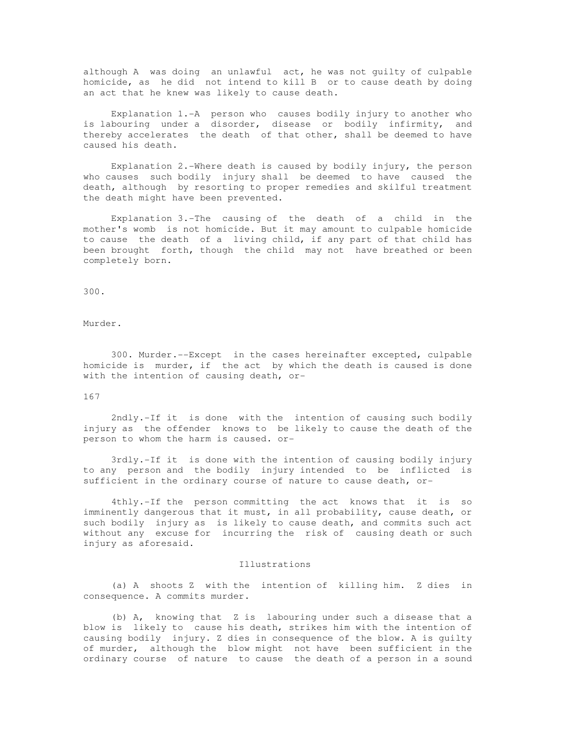although A was doing an unlawful act, he was not guilty of culpable homicide, as he did not intend to kill B or to cause death by doing an act that he knew was likely to cause death.

Explanation 1.-A person who causes bodily injury to another who is labouring under a disorder, disease or bodily infirmity, and thereby accelerates the death of that other, shall be deemed to have caused his death.

Explanation 2.-Where death is caused by bodily injury, the person who causes such bodily injury shall be deemed to have caused the death, although by resorting to proper remedies and skilful treatment the death might have been prevented.

Explanation 3.-The causing of the death of a child in the mother's womb is not homicide. But it may amount to culpable homicide to cause the death of a living child, if any part of that child has been brought forth, though the child may not have breathed or been completely born.

300.

Murder.

300. Murder.--Except in the cases hereinafter excepted, culpable homicide is murder, if the act by which the death is caused is done with the intention of causing death, or-

167

2ndly.-If it is done with the intention of causing such bodily injury as the offender knows to be likely to cause the death of the person to whom the harm is caused. or-

3rdly.-If it is done with the intention of causing bodily injury to any person and the bodily injury intended to be inflicted is sufficient in the ordinary course of nature to cause death, or-

4thly.-If the person committing the act knows that it is so imminently dangerous that it must, in all probability, cause death, or such bodily injury as is likely to cause death, and commits such act without any excuse for incurring the risk of causing death or such injury as aforesaid.

Illustrations

(a) A shoots Z with the intention of killing him. Z dies in consequence. A commits murder.

(b) A, knowing that Z is labouring under such a disease that a blow is likely to cause his death, strikes him with the intention of causing bodily injury. Z dies in consequence of the blow. A is guilty of murder, although the blow might not have been sufficient in the ordinary course of nature to cause the death of a person in a sound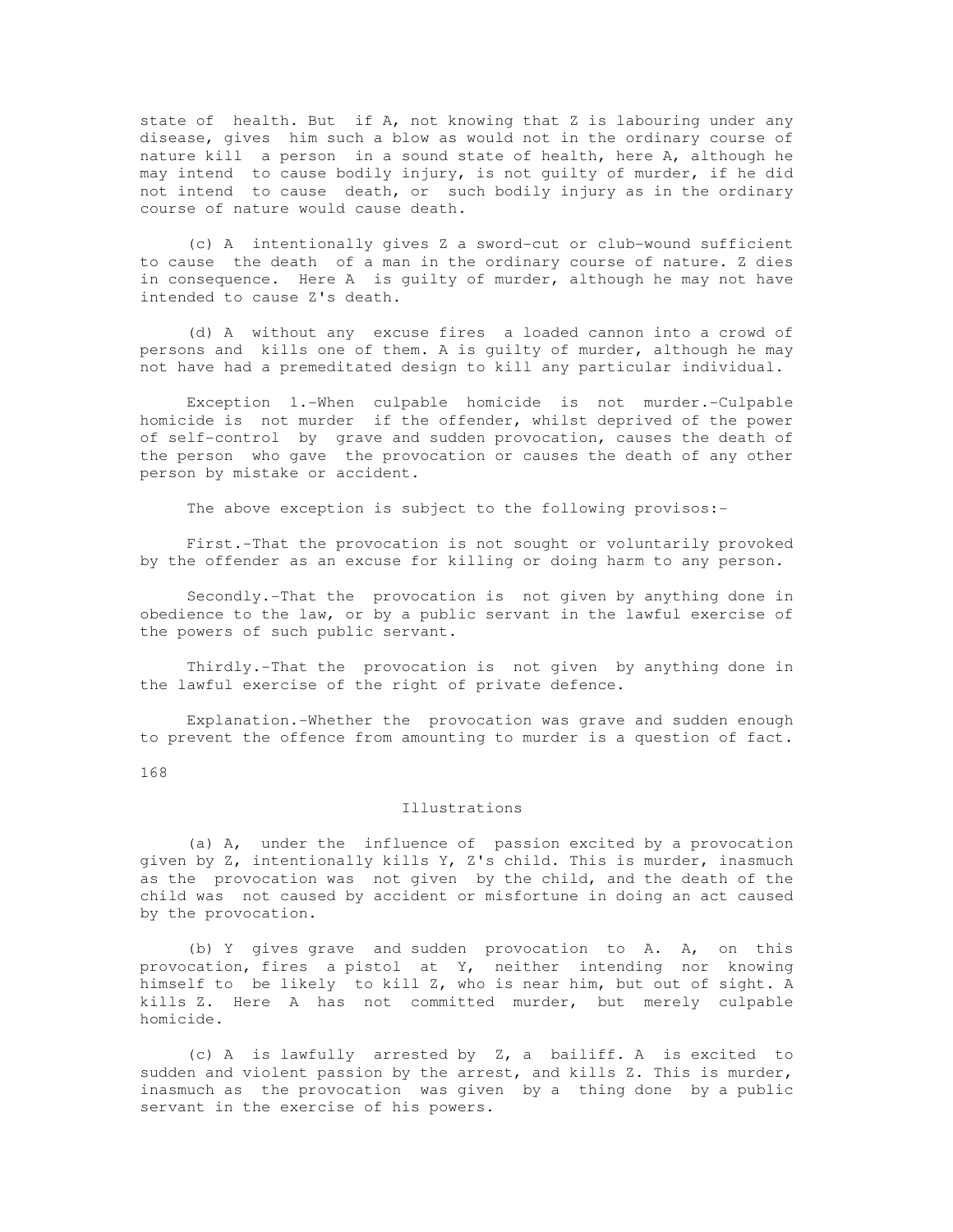state of health. But if A, not knowing that Z is labouring under any disease, gives him such a blow as would not in the ordinary course of nature kill a person in a sound state of health, here A, although he may intend to cause bodily injury, is not guilty of murder, if he did not intend to cause death, or such bodily injury as in the ordinary course of nature would cause death.

(c) A intentionally gives Z a sword-cut or club-wound sufficient to cause the death of a man in the ordinary course of nature. Z dies in consequence. Here A is guilty of murder, although he may not have intended to cause Z's death.

(d) A without any excuse fires a loaded cannon into a crowd of persons and kills one of them. A is guilty of murder, although he may not have had a premeditated design to kill any particular individual.

Exception 1.-When culpable homicide is not murder.-Culpable homicide is not murder if the offender, whilst deprived of the power of self-control by grave and sudden provocation, causes the death of the person who gave the provocation or causes the death of any other person by mistake or accident.

The above exception is subject to the following provisos:-

First.-That the provocation is not sought or voluntarily provoked by the offender as an excuse for killing or doing harm to any person.

Secondly.-That the provocation is not given by anything done in obedience to the law, or by a public servant in the lawful exercise of the powers of such public servant.

Thirdly.-That the provocation is not given by anything done in the lawful exercise of the right of private defence.

Explanation.-Whether the provocation was grave and sudden enough to prevent the offence from amounting to murder is a question of fact.

168

Illustrations

(a) A, under the influence of passion excited by a provocation given by Z, intentionally kills Y, Z's child. This is murder, inasmuch as the provocation was not given by the child, and the death of the child was not caused by accident or misfortune in doing an act caused by the provocation.

(b) Y gives grave and sudden provocation to A. A, on this provocation, fires a pistol at Y, neither intending nor knowing himself to be likely to kill Z, who is near him, but out of sight. A kills Z. Here A has not committed murder, but merely culpable homicide.

(c) A is lawfully arrested by Z, a bailiff. A is excited to sudden and violent passion by the arrest, and kills Z. This is murder, inasmuch as the provocation was given by a thing done by a public servant in the exercise of his powers.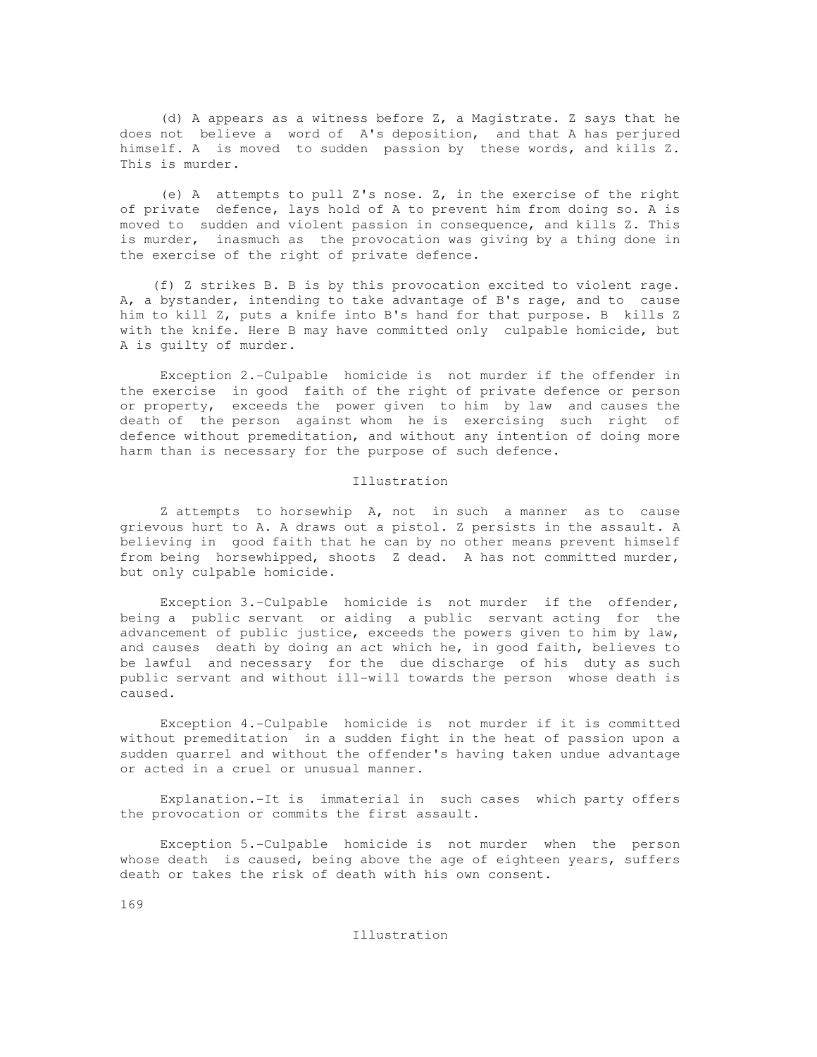(d) A appears as a witness before Z, a Magistrate. Z says that he does not believe a word of A's deposition, and that A has perjured himself. A is moved to sudden passion by these words, and kills Z. This is murder.

(e) A attempts to pull Z's nose. Z, in the exercise of the right of private defence, lays hold of A to prevent him from doing so. A is moved to sudden and violent passion in consequence, and kills Z. This is murder, inasmuch as the provocation was giving by a thing done in the exercise of the right of private defence.

(f) Z strikes B. B is by this provocation excited to violent rage. A, a bystander, intending to take advantage of B's rage, and to cause him to kill Z, puts a knife into B's hand for that purpose. B kills Z with the knife. Here B may have committed only culpable homicide, but A is guilty of murder.

Exception 2.-Culpable homicide is not murder if the offender in the exercise in good faith of the right of private defence or person or property, exceeds the power given to him by law and causes the death of the person against whom he is exercising such right of defence without premeditation, and without any intention of doing more harm than is necessary for the purpose of such defence.

Illustration

Z attempts to horsewhip A, not in such a manner as to cause grievous hurt to A. A draws out a pistol. Z persists in the assault. A believing in good faith that he can by no other means prevent himself from being horsewhipped, shoots Z dead. A has not committed murder, but only culpable homicide.

Exception 3.-Culpable homicide is not murder if the offender, being a public servant or aiding a public servant acting for the advancement of public justice, exceeds the powers given to him by law, and causes death by doing an act which he, in good faith, believes to be lawful and necessary for the due discharge of his duty as such public servant and without ill-will towards the person whose death is caused.

Exception 4.-Culpable homicide is not murder if it is committed without premeditation in a sudden fight in the heat of passion upon a sudden quarrel and without the offender's having taken undue advantage or acted in a cruel or unusual manner.

Explanation.-It is immaterial in such cases which party offers the provocation or commits the first assault.

Exception 5.-Culpable homicide is not murder when the person whose death is caused, being above the age of eighteen years, suffers death or takes the risk of death with his own consent.

169

Illustration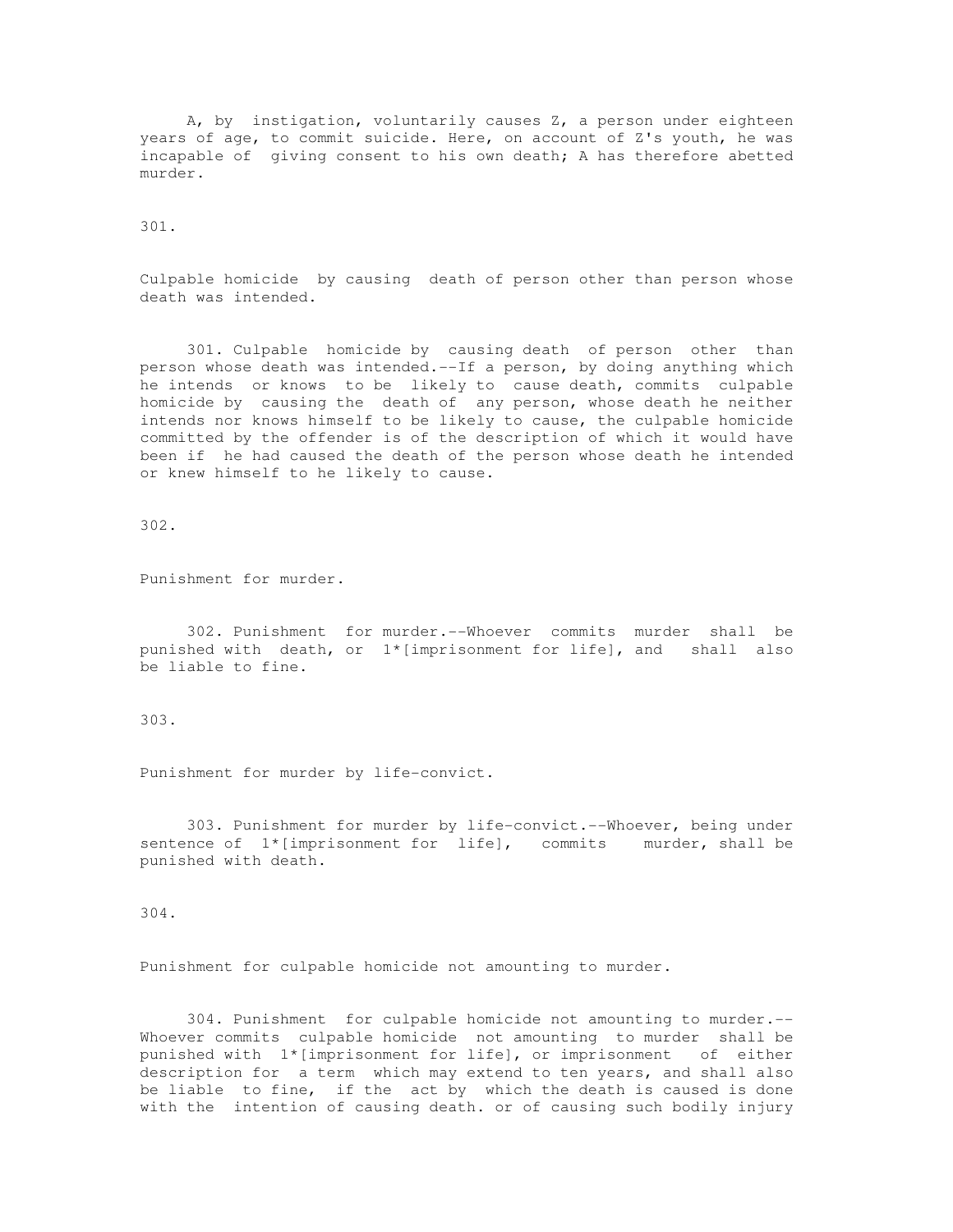A, by instigation, voluntarily causes Z, a person under eighteen years of age, to commit suicide. Here, on account of Z's youth, he was incapable of giving consent to his own death; A has therefore abetted murder.

301.

Culpable homicide by causing death of person other than person whose death was intended.

301. Culpable homicide by causing death of person other than person whose death was intended.--If a person, by doing anything which he intends or knows to be likely to cause death, commits culpable homicide by causing the death of any person, whose death he neither intends nor knows himself to be likely to cause, the culpable homicide committed by the offender is of the description of which it would have been if he had caused the death of the person whose death he intended or knew himself to he likely to cause.

302.

Punishment for murder.

302. Punishment for murder.--Whoever commits murder shall be punished with death, or 1*[imprisonment for life], and shall also be liable to fine.

303.

Punishment for murder by life-convict.

303. Punishment for murder by life-convict.--Whoever, being under sentence of 1*[imprisonment for life], commits murder, shall be punished with death.

304.

Punishment for culpable homicide not amounting to murder.

304. Punishment for culpable homicide not amounting to murder.--Whoever commits culpable homicide not amounting to murder shall be punished with 1*[imprisonment for life], or imprisonment of either description for a term which may extend to ten years, and shall also be liable to fine, if the act by which the death is caused is done with the intention of causing death. or of causing such bodily injury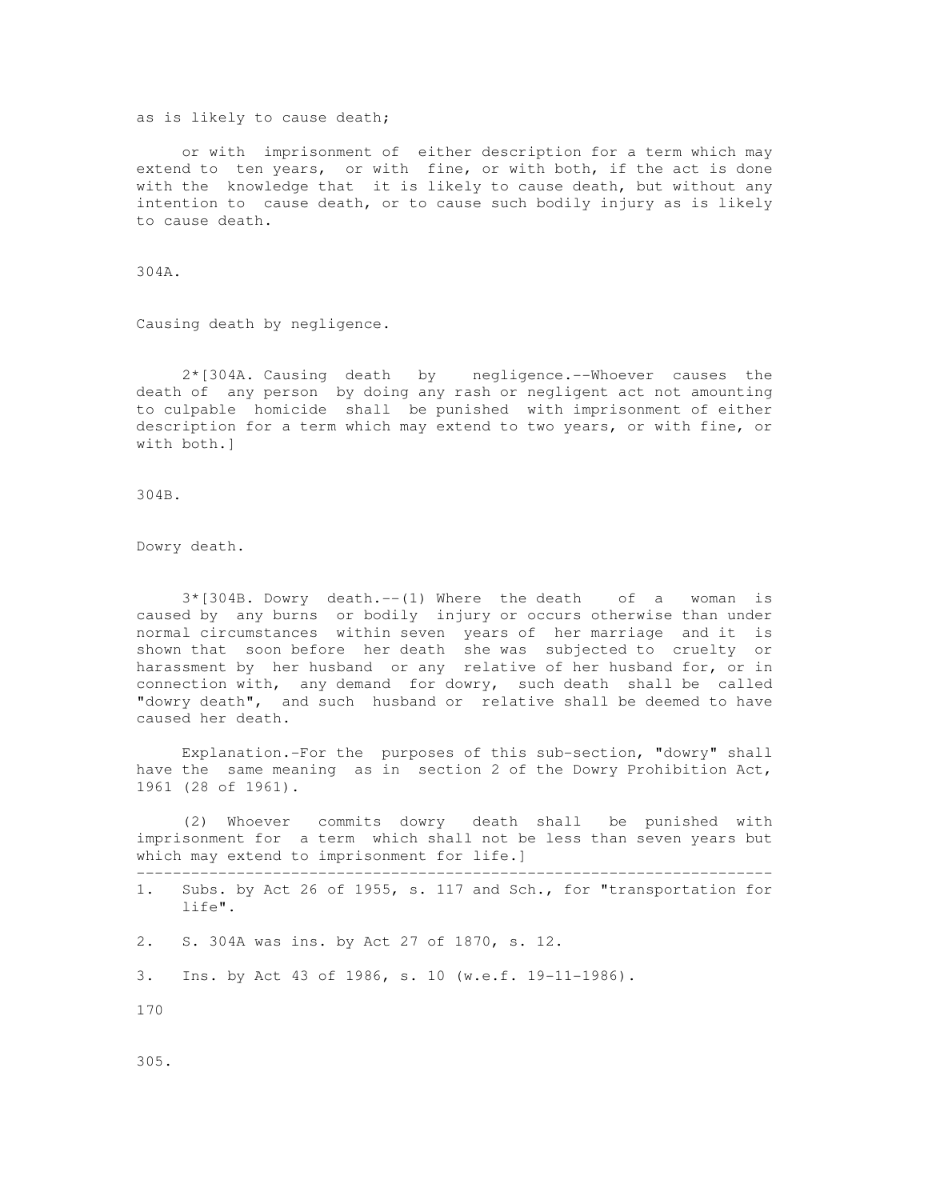as is likely to cause death;

or with imprisonment of either description for a term which may extend to ten years, or with fine, or with both, if the act is done with the knowledge that it is likely to cause death, but without any intention to cause death, or to cause such bodily injury as is likely to cause death.

304A.

Causing death by negligence.

2*[304A. Causing death by negligence.--Whoever causes the death of any person by doing any rash or negligent act not amounting to culpable homicide shall be punished with imprisonment of either description for a term which may extend to two years, or with fine, or with both.]

304B.

Dowry death.

3*[304B. Dowry death.--(1) Where the death of a woman is caused by any burns or bodily injury or occurs otherwise than under normal circumstances within seven years of her marriage and it is shown that soon before her death she was subjected to cruelty or harassment by her husband or any relative of her husband for, or in connection with, any demand for dowry, such death shall be called "dowry death", and such husband or relative shall be deemed to have caused her death.

Explanation.-For the purposes of this sub-section, "dowry" shall have the same meaning as in section 2 of the Dowry Prohibition Act, 1961 (28 of 1961).

(2) Whoever commits dowry death shall be punished with imprisonment for a term which shall not be less than seven years but which may extend to imprisonment for life.]

---

1. Subs. by Act 26 of 1955, s. 117 and Sch., for "transportation for life".
2. S. 304A was ins. by Act 27 of 1870, s. 12.
3. Ins. by Act 43 of 1986, s. 10 (w.e.f. 19-11-1986).

305.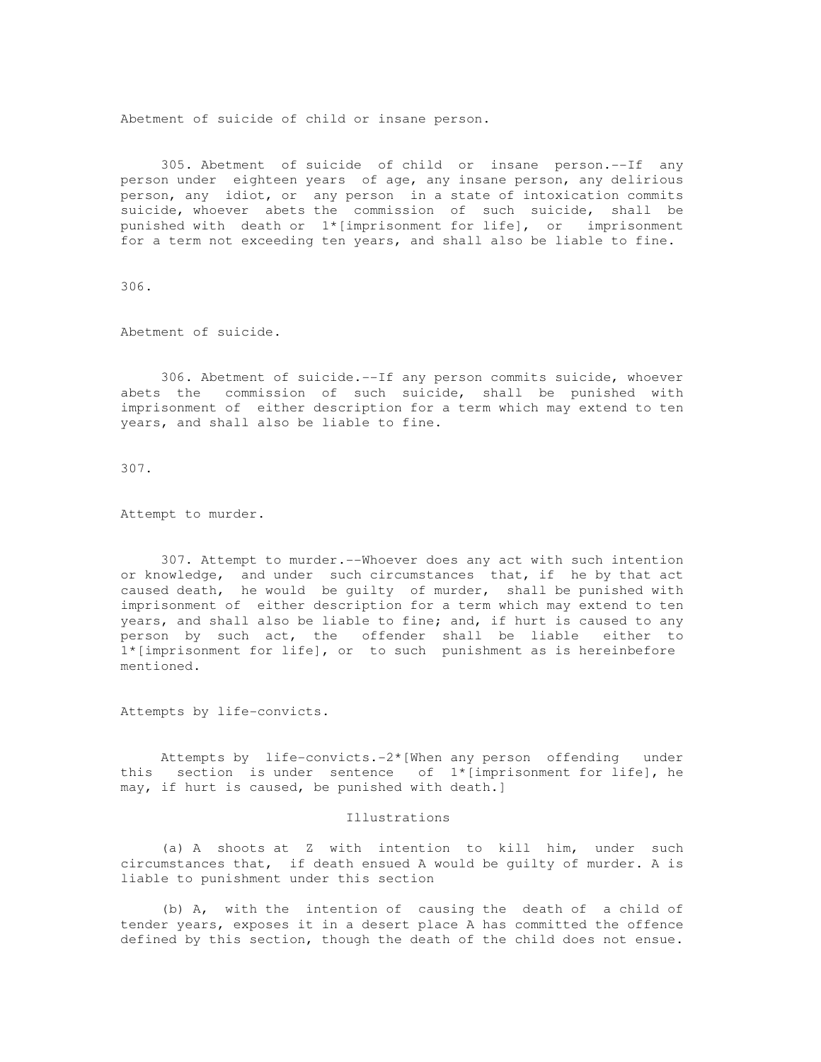Abetment of suicide of child or insane person.

305. Abetment of suicide of child or insane person.--If any person under eighteen years of age, any insane person, any delirious person, any idiot, or any person in a state of intoxication commits suicide, whoever abets the commission of such suicide, shall be punished with death or 1*[imprisonment for life], or imprisonment for a term not exceeding ten years, and shall also be liable to fine.

306.

Abetment of suicide.

306. Abetment of suicide.--If any person commits suicide, whoever abets the commission of such suicide, shall be punished with imprisonment of either description for a term which may extend to ten years, and shall also be liable to fine.

307.

Attempt to murder.

307. Attempt to murder.--Whoever does any act with such intention or knowledge, and under such circumstances that, if he by that act caused death, he would be guilty of murder, shall be punished with imprisonment of either description for a term which may extend to ten years, and shall also be liable to fine; and, if hurt is caused to any person by such act, the offender shall be liable either to 1*[imprisonment for life], or to such punishment as is hereinbefore mentioned.

Attempts by life-convicts.

Attempts by life-convicts.-2*[When any person offending under this section is under sentence of 1*[imprisonment for life], he may, if hurt is caused, be punished with death.]

Illustrations

(a) A shoots at Z with intention to kill him, under such circumstances that, if death ensued A would be guilty of murder. A is liable to punishment under this section

(b) A, with the intention of causing the death of a child of tender years, exposes it in a desert place A has committed the offence defined by this section, though the death of the child does not ensue.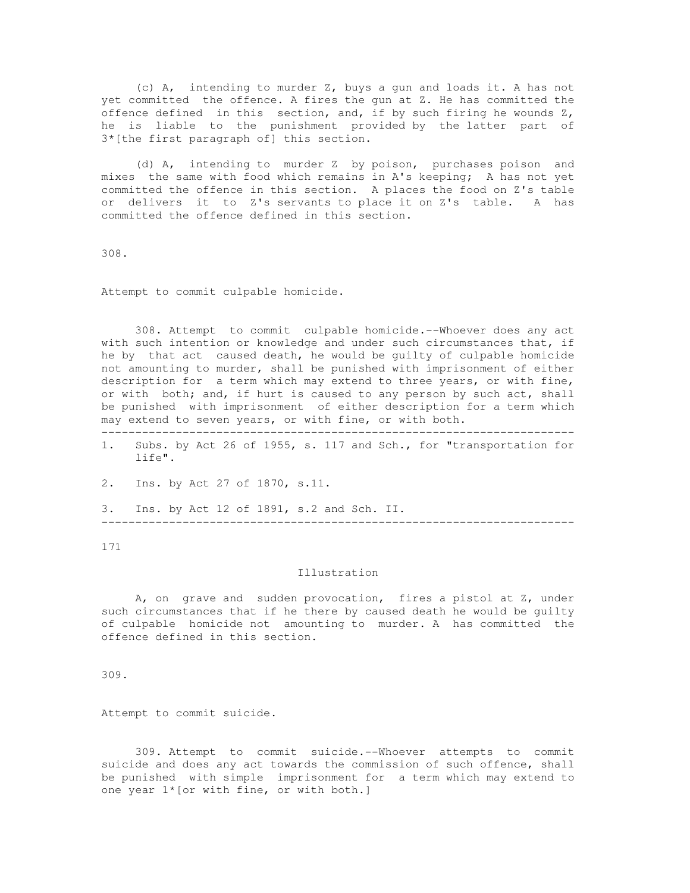(c) A, intending to murder Z, buys a gun and loads it. A has not yet committed the offence. A fires the gun at Z. He has committed the offence defined in this section, and, if by such firing he wounds Z, he is liable to the punishment provided by the latter part of 3*[the first paragraph of] this section.

(d) A, intending to murder Z by poison, purchases poison and mixes the same with food which remains in A's keeping; A has not yet committed the offence in this section. A places the food on Z's table or delivers it to Z's servants to place it on Z's table. A has committed the offence defined in this section.

308.

Attempt to commit culpable homicide.

308. Attempt to commit culpable homicide.--Whoever does any act with such intention or knowledge and under such circumstances that, if he by that act caused death, he would be guilty of culpable homicide not amounting to murder, shall be punished with imprisonment of either description for a term which may extend to three years, or with fine, or with both; and, if hurt is caused to any person by such act, shall be punished with imprisonment of either description for a term which may extend to seven years, or with fine, or with both.

---

1. Subs. by Act 26 of 1955, s. 117 and Sch., for "transportation for life".
2. Ins. by Act 27 of 1870, s.11.
3. Ins. by Act 12 of 1891, s.2 and Sch. II.

---

Illustration

A, on grave and sudden provocation, fires a pistol at Z, under such circumstances that if he there by caused death he would be guilty of culpable homicide not amounting to murder. A has committed the offence defined in this section.

309.

Attempt to commit suicide.

309. Attempt to commit suicide.--Whoever attempts to commit suicide and does any act towards the commission of such offence, shall be punished with simple imprisonment for a term which may extend to one year 1*[or with fine, or with both.]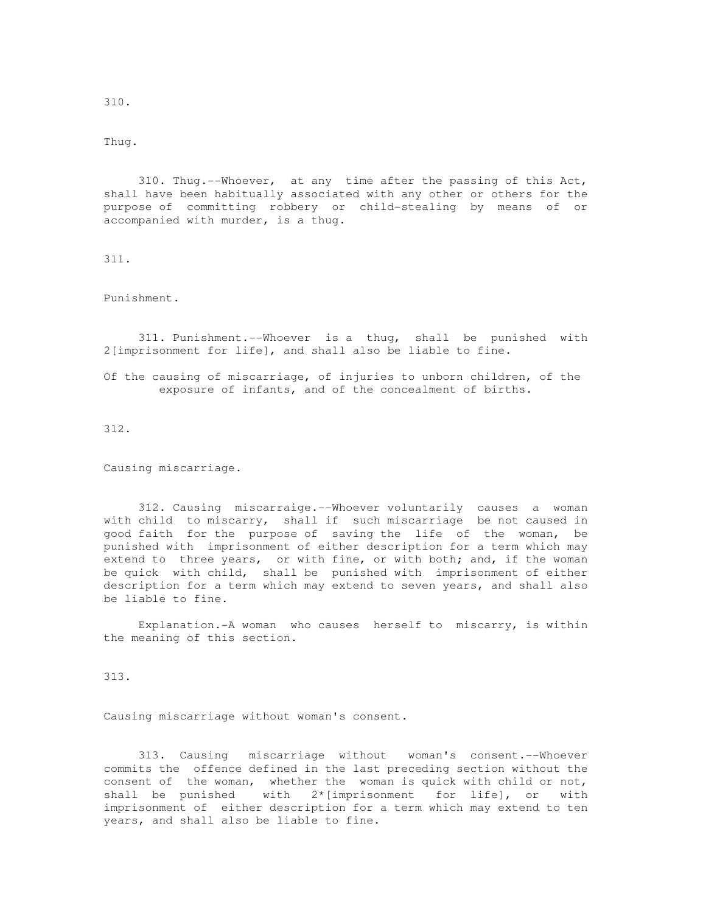310.

Thug.

310. Thug.--Whoever, at any time after the passing of this Act, shall have been habitually associated with any other or others for the purpose of committing robbery or child-stealing by means of or accompanied with murder, is a thug.

311.

Punishment.

311. Punishment.--Whoever is a thug, shall be punished with 2[imprisonment for life], and shall also be liable to fine.

Of the causing of miscarriage, of injuries to unborn children, of the exposure of infants, and of the concealment of births.

312.

Causing miscarriage.

312. Causing miscarraige.--Whoever voluntarily causes a woman with child to miscarry, shall if such miscarriage be not caused in good faith for the purpose of saving the life of the woman, be punished with imprisonment of either description for a term which may extend to three years, or with fine, or with both; and, if the woman be quick with child, shall be punished with imprisonment of either description for a term which may extend to seven years, and shall also be liable to fine.

Explanation.-A woman who causes herself to miscarry, is within the meaning of this section.

313.

Causing miscarriage without woman's consent.

313. Causing miscarriage without woman's consent.--Whoever commits the offence defined in the last preceding section without the consent of the woman, whether the woman is quick with child or not, shall be punished with 2*[imprisonment for life], or with imprisonment of either description for a term which may extend to ten years, and shall also be liable to fine.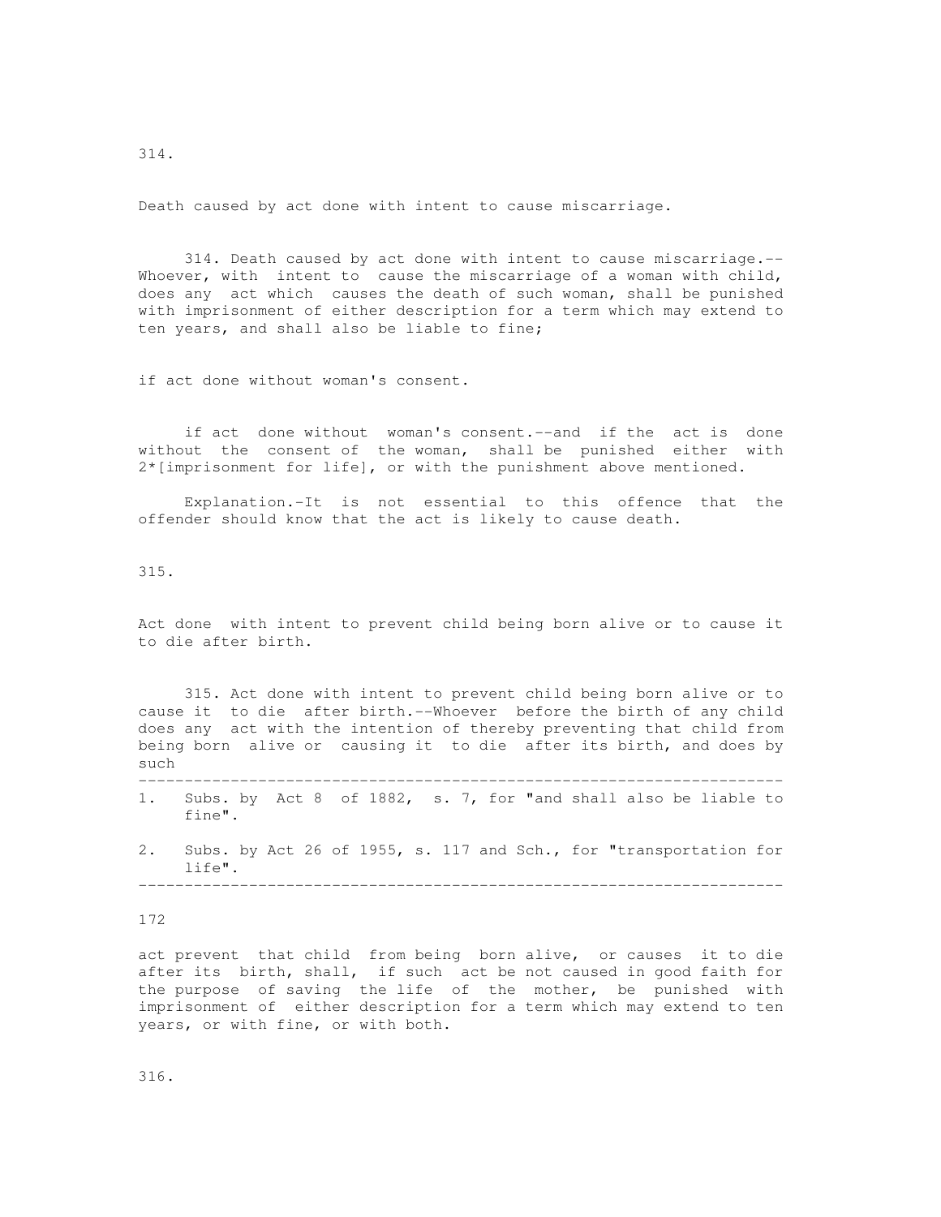314.

Death caused by act done with intent to cause miscarriage.

314. Death caused by act done with intent to cause miscarriage.--Whoever, with intent to cause the miscarriage of a woman with child, does any act which causes the death of such woman, shall be punished with imprisonment of either description for a term which may extend to ten years, and shall also be liable to fine;

if act done without woman's consent.

if act done without woman's consent.--and if the act is done without the consent of the woman, shall be punished either with 2*[imprisonment for life], or with the punishment above mentioned.

Explanation.-It is not essential to this offence that the offender should know that the act is likely to cause death.

315.

Act done with intent to prevent child being born alive or to cause it to die after birth.

315. Act done with intent to prevent child being born alive or to cause it to die after birth.--Whoever before the birth of any child does any act with the intention of thereby preventing that child from being born alive or causing it to die after its birth, and does by such

---

1. Subs. by Act 8 of 1882, s. 7, for "and shall also be liable to fine".

2. Subs. by Act 26 of 1955, s. 117 and Sch., for "transportation for life".

---

act prevent that child from being born alive, or causes it to die after its birth, shall, if such act be not caused in good faith for the purpose of saving the life of the mother, be punished with imprisonment of either description for a term which may extend to ten years, or with fine, or with both.

316.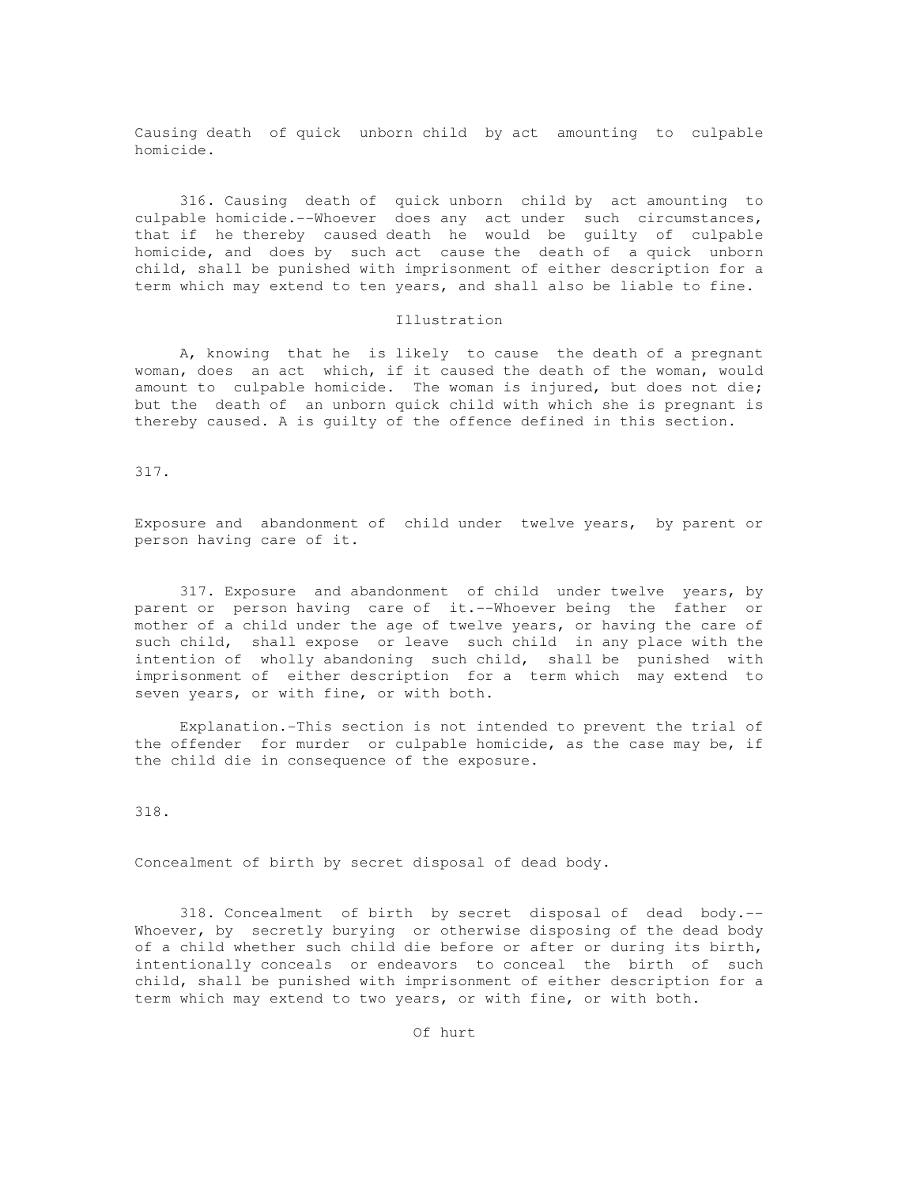Causing death of quick unborn child by act amounting to culpable homicide.

316. Causing death of quick unborn child by act amounting to culpable homicide.--Whoever does any act under such circumstances, that if he thereby caused death he would be guilty of culpable homicide, and does by such act cause the death of a quick unborn child, shall be punished with imprisonment of either description for a term which may extend to ten years, and shall also be liable to fine.

Illustration

A, knowing that he is likely to cause the death of a pregnant woman, does an act which, if it caused the death of the woman, would amount to culpable homicide. The woman is injured, but does not die; but the death of an unborn quick child with which she is pregnant is thereby caused. A is guilty of the offence defined in this section.

317.

Exposure and abandonment of child under twelve years, by parent or person having care of it.

317. Exposure and abandonment of child under twelve years, by parent or person having care of it.--Whoever being the father or mother of a child under the age of twelve years, or having the care of such child, shall expose or leave such child in any place with the intention of wholly abandoning such child, shall be punished with imprisonment of either description for a term which may extend to seven years, or with fine, or with both.

Explanation.-This section is not intended to prevent the trial of the offender for murder or culpable homicide, as the case may be, if the child die in consequence of the exposure.

318.

Concealment of birth by secret disposal of dead body.

318. Concealment of birth by secret disposal of dead body.--Whoever, by secretly burying or otherwise disposing of the dead body of a child whether such child die before or after or during its birth, intentionally conceals or endeavors to conceal the birth of such child, shall be punished with imprisonment of either description for a term which may extend to two years, or with fine, or with both.

Of hurt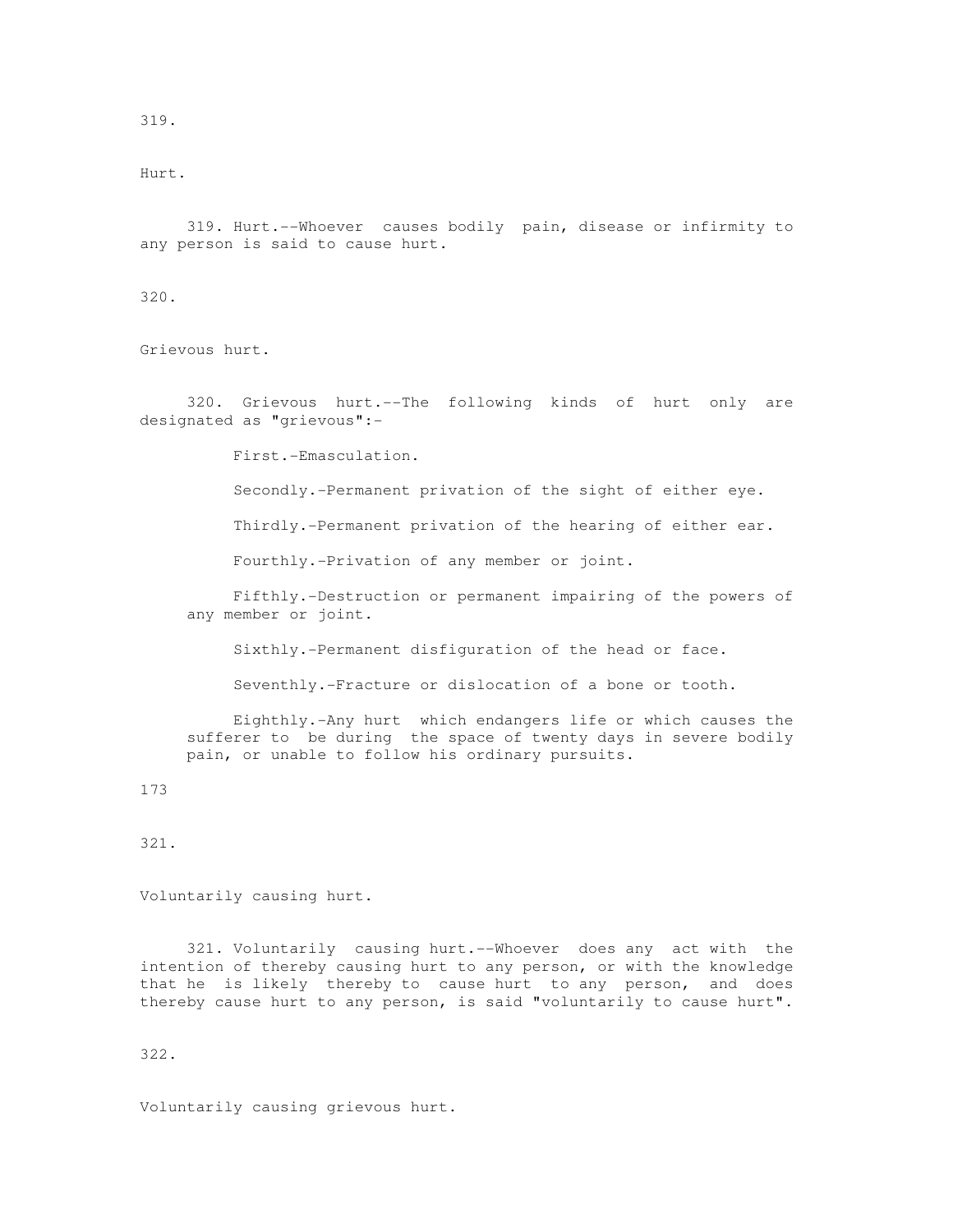319.

Hurt.

319. Hurt.--Whoever causes bodily pain, disease or infirmity to any person is said to cause hurt.

320.

Grievous hurt.

320. Grievous hurt.--The following kinds of hurt only are designated as "grievous":-

First.-Emasculation.

Secondly.-Permanent privation of the sight of either eye.

Thirdly.-Permanent privation of the hearing of either ear.

Fourthly.-Privation of any member or joint.

Fifthly.-Destruction or permanent impairing of the powers of any member or joint.

Sixthly.-Permanent disfiguration of the head or face.

Seventhly.-Fracture or dislocation of a bone or tooth.

Eighthly.-Any hurt which endangers life or which causes the sufferer to be during the space of twenty days in severe bodily pain, or unable to follow his ordinary pursuits.

321.

Voluntarily causing hurt.

321. Voluntarily causing hurt.--Whoever does any act with the intention of thereby causing hurt to any person, or with the knowledge that he is likely thereby to cause hurt to any person, and does thereby cause hurt to any person, is said "voluntarily to cause hurt".

322.

Voluntarily causing grievous hurt.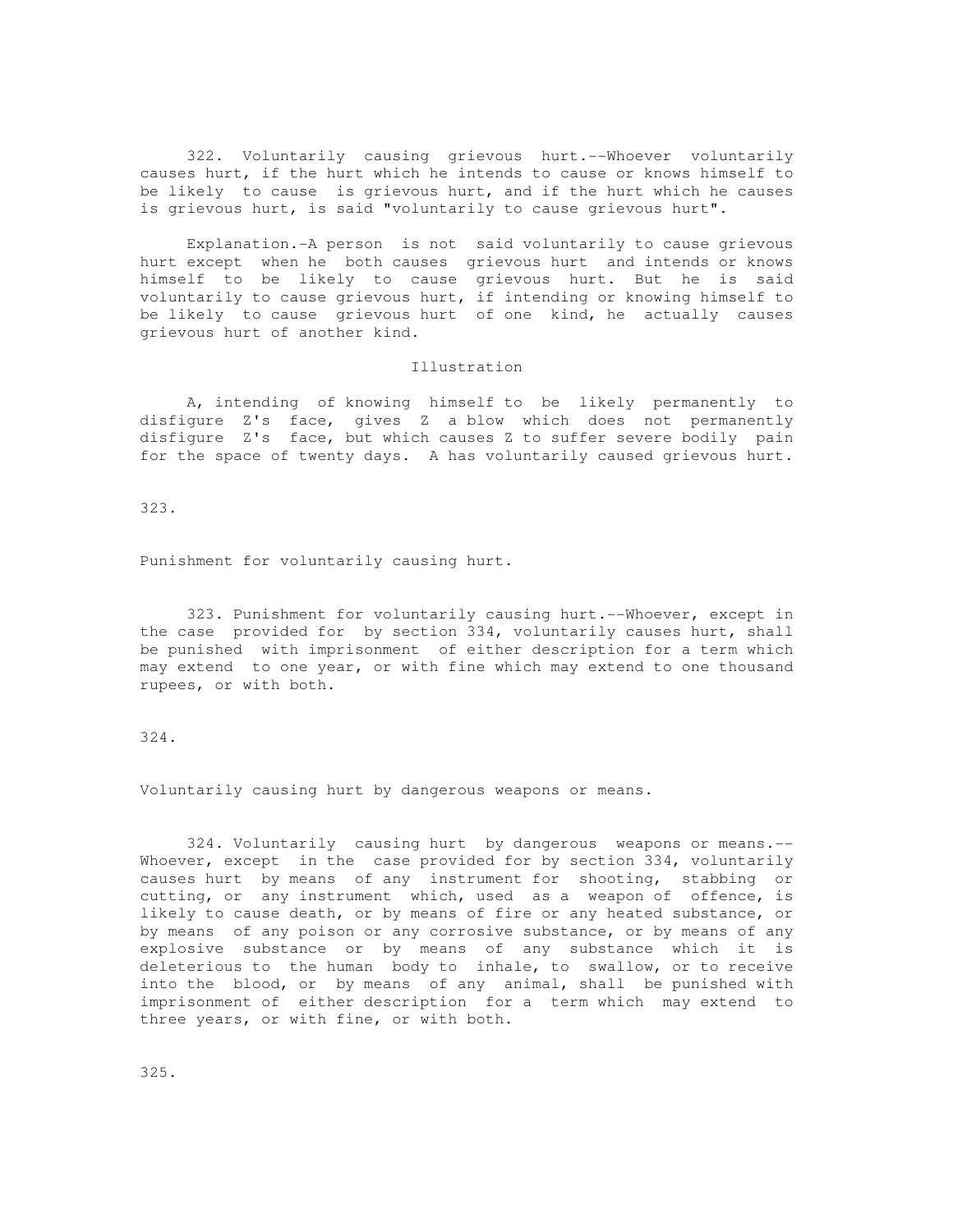322. Voluntarily causing grievous hurt.--Whoever voluntarily causes hurt, if the hurt which he intends to cause or knows himself to be likely to cause is grievous hurt, and if the hurt which he causes is grievous hurt, is said "voluntarily to cause grievous hurt".

Explanation.-A person is not said voluntarily to cause grievous hurt except when he both causes grievous hurt and intends or knows himself to be likely to cause grievous hurt. But he is said voluntarily to cause grievous hurt, if intending or knowing himself to be likely to cause grievous hurt of one kind, he actually causes grievous hurt of another kind.

Illustration

A, intending of knowing himself to be likely permanently to disfigure Z's face, gives Z a blow which does not permanently disfigure Z's face, but which causes Z to suffer severe bodily pain for the space of twenty days. A has voluntarily caused grievous hurt.

323.

Punishment for voluntarily causing hurt.

323. Punishment for voluntarily causing hurt.--Whoever, except in the case provided for by section 334, voluntarily causes hurt, shall be punished with imprisonment of either description for a term which may extend to one year, or with fine which may extend to one thousand rupees, or with both.

324.

Voluntarily causing hurt by dangerous weapons or means.

324. Voluntarily causing hurt by dangerous weapons or means.-- Whoever, except in the case provided for by section 334, voluntarily causes hurt by means of any instrument for shooting, stabbing or cutting, or any instrument which, used as a weapon of offence, is likely to cause death, or by means of fire or any heated substance, or by means of any poison or any corrosive substance, or by means of any explosive substance or by means of any substance which it is deleterious to the human body to inhale, to swallow, or to receive into the blood, or by means of any animal, shall be punished with imprisonment of either description for a term which may extend to three years, or with fine, or with both.

325.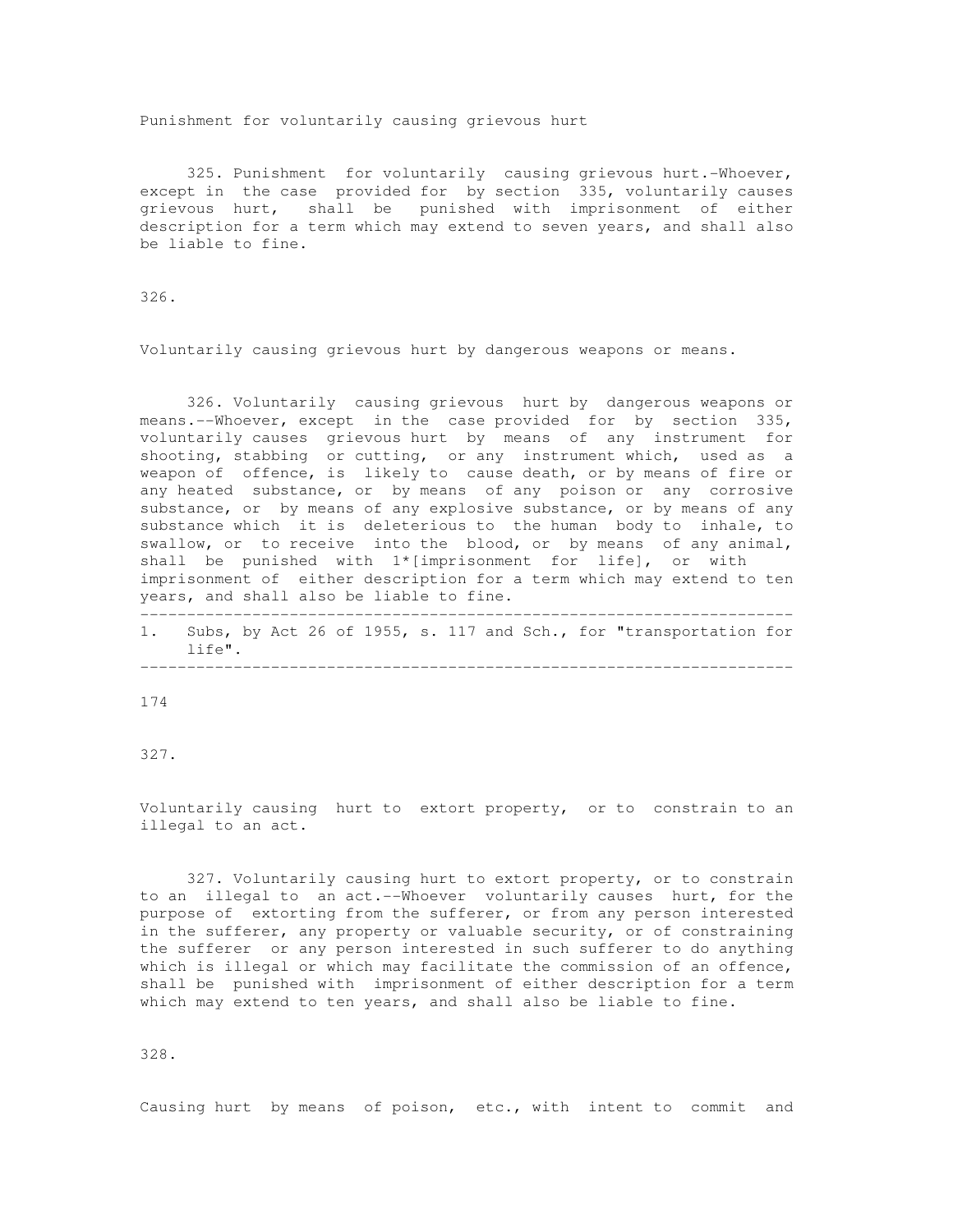Punishment for voluntarily causing grievous hurt

325. Punishment for voluntarily causing grievous hurt.-Whoever, except in the case provided for by section 335, voluntarily causes grievous hurt, shall be punished with imprisonment of either description for a term which may extend to seven years, and shall also be liable to fine.

326.

Voluntarily causing grievous hurt by dangerous weapons or means.

326. Voluntarily causing grievous hurt by dangerous weapons or means.--Whoever, except in the case provided for by section 335, voluntarily causes grievous hurt by means of any instrument for shooting, stabbing or cutting, or any instrument which, used as a weapon of offence, is likely to cause death, or by means of fire or any heated substance, or by means of any poison or any corrosive substance, or by means of any explosive substance, or by means of any substance which it is deleterious to the human body to inhale, to swallow, or to receive into the blood, or by means of any animal, shall be punished with 1*[imprisonment for life], or with imprisonment of either description for a term which may extend to ten years, and shall also be liable to fine.

---

1. Subs, by Act 26 of 1955, s. 117 and Sch., for "transportation for life".

---

327.

Voluntarily causing hurt to extort property, or to constrain to an illegal to an act.

327. Voluntarily causing hurt to extort property, or to constrain to an illegal to an act.--Whoever voluntarily causes hurt, for the purpose of extorting from the sufferer, or from any person interested in the sufferer, any property or valuable security, or of constraining the sufferer or any person interested in such sufferer to do anything which is illegal or which may facilitate the commission of an offence, shall be punished with imprisonment of either description for a term which may extend to ten years, and shall also be liable to fine.

328.

Causing hurt by means of poison, etc., with intent to commit and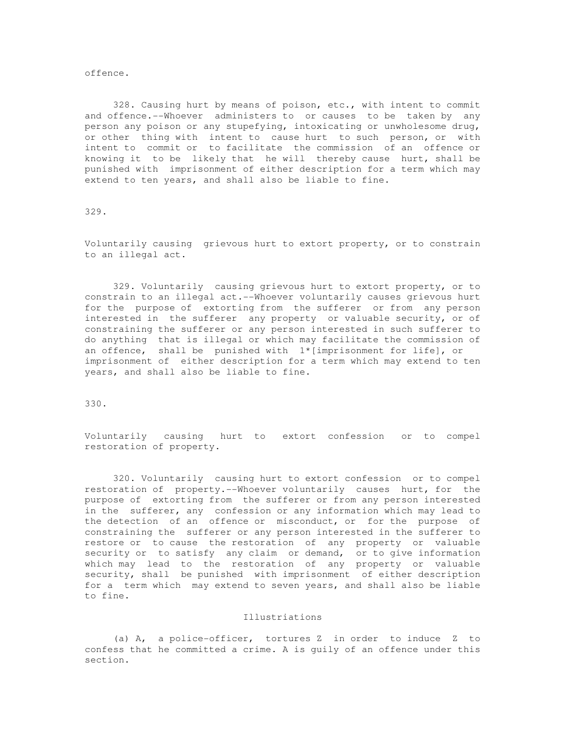offence.

328. Causing hurt by means of poison, etc., with intent to commit and offence.--Whoever administers to or causes to be taken by any person any poison or any stupefying, intoxicating or unwholesome drug, or other thing with intent to cause hurt to such person, or with intent to commit or to facilitate the commission of an offence or knowing it to be likely that he will thereby cause hurt, shall be punished with imprisonment of either description for a term which may extend to ten years, and shall also be liable to fine.

329.

Voluntarily causing grievous hurt to extort property, or to constrain to an illegal act.

329. Voluntarily causing grievous hurt to extort property, or to constrain to an illegal act.--Whoever voluntarily causes grievous hurt for the purpose of extorting from the sufferer or from any person interested in the sufferer any property or valuable security, or of constraining the sufferer or any person interested in such sufferer to do anything that is illegal or which may facilitate the commission of an offence, shall be punished with 1*[imprisonment for life], or imprisonment of either description for a term which may extend to ten years, and shall also be liable to fine.

330.

Voluntarily causing hurt to extort confession or to compel restoration of property.

320. Voluntarily causing hurt to extort confession or to compel restoration of property.--Whoever voluntarily causes hurt, for the purpose of extorting from the sufferer or from any person interested in the sufferer, any confession or any information which may lead to the detection of an offence or misconduct, or for the purpose of constraining the sufferer or any person interested in the sufferer to restore or to cause the restoration of any property or valuable security or to satisfy any claim or demand, or to give information which may lead to the restoration of any property or valuable security, shall be punished with imprisonment of either description for a term which may extend to seven years, and shall also be liable to fine.

Illustriations

(a) A, a police-officer, tortures Z in order to induce Z to confess that he committed a crime. A is guily of an offence under this section.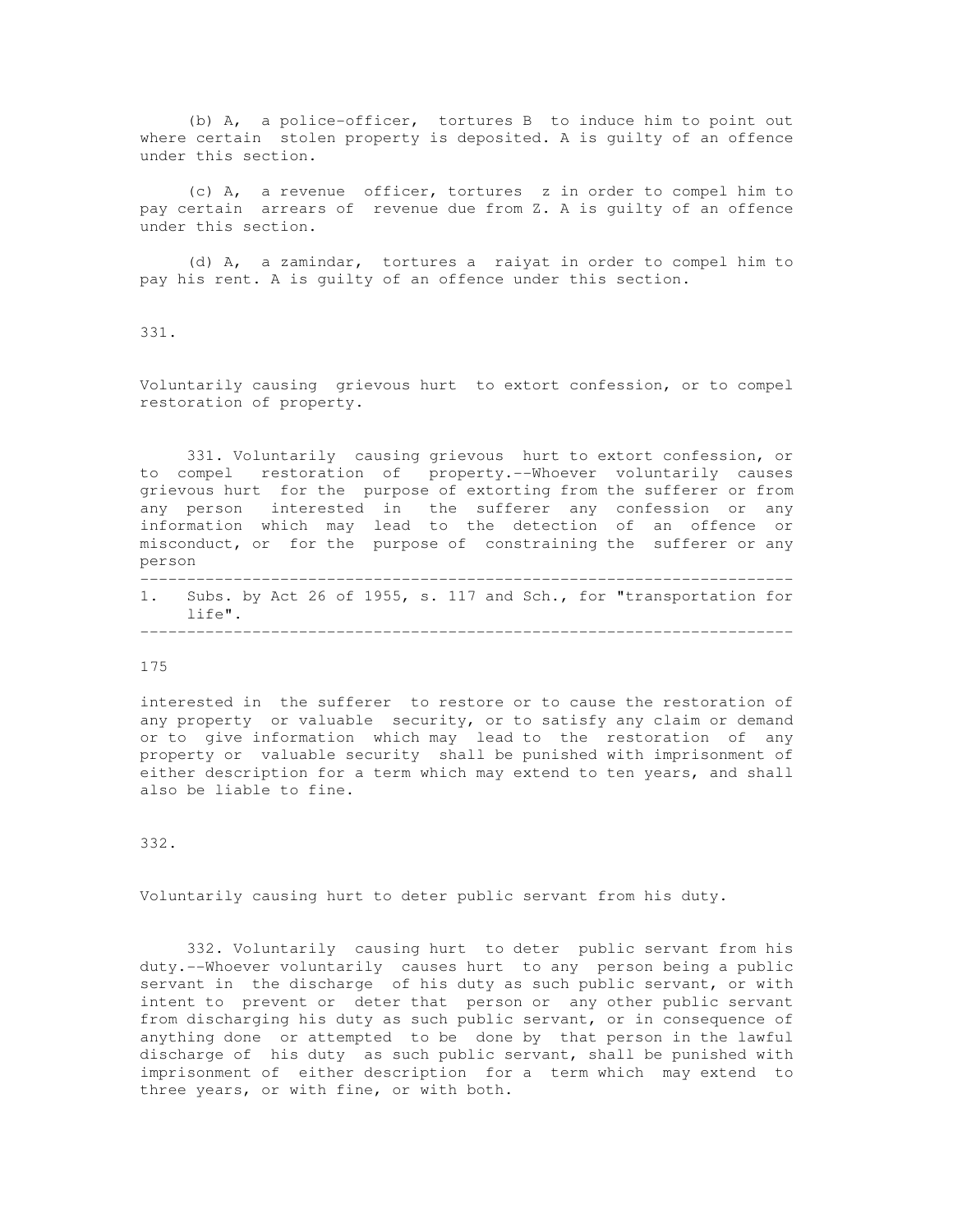(b) A, a police-officer, tortures B to induce him to point out where certain stolen property is deposited. A is guilty of an offence under this section.

(c) A, a revenue officer, tortures z in order to compel him to pay certain arrears of revenue due from Z. A is guilty of an offence under this section.

(d) A, a zamindar, tortures a raiyat in order to compel him to pay his rent. A is guilty of an offence under this section.

331.

Voluntarily causing grievous hurt to extort confession, or to compel restoration of property.

331. Voluntarily causing grievous hurt to extort confession, or to compel restoration of property.--Whoever voluntarily causes grievous hurt for the purpose of extorting from the sufferer or from any person interested in the sufferer any confession or any information which may lead to the detection of an offence or misconduct, or for the purpose of constraining the sufferer or any person interested in the sufferer to restore or to cause the restoration of any property or valuable security, or to satisfy any claim or demand or to give information which may lead to the restoration of any property or valuable security shall be punished with imprisonment of either description for a term which may extend to ten years, and shall also be liable to fine.

---

1. Subs. by Act 26 of 1955, s. 117 and Sch., for "transportation for life".

---

332.

Voluntarily causing hurt to deter public servant from his duty.

332. Voluntarily causing hurt to deter public servant from his duty.--Whoever voluntarily causes hurt to any person being a public servant in the discharge of his duty as such public servant, or with intent to prevent or deter that person or any other public servant from discharging his duty as such public servant, or in consequence of anything done or attempted to be done by that person in the lawful discharge of his duty as such public servant, shall be punished with imprisonment of either description for a term which may extend to three years, or with fine, or with both.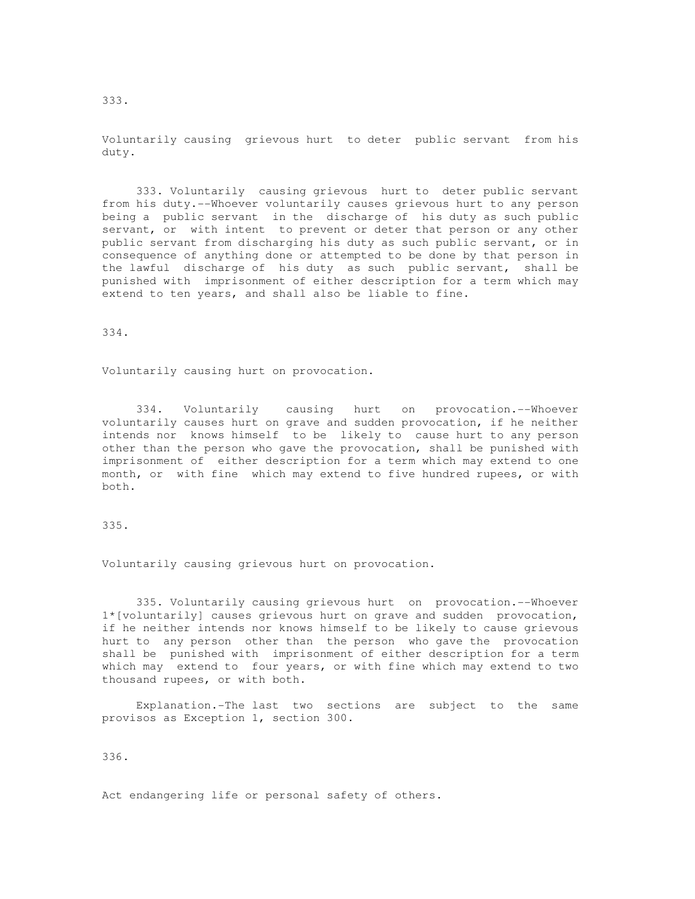333.

Voluntarily causing grievous hurt to deter public servant from his duty.

333. Voluntarily causing grievous hurt to deter public servant from his duty.--Whoever voluntarily causes grievous hurt to any person being a public servant in the discharge of his duty as such public servant, or with intent to prevent or deter that person or any other public servant from discharging his duty as such public servant, or in consequence of anything done or attempted to be done by that person in the lawful discharge of his duty as such public servant, shall be punished with imprisonment of either description for a term which may extend to ten years, and shall also be liable to fine.

334.

Voluntarily causing hurt on provocation.

334. Voluntarily causing hurt on provocation.--Whoever voluntarily causes hurt on grave and sudden provocation, if he neither intends nor knows himself to be likely to cause hurt to any person other than the person who gave the provocation, shall be punished with imprisonment of either description for a term which may extend to one month, or with fine which may extend to five hundred rupees, or with both.

335.

Voluntarily causing grievous hurt on provocation.

335. Voluntarily causing grievous hurt on provocation.--Whoever 1*[voluntarily] causes grievous hurt on grave and sudden provocation, if he neither intends nor knows himself to be likely to cause grievous hurt to any person other than the person who gave the provocation shall be punished with imprisonment of either description for a term which may extend to four years, or with fine which may extend to two thousand rupees, or with both.

Explanation.-The last two sections are subject to the same provisos as Exception 1, section 300.

336.

Act endangering life or personal safety of others.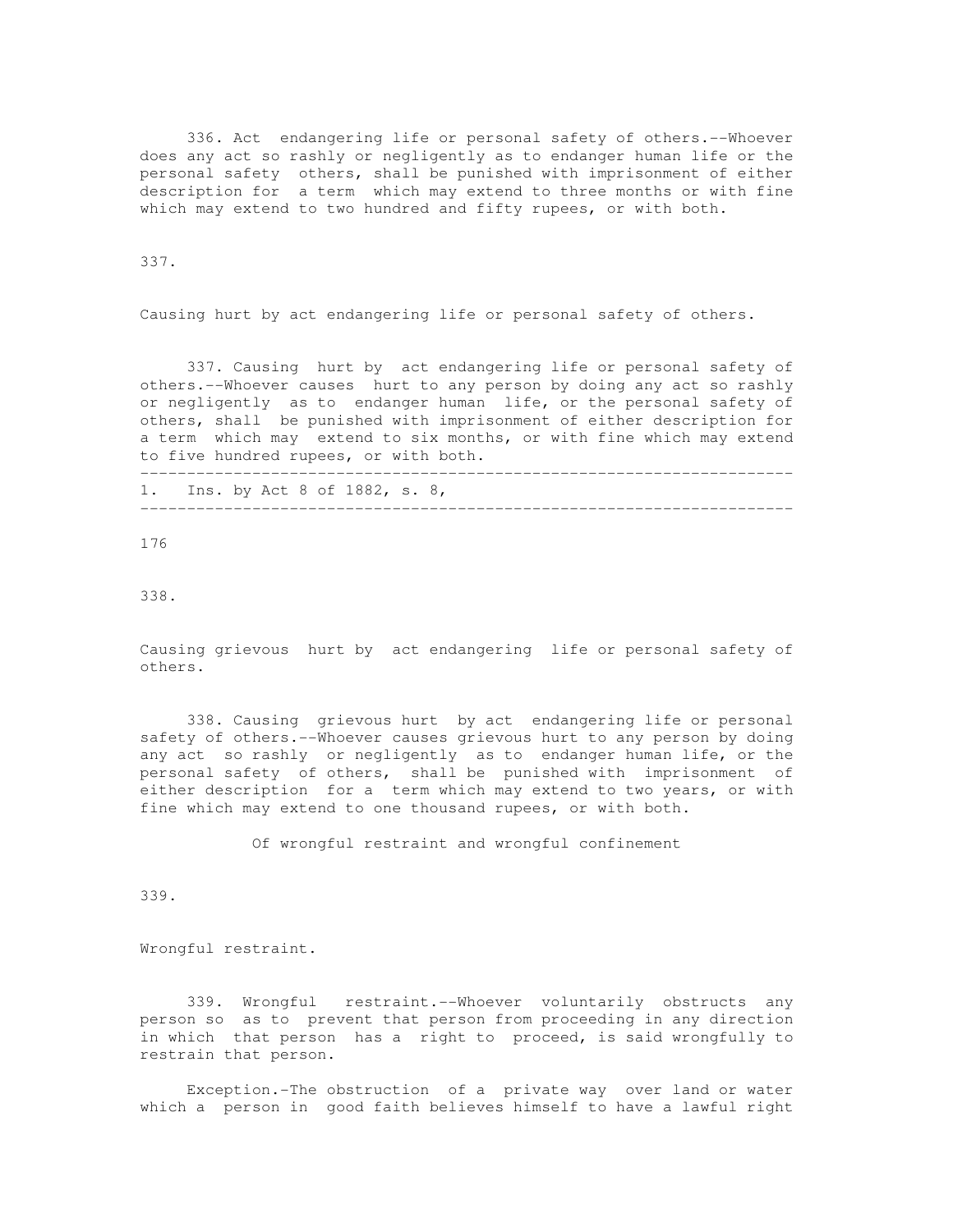336. Act endangering life or personal safety of others.--Whoever does any act so rashly or negligently as to endanger human life or the personal safety others, shall be punished with imprisonment of either description for a term which may extend to three months or with fine which may extend to two hundred and fifty rupees, or with both.

337.

Causing hurt by act endangering life or personal safety of others.

337. Causing hurt by act endangering life or personal safety of others.--Whoever causes hurt to any person by doing any act so rashly or negligently as to endanger human life, or the personal safety of others, shall be punished with imprisonment of either description for a term which may extend to six months, or with fine which may extend to five hundred rupees, or with both.

---

1. Ins. by Act 8 of 1882, s. 8,

---

338.

Causing grievous hurt by act endangering life or personal safety of others.

338. Causing grievous hurt by act endangering life or personal safety of others.--Whoever causes grievous hurt to any person by doing any act so rashly or negligently as to endanger human life, or the personal safety of others, shall be punished with imprisonment of either description for a term which may extend to two years, or with fine which may extend to one thousand rupees, or with both.

Of wrongful restraint and wrongful confinement

339.

Wrongful restraint.

339. Wrongful restraint.--Whoever voluntarily obstructs any person so as to prevent that person from proceeding in any direction in which that person has a right to proceed, is said wrongfully to restrain that person.

Exception.-The obstruction of a private way over land or water which a person in good faith believes himself to have a lawful right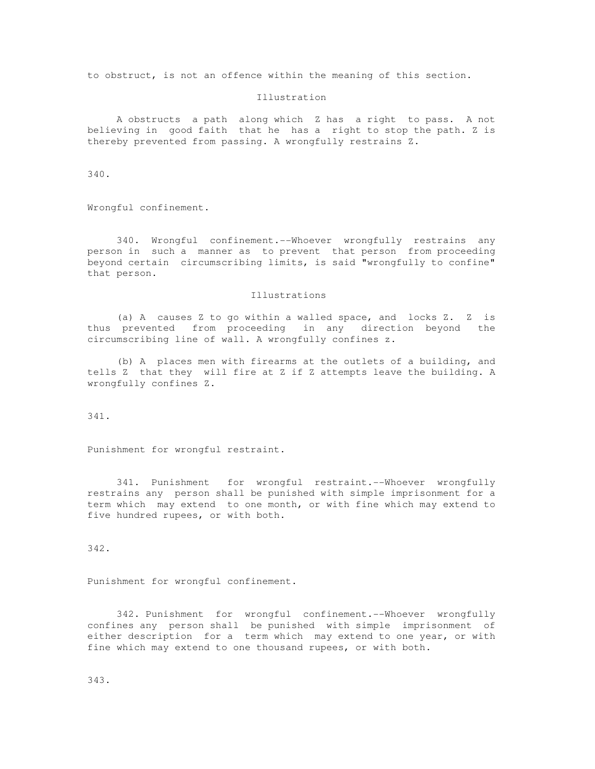to obstruct, is not an offence within the meaning of this section.

Illustration

A obstructs a path along which Z has a right to pass. A not believing in good faith that he has a right to stop the path. Z is thereby prevented from passing. A wrongfully restrains Z.

340.

Wrongful confinement.

340. Wrongful confinement.--Whoever wrongfully restrains any person in such a manner as to prevent that person from proceeding beyond certain circumscribing limits, is said "wrongfully to confine" that person.

Illustrations

(a) A causes Z to go within a walled space, and locks Z. Z is thus prevented from proceeding in any direction beyond the circumscribing line of wall. A wrongfully confines z.

(b) A places men with firearms at the outlets of a building, and tells Z that they will fire at Z if Z attempts leave the building. A wrongfully confines Z.

341.

Punishment for wrongful restraint.

341. Punishment for wrongful restraint.--Whoever wrongfully restrains any person shall be punished with simple imprisonment for a term which may extend to one month, or with fine which may extend to five hundred rupees, or with both.

342.

Punishment for wrongful confinement.

342. Punishment for wrongful confinement.--Whoever wrongfully confines any person shall be punished with simple imprisonment of either description for a term which may extend to one year, or with fine which may extend to one thousand rupees, or with both.

343.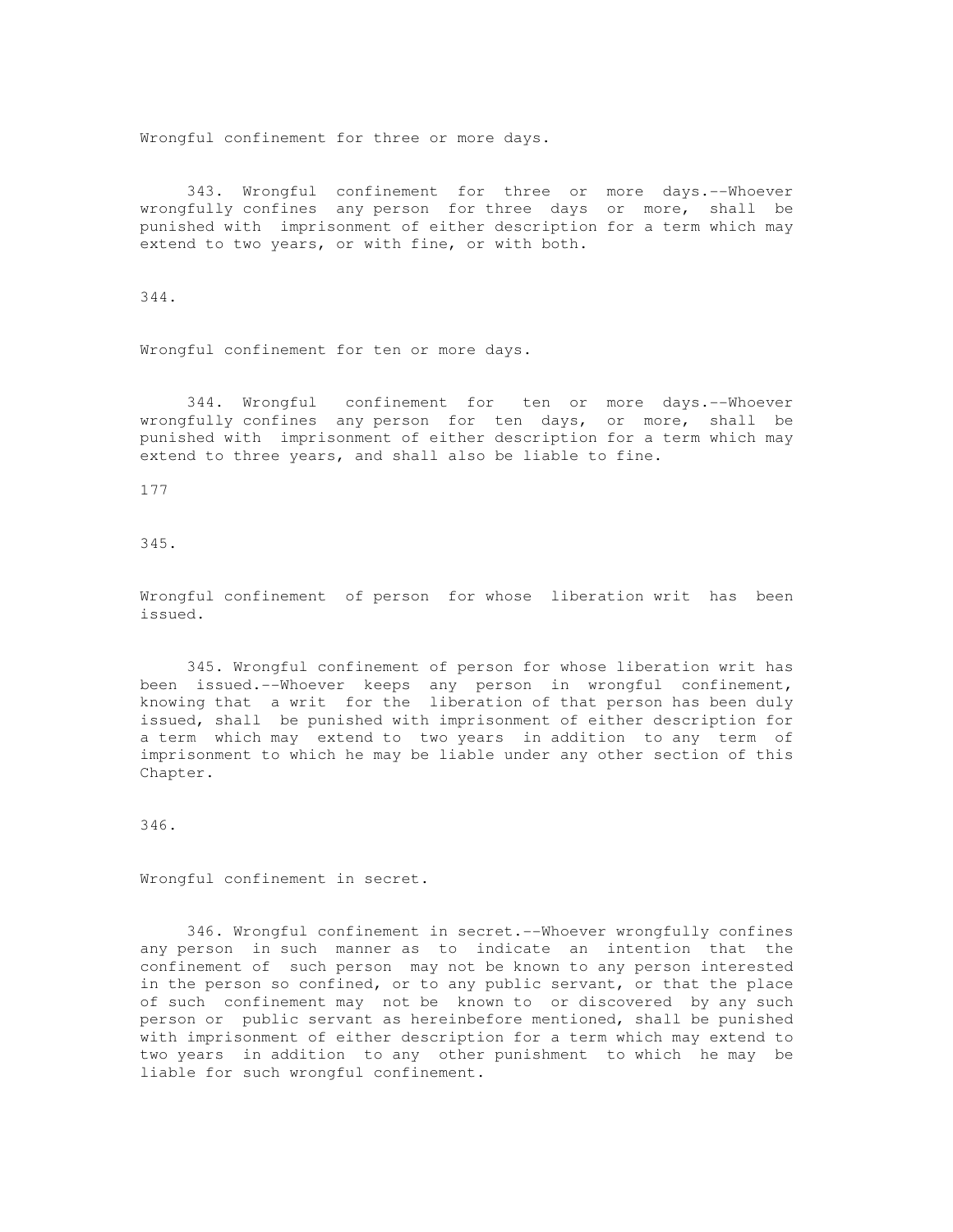Wrongful confinement for three or more days.

343. Wrongful confinement for three or more days.--Whoever wrongfully confines any person for three days or more, shall be punished with imprisonment of either description for a term which may extend to two years, or with fine, or with both.

344.

Wrongful confinement for ten or more days.

344. Wrongful confinement for ten or more days.--Whoever wrongfully confines any person for ten days, or more, shall be punished with imprisonment of either description for a term which may extend to three years, and shall also be liable to fine.

345.

Wrongful confinement of person for whose liberation writ has been issued.

345. Wrongful confinement of person for whose liberation writ has been issued.--Whoever keeps any person in wrongful confinement, knowing that a writ for the liberation of that person has been duly issued, shall be punished with imprisonment of either description for a term which may extend to two years in addition to any term of imprisonment to which he may be liable under any other section of this Chapter.

346.

Wrongful confinement in secret.

346. Wrongful confinement in secret.--Whoever wrongfully confines any person in such manner as to indicate an intention that the confinement of such person may not be known to any person interested in the person so confined, or to any public servant, or that the place of such confinement may not be known to or discovered by any such person or public servant as hereinbefore mentioned, shall be punished with imprisonment of either description for a term which may extend to two years in addition to any other punishment to which he may be liable for such wrongful confinement.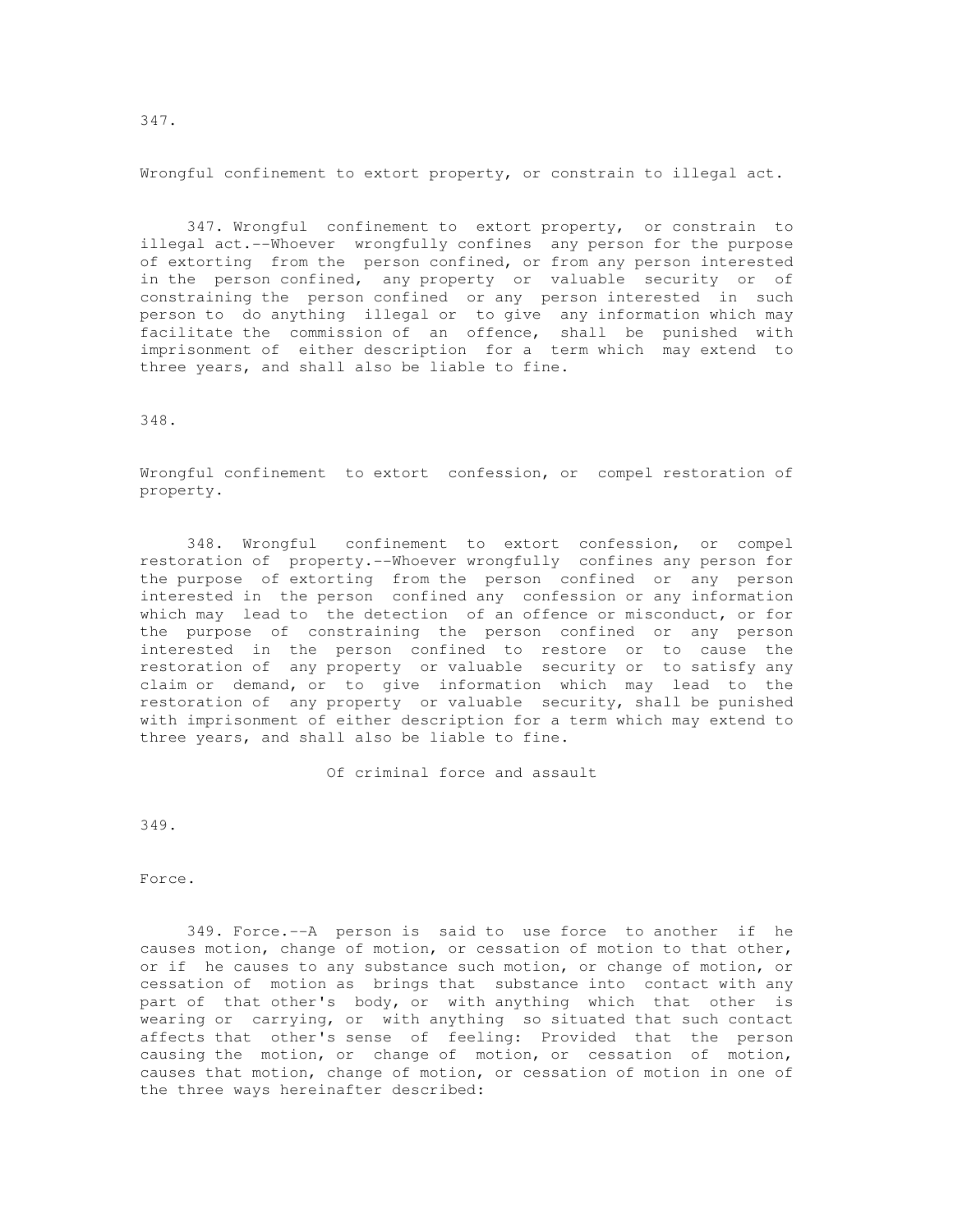347.

Wrongful confinement to extort property, or constrain to illegal act.

347. Wrongful confinement to extort property, or constrain to illegal act.--Whoever wrongfully confines any person for the purpose of extorting from the person confined, or from any person interested in the person confined, any property or valuable security or of constraining the person confined or any person interested in such person to do anything illegal or to give any information which may facilitate the commission of an offence, shall be punished with imprisonment of either description for a term which may extend to three years, and shall also be liable to fine.

348.

Wrongful confinement to extort confession, or compel restoration of property.

348. Wrongful confinement to extort confession, or compel restoration of property.--Whoever wrongfully confines any person for the purpose of extorting from the person confined or any person interested in the person confined any confession or any information which may lead to the detection of an offence or misconduct, or for the purpose of constraining the person confined or any person interested in the person confined to restore or to cause the restoration of any property or valuable security or to satisfy any claim or demand, or to give information which may lead to the restoration of any property or valuable security, shall be punished with imprisonment of either description for a term which may extend to three years, and shall also be liable to fine.

## Of criminal force and assault

349.

Force.

349. Force.--A person is said to use force to another if he causes motion, change of motion, or cessation of motion to that other, or if he causes to any substance such motion, or change of motion, or cessation of motion as brings that substance into contact with any part of that other's body, or with anything which that other is wearing or carrying, or with anything so situated that such contact affects that other's sense of feeling: Provided that the person causing the motion, or change of motion, or cessation of motion, causes that motion, change of motion, or cessation of motion in one of the three ways hereinafter described: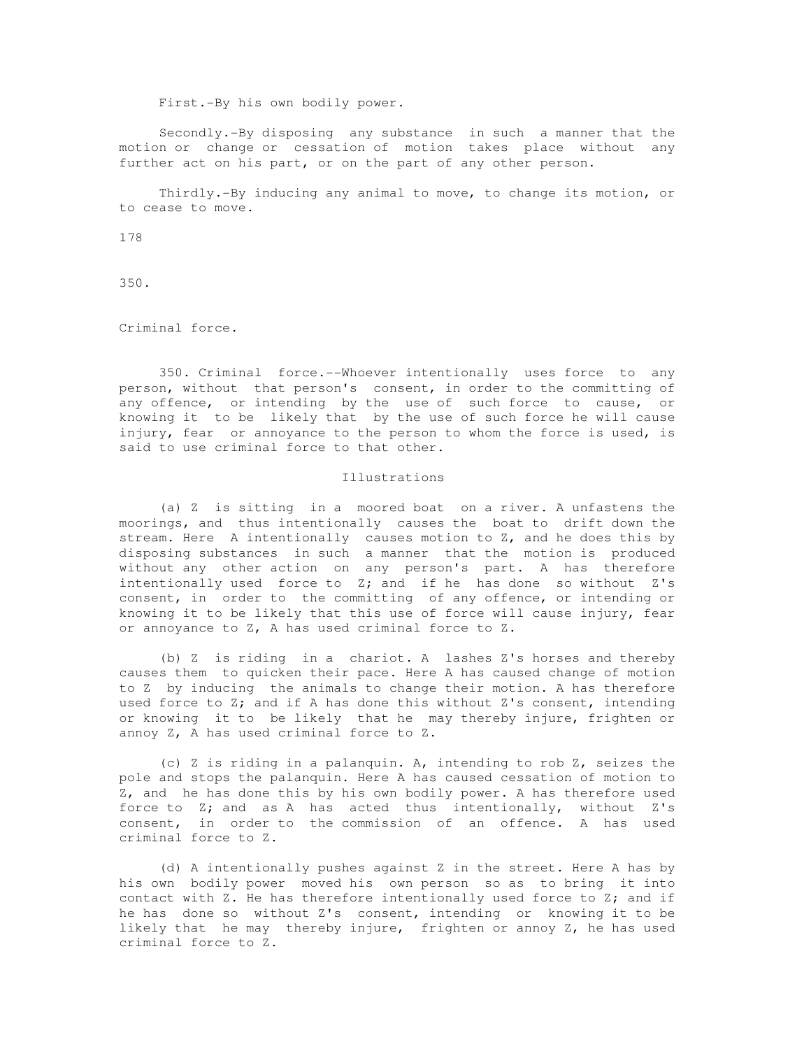First.-By his own bodily power.

Secondly.-By disposing any substance in such a manner that the motion or change or cessation of motion takes place without any further act on his part, or on the part of any other person.

Thirdly.-By inducing any animal to move, to change its motion, or to cease to move.

178

350.

Criminal force.

350. Criminal force.--Whoever intentionally uses force to any person, without that person's consent, in order to the committing of any offence, or intending by the use of such force to cause, or knowing it to be likely that by the use of such force he will cause injury, fear or annoyance to the person to whom the force is used, is said to use criminal force to that other.

Illustrations

(a) Z is sitting in a moored boat on a river. A unfastens the moorings, and thus intentionally causes the boat to drift down the stream. Here A intentionally causes motion to Z, and he does this by disposing substances in such a manner that the motion is produced without any other action on any person's part. A has therefore intentionally used force to Z; and if he has done so without Z's consent, in order to the committing of any offence, or intending or knowing it to be likely that this use of force will cause injury, fear or annoyance to Z, A has used criminal force to Z.

(b) Z is riding in a chariot. A lashes Z's horses and thereby causes them to quicken their pace. Here A has caused change of motion to Z by inducing the animals to change their motion. A has therefore used force to Z; and if A has done this without Z's consent, intending or knowing it to be likely that he may thereby injure, frighten or annoy Z, A has used criminal force to Z.

(c) Z is riding in a palanquin. A, intending to rob Z, seizes the pole and stops the palanquin. Here A has caused cessation of motion to Z, and he has done this by his own bodily power. A has therefore used force to Z; and as A has acted thus intentionally, without Z's consent, in order to the commission of an offence. A has used criminal force to Z.

(d) A intentionally pushes against Z in the street. Here A has by his own bodily power moved his own person so as to bring it into contact with Z. He has therefore intentionally used force to Z; and if he has done so without Z's consent, intending or knowing it to be likely that he may thereby injure, frighten or annoy Z, he has used criminal force to Z.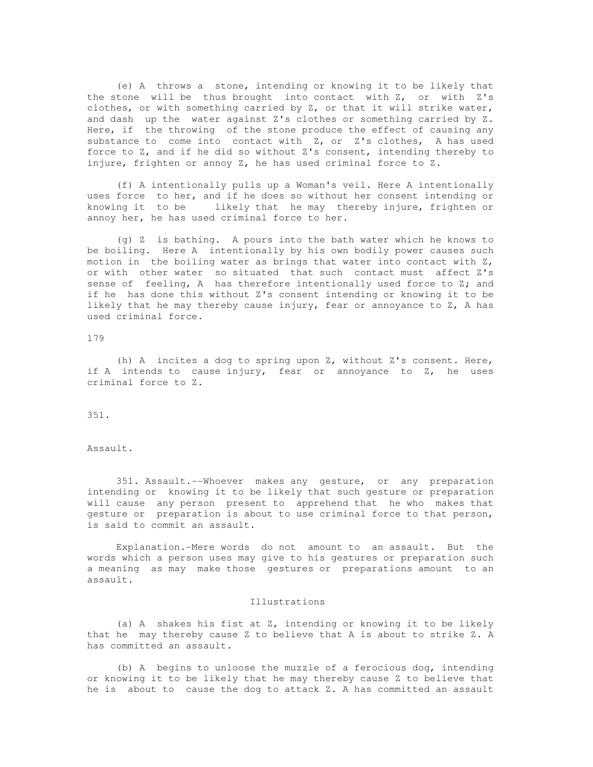(e) A throws a stone, intending or knowing it to be likely that the stone will be thus brought into contact with Z, or with Z's clothes, or with something carried by Z, or that it will strike water, and dash up the water against Z's clothes or something carried by Z. Here, if the throwing of the stone produce the effect of causing any substance to come into contact with Z, or Z's clothes, A has used force to Z, and if he did so without Z's consent, intending thereby to injure, frighten or annoy Z, he has used criminal force to Z.

(f) A intentionally pulls up a Woman's veil. Here A intentionally uses force to her, and if he does so without her consent intending or knowing it to be likely that he may thereby injure, frighten or annoy her, he has used criminal force to her.

(g) Z is bathing. A pours into the bath water which he knows to be boiling. Here A intentionally by his own bodily power causes such motion in the boiling water as brings that water into contact with Z, or with other water so situated that such contact must affect Z's sense of feeling, A has therefore intentionally used force to Z; and if he has done this without Z's consent intending or knowing it to be likely that he may thereby cause injury, fear or annoyance to Z, A has used criminal force.

179

(h) A incites a dog to spring upon Z, without Z's consent. Here, if A intends to cause injury, fear or annoyance to Z, he uses criminal force to Z.

351.

Assault.

351. Assault.--Whoever makes any gesture, or any preparation intending or knowing it to be likely that such gesture or preparation will cause any person present to apprehend that he who makes that gesture or preparation is about to use criminal force to that person, is said to commit an assault.

Explanation.-Mere words do not amount to an assault. But the words which a person uses may give to his gestures or preparation such a meaning as may make those gestures or preparations amount to an assault.

Illustrations

(a) A shakes his fist at Z, intending or knowing it to be likely that he may thereby cause Z to believe that A is about to strike Z. A has committed an assault.

(b) A begins to unloose the muzzle of a ferocious dog, intending or knowing it to be likely that he may thereby cause Z to believe that he is about to cause the dog to attack Z. A has committed an assault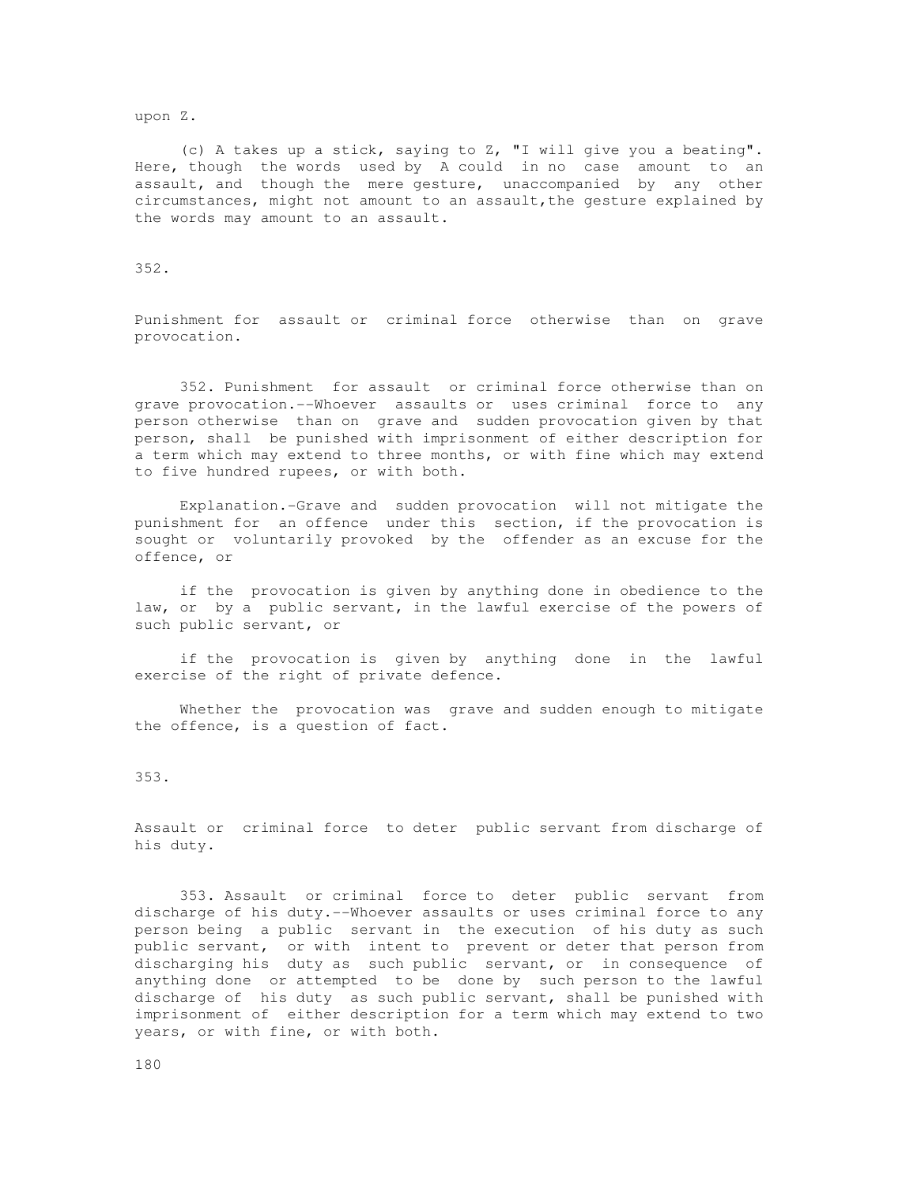upon Z.

(c) A takes up a stick, saying to Z, "I will give you a beating". Here, though the words used by A could in no case amount to an assault, and though the mere gesture, unaccompanied by any other circumstances, might not amount to an assault,the gesture explained by the words may amount to an assault.

352.

Punishment for assault or criminal force otherwise than on grave provocation.

352. Punishment for assault or criminal force otherwise than on grave provocation.--Whoever assaults or uses criminal force to any person otherwise than on grave and sudden provocation given by that person, shall be punished with imprisonment of either description for a term which may extend to three months, or with fine which may extend to five hundred rupees, or with both.

Explanation.-Grave and sudden provocation will not mitigate the punishment for an offence under this section, if the provocation is sought or voluntarily provoked by the offender as an excuse for the offence, or

if the provocation is given by anything done in obedience to the law, or by a public servant, in the lawful exercise of the powers of such public servant, or

if the provocation is given by anything done in the lawful exercise of the right of private defence.

Whether the provocation was grave and sudden enough to mitigate the offence, is a question of fact.

353.

Assault or criminal force to deter public servant from discharge of his duty.

353. Assault or criminal force to deter public servant from discharge of his duty.--Whoever assaults or uses criminal force to any person being a public servant in the execution of his duty as such public servant, or with intent to prevent or deter that person from discharging his duty as such public servant, or in consequence of anything done or attempted to be done by such person to the lawful discharge of his duty as such public servant, shall be punished with imprisonment of either description for a term which may extend to two years, or with fine, or with both.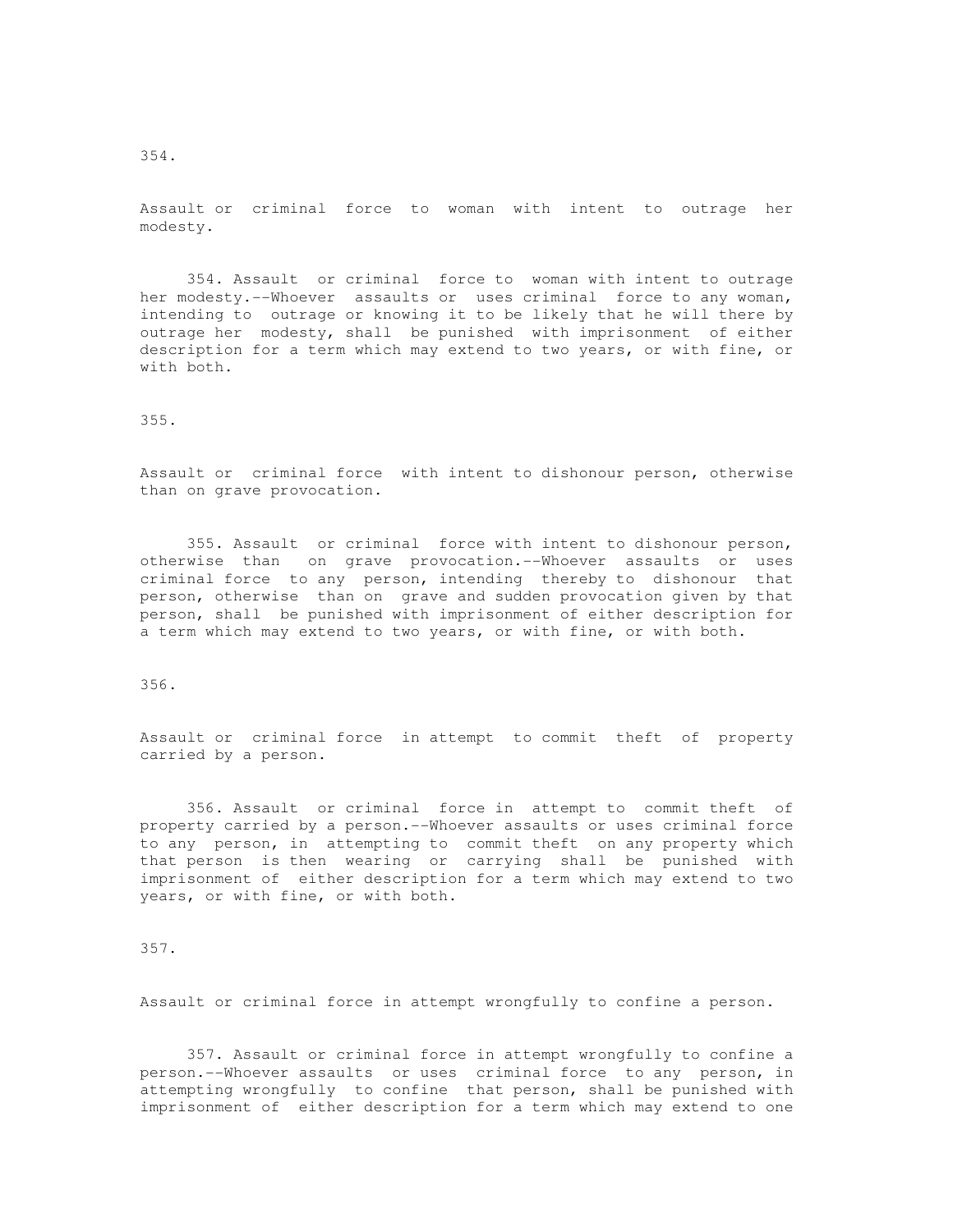354.

Assault or criminal force to woman with intent to outrage her modesty.

354. Assault or criminal force to woman with intent to outrage her modesty.--Whoever assaults or uses criminal force to any woman, intending to outrage or knowing it to be likely that he will there by outrage her modesty, shall be punished with imprisonment of either description for a term which may extend to two years, or with fine, or with both.

355.

Assault or criminal force with intent to dishonour person, otherwise than on grave provocation.

355. Assault or criminal force with intent to dishonour person, otherwise than on grave provocation.--Whoever assaults or uses criminal force to any person, intending thereby to dishonour that person, otherwise than on grave and sudden provocation given by that person, shall be punished with imprisonment of either description for a term which may extend to two years, or with fine, or with both.

356.

Assault or criminal force in attempt to commit theft of property carried by a person.

356. Assault or criminal force in attempt to commit theft of property carried by a person.--Whoever assaults or uses criminal force to any person, in attempting to commit theft on any property which that person is then wearing or carrying shall be punished with imprisonment of either description for a term which may extend to two years, or with fine, or with both.

357.

Assault or criminal force in attempt wrongfully to confine a person.

357. Assault or criminal force in attempt wrongfully to confine a person.--Whoever assaults or uses criminal force to any person, in attempting wrongfully to confine that person, shall be punished with imprisonment of either description for a term which may extend to one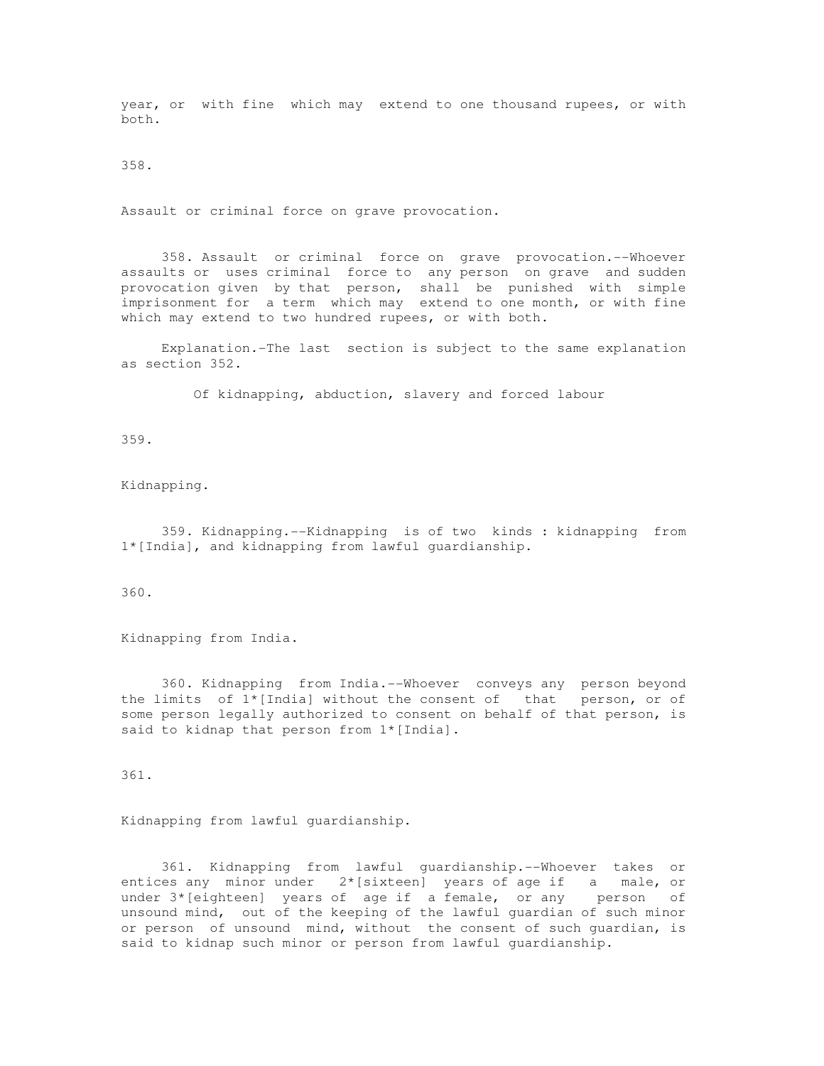year, or with fine which may extend to one thousand rupees, or with both.

358.

Assault or criminal force on grave provocation.

358. Assault or criminal force on grave provocation.--Whoever assaults or uses criminal force to any person on grave and sudden provocation given by that person, shall be punished with simple imprisonment for a term which may extend to one month, or with fine which may extend to two hundred rupees, or with both.

Explanation.-The last section is subject to the same explanation as section 352.

Of kidnapping, abduction, slavery and forced labour

359.

Kidnapping.

359. Kidnapping.--Kidnapping is of two kinds : kidnapping from 1*[India], and kidnapping from lawful guardianship.

360.

Kidnapping from India.

360. Kidnapping from India.--Whoever conveys any person beyond the limits of 1*[India] without the consent of that person, or of some person legally authorized to consent on behalf of that person, is said to kidnap that person from 1*[India].

361.

Kidnapping from lawful guardianship.

361. Kidnapping from lawful guardianship.--Whoever takes or entices any minor under 2*[sixteen] years of age if a male, or under 3*[eighteen] years of age if a female, or any person of unsound mind, out of the keeping of the lawful guardian of such minor or person of unsound mind, without the consent of such guardian, is said to kidnap such minor or person from lawful guardianship.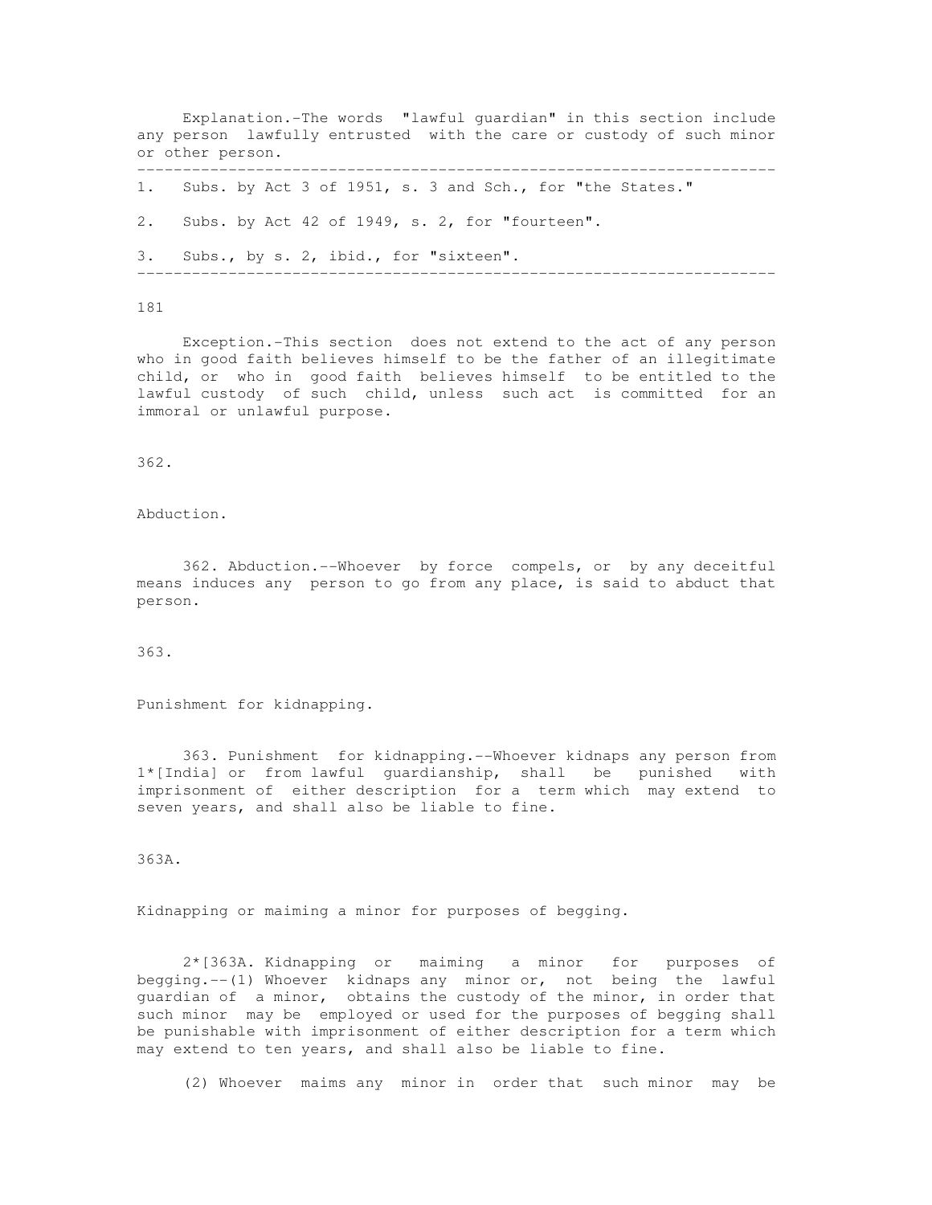Explanation.-The words "lawful guardian" in this section include any person lawfully entrusted with the care or custody of such minor or other person.

---

1. Subs. by Act 3 of 1951, s. 3 and Sch., for "the States."

2. Subs. by Act 42 of 1949, s. 2, for "fourteen".

3. Subs., by s. 2, ibid., for "sixteen".

---

Exception.-This section does not extend to the act of any person who in good faith believes himself to be the father of an illegitimate child, or who in good faith believes himself to be entitled to the lawful custody of such child, unless such act is committed for an immoral or unlawful purpose.

362.

Abduction.

362. Abduction.--Whoever by force compels, or by any deceitful means induces any person to go from any place, is said to abduct that person.

363.

Punishment for kidnapping.

363. Punishment for kidnapping.--Whoever kidnaps any person from 1*[India] or from lawful guardianship, shall be punished with imprisonment of either description for a term which may extend to seven years, and shall also be liable to fine.

363A.

Kidnapping or maiming a minor for purposes of begging.

2*[363A. Kidnapping or maiming a minor for purposes of begging.--(1) Whoever kidnaps any minor or, not being the lawful guardian of a minor, obtains the custody of the minor, in order that such minor may be employed or used for the purposes of begging shall be punishable with imprisonment of either description for a term which may extend to ten years, and shall also be liable to fine.

(2) Whoever maims any minor in order that such minor may be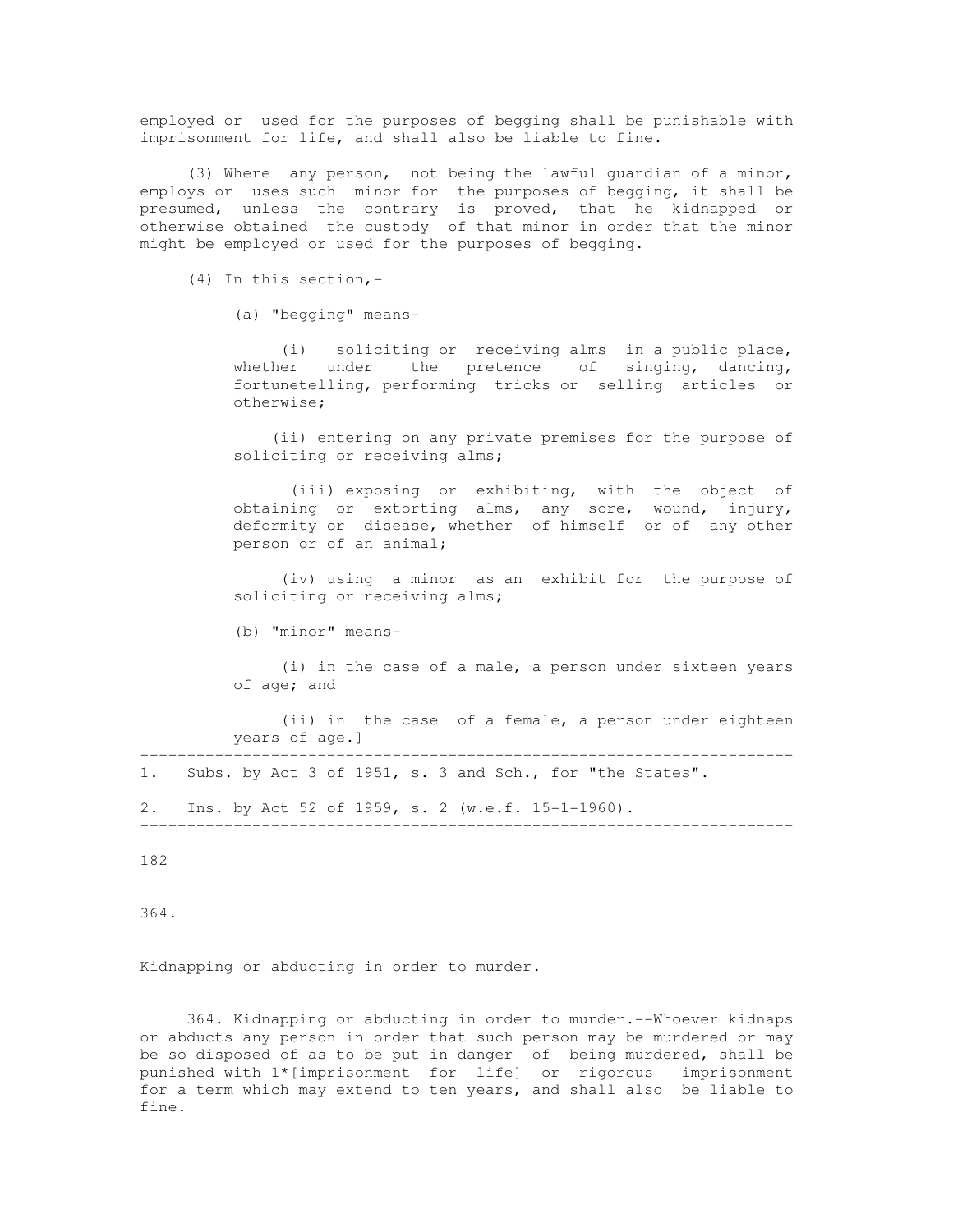employed or used for the purposes of begging shall be punishable with imprisonment for life, and shall also be liable to fine.

(3) Where any person, not being the lawful guardian of a minor, employs or uses such minor for the purposes of begging, it shall be presumed, unless the contrary is proved, that he kidnapped or otherwise obtained the custody of that minor in order that the minor might be employed or used for the purposes of begging.

(4) In this section,-

(a) "begging" means-

(i) soliciting or receiving alms in a public place, whether under the pretence of singing, dancing, fortunetelling, performing tricks or selling articles or otherwise;

(ii) entering on any private premises for the purpose of soliciting or receiving alms;

(iii) exposing or exhibiting, with the object of obtaining or extorting alms, any sore, wound, injury, deformity or disease, whether of himself or of any other person or of an animal;

(iv) using a minor as an exhibit for the purpose of soliciting or receiving alms;

(b) "minor" means-

(i) in the case of a male, a person under sixteen years of age; and

(ii) in the case of a female, a person under eighteen years of age.]

---

1. Subs. by Act 3 of 1951, s. 3 and Sch., for "the States".

2. Ins. by Act 52 of 1959, s. 2 (w.e.f. 15-1-1960).

---

364.

Kidnapping or abducting in order to murder.

364. Kidnapping or abducting in order to murder.--Whoever kidnaps or abducts any person in order that such person may be murdered or may be so disposed of as to be put in danger of being murdered, shall be punished with 1*[imprisonment for life] or rigorous imprisonment for a term which may extend to ten years, and shall also be liable to fine.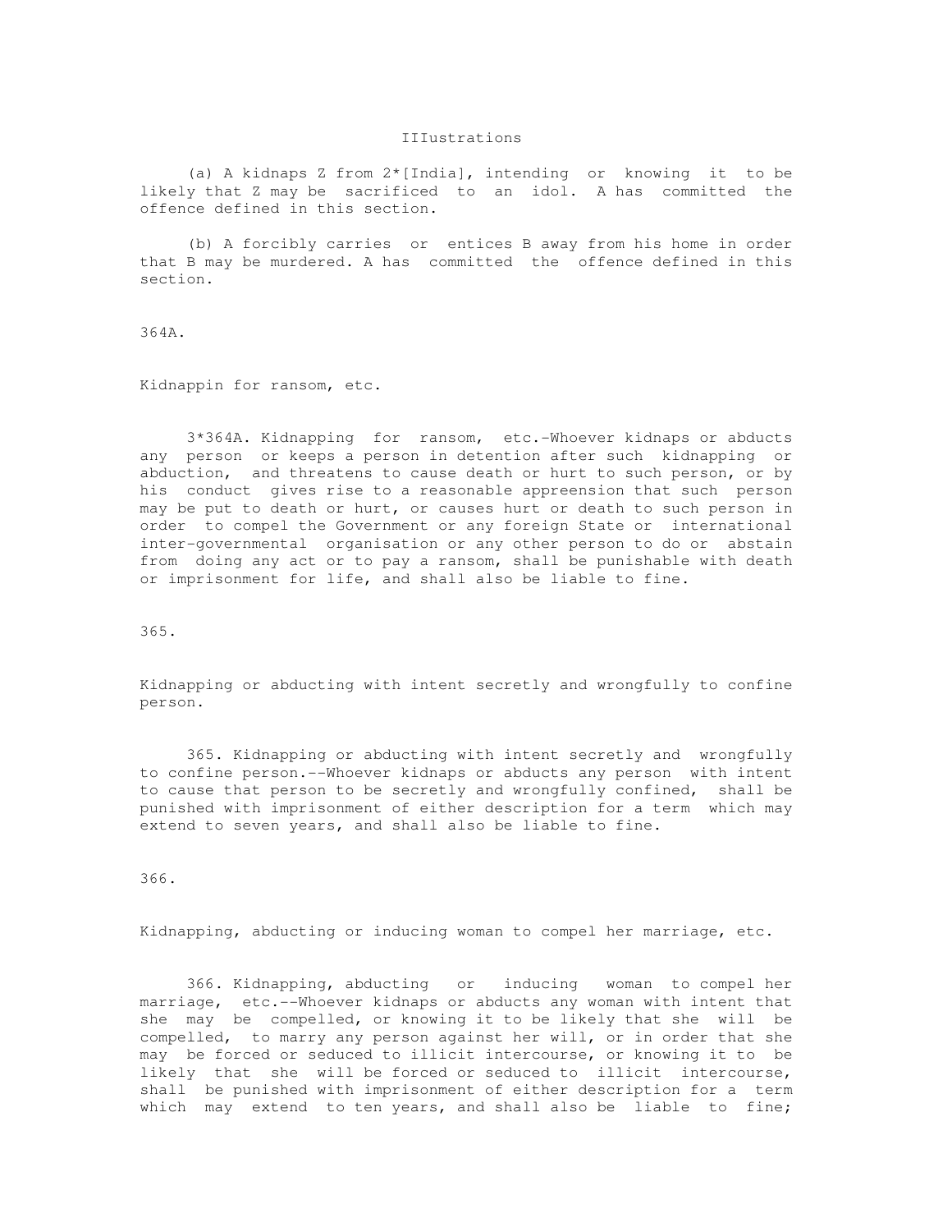IIIustrations

(a) A kidnaps Z from 2*[India], intending or knowing it to be likely that Z may be sacrificed to an idol. A has committed the offence defined in this section.

(b) A forcibly carries or entices B away from his home in order that B may be murdered. A has committed the offence defined in this section.

364A.

Kidnappin for ransom, etc.

3*364A. Kidnapping for ransom, etc.-Whoever kidnaps or abducts any person or keeps a person in detention after such kidnapping or abduction, and threatens to cause death or hurt to such person, or by his conduct gives rise to a reasonable appreension that such person may be put to death or hurt, or causes hurt or death to such person in order to compel the Government or any foreign State or international inter-governmental organisation or any other person to do or abstain from doing any act or to pay a ransom, shall be punishable with death or imprisonment for life, and shall also be liable to fine.

365.

Kidnapping or abducting with intent secretly and wrongfully to confine person.

365. Kidnapping or abducting with intent secretly and wrongfully to confine person.--Whoever kidnaps or abducts any person with intent to cause that person to be secretly and wrongfully confined, shall be punished with imprisonment of either description for a term which may extend to seven years, and shall also be liable to fine.

366.

Kidnapping, abducting or inducing woman to compel her marriage, etc.

366. Kidnapping, abducting or inducing woman to compel her marriage, etc.--Whoever kidnaps or abducts any woman with intent that she may be compelled, or knowing it to be likely that she will be compelled, to marry any person against her will, or in order that she may be forced or seduced to illicit intercourse, or knowing it to be likely that she will be forced or seduced to illicit intercourse, shall be punished with imprisonment of either description for a term which may extend to ten years, and shall also be liable to fine;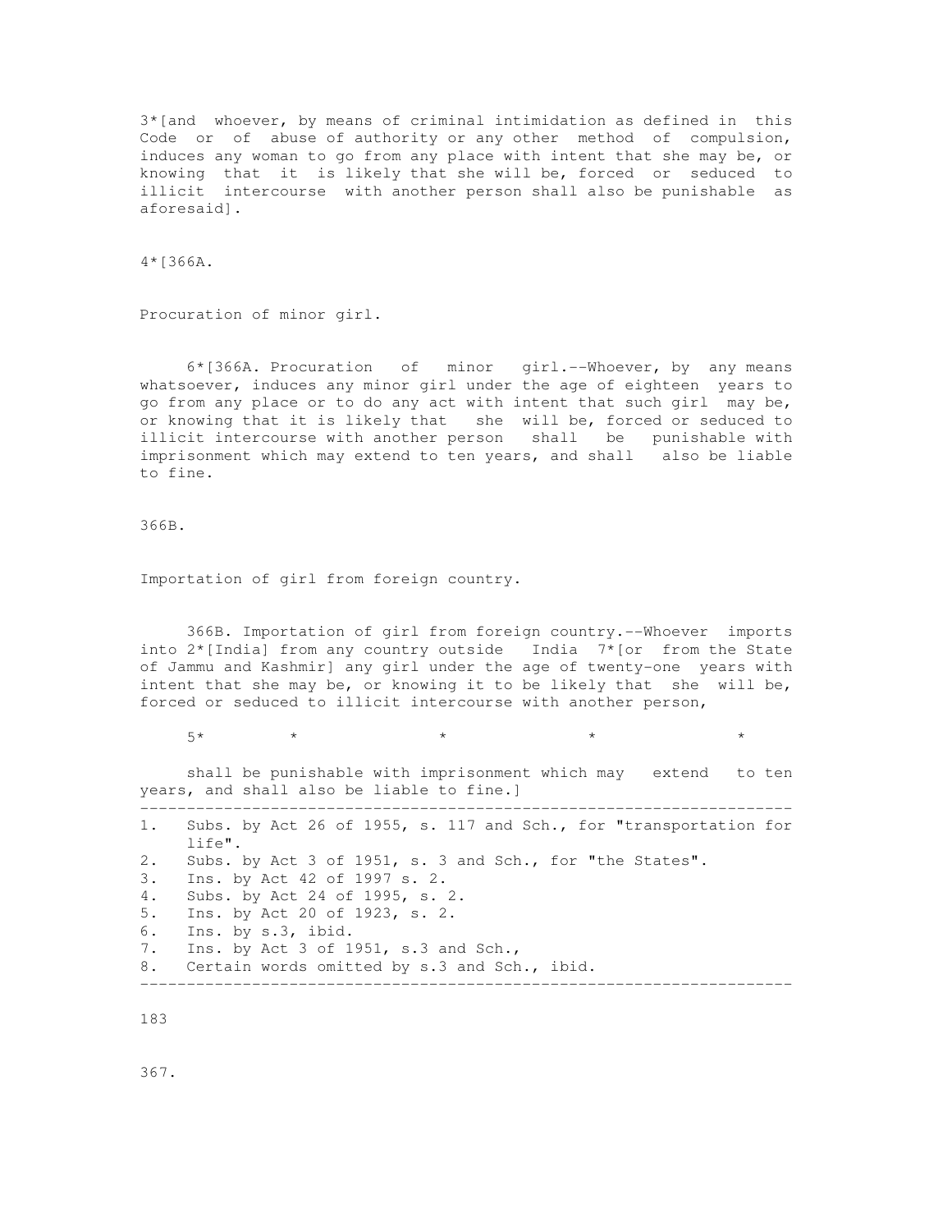3*[and whoever, by means of criminal intimidation as defined in this Code or of abuse of authority or any other method of compulsion, induces any woman to go from any place with intent that she may be, or knowing that it is likely that she will be, forced or seduced to illicit intercourse with another person shall also be punishable as aforesaid].

4*[366A.

Procuration of minor girl.

6*[366A. Procuration of minor girl.--Whoever, by any means whatsoever, induces any minor girl under the age of eighteen years to go from any place or to do any act with intent that such girl may be, or knowing that it is likely that she will be, forced or seduced to illicit intercourse with another person shall be punishable with imprisonment which may extend to ten years, and shall also be liable to fine.

366B.

Importation of girl from foreign country.

366B. Importation of girl from foreign country.--Whoever imports into 2*[India] from any country outside India 7*[or from the State of Jammu and Kashmir] any girl under the age of twenty-one years with intent that she may be, or knowing it to be likely that she will be, forced or seduced to illicit intercourse with another person,

5* * * * *

shall be punishable with imprisonment which may extend to ten years, and shall also be liable to fine.]

---

1. Subs. by Act 26 of 1955, s. 117 and Sch., for "transportation for life".
2. Subs. by Act 3 of 1951, s. 3 and Sch., for "the States".
3. Ins. by Act 42 of 1997 s. 2.
4. Subs. by Act 24 of 1995, s. 2.
5. Ins. by Act 20 of 1923, s. 2.
6. Ins. by s.3, ibid.
7. Ins. by Act 3 of 1951, s.3 and Sch.,
8. Certain words omitted by s.3 and Sch., ibid.

---

367.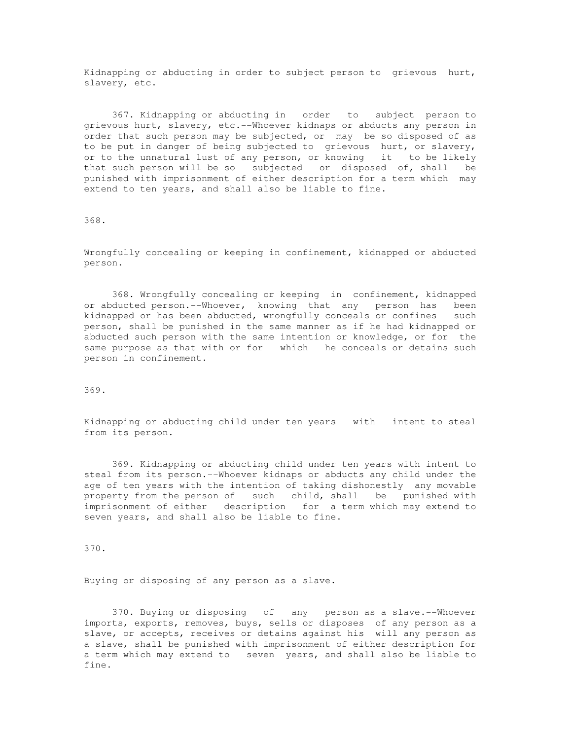Kidnapping or abducting in order to subject person to grievous hurt, slavery, etc.

367. Kidnapping or abducting in order to subject person to grievous hurt, slavery, etc.--Whoever kidnaps or abducts any person in order that such person may be subjected, or may be so disposed of as to be put in danger of being subjected to grievous hurt, or slavery, or to the unnatural lust of any person, or knowing it to be likely that such person will be so subjected or disposed of, shall be punished with imprisonment of either description for a term which may extend to ten years, and shall also be liable to fine.

368.

Wrongfully concealing or keeping in confinement, kidnapped or abducted person.

368. Wrongfully concealing or keeping in confinement, kidnapped or abducted person.--Whoever, knowing that any person has been kidnapped or has been abducted, wrongfully conceals or confines such person, shall be punished in the same manner as if he had kidnapped or abducted such person with the same intention or knowledge, or for the same purpose as that with or for which he conceals or detains such person in confinement.

369.

Kidnapping or abducting child under ten years with intent to steal from its person.

369. Kidnapping or abducting child under ten years with intent to steal from its person.--Whoever kidnaps or abducts any child under the age of ten years with the intention of taking dishonestly any movable property from the person of such child, shall be punished with imprisonment of either description for a term which may extend to seven years, and shall also be liable to fine.

370.

Buying or disposing of any person as a slave.

370. Buying or disposing of any person as a slave.--Whoever imports, exports, removes, buys, sells or disposes of any person as a slave, or accepts, receives or detains against his will any person as a slave, shall be punished with imprisonment of either description for a term which may extend to seven years, and shall also be liable to fine.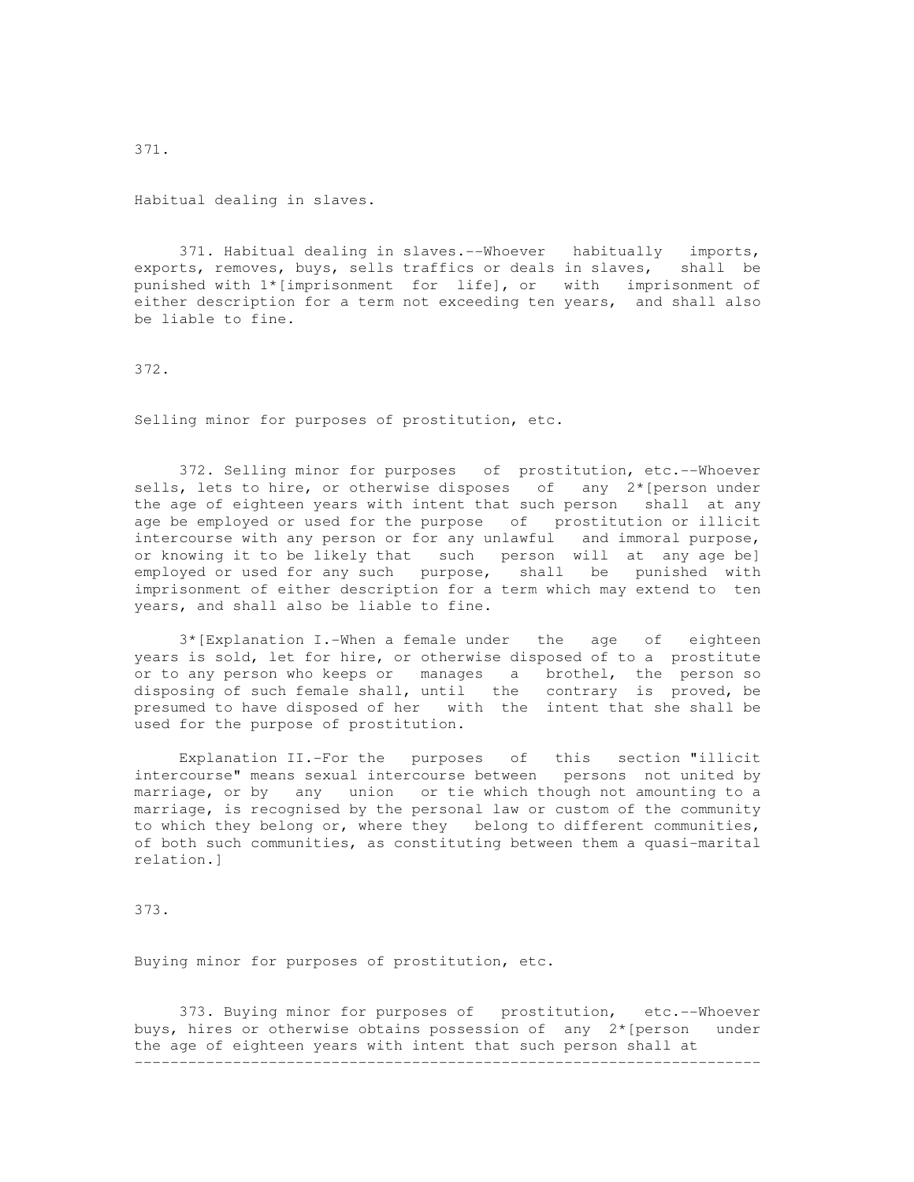371.

Habitual dealing in slaves.

371. Habitual dealing in slaves.--Whoever habitually imports, exports, removes, buys, sells traffics or deals in slaves, shall be punished with 1*[imprisonment for life], or with imprisonment of either description for a term not exceeding ten years, and shall also be liable to fine.

372.

Selling minor for purposes of prostitution, etc.

372. Selling minor for purposes of prostitution, etc.--Whoever sells, lets to hire, or otherwise disposes of any 2*[person under the age of eighteen years with intent that such person shall at any age be employed or used for the purpose of prostitution or illicit intercourse with any person or for any unlawful and immoral purpose, or knowing it to be likely that such person will at any age be] employed or used for any such purpose, shall be punished with imprisonment of either description for a term which may extend to ten years, and shall also be liable to fine.

3*[Explanation I.-When a female under the age of eighteen years is sold, let for hire, or otherwise disposed of to a prostitute or to any person who keeps or manages a brothel, the person so disposing of such female shall, until the contrary is proved, be presumed to have disposed of her with the intent that she shall be used for the purpose of prostitution.

Explanation II.-For the purposes of this section "illicit intercourse" means sexual intercourse between persons not united by marriage, or by any union or tie which though not amounting to a marriage, is recognised by the personal law or custom of the community to which they belong or, where they belong to different communities, of both such communities, as constituting between them a quasi-marital relation.]

373.

Buying minor for purposes of prostitution, etc.

373. Buying minor for purposes of prostitution, etc.--Whoever buys, hires or otherwise obtains possession of any 2*[person under the age of eighteen years with intent that such person shall at

---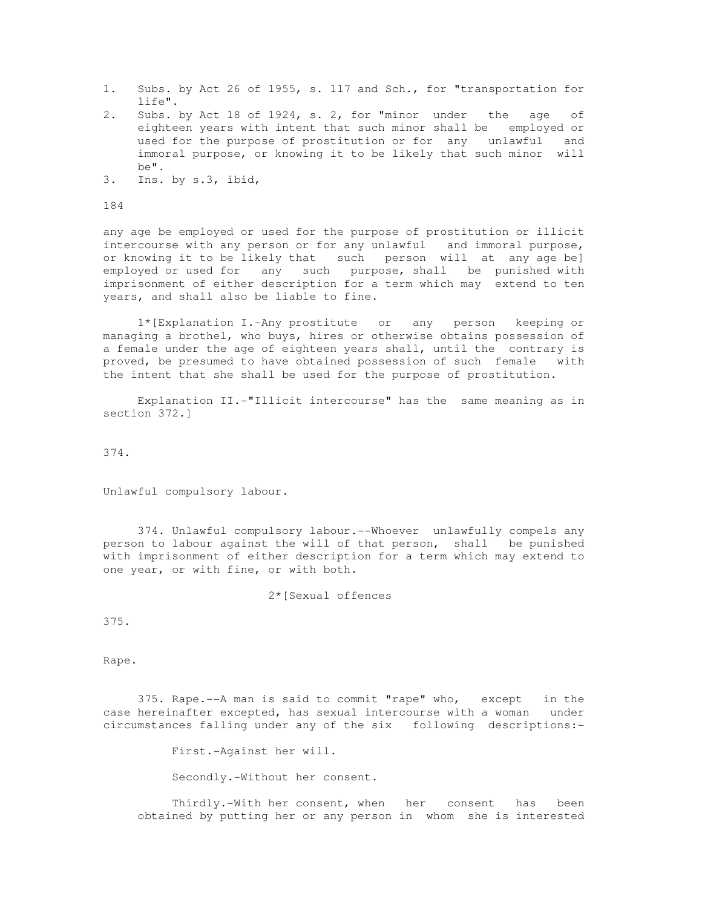1. Subs. by Act 26 of 1955, s. 117 and Sch., for "transportation for life".
2. Subs. by Act 18 of 1924, s. 2, for "minor under the age of eighteen years with intent that such minor shall be employed or used for the purpose of prostitution or for any unlawful and immoral purpose, or knowing it to be likely that such minor will be".
3. Ins. by s.3, ibid,

any age be employed or used for the purpose of prostitution or illicit intercourse with any person or for any unlawful and immoral purpose, or knowing it to be likely that such person will at any age be] employed or used for any such purpose, shall be punished with imprisonment of either description for a term which may extend to ten years, and shall also be liable to fine.

1*[Explanation I.-Any prostitute or any person keeping or managing a brothel, who buys, hires or otherwise obtains possession of a female under the age of eighteen years shall, until the contrary is proved, be presumed to have obtained possession of such female with the intent that she shall be used for the purpose of prostitution.

Explanation II.-"Illicit intercourse" has the same meaning as in section 372.]

374.

Unlawful compulsory labour.

374. Unlawful compulsory labour.--Whoever unlawfully compels any person to labour against the will of that person, shall be punished with imprisonment of either description for a term which may extend to one year, or with fine, or with both.

2*[Sexual offences

375.

Rape.

375. Rape.--A man is said to commit "rape" who, except in the case hereinafter excepted, has sexual intercourse with a woman under circumstances falling under any of the six following descriptions:-

First.-Against her will.

Secondly.-Without her consent.

Thirdly.-With her consent, when her consent has been obtained by putting her or any person in whom she is interested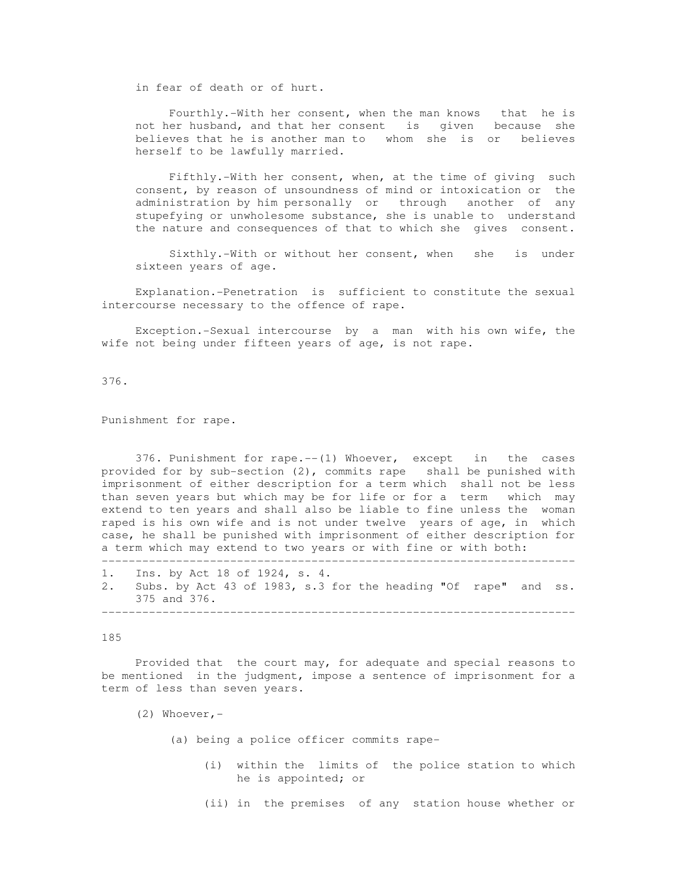in fear of death or of hurt.

Fourthly.-With her consent, when the man knows that he is not her husband, and that her consent is given because she believes that he is another man to whom she is or believes herself to be lawfully married.

Fifthly.-With her consent, when, at the time of giving such consent, by reason of unsoundness of mind or intoxication or the administration by him personally or through another of any stupefying or unwholesome substance, she is unable to understand the nature and consequences of that to which she gives consent.

Sixthly.-With or without her consent, when she is under sixteen years of age.

Explanation.-Penetration is sufficient to constitute the sexual intercourse necessary to the offence of rape.

Exception.-Sexual intercourse by a man with his own wife, the wife not being under fifteen years of age, is not rape.

376.

Punishment for rape.

376. Punishment for rape.--(1) Whoever, except in the cases provided for by sub-section (2), commits rape shall be punished with imprisonment of either description for a term which shall not be less than seven years but which may be for life or for a term which may extend to ten years and shall also be liable to fine unless the woman raped is his own wife and is not under twelve years of age, in which case, he shall be punished with imprisonment of either description for a term which may extend to two years or with fine or with both:

---

1. Ins. by Act 18 of 1924, s. 4.
2. Subs. by Act 43 of 1983, s.3 for the heading "Of rape" and ss. 375 and 376.

---

Provided that the court may, for adequate and special reasons to be mentioned in the judgment, impose a sentence of imprisonment for a term of less than seven years.

(2) Whoever,-

(a) being a police officer commits rape-

(i) within the limits of the police station to which he is appointed; or

(ii) in the premises of any station house whether or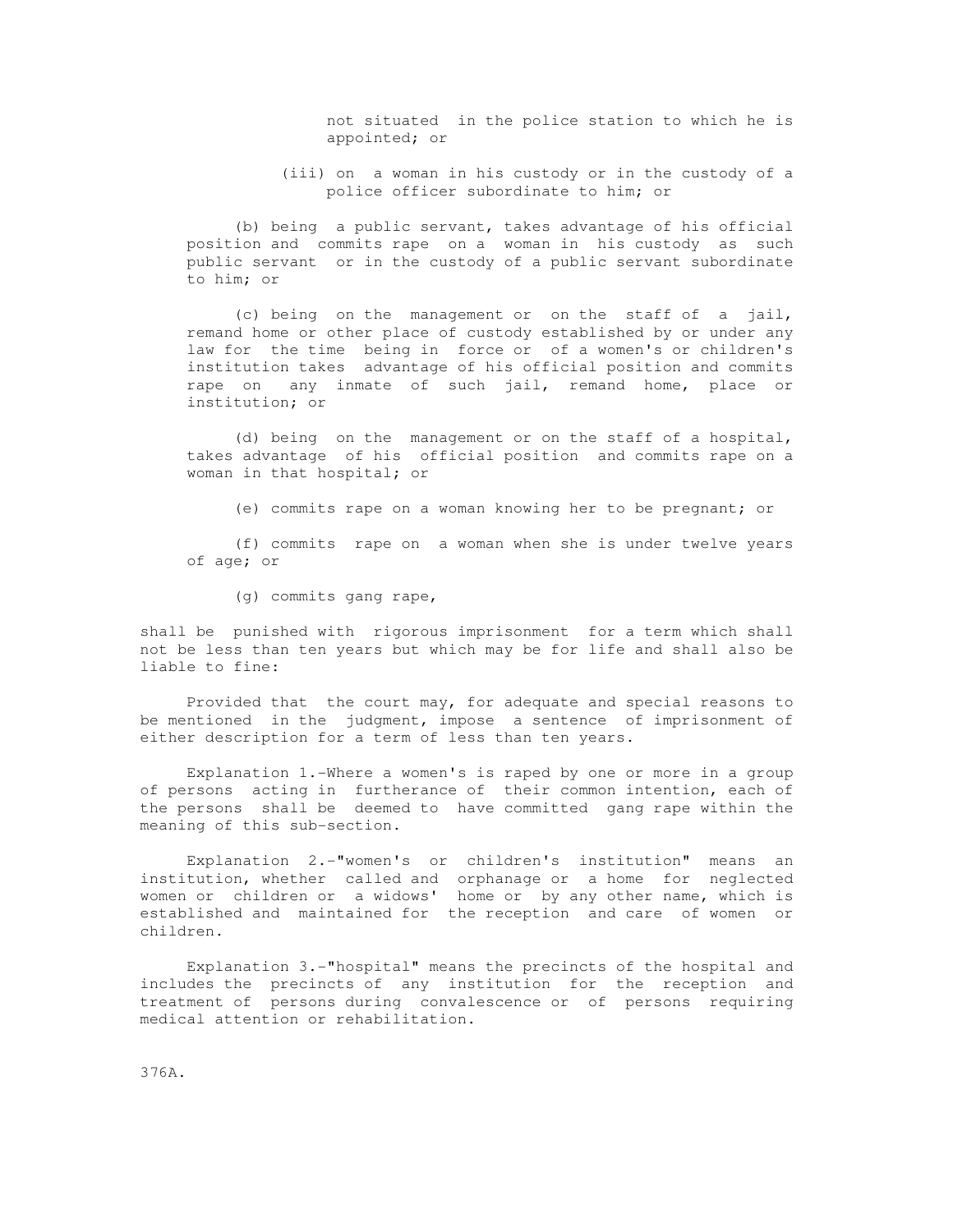not situated in the police station to which he is appointed; or

(iii) on a woman in his custody or in the custody of a police officer subordinate to him; or

(b) being a public servant, takes advantage of his official position and commits rape on a woman in his custody as such public servant or in the custody of a public servant subordinate to him; or

(c) being on the management or on the staff of a jail, remand home or other place of custody established by or under any law for the time being in force or of a women's or children's institution takes advantage of his official position and commits rape on any inmate of such jail, remand home, place or institution; or

(d) being on the management or on the staff of a hospital, takes advantage of his official position and commits rape on a woman in that hospital; or

(e) commits rape on a woman knowing her to be pregnant; or

(f) commits rape on a woman when she is under twelve years of age; or

(g) commits gang rape,

shall be punished with rigorous imprisonment for a term which shall not be less than ten years but which may be for life and shall also be liable to fine:

Provided that the court may, for adequate and special reasons to be mentioned in the judgment, impose a sentence of imprisonment of either description for a term of less than ten years.

Explanation 1.-Where a women's is raped by one or more in a group of persons acting in furtherance of their common intention, each of the persons shall be deemed to have committed gang rape within the meaning of this sub-section.

Explanation 2.-"women's or children's institution" means an institution, whether called and orphanage or a home for neglected women or children or a widows' home or by any other name, which is established and maintained for the reception and care of women or children.

Explanation 3.-"hospital" means the precincts of the hospital and includes the precincts of any institution for the reception and treatment of persons during convalescence or of persons requiring medical attention or rehabilitation.

376A.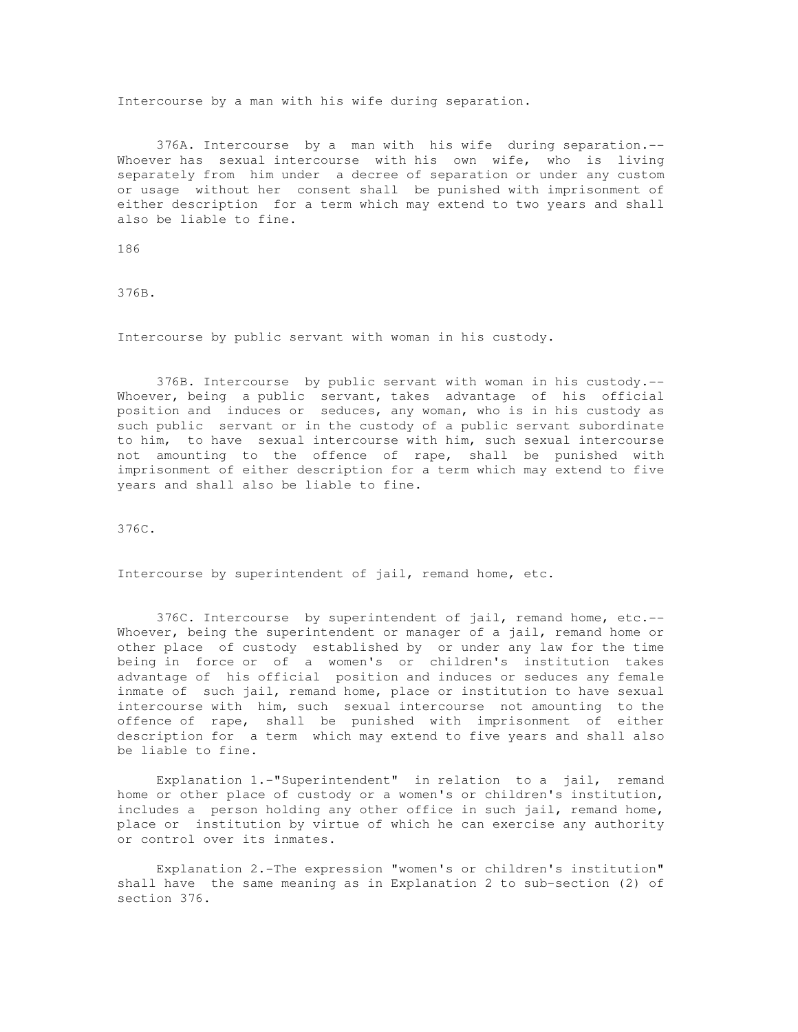Intercourse by a man with his wife during separation.

376A. Intercourse by a man with his wife during separation.--Whoever has sexual intercourse with his own wife, who is living separately from him under a decree of separation or under any custom or usage without her consent shall be punished with imprisonment of either description for a term which may extend to two years and shall also be liable to fine.

186

376B.

Intercourse by public servant with woman in his custody.

376B. Intercourse by public servant with woman in his custody.--Whoever, being a public servant, takes advantage of his official position and induces or seduces, any woman, who is in his custody as such public servant or in the custody of a public servant subordinate to him, to have sexual intercourse with him, such sexual intercourse not amounting to the offence of rape, shall be punished with imprisonment of either description for a term which may extend to five years and shall also be liable to fine.

376C.

Intercourse by superintendent of jail, remand home, etc.

376C. Intercourse by superintendent of jail, remand home, etc.--Whoever, being the superintendent or manager of a jail, remand home or other place of custody established by or under any law for the time being in force or of a women's or children's institution takes advantage of his official position and induces or seduces any female inmate of such jail, remand home, place or institution to have sexual intercourse with him, such sexual intercourse not amounting to the offence of rape, shall be punished with imprisonment of either description for a term which may extend to five years and shall also be liable to fine.

Explanation 1.-"Superintendent" in relation to a jail, remand home or other place of custody or a women's or children's institution, includes a person holding any other office in such jail, remand home, place or institution by virtue of which he can exercise any authority or control over its inmates.

Explanation 2.-The expression "women's or children's institution" shall have the same meaning as in Explanation 2 to sub-section (2) of section 376.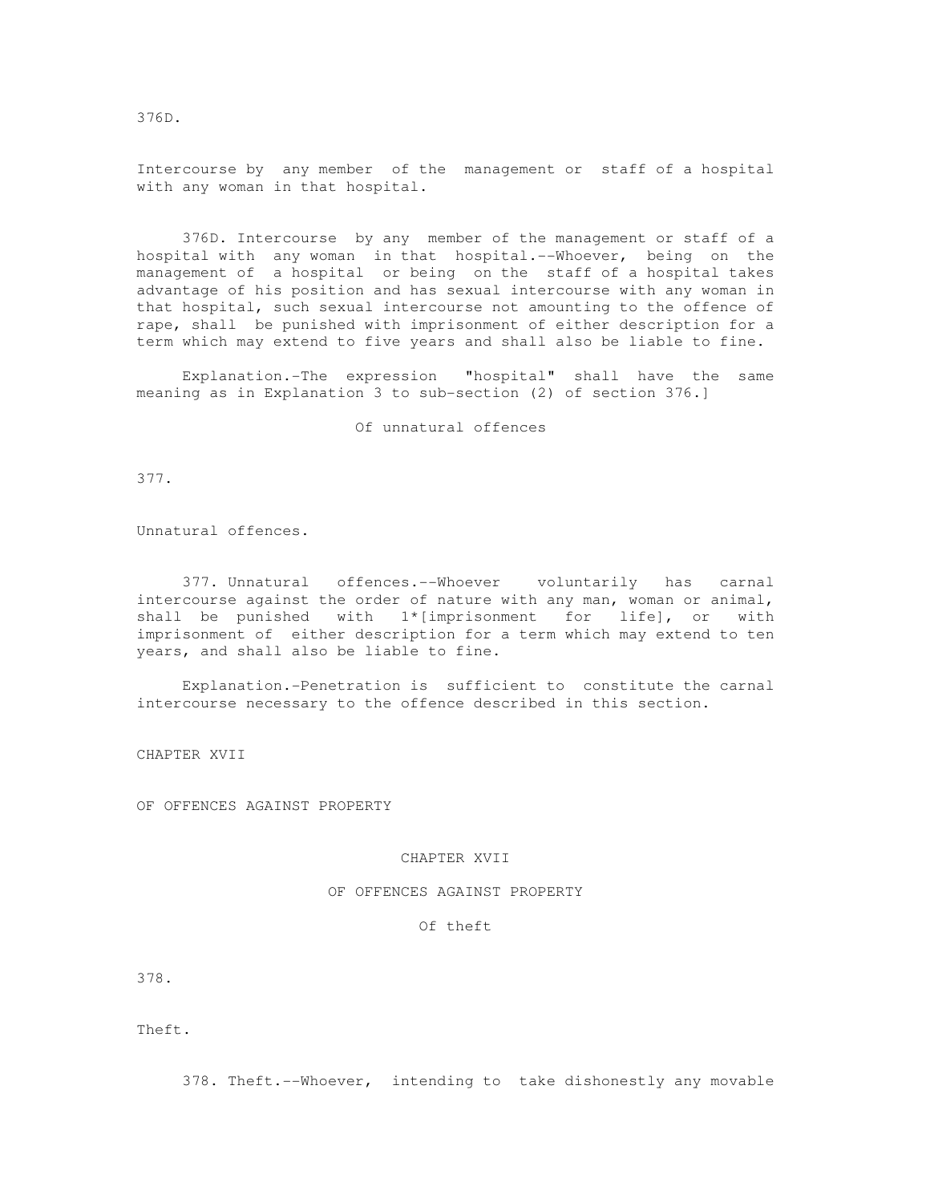376D.

Intercourse by any member of the management or staff of a hospital with any woman in that hospital.

376D. Intercourse by any member of the management or staff of a hospital with any woman in that hospital.--Whoever, being on the management of a hospital or being on the staff of a hospital takes advantage of his position and has sexual intercourse with any woman in that hospital, such sexual intercourse not amounting to the offence of rape, shall be punished with imprisonment of either description for a term which may extend to five years and shall also be liable to fine.

Explanation.-The expression "hospital" shall have the same meaning as in Explanation 3 to sub-section (2) of section 376.]

Of unnatural offences

377.

Unnatural offences.

377. Unnatural offences.--Whoever voluntarily has carnal intercourse against the order of nature with any man, woman or animal, shall be punished with 1*[imprisonment for life], or with imprisonment of either description for a term which may extend to ten years, and shall also be liable to fine.

Explanation.-Penetration is sufficient to constitute the carnal intercourse necessary to the offence described in this section.

CHAPTER XVII

OF OFFENCES AGAINST PROPERTY

## CHAPTER XVII

## OF OFFENCES AGAINST PROPERTY

### Of theft

378.

Theft.

378. Theft.--Whoever, intending to take dishonestly any movable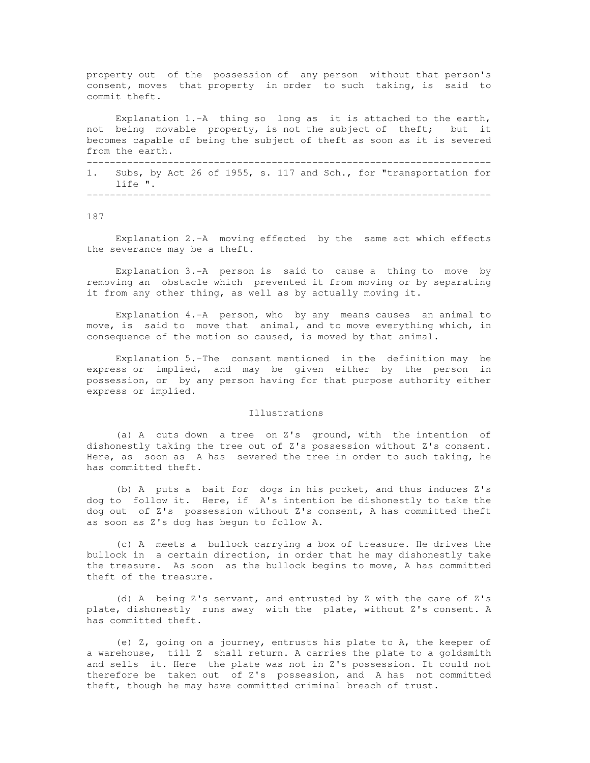property out of the possession of any person without that person's consent, moves that property in order to such taking, is said to commit theft.

Explanation 1.-A thing so long as it is attached to the earth, not being movable property, is not the subject of theft; but it becomes capable of being the subject of theft as soon as it is severed from the earth.

---

1. Subs, by Act 26 of 1955, s. 117 and Sch., for "transportation for life ".

---

Explanation 2.-A moving effected by the same act which effects the severance may be a theft.

Explanation 3.-A person is said to cause a thing to move by removing an obstacle which prevented it from moving or by separating it from any other thing, as well as by actually moving it.

Explanation 4.-A person, who by any means causes an animal to move, is said to move that animal, and to move everything which, in consequence of the motion so caused, is moved by that animal.

Explanation 5.-The consent mentioned in the definition may be express or implied, and may be given either by the person in possession, or by any person having for that purpose authority either express or implied.

Illustrations

(a) A cuts down a tree on Z's ground, with the intention of dishonestly taking the tree out of Z's possession without Z's consent. Here, as soon as A has severed the tree in order to such taking, he has committed theft.

(b) A puts a bait for dogs in his pocket, and thus induces Z's dog to follow it. Here, if A's intention be dishonestly to take the dog out of Z's possession without Z's consent, A has committed theft as soon as Z's dog has begun to follow A.

(c) A meets a bullock carrying a box of treasure. He drives the bullock in a certain direction, in order that he may dishonestly take the treasure. As soon as the bullock begins to move, A has committed theft of the treasure.

(d) A being Z's servant, and entrusted by Z with the care of Z's plate, dishonestly runs away with the plate, without Z's consent. A has committed theft.

(e) Z, going on a journey, entrusts his plate to A, the keeper of a warehouse, till Z shall return. A carries the plate to a goldsmith and sells it. Here the plate was not in Z's possession. It could not therefore be taken out of Z's possession, and A has not committed theft, though he may have committed criminal breach of trust.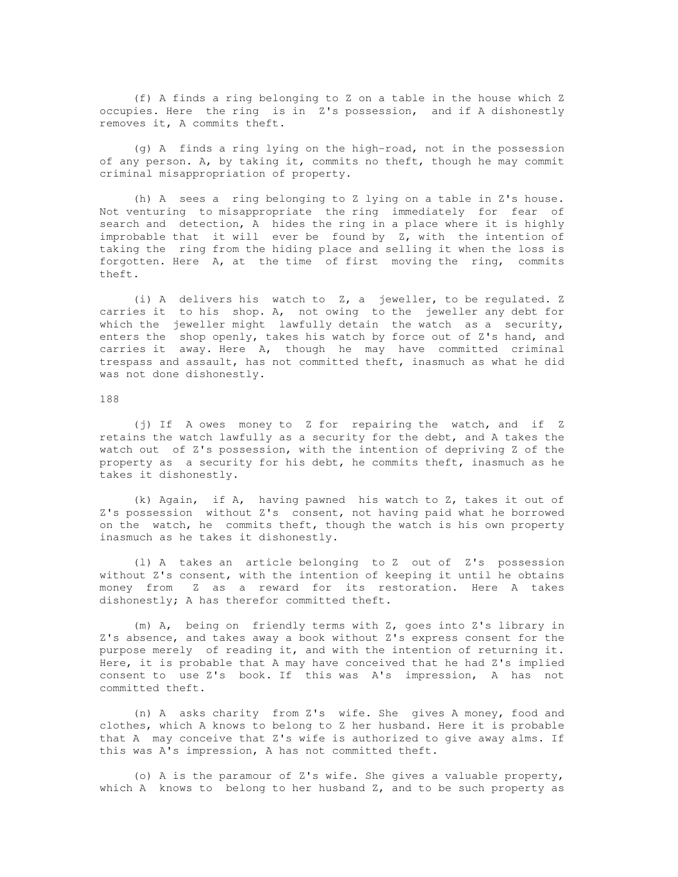(f) A finds a ring belonging to Z on a table in the house which Z occupies. Here the ring is in Z's possession, and if A dishonestly removes it, A commits theft.

(g) A finds a ring lying on the high-road, not in the possession of any person. A, by taking it, commits no theft, though he may commit criminal misappropriation of property.

(h) A sees a ring belonging to Z lying on a table in Z's house. Not venturing to misappropriate the ring immediately for fear of search and detection, A hides the ring in a place where it is highly improbable that it will ever be found by Z, with the intention of taking the ring from the hiding place and selling it when the loss is forgotten. Here A, at the time of first moving the ring, commits theft.

(i) A delivers his watch to Z, a jeweller, to be regulated. Z carries it to his shop. A, not owing to the jeweller any debt for which the jeweller might lawfully detain the watch as a security, enters the shop openly, takes his watch by force out of Z's hand, and carries it away. Here A, though he may have committed criminal trespass and assault, has not committed theft, inasmuch as what he did was not done dishonestly.

188

(j) If A owes money to Z for repairing the watch, and if Z retains the watch lawfully as a security for the debt, and A takes the watch out of Z's possession, with the intention of depriving Z of the property as a security for his debt, he commits theft, inasmuch as he takes it dishonestly.

(k) Again, if A, having pawned his watch to Z, takes it out of Z's possession without Z's consent, not having paid what he borrowed on the watch, he commits theft, though the watch is his own property inasmuch as he takes it dishonestly.

(l) A takes an article belonging to Z out of Z's possession without Z's consent, with the intention of keeping it until he obtains money from Z as a reward for its restoration. Here A takes dishonestly; A has therefor committed theft.

(m) A, being on friendly terms with Z, goes into Z's library in Z's absence, and takes away a book without Z's express consent for the purpose merely of reading it, and with the intention of returning it. Here, it is probable that A may have conceived that he had Z's implied consent to use Z's book. If this was A's impression, A has not committed theft.

(n) A asks charity from Z's wife. She gives A money, food and clothes, which A knows to belong to Z her husband. Here it is probable that A may conceive that Z's wife is authorized to give away alms. If this was A's impression, A has not committed theft.

(o) A is the paramour of Z's wife. She gives a valuable property, which A knows to belong to her husband Z, and to be such property as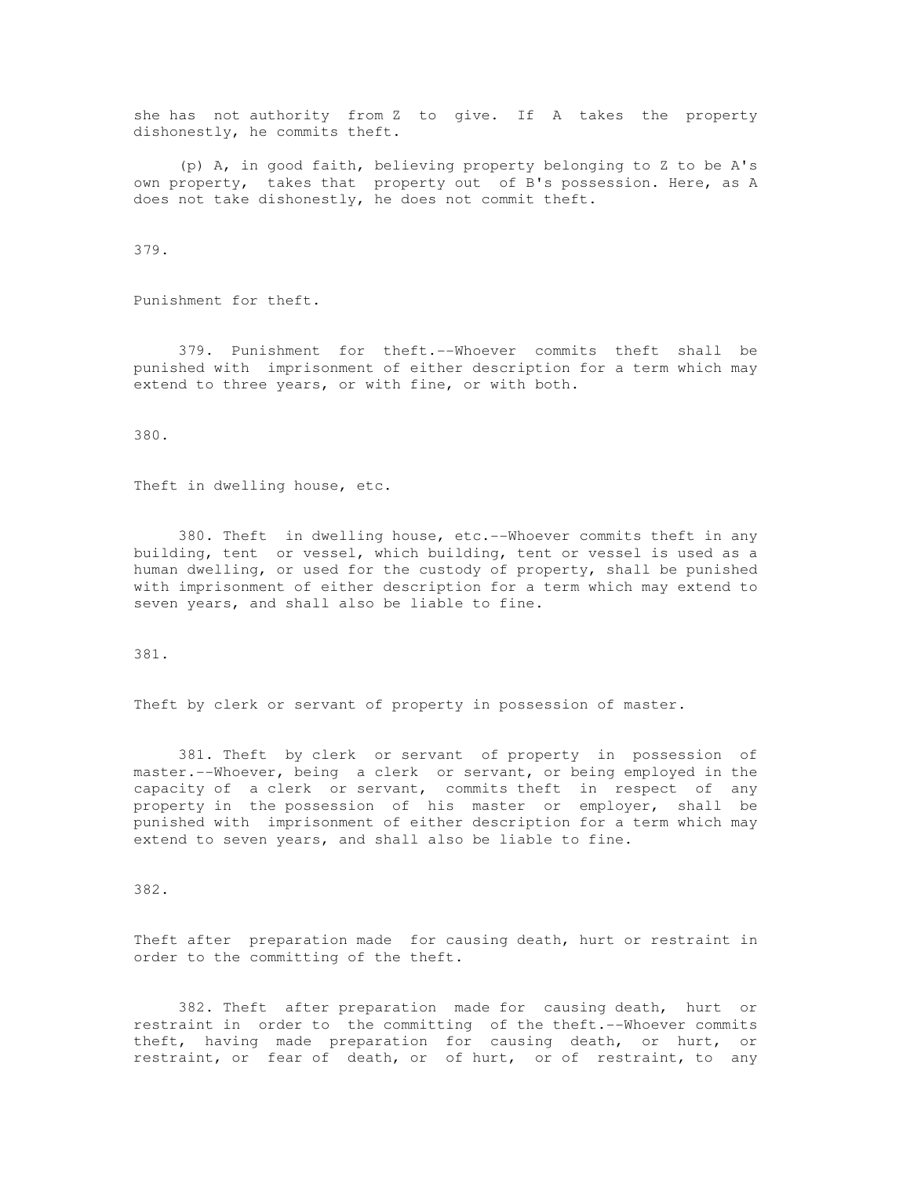she has not authority from Z to give. If A takes the property dishonestly, he commits theft.

(p) A, in good faith, believing property belonging to Z to be A's own property, takes that property out of B's possession. Here, as A does not take dishonestly, he does not commit theft.

379.

Punishment for theft.

379. Punishment for theft.--Whoever commits theft shall be punished with imprisonment of either description for a term which may extend to three years, or with fine, or with both.

380.

Theft in dwelling house, etc.

380. Theft in dwelling house, etc.--Whoever commits theft in any building, tent or vessel, which building, tent or vessel is used as a human dwelling, or used for the custody of property, shall be punished with imprisonment of either description for a term which may extend to seven years, and shall also be liable to fine.

381.

Theft by clerk or servant of property in possession of master.

381. Theft by clerk or servant of property in possession of master.--Whoever, being a clerk or servant, or being employed in the capacity of a clerk or servant, commits theft in respect of any property in the possession of his master or employer, shall be punished with imprisonment of either description for a term which may extend to seven years, and shall also be liable to fine.

382.

Theft after preparation made for causing death, hurt or restraint in order to the committing of the theft.

382. Theft after preparation made for causing death, hurt or restraint in order to the committing of the theft.--Whoever commits theft, having made preparation for causing death, or hurt, or restraint, or fear of death, or of hurt, or of restraint, to any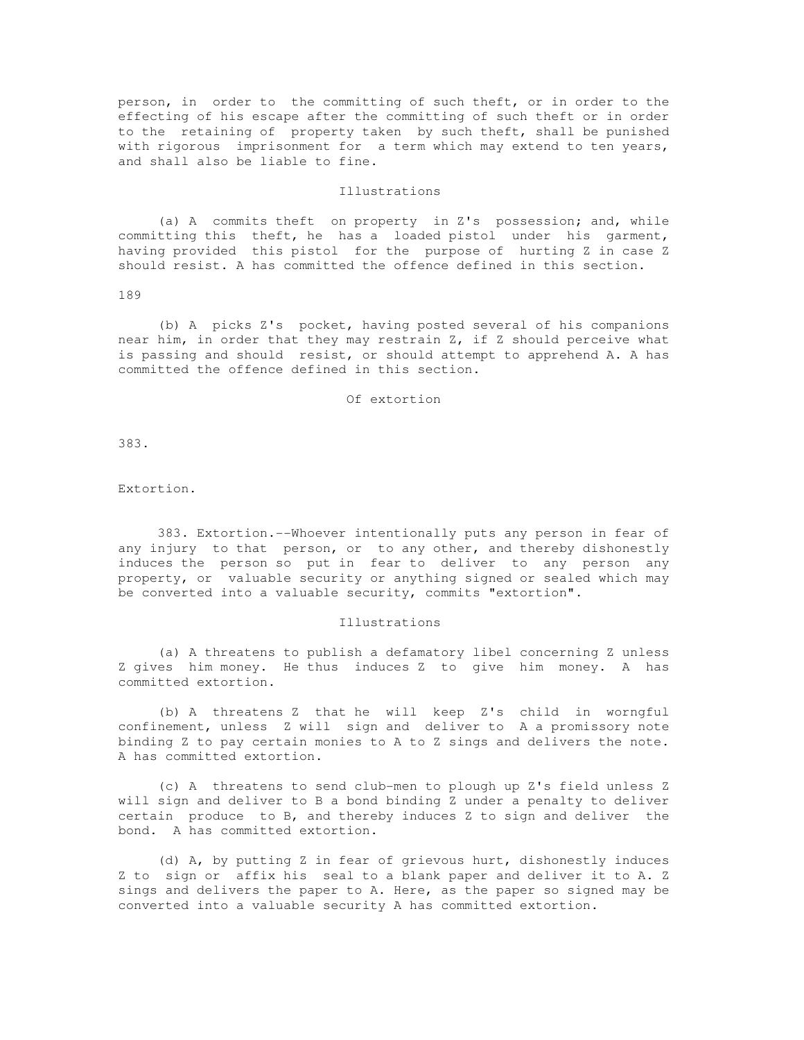person, in order to the committing of such theft, or in order to the effecting of his escape after the committing of such theft or in order to the retaining of property taken by such theft, shall be punished with rigorous imprisonment for a term which may extend to ten years, and shall also be liable to fine.

Illustrations

(a) A commits theft on property in Z's possession; and, while committing this theft, he has a loaded pistol under his garment, having provided this pistol for the purpose of hurting Z in case Z should resist. A has committed the offence defined in this section.

(b) A picks Z's pocket, having posted several of his companions near him, in order that they may restrain Z, if Z should perceive what is passing and should resist, or should attempt to apprehend A. A has committed the offence defined in this section.

### Of extortion

383.

Extortion.

383. Extortion.--Whoever intentionally puts any person in fear of any injury to that person, or to any other, and thereby dishonestly induces the person so put in fear to deliver to any person any property, or valuable security or anything signed or sealed which may be converted into a valuable security, commits "extortion".

Illustrations

(a) A threatens to publish a defamatory libel concerning Z unless Z gives him money. He thus induces Z to give him money. A has committed extortion.

(b) A threatens Z that he will keep Z's child in worngful confinement, unless Z will sign and deliver to A a promissory note binding Z to pay certain monies to A to Z sings and delivers the note. A has committed extortion.

(c) A threatens to send club-men to plough up Z's field unless Z will sign and deliver to B a bond binding Z under a penalty to deliver certain produce to B, and thereby induces Z to sign and deliver the bond. A has committed extortion.

(d) A, by putting Z in fear of grievous hurt, dishonestly induces Z to sign or affix his seal to a blank paper and deliver it to A. Z sings and delivers the paper to A. Here, as the paper so signed may be converted into a valuable security A has committed extortion.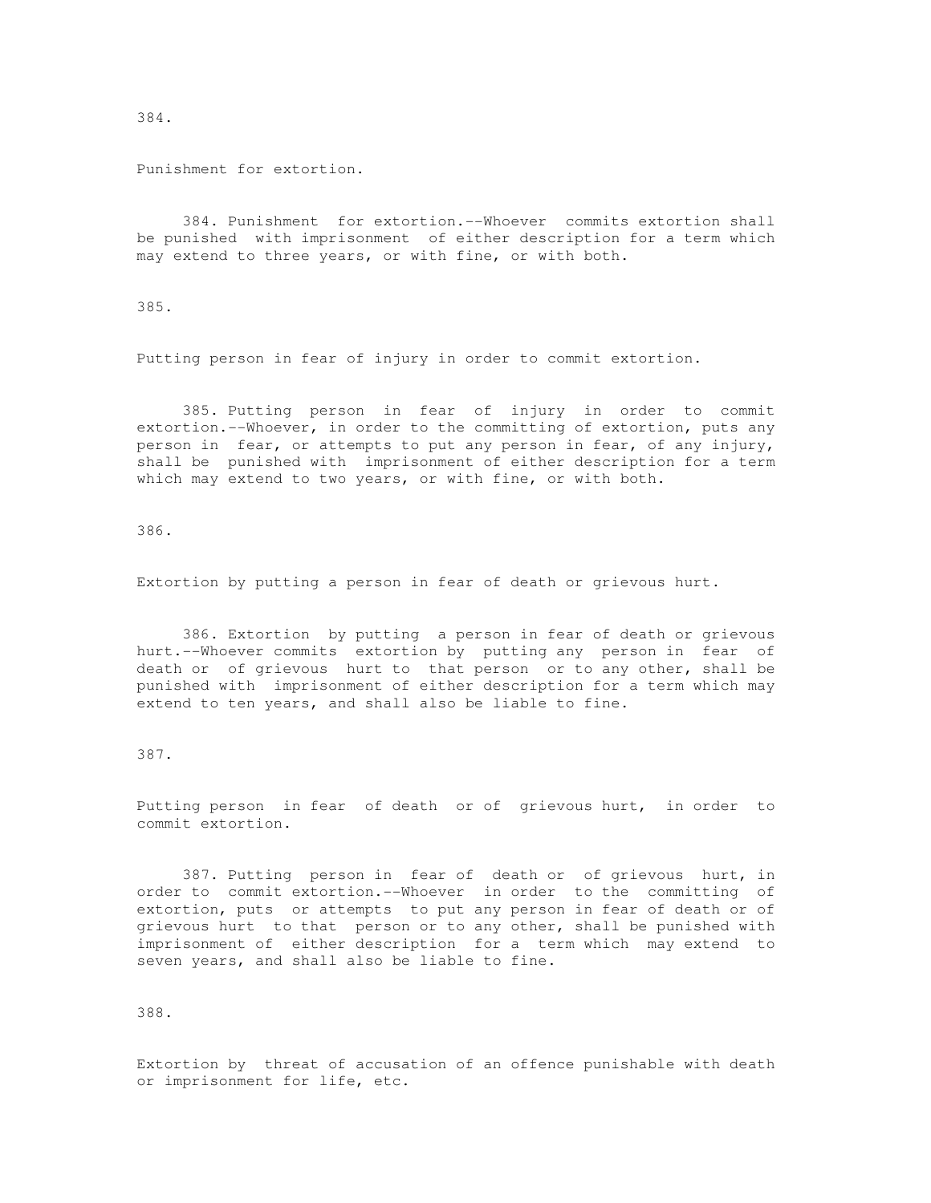384.

Punishment for extortion.

384. Punishment for extortion.--Whoever commits extortion shall be punished with imprisonment of either description for a term which may extend to three years, or with fine, or with both.

385.

Putting person in fear of injury in order to commit extortion.

385. Putting person in fear of injury in order to commit extortion.--Whoever, in order to the committing of extortion, puts any person in fear, or attempts to put any person in fear, of any injury, shall be punished with imprisonment of either description for a term which may extend to two years, or with fine, or with both.

386.

Extortion by putting a person in fear of death or grievous hurt.

386. Extortion by putting a person in fear of death or grievous hurt.--Whoever commits extortion by putting any person in fear of death or of grievous hurt to that person or to any other, shall be punished with imprisonment of either description for a term which may extend to ten years, and shall also be liable to fine.

387.

Putting person in fear of death or of grievous hurt, in order to commit extortion.

387. Putting person in fear of death or of grievous hurt, in order to commit extortion.--Whoever in order to the committing of extortion, puts or attempts to put any person in fear of death or of grievous hurt to that person or to any other, shall be punished with imprisonment of either description for a term which may extend to seven years, and shall also be liable to fine.

388.

Extortion by threat of accusation of an offence punishable with death or imprisonment for life, etc.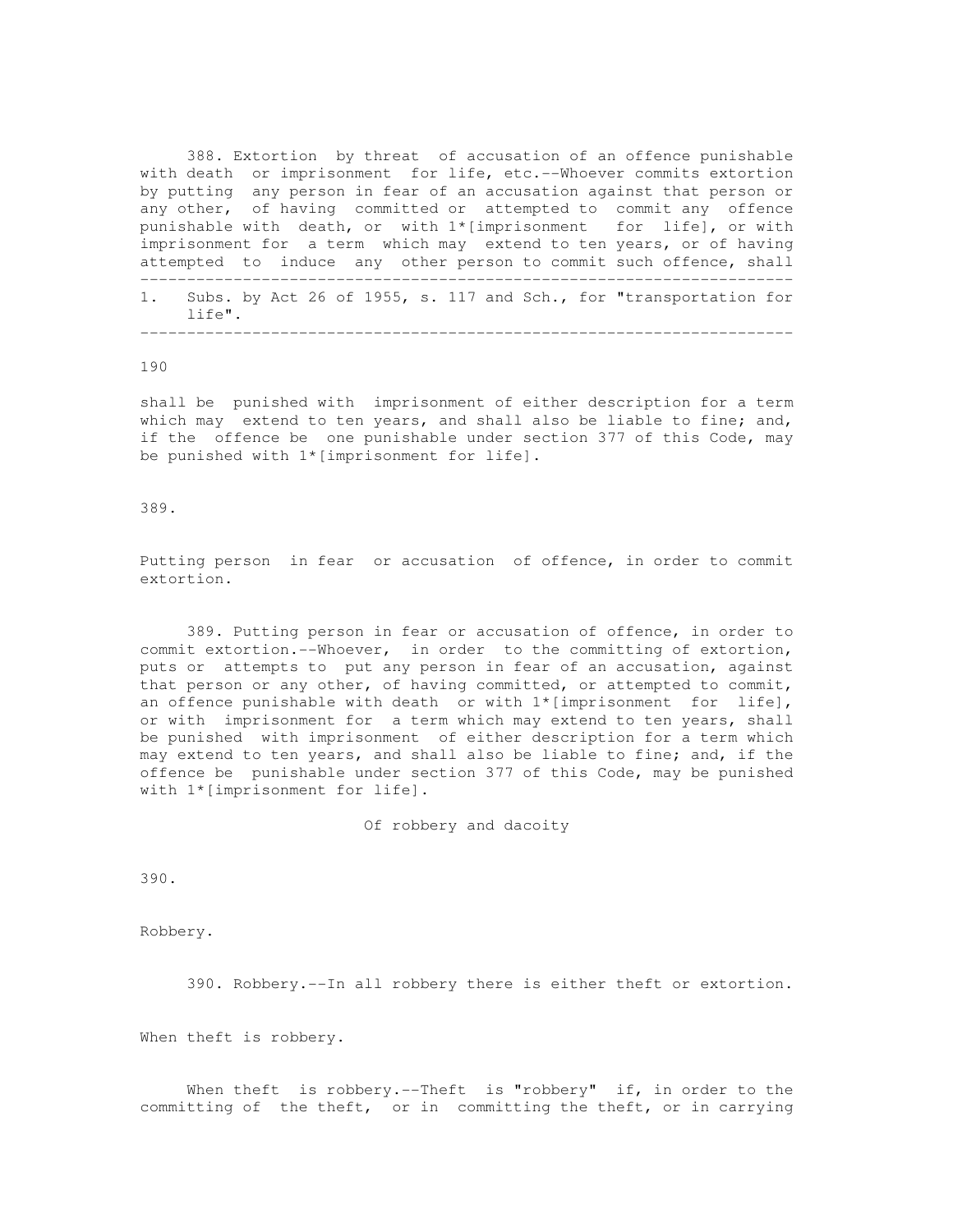388. Extortion by threat of accusation of an offence punishable with death or imprisonment for life, etc.--Whoever commits extortion by putting any person in fear of an accusation against that person or any other, of having committed or attempted to commit any offence punishable with death, or with 1*[imprisonment for life], or with imprisonment for a term which may extend to ten years, or of having attempted to induce any other person to commit such offence, shall

---

1. Subs. by Act 26 of 1955, s. 117 and Sch., for "transportation for life".

---

shall be punished with imprisonment of either description for a term which may extend to ten years, and shall also be liable to fine; and, if the offence be one punishable under section 377 of this Code, may be punished with 1*[imprisonment for life].

389.

Putting person in fear or accusation of offence, in order to commit extortion.

389. Putting person in fear or accusation of offence, in order to commit extortion.--Whoever, in order to the committing of extortion, puts or attempts to put any person in fear of an accusation, against that person or any other, of having committed, or attempted to commit, an offence punishable with death or with 1*[imprisonment for life], or with imprisonment for a term which may extend to ten years, shall be punished with imprisonment of either description for a term which may extend to ten years, and shall also be liable to fine; and, if the offence be punishable under section 377 of this Code, may be punished with 1*[imprisonment for life].

## Of robbery and dacoity

390.

Robbery.

390. Robbery.--In all robbery there is either theft or extortion.

When theft is robbery.

When theft is robbery.--Theft is "robbery" if, in order to the committing of the theft, or in committing the theft, or in carrying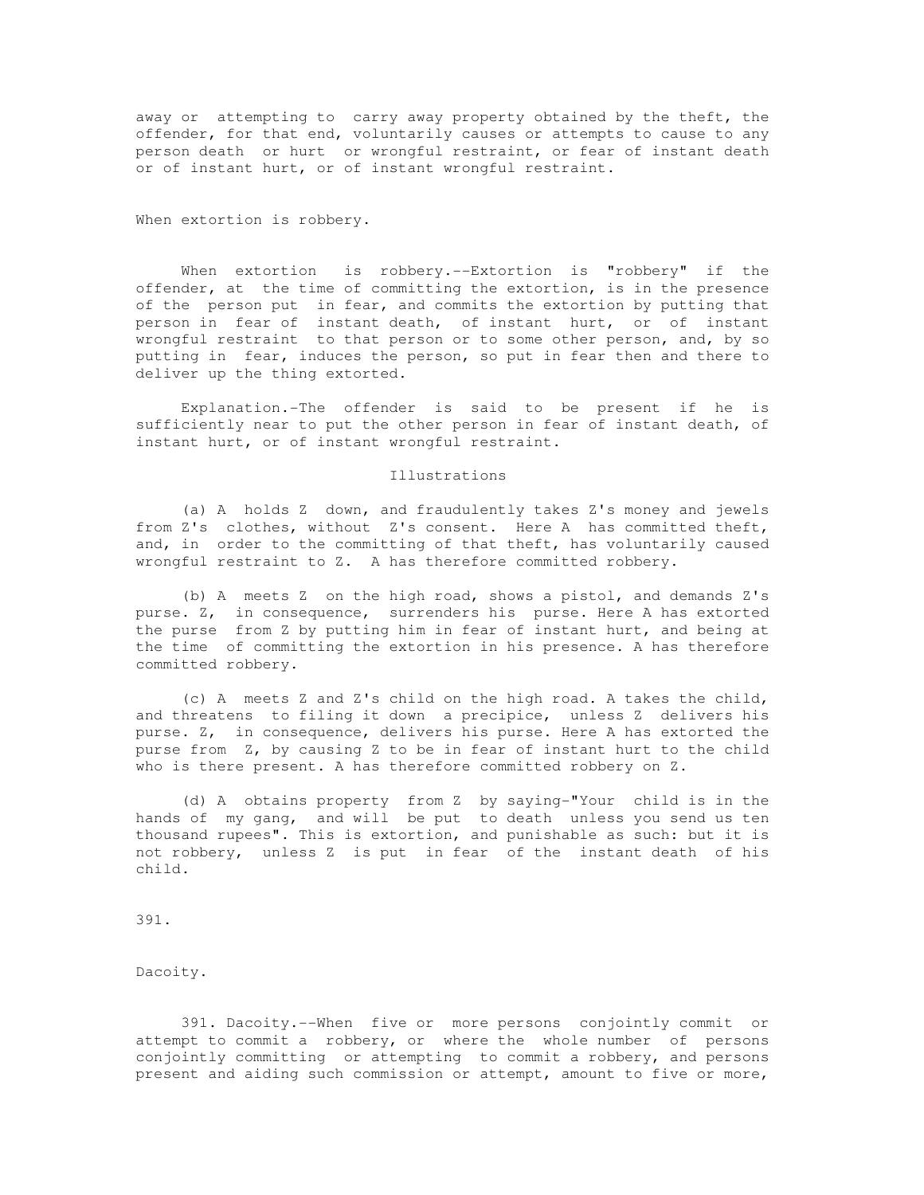away or attempting to carry away property obtained by the theft, the offender, for that end, voluntarily causes or attempts to cause to any person death or hurt or wrongful restraint, or fear of instant death or of instant hurt, or of instant wrongful restraint.

When extortion is robbery.

When extortion is robbery.--Extortion is "robbery" if the offender, at the time of committing the extortion, is in the presence of the person put in fear, and commits the extortion by putting that person in fear of instant death, of instant hurt, or of instant wrongful restraint to that person or to some other person, and, by so putting in fear, induces the person, so put in fear then and there to deliver up the thing extorted.

Explanation.-The offender is said to be present if he is sufficiently near to put the other person in fear of instant death, of instant hurt, or of instant wrongful restraint.

Illustrations

(a) A holds Z down, and fraudulently takes Z's money and jewels from Z's clothes, without Z's consent. Here A has committed theft, and, in order to the committing of that theft, has voluntarily caused wrongful restraint to Z. A has therefore committed robbery.

(b) A meets Z on the high road, shows a pistol, and demands Z's purse. Z, in consequence, surrenders his purse. Here A has extorted the purse from Z by putting him in fear of instant hurt, and being at the time of committing the extortion in his presence. A has therefore committed robbery.

(c) A meets Z and Z's child on the high road. A takes the child, and threatens to filing it down a precipice, unless Z delivers his purse. Z, in consequence, delivers his purse. Here A has extorted the purse from Z, by causing Z to be in fear of instant hurt to the child who is there present. A has therefore committed robbery on Z.

(d) A obtains property from Z by saying-"Your child is in the hands of my gang, and will be put to death unless you send us ten thousand rupees". This is extortion, and punishable as such: but it is not robbery, unless Z is put in fear of the instant death of his child.

391.

Dacoity.

391. Dacoity.--When five or more persons conjointly commit or attempt to commit a robbery, or where the whole number of persons conjointly committing or attempting to commit a robbery, and persons present and aiding such commission or attempt, amount to five or more,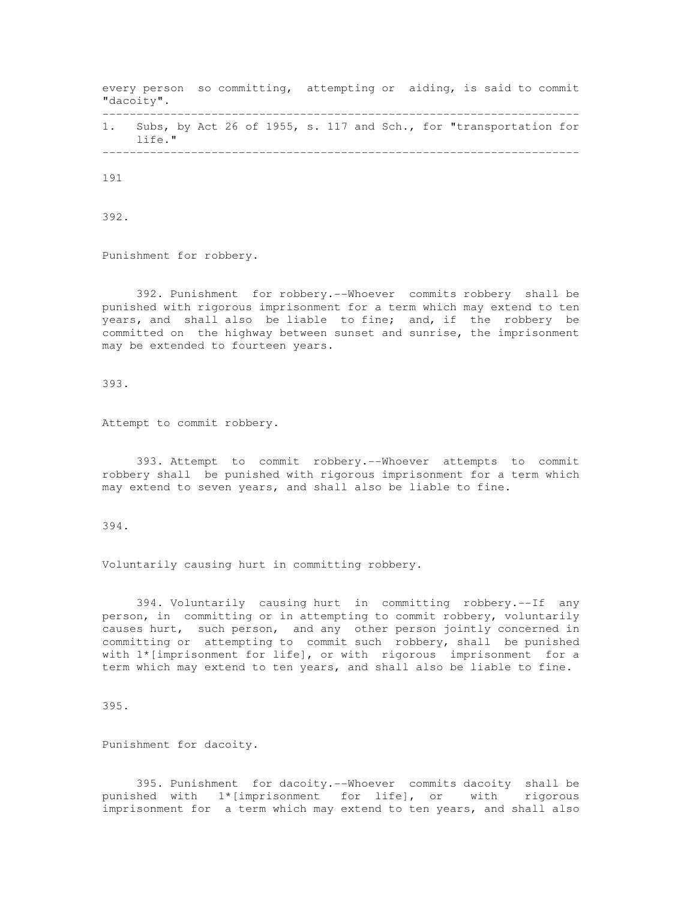every person so committing, attempting or aiding, is said to commit "dacoity".

---

1. Subs, by Act 26 of 1955, s. 117 and Sch., for "transportation for life."

---

392.

Punishment for robbery.

392. Punishment for robbery.--Whoever commits robbery shall be punished with rigorous imprisonment for a term which may extend to ten years, and shall also be liable to fine; and, if the robbery be committed on the highway between sunset and sunrise, the imprisonment may be extended to fourteen years.

393.

Attempt to commit robbery.

393. Attempt to commit robbery.--Whoever attempts to commit robbery shall be punished with rigorous imprisonment for a term which may extend to seven years, and shall also be liable to fine.

394.

Voluntarily causing hurt in committing robbery.

394. Voluntarily causing hurt in committing robbery.--If any person, in committing or in attempting to commit robbery, voluntarily causes hurt, such person, and any other person jointly concerned in committing or attempting to commit such robbery, shall be punished with 1*[imprisonment for life], or with rigorous imprisonment for a term which may extend to ten years, and shall also be liable to fine.

395.

Punishment for dacoity.

395. Punishment for dacoity.--Whoever commits dacoity shall be punished with 1*[imprisonment for life], or with rigorous imprisonment for a term which may extend to ten years, and shall also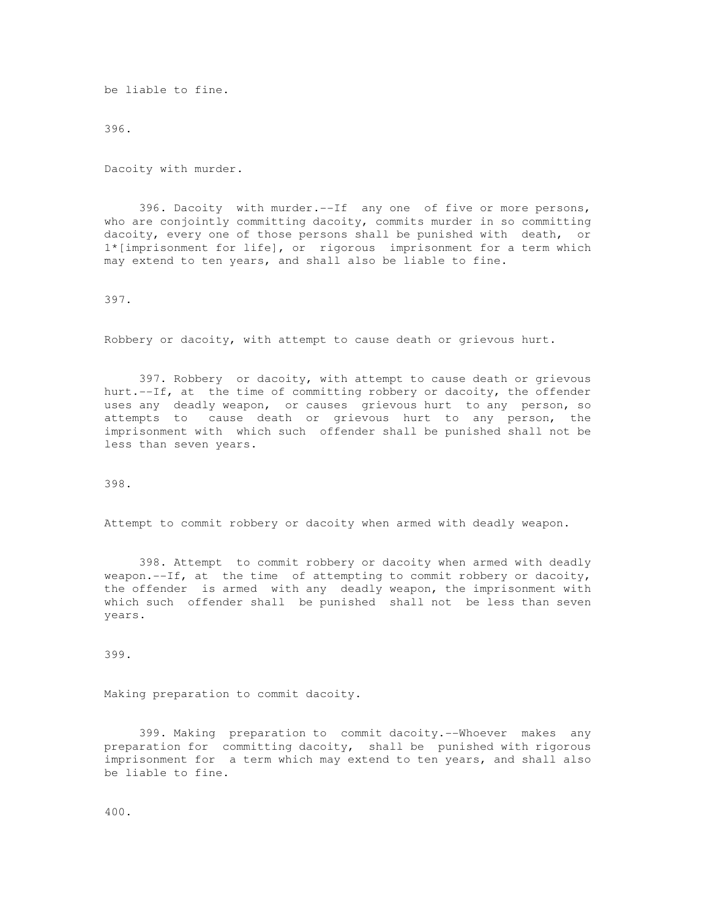be liable to fine.

396.

Dacoity with murder.

396. Dacoity with murder.--If any one of five or more persons, who are conjointly committing dacoity, commits murder in so committing dacoity, every one of those persons shall be punished with death, or 1*[imprisonment for life], or rigorous imprisonment for a term which may extend to ten years, and shall also be liable to fine.

397.

Robbery or dacoity, with attempt to cause death or grievous hurt.

397. Robbery or dacoity, with attempt to cause death or grievous hurt.--If, at the time of committing robbery or dacoity, the offender uses any deadly weapon, or causes grievous hurt to any person, so attempts to cause death or grievous hurt to any person, the imprisonment with which such offender shall be punished shall not be less than seven years.

398.

Attempt to commit robbery or dacoity when armed with deadly weapon.

398. Attempt to commit robbery or dacoity when armed with deadly weapon.--If, at the time of attempting to commit robbery or dacoity, the offender is armed with any deadly weapon, the imprisonment with which such offender shall be punished shall not be less than seven years.

399.

Making preparation to commit dacoity.

399. Making preparation to commit dacoity.--Whoever makes any preparation for committing dacoity, shall be punished with rigorous imprisonment for a term which may extend to ten years, and shall also be liable to fine.

400.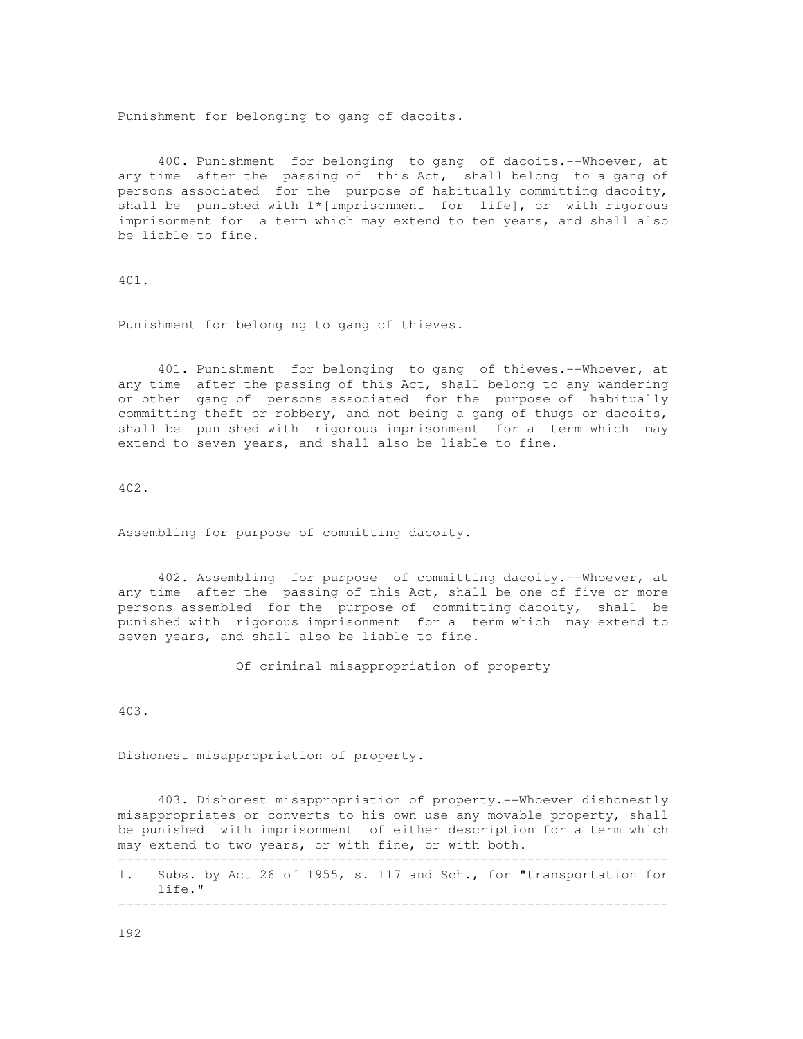Punishment for belonging to gang of dacoits.

400. Punishment for belonging to gang of dacoits.--Whoever, at any time after the passing of this Act, shall belong to a gang of persons associated for the purpose of habitually committing dacoity, shall be punished with 1*[imprisonment for life], or with rigorous imprisonment for a term which may extend to ten years, and shall also be liable to fine.

401.

Punishment for belonging to gang of thieves.

401. Punishment for belonging to gang of thieves.--Whoever, at any time after the passing of this Act, shall belong to any wandering or other gang of persons associated for the purpose of habitually committing theft or robbery, and not being a gang of thugs or dacoits, shall be punished with rigorous imprisonment for a term which may extend to seven years, and shall also be liable to fine.

402.

Assembling for purpose of committing dacoity.

402. Assembling for purpose of committing dacoity.--Whoever, at any time after the passing of this Act, shall be one of five or more persons assembled for the purpose of committing dacoity, shall be punished with rigorous imprisonment for a term which may extend to seven years, and shall also be liable to fine.

Of criminal misappropriation of property

403.

Dishonest misappropriation of property.

403. Dishonest misappropriation of property.--Whoever dishonestly misappropriates or converts to his own use any movable property, shall be punished with imprisonment of either description for a term which may extend to two years, or with fine, or with both.

---

1. Subs. by Act 26 of 1955, s. 117 and Sch., for "transportation for life."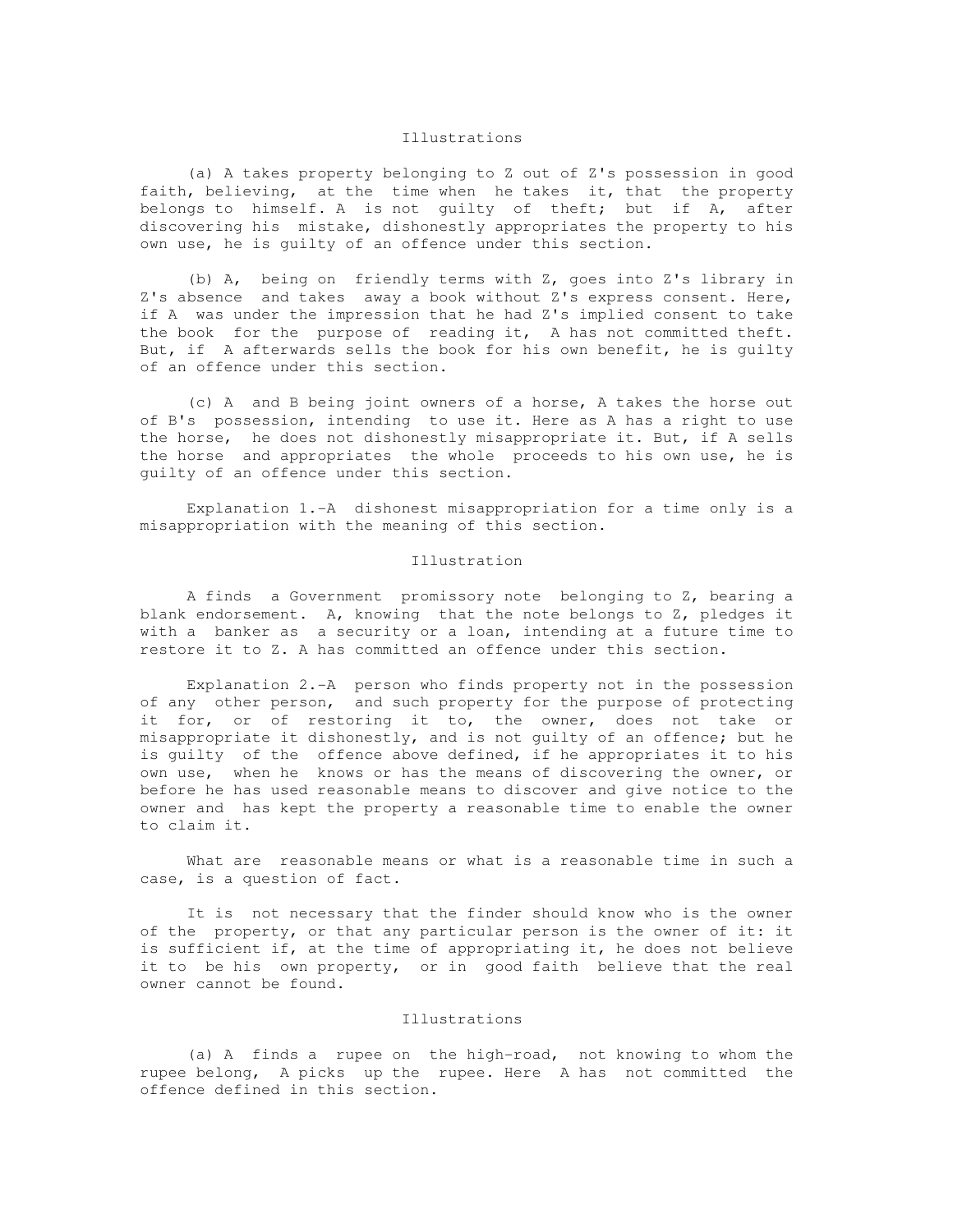### Illustrations

(a) A takes property belonging to Z out of Z's possession in good faith, believing, at the time when he takes it, that the property belongs to himself. A is not guilty of theft; but if A, after discovering his mistake, dishonestly appropriates the property to his own use, he is guilty of an offence under this section.

(b) A, being on friendly terms with Z, goes into Z's library in Z's absence and takes away a book without Z's express consent. Here, if A was under the impression that he had Z's implied consent to take the book for the purpose of reading it, A has not committed theft. But, if A afterwards sells the book for his own benefit, he is guilty of an offence under this section.

(c) A and B being joint owners of a horse, A takes the horse out of B's possession, intending to use it. Here as A has a right to use the horse, he does not dishonestly misappropriate it. But, if A sells the horse and appropriates the whole proceeds to his own use, he is guilty of an offence under this section.

Explanation 1.-A dishonest misappropriation for a time only is a misappropriation with the meaning of this section.

### Illustration

A finds a Government promissory note belonging to Z, bearing a blank endorsement. A, knowing that the note belongs to Z, pledges it with a banker as a security or a loan, intending at a future time to restore it to Z. A has committed an offence under this section.

Explanation 2.-A person who finds property not in the possession of any other person, and such property for the purpose of protecting it for, or of restoring it to, the owner, does not take or misappropriate it dishonestly, and is not guilty of an offence; but he is guilty of the offence above defined, if he appropriates it to his own use, when he knows or has the means of discovering the owner, or before he has used reasonable means to discover and give notice to the owner and has kept the property a reasonable time to enable the owner to claim it.

What are reasonable means or what is a reasonable time in such a case, is a question of fact.

It is not necessary that the finder should know who is the owner of the property, or that any particular person is the owner of it: it is sufficient if, at the time of appropriating it, he does not believe it to be his own property, or in good faith believe that the real owner cannot be found.

### Illustrations

(a) A finds a rupee on the high-road, not knowing to whom the rupee belong, A picks up the rupee. Here A has not committed the offence defined in this section.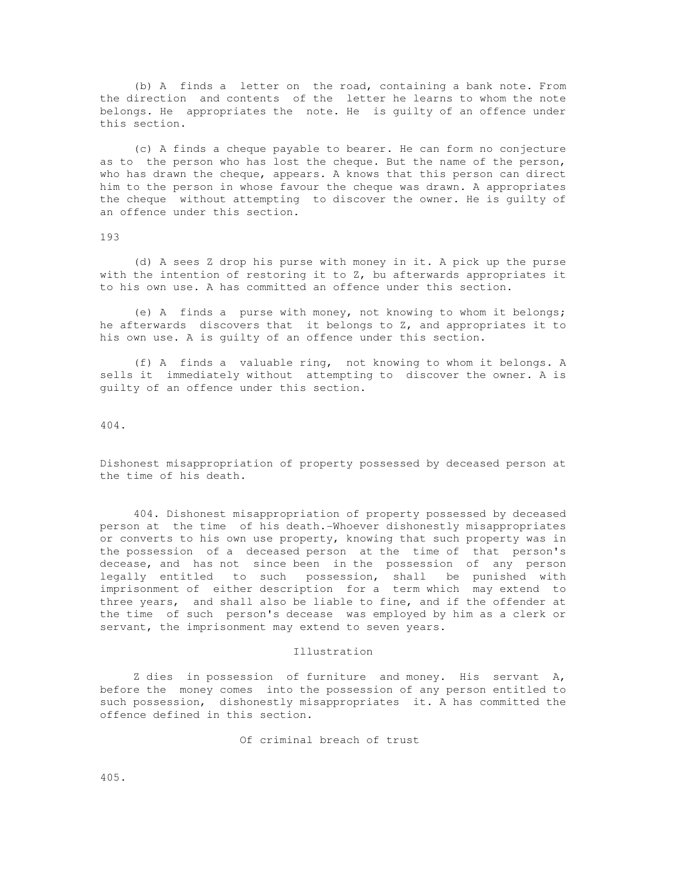(b) A finds a letter on the road, containing a bank note. From the direction and contents of the letter he learns to whom the note belongs. He appropriates the note. He is guilty of an offence under this section.

(c) A finds a cheque payable to bearer. He can form no conjecture as to the person who has lost the cheque. But the name of the person, who has drawn the cheque, appears. A knows that this person can direct him to the person in whose favour the cheque was drawn. A appropriates the cheque without attempting to discover the owner. He is guilty of an offence under this section.

(d) A sees Z drop his purse with money in it. A pick up the purse with the intention of restoring it to Z, bu afterwards appropriates it to his own use. A has committed an offence under this section.

(e) A finds a purse with money, not knowing to whom it belongs; he afterwards discovers that it belongs to Z, and appropriates it to his own use. A is guilty of an offence under this section.

(f) A finds a valuable ring, not knowing to whom it belongs. A sells it immediately without attempting to discover the owner. A is guilty of an offence under this section.

404.

Dishonest misappropriation of property possessed by deceased person at the time of his death.

404. Dishonest misappropriation of property possessed by deceased person at the time of his death.-Whoever dishonestly misappropriates or converts to his own use property, knowing that such property was in the possession of a deceased person at the time of that person's decease, and has not since been in the possession of any person legally entitled to such possession, shall be punished with imprisonment of either description for a term which may extend to three years, and shall also be liable to fine, and if the offender at the time of such person's decease was employed by him as a clerk or servant, the imprisonment may extend to seven years.

Illustration

Z dies in possession of furniture and money. His servant A, before the money comes into the possession of any person entitled to such possession, dishonestly misappropriates it. A has committed the offence defined in this section.

Of criminal breach of trust

405.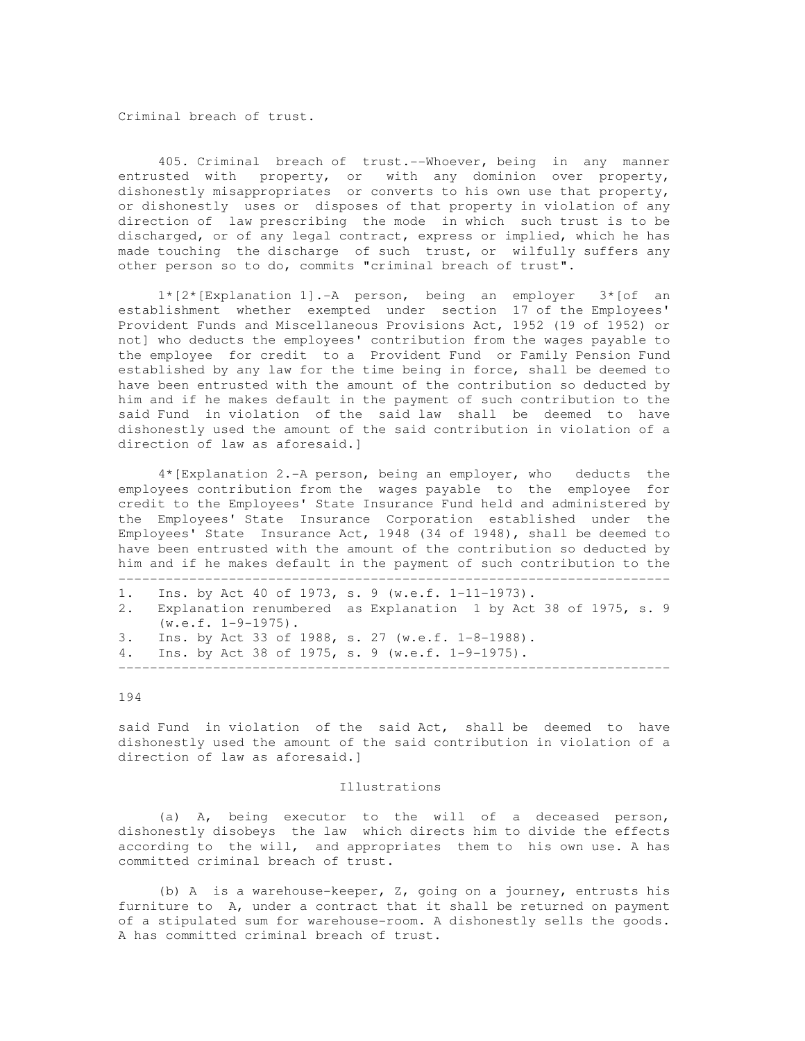Criminal breach of trust.

405. Criminal breach of trust.--Whoever, being in any manner entrusted with property, or with any dominion over property, dishonestly misappropriates or converts to his own use that property, or dishonestly uses or disposes of that property in violation of any direction of law prescribing the mode in which such trust is to be discharged, or of any legal contract, express or implied, which he has made touching the discharge of such trust, or wilfully suffers any other person so to do, commits "criminal breach of trust".

1*[2*[Explanation 1].-A person, being an employer 3*[of an establishment whether exempted under section 17 of the Employees' Provident Funds and Miscellaneous Provisions Act, 1952 (19 of 1952) or not] who deducts the employees' contribution from the wages payable to the employee for credit to a Provident Fund or Family Pension Fund established by any law for the time being in force, shall be deemed to have been entrusted with the amount of the contribution so deducted by him and if he makes default in the payment of such contribution to the said Fund in violation of the said law shall be deemed to have dishonestly used the amount of the said contribution in violation of a direction of law as aforesaid.]

4*[Explanation 2.-A person, being an employer, who deducts the employees contribution from the wages payable to the employee for credit to the Employees' State Insurance Fund held and administered by the Employees' State Insurance Corporation established under the Employees' State Insurance Act, 1948 (34 of 1948), shall be deemed to have been entrusted with the amount of the contribution so deducted by him and if he makes default in the payment of such contribution to the said Fund in violation of the said Act, shall be deemed to have dishonestly used the amount of the said contribution in violation of a direction of law as aforesaid.]

---

1. Ins. by Act 40 of 1973, s. 9 (w.e.f. 1-11-1973).
2. Explanation renumbered as Explanation 1 by Act 38 of 1975, s. 9 (w.e.f. 1-9-1975).
3. Ins. by Act 33 of 1988, s. 27 (w.e.f. 1-8-1988).
4. Ins. by Act 38 of 1975, s. 9 (w.e.f. 1-9-1975).

---

Illustrations

(a) A, being executor to the will of a deceased person, dishonestly disobeys the law which directs him to divide the effects according to the will, and appropriates them to his own use. A has committed criminal breach of trust.

(b) A is a warehouse-keeper, Z, going on a journey, entrusts his furniture to A, under a contract that it shall be returned on payment of a stipulated sum for warehouse-room. A dishonestly sells the goods. A has committed criminal breach of trust.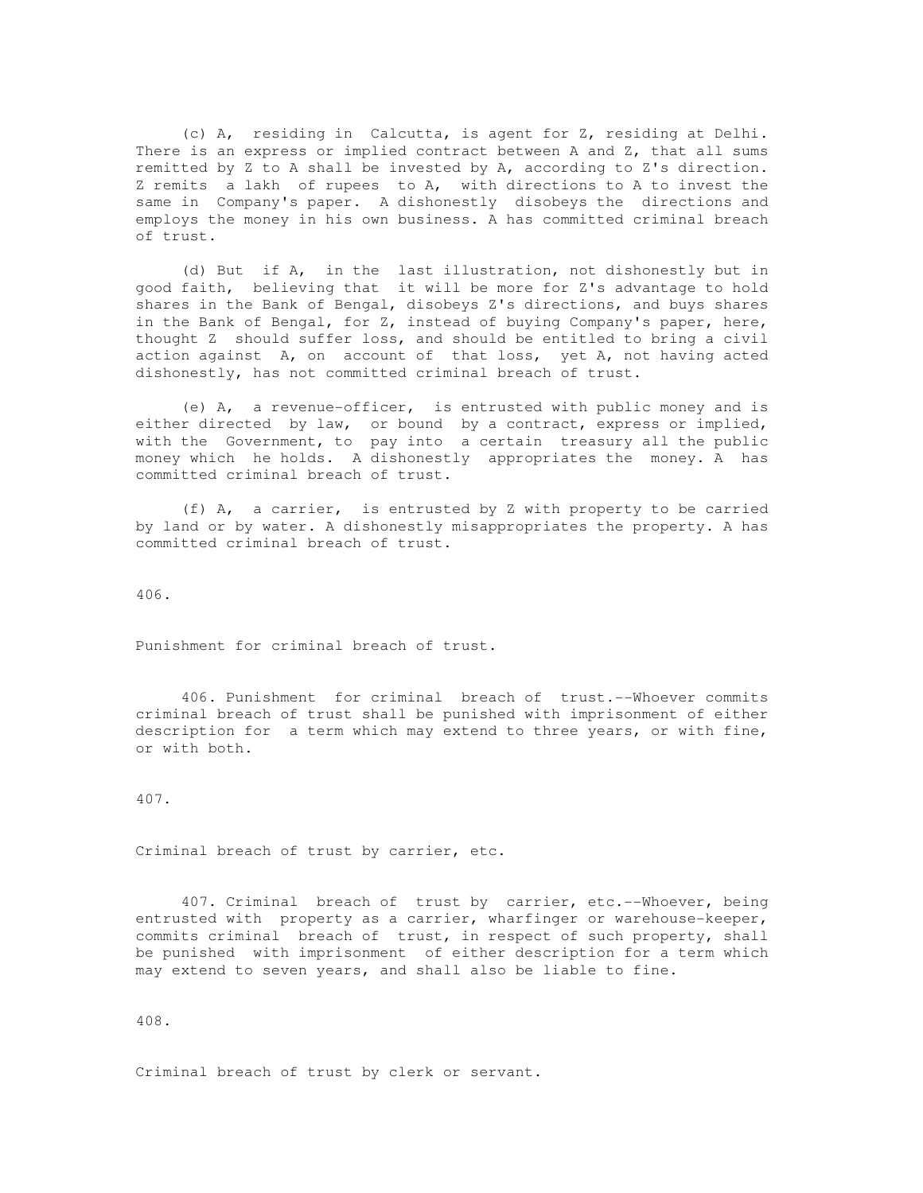(c) A, residing in Calcutta, is agent for Z, residing at Delhi. There is an express or implied contract between A and Z, that all sums remitted by Z to A shall be invested by A, according to Z's direction. Z remits a lakh of rupees to A, with directions to A to invest the same in Company's paper. A dishonestly disobeys the directions and employs the money in his own business. A has committed criminal breach of trust.

(d) But if A, in the last illustration, not dishonestly but in good faith, believing that it will be more for Z's advantage to hold shares in the Bank of Bengal, disobeys Z's directions, and buys shares in the Bank of Bengal, for Z, instead of buying Company's paper, here, thought Z should suffer loss, and should be entitled to bring a civil action against A, on account of that loss, yet A, not having acted dishonestly, has not committed criminal breach of trust.

(e) A, a revenue-officer, is entrusted with public money and is either directed by law, or bound by a contract, express or implied, with the Government, to pay into a certain treasury all the public money which he holds. A dishonestly appropriates the money. A has committed criminal breach of trust.

(f) A, a carrier, is entrusted by Z with property to be carried by land or by water. A dishonestly misappropriates the property. A has committed criminal breach of trust.

406.

Punishment for criminal breach of trust.

406. Punishment for criminal breach of trust.--Whoever commits criminal breach of trust shall be punished with imprisonment of either description for a term which may extend to three years, or with fine, or with both.

407.

Criminal breach of trust by carrier, etc.

407. Criminal breach of trust by carrier, etc.--Whoever, being entrusted with property as a carrier, wharfinger or warehouse-keeper, commits criminal breach of trust, in respect of such property, shall be punished with imprisonment of either description for a term which may extend to seven years, and shall also be liable to fine.

408.

Criminal breach of trust by clerk or servant.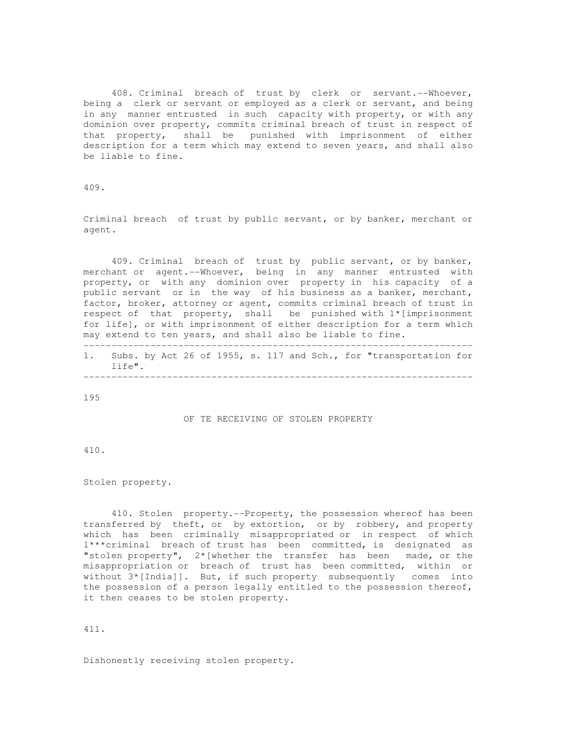408. Criminal breach of trust by clerk or servant.--Whoever, being a clerk or servant or employed as a clerk or servant, and being in any manner entrusted in such capacity with property, or with any dominion over property, commits criminal breach of trust in respect of that property, shall be punished with imprisonment of either description for a term which may extend to seven years, and shall also be liable to fine.

409.

Criminal breach of trust by public servant, or by banker, merchant or agent.

409. Criminal breach of trust by public servant, or by banker, merchant or agent.--Whoever, being in any manner entrusted with property, or with any dominion over property in his capacity of a public servant or in the way of his business as a banker, merchant, factor, broker, attorney or agent, commits criminal breach of trust in respect of that property, shall be punished with 1*[imprisonment for life], or with imprisonment of either description for a term which may extend to ten years, and shall also be liable to fine.

---

1. Subs. by Act 26 of 1955, s. 117 and Sch., for "transportation for life".

---

## OF TE RECEIVING OF STOLEN PROPERTY

410.

Stolen property.

410. Stolen property.--Property, the possession whereof has been transferred by theft, or by extortion, or by robbery, and property which has been criminally misappropriated or in respect of which 1***criminal breach of trust has been committed, is designated as "stolen property", 2*[whether the transfer has been made, or the misappropriation or breach of trust has been committed, within or without 3*[India]]. But, if such property subsequently comes into the possession of a person legally entitled to the possession thereof, it then ceases to be stolen property.

411.

Dishonestly receiving stolen property.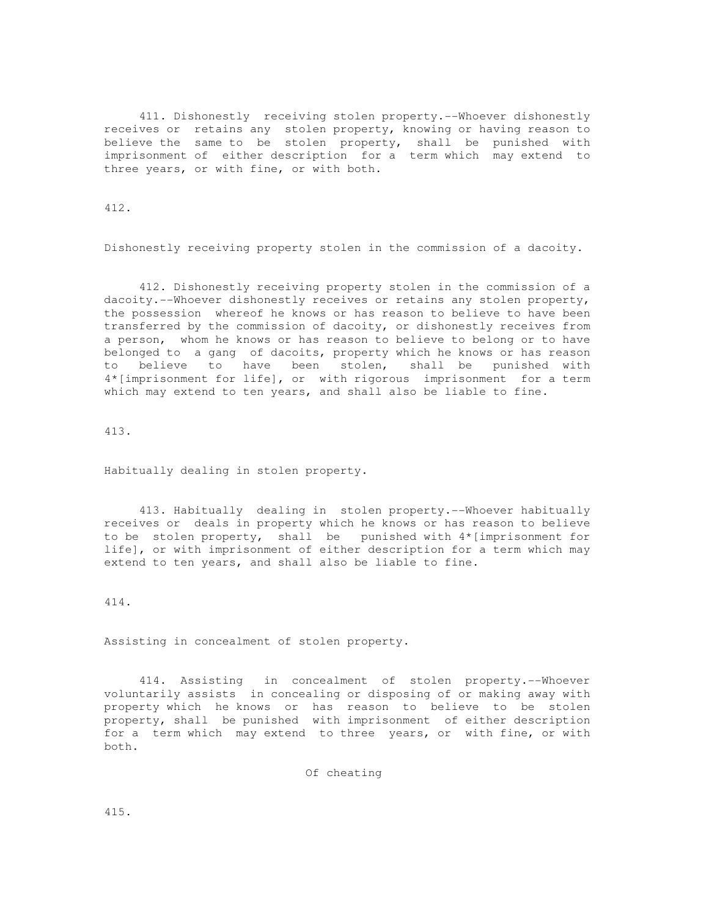411. Dishonestly receiving stolen property.--Whoever dishonestly receives or retains any stolen property, knowing or having reason to believe the same to be stolen property, shall be punished with imprisonment of either description for a term which may extend to three years, or with fine, or with both.

412.

Dishonestly receiving property stolen in the commission of a dacoity.

412. Dishonestly receiving property stolen in the commission of a dacoity.--Whoever dishonestly receives or retains any stolen property, the possession whereof he knows or has reason to believe to have been transferred by the commission of dacoity, or dishonestly receives from a person, whom he knows or has reason to believe to belong or to have belonged to a gang of dacoits, property which he knows or has reason to believe to have been stolen, shall be punished with 4*[imprisonment for life], or with rigorous imprisonment for a term which may extend to ten years, and shall also be liable to fine.

413.

Habitually dealing in stolen property.

413. Habitually dealing in stolen property.--Whoever habitually receives or deals in property which he knows or has reason to believe to be stolen property, shall be punished with 4*[imprisonment for life], or with imprisonment of either description for a term which may extend to ten years, and shall also be liable to fine.

414.

Assisting in concealment of stolen property.

414. Assisting in concealment of stolen property.--Whoever voluntarily assists in concealing or disposing of or making away with property which he knows or has reason to believe to be stolen property, shall be punished with imprisonment of either description for a term which may extend to three years, or with fine, or with both.

Of cheating

415.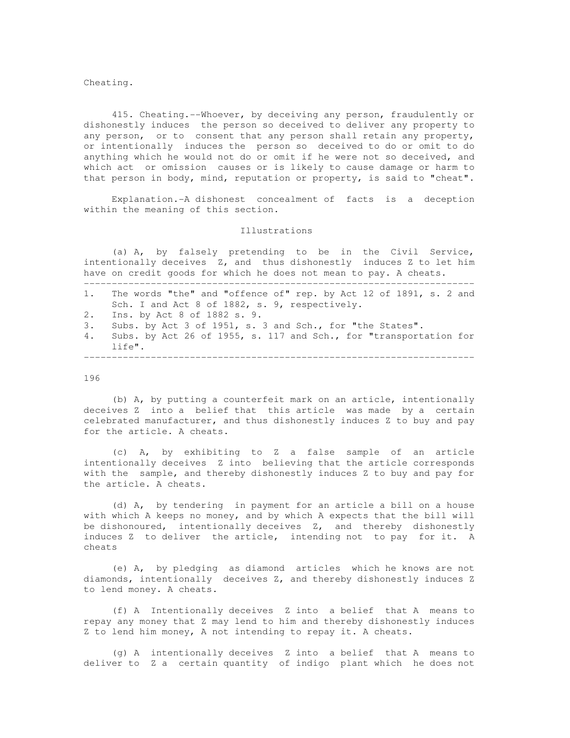Cheating.

415. Cheating.--Whoever, by deceiving any person, fraudulently or dishonestly induces the person so deceived to deliver any property to any person, or to consent that any person shall retain any property, or intentionally induces the person so deceived to do or omit to do anything which he would not do or omit if he were not so deceived, and which act or omission causes or is likely to cause damage or harm to that person in body, mind, reputation or property, is said to "cheat".

Explanation.-A dishonest concealment of facts is a deception within the meaning of this section.

Illustrations

(a) A, by falsely pretending to be in the Civil Service, intentionally deceives Z, and thus dishonestly induces Z to let him have on credit goods for which he does not mean to pay. A cheats.

---

1. The words "the" and "offence of" rep. by Act 12 of 1891, s. 2 and Sch. I and Act 8 of 1882, s. 9, respectively.
2. Ins. by Act 8 of 1882 s. 9.
3. Subs. by Act 3 of 1951, s. 3 and Sch., for "the States".
4. Subs. by Act 26 of 1955, s. 117 and Sch., for "transportation for life".

---

(b) A, by putting a counterfeit mark on an article, intentionally deceives Z into a belief that this article was made by a certain celebrated manufacturer, and thus dishonestly induces Z to buy and pay for the article. A cheats.

(c) A, by exhibiting to Z a false sample of an article intentionally deceives Z into believing that the article corresponds with the sample, and thereby dishonestly induces Z to buy and pay for the article. A cheats.

(d) A, by tendering in payment for an article a bill on a house with which A keeps no money, and by which A expects that the bill will be dishonoured, intentionally deceives Z, and thereby dishonestly induces Z to deliver the article, intending not to pay for it. A cheats

(e) A, by pledging as diamond articles which he knows are not diamonds, intentionally deceives Z, and thereby dishonestly induces Z to lend money. A cheats.

(f) A Intentionally deceives Z into a belief that A means to repay any money that Z may lend to him and thereby dishonestly induces Z to lend him money, A not intending to repay it. A cheats.

(g) A intentionally deceives Z into a belief that A means to deliver to Z a certain quantity of indigo plant which he does not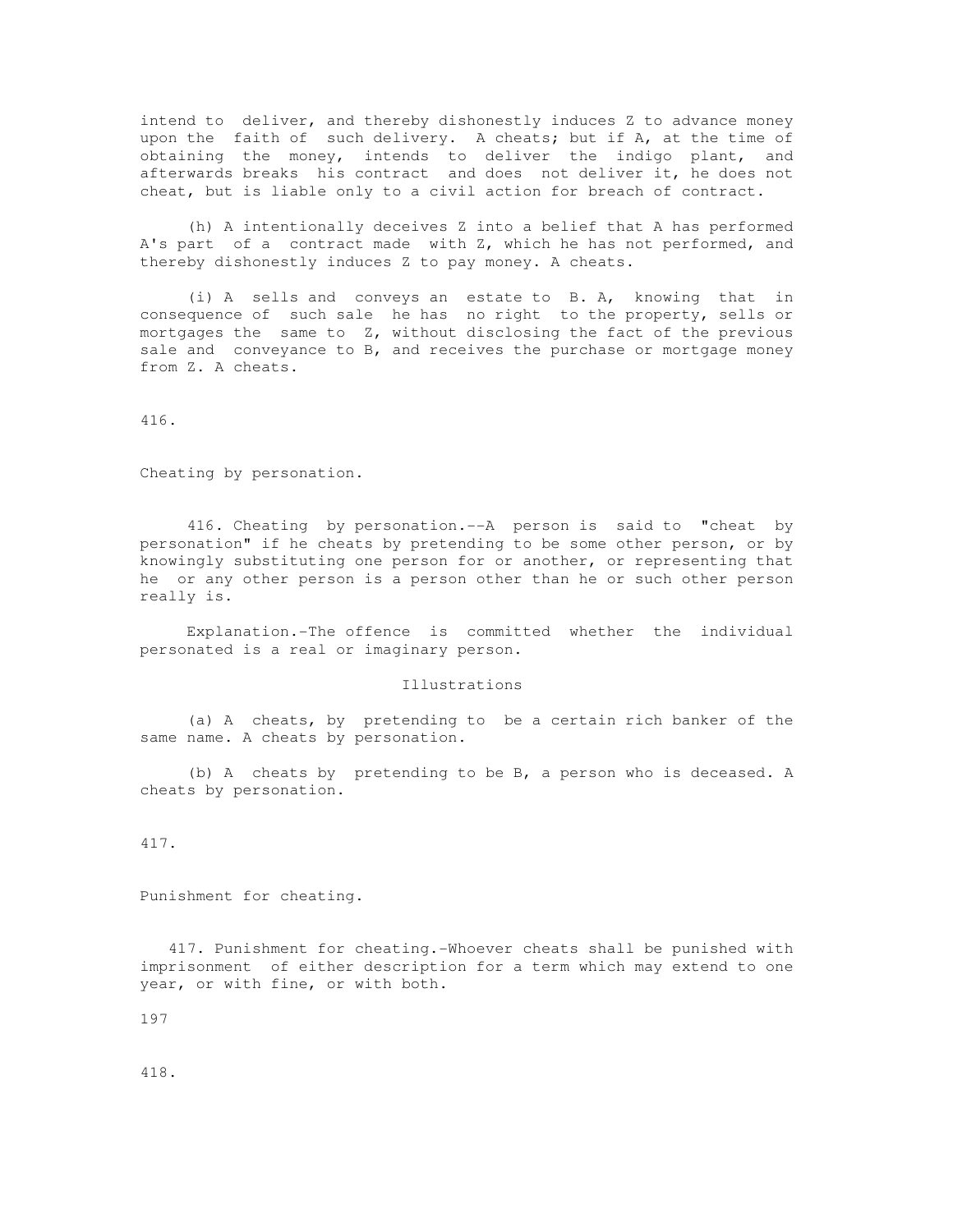intend to deliver, and thereby dishonestly induces Z to advance money upon the faith of such delivery. A cheats; but if A, at the time of obtaining the money, intends to deliver the indigo plant, and afterwards breaks his contract and does not deliver it, he does not cheat, but is liable only to a civil action for breach of contract.

(h) A intentionally deceives Z into a belief that A has performed A's part of a contract made with Z, which he has not performed, and thereby dishonestly induces Z to pay money. A cheats.

(i) A sells and conveys an estate to B. A, knowing that in consequence of such sale he has no right to the property, sells or mortgages the same to Z, without disclosing the fact of the previous sale and conveyance to B, and receives the purchase or mortgage money from Z. A cheats.

416.

Cheating by personation.

416. Cheating by personation.--A person is said to "cheat by personation" if he cheats by pretending to be some other person, or by knowingly substituting one person for or another, or representing that he or any other person is a person other than he or such other person really is.

Explanation.-The offence is committed whether the individual personated is a real or imaginary person.

Illustrations

(a) A cheats, by pretending to be a certain rich banker of the same name. A cheats by personation.

(b) A cheats by pretending to be B, a person who is deceased. A cheats by personation.

417.

Punishment for cheating.

417. Punishment for cheating.-Whoever cheats shall be punished with imprisonment of either description for a term which may extend to one year, or with fine, or with both.

418.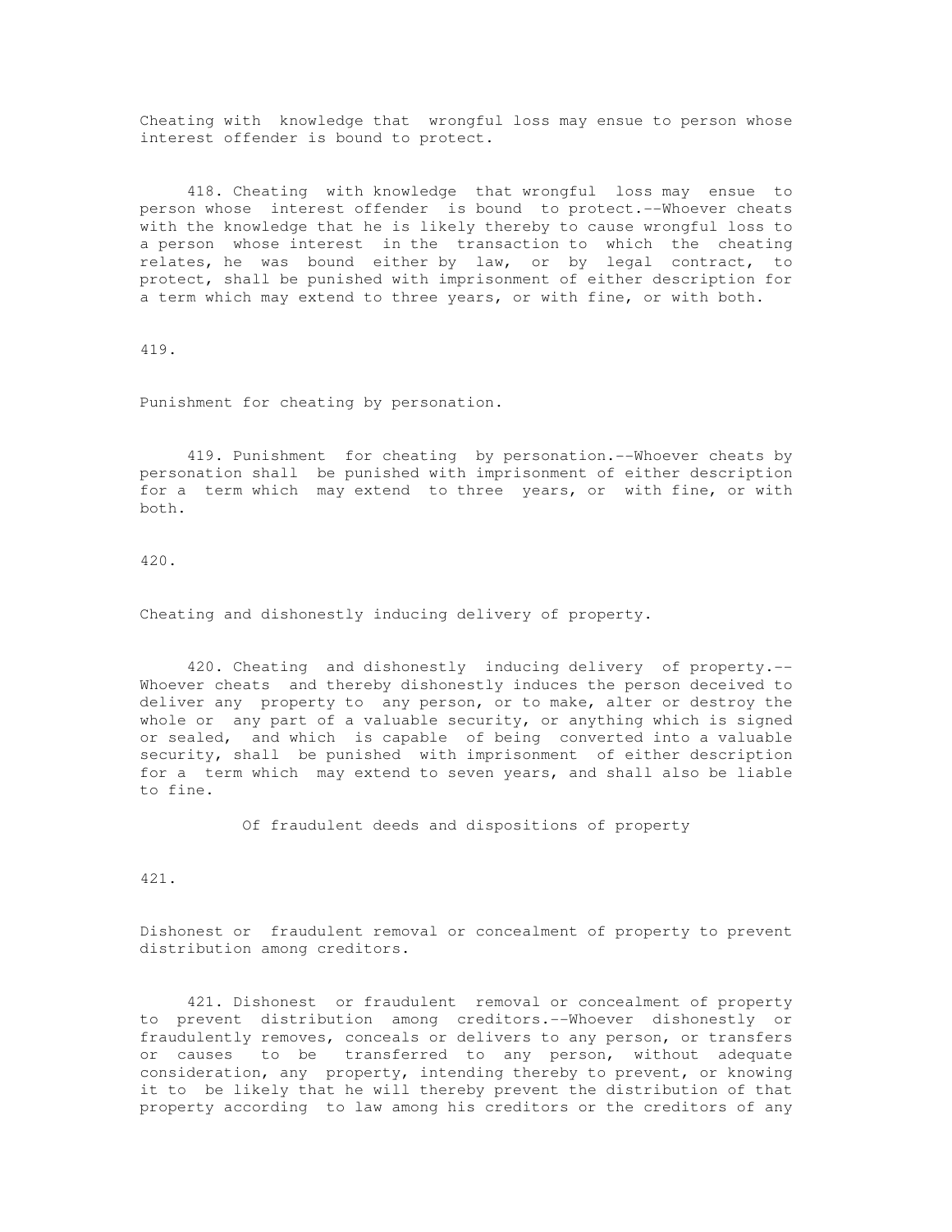Cheating with knowledge that wrongful loss may ensue to person whose interest offender is bound to protect.

418. Cheating with knowledge that wrongful loss may ensue to person whose interest offender is bound to protect.--Whoever cheats with the knowledge that he is likely thereby to cause wrongful loss to a person whose interest in the transaction to which the cheating relates, he was bound either by law, or by legal contract, to protect, shall be punished with imprisonment of either description for a term which may extend to three years, or with fine, or with both.

419.

Punishment for cheating by personation.

419. Punishment for cheating by personation.--Whoever cheats by personation shall be punished with imprisonment of either description for a term which may extend to three years, or with fine, or with both.

420.

Cheating and dishonestly inducing delivery of property.

420. Cheating and dishonestly inducing delivery of property.--Whoever cheats and thereby dishonestly induces the person deceived to deliver any property to any person, or to make, alter or destroy the whole or any part of a valuable security, or anything which is signed or sealed, and which is capable of being converted into a valuable security, shall be punished with imprisonment of either description for a term which may extend to seven years, and shall also be liable to fine.

Of fraudulent deeds and dispositions of property

421.

Dishonest or fraudulent removal or concealment of property to prevent distribution among creditors.

421. Dishonest or fraudulent removal or concealment of property to prevent distribution among creditors.--Whoever dishonestly or fraudulently removes, conceals or delivers to any person, or transfers or causes to be transferred to any person, without adequate consideration, any property, intending thereby to prevent, or knowing it to be likely that he will thereby prevent the distribution of that property according to law among his creditors or the creditors of any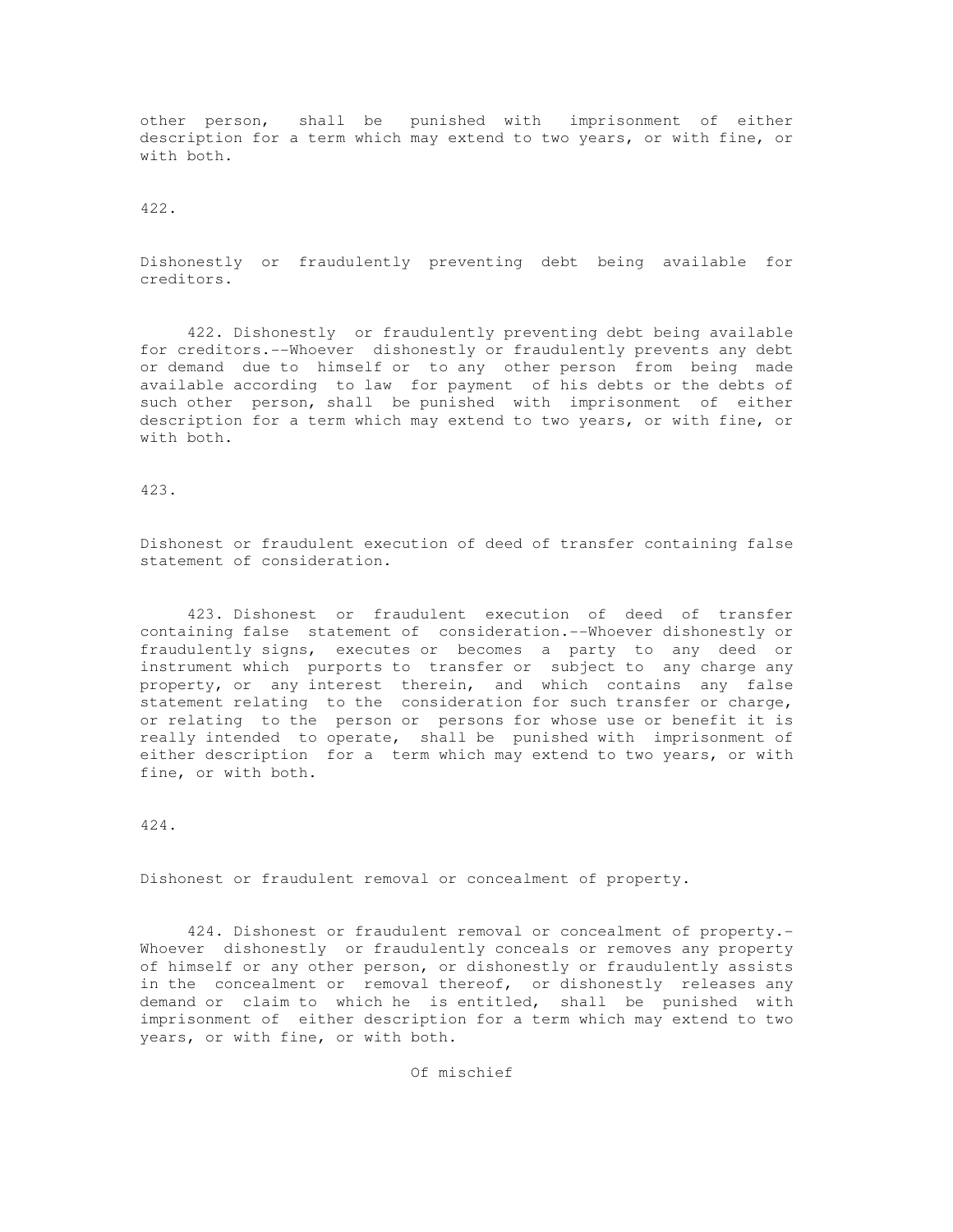other person, shall be punished with imprisonment of either description for a term which may extend to two years, or with fine, or with both.

422.

Dishonestly or fraudulently preventing debt being available for creditors.

422. Dishonestly or fraudulently preventing debt being available for creditors.--Whoever dishonestly or fraudulently prevents any debt or demand due to himself or to any other person from being made available according to law for payment of his debts or the debts of such other person, shall be punished with imprisonment of either description for a term which may extend to two years, or with fine, or with both.

423.

Dishonest or fraudulent execution of deed of transfer containing false statement of consideration.

423. Dishonest or fraudulent execution of deed of transfer containing false statement of consideration.--Whoever dishonestly or fraudulently signs, executes or becomes a party to any deed or instrument which purports to transfer or subject to any charge any property, or any interest therein, and which contains any false statement relating to the consideration for such transfer or charge, or relating to the person or persons for whose use or benefit it is really intended to operate, shall be punished with imprisonment of either description for a term which may extend to two years, or with fine, or with both.

424.

Dishonest or fraudulent removal or concealment of property.

424. Dishonest or fraudulent removal or concealment of property.- Whoever dishonestly or fraudulently conceals or removes any property of himself or any other person, or dishonestly or fraudulently assists in the concealment or removal thereof, or dishonestly releases any demand or claim to which he is entitled, shall be punished with imprisonment of either description for a term which may extend to two years, or with fine, or with both.

Of mischief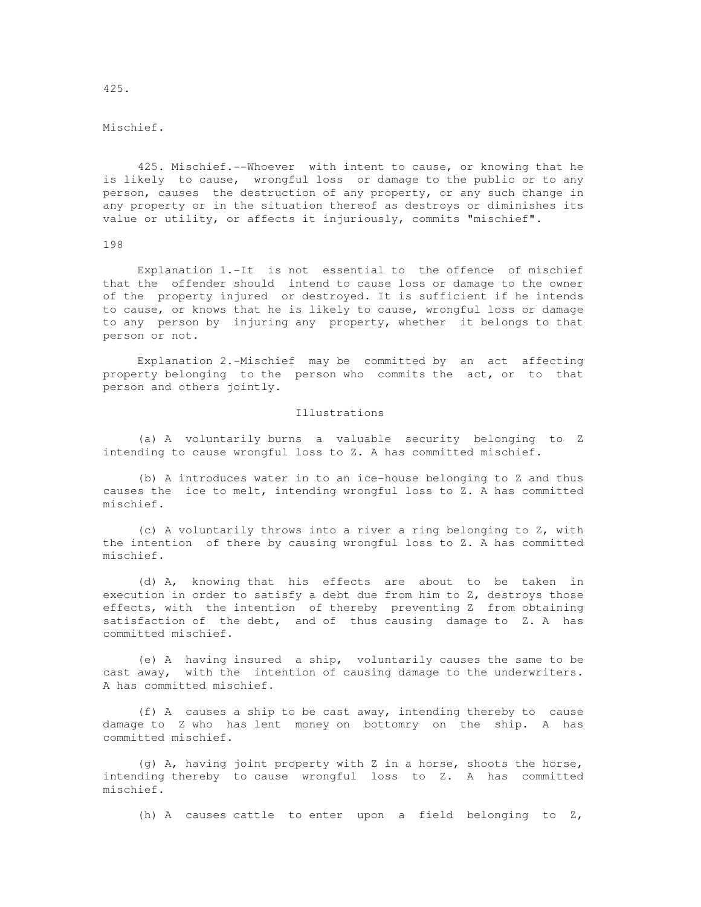425.

Mischief.

425. Mischief.--Whoever with intent to cause, or knowing that he is likely to cause, wrongful loss or damage to the public or to any person, causes the destruction of any property, or any such change in any property or in the situation thereof as destroys or diminishes its value or utility, or affects it injuriously, commits "mischief".

198

Explanation 1.-It is not essential to the offence of mischief that the offender should intend to cause loss or damage to the owner of the property injured or destroyed. It is sufficient if he intends to cause, or knows that he is likely to cause, wrongful loss or damage to any person by injuring any property, whether it belongs to that person or not.

Explanation 2.-Mischief may be committed by an act affecting property belonging to the person who commits the act, or to that person and others jointly.

Illustrations

(a) A voluntarily burns a valuable security belonging to Z intending to cause wrongful loss to Z. A has committed mischief.

(b) A introduces water in to an ice-house belonging to Z and thus causes the ice to melt, intending wrongful loss to Z. A has committed mischief.

(c) A voluntarily throws into a river a ring belonging to Z, with the intention of there by causing wrongful loss to Z. A has committed mischief.

(d) A, knowing that his effects are about to be taken in execution in order to satisfy a debt due from him to Z, destroys those effects, with the intention of thereby preventing Z from obtaining satisfaction of the debt, and of thus causing damage to Z. A has committed mischief.

(e) A having insured a ship, voluntarily causes the same to be cast away, with the intention of causing damage to the underwriters. A has committed mischief.

(f) A causes a ship to be cast away, intending thereby to cause damage to Z who has lent money on bottomry on the ship. A has committed mischief.

(g) A, having joint property with Z in a horse, shoots the horse, intending thereby to cause wrongful loss to Z. A has committed mischief.

(h) A causes cattle to enter upon a field belonging to Z,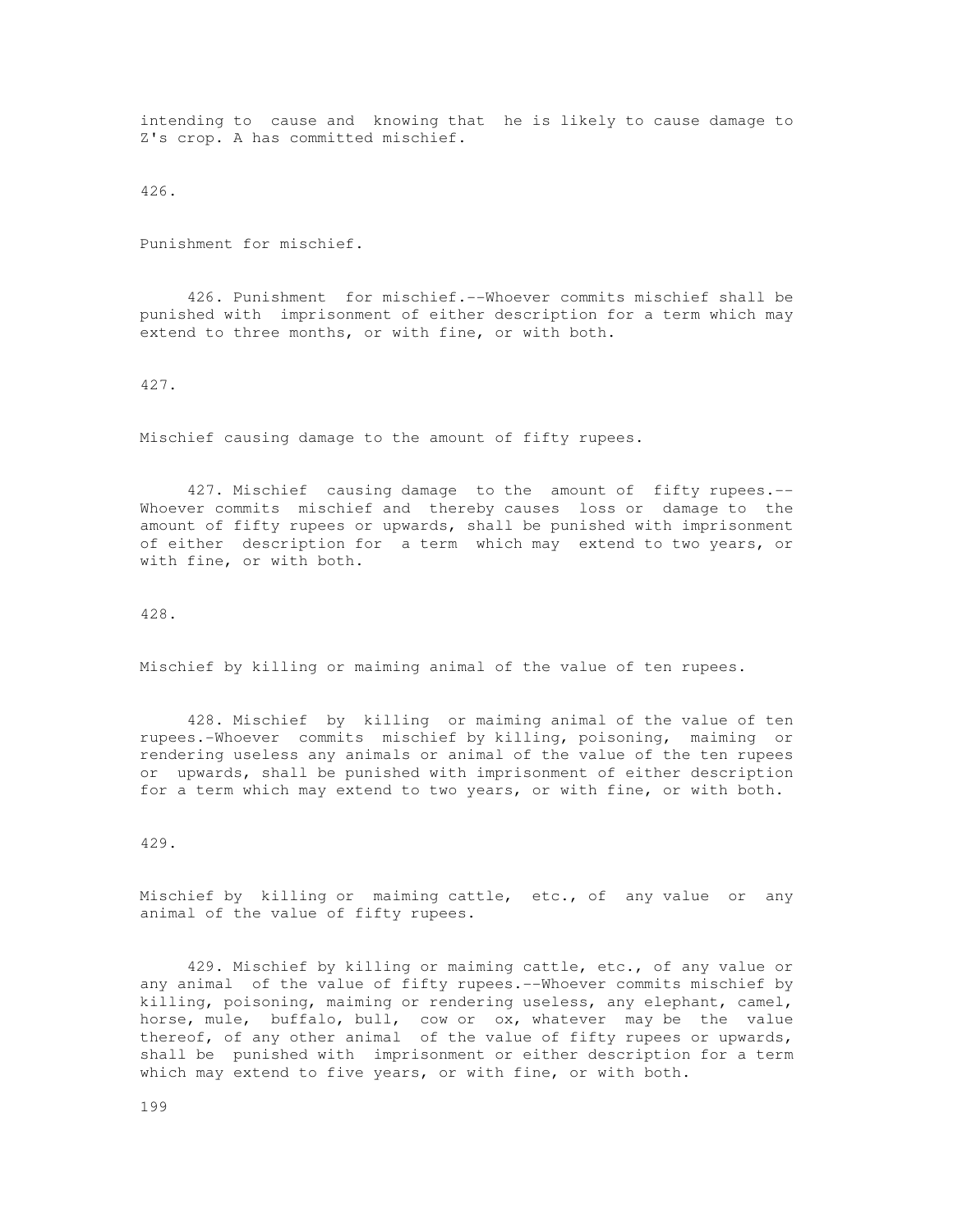intending to cause and knowing that he is likely to cause damage to Z's crop. A has committed mischief.

426.

Punishment for mischief.

426. Punishment for mischief.--Whoever commits mischief shall be punished with imprisonment of either description for a term which may extend to three months, or with fine, or with both.

427.

Mischief causing damage to the amount of fifty rupees.

427. Mischief causing damage to the amount of fifty rupees.--Whoever commits mischief and thereby causes loss or damage to the amount of fifty rupees or upwards, shall be punished with imprisonment of either description for a term which may extend to two years, or with fine, or with both.

428.

Mischief by killing or maiming animal of the value of ten rupees.

428. Mischief by killing or maiming animal of the value of ten rupees.-Whoever commits mischief by killing, poisoning, maiming or rendering useless any animals or animal of the value of the ten rupees or upwards, shall be punished with imprisonment of either description for a term which may extend to two years, or with fine, or with both.

429.

Mischief by killing or maiming cattle, etc., of any value or any animal of the value of fifty rupees.

429. Mischief by killing or maiming cattle, etc., of any value or any animal of the value of fifty rupees.--Whoever commits mischief by killing, poisoning, maiming or rendering useless, any elephant, camel, horse, mule, buffalo, bull, cow or ox, whatever may be the value thereof, of any other animal of the value of fifty rupees or upwards, shall be punished with imprisonment or either description for a term which may extend to five years, or with fine, or with both.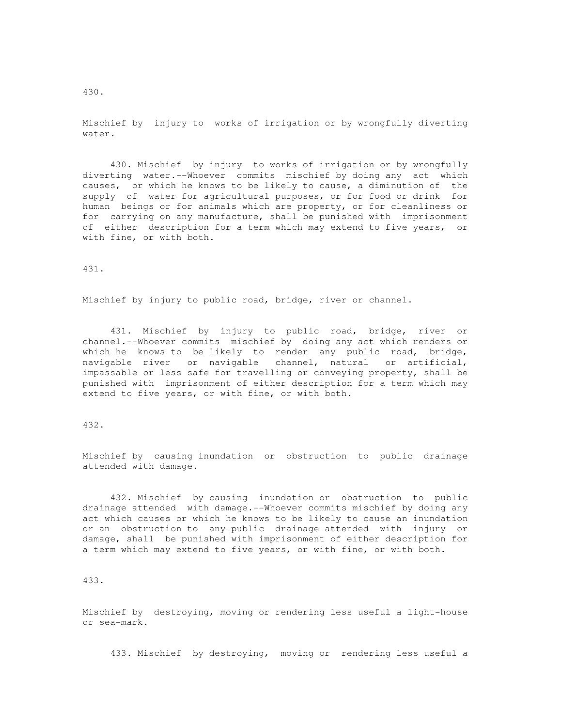430.

Mischief by injury to works of irrigation or by wrongfully diverting water.

430. Mischief by injury to works of irrigation or by wrongfully diverting water.--Whoever commits mischief by doing any act which causes, or which he knows to be likely to cause, a diminution of the supply of water for agricultural purposes, or for food or drink for human beings or for animals which are property, or for cleanliness or for carrying on any manufacture, shall be punished with imprisonment of either description for a term which may extend to five years, or with fine, or with both.

431.

Mischief by injury to public road, bridge, river or channel.

431. Mischief by injury to public road, bridge, river or channel.--Whoever commits mischief by doing any act which renders or which he knows to be likely to render any public road, bridge, navigable river or navigable channel, natural or artificial, impassable or less safe for travelling or conveying property, shall be punished with imprisonment of either description for a term which may extend to five years, or with fine, or with both.

432.

Mischief by causing inundation or obstruction to public drainage attended with damage.

432. Mischief by causing inundation or obstruction to public drainage attended with damage.--Whoever commits mischief by doing any act which causes or which he knows to be likely to cause an inundation or an obstruction to any public drainage attended with injury or damage, shall be punished with imprisonment of either description for a term which may extend to five years, or with fine, or with both.

433.

Mischief by destroying, moving or rendering less useful a light-house or sea-mark.

433. Mischief by destroying, moving or rendering less useful a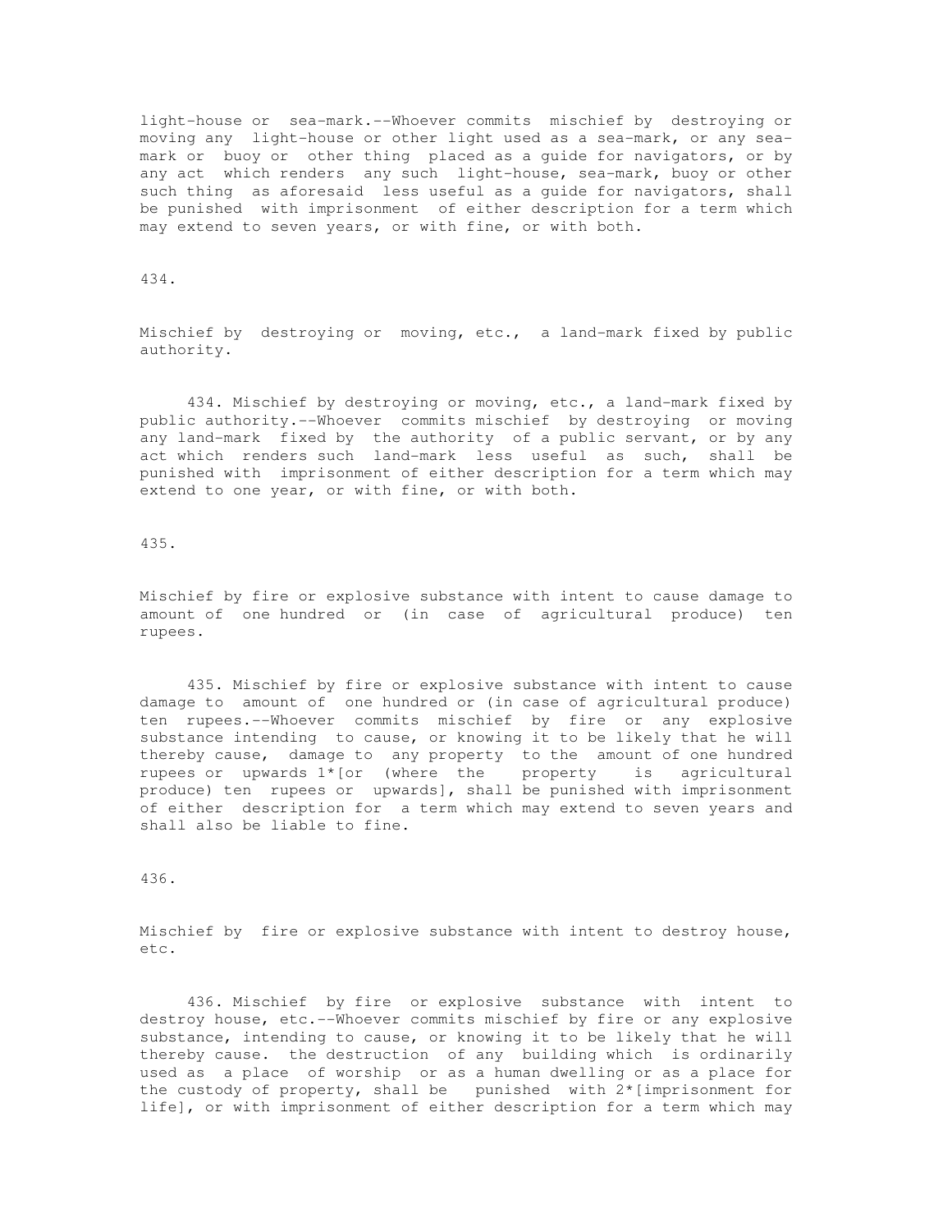light-house or sea-mark.--Whoever commits mischief by destroying or moving any light-house or other light used as a sea-mark, or any sea-mark or buoy or other thing placed as a guide for navigators, or by any act which renders any such light-house, sea-mark, buoy or other such thing as aforesaid less useful as a guide for navigators, shall be punished with imprisonment of either description for a term which may extend to seven years, or with fine, or with both.

434.

Mischief by destroying or moving, etc., a land-mark fixed by public authority.

434. Mischief by destroying or moving, etc., a land-mark fixed by public authority.--Whoever commits mischief by destroying or moving any land-mark fixed by the authority of a public servant, or by any act which renders such land-mark less useful as such, shall be punished with imprisonment of either description for a term which may extend to one year, or with fine, or with both.

435.

Mischief by fire or explosive substance with intent to cause damage to amount of one hundred or (in case of agricultural produce) ten rupees.

435. Mischief by fire or explosive substance with intent to cause damage to amount of one hundred or (in case of agricultural produce) ten rupees.--Whoever commits mischief by fire or any explosive substance intending to cause, or knowing it to be likely that he will thereby cause, damage to any property to the amount of one hundred rupees or upwards 1*[or (where the property is agricultural produce) ten rupees or upwards], shall be punished with imprisonment of either description for a term which may extend to seven years and shall also be liable to fine.

436.

Mischief by fire or explosive substance with intent to destroy house, etc.

436. Mischief by fire or explosive substance with intent to destroy house, etc.--Whoever commits mischief by fire or any explosive substance, intending to cause, or knowing it to be likely that he will thereby cause. the destruction of any building which is ordinarily used as a place of worship or as a human dwelling or as a place for the custody of property, shall be punished with 2*[imprisonment for life], or with imprisonment of either description for a term which may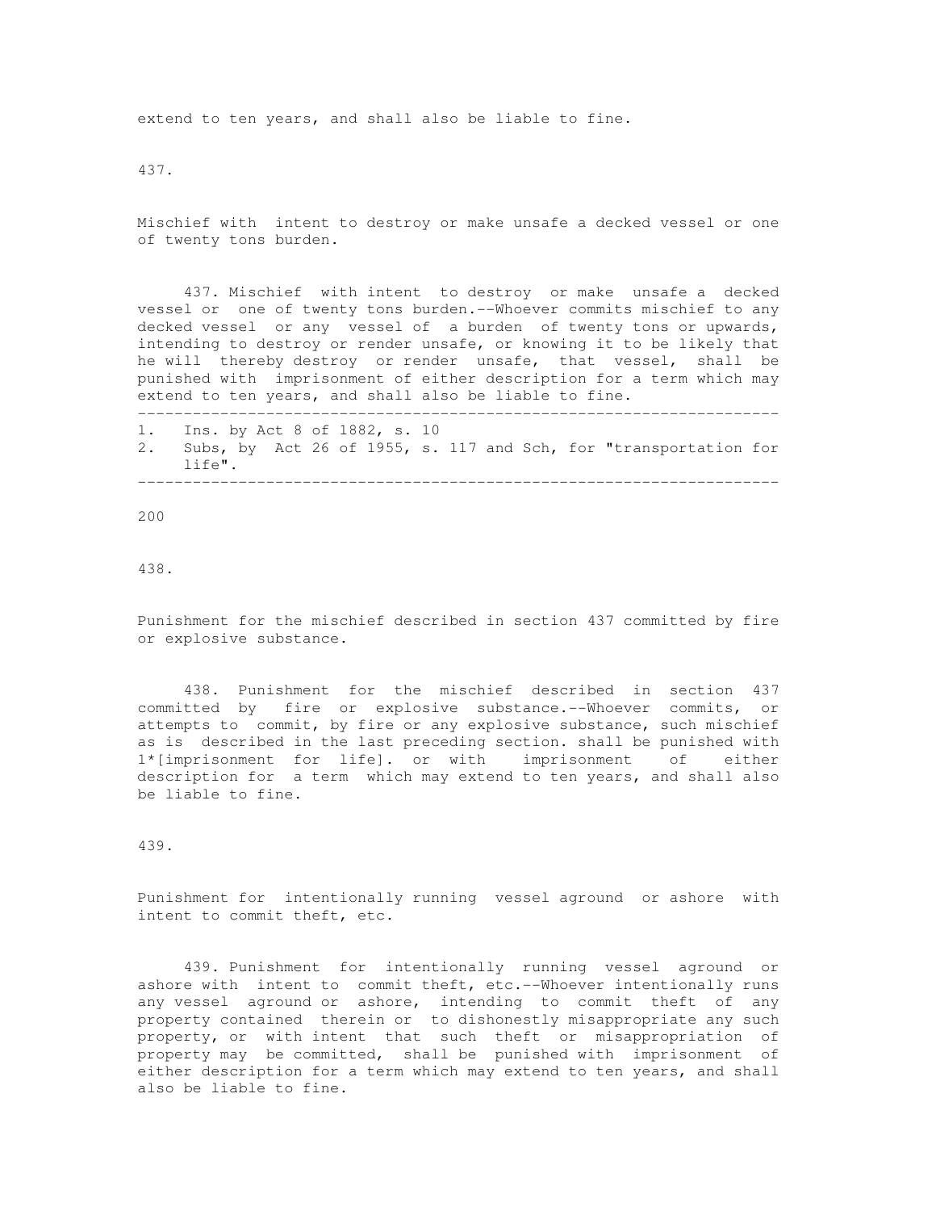extend to ten years, and shall also be liable to fine.

437.

Mischief with intent to destroy or make unsafe a decked vessel or one of twenty tons burden.

437. Mischief with intent to destroy or make unsafe a decked vessel or one of twenty tons burden.--Whoever commits mischief to any decked vessel or any vessel of a burden of twenty tons or upwards, intending to destroy or render unsafe, or knowing it to be likely that he will thereby destroy or render unsafe, that vessel, shall be punished with imprisonment of either description for a term which may extend to ten years, and shall also be liable to fine.

---

1. Ins. by Act 8 of 1882, s. 10
2. Subs, by Act 26 of 1955, s. 117 and Sch, for "transportation for life".

---

438.

Punishment for the mischief described in section 437 committed by fire or explosive substance.

438. Punishment for the mischief described in section 437 committed by fire or explosive substance.--Whoever commits, or attempts to commit, by fire or any explosive substance, such mischief as is described in the last preceding section. shall be punished with 1*[imprisonment for life]. or with imprisonment of either description for a term which may extend to ten years, and shall also be liable to fine.

439.

Punishment for intentionally running vessel aground or ashore with intent to commit theft, etc.

439. Punishment for intentionally running vessel aground or ashore with intent to commit theft, etc.--Whoever intentionally runs any vessel aground or ashore, intending to commit theft of any property contained therein or to dishonestly misappropriate any such property, or with intent that such theft or misappropriation of property may be committed, shall be punished with imprisonment of either description for a term which may extend to ten years, and shall also be liable to fine.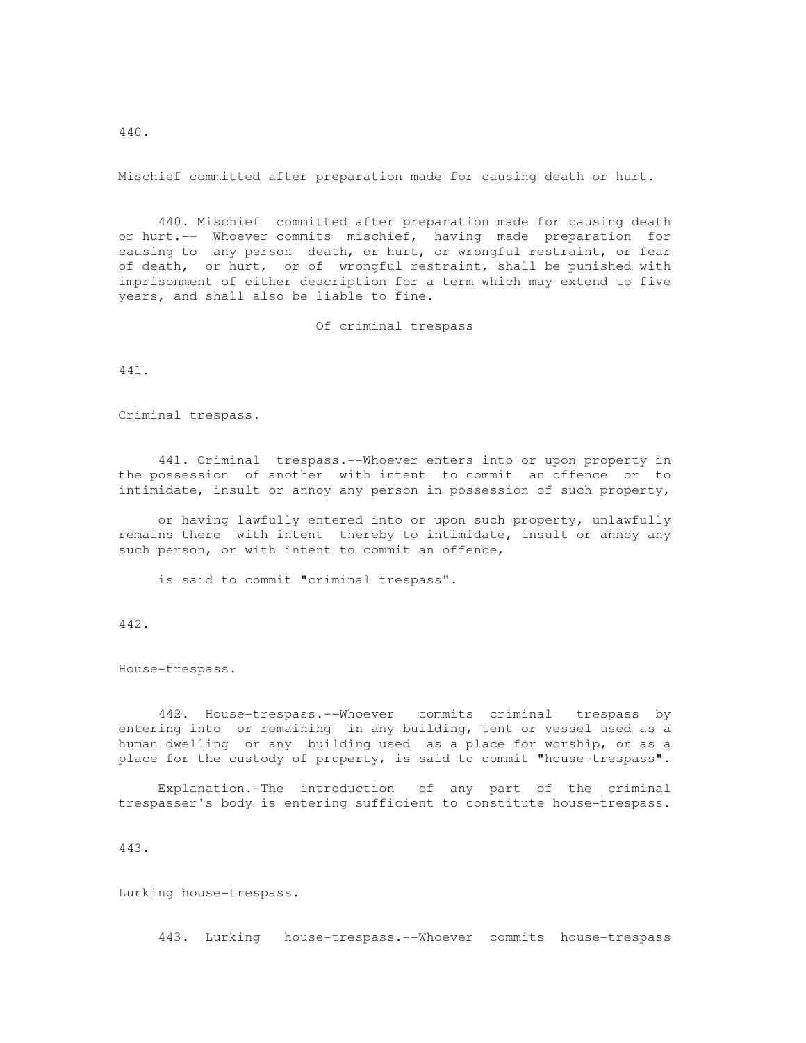440.

Mischief committed after preparation made for causing death or hurt.

440. Mischief committed after preparation made for causing death or hurt.-- Whoever commits mischief, having made preparation for causing to any person death, or hurt, or wrongful restraint, or fear of death, or hurt, or of wrongful restraint, shall be punished with imprisonment of either description for a term which may extend to five years, and shall also be liable to fine.

## Of criminal trespass

441.

Criminal trespass.

441. Criminal trespass.--Whoever enters into or upon property in the possession of another with intent to commit an offence or to intimidate, insult or annoy any person in possession of such property,

or having lawfully entered into or upon such property, unlawfully remains there with intent thereby to intimidate, insult or annoy any such person, or with intent to commit an offence,

is said to commit "criminal trespass".

442.

House-trespass.

442. House-trespass.--Whoever commits criminal trespass by entering into or remaining in any building, tent or vessel used as a human dwelling or any building used as a place for worship, or as a place for the custody of property, is said to commit "house-trespass".

Explanation.-The introduction of any part of the criminal trespasser's body is entering sufficient to constitute house-trespass.

443.

Lurking house-trespass.

443. Lurking house-trespass.--Whoever commits house-trespass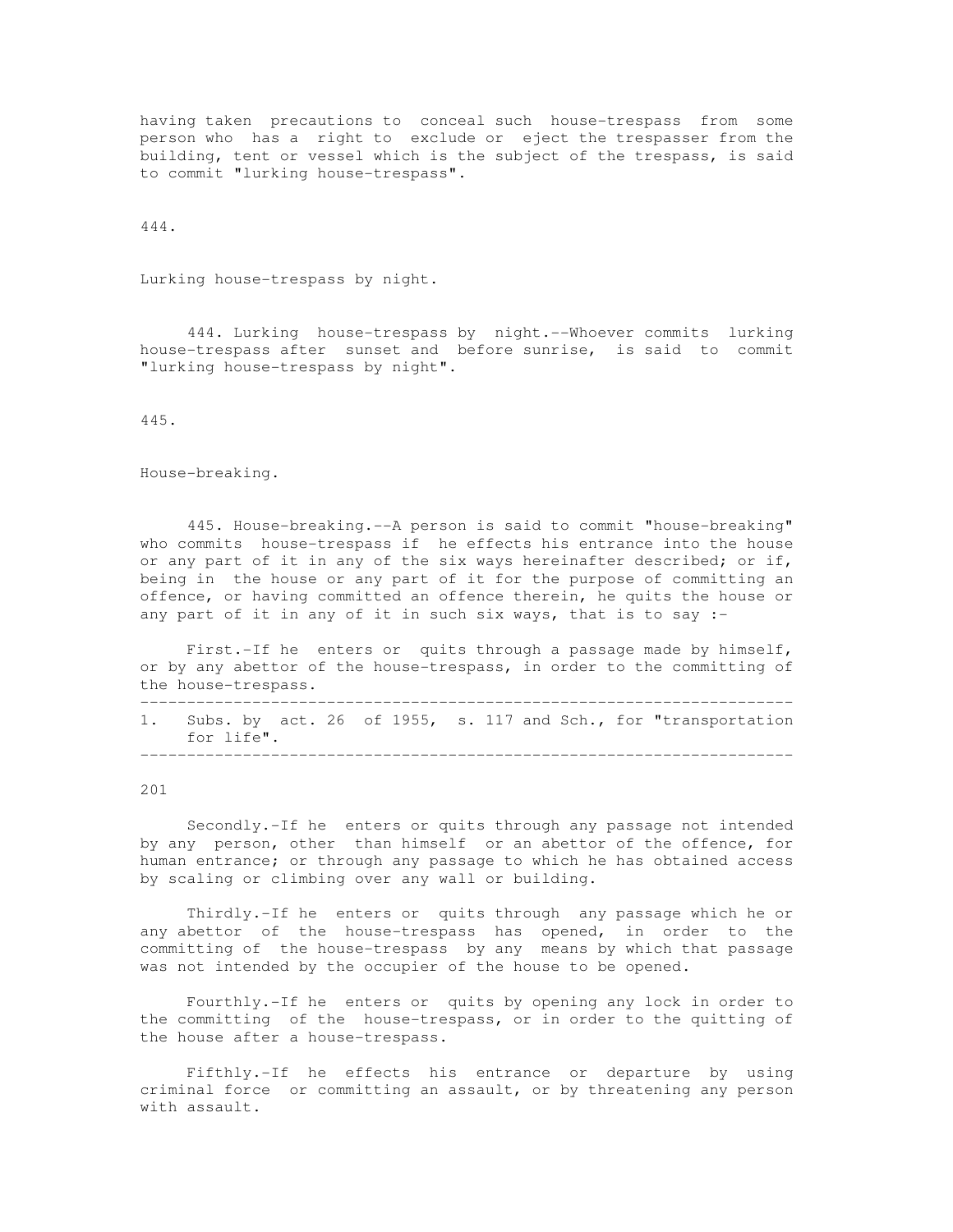having taken precautions to conceal such house-trespass from some person who has a right to exclude or eject the trespasser from the building, tent or vessel which is the subject of the trespass, is said to commit "lurking house-trespass".

444.

Lurking house-trespass by night.

444. Lurking house-trespass by night.--Whoever commits lurking house-trespass after sunset and before sunrise, is said to commit "lurking house-trespass by night".

445.

House-breaking.

445. House-breaking.--A person is said to commit "house-breaking" who commits house-trespass if he effects his entrance into the house or any part of it in any of the six ways hereinafter described; or if, being in the house or any part of it for the purpose of committing an offence, or having committed an offence therein, he quits the house or any part of it in any of it in such six ways, that is to say :-

First.-If he enters or quits through a passage made by himself, or by any abettor of the house-trespass, in order to the committing of the house-trespass.

---

1. Subs. by act. 26 of 1955, s. 117 and Sch., for "transportation for life".

---

Secondly.-If he enters or quits through any passage not intended by any person, other than himself or an abettor of the offence, for human entrance; or through any passage to which he has obtained access by scaling or climbing over any wall or building.

Thirdly.-If he enters or quits through any passage which he or any abettor of the house-trespass has opened, in order to the committing of the house-trespass by any means by which that passage was not intended by the occupier of the house to be opened.

Fourthly.-If he enters or quits by opening any lock in order to the committing of the house-trespass, or in order to the quitting of the house after a house-trespass.

Fifthly.-If he effects his entrance or departure by using criminal force or committing an assault, or by threatening any person with assault.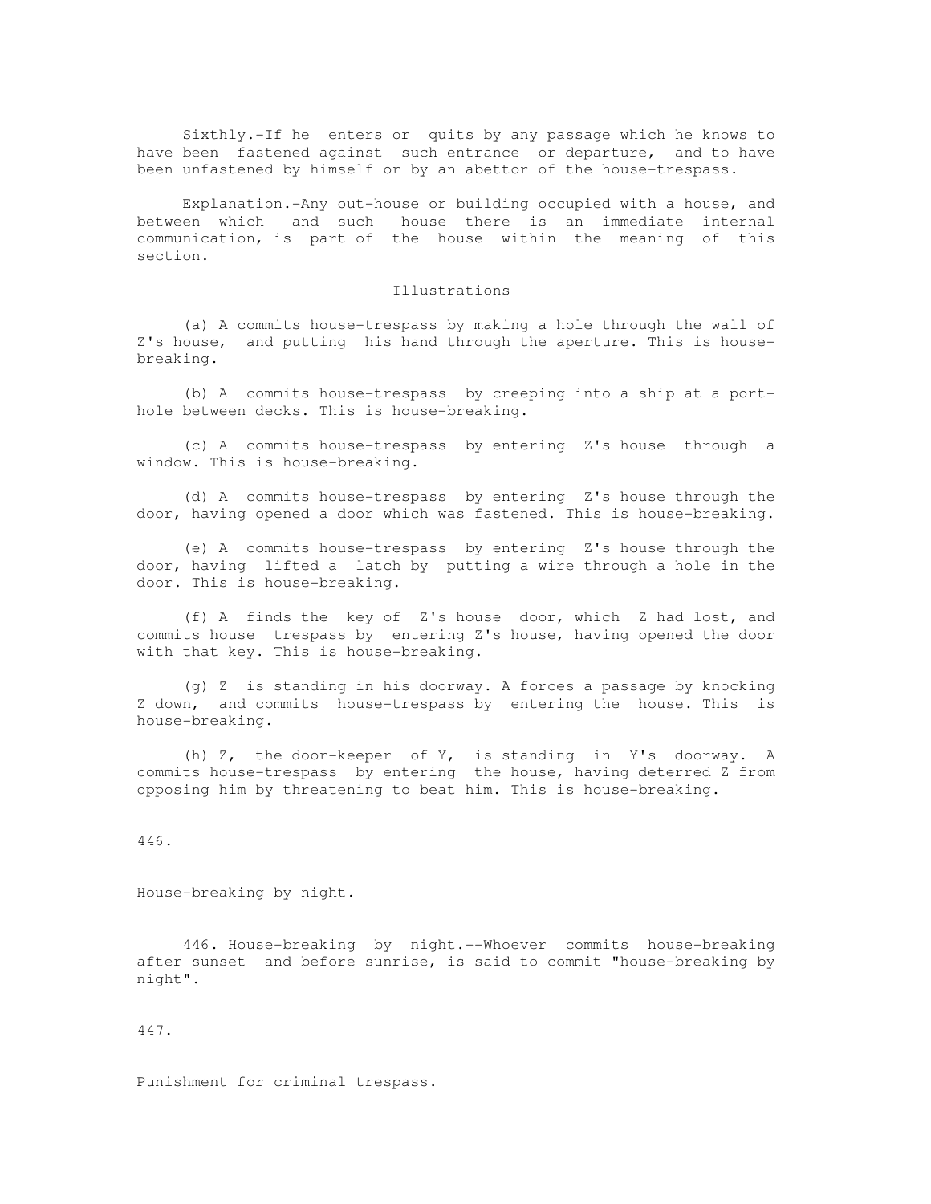Sixthly.-If he enters or quits by any passage which he knows to have been fastened against such entrance or departure, and to have been unfastened by himself or by an abettor of the house-trespass.

Explanation.-Any out-house or building occupied with a house, and between which and such house there is an immediate internal communication, is part of the house within the meaning of this section.

Illustrations

(a) A commits house-trespass by making a hole through the wall of Z's house, and putting his hand through the aperture. This is house-breaking.

(b) A commits house-trespass by creeping into a ship at a port-hole between decks. This is house-breaking.

(c) A commits house-trespass by entering Z's house through a window. This is house-breaking.

(d) A commits house-trespass by entering Z's house through the door, having opened a door which was fastened. This is house-breaking.

(e) A commits house-trespass by entering Z's house through the door, having lifted a latch by putting a wire through a hole in the door. This is house-breaking.

(f) A finds the key of Z's house door, which Z had lost, and commits house trespass by entering Z's house, having opened the door with that key. This is house-breaking.

(g) Z is standing in his doorway. A forces a passage by knocking Z down, and commits house-trespass by entering the house. This is house-breaking.

(h) Z, the door-keeper of Y, is standing in Y's doorway. A commits house-trespass by entering the house, having deterred Z from opposing him by threatening to beat him. This is house-breaking.

446.

House-breaking by night.

446. House-breaking by night.--Whoever commits house-breaking after sunset and before sunrise, is said to commit "house-breaking by night".

447.

Punishment for criminal trespass.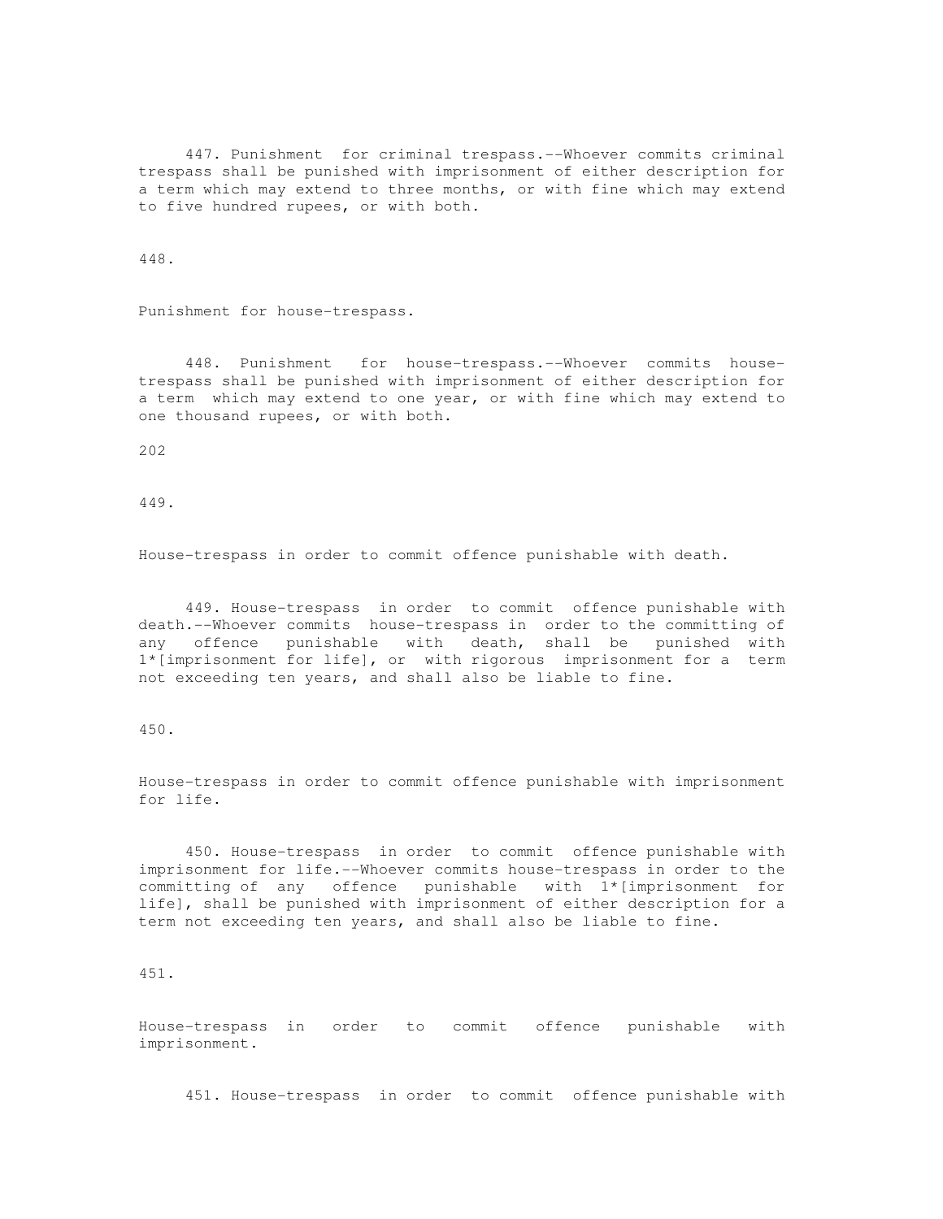447. Punishment for criminal trespass.--Whoever commits criminal trespass shall be punished with imprisonment of either description for a term which may extend to three months, or with fine which may extend to five hundred rupees, or with both.

448.

Punishment for house-trespass.

448. Punishment for house-trespass.--Whoever commits house-trespass shall be punished with imprisonment of either description for a term which may extend to one year, or with fine which may extend to one thousand rupees, or with both.

449.

House-trespass in order to commit offence punishable with death.

449. House-trespass in order to commit offence punishable with death.--Whoever commits house-trespass in order to the committing of any offence punishable with death, shall be punished with 1*[imprisonment for life], or with rigorous imprisonment for a term not exceeding ten years, and shall also be liable to fine.

450.

House-trespass in order to commit offence punishable with imprisonment for life.

450. House-trespass in order to commit offence punishable with imprisonment for life.--Whoever commits house-trespass in order to the committing of any offence punishable with 1*[imprisonment for life], shall be punished with imprisonment of either description for a term not exceeding ten years, and shall also be liable to fine.

451.

House-trespass in order to commit offence punishable with imprisonment.

451. House-trespass in order to commit offence punishable with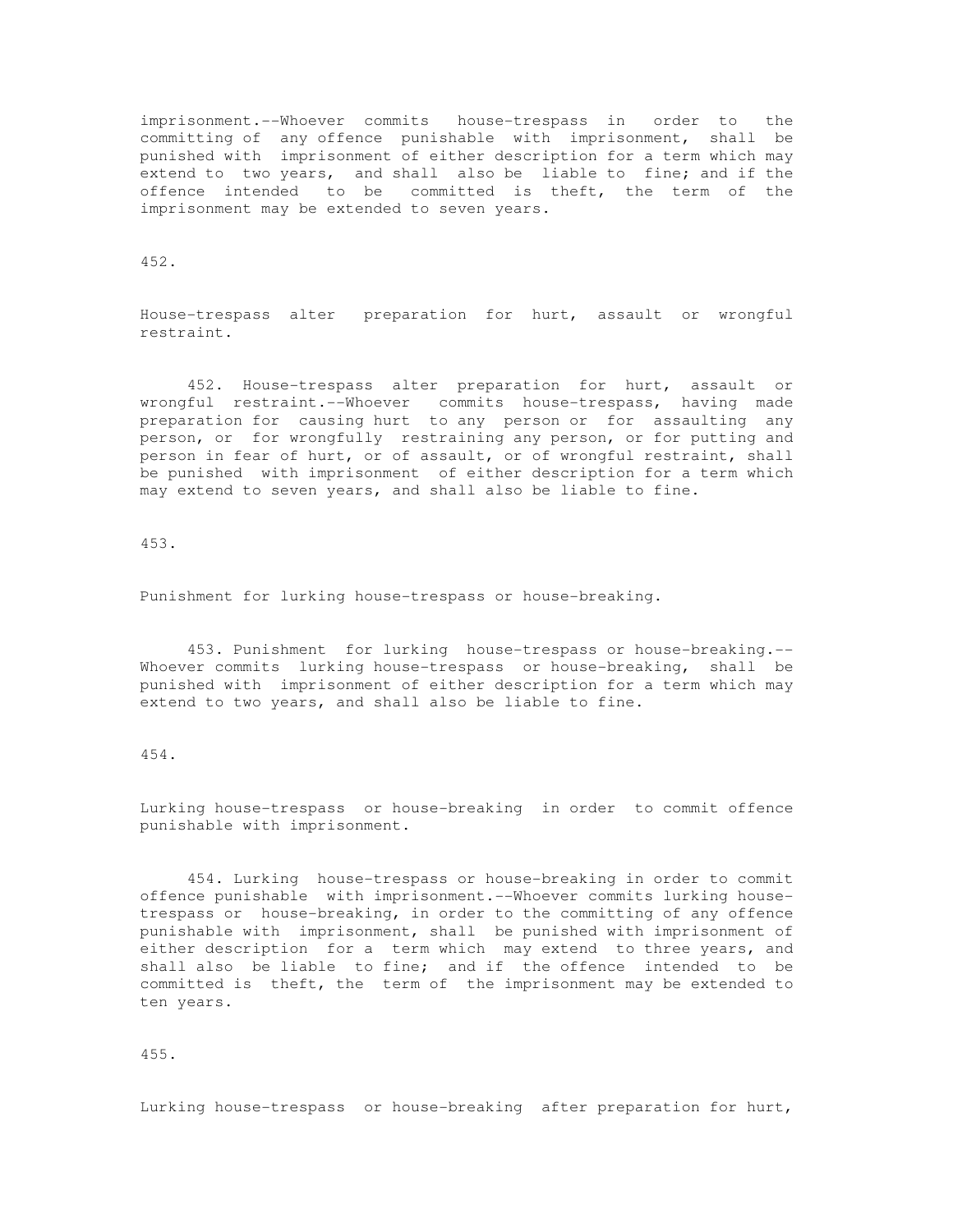imprisonment.--Whoever commits house-trespass in order to the committing of any offence punishable with imprisonment, shall be punished with imprisonment of either description for a term which may extend to two years, and shall also be liable to fine; and if the offence intended to be committed is theft, the term of the imprisonment may be extended to seven years.

452.

House-trespass alter preparation for hurt, assault or wrongful restraint.

452. House-trespass alter preparation for hurt, assault or wrongful restraint.--Whoever commits house-trespass, having made preparation for causing hurt to any person or for assaulting any person, or for wrongfully restraining any person, or for putting and person in fear of hurt, or of assault, or of wrongful restraint, shall be punished with imprisonment of either description for a term which may extend to seven years, and shall also be liable to fine.

453.

Punishment for lurking house-trespass or house-breaking.

453. Punishment for lurking house-trespass or house-breaking.--Whoever commits lurking house-trespass or house-breaking, shall be punished with imprisonment of either description for a term which may extend to two years, and shall also be liable to fine.

454.

Lurking house-trespass or house-breaking in order to commit offence punishable with imprisonment.

454. Lurking house-trespass or house-breaking in order to commit offence punishable with imprisonment.--Whoever commits lurking house-trespass or house-breaking, in order to the committing of any offence punishable with imprisonment, shall be punished with imprisonment of either description for a term which may extend to three years, and shall also be liable to fine; and if the offence intended to be committed is theft, the term of the imprisonment may be extended to ten years.

455.

Lurking house-trespass or house-breaking after preparation for hurt,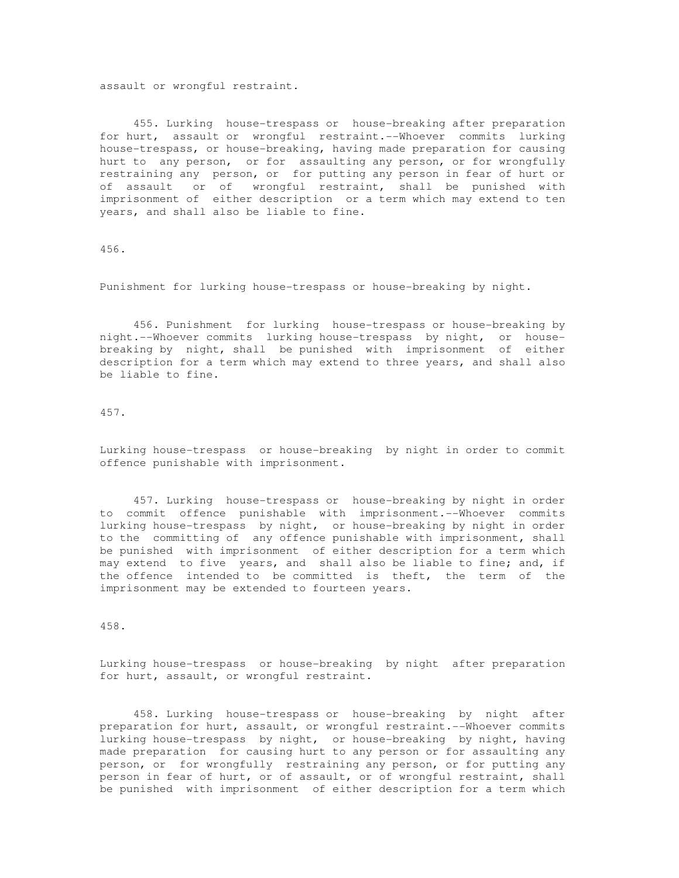assault or wrongful restraint.

455. Lurking house-trespass or house-breaking after preparation for hurt, assault or wrongful restraint.--Whoever commits lurking house-trespass, or house-breaking, having made preparation for causing hurt to any person, or for assaulting any person, or for wrongfully restraining any person, or for putting any person in fear of hurt or of assault or of wrongful restraint, shall be punished with imprisonment of either description or a term which may extend to ten years, and shall also be liable to fine.

456.

Punishment for lurking house-trespass or house-breaking by night.

456. Punishment for lurking house-trespass or house-breaking by night.--Whoever commits lurking house-trespass by night, or house-breaking by night, shall be punished with imprisonment of either description for a term which may extend to three years, and shall also be liable to fine.

457.

Lurking house-trespass or house-breaking by night in order to commit offence punishable with imprisonment.

457. Lurking house-trespass or house-breaking by night in order to commit offence punishable with imprisonment.--Whoever commits lurking house-trespass by night, or house-breaking by night in order to the committing of any offence punishable with imprisonment, shall be punished with imprisonment of either description for a term which may extend to five years, and shall also be liable to fine; and, if the offence intended to be committed is theft, the term of the imprisonment may be extended to fourteen years.

458.

Lurking house-trespass or house-breaking by night after preparation for hurt, assault, or wrongful restraint.

458. Lurking house-trespass or house-breaking by night after preparation for hurt, assault, or wrongful restraint.--Whoever commits lurking house-trespass by night, or house-breaking by night, having made preparation for causing hurt to any person or for assaulting any person, or for wrongfully restraining any person, or for putting any person in fear of hurt, or of assault, or of wrongful restraint, shall be punished with imprisonment of either description for a term which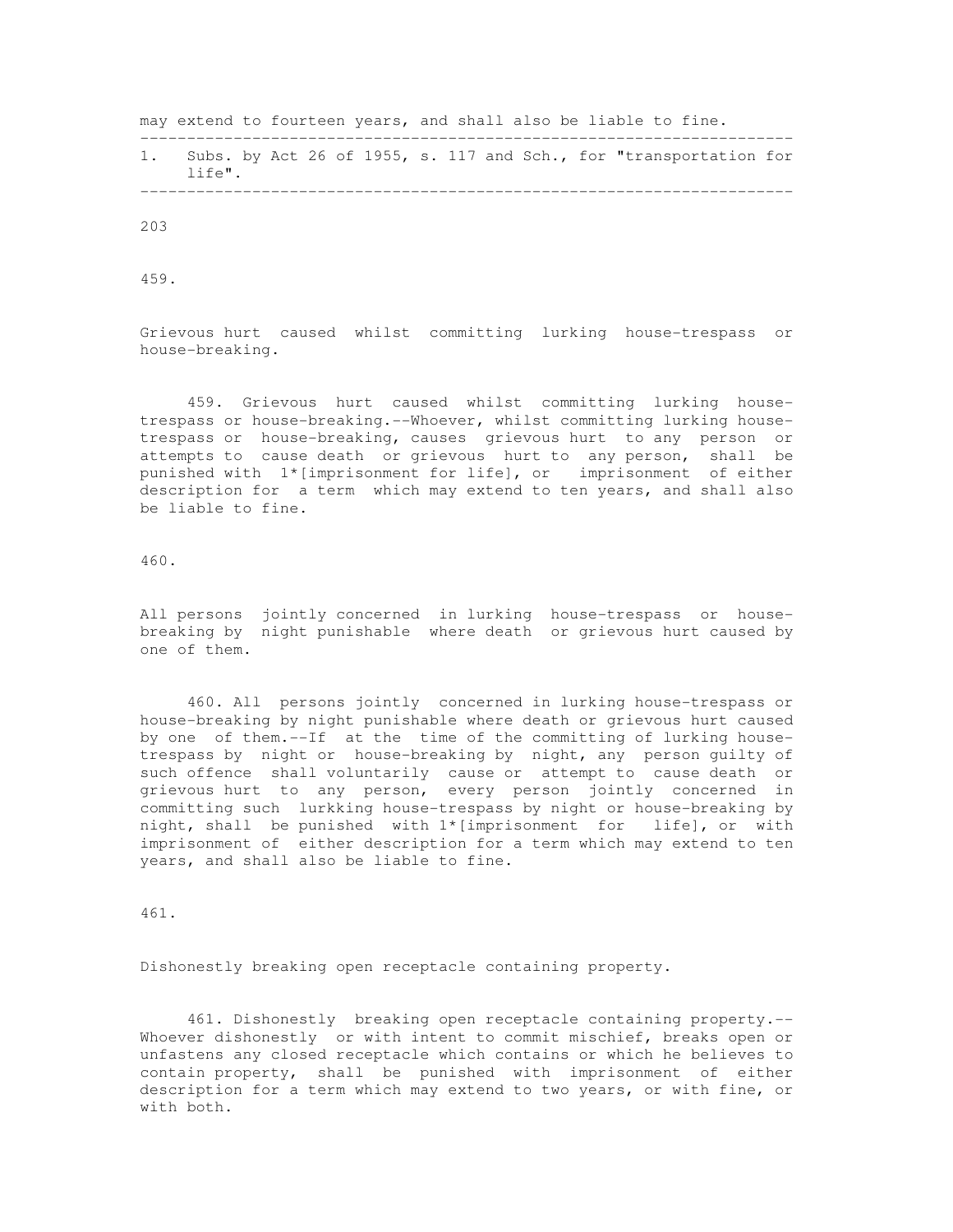may extend to fourteen years, and shall also be liable to fine.

---

1. Subs. by Act 26 of 1955, s. 117 and Sch., for "transportation for life".

---

459.

Grievous hurt caused whilst committing lurking house-trespass or house-breaking.

459. Grievous hurt caused whilst committing lurking house-trespass or house-breaking.--Whoever, whilst committing lurking house-trespass or house-breaking, causes grievous hurt to any person or attempts to cause death or grievous hurt to any person, shall be punished with 1*[imprisonment for life], or imprisonment of either description for a term which may extend to ten years, and shall also be liable to fine.

460.

All persons jointly concerned in lurking house-trespass or house-breaking by night punishable where death or grievous hurt caused by one of them.

460. All persons jointly concerned in lurking house-trespass or house-breaking by night punishable where death or grievous hurt caused by one of them.--If at the time of the committing of lurking house-trespass by night or house-breaking by night, any person guilty of such offence shall voluntarily cause or attempt to cause death or grievous hurt to any person, every person jointly concerned in committing such lurkking house-trespass by night or house-breaking by night, shall be punished with 1*[imprisonment for life], or with imprisonment of either description for a term which may extend to ten years, and shall also be liable to fine.

461.

Dishonestly breaking open receptacle containing property.

461. Dishonestly breaking open receptacle containing property.--Whoever dishonestly or with intent to commit mischief, breaks open or unfastens any closed receptacle which contains or which he believes to contain property, shall be punished with imprisonment of either description for a term which may extend to two years, or with fine, or with both.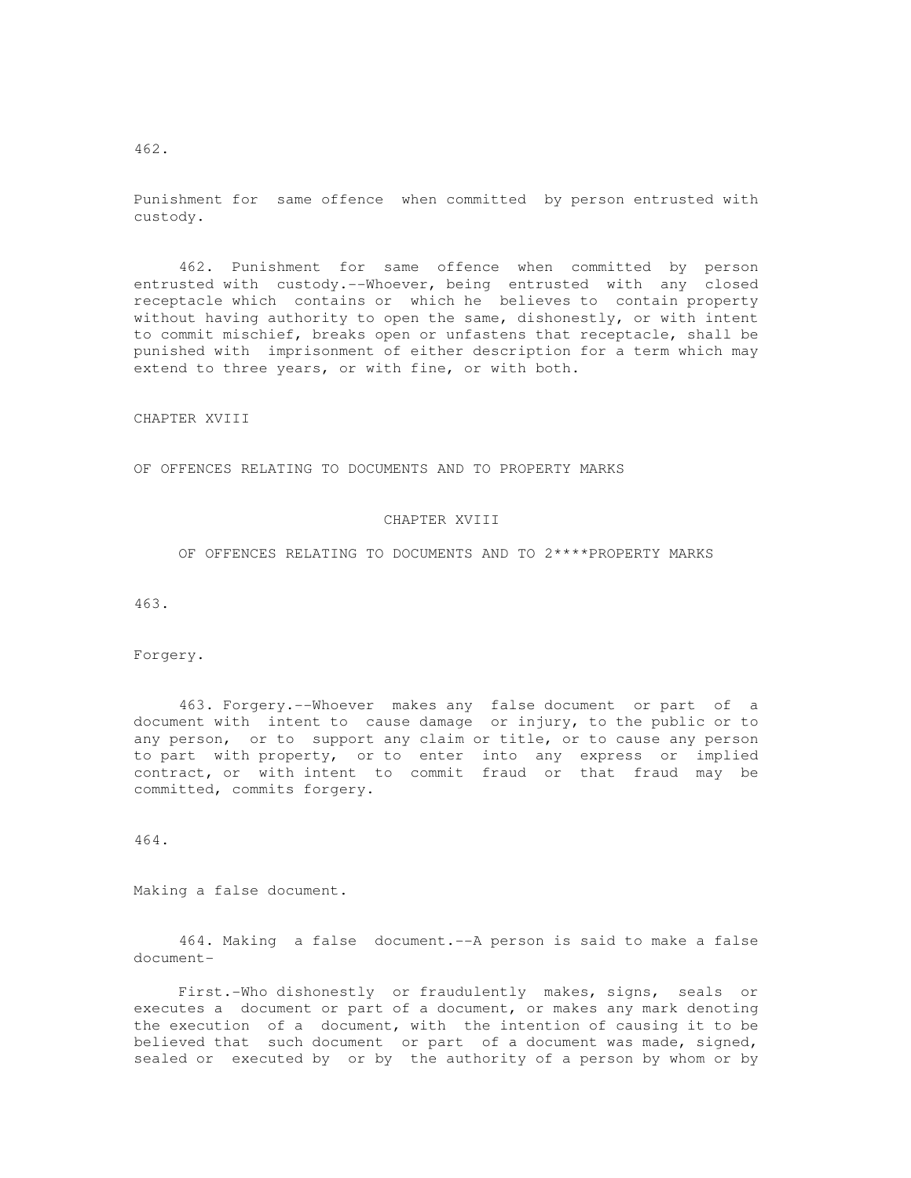462.

Punishment for same offence when committed by person entrusted with custody.

462. Punishment for same offence when committed by person entrusted with custody.--Whoever, being entrusted with any closed receptacle which contains or which he believes to contain property without having authority to open the same, dishonestly, or with intent to commit mischief, breaks open or unfastens that receptacle, shall be punished with imprisonment of either description for a term which may extend to three years, or with fine, or with both.

CHAPTER XVIII

OF OFFENCES RELATING TO DOCUMENTS AND TO PROPERTY MARKS

## CHAPTER XVIII

## OF OFFENCES RELATING TO DOCUMENTS AND TO 2****PROPERTY MARKS

463.

Forgery.

463. Forgery.--Whoever makes any false document or part of a document with intent to cause damage or injury, to the public or to any person, or to support any claim or title, or to cause any person to part with property, or to enter into any express or implied contract, or with intent to commit fraud or that fraud may be committed, commits forgery.

464.

Making a false document.

464. Making a false document.--A person is said to make a false document-

First.-Who dishonestly or fraudulently makes, signs, seals or executes a document or part of a document, or makes any mark denoting the execution of a document, with the intention of causing it to be believed that such document or part of a document was made, signed, sealed or executed by or by the authority of a person by whom or by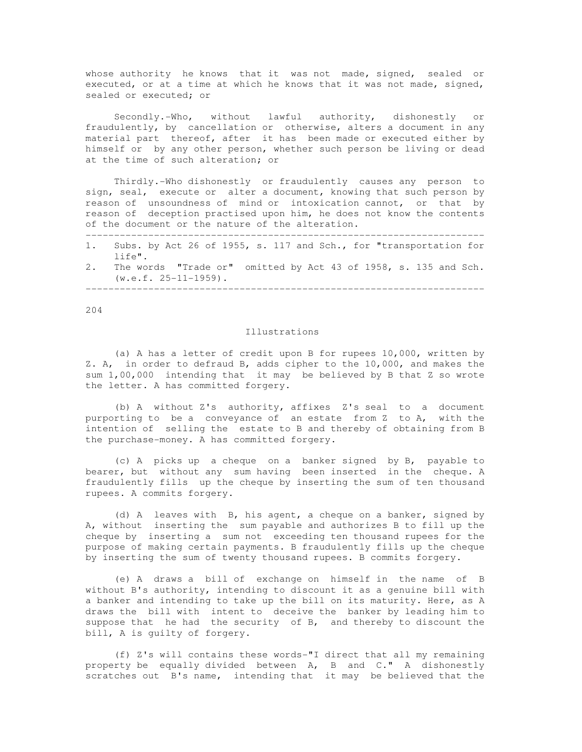whose authority he knows that it was not made, signed, sealed or executed, or at a time at which he knows that it was not made, signed, sealed or executed; or

Secondly.-Who, without lawful authority, dishonestly or fraudulently, by cancellation or otherwise, alters a document in any material part thereof, after it has been made or executed either by himself or by any other person, whether such person be living or dead at the time of such alteration; or

Thirdly.-Who dishonestly or fraudulently causes any person to sign, seal, execute or alter a document, knowing that such person by reason of unsoundness of mind or intoxication cannot, or that by reason of deception practised upon him, he does not know the contents of the document or the nature of the alteration.

---

1. Subs. by Act 26 of 1955, s. 117 and Sch., for "transportation for life".
2. The words "Trade or" omitted by Act 43 of 1958, s. 135 and Sch. (w.e.f. 25-11-1959).

---

### Illustrations

(a) A has a letter of credit upon B for rupees 10,000, written by Z. A, in order to defraud B, adds cipher to the 10,000, and makes the sum 1,00,000 intending that it may be believed by B that Z so wrote the letter. A has committed forgery.

(b) A without Z's authority, affixes Z's seal to a document purporting to be a conveyance of an estate from Z to A, with the intention of selling the estate to B and thereby of obtaining from B the purchase-money. A has committed forgery.

(c) A picks up a cheque on a banker signed by B, payable to bearer, but without any sum having been inserted in the cheque. A fraudulently fills up the cheque by inserting the sum of ten thousand rupees. A commits forgery.

(d) A leaves with B, his agent, a cheque on a banker, signed by A, without inserting the sum payable and authorizes B to fill up the cheque by inserting a sum not exceeding ten thousand rupees for the purpose of making certain payments. B fraudulently fills up the cheque by inserting the sum of twenty thousand rupees. B commits forgery.

(e) A draws a bill of exchange on himself in the name of B without B's authority, intending to discount it as a genuine bill with a banker and intending to take up the bill on its maturity. Here, as A draws the bill with intent to deceive the banker by leading him to suppose that he had the security of B, and thereby to discount the bill, A is guilty of forgery.

(f) Z's will contains these words-"I direct that all my remaining property be equally divided between A, B and C." A dishonestly scratches out B's name, intending that it may be believed that the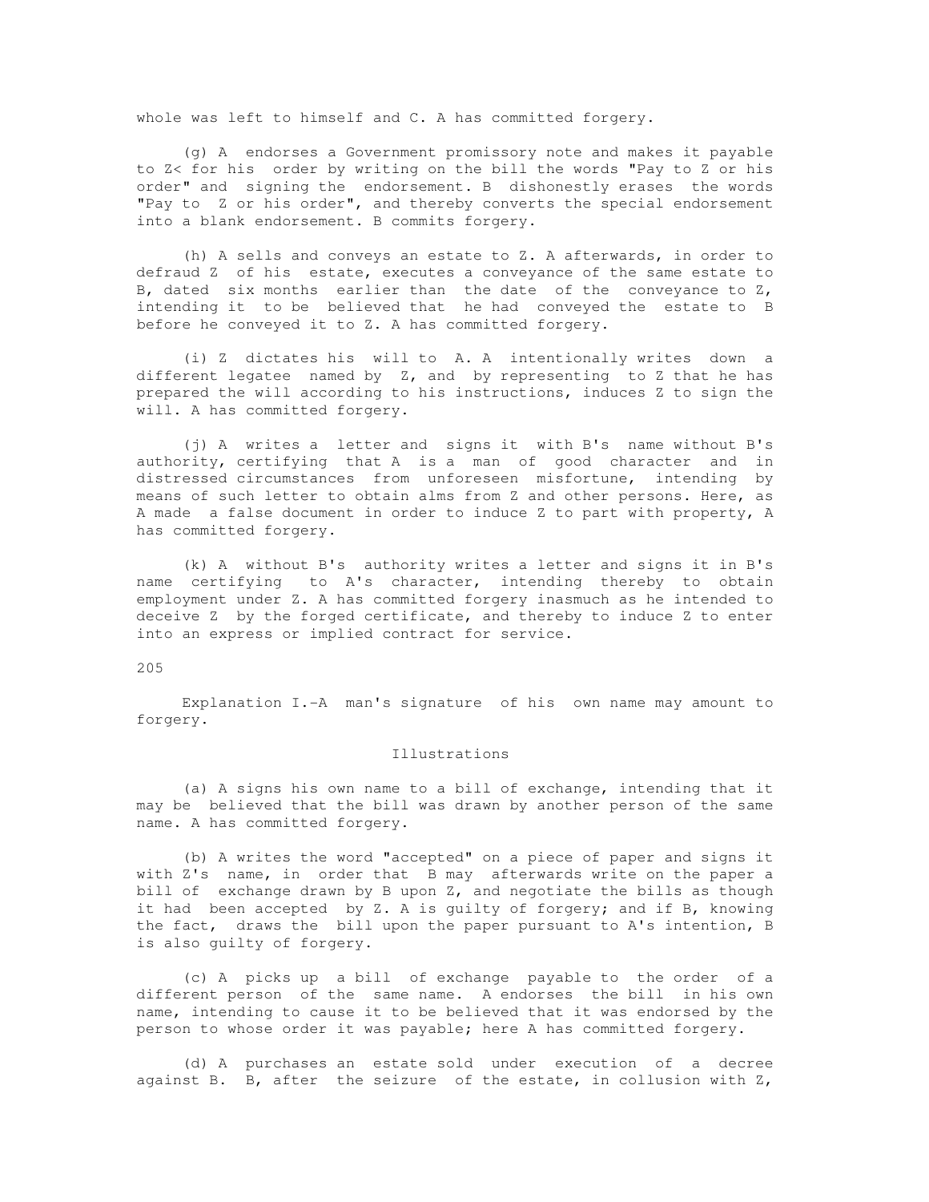whole was left to himself and C. A has committed forgery.

(g) A endorses a Government promissory note and makes it payable to Z< for his order by writing on the bill the words "Pay to Z or his order" and signing the endorsement. B dishonestly erases the words "Pay to Z or his order", and thereby converts the special endorsement into a blank endorsement. B commits forgery.

(h) A sells and conveys an estate to Z. A afterwards, in order to defraud Z of his estate, executes a conveyance of the same estate to B, dated six months earlier than the date of the conveyance to Z, intending it to be believed that he had conveyed the estate to B before he conveyed it to Z. A has committed forgery.

(i) Z dictates his will to A. A intentionally writes down a different legatee named by Z, and by representing to Z that he has prepared the will according to his instructions, induces Z to sign the will. A has committed forgery.

(j) A writes a letter and signs it with B's name without B's authority, certifying that A is a man of good character and in distressed circumstances from unforeseen misfortune, intending by means of such letter to obtain alms from Z and other persons. Here, as A made a false document in order to induce Z to part with property, A has committed forgery.

(k) A without B's authority writes a letter and signs it in B's name certifying to A's character, intending thereby to obtain employment under Z. A has committed forgery inasmuch as he intended to deceive Z by the forged certificate, and thereby to induce Z to enter into an express or implied contract for service.

205

Explanation I.-A man's signature of his own name may amount to forgery.

Illustrations

(a) A signs his own name to a bill of exchange, intending that it may be believed that the bill was drawn by another person of the same name. A has committed forgery.

(b) A writes the word "accepted" on a piece of paper and signs it with Z's name, in order that B may afterwards write on the paper a bill of exchange drawn by B upon Z, and negotiate the bills as though it had been accepted by Z. A is guilty of forgery; and if B, knowing the fact, draws the bill upon the paper pursuant to A's intention, B is also guilty of forgery.

(c) A picks up a bill of exchange payable to the order of a different person of the same name. A endorses the bill in his own name, intending to cause it to be believed that it was endorsed by the person to whose order it was payable; here A has committed forgery.

(d) A purchases an estate sold under execution of a decree against B. B, after the seizure of the estate, in collusion with Z,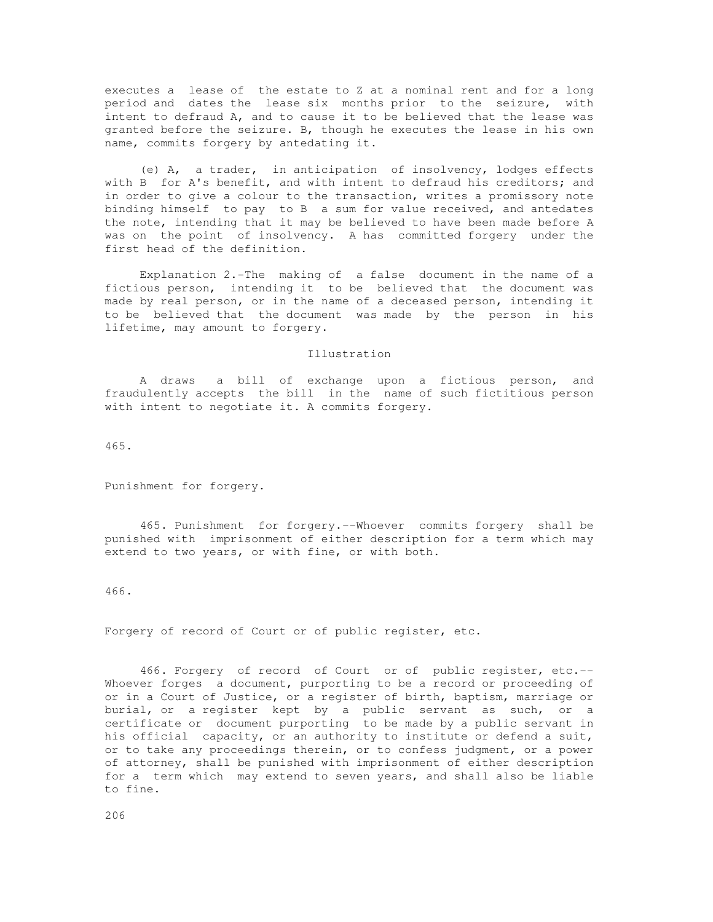executes a lease of the estate to Z at a nominal rent and for a long period and dates the lease six months prior to the seizure, with intent to defraud A, and to cause it to be believed that the lease was granted before the seizure. B, though he executes the lease in his own name, commits forgery by antedating it.

(e) A, a trader, in anticipation of insolvency, lodges effects with B for A's benefit, and with intent to defraud his creditors; and in order to give a colour to the transaction, writes a promissory note binding himself to pay to B a sum for value received, and antedates the note, intending that it may be believed to have been made before A was on the point of insolvency. A has committed forgery under the first head of the definition.

Explanation 2.-The making of a false document in the name of a fictious person, intending it to be believed that the document was made by real person, or in the name of a deceased person, intending it to be believed that the document was made by the person in his lifetime, may amount to forgery.

Illustration

A draws a bill of exchange upon a fictious person, and fraudulently accepts the bill in the name of such fictitious person with intent to negotiate it. A commits forgery.

465.

Punishment for forgery.

465. Punishment for forgery.--Whoever commits forgery shall be punished with imprisonment of either description for a term which may extend to two years, or with fine, or with both.

466.

Forgery of record of Court or of public register, etc.

466. Forgery of record of Court or of public register, etc.-- Whoever forges a document, purporting to be a record or proceeding of or in a Court of Justice, or a register of birth, baptism, marriage or burial, or a register kept by a public servant as such, or a certificate or document purporting to be made by a public servant in his official capacity, or an authority to institute or defend a suit, or to take any proceedings therein, or to confess judgment, or a power of attorney, shall be punished with imprisonment of either description for a term which may extend to seven years, and shall also be liable to fine.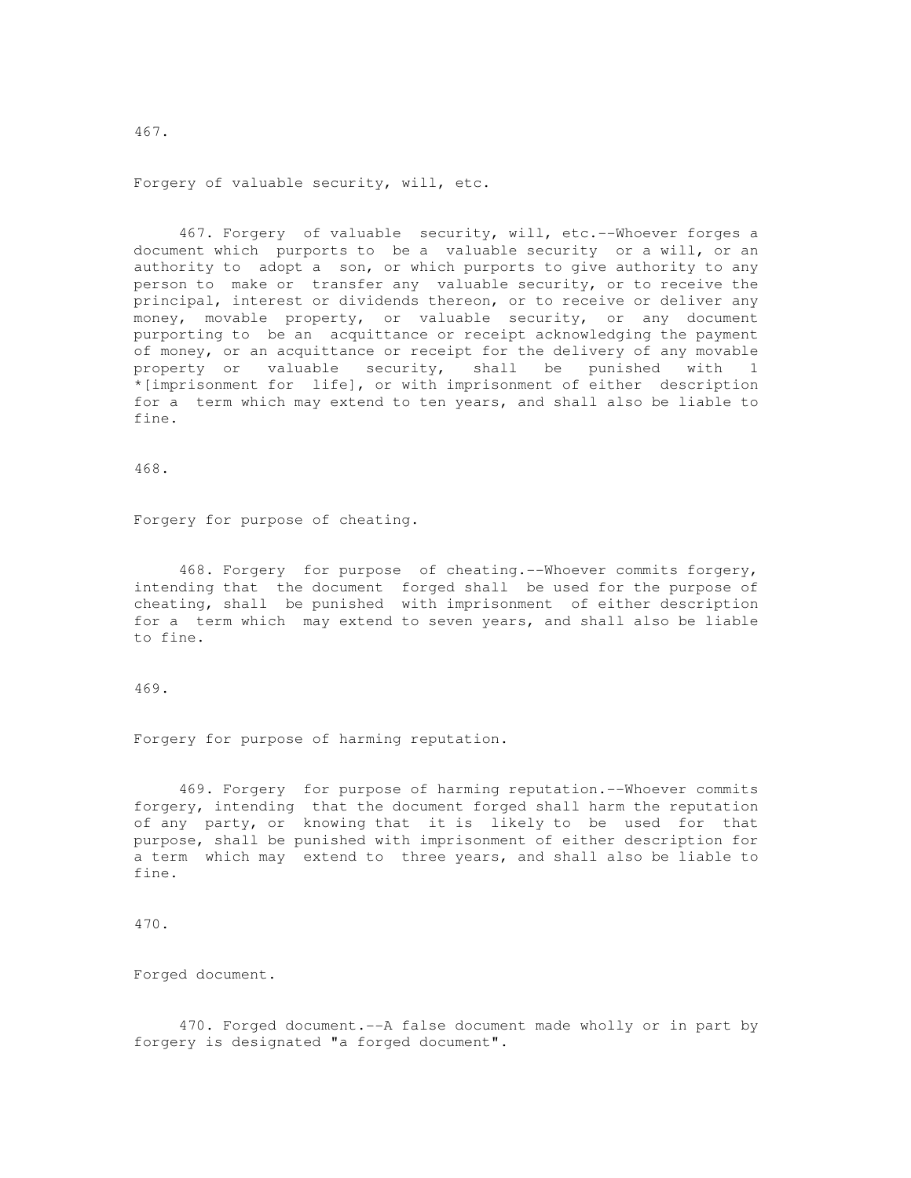467.

Forgery of valuable security, will, etc.

467. Forgery of valuable security, will, etc.--Whoever forges a document which purports to be a valuable security or a will, or an authority to adopt a son, or which purports to give authority to any person to make or transfer any valuable security, or to receive the principal, interest or dividends thereon, or to receive or deliver any money, movable property, or valuable security, or any document purporting to be an acquittance or receipt acknowledging the payment of money, or an acquittance or receipt for the delivery of any movable property or valuable security, shall be punished with 1 *[imprisonment for life], or with imprisonment of either description for a term which may extend to ten years, and shall also be liable to fine.

468.

Forgery for purpose of cheating.

468. Forgery for purpose of cheating.--Whoever commits forgery, intending that the document forged shall be used for the purpose of cheating, shall be punished with imprisonment of either description for a term which may extend to seven years, and shall also be liable to fine.

469.

Forgery for purpose of harming reputation.

469. Forgery for purpose of harming reputation.--Whoever commits forgery, intending that the document forged shall harm the reputation of any party, or knowing that it is likely to be used for that purpose, shall be punished with imprisonment of either description for a term which may extend to three years, and shall also be liable to fine.

470.

Forged document.

470. Forged document.--A false document made wholly or in part by forgery is designated "a forged document".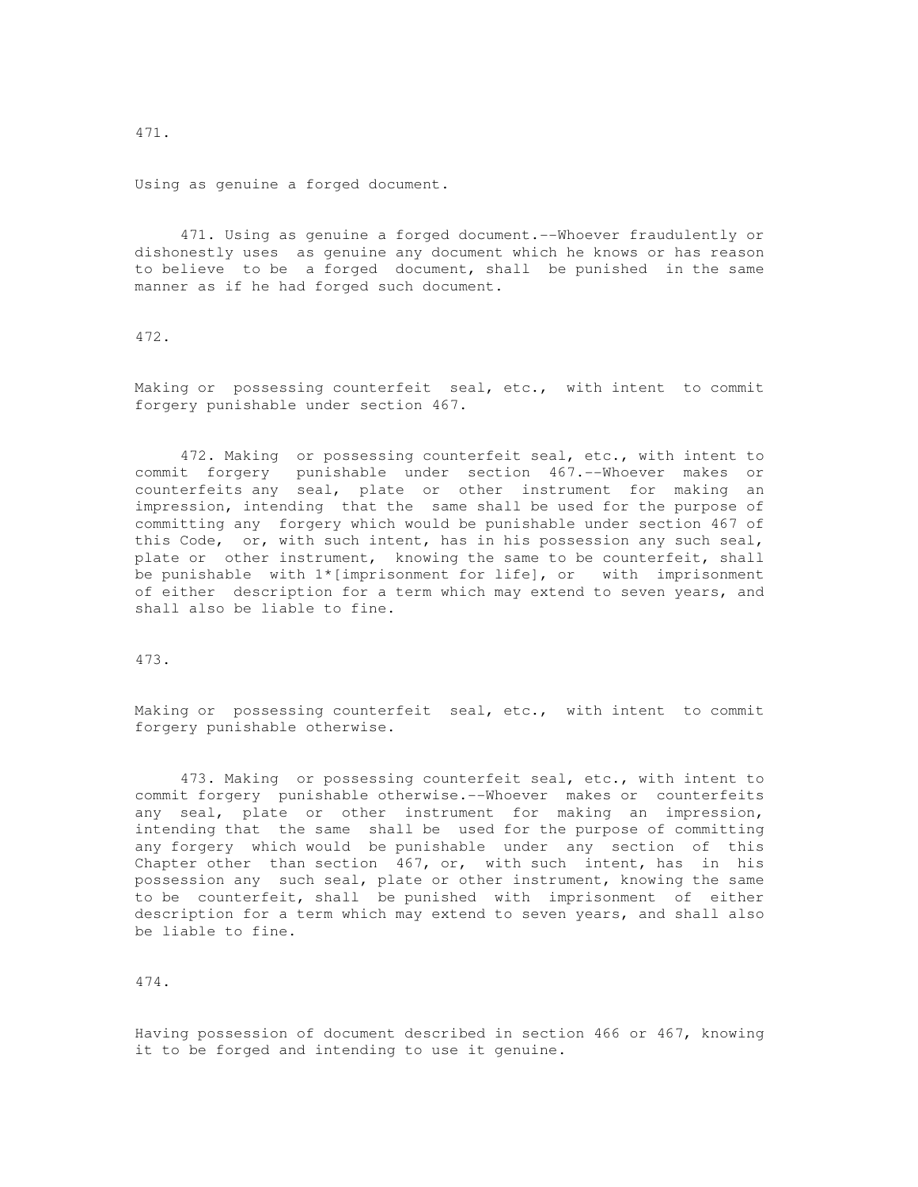471.

Using as genuine a forged document.

471. Using as genuine a forged document.--Whoever fraudulently or dishonestly uses as genuine any document which he knows or has reason to believe to be a forged document, shall be punished in the same manner as if he had forged such document.

472.

Making or possessing counterfeit seal, etc., with intent to commit forgery punishable under section 467.

472. Making or possessing counterfeit seal, etc., with intent to commit forgery punishable under section 467.--Whoever makes or counterfeits any seal, plate or other instrument for making an impression, intending that the same shall be used for the purpose of committing any forgery which would be punishable under section 467 of this Code, or, with such intent, has in his possession any such seal, plate or other instrument, knowing the same to be counterfeit, shall be punishable with 1*[imprisonment for life], or with imprisonment of either description for a term which may extend to seven years, and shall also be liable to fine.

473.

Making or possessing counterfeit seal, etc., with intent to commit forgery punishable otherwise.

473. Making or possessing counterfeit seal, etc., with intent to commit forgery punishable otherwise.--Whoever makes or counterfeits any seal, plate or other instrument for making an impression, intending that the same shall be used for the purpose of committing any forgery which would be punishable under any section of this Chapter other than section 467, or, with such intent, has in his possession any such seal, plate or other instrument, knowing the same to be counterfeit, shall be punished with imprisonment of either description for a term which may extend to seven years, and shall also be liable to fine.

474.

Having possession of document described in section 466 or 467, knowing it to be forged and intending to use it genuine.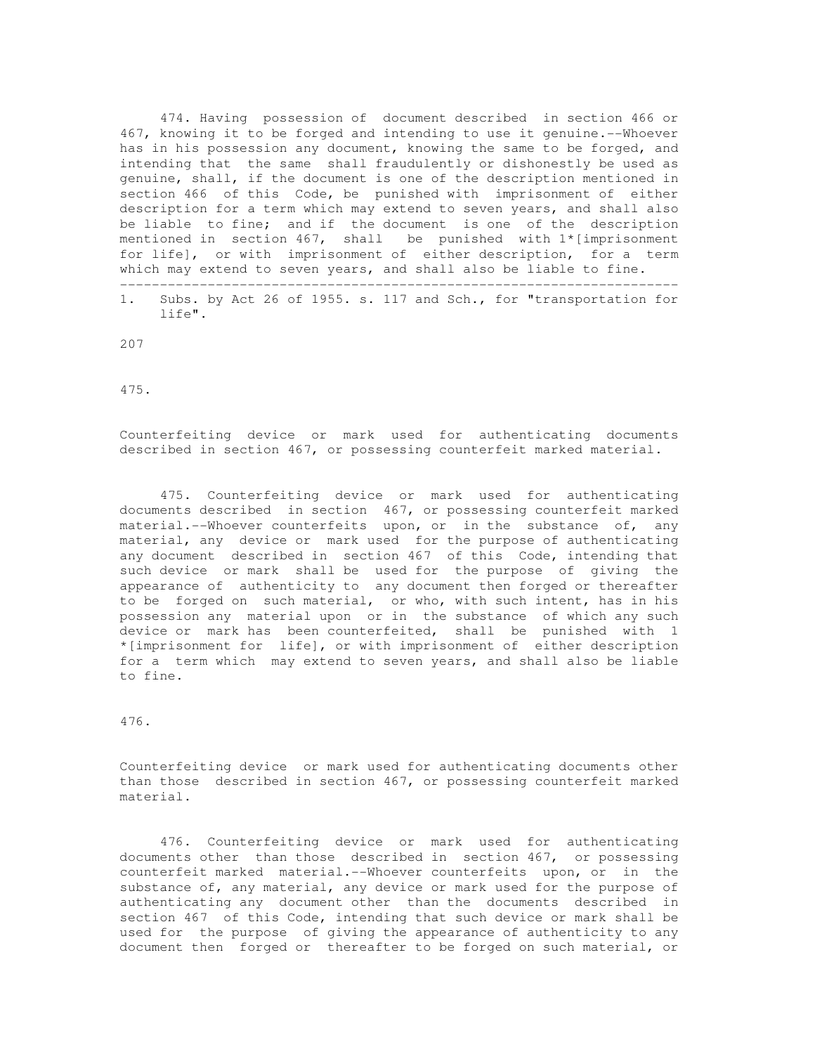474. Having possession of document described in section 466 or 467, knowing it to be forged and intending to use it genuine.--Whoever has in his possession any document, knowing the same to be forged, and intending that the same shall fraudulently or dishonestly be used as genuine, shall, if the document is one of the description mentioned in section 466 of this Code, be punished with imprisonment of either description for a term which may extend to seven years, and shall also be liable to fine; and if the document is one of the description mentioned in section 467, shall be punished with 1*[imprisonment for life], or with imprisonment of either description, for a term which may extend to seven years, and shall also be liable to fine.

---

1. Subs. by Act 26 of 1955. s. 117 and Sch., for "transportation for life".

475.

Counterfeiting device or mark used for authenticating documents described in section 467, or possessing counterfeit marked material.

475. Counterfeiting device or mark used for authenticating documents described in section 467, or possessing counterfeit marked material.--Whoever counterfeits upon, or in the substance of, any material, any device or mark used for the purpose of authenticating any document described in section 467 of this Code, intending that such device or mark shall be used for the purpose of giving the appearance of authenticity to any document then forged or thereafter to be forged on such material, or who, with such intent, has in his possession any material upon or in the substance of which any such device or mark has been counterfeited, shall be punished with 1 *[imprisonment for life], or with imprisonment of either description for a term which may extend to seven years, and shall also be liable to fine.

476.

Counterfeiting device or mark used for authenticating documents other than those described in section 467, or possessing counterfeit marked material.

476. Counterfeiting device or mark used for authenticating documents other than those described in section 467, or possessing counterfeit marked material.--Whoever counterfeits upon, or in the substance of, any material, any device or mark used for the purpose of authenticating any document other than the documents described in section 467 of this Code, intending that such device or mark shall be used for the purpose of giving the appearance of authenticity to any document then forged or thereafter to be forged on such material, or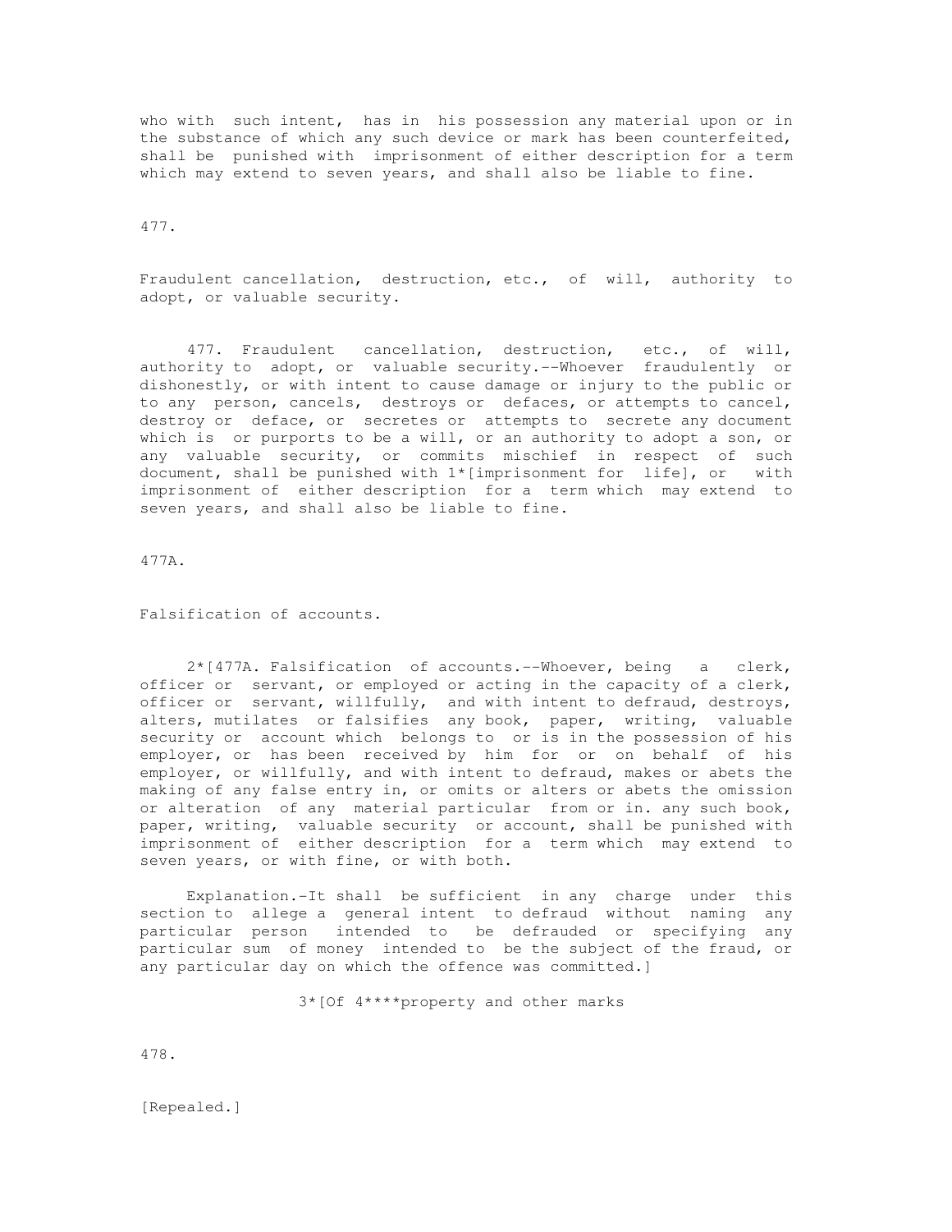who with such intent, has in his possession any material upon or in the substance of which any such device or mark has been counterfeited, shall be punished with imprisonment of either description for a term which may extend to seven years, and shall also be liable to fine.

477.

Fraudulent cancellation, destruction, etc., of will, authority to adopt, or valuable security.

477. Fraudulent cancellation, destruction, etc., of will, authority to adopt, or valuable security.--Whoever fraudulently or dishonestly, or with intent to cause damage or injury to the public or to any person, cancels, destroys or defaces, or attempts to cancel, destroy or deface, or secretes or attempts to secrete any document which is or purports to be a will, or an authority to adopt a son, or any valuable security, or commits mischief in respect of such document, shall be punished with 1*[imprisonment for life], or with imprisonment of either description for a term which may extend to seven years, and shall also be liable to fine.

477A.

Falsification of accounts.

2*[477A. Falsification of accounts.--Whoever, being a clerk, officer or servant, or employed or acting in the capacity of a clerk, officer or servant, willfully, and with intent to defraud, destroys, alters, mutilates or falsifies any book, paper, writing, valuable security or account which belongs to or is in the possession of his employer, or has been received by him for or on behalf of his employer, or willfully, and with intent to defraud, makes or abets the making of any false entry in, or omits or alters or abets the omission or alteration of any material particular from or in. any such book, paper, writing, valuable security or account, shall be punished with imprisonment of either description for a term which may extend to seven years, or with fine, or with both.

Explanation.-It shall be sufficient in any charge under this section to allege a general intent to defraud without naming any particular person intended to be defrauded or specifying any particular sum of money intended to be the subject of the fraud, or any particular day on which the offence was committed.]

3*[Of 4****property and other marks

478.

[Repealed.]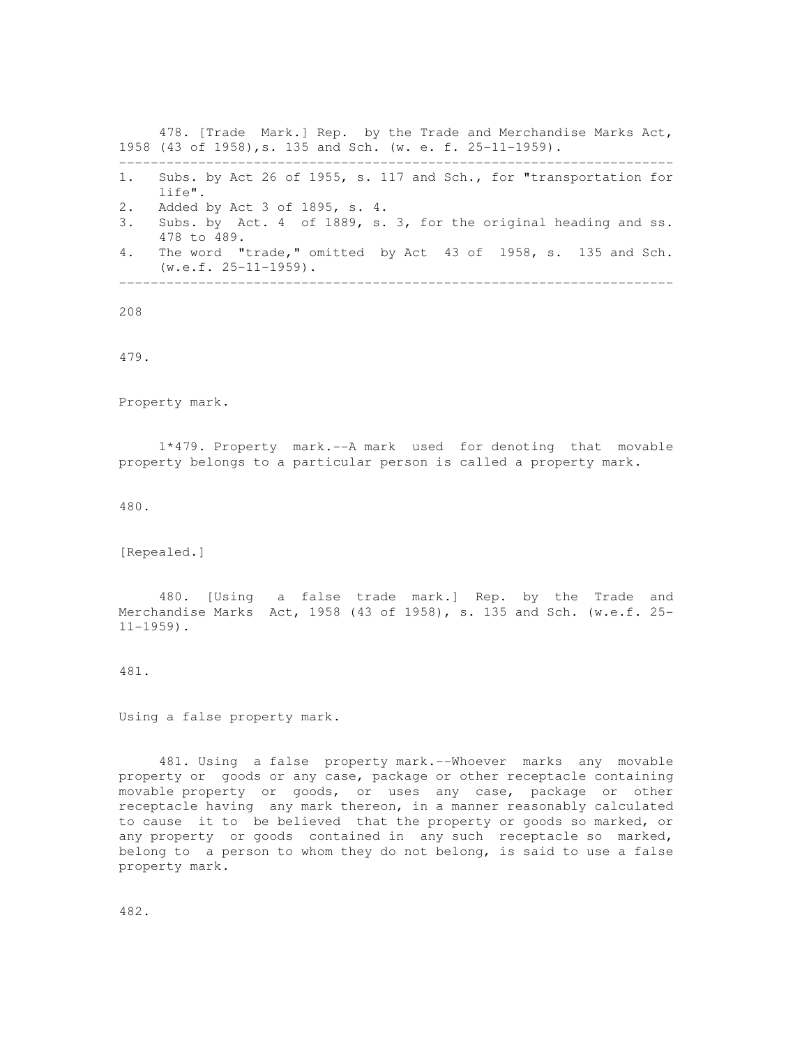478. [Trade Mark.] Rep. by the Trade and Merchandise Marks Act, 1958 (43 of 1958),s. 135 and Sch. (w. e. f. 25-11-1959).

---

1. Subs. by Act 26 of 1955, s. 117 and Sch., for "transportation for life".
2. Added by Act 3 of 1895, s. 4.
3. Subs. by Act. 4 of 1889, s. 3, for the original heading and ss. 478 to 489.
4. The word "trade," omitted by Act 43 of 1958, s. 135 and Sch. (w.e.f. 25-11-1959).

---

479.

Property mark.

1*479. Property mark.--A mark used for denoting that movable property belongs to a particular person is called a property mark.

480.

[Repealed.]

480. [Using a false trade mark.] Rep. by the Trade and Merchandise Marks Act, 1958 (43 of 1958), s. 135 and Sch. (w.e.f. 25-11-1959).

481.

Using a false property mark.

481. Using a false property mark.--Whoever marks any movable property or goods or any case, package or other receptacle containing movable property or goods, or uses any case, package or other receptacle having any mark thereon, in a manner reasonably calculated to cause it to be believed that the property or goods so marked, or any property or goods contained in any such receptacle so marked, belong to a person to whom they do not belong, is said to use a false property mark.

482.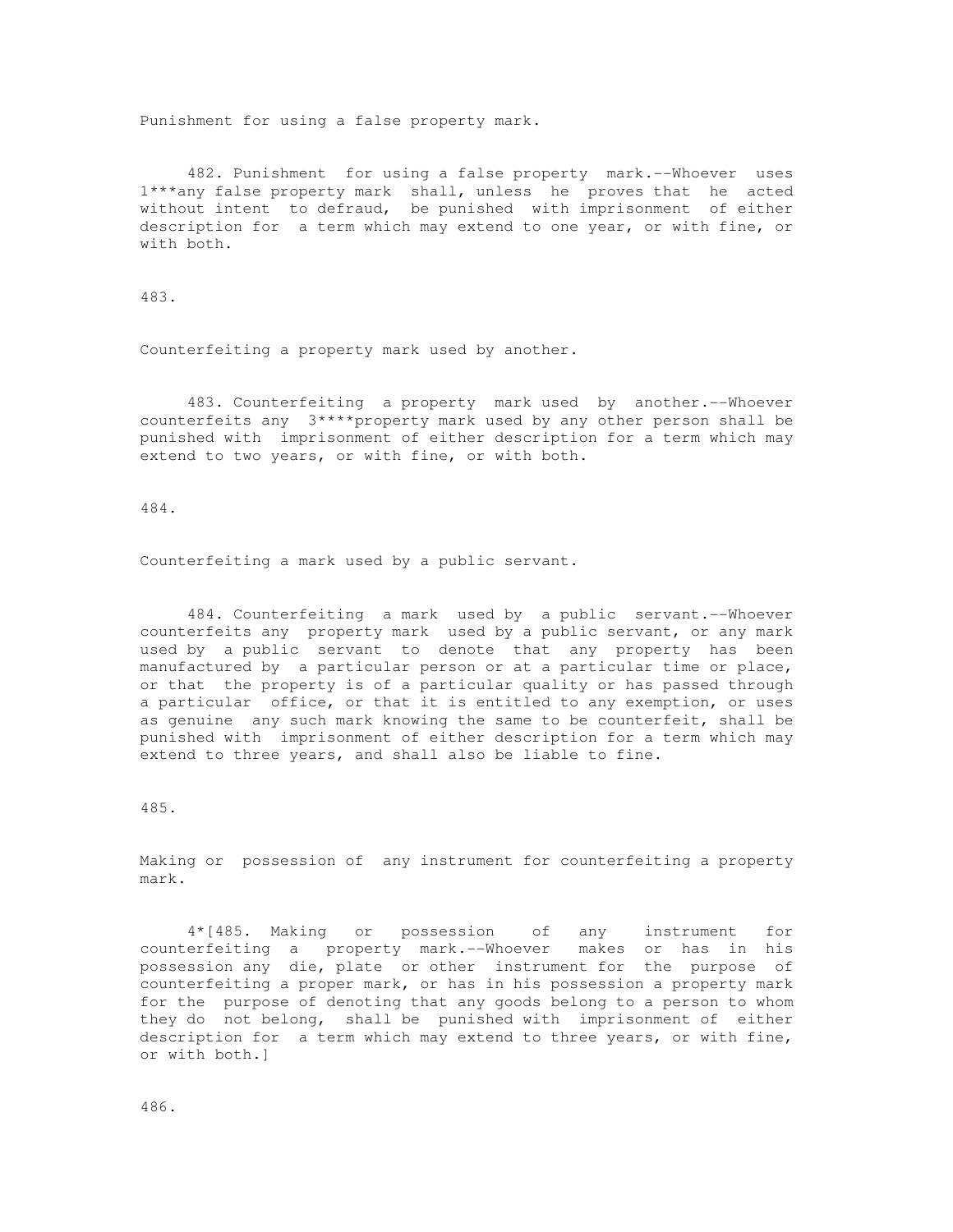Punishment for using a false property mark.

482. Punishment for using a false property mark.--Whoever uses 1***any false property mark shall, unless he proves that he acted without intent to defraud, be punished with imprisonment of either description for a term which may extend to one year, or with fine, or with both.

483.

Counterfeiting a property mark used by another.

483. Counterfeiting a property mark used by another.--Whoever counterfeits any 3****property mark used by any other person shall be punished with imprisonment of either description for a term which may extend to two years, or with fine, or with both.

484.

Counterfeiting a mark used by a public servant.

484. Counterfeiting a mark used by a public servant.--Whoever counterfeits any property mark used by a public servant, or any mark used by a public servant to denote that any property has been manufactured by a particular person or at a particular time or place, or that the property is of a particular quality or has passed through a particular office, or that it is entitled to any exemption, or uses as genuine any such mark knowing the same to be counterfeit, shall be punished with imprisonment of either description for a term which may extend to three years, and shall also be liable to fine.

485.

Making or possession of any instrument for counterfeiting a property mark.

4*[485. Making or possession of any instrument for counterfeiting a property mark.--Whoever makes or has in his possession any die, plate or other instrument for the purpose of counterfeiting a proper mark, or has in his possession a property mark for the purpose of denoting that any goods belong to a person to whom they do not belong, shall be punished with imprisonment of either description for a term which may extend to three years, or with fine, or with both.]

486.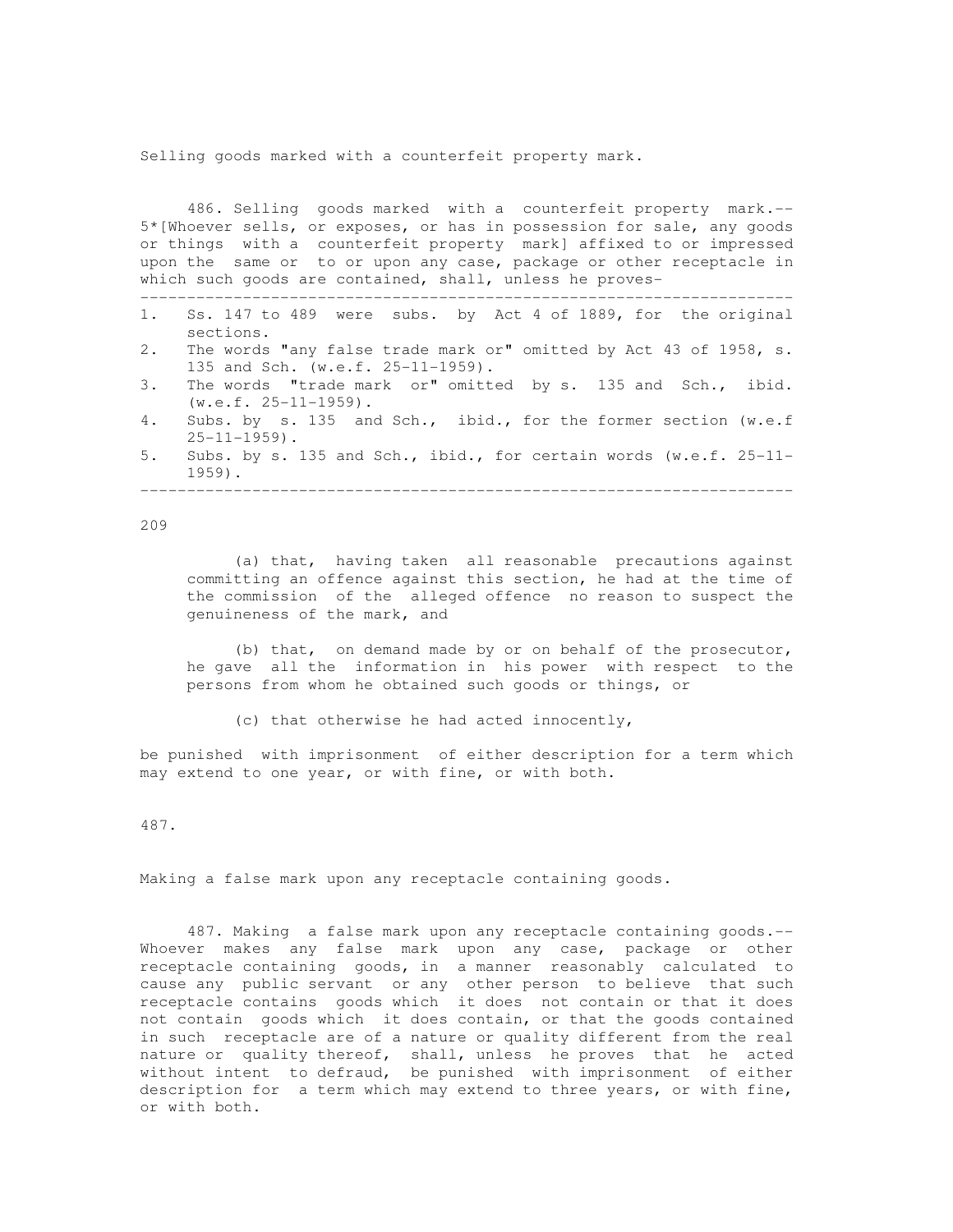Selling goods marked with a counterfeit property mark.

486. Selling goods marked with a counterfeit property mark.-- 5*[Whoever sells, or exposes, or has in possession for sale, any goods or things with a counterfeit property mark] affixed to or impressed upon the same or to or upon any case, package or other receptacle in which such goods are contained, shall, unless he proves-

---

1. Ss. 147 to 489 were subs. by Act 4 of 1889, for the original sections.
2. The words "any false trade mark or" omitted by Act 43 of 1958, s. 135 and Sch. (w.e.f. 25-11-1959).
3. The words "trade mark or" omitted by s. 135 and Sch., ibid. (w.e.f. 25-11-1959).
4. Subs. by s. 135 and Sch., ibid., for the former section (w.e.f 25-11-1959).
5. Subs. by s. 135 and Sch., ibid., for certain words (w.e.f. 25-11-1959).

---

(a) that, having taken all reasonable precautions against committing an offence against this section, he had at the time of the commission of the alleged offence no reason to suspect the genuineness of the mark, and

(b) that, on demand made by or on behalf of the prosecutor, he gave all the information in his power with respect to the persons from whom he obtained such goods or things, or

(c) that otherwise he had acted innocently,

be punished with imprisonment of either description for a term which may extend to one year, or with fine, or with both.

487.

Making a false mark upon any receptacle containing goods.

487. Making a false mark upon any receptacle containing goods.-- Whoever makes any false mark upon any case, package or other receptacle containing goods, in a manner reasonably calculated to cause any public servant or any other person to believe that such receptacle contains goods which it does not contain or that it does not contain goods which it does contain, or that the goods contained in such receptacle are of a nature or quality different from the real nature or quality thereof, shall, unless he proves that he acted without intent to defraud, be punished with imprisonment of either description for a term which may extend to three years, or with fine, or with both.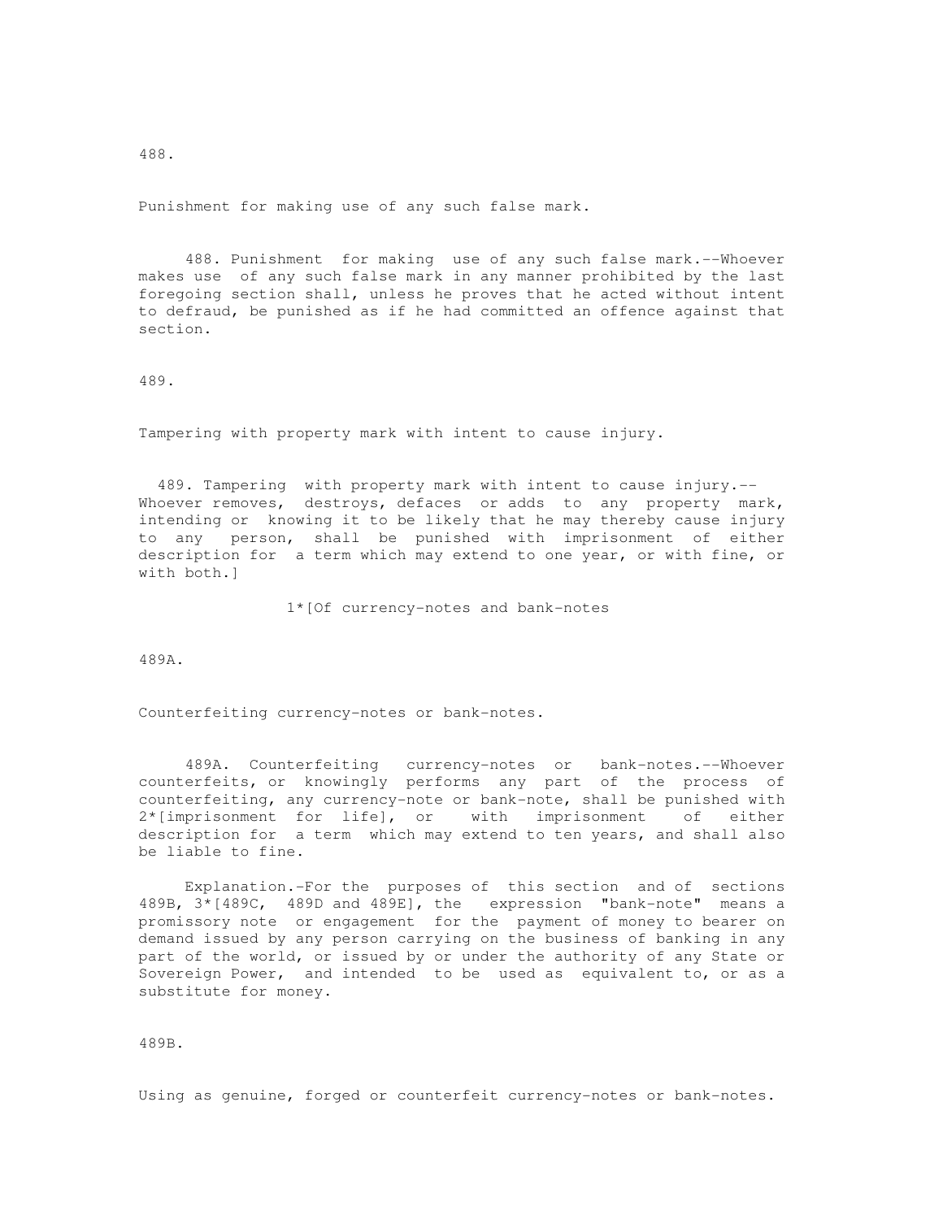488.

Punishment for making use of any such false mark.

488. Punishment for making use of any such false mark.--Whoever makes use of any such false mark in any manner prohibited by the last foregoing section shall, unless he proves that he acted without intent to defraud, be punished as if he had committed an offence against that section.

489.

Tampering with property mark with intent to cause injury.

489. Tampering with property mark with intent to cause injury.-- Whoever removes, destroys, defaces or adds to any property mark, intending or knowing it to be likely that he may thereby cause injury to any person, shall be punished with imprisonment of either description for a term which may extend to one year, or with fine, or with both.]

1*[Of currency-notes and bank-notes

489A.

Counterfeiting currency-notes or bank-notes.

489A. Counterfeiting currency-notes or bank-notes.--Whoever counterfeits, or knowingly performs any part of the process of counterfeiting, any currency-note or bank-note, shall be punished with 2*[imprisonment for life], or with imprisonment of either description for a term which may extend to ten years, and shall also be liable to fine.

Explanation.-For the purposes of this section and of sections 489B, 3*[489C, 489D and 489E], the expression "bank-note" means a promissory note or engagement for the payment of money to bearer on demand issued by any person carrying on the business of banking in any part of the world, or issued by or under the authority of any State or Sovereign Power, and intended to be used as equivalent to, or as a substitute for money.

489B.

Using as genuine, forged or counterfeit currency-notes or bank-notes.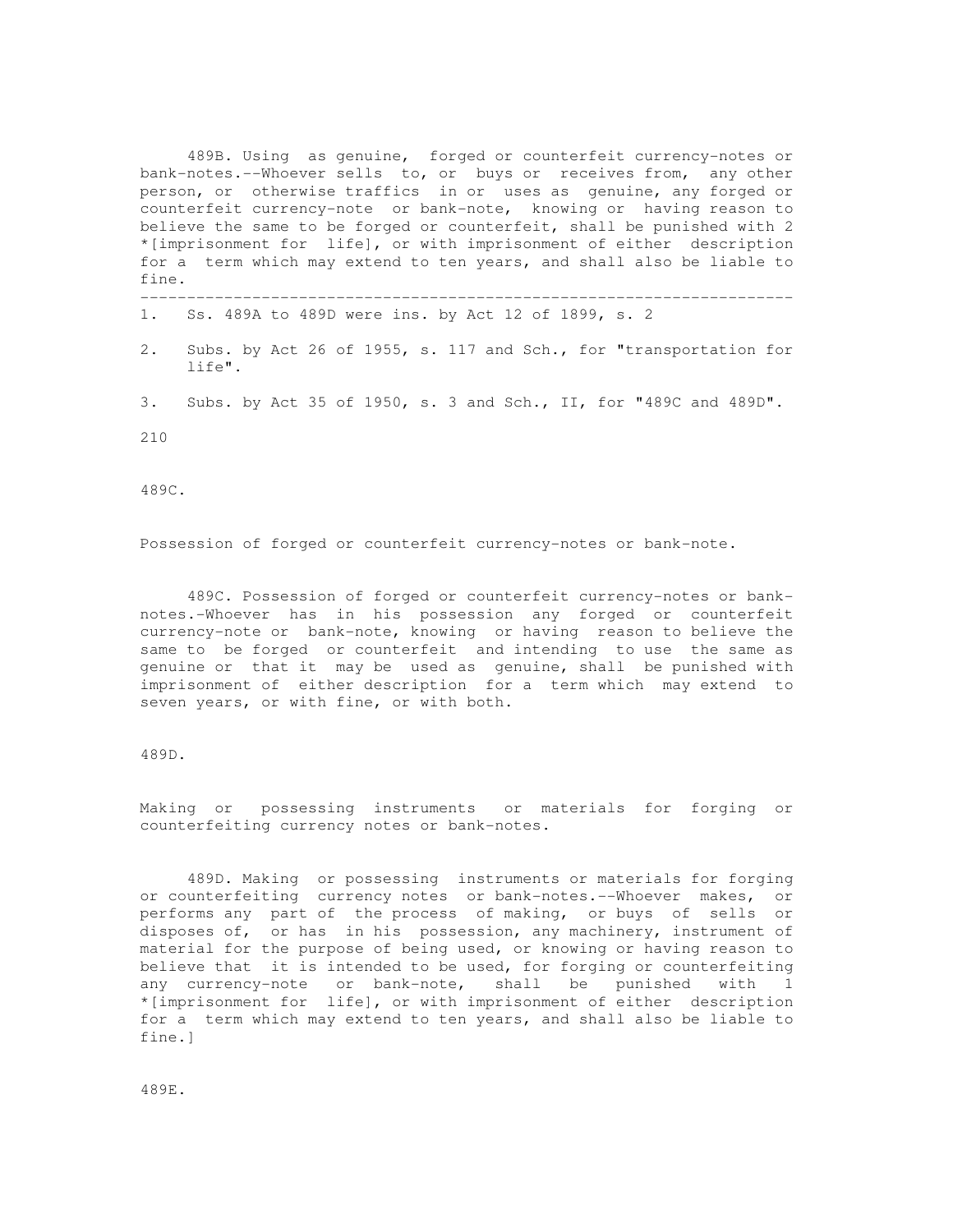489B. Using as genuine, forged or counterfeit currency-notes or bank-notes.--Whoever sells to, or buys or receives from, any other person, or otherwise traffics in or uses as genuine, any forged or counterfeit currency-note or bank-note, knowing or having reason to believe the same to be forged or counterfeit, shall be punished with 2 *[imprisonment for life], or with imprisonment of either description for a term which may extend to ten years, and shall also be liable to fine.

---

1. Ss. 489A to 489D were ins. by Act 12 of 1899, s. 2

2. Subs. by Act 26 of 1955, s. 117 and Sch., for "transportation for life".

3. Subs. by Act 35 of 1950, s. 3 and Sch., II, for "489C and 489D".

489C.

Possession of forged or counterfeit currency-notes or bank-note.

489C. Possession of forged or counterfeit currency-notes or bank-notes.-Whoever has in his possession any forged or counterfeit currency-note or bank-note, knowing or having reason to believe the same to be forged or counterfeit and intending to use the same as genuine or that it may be used as genuine, shall be punished with imprisonment of either description for a term which may extend to seven years, or with fine, or with both.

489D.

Making or possessing instruments or materials for forging or counterfeiting currency notes or bank-notes.

489D. Making or possessing instruments or materials for forging or counterfeiting currency notes or bank-notes.--Whoever makes, or performs any part of the process of making, or buys of sells or disposes of, or has in his possession, any machinery, instrument of material for the purpose of being used, or knowing or having reason to believe that it is intended to be used, for forging or counterfeiting any currency-note or bank-note, shall be punished with 1 *[imprisonment for life], or with imprisonment of either description for a term which may extend to ten years, and shall also be liable to fine.]

489E.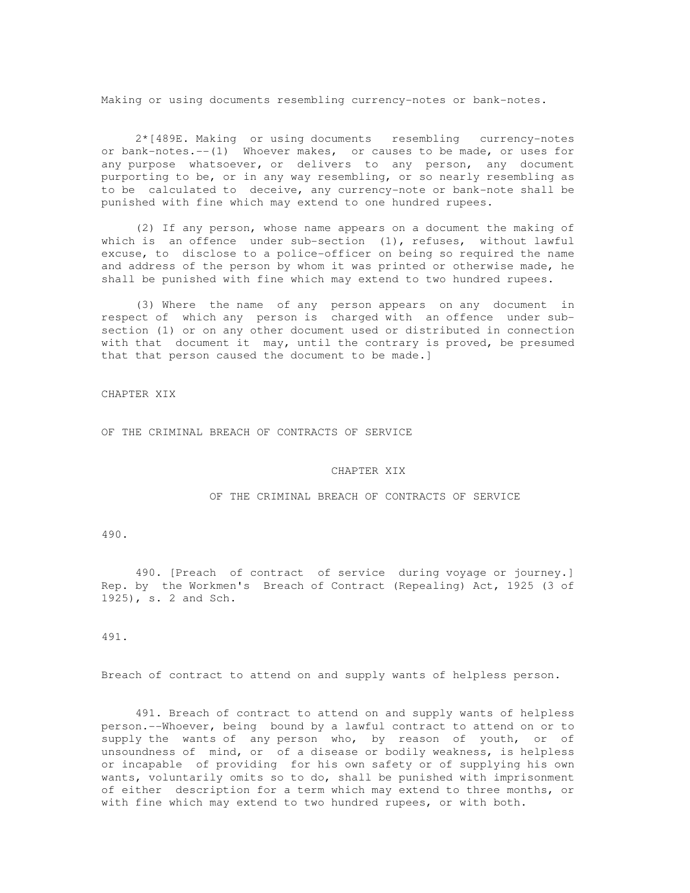Making or using documents resembling currency-notes or bank-notes.

2*[489E. Making or using documents resembling currency-notes or bank-notes.--(1) Whoever makes, or causes to be made, or uses for any purpose whatsoever, or delivers to any person, any document purporting to be, or in any way resembling, or so nearly resembling as to be calculated to deceive, any currency-note or bank-note shall be punished with fine which may extend to one hundred rupees.

(2) If any person, whose name appears on a document the making of which is an offence under sub-section (1), refuses, without lawful excuse, to disclose to a police-officer on being so required the name and address of the person by whom it was printed or otherwise made, he shall be punished with fine which may extend to two hundred rupees.

(3) Where the name of any person appears on any document in respect of which any person is charged with an offence under sub-section (1) or on any other document used or distributed in connection with that document it may, until the contrary is proved, be presumed that that person caused the document to be made.]

CHAPTER XIX

OF THE CRIMINAL BREACH OF CONTRACTS OF SERVICE

## CHAPTER XIX

## OF THE CRIMINAL BREACH OF CONTRACTS OF SERVICE

490.

490. [Preach of contract of service during voyage or journey.] Rep. by the Workmen's Breach of Contract (Repealing) Act, 1925 (3 of 1925), s. 2 and Sch.

491.

Breach of contract to attend on and supply wants of helpless person.

491. Breach of contract to attend on and supply wants of helpless person.--Whoever, being bound by a lawful contract to attend on or to supply the wants of any person who, by reason of youth, or of unsoundness of mind, or of a disease or bodily weakness, is helpless or incapable of providing for his own safety or of supplying his own wants, voluntarily omits so to do, shall be punished with imprisonment of either description for a term which may extend to three months, or with fine which may extend to two hundred rupees, or with both.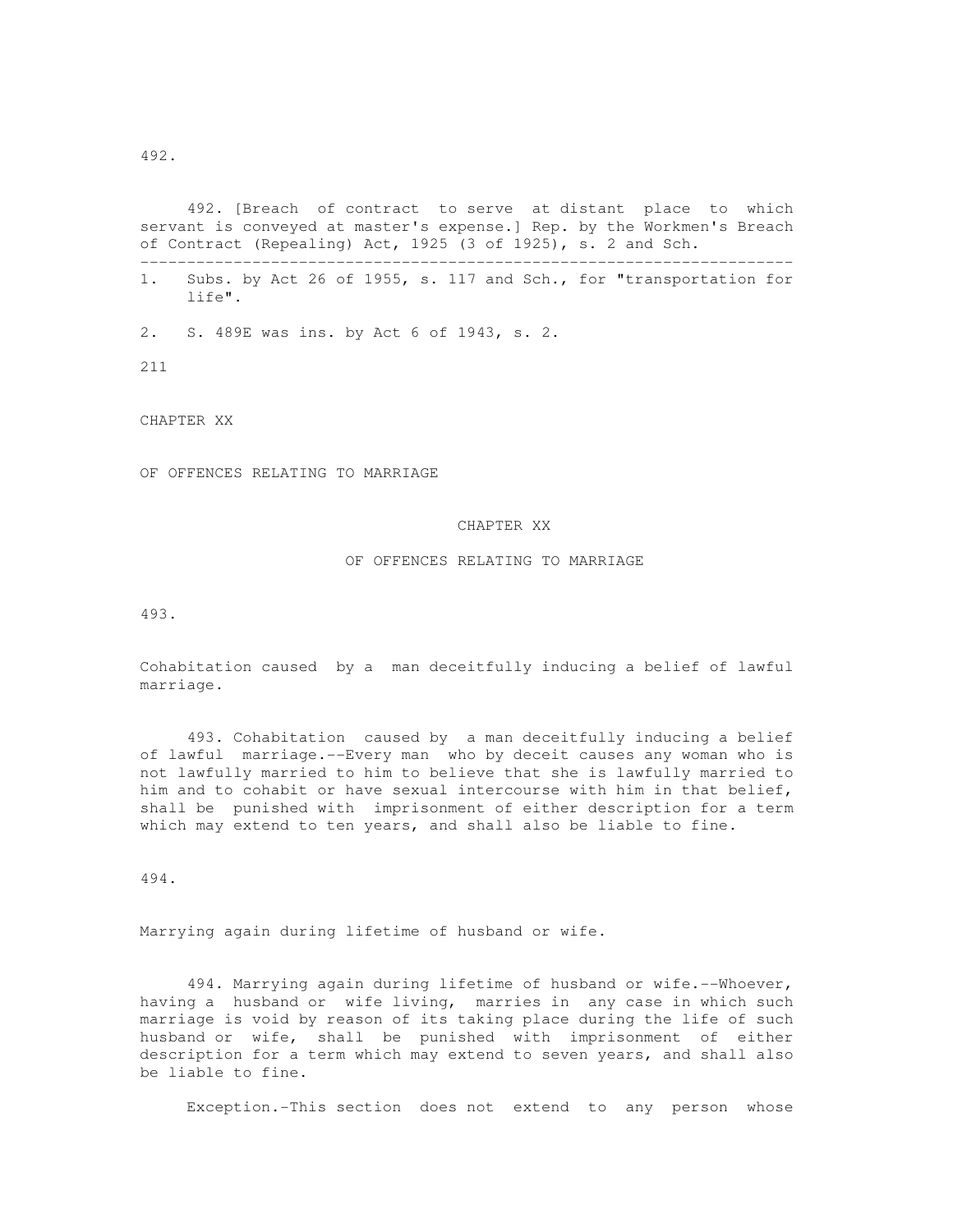492.

492. [Breach of contract to serve at distant place to which servant is conveyed at master's expense.] Rep. by the Workmen's Breach of Contract (Repealing) Act, 1925 (3 of 1925), s. 2 and Sch.

---

1. Subs. by Act 26 of 1955, s. 117 and Sch., for "transportation for life".

2. S. 489E was ins. by Act 6 of 1943, s. 2.

211

CHAPTER XX

OF OFFENCES RELATING TO MARRIAGE

## CHAPTER XX

## OF OFFENCES RELATING TO MARRIAGE

493.

Cohabitation caused by a man deceitfully inducing a belief of lawful marriage.

493. Cohabitation caused by a man deceitfully inducing a belief of lawful marriage.--Every man who by deceit causes any woman who is not lawfully married to him to believe that she is lawfully married to him and to cohabit or have sexual intercourse with him in that belief, shall be punished with imprisonment of either description for a term which may extend to ten years, and shall also be liable to fine.

494.

Marrying again during lifetime of husband or wife.

494. Marrying again during lifetime of husband or wife.--Whoever, having a husband or wife living, marries in any case in which such marriage is void by reason of its taking place during the life of such husband or wife, shall be punished with imprisonment of either description for a term which may extend to seven years, and shall also be liable to fine.

Exception.-This section does not extend to any person whose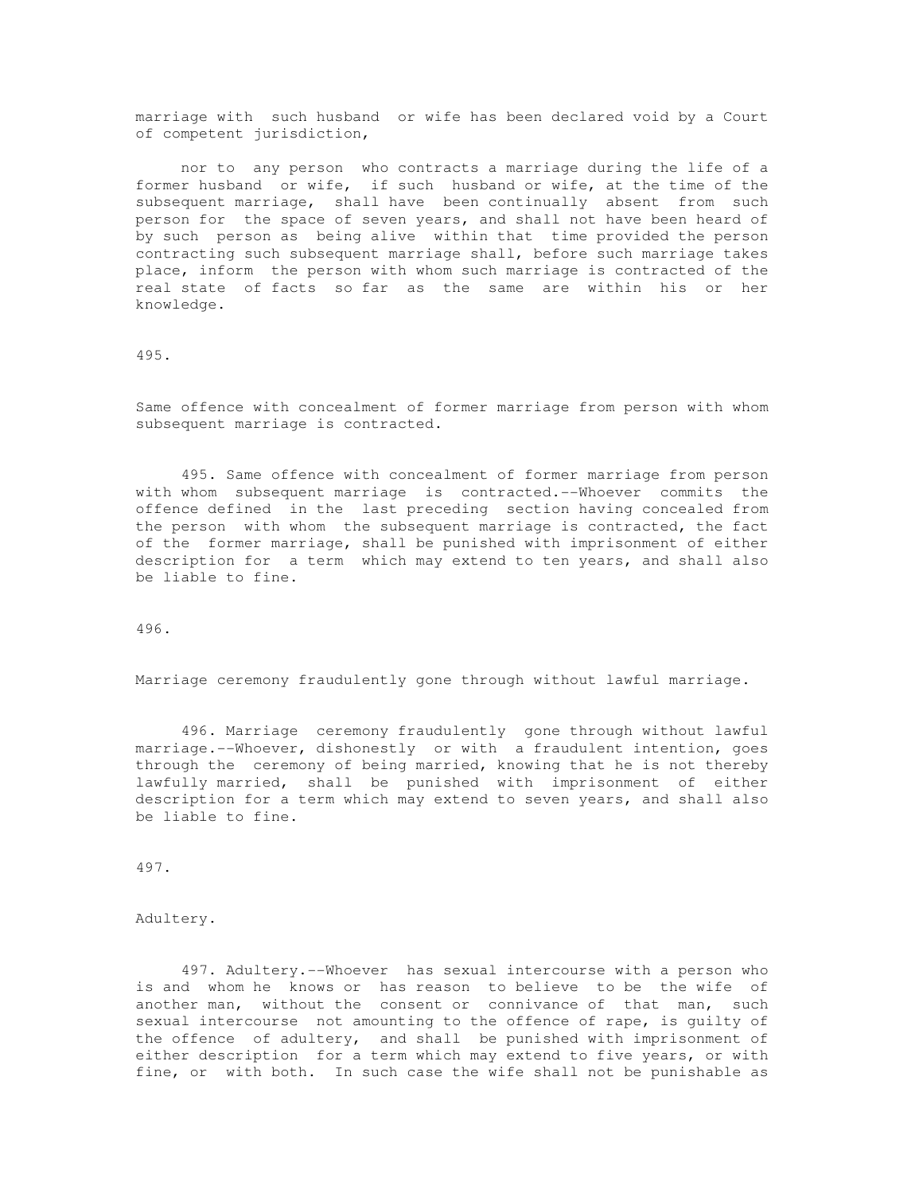marriage with such husband or wife has been declared void by a Court of competent jurisdiction,

nor to any person who contracts a marriage during the life of a former husband or wife, if such husband or wife, at the time of the subsequent marriage, shall have been continually absent from such person for the space of seven years, and shall not have been heard of by such person as being alive within that time provided the person contracting such subsequent marriage shall, before such marriage takes place, inform the person with whom such marriage is contracted of the real state of facts so far as the same are within his or her knowledge.

495.

Same offence with concealment of former marriage from person with whom subsequent marriage is contracted.

495. Same offence with concealment of former marriage from person with whom subsequent marriage is contracted.--Whoever commits the offence defined in the last preceding section having concealed from the person with whom the subsequent marriage is contracted, the fact of the former marriage, shall be punished with imprisonment of either description for a term which may extend to ten years, and shall also be liable to fine.

496.

Marriage ceremony fraudulently gone through without lawful marriage.

496. Marriage ceremony fraudulently gone through without lawful marriage.--Whoever, dishonestly or with a fraudulent intention, goes through the ceremony of being married, knowing that he is not thereby lawfully married, shall be punished with imprisonment of either description for a term which may extend to seven years, and shall also be liable to fine.

497.

Adultery.

497. Adultery.--Whoever has sexual intercourse with a person who is and whom he knows or has reason to believe to be the wife of another man, without the consent or connivance of that man, such sexual intercourse not amounting to the offence of rape, is guilty of the offence of adultery, and shall be punished with imprisonment of either description for a term which may extend to five years, or with fine, or with both. In such case the wife shall not be punishable as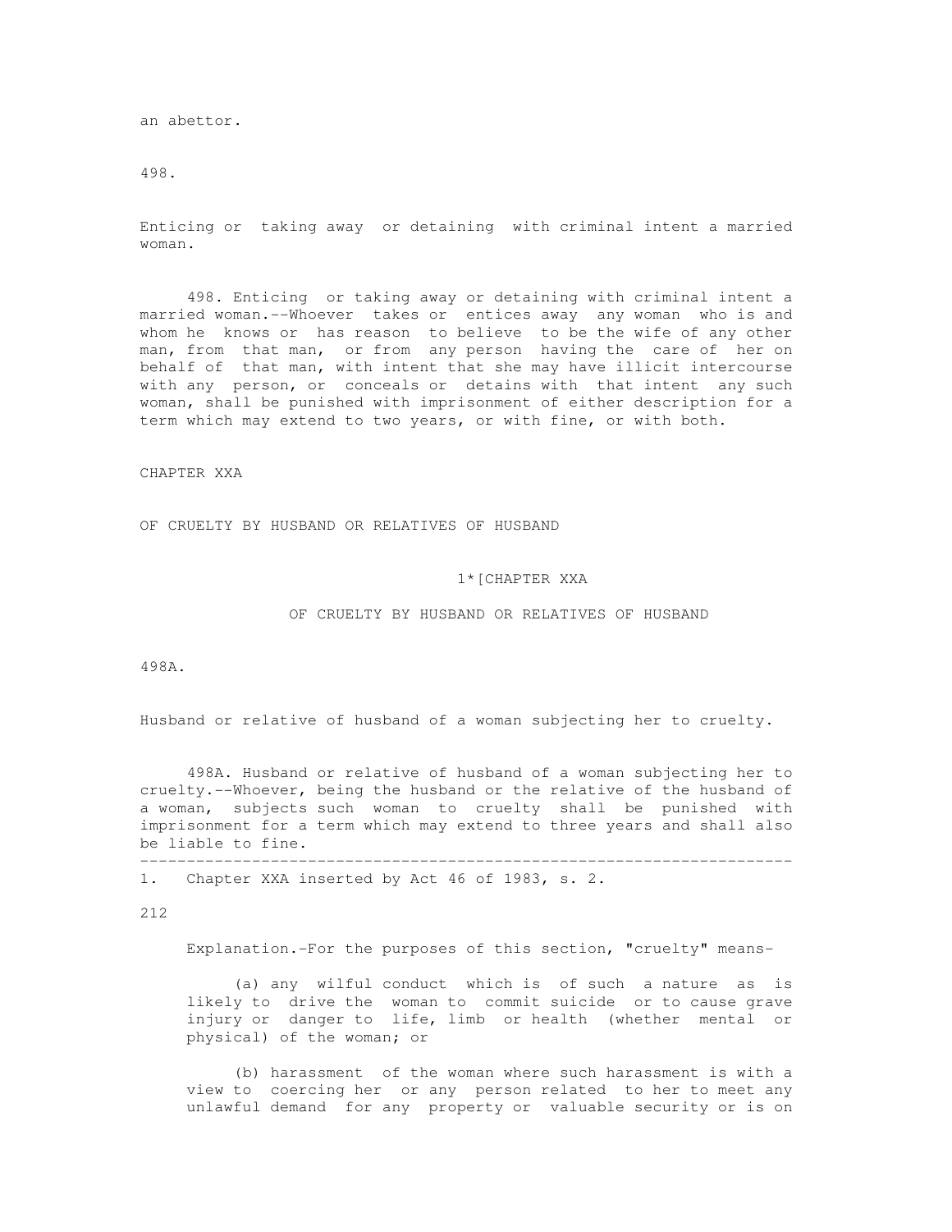an abettor.

498.

Enticing or taking away or detaining with criminal intent a married woman.

498. Enticing or taking away or detaining with criminal intent a married woman.--Whoever takes or entices away any woman who is and whom he knows or has reason to believe to be the wife of any other man, from that man, or from any person having the care of her on behalf of that man, with intent that she may have illicit intercourse with any person, or conceals or detains with that intent any such woman, shall be punished with imprisonment of either description for a term which may extend to two years, or with fine, or with both.

CHAPTER XXA

OF CRUELTY BY HUSBAND OR RELATIVES OF HUSBAND

1*[CHAPTER XXA

OF CRUELTY BY HUSBAND OR RELATIVES OF HUSBAND

498A.

Husband or relative of husband of a woman subjecting her to cruelty.

498A. Husband or relative of husband of a woman subjecting her to cruelty.--Whoever, being the husband or the relative of the husband of a woman, subjects such woman to cruelty shall be punished with imprisonment for a term which may extend to three years and shall also be liable to fine.

---

1. Chapter XXA inserted by Act 46 of 1983, s. 2.

Explanation.-For the purposes of this section, "cruelty" means-

(a) any wilful conduct which is of such a nature as is likely to drive the woman to commit suicide or to cause grave injury or danger to life, limb or health (whether mental or physical) of the woman; or

(b) harassment of the woman where such harassment is with a view to coercing her or any person related to her to meet any unlawful demand for any property or valuable security or is on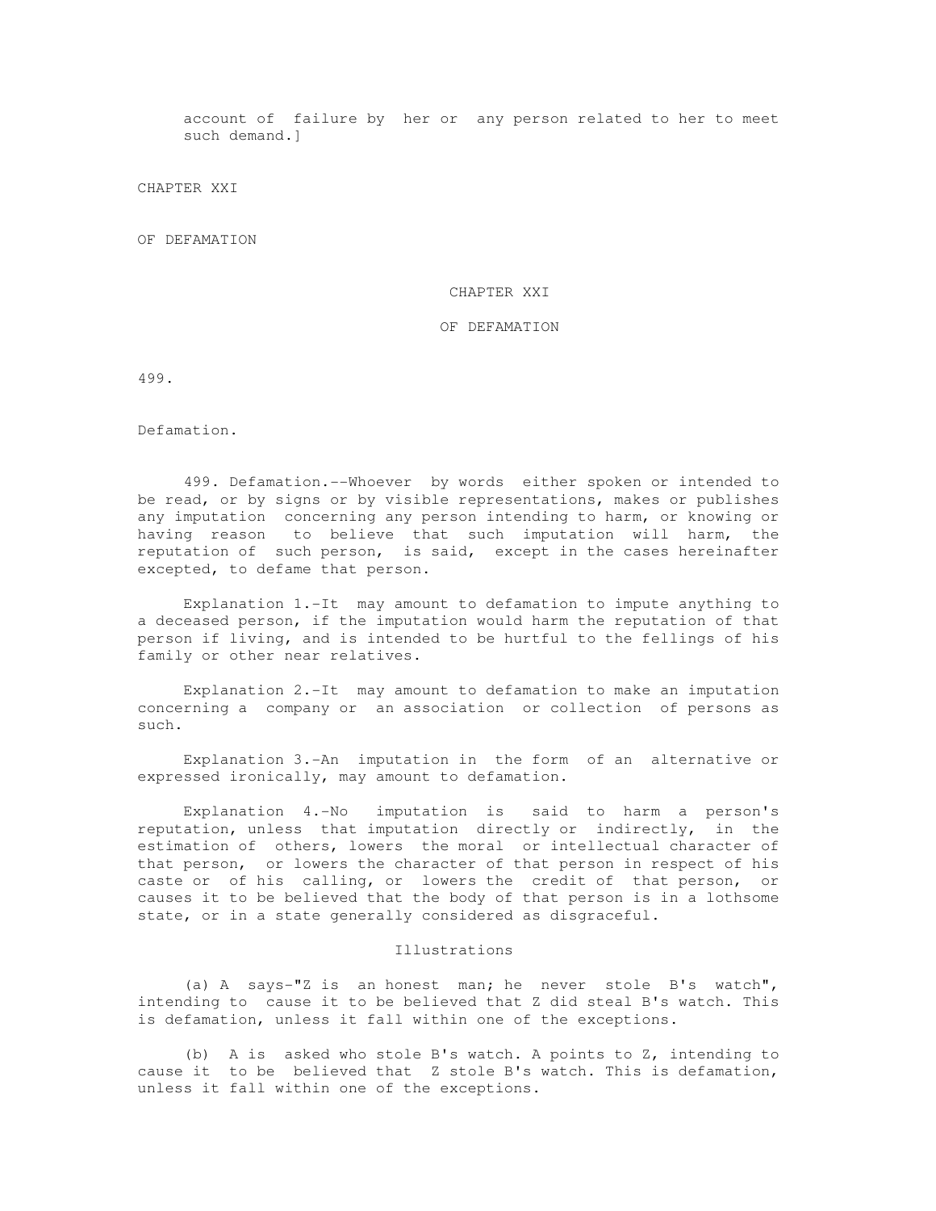account of failure by her or any person related to her to meet such demand.]

CHAPTER XXI

OF DEFAMATION

## CHAPTER XXI

## OF DEFAMATION

499.

Defamation.

499. Defamation.--Whoever by words either spoken or intended to be read, or by signs or by visible representations, makes or publishes any imputation concerning any person intending to harm, or knowing or having reason to believe that such imputation will harm, the reputation of such person, is said, except in the cases hereinafter excepted, to defame that person.

Explanation 1.-It may amount to defamation to impute anything to a deceased person, if the imputation would harm the reputation of that person if living, and is intended to be hurtful to the fellings of his family or other near relatives.

Explanation 2.-It may amount to defamation to make an imputation concerning a company or an association or collection of persons as such.

Explanation 3.-An imputation in the form of an alternative or expressed ironically, may amount to defamation.

Explanation 4.-No imputation is said to harm a person's reputation, unless that imputation directly or indirectly, in the estimation of others, lowers the moral or intellectual character of that person, or lowers the character of that person in respect of his caste or of his calling, or lowers the credit of that person, or causes it to be believed that the body of that person is in a lothsome state, or in a state generally considered as disgraceful.

Illustrations

(a) A says-"Z is an honest man; he never stole B's watch", intending to cause it to be believed that Z did steal B's watch. This is defamation, unless it fall within one of the exceptions.

(b) A is asked who stole B's watch. A points to Z, intending to cause it to be believed that Z stole B's watch. This is defamation, unless it fall within one of the exceptions.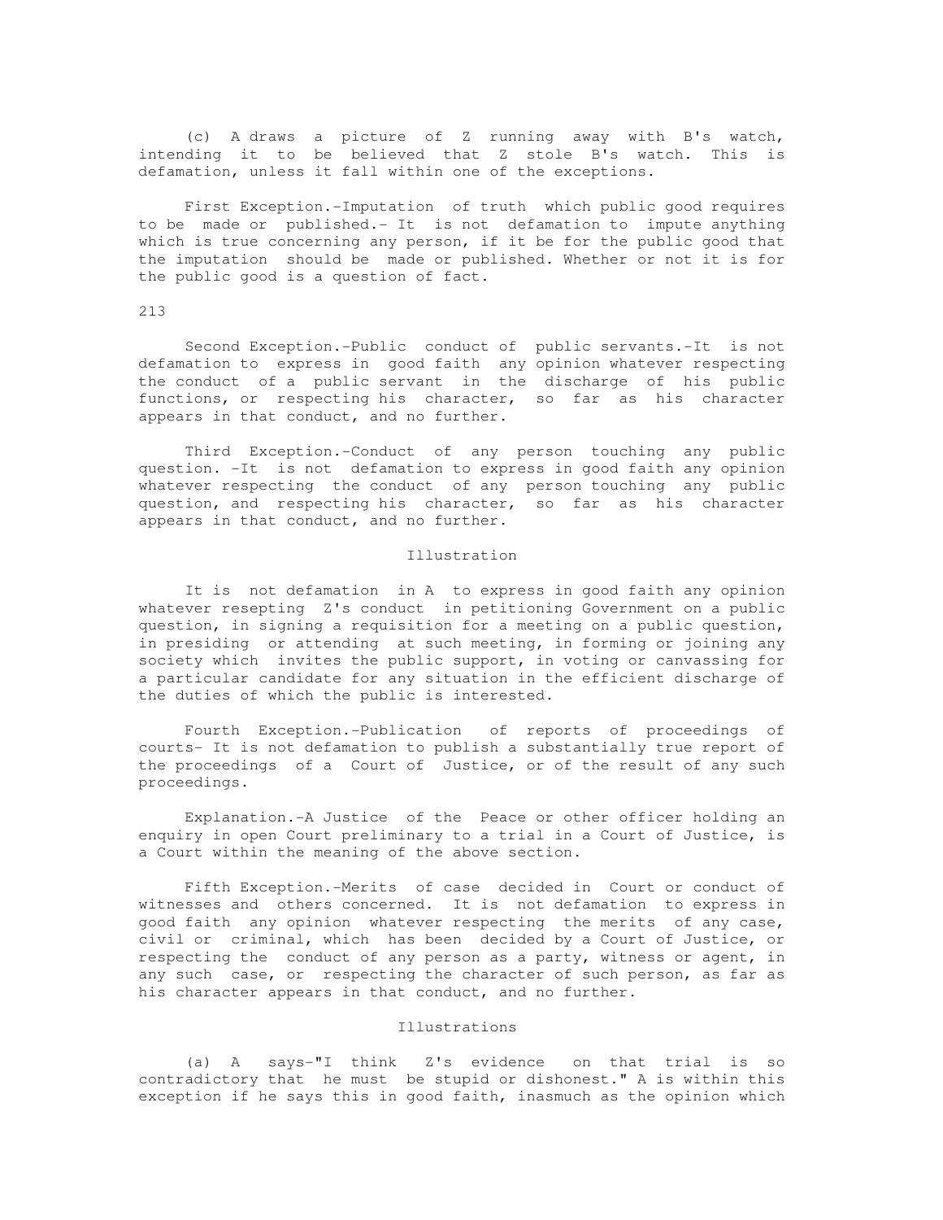(c) A draws a picture of Z running away with B's watch, intending it to be believed that Z stole B's watch. This is defamation, unless it fall within one of the exceptions.

First Exception.-Imputation of truth which public good requires to be made or published.- It is not defamation to impute anything which is true concerning any person, if it be for the public good that the imputation should be made or published. Whether or not it is for the public good is a question of fact.

Second Exception.-Public conduct of public servants.-It is not defamation to express in good faith any opinion whatever respecting the conduct of a public servant in the discharge of his public functions, or respecting his character, so far as his character appears in that conduct, and no further.

Third Exception.-Conduct of any person touching any public question. -It is not defamation to express in good faith any opinion whatever respecting the conduct of any person touching any public question, and respecting his character, so far as his character appears in that conduct, and no further.

Illustration

It is not defamation in A to express in good faith any opinion whatever resepting Z's conduct in petitioning Government on a public question, in signing a requisition for a meeting on a public question, in presiding or attending at such meeting, in forming or joining any society which invites the public support, in voting or canvassing for a particular candidate for any situation in the efficient discharge of the duties of which the public is interested.

Fourth Exception.-Publication of reports of proceedings of courts- It is not defamation to publish a substantially true report of the proceedings of a Court of Justice, or of the result of any such proceedings.

Explanation.-A Justice of the Peace or other officer holding an enquiry in open Court preliminary to a trial in a Court of Justice, is a Court within the meaning of the above section.

Fifth Exception.-Merits of case decided in Court or conduct of witnesses and others concerned. It is not defamation to express in good faith any opinion whatever respecting the merits of any case, civil or criminal, which has been decided by a Court of Justice, or respecting the conduct of any person as a party, witness or agent, in any such case, or respecting the character of such person, as far as his character appears in that conduct, and no further.

Illustrations

(a) A says-"I think Z's evidence on that trial is so contradictory that he must be stupid or dishonest." A is within this exception if he says this in good faith, inasmuch as the opinion which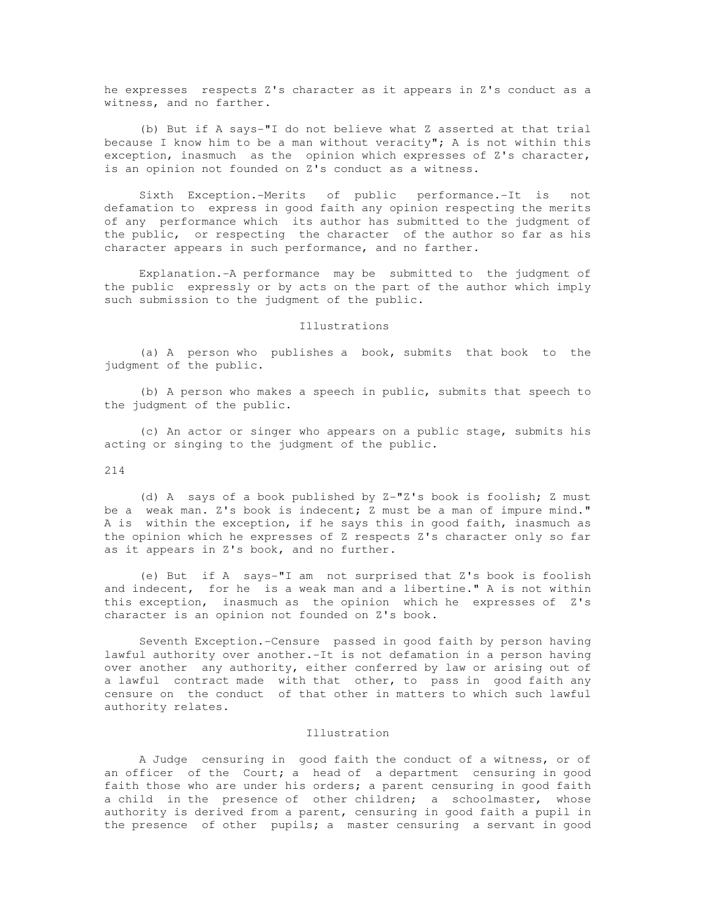he expresses respects Z's character as it appears in Z's conduct as a witness, and no farther.

(b) But if A says-"I do not believe what Z asserted at that trial because I know him to be a man without veracity"; A is not within this exception, inasmuch as the opinion which expresses of Z's character, is an opinion not founded on Z's conduct as a witness.

Sixth Exception.-Merits of public performance.-It is not defamation to express in good faith any opinion respecting the merits of any performance which its author has submitted to the judgment of the public, or respecting the character of the author so far as his character appears in such performance, and no farther.

Explanation.-A performance may be submitted to the judgment of the public expressly or by acts on the part of the author which imply such submission to the judgment of the public.

Illustrations

(a) A person who publishes a book, submits that book to the judgment of the public.

(b) A person who makes a speech in public, submits that speech to the judgment of the public.

(c) An actor or singer who appears on a public stage, submits his acting or singing to the judgment of the public.

(d) A says of a book published by Z-"Z's book is foolish; Z must be a weak man. Z's book is indecent; Z must be a man of impure mind." A is within the exception, if he says this in good faith, inasmuch as the opinion which he expresses of Z respects Z's character only so far as it appears in Z's book, and no further.

(e) But if A says-"I am not surprised that Z's book is foolish and indecent, for he is a weak man and a libertine." A is not within this exception, inasmuch as the opinion which he expresses of Z's character is an opinion not founded on Z's book.

Seventh Exception.-Censure passed in good faith by person having lawful authority over another.-It is not defamation in a person having over another any authority, either conferred by law or arising out of a lawful contract made with that other, to pass in good faith any censure on the conduct of that other in matters to which such lawful authority relates.

Illustration

A Judge censuring in good faith the conduct of a witness, or of an officer of the Court; a head of a department censuring in good faith those who are under his orders; a parent censuring in good faith a child in the presence of other children; a schoolmaster, whose authority is derived from a parent, censuring in good faith a pupil in the presence of other pupils; a master censuring a servant in good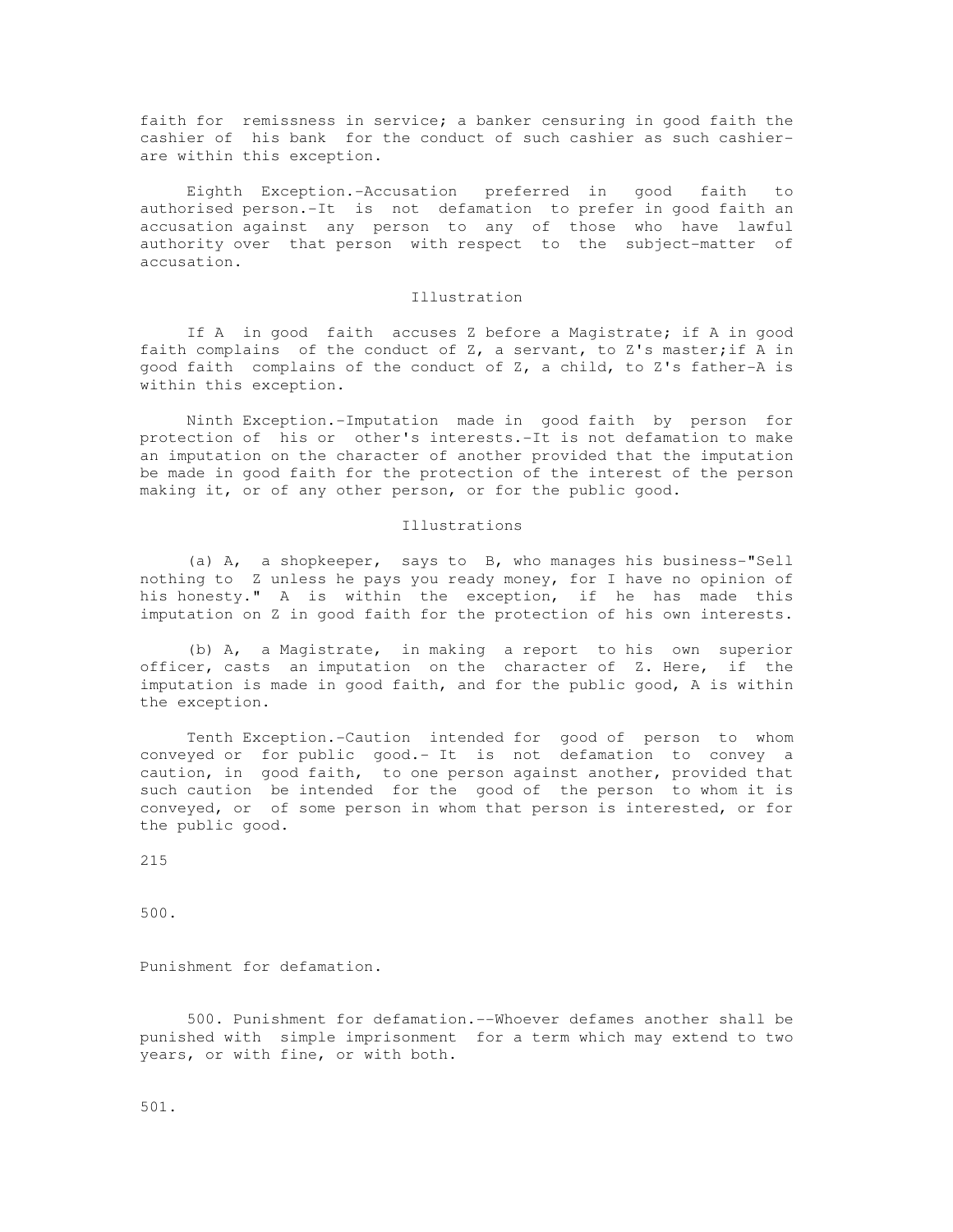faith for remissness in service; a banker censuring in good faith the cashier of his bank for the conduct of such cashier as such cashier- are within this exception.

Eighth Exception.-Accusation preferred in good faith to authorised person.-It is not defamation to prefer in good faith an accusation against any person to any of those who have lawful authority over that person with respect to the subject-matter of accusation.

Illustration

If A in good faith accuses Z before a Magistrate; if A in good faith complains of the conduct of Z, a servant, to Z's master;if A in good faith complains of the conduct of Z, a child, to Z's father-A is within this exception.

Ninth Exception.-Imputation made in good faith by person for protection of his or other's interests.-It is not defamation to make an imputation on the character of another provided that the imputation be made in good faith for the protection of the interest of the person making it, or of any other person, or for the public good.

Illustrations

(a) A, a shopkeeper, says to B, who manages his business-"Sell nothing to Z unless he pays you ready money, for I have no opinion of his honesty." A is within the exception, if he has made this imputation on Z in good faith for the protection of his own interests.

(b) A, a Magistrate, in making a report to his own superior officer, casts an imputation on the character of Z. Here, if the imputation is made in good faith, and for the public good, A is within the exception.

Tenth Exception.-Caution intended for good of person to whom conveyed or for public good.- It is not defamation to convey a caution, in good faith, to one person against another, provided that such caution be intended for the good of the person to whom it is conveyed, or of some person in whom that person is interested, or for the public good.

215

500.

Punishment for defamation.

500. Punishment for defamation.--Whoever defames another shall be punished with simple imprisonment for a term which may extend to two years, or with fine, or with both.

501.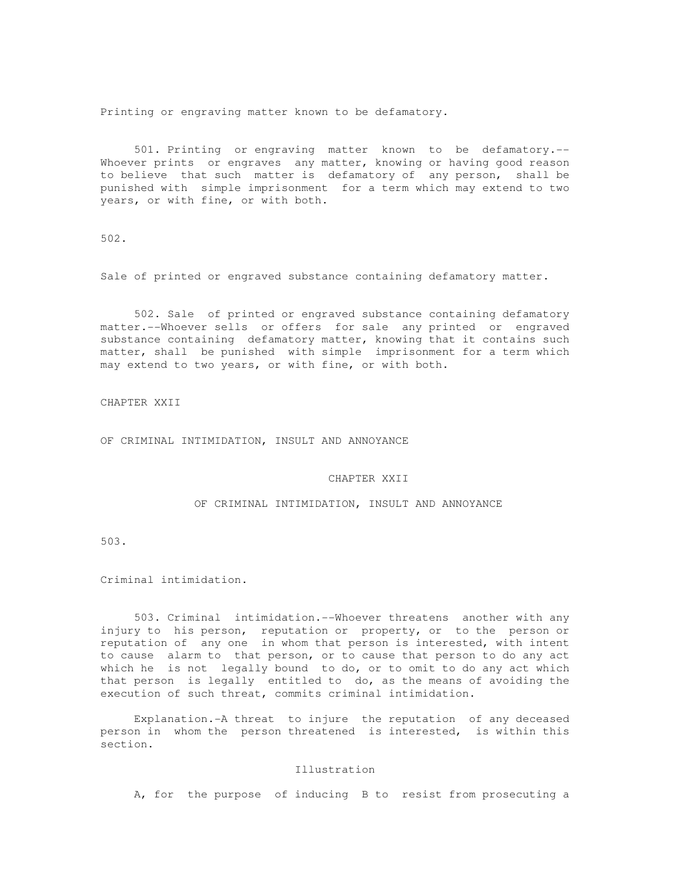Printing or engraving matter known to be defamatory.

501. Printing or engraving matter known to be defamatory.--Whoever prints or engraves any matter, knowing or having good reason to believe that such matter is defamatory of any person, shall be punished with simple imprisonment for a term which may extend to two years, or with fine, or with both.

502.

Sale of printed or engraved substance containing defamatory matter.

502. Sale of printed or engraved substance containing defamatory matter.--Whoever sells or offers for sale any printed or engraved substance containing defamatory matter, knowing that it contains such matter, shall be punished with simple imprisonment for a term which may extend to two years, or with fine, or with both.

CHAPTER XXII

OF CRIMINAL INTIMIDATION, INSULT AND ANNOYANCE

## CHAPTER XXII

## OF CRIMINAL INTIMIDATION, INSULT AND ANNOYANCE

503.

Criminal intimidation.

503. Criminal intimidation.--Whoever threatens another with any injury to his person, reputation or property, or to the person or reputation of any one in whom that person is interested, with intent to cause alarm to that person, or to cause that person to do any act which he is not legally bound to do, or to omit to do any act which that person is legally entitled to do, as the means of avoiding the execution of such threat, commits criminal intimidation.

Explanation.-A threat to injure the reputation of any deceased person in whom the person threatened is interested, is within this section.

Illustration

A, for the purpose of inducing B to resist from prosecuting a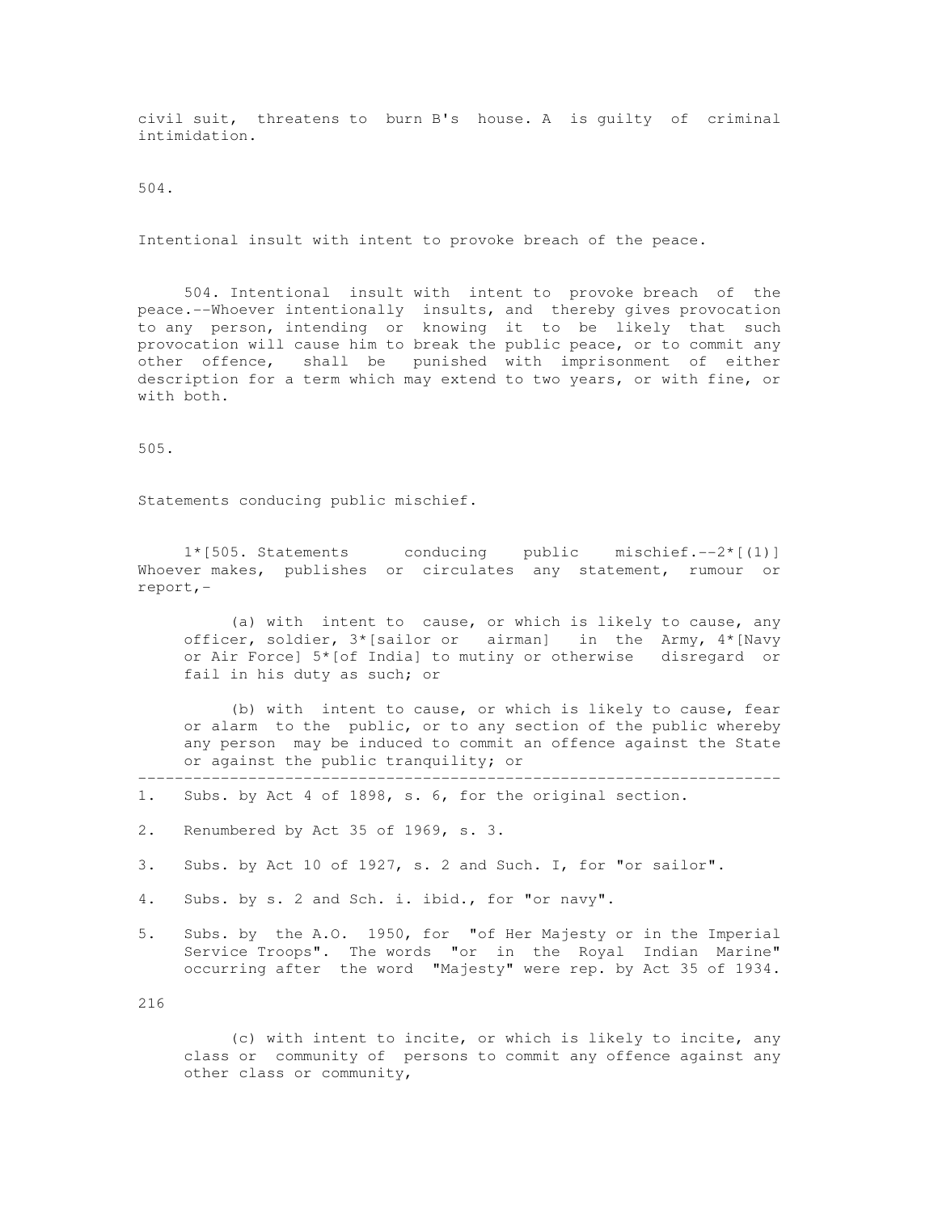civil suit, threatens to burn B's house. A is guilty of criminal intimidation.

504.

Intentional insult with intent to provoke breach of the peace.

504. Intentional insult with intent to provoke breach of the peace.--Whoever intentionally insults, and thereby gives provocation to any person, intending or knowing it to be likely that such provocation will cause him to break the public peace, or to commit any other offence, shall be punished with imprisonment of either description for a term which may extend to two years, or with fine, or with both.

505.

Statements conducing public mischief.

1*[505. Statements conducing public mischief.--2*[(1)] Whoever makes, publishes or circulates any statement, rumour or report,-

(a) with intent to cause, or which is likely to cause, any officer, soldier, 3*[sailor or airman] in the Army, 4*[Navy or Air Force] 5*[of India] to mutiny or otherwise disregard or fail in his duty as such; or

(b) with intent to cause, or which is likely to cause, fear or alarm to the public, or to any section of the public whereby any person may be induced to commit an offence against the State or against the public tranquility; or

---

1. Subs. by Act 4 of 1898, s. 6, for the original section.
2. Renumbered by Act 35 of 1969, s. 3.
3. Subs. by Act 10 of 1927, s. 2 and Such. I, for "or sailor".
4. Subs. by s. 2 and Sch. i. ibid., for "or navy".
5. Subs. by the A.O. 1950, for "of Her Majesty or in the Imperial Service Troops". The words "or in the Royal Indian Marine" occurring after the word "Majesty" were rep. by Act 35 of 1934.

(c) with intent to incite, or which is likely to incite, any class or community of persons to commit any offence against any other class or community,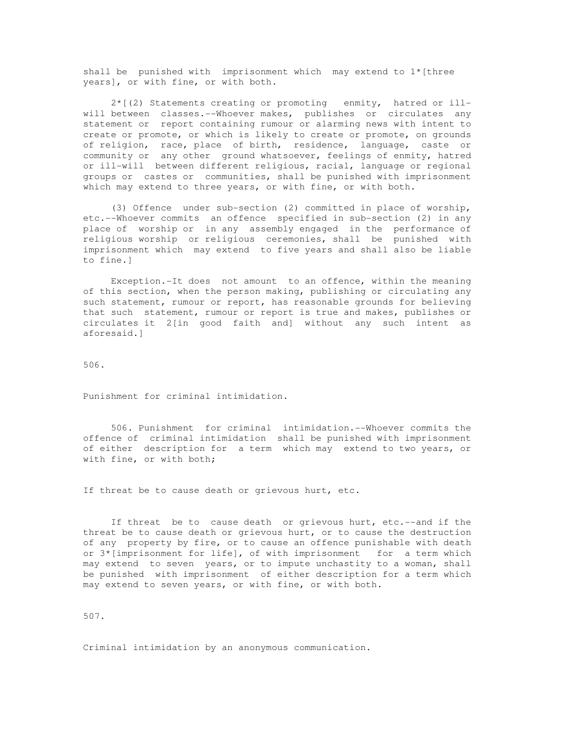shall be punished with imprisonment which may extend to 1*[three years], or with fine, or with both.

2*[(2) Statements creating or promoting enmity, hatred or ill-will between classes.--Whoever makes, publishes or circulates any statement or report containing rumour or alarming news with intent to create or promote, or which is likely to create or promote, on grounds of religion, race, place of birth, residence, language, caste or community or any other ground whatsoever, feelings of enmity, hatred or ill-will between different religious, racial, language or regional groups or castes or communities, shall be punished with imprisonment which may extend to three years, or with fine, or with both.

(3) Offence under sub-section (2) committed in place of worship, etc.--Whoever commits an offence specified in sub-section (2) in any place of worship or in any assembly engaged in the performance of religious worship or religious ceremonies, shall be punished with imprisonment which may extend to five years and shall also be liable to fine.]

Exception.-It does not amount to an offence, within the meaning of this section, when the person making, publishing or circulating any such statement, rumour or report, has reasonable grounds for believing that such statement, rumour or report is true and makes, publishes or circulates it 2[in good faith and] without any such intent as aforesaid.]

506.

Punishment for criminal intimidation.

506. Punishment for criminal intimidation.--Whoever commits the offence of criminal intimidation shall be punished with imprisonment of either description for a term which may extend to two years, or with fine, or with both;

If threat be to cause death or grievous hurt, etc.

If threat be to cause death or grievous hurt, etc.--and if the threat be to cause death or grievous hurt, or to cause the destruction of any property by fire, or to cause an offence punishable with death or 3*[imprisonment for life], of with imprisonment for a term which may extend to seven years, or to impute unchastity to a woman, shall be punished with imprisonment of either description for a term which may extend to seven years, or with fine, or with both.

507.

Criminal intimidation by an anonymous communication.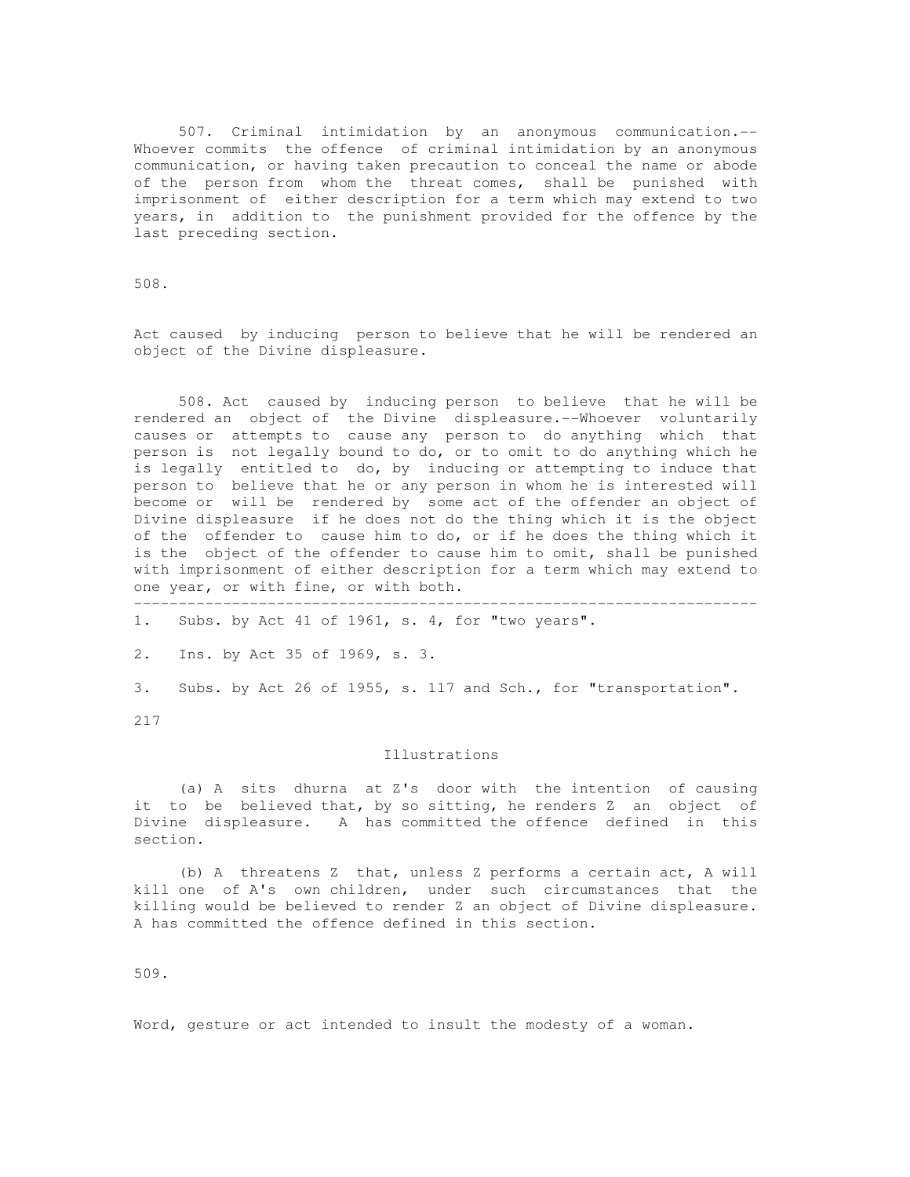507. Criminal intimidation by an anonymous communication.--Whoever commits the offence of criminal intimidation by an anonymous communication, or having taken precaution to conceal the name or abode of the person from whom the threat comes, shall be punished with imprisonment of either description for a term which may extend to two years, in addition to the punishment provided for the offence by the last preceding section.

508.

Act caused by inducing person to believe that he will be rendered an object of the Divine displeasure.

508. Act caused by inducing person to believe that he will be rendered an object of the Divine displeasure.--Whoever voluntarily causes or attempts to cause any person to do anything which that person is not legally bound to do, or to omit to do anything which he is legally entitled to do, by inducing or attempting to induce that person to believe that he or any person in whom he is interested will become or will be rendered by some act of the offender an object of Divine displeasure if he does not do the thing which it is the object of the offender to cause him to do, or if he does the thing which it is the object of the offender to cause him to omit, shall be punished with imprisonment of either description for a term which may extend to one year, or with fine, or with both.

---

1. Subs. by Act 41 of 1961, s. 4, for "two years".
2. Ins. by Act 35 of 1969, s. 3.
3. Subs. by Act 26 of 1955, s. 117 and Sch., for "transportation".

217

Illustrations

(a) A sits dhurna at Z's door with the intention of causing it to be believed that, by so sitting, he renders Z an object of Divine displeasure. A has committed the offence defined in this section.

(b) A threatens Z that, unless Z performs a certain act, A will kill one of A's own children, under such circumstances that the killing would be believed to render Z an object of Divine displeasure. A has committed the offence defined in this section.

509.

Word, gesture or act intended to insult the modesty of a woman.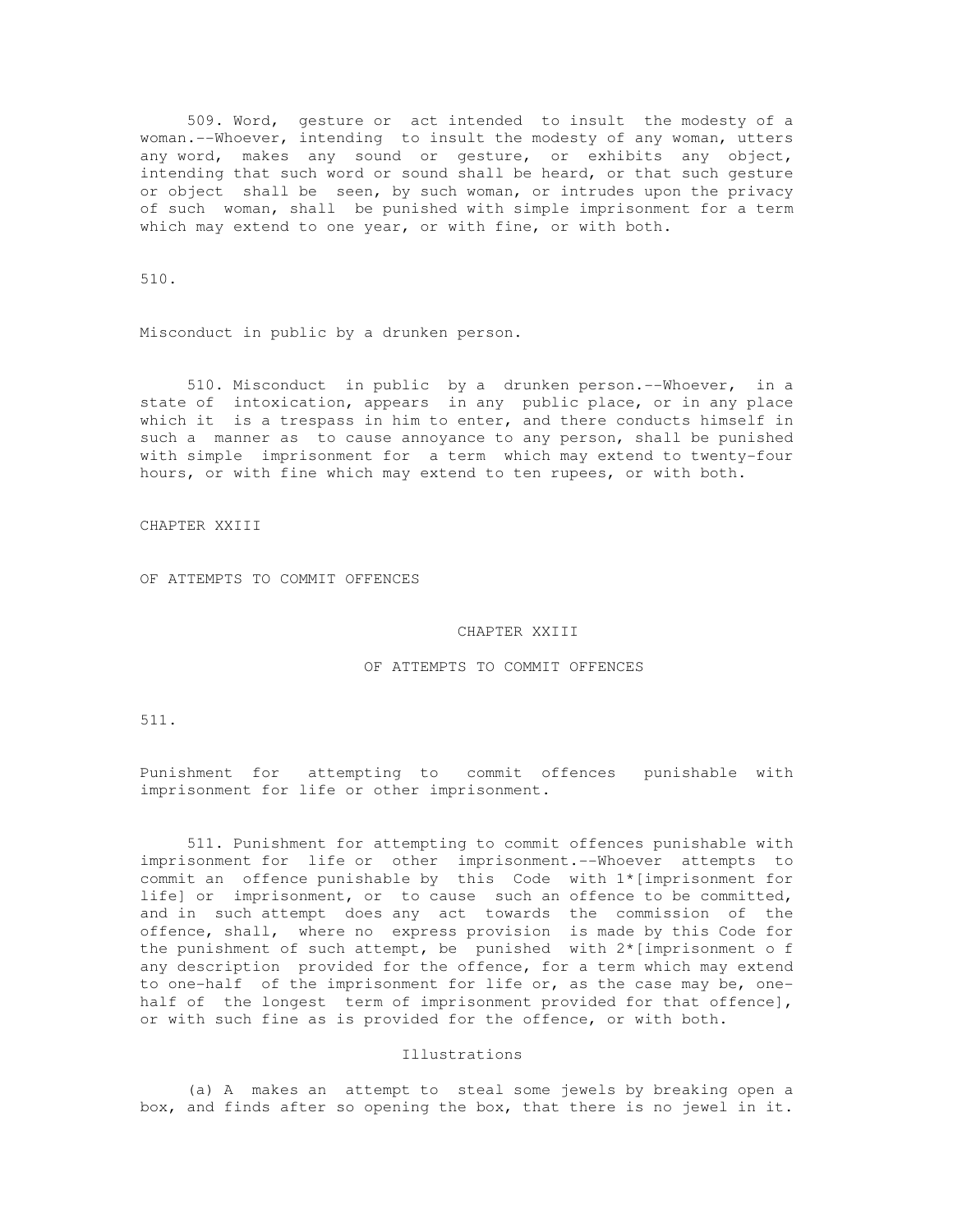509. Word, gesture or act intended to insult the modesty of a woman.--Whoever, intending to insult the modesty of any woman, utters any word, makes any sound or gesture, or exhibits any object, intending that such word or sound shall be heard, or that such gesture or object shall be seen, by such woman, or intrudes upon the privacy of such woman, shall be punished with simple imprisonment for a term which may extend to one year, or with fine, or with both.

510.

Misconduct in public by a drunken person.

510. Misconduct in public by a drunken person.--Whoever, in a state of intoxication, appears in any public place, or in any place which it is a trespass in him to enter, and there conducts himself in such a manner as to cause annoyance to any person, shall be punished with simple imprisonment for a term which may extend to twenty-four hours, or with fine which may extend to ten rupees, or with both.

CHAPTER XXIII

OF ATTEMPTS TO COMMIT OFFENCES

CHAPTER XXIII

OF ATTEMPTS TO COMMIT OFFENCES

511.

Punishment for attempting to commit offences punishable with imprisonment for life or other imprisonment.

511. Punishment for attempting to commit offences punishable with imprisonment for life or other imprisonment.--Whoever attempts to commit an offence punishable by this Code with 1*[imprisonment for life] or imprisonment, or to cause such an offence to be committed, and in such attempt does any act towards the commission of the offence, shall, where no express provision is made by this Code for the punishment of such attempt, be punished with 2*[imprisonment o f any description provided for the offence, for a term which may extend to one-half of the imprisonment for life or, as the case may be, one-half of the longest term of imprisonment provided for that offence], or with such fine as is provided for the offence, or with both.

Illustrations

(a) A makes an attempt to steal some jewels by breaking open a box, and finds after so opening the box, that there is no jewel in it.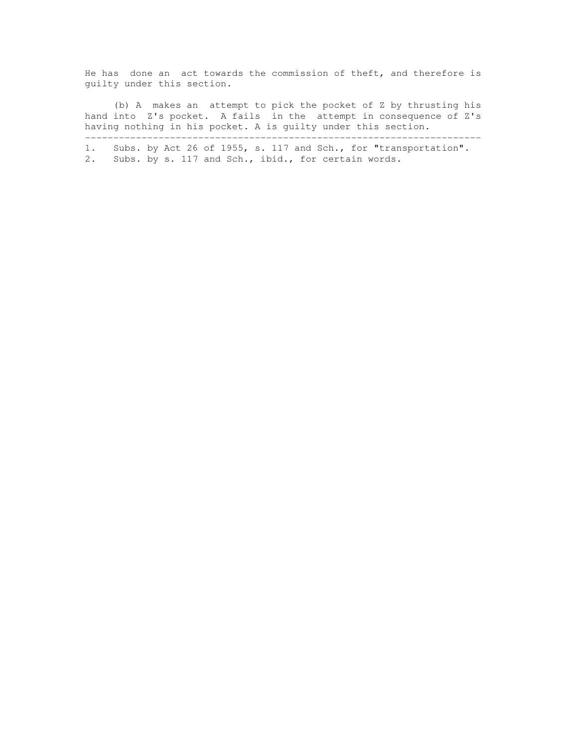He has done an act towards the commission of theft, and therefore is guilty under this section.

(b) A makes an attempt to pick the pocket of Z by thrusting his hand into Z's pocket. A fails in the attempt in consequence of Z's having nothing in his pocket. A is guilty under this section.

---

1. Subs. by Act 26 of 1955, s. 117 and Sch., for "transportation".
2. Subs. by s. 117 and Sch., ibid., for certain words.